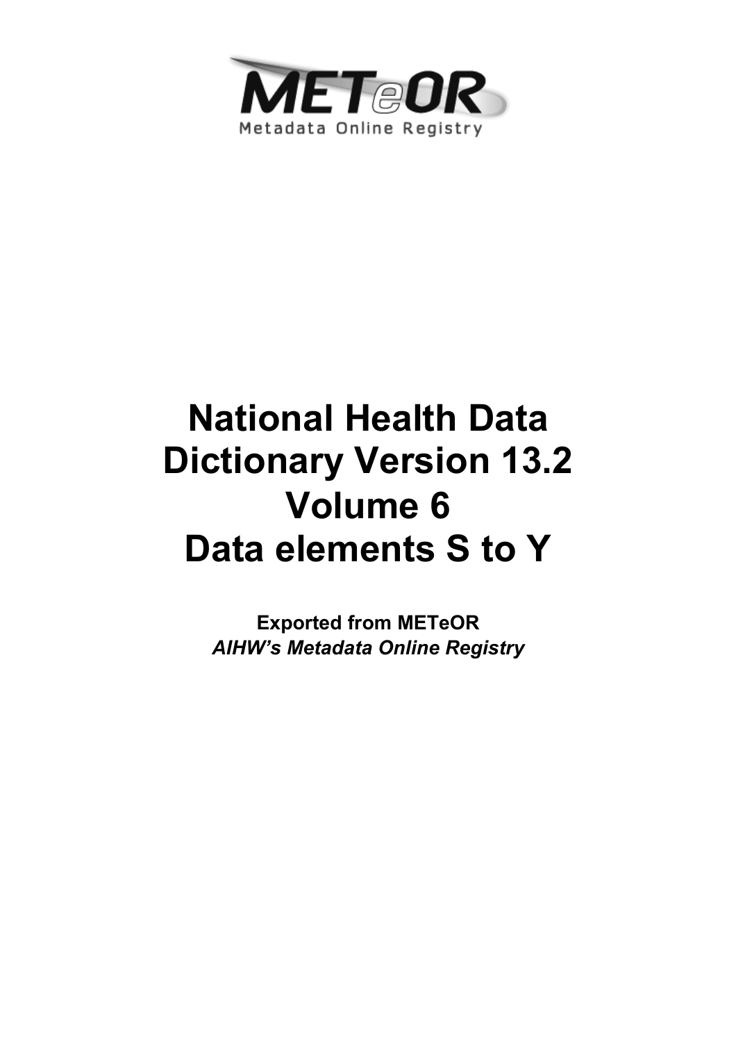METeOR

Metadata Online Registry

# National Health Data Dictionary Version 13.2 Volume 6 Data elements S to Y

**Exported from METeOR**
***AIHW's Metadata Online Registry***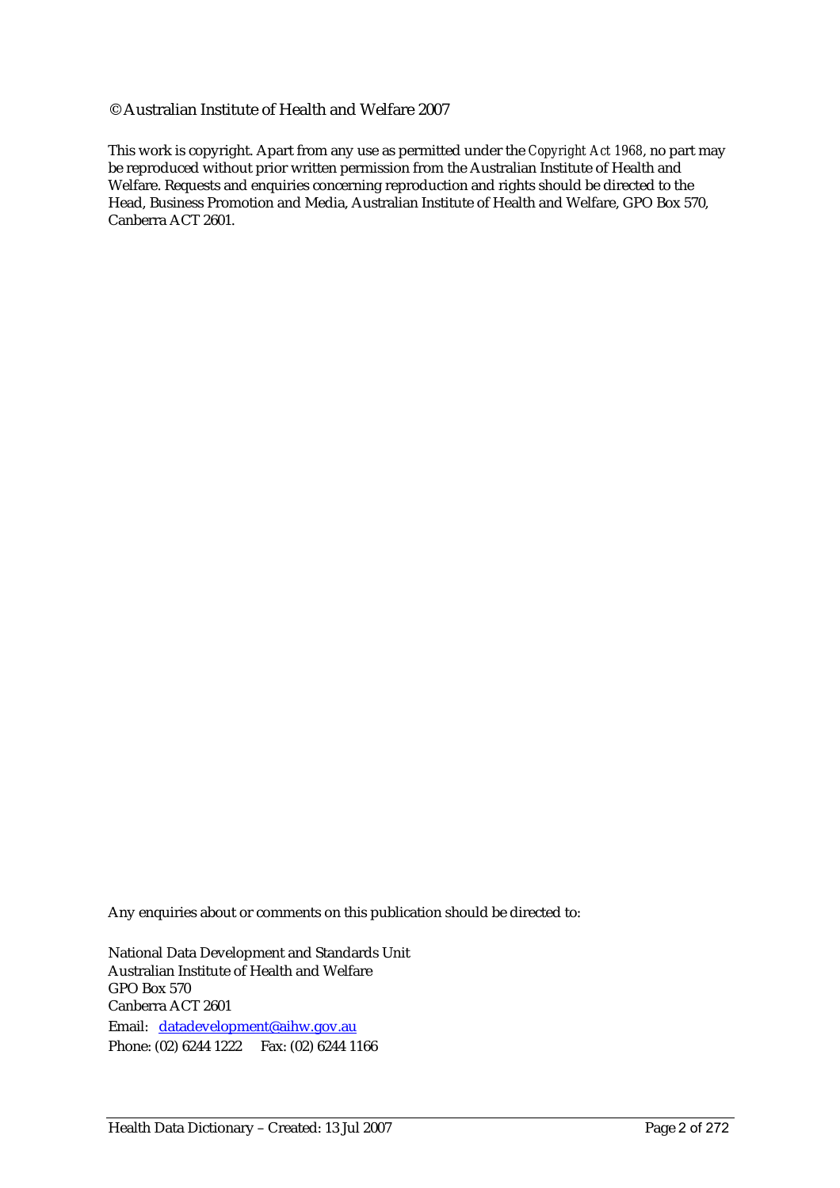© Australian Institute of Health and Welfare 2007

This work is copyright. Apart from any use as permitted under the *Copyright Act 1968*, no part may be reproduced without prior written permission from the Australian Institute of Health and Welfare. Requests and enquiries concerning reproduction and rights should be directed to the Head, Business Promotion and Media, Australian Institute of Health and Welfare, GPO Box 570, Canberra ACT 2601.

Any enquiries about or comments on this publication should be directed to:

National Data Development and Standards Unit
Australian Institute of Health and Welfare
GPO Box 570
Canberra ACT 2601
Email: datadevelopment@aihw.gov.au
Phone: (02) 6244 1222 Fax: (02) 6244 1166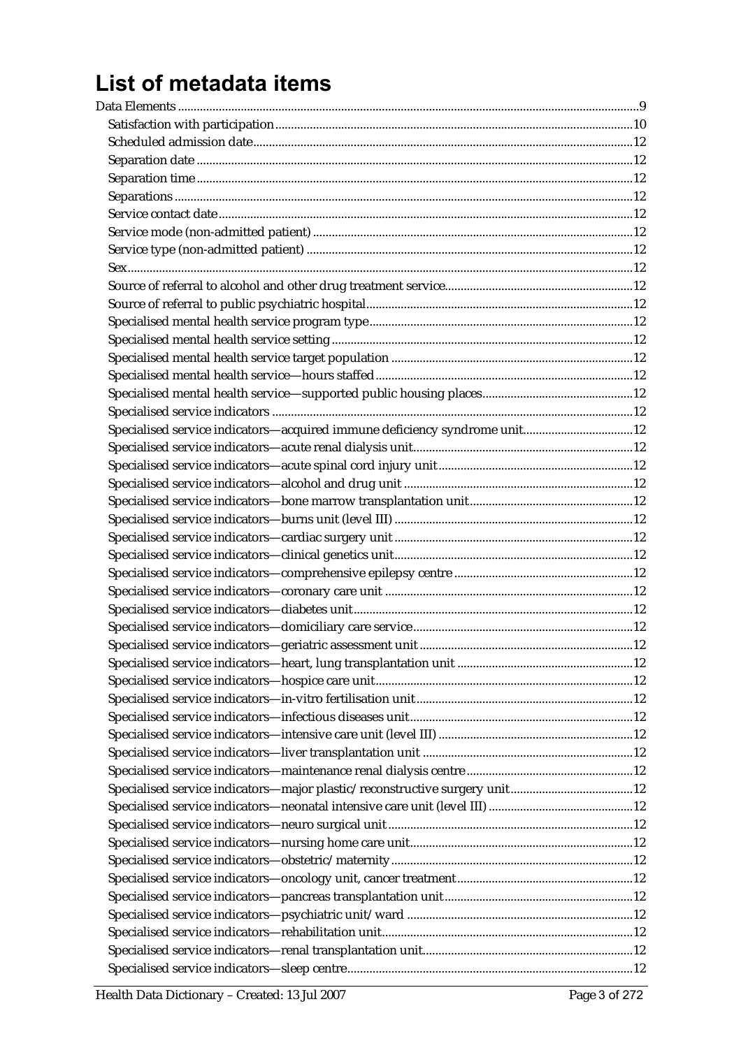# List of metadata items

Data Elements .....9
- Satisfaction with participation .....10
- Scheduled admission date .....12
- Separation date .....12
- Separation time .....12
- Separations .....12
- Service contact date .....12
- Service mode (non-admitted patient) .....12
- Service type (non-admitted patient) .....12
- Sex .....12
- Source of referral to alcohol and other drug treatment service .....12
- Source of referral to public psychiatric hospital .....12
- Specialised mental health service program type .....12
- Specialised mental health service setting .....12
- Specialised mental health service target population .....12
- Specialised mental health service—hours staffed .....12
- Specialised mental health service—supported public housing places .....12
- Specialised service indicators .....12
- Specialised service indicators—acquired immune deficiency syndrome unit .....12
- Specialised service indicators—acute renal dialysis unit .....12
- Specialised service indicators—acute spinal cord injury unit .....12
- Specialised service indicators—alcohol and drug unit .....12
- Specialised service indicators—bone marrow transplantation unit .....12
- Specialised service indicators—burns unit (level III) .....12
- Specialised service indicators—cardiac surgery unit .....12
- Specialised service indicators—clinical genetics unit .....12
- Specialised service indicators—comprehensive epilepsy centre .....12
- Specialised service indicators—coronary care unit .....12
- Specialised service indicators—diabetes unit .....12
- Specialised service indicators—domiciliary care service .....12
- Specialised service indicators—geriatric assessment unit .....12
- Specialised service indicators—heart, lung transplantation unit .....12
- Specialised service indicators—hospice care unit .....12
- Specialised service indicators—in-vitro fertilisation unit .....12
- Specialised service indicators—infectious diseases unit .....12
- Specialised service indicators—intensive care unit (level III) .....12
- Specialised service indicators—liver transplantation unit .....12
- Specialised service indicators—maintenance renal dialysis centre .....12
- Specialised service indicators—major plastic/reconstructive surgery unit .....12
- Specialised service indicators—neonatal intensive care unit (level III) .....12
- Specialised service indicators—neuro surgical unit .....12
- Specialised service indicators—nursing home care unit .....12
- Specialised service indicators—obstetric/maternity .....12
- Specialised service indicators—oncology unit, cancer treatment .....12
- Specialised service indicators—pancreas transplantation unit .....12
- Specialised service indicators—psychiatric unit/ward .....12
- Specialised service indicators—rehabilitation unit .....12
- Specialised service indicators—renal transplantation unit .....12
- Specialised service indicators—sleep centre .....12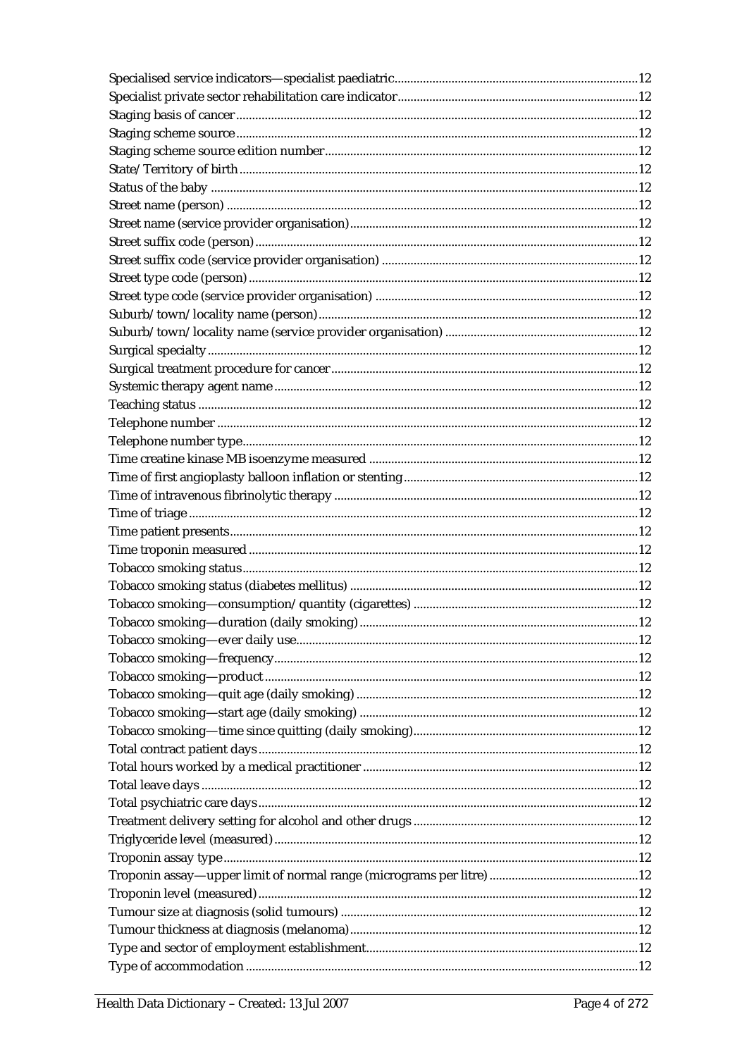Specialised service indicators—specialist paediatric.....12
Specialist private sector rehabilitation care indicator.....12
Staging basis of cancer.....12
Staging scheme source.....12
Staging scheme source edition number.....12
State/Territory of birth.....12
Status of the baby.....12
Street name (person).....12
Street name (service provider organisation).....12
Street suffix code (person).....12
Street suffix code (service provider organisation).....12
Street type code (person).....12
Street type code (service provider organisation).....12
Suburb/town/locality name (person).....12
Suburb/town/locality name (service provider organisation).....12
Surgical specialty.....12
Surgical treatment procedure for cancer.....12
Systemic therapy agent name.....12
Teaching status.....12
Telephone number.....12
Telephone number type.....12
Time creatine kinase MB isoenzyme measured.....12
Time of first angioplasty balloon inflation or stenting.....12
Time of intravenous fibrinolytic therapy.....12
Time of triage.....12
Time patient presents.....12
Time troponin measured.....12
Tobacco smoking status.....12
Tobacco smoking status (diabetes mellitus).....12
Tobacco smoking—consumption/quantity (cigarettes).....12
Tobacco smoking—duration (daily smoking).....12
Tobacco smoking—ever daily use.....12
Tobacco smoking—frequency.....12
Tobacco smoking—product.....12
Tobacco smoking—quit age (daily smoking).....12
Tobacco smoking—start age (daily smoking).....12
Tobacco smoking—time since quitting (daily smoking).....12
Total contract patient days.....12
Total hours worked by a medical practitioner.....12
Total leave days.....12
Total psychiatric care days.....12
Treatment delivery setting for alcohol and other drugs.....12
Triglyceride level (measured).....12
Troponin assay type.....12
Troponin assay—upper limit of normal range (micrograms per litre).....12
Troponin level (measured).....12
Tumour size at diagnosis (solid tumours).....12
Tumour thickness at diagnosis (melanoma).....12
Type and sector of employment establishment.....12
Type of accommodation.....12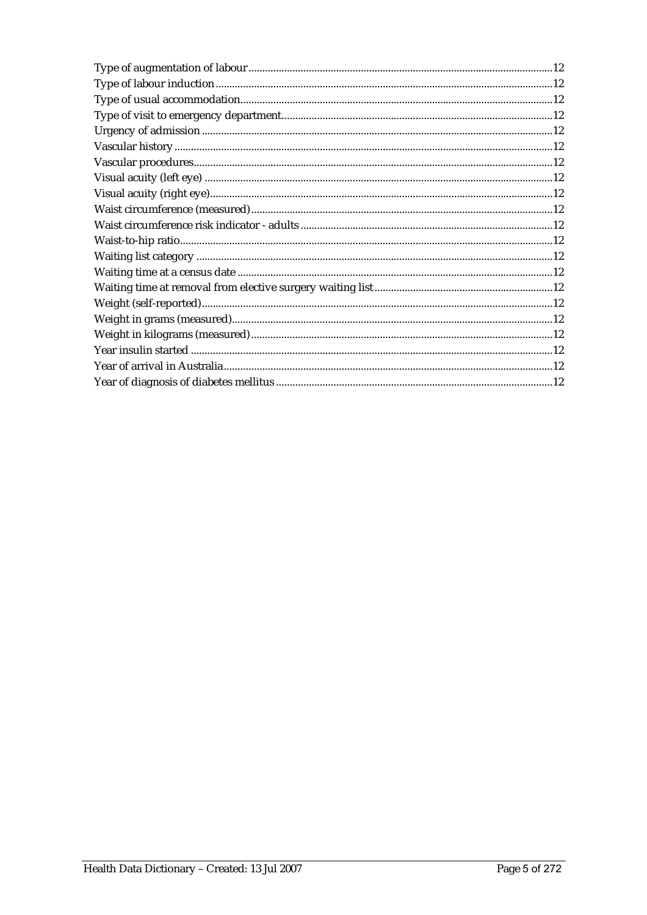Type of augmentation of labour ............................................................................................12
Type of labour induction ........................................................................................................12
Type of usual accommodation ...............................................................................................12
Type of visit to emergency department ................................................................................12
Urgency of admission ............................................................................................................12
Vascular history .......................................................................................................................12
Vascular procedures ................................................................................................................12
Visual acuity (left eye) ............................................................................................................12
Visual acuity (right eye) ..........................................................................................................12
Waist circumference (measured) ...........................................................................................12
Waist circumference risk indicator - adults ..........................................................................12
Waist-to-hip ratio .....................................................................................................................12
Waiting list category ...............................................................................................................12
Waiting time at a census date ................................................................................................12
Waiting time at removal from elective surgery waiting list ................................................12
Weight (self-reported) .............................................................................................................12
Weight in grams (measured) ..................................................................................................12
Weight in kilograms (measured) ...........................................................................................12
Year insulin started .................................................................................................................12
Year of arrival in Australia ......................................................................................................12
Year of diagnosis of diabetes mellitus ...................................................................................12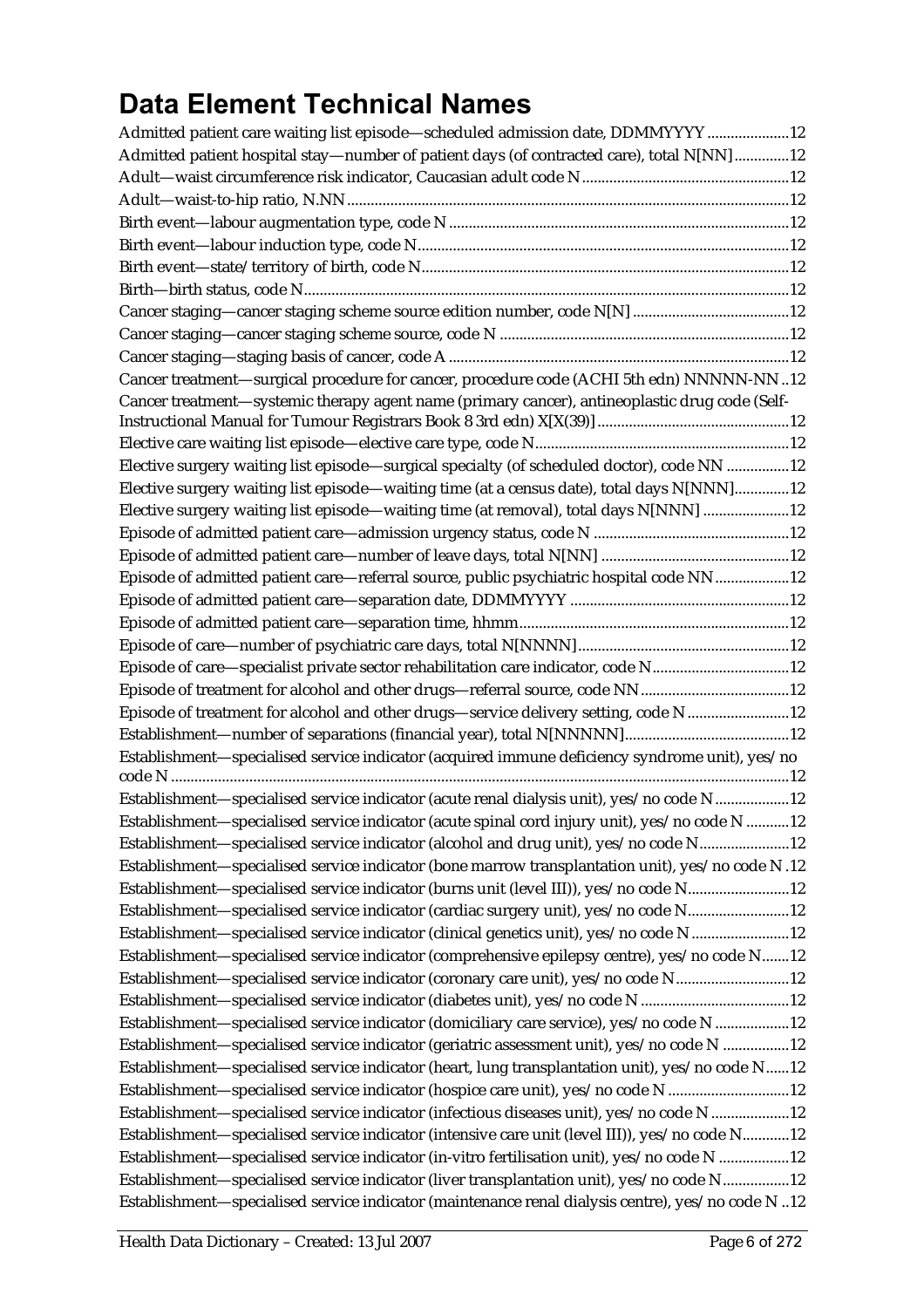# Data Element Technical Names

Admitted patient care waiting list episode—scheduled admission date, DDMMYYYY ....................12
Admitted patient hospital stay—number of patient days (of contracted care), total N[NN]..............12
Adult—waist circumference risk indicator, Caucasian adult code N....................................................12
Adult—waist-to-hip ratio, N.NN...............................................................................................................12
Birth event—labour augmentation type, code N.....................................................................................12
Birth event—labour induction type, code N.............................................................................................12
Birth event—state/territory of birth, code N............................................................................................12
Birth—birth status, code N.........................................................................................................................12
Cancer staging—cancer staging scheme source edition number, code N[N] ....................................12
Cancer staging—cancer staging scheme source, code N .........................................................................12
Cancer staging—staging basis of cancer, code A ......................................................................................12
Cancer treatment—surgical procedure for cancer, procedure code (ACHI 5th edn) NNNNN-NN ..12
Cancer treatment—systemic therapy agent name (primary cancer), antineoplastic drug code (Self-Instructional Manual for Tumour Registrars Book 8 3rd edn) X[X(39)]................................................12
Elective care waiting list episode—elective care type, code N................................................................12
Elective surgery waiting list episode—surgical specialty (of scheduled doctor), code NN ................12
Elective surgery waiting list episode—waiting time (at a census date), total days N[NNN].............12
Elective surgery waiting list episode—waiting time (at removal), total days N[NNN] ......................12
Episode of admitted patient care—admission urgency status, code N .................................................12
Episode of admitted patient care—number of leave days, total N[NN] ................................................12
Episode of admitted patient care—referral source, public psychiatric hospital code NN...................12
Episode of admitted patient care—separation date, DDMMYYYY .......................................................12
Episode of admitted patient care—separation time, hhmm....................................................................12
Episode of care—number of psychiatric care days, total N[NNNN]......................................................12
Episode of care—specialist private sector rehabilitation care indicator, code N...................................12
Episode of treatment for alcohol and other drugs—referral source, code NN......................................12
Episode of treatment for alcohol and other drugs—service delivery setting, code N..........................12
Establishment—number of separations (financial year), total N[NNNNN]..........................................12
Establishment—specialised service indicator (acquired immune deficiency syndrome unit), yes/no code N ..........................................................................................................................................................12
Establishment—specialised service indicator (acute renal dialysis unit), yes/no code N ...................12
Establishment—specialised service indicator (acute spinal cord injury unit), yes/no code N ...........12
Establishment—specialised service indicator (alcohol and drug unit), yes/no code N.......................12
Establishment—specialised service indicator (bone marrow transplantation unit), yes/no code N .12
Establishment—specialised service indicator (burns unit (level III)), yes/no code N..........................12
Establishment—specialised service indicator (cardiac surgery unit), yes/no code N..........................12
Establishment—specialised service indicator (clinical genetics unit), yes/no code N .........................12
Establishment—specialised service indicator (comprehensive epilepsy centre), yes/no code N.......12
Establishment—specialised service indicator (coronary care unit), yes/no code N.............................12
Establishment—specialised service indicator (diabetes unit), yes/no code N ......................................12
Establishment—specialised service indicator (domiciliary care service), yes/no code N ...................12
Establishment—specialised service indicator (geriatric assessment unit), yes/no code N .................12
Establishment—specialised service indicator (heart, lung transplantation unit), yes/no code N......12
Establishment—specialised service indicator (hospice care unit), yes/no code N ...............................12
Establishment—specialised service indicator (infectious diseases unit), yes/no code N ....................12
Establishment—specialised service indicator (intensive care unit (level III)), yes/no code N............12
Establishment—specialised service indicator (in-vitro fertilisation unit), yes/no code N ..................12
Establishment—specialised service indicator (liver transplantation unit), yes/no code N.................12
Establishment—specialised service indicator (maintenance renal dialysis centre), yes/no code N ..12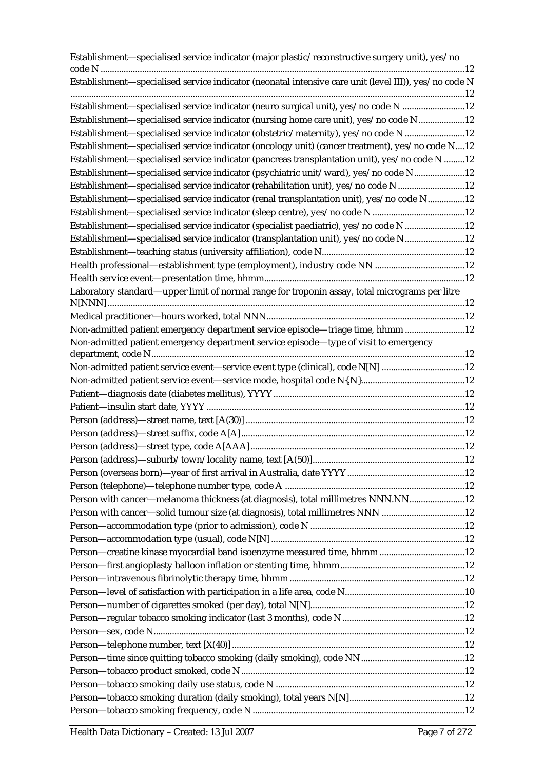Establishment—specialised service indicator (major plastic/reconstructive surgery unit), yes/no code N ....12

Establishment—specialised service indicator (neonatal intensive care unit (level III)), yes/no code N ....12

Establishment—specialised service indicator (neuro surgical unit), yes/no code N ....12

Establishment—specialised service indicator (nursing home care unit), yes/no code N ....12

Establishment—specialised service indicator (obstetric/maternity), yes/no code N ....12

Establishment—specialised service indicator (oncology unit) (cancer treatment), yes/no code N ....12

Establishment—specialised service indicator (pancreas transplantation unit), yes/no code N ....12

Establishment—specialised service indicator (psychiatric unit/ward), yes/no code N ....12

Establishment—specialised service indicator (rehabilitation unit), yes/no code N ....12

Establishment—specialised service indicator (renal transplantation unit), yes/no code N ....12

Establishment—specialised service indicator (sleep centre), yes/no code N ....12

Establishment—specialised service indicator (specialist paediatric), yes/no code N ....12

Establishment—specialised service indicator (transplantation unit), yes/no code N ....12

Establishment—teaching status (university affiliation), code N ....12

Health professional—establishment type (employment), industry code NN ....12

Health service event—presentation time, hhmm ....12

Laboratory standard—upper limit of normal range for troponin assay, total micrograms per litre N[NNN] ....12

Medical practitioner—hours worked, total NNN ....12

Non-admitted patient emergency department service episode—triage time, hhmm ....12

Non-admitted patient emergency department service episode—type of visit to emergency department, code N ....12

Non-admitted patient service event—service event type (clinical), code N[N] ....12

Non-admitted patient service event—service mode, hospital code N{.N} ....12

Patient—diagnosis date (diabetes mellitus), YYYY ....12

Patient—insulin start date, YYYY ....12

Person (address)—street name, text [A(30)] ....12

Person (address)—street suffix, code A[A] ....12

Person (address)—street type, code A[AAA] ....12

Person (address)—suburb/town/locality name, text [A(50)] ....12

Person (overseas born)—year of first arrival in Australia, date YYYY ....12

Person (telephone)—telephone number type, code A ....12

Person with cancer—melanoma thickness (at diagnosis), total millimetres NNN.NN ....12

Person with cancer—solid tumour size (at diagnosis), total millimetres NNN ....12

Person—accommodation type (prior to admission), code N ....12

Person—accommodation type (usual), code N[N] ....12

Person—creatine kinase myocardial band isoenzyme measured time, hhmm ....12

Person—first angioplasty balloon inflation or stenting time, hhmm ....12

Person—intravenous fibrinolytic therapy time, hhmm ....12

Person—level of satisfaction with participation in a life area, code N ....10

Person—number of cigarettes smoked (per day), total N[N] ....12

Person—regular tobacco smoking indicator (last 3 months), code N ....12

Person—sex, code N ....12

Person—telephone number, text [X(40)] ....12

Person—time since quitting tobacco smoking (daily smoking), code NN ....12

Person—tobacco product smoked, code N ....12

Person—tobacco smoking daily use status, code N ....12

Person—tobacco smoking duration (daily smoking), total years N[N] ....12

Person—tobacco smoking frequency, code N ....12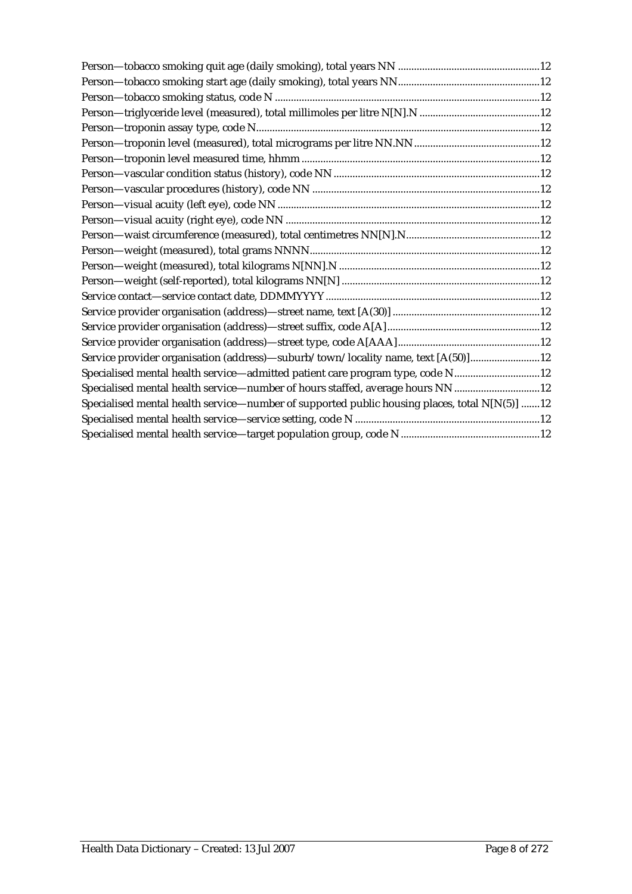Person—tobacco smoking quit age (daily smoking), total years NN ....................................................12
Person—tobacco smoking start age (daily smoking), total years NN....................................................12
Person—tobacco smoking status, code N .................................................................................................12
Person—triglyceride level (measured), total millimoles per litre N[N].N ............................................12
Person—troponin assay type, code N.........................................................................................................12
Person—troponin level (measured), total micrograms per litre NN.NN..............................................12
Person—troponin level measured time, hhmm .......................................................................................12
Person—vascular condition status (history), code NN ............................................................................12
Person—vascular procedures (history), code NN ....................................................................................12
Person—visual acuity (left eye), code NN .................................................................................................12
Person—visual acuity (right eye), code NN ..............................................................................................12
Person—waist circumference (measured), total centimetres NN[N].N.................................................12
Person—weight (measured), total grams NNNN.....................................................................................12
Person—weight (measured), total kilograms N[NN].N ..........................................................................12
Person—weight (self-reported), total kilograms NN[N] .........................................................................12
Service contact—service contact date, DDMMYYYY ...............................................................................12
Service provider organisation (address)—street name, text [A(30)] .......................................................12
Service provider organisation (address)—street suffix, code A[A].........................................................12
Service provider organisation (address)—street type, code A[AAA]....................................................12
Service provider organisation (address)—suburb/town/locality name, text [A(50)]..........................12
Specialised mental health service—admitted patient care program type, code N................................12
Specialised mental health service—number of hours staffed, average hours NN ................................12
Specialised mental health service—number of supported public housing places, total N[N(5)] .......12
Specialised mental health service—service setting, code N ....................................................................12
Specialised mental health service—target population group, code N ...................................................12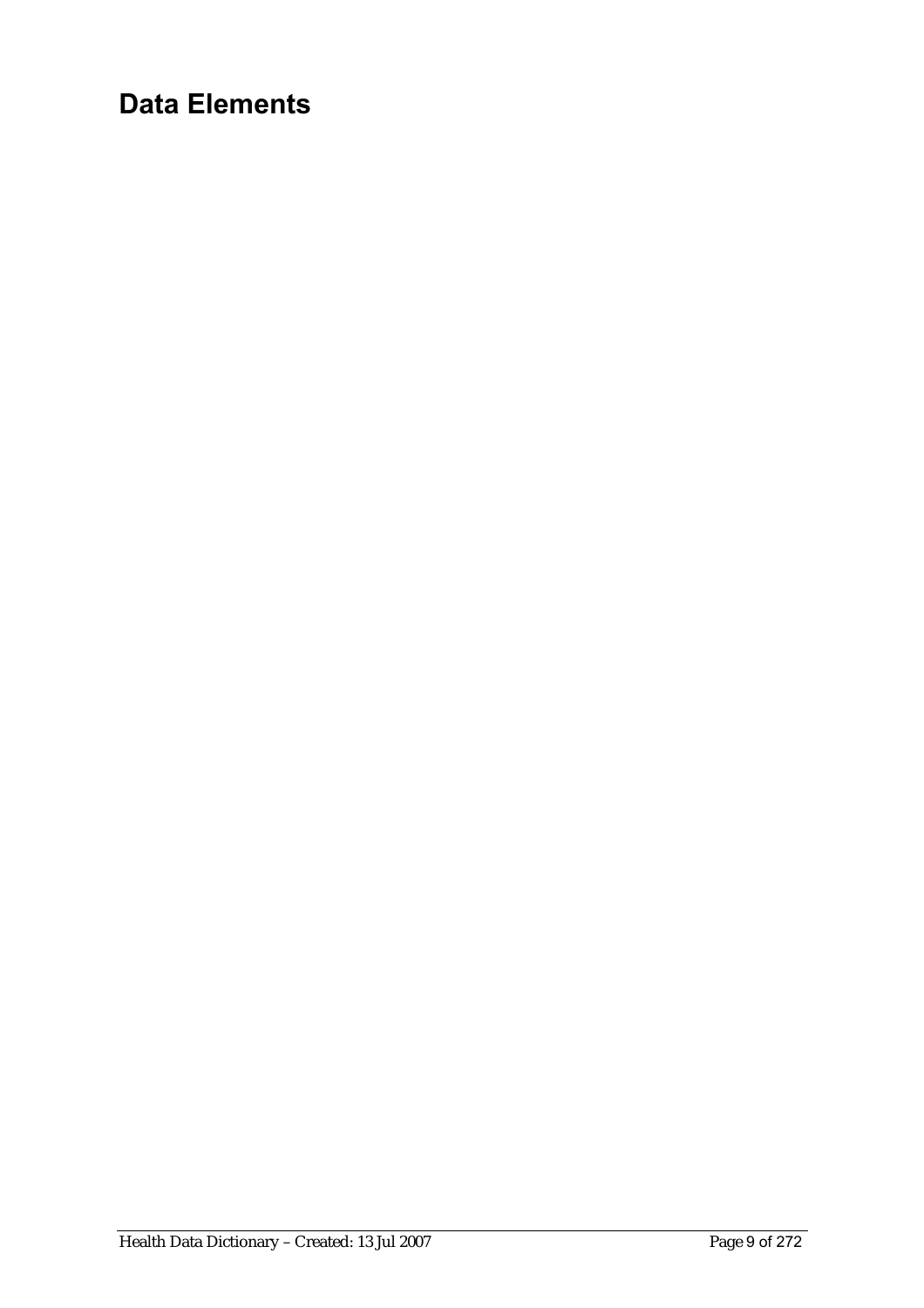# Data Elements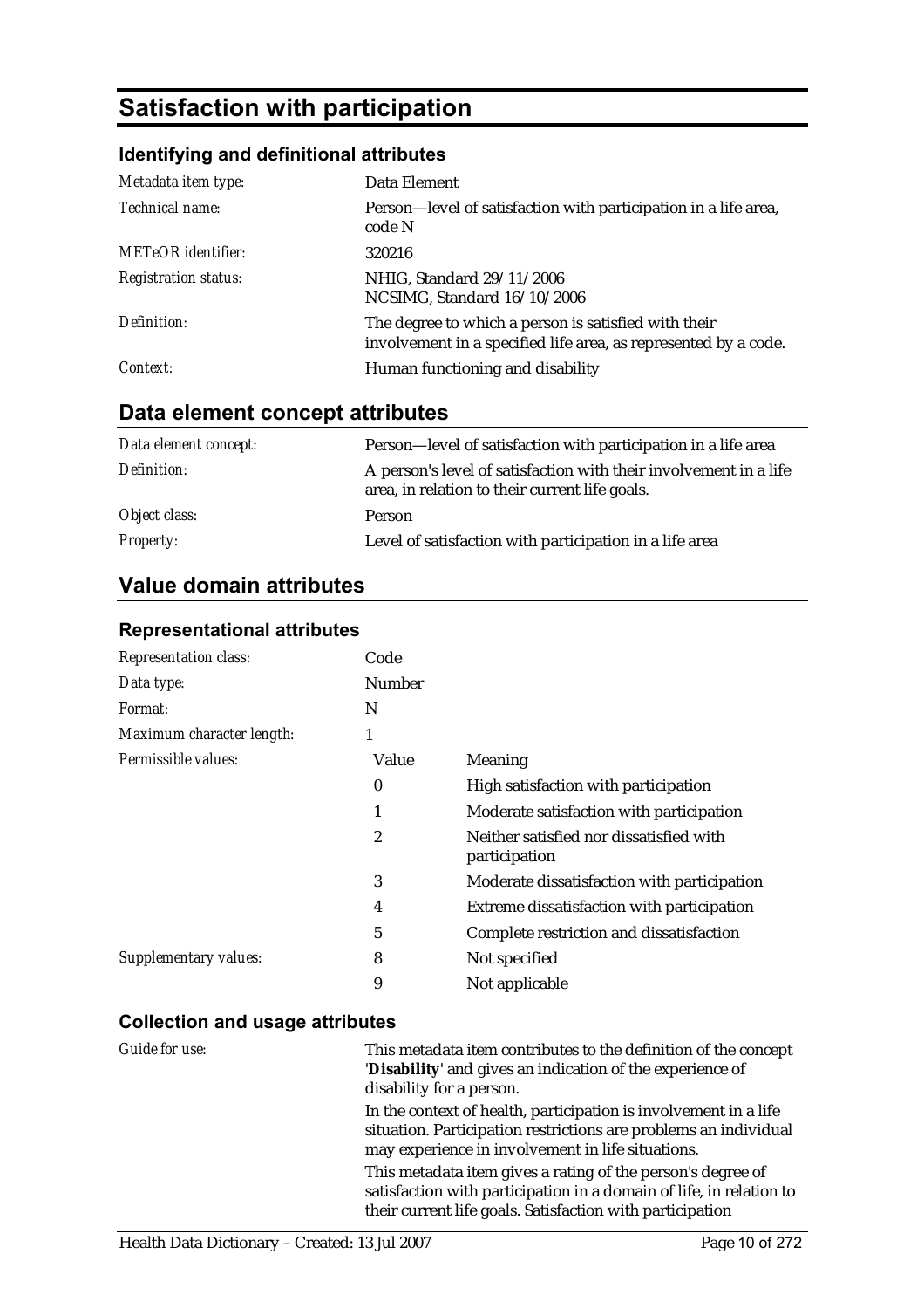# Satisfaction with participation

## Identifying and definitional attributes

| | |
|---|---|
| *Metadata item type:* | Data Element |
| *Technical name:* | Person—level of satisfaction with participation in a life area, code N |
| *METeOR identifier:* | 320216 |
| *Registration status:* | NHIG, Standard 29/11/2006<br>NCSIMG, Standard 16/10/2006 |
| *Definition:* | The degree to which a person is satisfied with their involvement in a specified life area, as represented by a code. |
| *Context:* | Human functioning and disability |

## Data element concept attributes

| | |
|---|---|
| *Data element concept:* | Person—level of satisfaction with participation in a life area |
| *Definition:* | A person's level of satisfaction with their involvement in a life area, in relation to their current life goals. |
| *Object class:* | Person |
| *Property:* | Level of satisfaction with participation in a life area |

## Value domain attributes

### Representational attributes

| | | |
|---|---|---|
| *Representation class:* | Code | |
| *Data type:* | Number | |
| *Format:* | N | |
| *Maximum character length:* | 1 | |
| *Permissible values:* | **Value** | **Meaning** |
| | 0 | High satisfaction with participation |
| | 1 | Moderate satisfaction with participation |
| | 2 | Neither satisfied nor dissatisfied with participation |
| | 3 | Moderate dissatisfaction with participation |
| | 4 | Extreme dissatisfaction with participation |
| | 5 | Complete restriction and dissatisfaction |
| *Supplementary values:* | 8 | Not specified |
| | 9 | Not applicable |

### Collection and usage attributes

*Guide for use:*

This metadata item contributes to the definition of the concept '**Disability**' and gives an indication of the experience of disability for a person.

In the context of health, participation is involvement in a life situation. Participation restrictions are problems an individual may experience in involvement in life situations.

This metadata item gives a rating of the person's degree of satisfaction with participation in a domain of life, in relation to their current life goals. Satisfaction with participation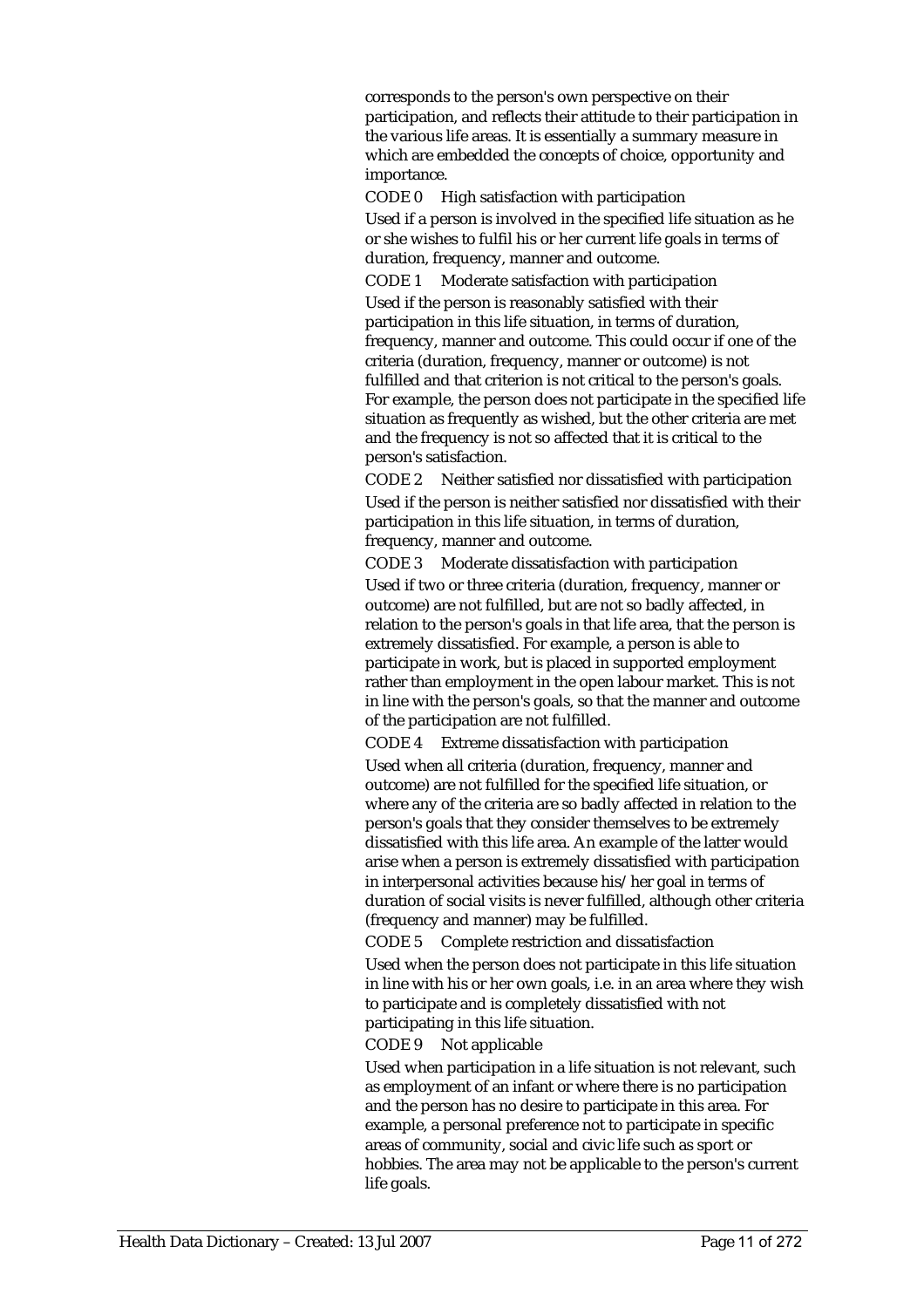corresponds to the person's own perspective on their participation, and reflects their attitude to their participation in the various life areas. It is essentially a summary measure in which are embedded the concepts of choice, opportunity and importance.

CODE 0 High satisfaction with participation

Used if a person is involved in the specified life situation as he or she wishes to fulfil his or her current life goals in terms of duration, frequency, manner and outcome.

CODE 1 Moderate satisfaction with participation

Used if the person is reasonably satisfied with their participation in this life situation, in terms of duration, frequency, manner and outcome. This could occur if one of the criteria (duration, frequency, manner or outcome) is not fulfilled and that criterion is not critical to the person's goals. For example, the person does not participate in the specified life situation as frequently as wished, but the other criteria are met and the frequency is not so affected that it is critical to the person's satisfaction.

CODE 2 Neither satisfied nor dissatisfied with participation

Used if the person is neither satisfied nor dissatisfied with their participation in this life situation, in terms of duration, frequency, manner and outcome.

CODE 3 Moderate dissatisfaction with participation

Used if two or three criteria (duration, frequency, manner or outcome) are not fulfilled, but are not so badly affected, in relation to the person's goals in that life area, that the person is extremely dissatisfied. For example, a person is able to participate in work, but is placed in supported employment rather than employment in the open labour market. This is not in line with the person's goals, so that the manner and outcome of the participation are not fulfilled.

CODE 4 Extreme dissatisfaction with participation

Used when all criteria (duration, frequency, manner and outcome) are not fulfilled for the specified life situation, or where any of the criteria are so badly affected in relation to the person's goals that they consider themselves to be extremely dissatisfied with this life area. An example of the latter would arise when a person is extremely dissatisfied with participation in interpersonal activities because his/her goal in terms of duration of social visits is never fulfilled, although other criteria (frequency and manner) may be fulfilled.

CODE 5 Complete restriction and dissatisfaction

Used when the person does not participate in this life situation in line with his or her own goals, i.e. in an area where they wish to participate and is completely dissatisfied with not participating in this life situation.

CODE 9 Not applicable

Used when participation in a life situation is not relevant, such as employment of an infant or where there is no participation and the person has no desire to participate in this area. For example, a personal preference not to participate in specific areas of community, social and civic life such as sport or hobbies. The area may not be applicable to the person's current life goals.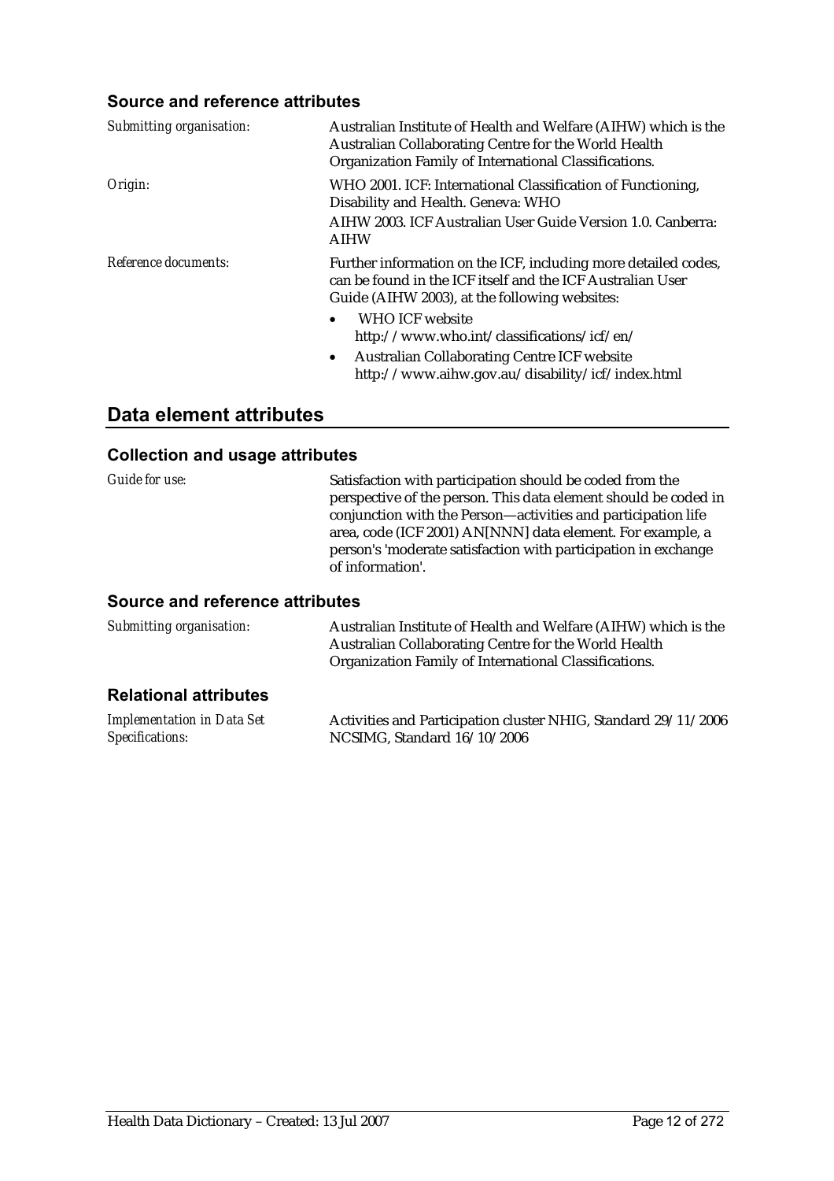### Source and reference attributes

| | |
|---|---|
| *Submitting organisation:* | Australian Institute of Health and Welfare (AIHW) which is the Australian Collaborating Centre for the World Health Organization Family of International Classifications. |
| *Origin:* | WHO 2001. ICF: International Classification of Functioning, Disability and Health. Geneva: WHO<br>AIHW 2003. ICF Australian User Guide Version 1.0. Canberra: AIHW |
| *Reference documents:* | Further information on the ICF, including more detailed codes, can be found in the ICF itself and the ICF Australian User Guide (AIHW 2003), at the following websites:<br>• WHO ICF website http://www.who.int/classifications/icf/en/<br>• Australian Collaborating Centre ICF website http://www.aihw.gov.au/disability/icf/index.html |

## Data element attributes

### Collection and usage attributes

| | |
|---|---|
| *Guide for use:* | Satisfaction with participation should be coded from the perspective of the person. This data element should be coded in conjunction with the Person—activities and participation life area, code (ICF 2001) AN[NNN] data element. For example, a person's 'moderate satisfaction with participation in exchange of information'. |

### Source and reference attributes

| | |
|---|---|
| *Submitting organisation:* | Australian Institute of Health and Welfare (AIHW) which is the Australian Collaborating Centre for the World Health Organization Family of International Classifications. |

### Relational attributes

| | |
|---|---|
| *Implementation in Data Set Specifications:* | Activities and Participation cluster NHIG, Standard 29/11/2006<br>NCSIMG, Standard 16/10/2006 |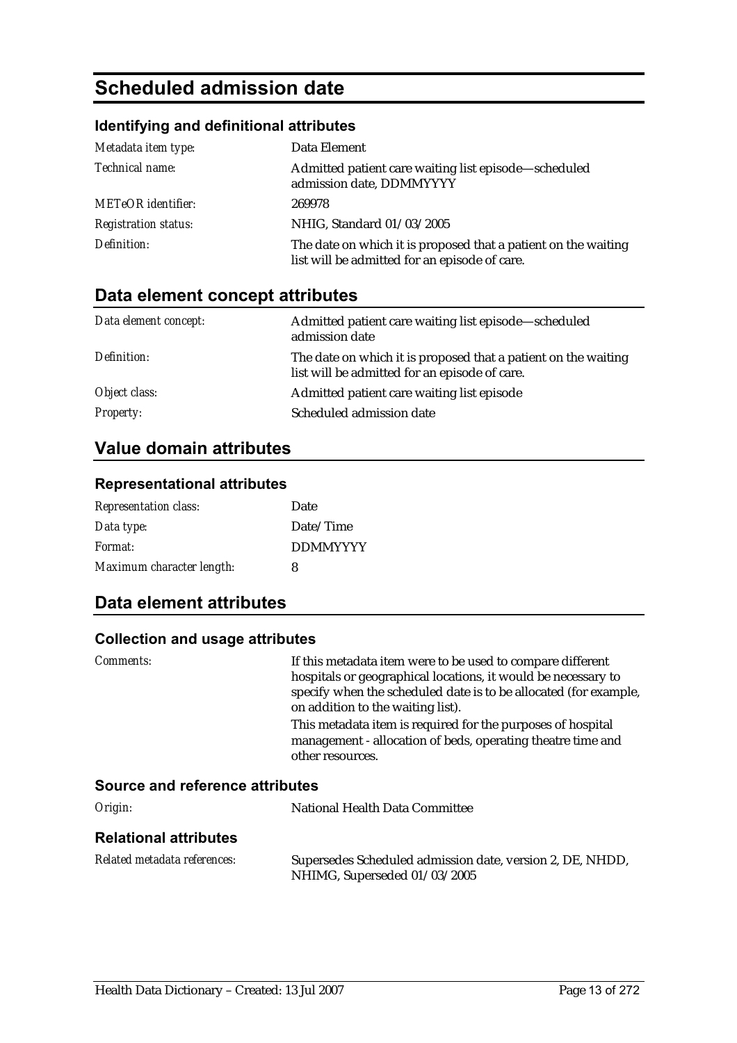# Scheduled admission date

### Identifying and definitional attributes

| | |
|---|---|
| *Metadata item type:* | Data Element |
| *Technical name:* | Admitted patient care waiting list episode—scheduled admission date, DDMMYYYY |
| *METeOR identifier:* | 269978 |
| *Registration status:* | NHIG, Standard 01/03/2005 |
| *Definition:* | The date on which it is proposed that a patient on the waiting list will be admitted for an episode of care. |

## Data element concept attributes

| | |
|---|---|
| *Data element concept:* | Admitted patient care waiting list episode—scheduled admission date |
| *Definition:* | The date on which it is proposed that a patient on the waiting list will be admitted for an episode of care. |
| *Object class:* | Admitted patient care waiting list episode |
| *Property:* | Scheduled admission date |

## Value domain attributes

### Representational attributes

| | |
|---|---|
| *Representation class:* | Date |
| *Data type:* | Date/Time |
| *Format:* | DDMMYYYY |
| *Maximum character length:* | 8 |

## Data element attributes

### Collection and usage attributes

*Comments:*

If this metadata item were to be used to compare different hospitals or geographical locations, it would be necessary to specify when the scheduled date is to be allocated (for example, on addition to the waiting list).

This metadata item is required for the purposes of hospital management - allocation of beds, operating theatre time and other resources.

### Source and reference attributes

| | |
|---|---|
| *Origin:* | National Health Data Committee |

### Relational attributes

| | |
|---|---|
| *Related metadata references:* | Supersedes Scheduled admission date, version 2, DE, NHDD, NHIMG, Superseded 01/03/2005 |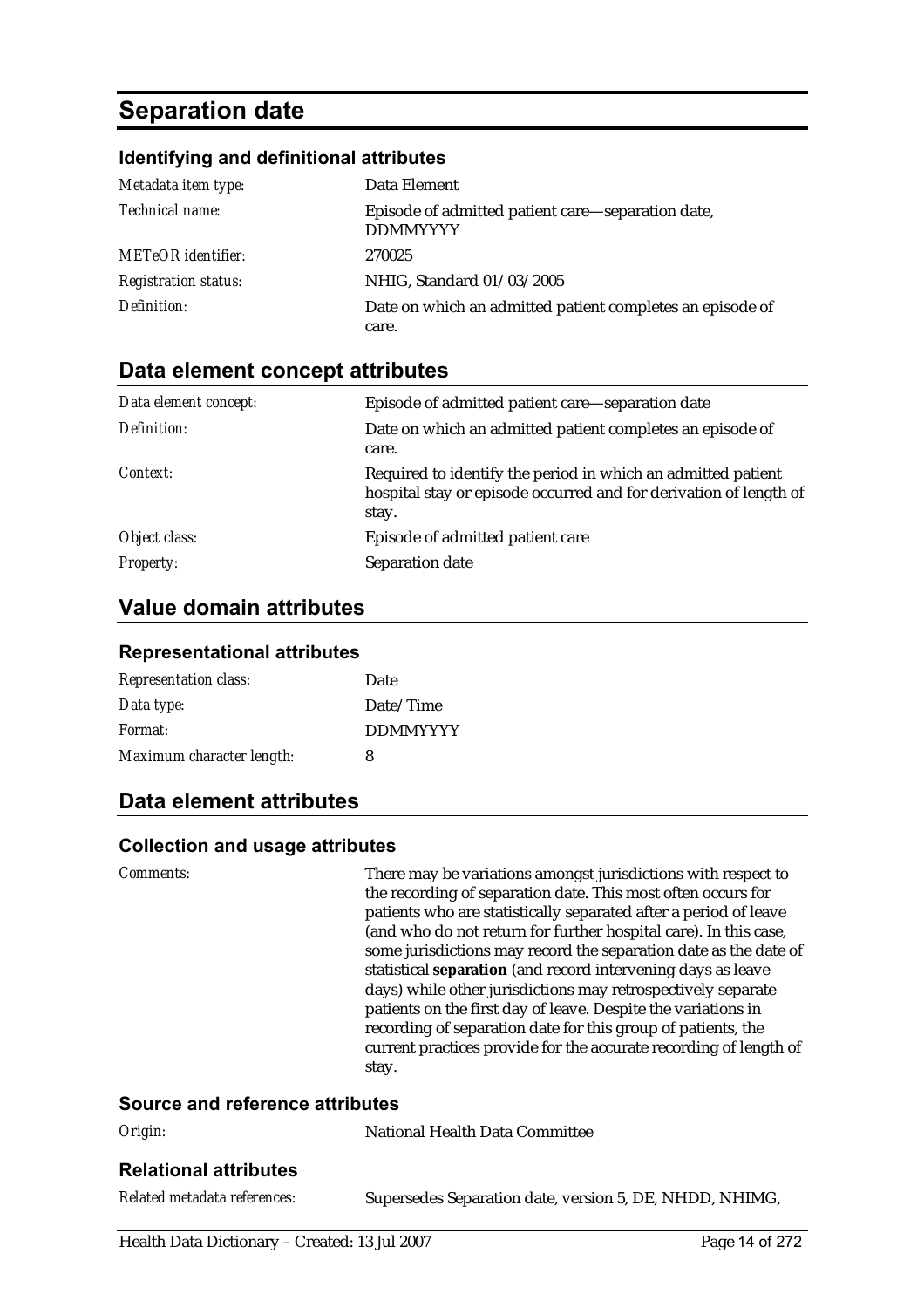# Separation date

### Identifying and definitional attributes

| | |
|---|---|
| *Metadata item type:* | Data Element |
| *Technical name:* | Episode of admitted patient care—separation date, DDMMYYYY |
| *METeOR identifier:* | 270025 |
| *Registration status:* | NHIG, Standard 01/03/2005 |
| *Definition:* | Date on which an admitted patient completes an episode of care. |

## Data element concept attributes

| | |
|---|---|
| *Data element concept:* | Episode of admitted patient care—separation date |
| *Definition:* | Date on which an admitted patient completes an episode of care. |
| *Context:* | Required to identify the period in which an admitted patient hospital stay or episode occurred and for derivation of length of stay. |
| *Object class:* | Episode of admitted patient care |
| *Property:* | Separation date |

## Value domain attributes

### Representational attributes

| | |
|---|---|
| *Representation class:* | Date |
| *Data type:* | Date/Time |
| *Format:* | DDMMYYYY |
| *Maximum character length:* | 8 |

## Data element attributes

### Collection and usage attributes

| | |
|---|---|
| *Comments:* | There may be variations amongst jurisdictions with respect to the recording of separation date. This most often occurs for patients who are statistically separated after a period of leave (and who do not return for further hospital care). In this case, some jurisdictions may record the separation date as the date of statistical **separation** (and record intervening days as leave days) while other jurisdictions may retrospectively separate patients on the first day of leave. Despite the variations in recording of separation date for this group of patients, the current practices provide for the accurate recording of length of stay. |

### Source and reference attributes

| | |
|---|---|
| *Origin:* | National Health Data Committee |

### Relational attributes

| | |
|---|---|
| *Related metadata references:* | Supersedes Separation date, version 5, DE, NHDD, NHIMG, |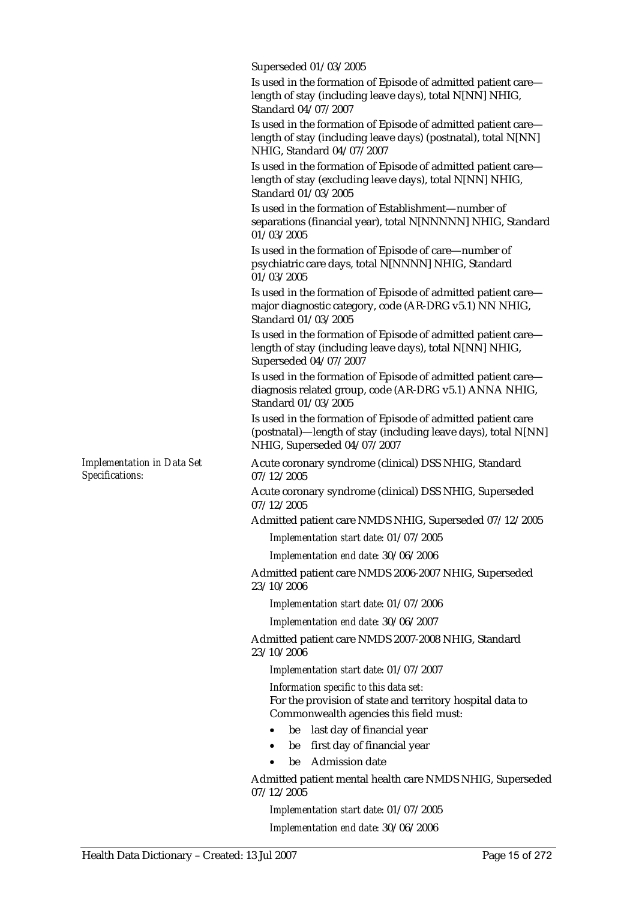Superseded 01/03/2005

Is used in the formation of Episode of admitted patient care—length of stay (including leave days), total N[NN] NHIG, Standard 04/07/2007

Is used in the formation of Episode of admitted patient care—length of stay (including leave days) (postnatal), total N[NN] NHIG, Standard 04/07/2007

Is used in the formation of Episode of admitted patient care—length of stay (excluding leave days), total N[NN] NHIG, Standard 01/03/2005

Is used in the formation of Establishment—number of separations (financial year), total N[NNNNN] NHIG, Standard 01/03/2005

Is used in the formation of Episode of care—number of psychiatric care days, total N[NNNN] NHIG, Standard 01/03/2005

Is used in the formation of Episode of admitted patient care—major diagnostic category, code (AR-DRG v5.1) NN NHIG, Standard 01/03/2005

Is used in the formation of Episode of admitted patient care—length of stay (including leave days), total N[NN] NHIG, Superseded 04/07/2007

Is used in the formation of Episode of admitted patient care—diagnosis related group, code (AR-DRG v5.1) ANNA NHIG, Standard 01/03/2005

Is used in the formation of Episode of admitted patient care (postnatal)—length of stay (including leave days), total N[NN] NHIG, Superseded 04/07/2007

*Implementation in Data Set Specifications:*

Acute coronary syndrome (clinical) DSS NHIG, Standard 07/12/2005

Acute coronary syndrome (clinical) DSS NHIG, Superseded 07/12/2005

Admitted patient care NMDS NHIG, Superseded 07/12/2005

*Implementation start date:* 01/07/2005

*Implementation end date:* 30/06/2006

Admitted patient care NMDS 2006-2007 NHIG, Superseded 23/10/2006

*Implementation start date:* 01/07/2006

*Implementation end date:* 30/06/2007

Admitted patient care NMDS 2007-2008 NHIG, Standard 23/10/2006

*Implementation start date:* 01/07/2007

*Information specific to this data set:*

For the provision of state and territory hospital data to Commonwealth agencies this field must:

- be last day of financial year
- be first day of financial year
- be Admission date

Admitted patient mental health care NMDS NHIG, Superseded 07/12/2005

*Implementation start date:* 01/07/2005

*Implementation end date:* 30/06/2006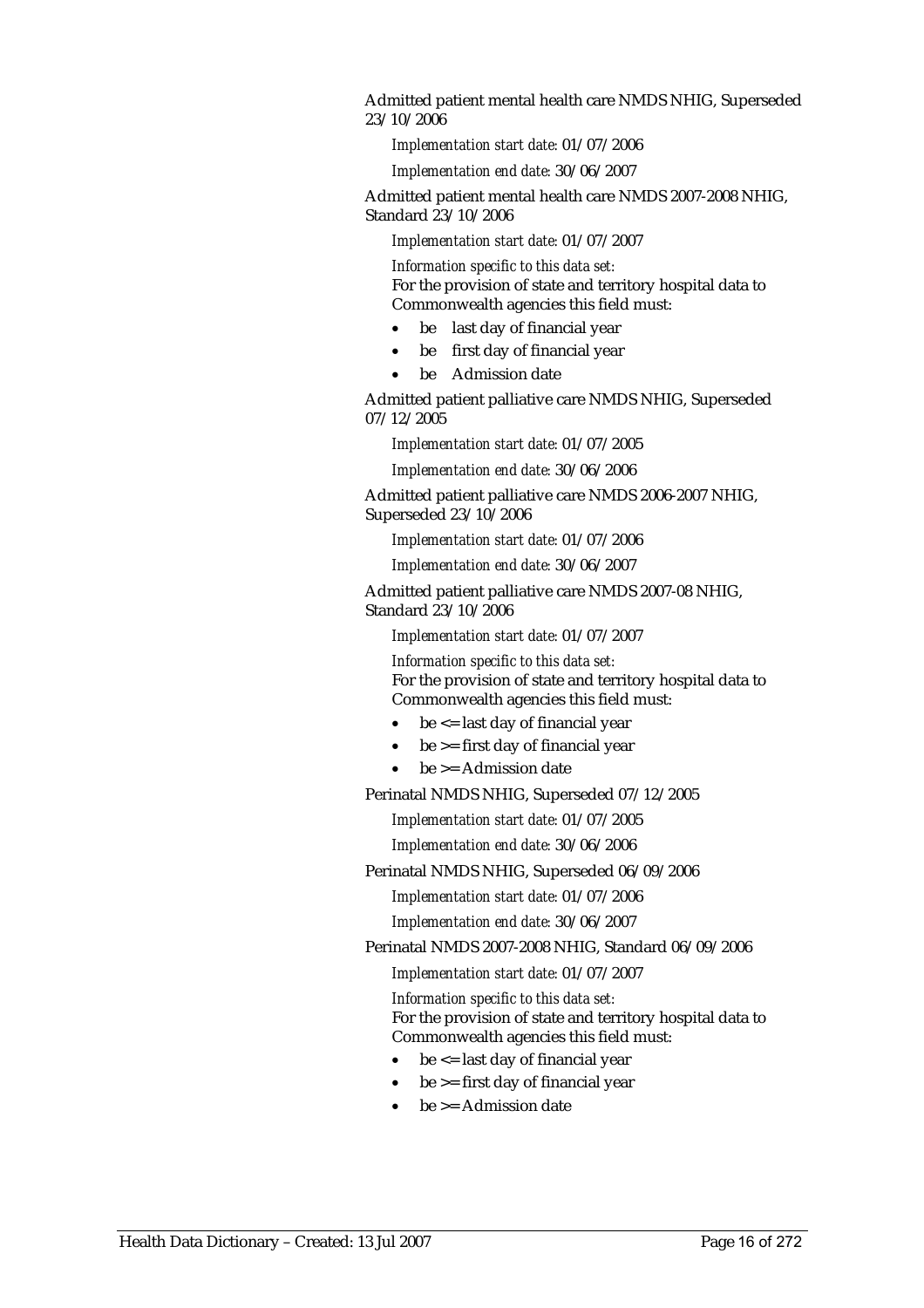Admitted patient mental health care NMDS NHIG, Superseded 23/10/2006

*Implementation start date:* 01/07/2006

*Implementation end date:* 30/06/2007

Admitted patient mental health care NMDS 2007-2008 NHIG, Standard 23/10/2006

*Implementation start date:* 01/07/2007

*Information specific to this data set:*
For the provision of state and territory hospital data to Commonwealth agencies this field must:

- be last day of financial year
- be first day of financial year
- be Admission date

Admitted patient palliative care NMDS NHIG, Superseded 07/12/2005

*Implementation start date:* 01/07/2005

*Implementation end date:* 30/06/2006

Admitted patient palliative care NMDS 2006-2007 NHIG, Superseded 23/10/2006

*Implementation start date:* 01/07/2006

*Implementation end date:* 30/06/2007

Admitted patient palliative care NMDS 2007-08 NHIG, Standard 23/10/2006

*Implementation start date:* 01/07/2007

*Information specific to this data set:*
For the provision of state and territory hospital data to Commonwealth agencies this field must:

- be <= last day of financial year
- be >= first day of financial year
- be >= Admission date

Perinatal NMDS NHIG, Superseded 07/12/2005

*Implementation start date:* 01/07/2005

*Implementation end date:* 30/06/2006

Perinatal NMDS NHIG, Superseded 06/09/2006

*Implementation start date:* 01/07/2006

*Implementation end date:* 30/06/2007

Perinatal NMDS 2007-2008 NHIG, Standard 06/09/2006

*Implementation start date:* 01/07/2007

*Information specific to this data set:*
For the provision of state and territory hospital data to Commonwealth agencies this field must:

- be <= last day of financial year
- be >= first day of financial year
- be >= Admission date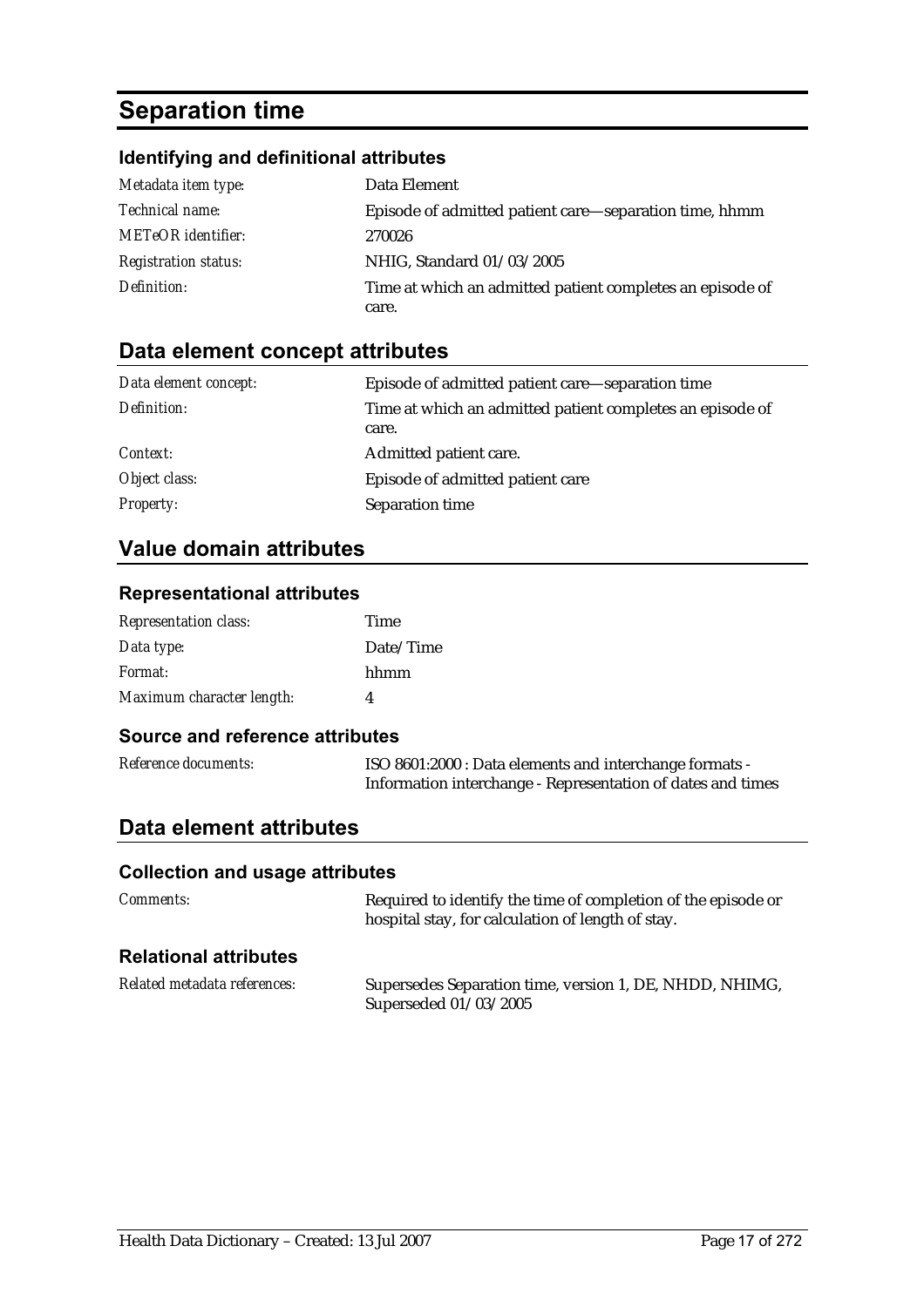# Separation time

### Identifying and definitional attributes

| | |
|---|---|
| *Metadata item type:* | Data Element |
| *Technical name:* | Episode of admitted patient care—separation time, hhmm |
| *METeOR identifier:* | 270026 |
| *Registration status:* | NHIG, Standard 01/03/2005 |
| *Definition:* | Time at which an admitted patient completes an episode of care. |

## Data element concept attributes

| | |
|---|---|
| *Data element concept:* | Episode of admitted patient care—separation time |
| *Definition:* | Time at which an admitted patient completes an episode of care. |
| *Context:* | Admitted patient care. |
| *Object class:* | Episode of admitted patient care |
| *Property:* | Separation time |

## Value domain attributes

### Representational attributes

| | |
|---|---|
| *Representation class:* | Time |
| *Data type:* | Date/Time |
| *Format:* | hhmm |
| *Maximum character length:* | 4 |

### Source and reference attributes

| | |
|---|---|
| *Reference documents:* | ISO 8601:2000 : Data elements and interchange formats - Information interchange - Representation of dates and times |

## Data element attributes

### Collection and usage attributes

| | |
|---|---|
| *Comments:* | Required to identify the time of completion of the episode or hospital stay, for calculation of length of stay. |

### Relational attributes

| | |
|---|---|
| *Related metadata references:* | Supersedes Separation time, version 1, DE, NHDD, NHIMG, Superseded 01/03/2005 |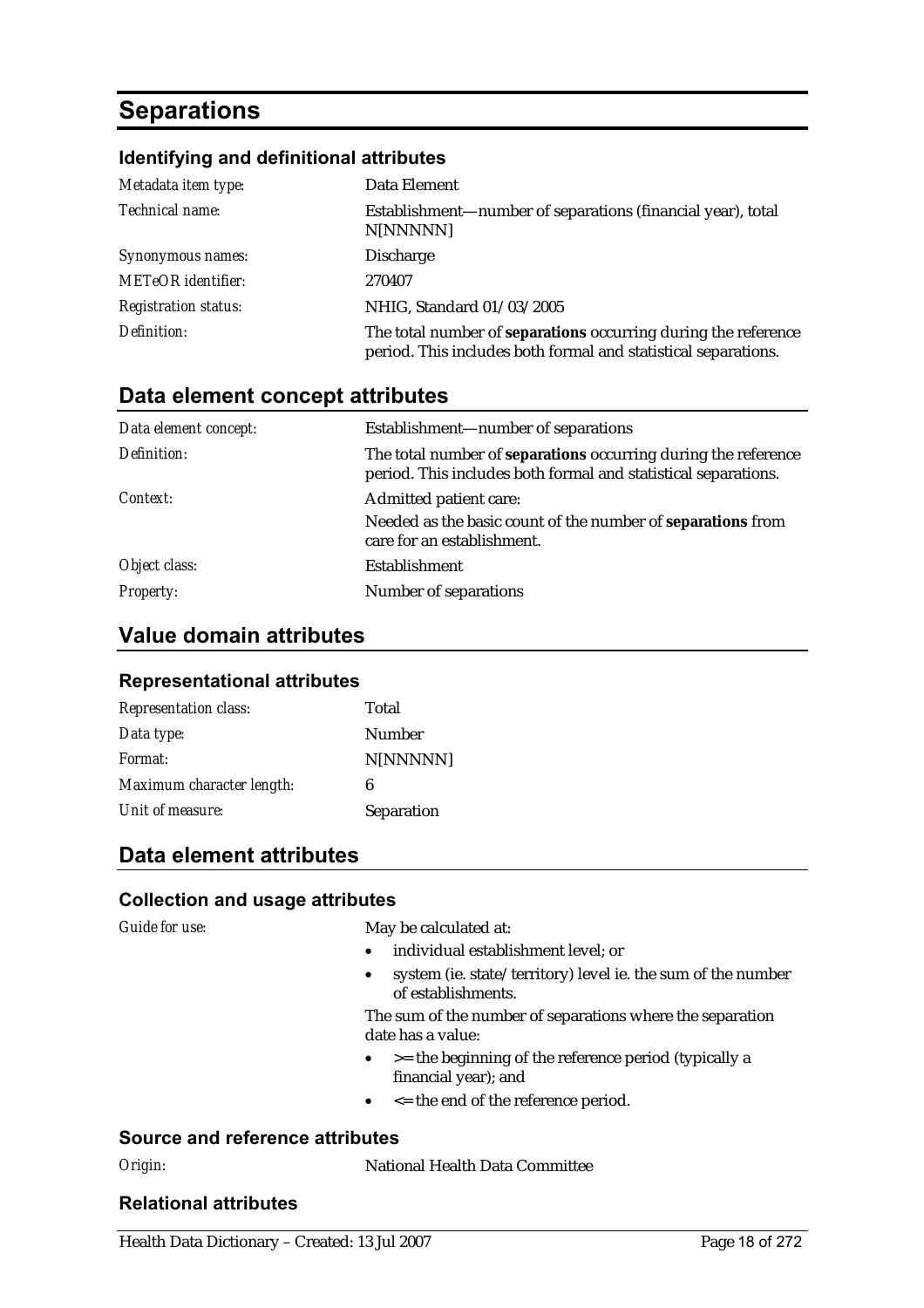# Separations

### Identifying and definitional attributes

| | |
|---|---|
| *Metadata item type:* | Data Element |
| *Technical name:* | Establishment—number of separations (financial year), total N[NNNNN] |
| *Synonymous names:* | Discharge |
| *METeOR identifier:* | 270407 |
| *Registration status:* | NHIG, Standard 01/03/2005 |
| *Definition:* | The total number of **separations** occurring during the reference period. This includes both formal and statistical separations. |

## Data element concept attributes

| | |
|---|---|
| *Data element concept:* | Establishment—number of separations |
| *Definition:* | The total number of **separations** occurring during the reference period. This includes both formal and statistical separations. |
| *Context:* | Admitted patient care: Needed as the basic count of the number of **separations** from care for an establishment. |
| *Object class:* | Establishment |
| *Property:* | Number of separations |

## Value domain attributes

### Representational attributes

| | |
|---|---|
| *Representation class:* | Total |
| *Data type:* | Number |
| *Format:* | N[NNNNN] |
| *Maximum character length:* | 6 |
| *Unit of measure:* | Separation |

## Data element attributes

### Collection and usage attributes

*Guide for use:*

May be calculated at:

- individual establishment level; or
- system (ie. state/territory) level ie. the sum of the number of establishments.

The sum of the number of separations where the separation date has a value:

- >= the beginning of the reference period (typically a financial year); and
- <= the end of the reference period.

### Source and reference attributes

*Origin:* National Health Data Committee

### Relational attributes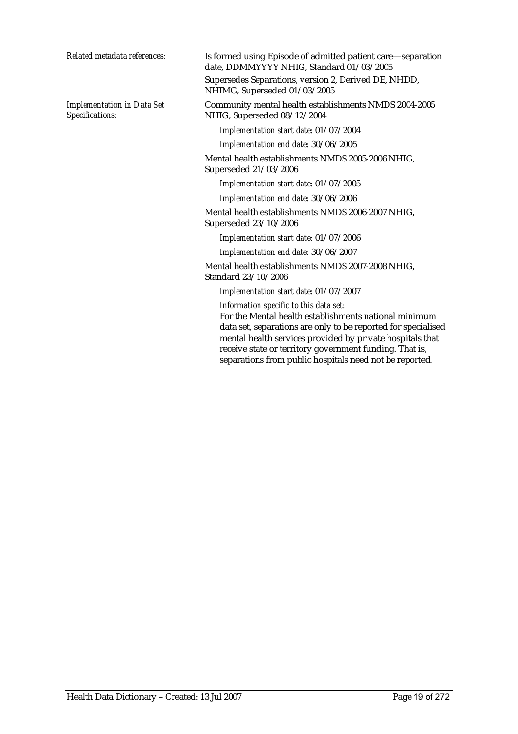*Related metadata references:*

Is formed using Episode of admitted patient care—separation date, DDMMYYYY NHIG, Standard 01/03/2005

Supersedes Separations, version 2, Derived DE, NHDD, NHIMG, Superseded 01/03/2005

*Implementation in Data Set Specifications:*

Community mental health establishments NMDS 2004-2005 NHIG, Superseded 08/12/2004

*Implementation start date:* 01/07/2004

*Implementation end date:* 30/06/2005

Mental health establishments NMDS 2005-2006 NHIG, Superseded 21/03/2006

*Implementation start date:* 01/07/2005

*Implementation end date:* 30/06/2006

Mental health establishments NMDS 2006-2007 NHIG, Superseded 23/10/2006

*Implementation start date:* 01/07/2006

*Implementation end date:* 30/06/2007

Mental health establishments NMDS 2007-2008 NHIG, Standard 23/10/2006

*Implementation start date:* 01/07/2007

*Information specific to this data set:*

For the Mental health establishments national minimum data set, separations are only to be reported for specialised mental health services provided by private hospitals that receive state or territory government funding. That is, separations from public hospitals need not be reported.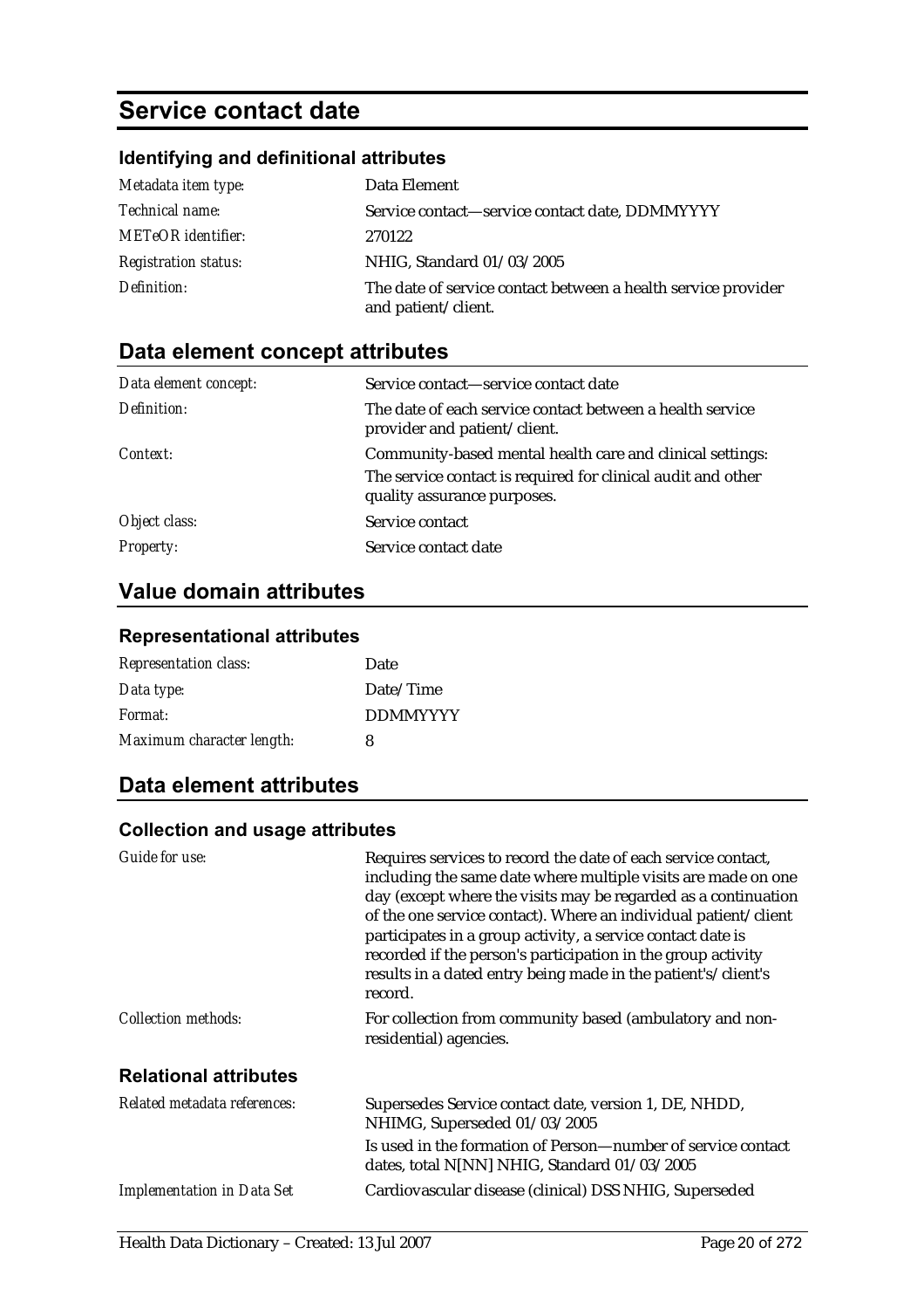# Service contact date

### Identifying and definitional attributes

| | |
|---|---|
| *Metadata item type:* | Data Element |
| *Technical name:* | Service contact—service contact date, DDMMYYYY |
| *METeOR identifier:* | 270122 |
| *Registration status:* | NHIG, Standard 01/03/2005 |
| *Definition:* | The date of service contact between a health service provider and patient/client. |

## Data element concept attributes

| | |
|---|---|
| *Data element concept:* | Service contact—service contact date |
| *Definition:* | The date of each service contact between a health service provider and patient/client. |
| *Context:* | Community-based mental health care and clinical settings: The service contact is required for clinical audit and other quality assurance purposes. |
| *Object class:* | Service contact |
| *Property:* | Service contact date |

## Value domain attributes

### Representational attributes

| | |
|---|---|
| *Representation class:* | Date |
| *Data type:* | Date/Time |
| *Format:* | DDMMYYYY |
| *Maximum character length:* | 8 |

## Data element attributes

### Collection and usage attributes

| | |
|---|---|
| *Guide for use:* | Requires services to record the date of each service contact, including the same date where multiple visits are made on one day (except where the visits may be regarded as a continuation of the one service contact). Where an individual patient/client participates in a group activity, a service contact date is recorded if the person's participation in the group activity results in a dated entry being made in the patient's/client's record. |
| *Collection methods:* | For collection from community based (ambulatory and non-residential) agencies. |

### Relational attributes

| | |
|---|---|
| *Related metadata references:* | Supersedes Service contact date, version 1, DE, NHDD, NHIMG, Superseded 01/03/2005<br>Is used in the formation of Person—number of service contact dates, total N[NN] NHIG, Standard 01/03/2005 |
| *Implementation in Data Set* | Cardiovascular disease (clinical) DSS NHIG, Superseded |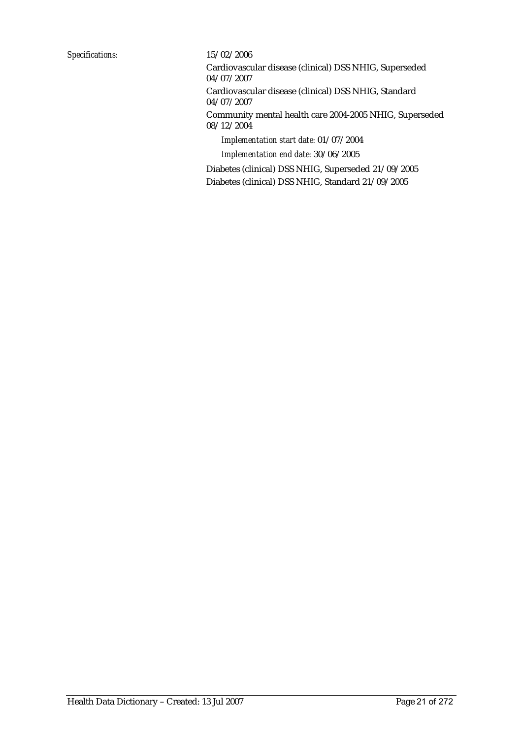*Specifications:* 15/02/2006

Cardiovascular disease (clinical) DSS NHIG, Superseded 04/07/2007

Cardiovascular disease (clinical) DSS NHIG, Standard 04/07/2007

Community mental health care 2004-2005 NHIG, Superseded 08/12/2004

*Implementation start date:* 01/07/2004

*Implementation end date:* 30/06/2005

Diabetes (clinical) DSS NHIG, Superseded 21/09/2005

Diabetes (clinical) DSS NHIG, Standard 21/09/2005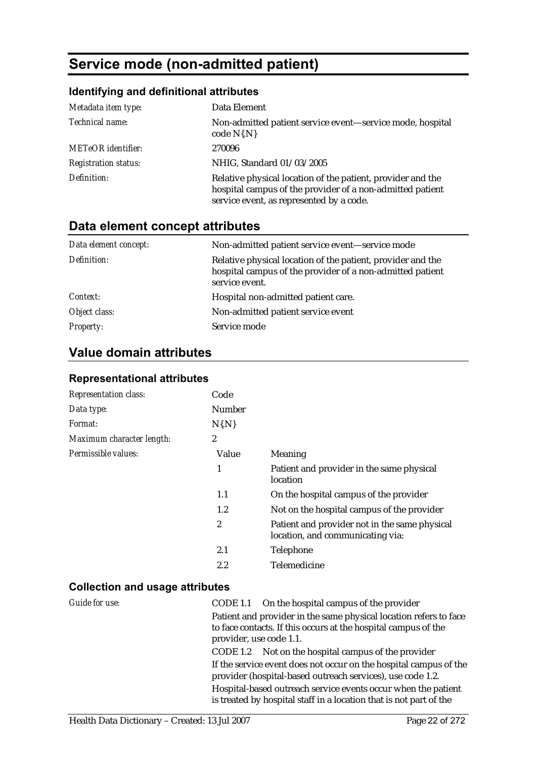# Service mode (non-admitted patient)

### Identifying and definitional attributes

| | |
|---|---|
| *Metadata item type:* | Data Element |
| *Technical name:* | Non-admitted patient service event—service mode, hospital code N{.N} |
| *METeOR identifier:* | 270096 |
| *Registration status:* | NHIG, Standard 01/03/2005 |
| *Definition:* | Relative physical location of the patient, provider and the hospital campus of the provider of a non-admitted patient service event, as represented by a code. |

## Data element concept attributes

| | |
|---|---|
| *Data element concept:* | Non-admitted patient service event—service mode |
| *Definition:* | Relative physical location of the patient, provider and the hospital campus of the provider of a non-admitted patient service event. |
| *Context:* | Hospital non-admitted patient care. |
| *Object class:* | Non-admitted patient service event |
| *Property:* | Service mode |

## Value domain attributes

### Representational attributes

| | | |
|---|---|---|
| *Representation class:* | Code | |
| *Data type:* | Number | |
| *Format:* | N{.N} | |
| *Maximum character length:* | 2 | |
| *Permissible values:* | Value | Meaning |
| | 1 | Patient and provider in the same physical location |
| | 1.1 | On the hospital campus of the provider |
| | 1.2 | Not on the hospital campus of the provider |
| | 2 | Patient and provider not in the same physical location, and communicating via: |
| | 2.1 | Telephone |
| | 2.2 | Telemedicine |

### Collection and usage attributes

*Guide for use:*

CODE 1.1 On the hospital campus of the provider

Patient and provider in the same physical location refers to face to face contacts. If this occurs at the hospital campus of the provider, use code 1.1.

CODE 1.2 Not on the hospital campus of the provider

If the service event does not occur on the hospital campus of the provider (hospital-based outreach services), use code 1.2.

Hospital-based outreach service events occur when the patient is treated by hospital staff in a location that is not part of the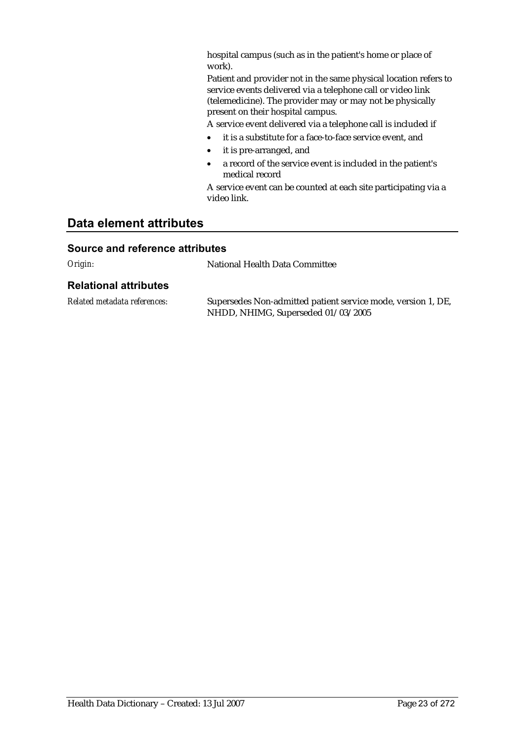hospital campus (such as in the patient's home or place of work).

Patient and provider not in the same physical location refers to service events delivered via a telephone call or video link (telemedicine). The provider may or may not be physically present on their hospital campus.

A service event delivered via a telephone call is included if

- it is a substitute for a face-to-face service event, and
- it is pre-arranged, and
- a record of the service event is included in the patient's medical record

A service event can be counted at each site participating via a video link.

## Data element attributes

### Source and reference attributes

*Origin:* National Health Data Committee

### Relational attributes

*Related metadata references:* Supersedes Non-admitted patient service mode, version 1, DE, NHDD, NHIMG, Superseded 01/03/2005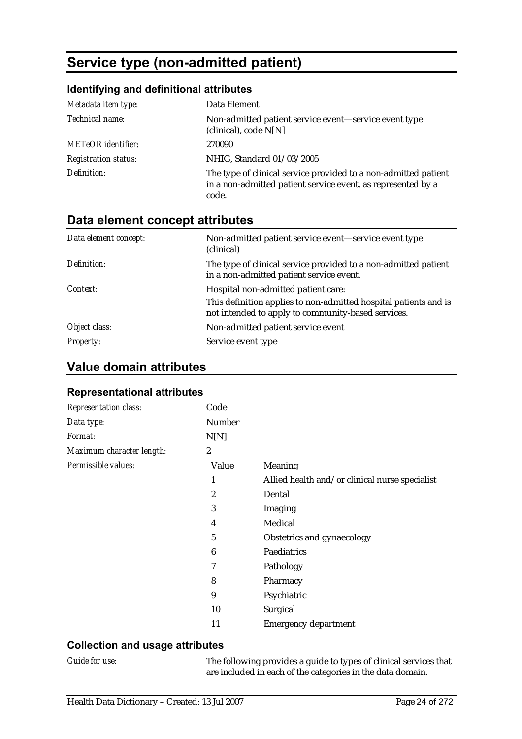# Service type (non-admitted patient)

### Identifying and definitional attributes

| | |
|---|---|
| *Metadata item type:* | Data Element |
| *Technical name:* | Non-admitted patient service event—service event type (clinical), code N[N] |
| *METeOR identifier:* | 270090 |
| *Registration status:* | NHIG, Standard 01/03/2005 |
| *Definition:* | The type of clinical service provided to a non-admitted patient in a non-admitted patient service event, as represented by a code. |

## Data element concept attributes

| | |
|---|---|
| *Data element concept:* | Non-admitted patient service event—service event type (clinical) |
| *Definition:* | The type of clinical service provided to a non-admitted patient in a non-admitted patient service event. |
| *Context:* | Hospital non-admitted patient care:<br>This definition applies to non-admitted hospital patients and is not intended to apply to community-based services. |
| *Object class:* | Non-admitted patient service event |
| *Property:* | Service event type |

## Value domain attributes

### Representational attributes

| | | |
|---|---|---|
| *Representation class:* | Code | |
| *Data type:* | Number | |
| *Format:* | N[N] | |
| *Maximum character length:* | 2 | |
| *Permissible values:* | Value | Meaning |
| | 1 | Allied health and/or clinical nurse specialist |
| | 2 | Dental |
| | 3 | Imaging |
| | 4 | Medical |
| | 5 | Obstetrics and gynaecology |
| | 6 | Paediatrics |
| | 7 | Pathology |
| | 8 | Pharmacy |
| | 9 | Psychiatric |
| | 10 | Surgical |
| | 11 | Emergency department |

### Collection and usage attributes

| | |
|---|---|
| *Guide for use:* | The following provides a guide to types of clinical services that are included in each of the categories in the data domain. |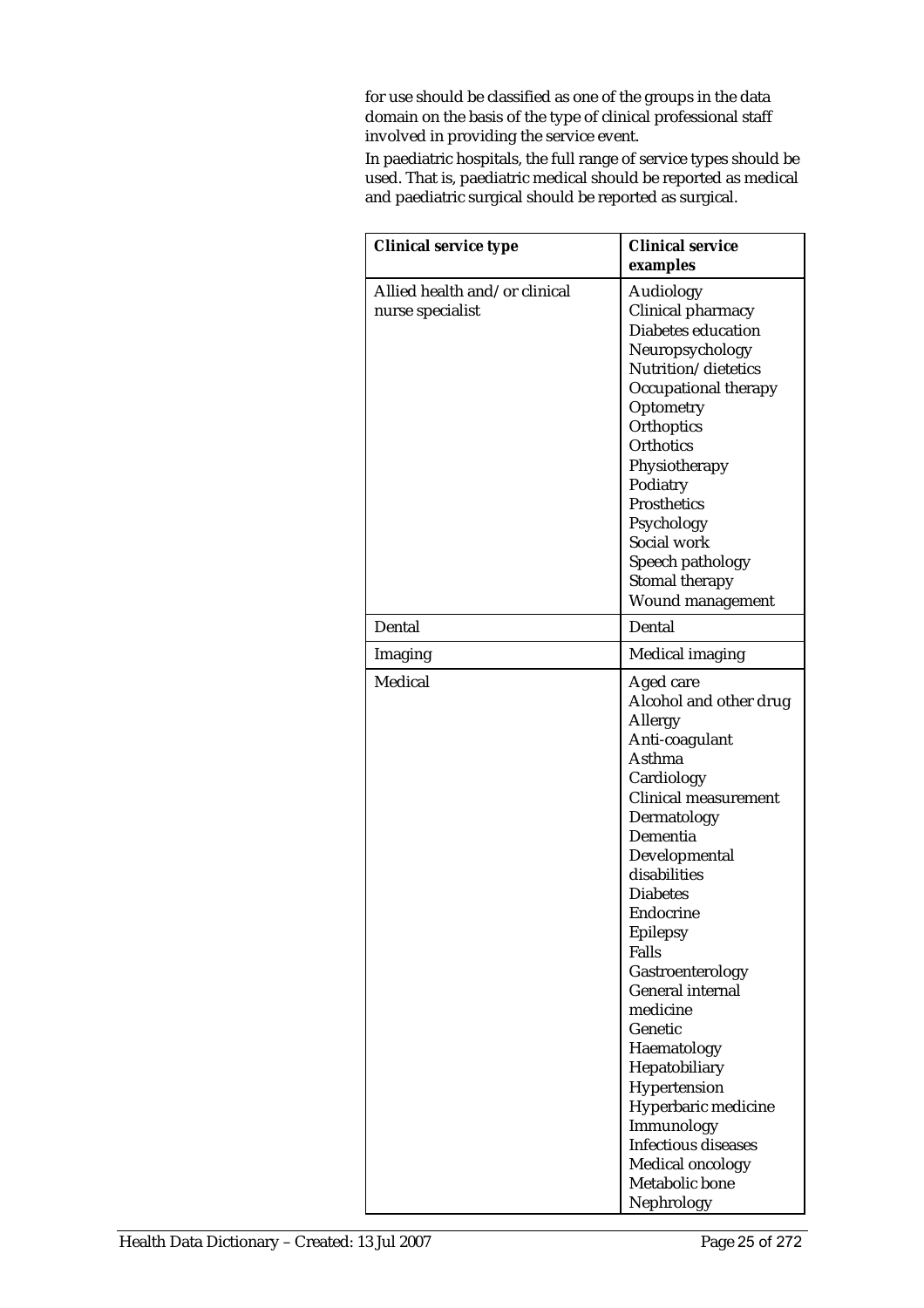for use should be classified as one of the groups in the data domain on the basis of the type of clinical professional staff involved in providing the service event.

In paediatric hospitals, the full range of service types should be used. That is, paediatric medical should be reported as medical and paediatric surgical should be reported as surgical.

| Clinical service type | Clinical service examples |
|---|---|
| Allied health and/or clinical nurse specialist | Audiology<br>Clinical pharmacy<br>Diabetes education<br>Neuropsychology<br>Nutrition/dietetics<br>Occupational therapy<br>Optometry<br>Orthoptics<br>Orthotics<br>Physiotherapy<br>Podiatry<br>Prosthetics<br>Psychology<br>Social work<br>Speech pathology<br>Stomal therapy<br>Wound management |
| Dental | Dental |
| Imaging | Medical imaging |
| Medical | Aged care<br>Alcohol and other drug<br>Allergy<br>Anti-coagulant<br>Asthma<br>Cardiology<br>Clinical measurement<br>Dermatology<br>Dementia<br>Developmental disabilities<br>Diabetes<br>Endocrine<br>Epilepsy<br>Falls<br>Gastroenterology<br>General internal medicine<br>Genetic<br>Haematology<br>Hepatobiliary<br>Hypertension<br>Hyperbaric medicine<br>Immunology<br>Infectious diseases<br>Medical oncology<br>Metabolic bone<br>Nephrology |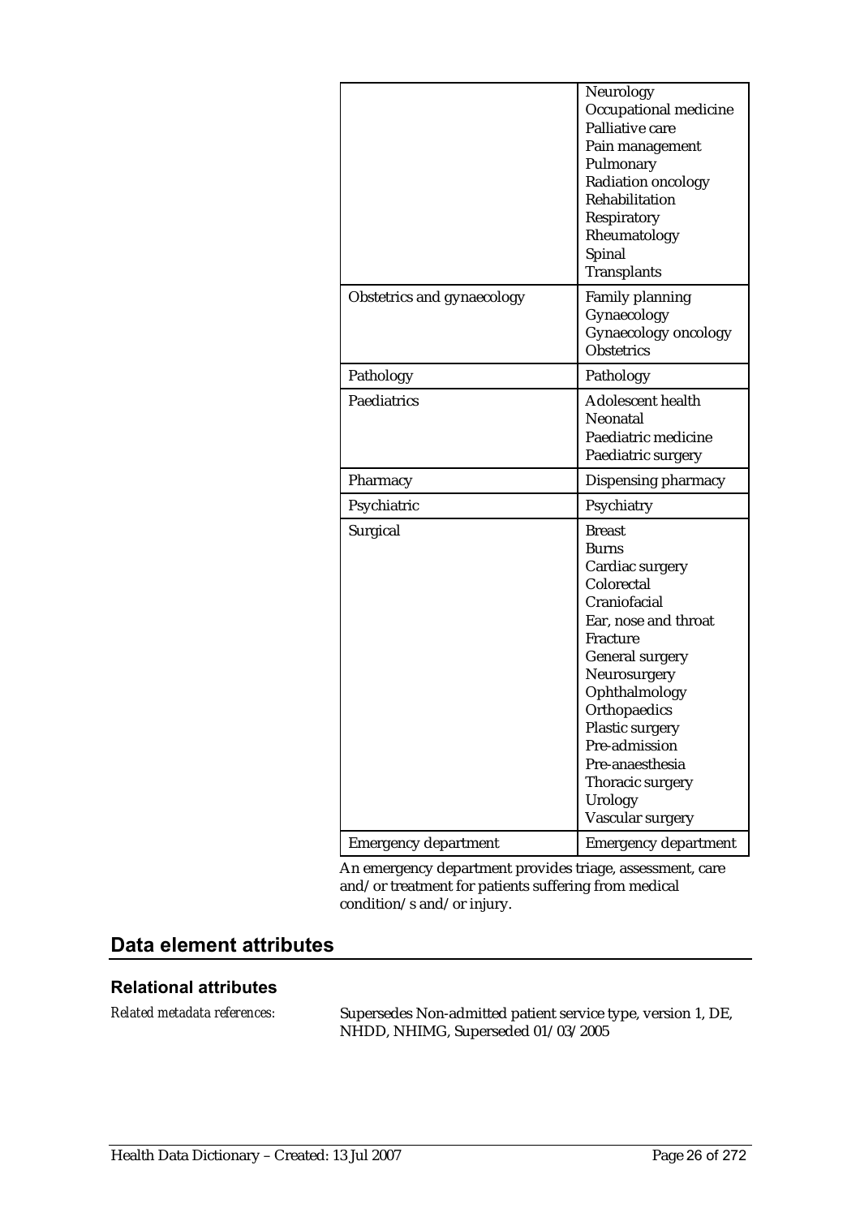| | |
|---|---|
| | Neurology<br>Occupational medicine<br>Palliative care<br>Pain management<br>Pulmonary<br>Radiation oncology<br>Rehabilitation<br>Respiratory<br>Rheumatology<br>Spinal<br>Transplants |
| Obstetrics and gynaecology | Family planning<br>Gynaecology<br>Gynaecology oncology<br>Obstetrics |
| Pathology | Pathology |
| Paediatrics | Adolescent health<br>Neonatal<br>Paediatric medicine<br>Paediatric surgery |
| Pharmacy | Dispensing pharmacy |
| Psychiatric | Psychiatry |
| Surgical | Breast<br>Burns<br>Cardiac surgery<br>Colorectal<br>Craniofacial<br>Ear, nose and throat<br>Fracture<br>General surgery<br>Neurosurgery<br>Ophthalmology<br>Orthopaedics<br>Plastic surgery<br>Pre-admission<br>Pre-anaesthesia<br>Thoracic surgery<br>Urology<br>Vascular surgery |
| Emergency department | Emergency department |

An emergency department provides triage, assessment, care and/or treatment for patients suffering from medical condition/s and/or injury.

## Data element attributes

### Relational attributes

*Related metadata references:* Supersedes Non-admitted patient service type, version 1, DE, NHDD, NHIMG, Superseded 01/03/2005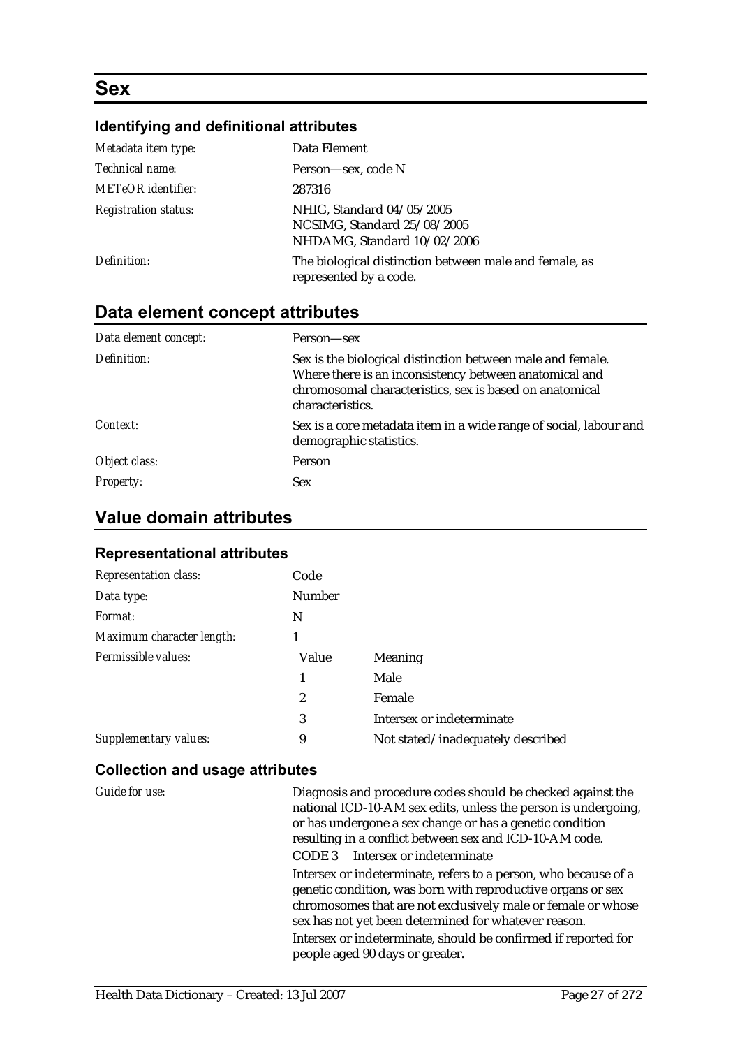# Sex

### Identifying and definitional attributes

| | |
|---|---|
| *Metadata item type:* | Data Element |
| *Technical name:* | Person—sex, code N |
| *METeOR identifier:* | 287316 |
| *Registration status:* | NHIG, Standard 04/05/2005<br>NCSIMG, Standard 25/08/2005<br>NHDAMG, Standard 10/02/2006 |
| *Definition:* | The biological distinction between male and female, as represented by a code. |

## Data element concept attributes

| | |
|---|---|
| *Data element concept:* | Person—sex |
| *Definition:* | Sex is the biological distinction between male and female. Where there is an inconsistency between anatomical and chromosomal characteristics, sex is based on anatomical characteristics. |
| *Context:* | Sex is a core metadata item in a wide range of social, labour and demographic statistics. |
| *Object class:* | Person |
| *Property:* | Sex |

## Value domain attributes

### Representational attributes

| | | |
|---|---|---|
| *Representation class:* | Code | |
| *Data type:* | Number | |
| *Format:* | N | |
| *Maximum character length:* | 1 | |
| *Permissible values:* | Value | Meaning |
| | 1 | Male |
| | 2 | Female |
| | 3 | Intersex or indeterminate |
| *Supplementary values:* | 9 | Not stated/inadequately described |

### Collection and usage attributes

*Guide for use:*

Diagnosis and procedure codes should be checked against the national ICD-10-AM sex edits, unless the person is undergoing, or has undergone a sex change or has a genetic condition resulting in a conflict between sex and ICD-10-AM code.

CODE 3 Intersex or indeterminate

Intersex or indeterminate, refers to a person, who because of a genetic condition, was born with reproductive organs or sex chromosomes that are not exclusively male or female or whose sex has not yet been determined for whatever reason.

Intersex or indeterminate, should be confirmed if reported for people aged 90 days or greater.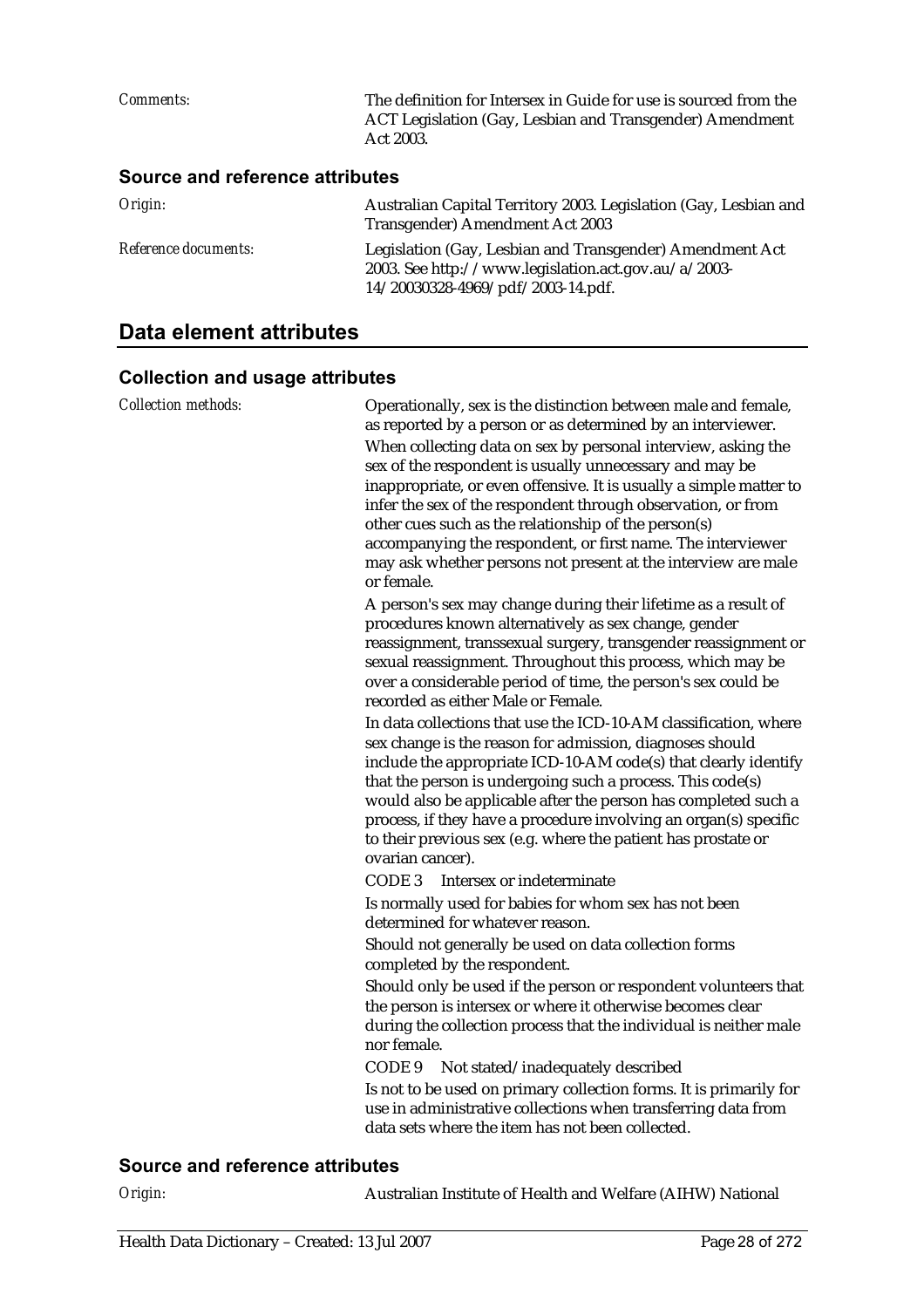*Comments:* The definition for Intersex in Guide for use is sourced from the ACT Legislation (Gay, Lesbian and Transgender) Amendment Act 2003.

### Source and reference attributes

*Origin:* Australian Capital Territory 2003. Legislation (Gay, Lesbian and Transgender) Amendment Act 2003

*Reference documents:* Legislation (Gay, Lesbian and Transgender) Amendment Act 2003. See http://www.legislation.act.gov.au/a/2003-14/20030328-4969/pdf/2003-14.pdf.

## Data element attributes

### Collection and usage attributes

*Collection methods:* Operationally, sex is the distinction between male and female, as reported by a person or as determined by an interviewer.

When collecting data on sex by personal interview, asking the sex of the respondent is usually unnecessary and may be inappropriate, or even offensive. It is usually a simple matter to infer the sex of the respondent through observation, or from other cues such as the relationship of the person(s) accompanying the respondent, or first name. The interviewer may ask whether persons not present at the interview are male or female.

A person's sex may change during their lifetime as a result of procedures known alternatively as sex change, gender reassignment, transsexual surgery, transgender reassignment or sexual reassignment. Throughout this process, which may be over a considerable period of time, the person's sex could be recorded as either Male or Female.

In data collections that use the ICD-10-AM classification, where sex change is the reason for admission, diagnoses should include the appropriate ICD-10-AM code(s) that clearly identify that the person is undergoing such a process. This code(s) would also be applicable after the person has completed such a process, if they have a procedure involving an organ(s) specific to their previous sex (e.g. where the patient has prostate or ovarian cancer).

CODE 3 Intersex or indeterminate

Is normally used for babies for whom sex has not been determined for whatever reason.

Should not generally be used on data collection forms completed by the respondent.

Should only be used if the person or respondent volunteers that the person is intersex or where it otherwise becomes clear during the collection process that the individual is neither male nor female.

CODE 9 Not stated/inadequately described

Is not to be used on primary collection forms. It is primarily for use in administrative collections when transferring data from data sets where the item has not been collected.

### Source and reference attributes

*Origin:* Australian Institute of Health and Welfare (AIHW) National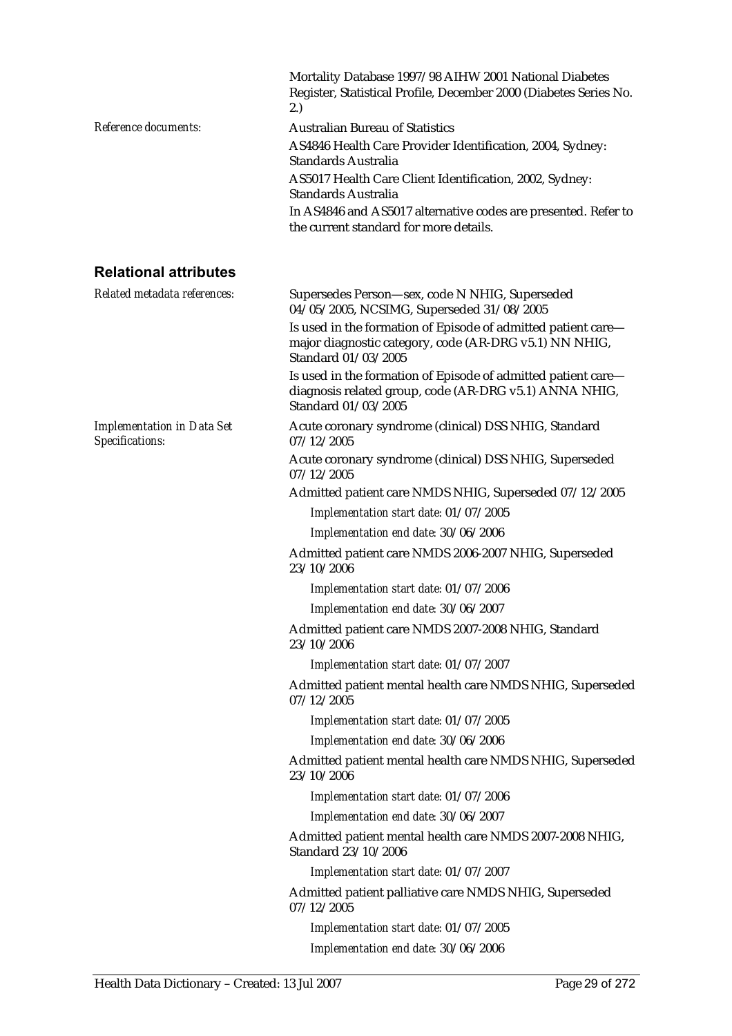Mortality Database 1997/98 AIHW 2001 National Diabetes Register, Statistical Profile, December 2000 (Diabetes Series No. 2.)

*Reference documents:*

Australian Bureau of Statistics

AS4846 Health Care Provider Identification, 2004, Sydney: Standards Australia

AS5017 Health Care Client Identification, 2002, Sydney: Standards Australia

In AS4846 and AS5017 alternative codes are presented. Refer to the current standard for more details.

## Relational attributes

*Related metadata references:*

Supersedes Person—sex, code N NHIG, Superseded 04/05/2005, NCSIMG, Superseded 31/08/2005

Is used in the formation of Episode of admitted patient care—major diagnostic category, code (AR-DRG v5.1) NN NHIG, Standard 01/03/2005

Is used in the formation of Episode of admitted patient care—diagnosis related group, code (AR-DRG v5.1) ANNA NHIG, Standard 01/03/2005

*Implementation in Data Set Specifications:*

Acute coronary syndrome (clinical) DSS NHIG, Standard 07/12/2005

Acute coronary syndrome (clinical) DSS NHIG, Superseded 07/12/2005

Admitted patient care NMDS NHIG, Superseded 07/12/2005

*Implementation start date:* 01/07/2005

*Implementation end date:* 30/06/2006

Admitted patient care NMDS 2006-2007 NHIG, Superseded 23/10/2006

*Implementation start date:* 01/07/2006

*Implementation end date:* 30/06/2007

Admitted patient care NMDS 2007-2008 NHIG, Standard 23/10/2006

*Implementation start date:* 01/07/2007

Admitted patient mental health care NMDS NHIG, Superseded 07/12/2005

*Implementation start date:* 01/07/2005

*Implementation end date:* 30/06/2006

Admitted patient mental health care NMDS NHIG, Superseded 23/10/2006

*Implementation start date:* 01/07/2006

*Implementation end date:* 30/06/2007

Admitted patient mental health care NMDS 2007-2008 NHIG, Standard 23/10/2006

*Implementation start date:* 01/07/2007

Admitted patient palliative care NMDS NHIG, Superseded 07/12/2005

*Implementation start date:* 01/07/2005

*Implementation end date:* 30/06/2006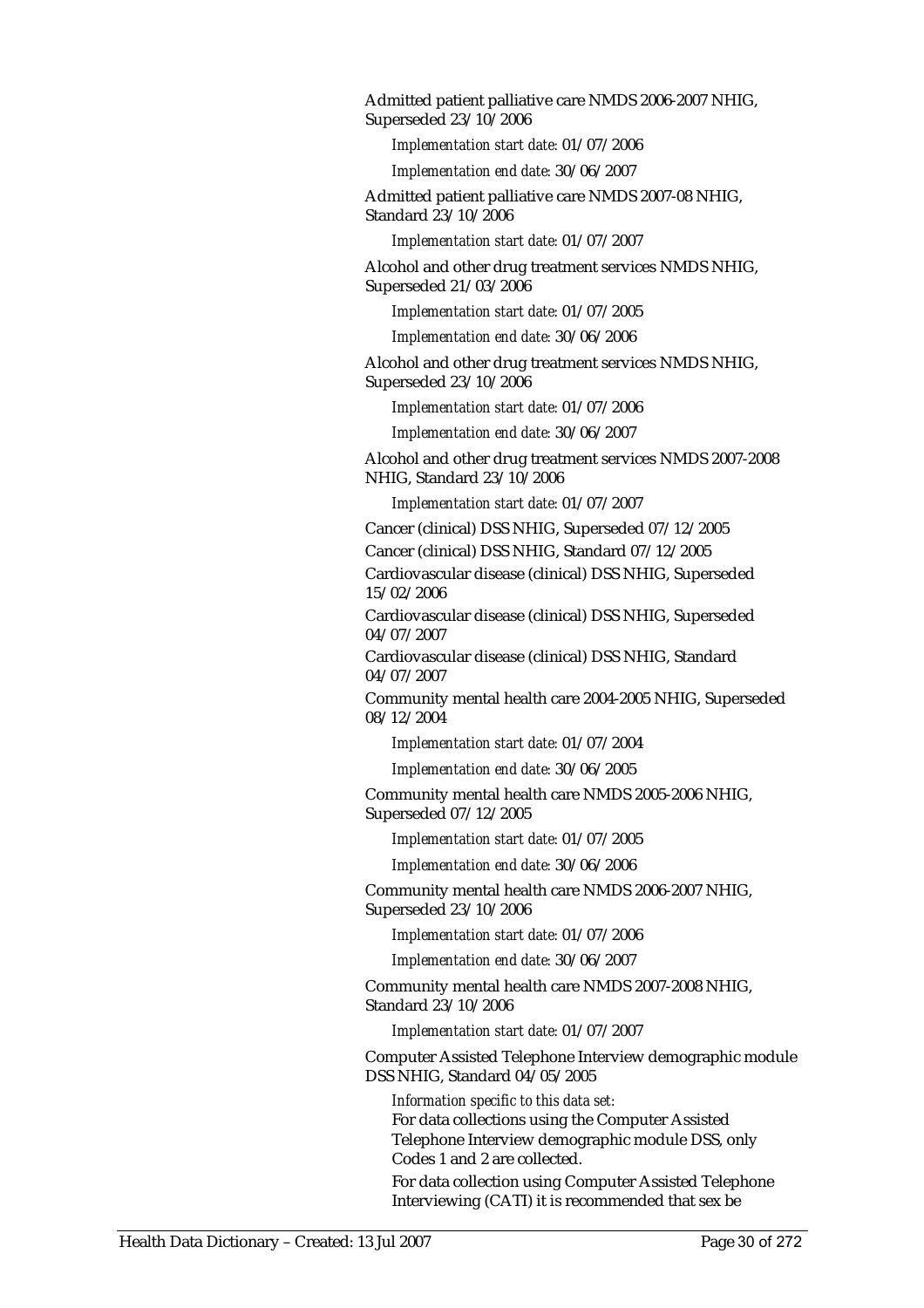Admitted patient palliative care NMDS 2006-2007 NHIG, Superseded 23/10/2006

*Implementation start date:* 01/07/2006

*Implementation end date:* 30/06/2007

Admitted patient palliative care NMDS 2007-08 NHIG, Standard 23/10/2006

*Implementation start date:* 01/07/2007

Alcohol and other drug treatment services NMDS NHIG, Superseded 21/03/2006

*Implementation start date:* 01/07/2005

*Implementation end date:* 30/06/2006

Alcohol and other drug treatment services NMDS NHIG, Superseded 23/10/2006

*Implementation start date:* 01/07/2006

*Implementation end date:* 30/06/2007

Alcohol and other drug treatment services NMDS 2007-2008 NHIG, Standard 23/10/2006

*Implementation start date:* 01/07/2007

Cancer (clinical) DSS NHIG, Superseded 07/12/2005

Cancer (clinical) DSS NHIG, Standard 07/12/2005

Cardiovascular disease (clinical) DSS NHIG, Superseded 15/02/2006

Cardiovascular disease (clinical) DSS NHIG, Superseded 04/07/2007

Cardiovascular disease (clinical) DSS NHIG, Standard 04/07/2007

Community mental health care 2004-2005 NHIG, Superseded 08/12/2004

*Implementation start date:* 01/07/2004

*Implementation end date:* 30/06/2005

Community mental health care NMDS 2005-2006 NHIG, Superseded 07/12/2005

*Implementation start date:* 01/07/2005

*Implementation end date:* 30/06/2006

Community mental health care NMDS 2006-2007 NHIG, Superseded 23/10/2006

*Implementation start date:* 01/07/2006

*Implementation end date:* 30/06/2007

Community mental health care NMDS 2007-2008 NHIG, Standard 23/10/2006

*Implementation start date:* 01/07/2007

Computer Assisted Telephone Interview demographic module DSS NHIG, Standard 04/05/2005

*Information specific to this data set:*

For data collections using the Computer Assisted Telephone Interview demographic module DSS, only Codes 1 and 2 are collected.

For data collection using Computer Assisted Telephone Interviewing (CATI) it is recommended that sex be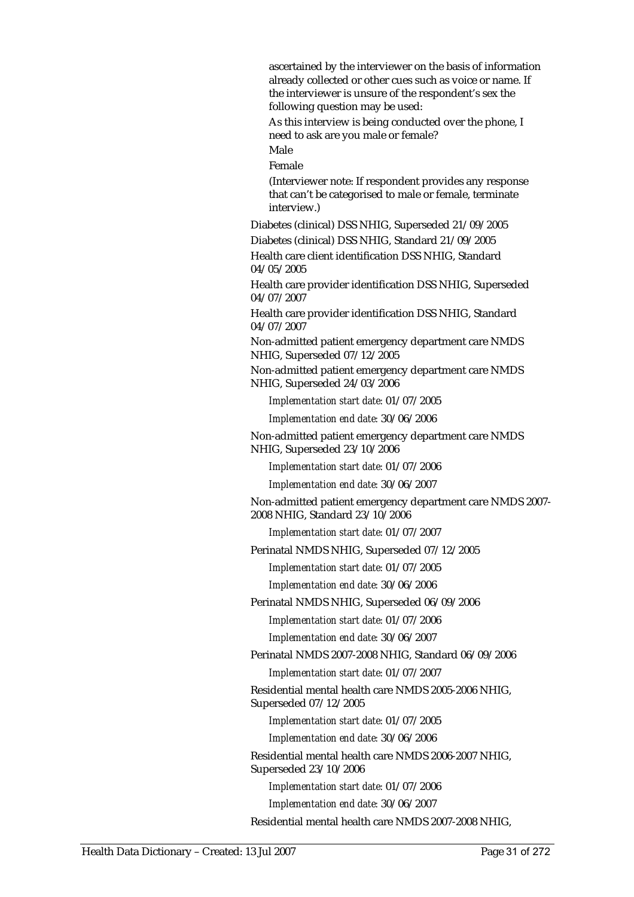ascertained by the interviewer on the basis of information already collected or other cues such as voice or name. If the interviewer is unsure of the respondent's sex the following question may be used:

As this interview is being conducted over the phone, I need to ask are you male or female?

Male

Female

(Interviewer note: If respondent provides any response that can't be categorised to male or female, terminate interview.)

Diabetes (clinical) DSS NHIG, Superseded 21/09/2005

Diabetes (clinical) DSS NHIG, Standard 21/09/2005

Health care client identification DSS NHIG, Standard 04/05/2005

Health care provider identification DSS NHIG, Superseded 04/07/2007

Health care provider identification DSS NHIG, Standard 04/07/2007

Non-admitted patient emergency department care NMDS NHIG, Superseded 07/12/2005

Non-admitted patient emergency department care NMDS NHIG, Superseded 24/03/2006

*Implementation start date:* 01/07/2005

*Implementation end date:* 30/06/2006

Non-admitted patient emergency department care NMDS NHIG, Superseded 23/10/2006

*Implementation start date:* 01/07/2006

*Implementation end date:* 30/06/2007

Non-admitted patient emergency department care NMDS 2007-2008 NHIG, Standard 23/10/2006

*Implementation start date:* 01/07/2007

Perinatal NMDS NHIG, Superseded 07/12/2005

*Implementation start date:* 01/07/2005

*Implementation end date:* 30/06/2006

Perinatal NMDS NHIG, Superseded 06/09/2006

*Implementation start date:* 01/07/2006

*Implementation end date:* 30/06/2007

Perinatal NMDS 2007-2008 NHIG, Standard 06/09/2006

*Implementation start date:* 01/07/2007

Residential mental health care NMDS 2005-2006 NHIG, Superseded 07/12/2005

*Implementation start date:* 01/07/2005

*Implementation end date:* 30/06/2006

Residential mental health care NMDS 2006-2007 NHIG, Superseded 23/10/2006

*Implementation start date:* 01/07/2006

*Implementation end date:* 30/06/2007

Residential mental health care NMDS 2007-2008 NHIG,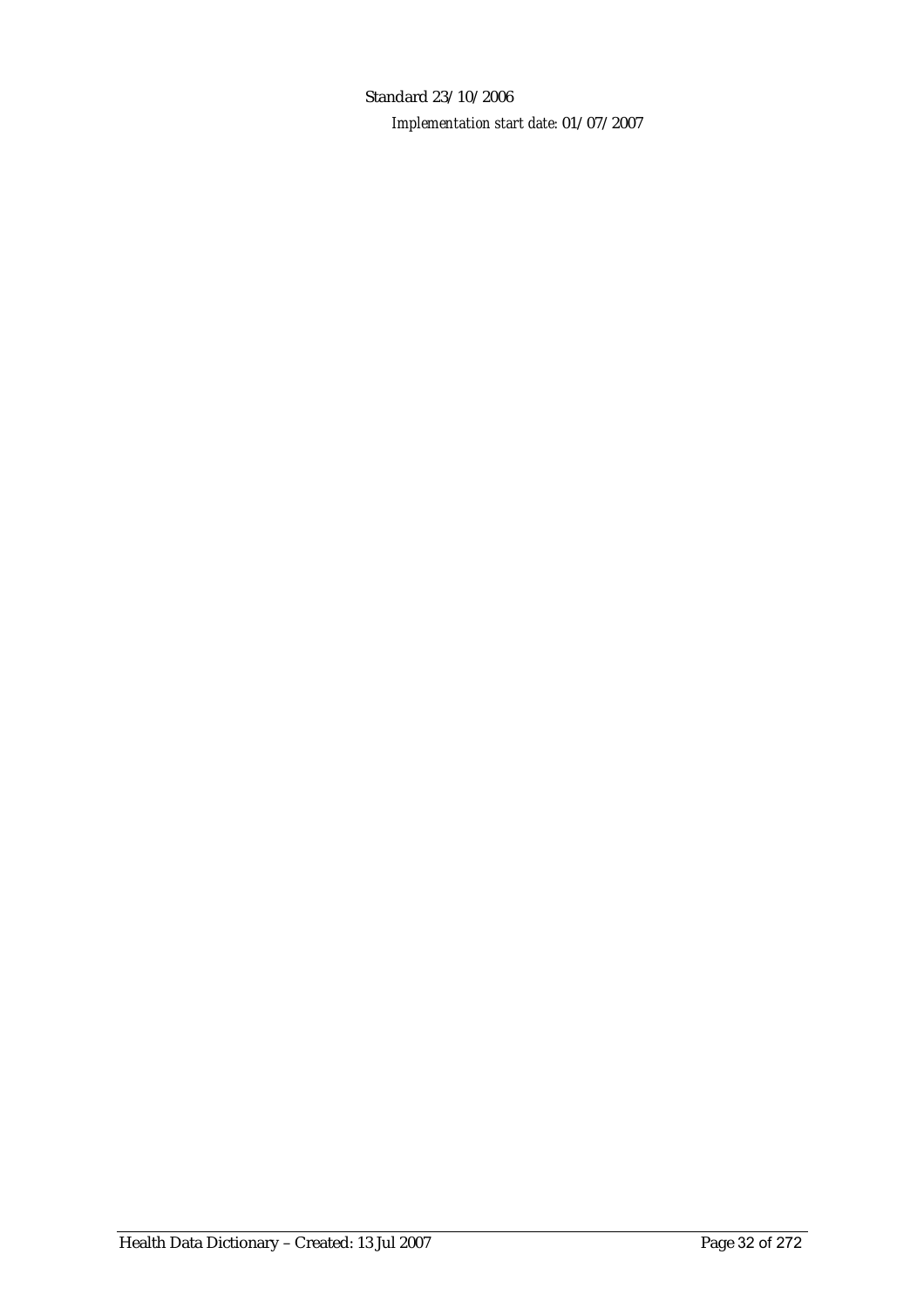Standard 23/10/2006

*Implementation start date:* 01/07/2007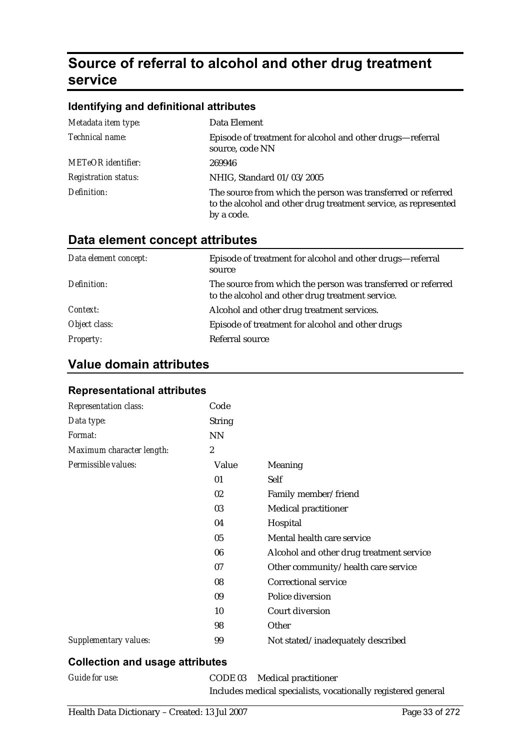# Source of referral to alcohol and other drug treatment service

### Identifying and definitional attributes

| | |
|---|---|
| *Metadata item type:* | Data Element |
| *Technical name:* | Episode of treatment for alcohol and other drugs—referral source, code NN |
| *METeOR identifier:* | 269946 |
| *Registration status:* | NHIG, Standard 01/03/2005 |
| *Definition:* | The source from which the person was transferred or referred to the alcohol and other drug treatment service, as represented by a code. |

## Data element concept attributes

| | |
|---|---|
| *Data element concept:* | Episode of treatment for alcohol and other drugs—referral source |
| *Definition:* | The source from which the person was transferred or referred to the alcohol and other drug treatment service. |
| *Context:* | Alcohol and other drug treatment services. |
| *Object class:* | Episode of treatment for alcohol and other drugs |
| *Property:* | Referral source |

## Value domain attributes

### Representational attributes

| | | |
|---|---|---|
| *Representation class:* | Code | |
| *Data type:* | String | |
| *Format:* | NN | |
| *Maximum character length:* | 2 | |
| *Permissible values:* | **Value** | **Meaning** |
| | 01 | Self |
| | 02 | Family member/friend |
| | 03 | Medical practitioner |
| | 04 | Hospital |
| | 05 | Mental health care service |
| | 06 | Alcohol and other drug treatment service |
| | 07 | Other community/health care service |
| | 08 | Correctional service |
| | 09 | Police diversion |
| | 10 | Court diversion |
| | 98 | Other |
| *Supplementary values:* | 99 | Not stated/inadequately described |

### Collection and usage attributes

| | |
|---|---|
| *Guide for use:* | CODE 03 Medical practitioner<br>Includes medical specialists, vocationally registered general |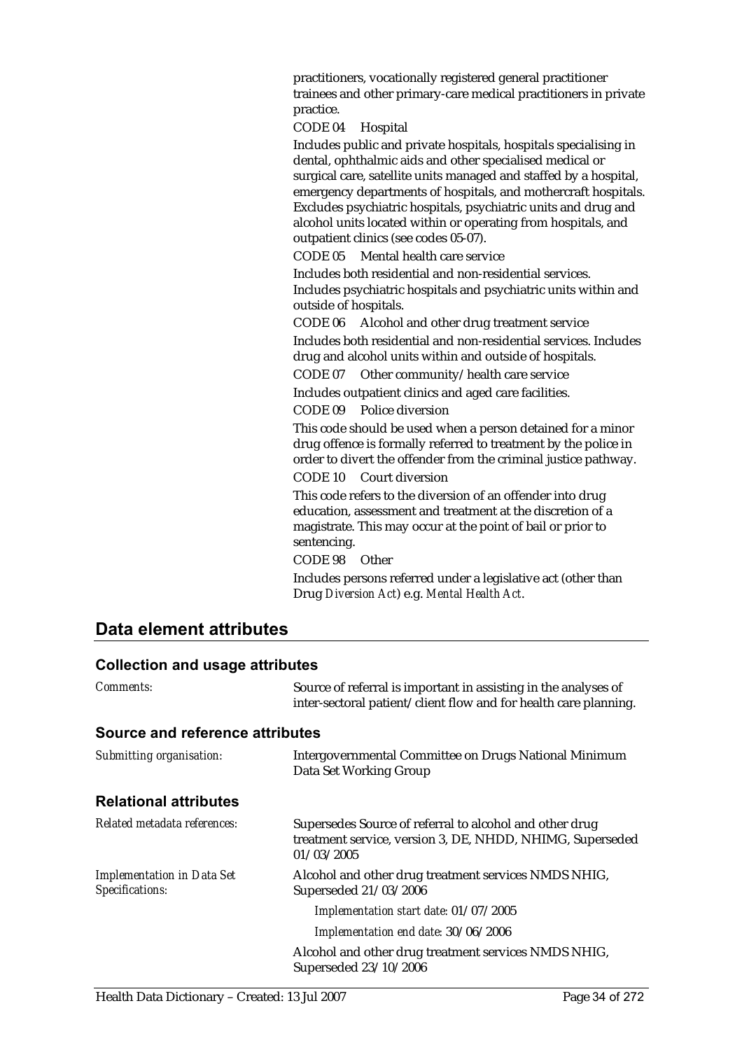practitioners, vocationally registered general practitioner trainees and other primary-care medical practitioners in private practice.

CODE 04 Hospital

Includes public and private hospitals, hospitals specialising in dental, ophthalmic aids and other specialised medical or surgical care, satellite units managed and staffed by a hospital, emergency departments of hospitals, and mothercraft hospitals. Excludes psychiatric hospitals, psychiatric units and drug and alcohol units located within or operating from hospitals, and outpatient clinics (see codes 05-07).

CODE 05 Mental health care service

Includes both residential and non-residential services. Includes psychiatric hospitals and psychiatric units within and outside of hospitals.

CODE 06 Alcohol and other drug treatment service

Includes both residential and non-residential services. Includes drug and alcohol units within and outside of hospitals.

CODE 07 Other community/health care service

Includes outpatient clinics and aged care facilities.

CODE 09 Police diversion

This code should be used when a person detained for a minor drug offence is formally referred to treatment by the police in order to divert the offender from the criminal justice pathway.

CODE 10 Court diversion

This code refers to the diversion of an offender into drug education, assessment and treatment at the discretion of a magistrate. This may occur at the point of bail or prior to sentencing.

CODE 98 Other

Includes persons referred under a legislative act (other than Drug *Diversion Act*) e.g. *Mental Health Act*.

## Data element attributes

### Collection and usage attributes

*Comments:* Source of referral is important in assisting in the analyses of inter-sectoral patient/client flow and for health care planning.

### Source and reference attributes

*Submitting organisation:* Intergovernmental Committee on Drugs National Minimum Data Set Working Group

### Relational attributes

*Related metadata references:* Supersedes Source of referral to alcohol and other drug treatment service, version 3, DE, NHDD, NHIMG, Superseded 01/03/2005

*Implementation in Data Set Specifications:* Alcohol and other drug treatment services NMDS NHIG, Superseded 21/03/2006

*Implementation start date:* 01/07/2005

*Implementation end date:* 30/06/2006

Alcohol and other drug treatment services NMDS NHIG, Superseded 23/10/2006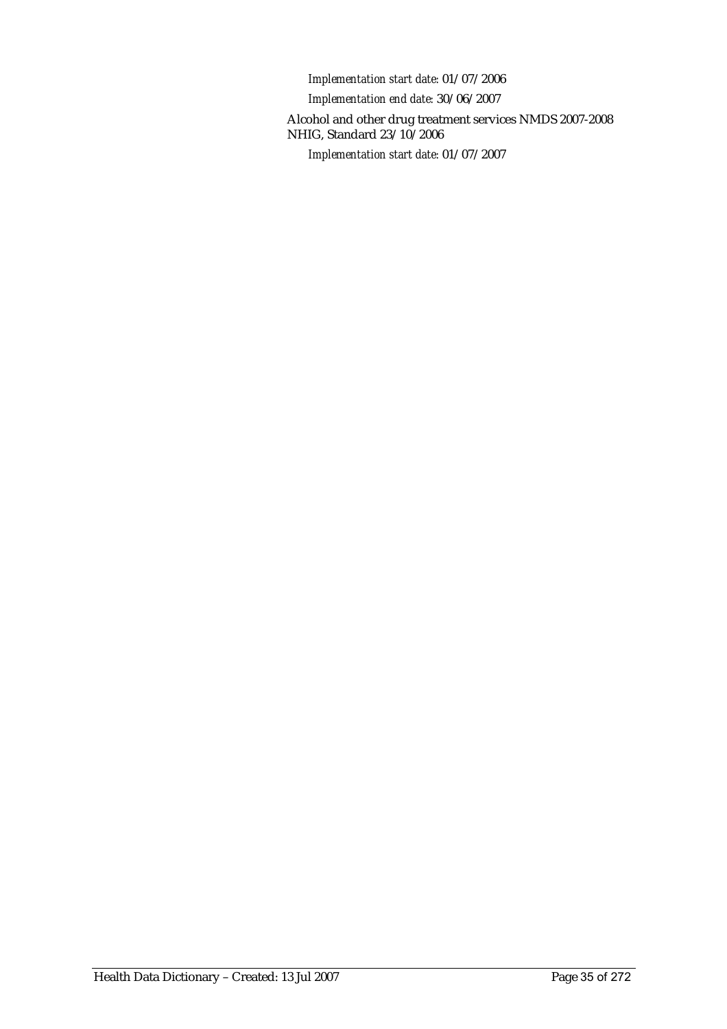*Implementation start date:* 01/07/2006

*Implementation end date:* 30/06/2007

Alcohol and other drug treatment services NMDS 2007-2008 NHIG, Standard 23/10/2006

*Implementation start date:* 01/07/2007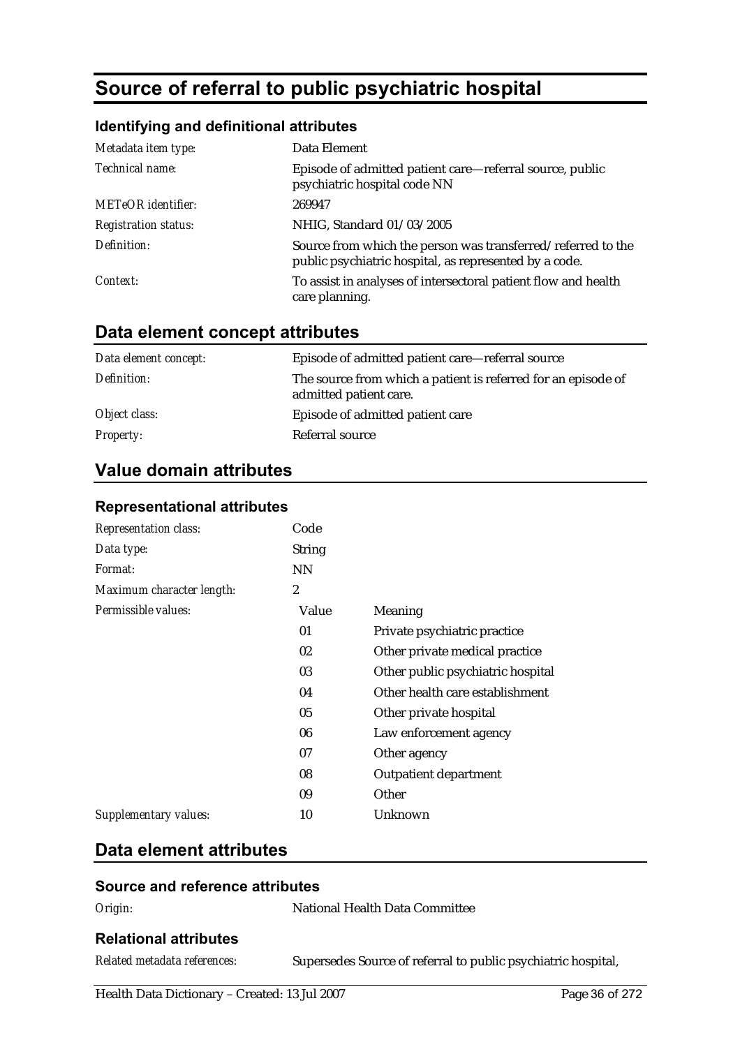# Source of referral to public psychiatric hospital

### Identifying and definitional attributes

| | |
|---|---|
| *Metadata item type:* | Data Element |
| *Technical name:* | Episode of admitted patient care—referral source, public psychiatric hospital code NN |
| *METeOR identifier:* | 269947 |
| *Registration status:* | NHIG, Standard 01/03/2005 |
| *Definition:* | Source from which the person was transferred/referred to the public psychiatric hospital, as represented by a code. |
| *Context:* | To assist in analyses of intersectoral patient flow and health care planning. |

## Data element concept attributes

| | |
|---|---|
| *Data element concept:* | Episode of admitted patient care—referral source |
| *Definition:* | The source from which a patient is referred for an episode of admitted patient care. |
| *Object class:* | Episode of admitted patient care |
| *Property:* | Referral source |

## Value domain attributes

### Representational attributes

| | | |
|---|---|---|
| *Representation class:* | Code | |
| *Data type:* | String | |
| *Format:* | NN | |
| *Maximum character length:* | 2 | |
| *Permissible values:* | Value | Meaning |
| | 01 | Private psychiatric practice |
| | 02 | Other private medical practice |
| | 03 | Other public psychiatric hospital |
| | 04 | Other health care establishment |
| | 05 | Other private hospital |
| | 06 | Law enforcement agency |
| | 07 | Other agency |
| | 08 | Outpatient department |
| | 09 | Other |
| *Supplementary values:* | 10 | Unknown |

## Data element attributes

### Source and reference attributes

| | |
|---|---|
| *Origin:* | National Health Data Committee |

### Relational attributes

| | |
|---|---|
| *Related metadata references:* | Supersedes Source of referral to public psychiatric hospital, |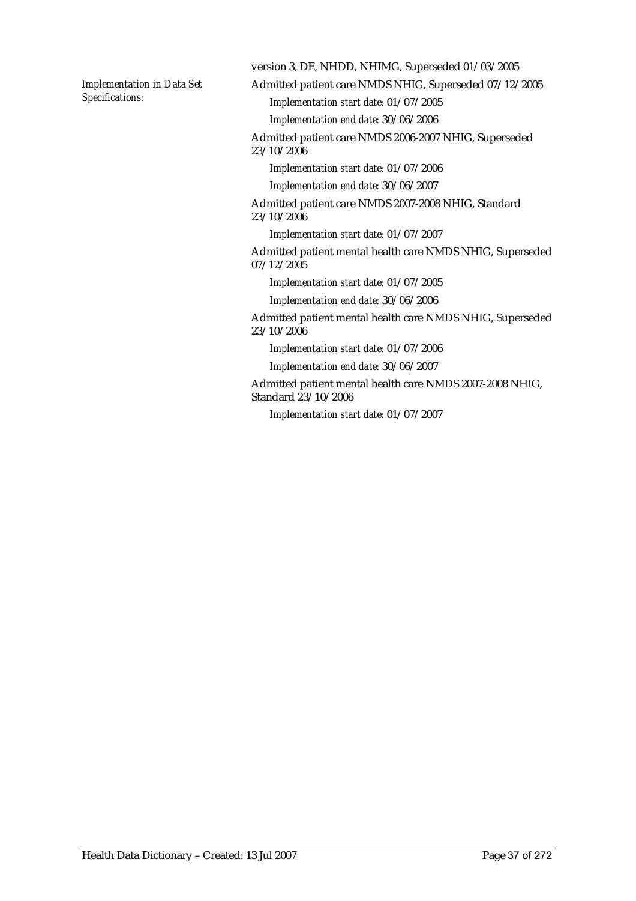version 3, DE, NHDD, NHIMG, Superseded 01/03/2005

*Implementation in Data Set Specifications:*

Admitted patient care NMDS NHIG, Superseded 07/12/2005

*Implementation start date:* 01/07/2005

*Implementation end date:* 30/06/2006

Admitted patient care NMDS 2006-2007 NHIG, Superseded 23/10/2006

*Implementation start date:* 01/07/2006

*Implementation end date:* 30/06/2007

Admitted patient care NMDS 2007-2008 NHIG, Standard 23/10/2006

*Implementation start date:* 01/07/2007

Admitted patient mental health care NMDS NHIG, Superseded 07/12/2005

*Implementation start date:* 01/07/2005

*Implementation end date:* 30/06/2006

Admitted patient mental health care NMDS NHIG, Superseded 23/10/2006

*Implementation start date:* 01/07/2006

*Implementation end date:* 30/06/2007

Admitted patient mental health care NMDS 2007-2008 NHIG, Standard 23/10/2006

*Implementation start date:* 01/07/2007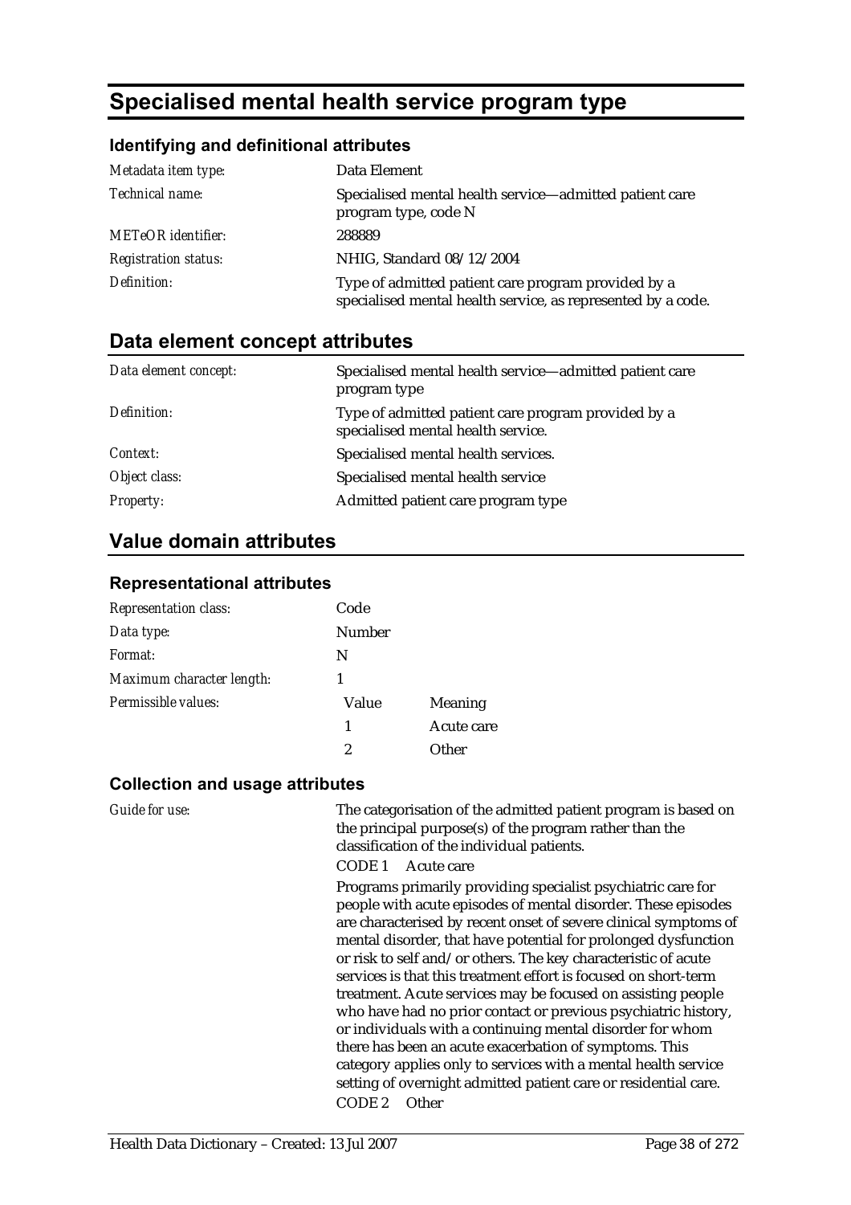# Specialised mental health service program type

## Identifying and definitional attributes

| | |
|---|---|
| *Metadata item type:* | Data Element |
| *Technical name:* | Specialised mental health service—admitted patient care program type, code N |
| *METeOR identifier:* | 288889 |
| *Registration status:* | NHIG, Standard 08/12/2004 |
| *Definition:* | Type of admitted patient care program provided by a specialised mental health service, as represented by a code. |

## Data element concept attributes

| | |
|---|---|
| *Data element concept:* | Specialised mental health service—admitted patient care program type |
| *Definition:* | Type of admitted patient care program provided by a specialised mental health service. |
| *Context:* | Specialised mental health services. |
| *Object class:* | Specialised mental health service |
| *Property:* | Admitted patient care program type |

## Value domain attributes

### Representational attributes

| | | |
|---|---|---|
| *Representation class:* | Code | |
| *Data type:* | Number | |
| *Format:* | N | |
| *Maximum character length:* | 1 | |
| *Permissible values:* | **Value** | **Meaning** |
| | 1 | Acute care |
| | 2 | Other |

### Collection and usage attributes

*Guide for use:*

The categorisation of the admitted patient program is based on the principal purpose(s) of the program rather than the classification of the individual patients.

CODE 1 Acute care

Programs primarily providing specialist psychiatric care for people with acute episodes of mental disorder. These episodes are characterised by recent onset of severe clinical symptoms of mental disorder, that have potential for prolonged dysfunction or risk to self and/or others. The key characteristic of acute services is that this treatment effort is focused on short-term treatment. Acute services may be focused on assisting people who have had no prior contact or previous psychiatric history, or individuals with a continuing mental disorder for whom there has been an acute exacerbation of symptoms. This category applies only to services with a mental health service setting of overnight admitted patient care or residential care.

CODE 2 Other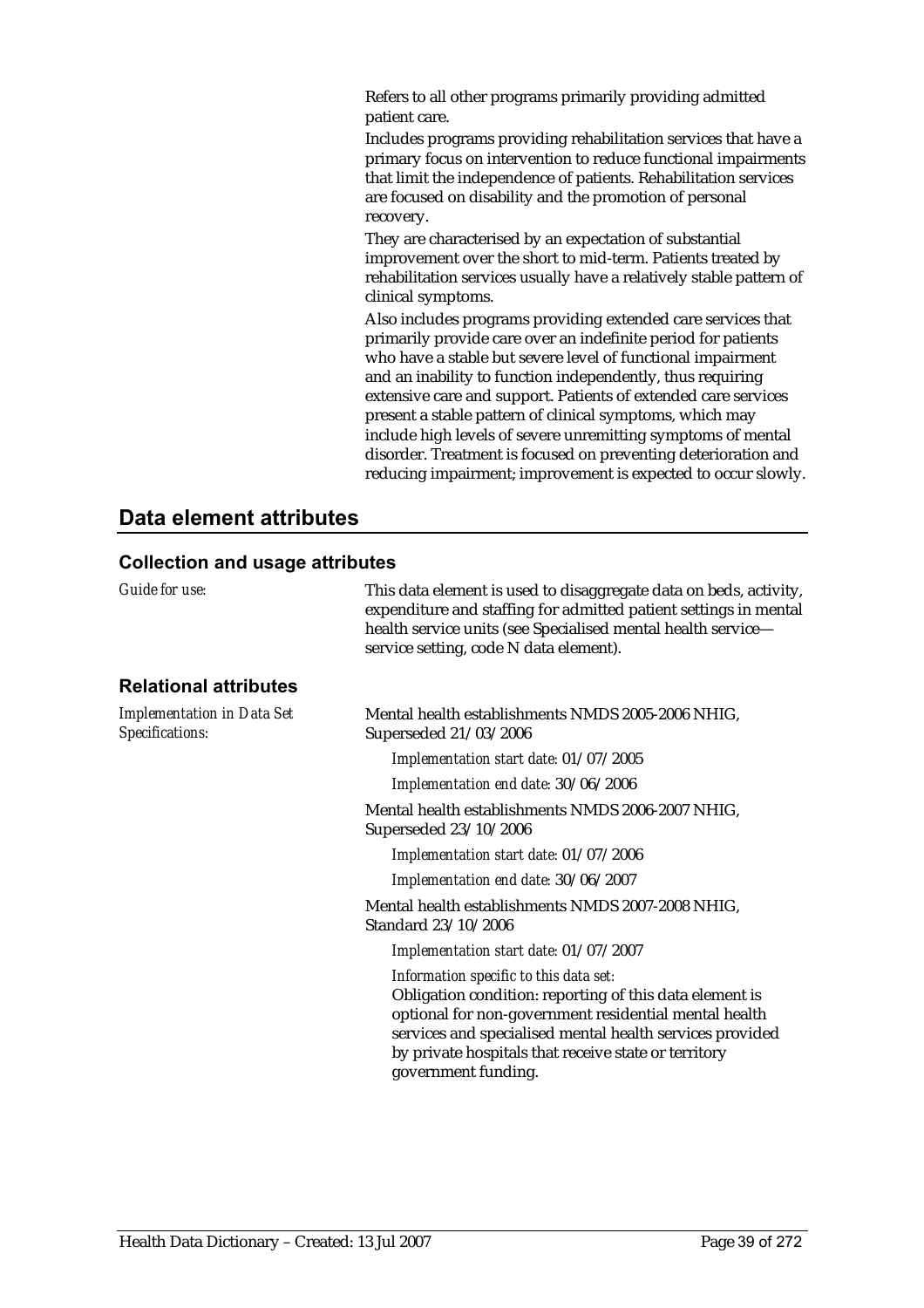Refers to all other programs primarily providing admitted patient care.

Includes programs providing rehabilitation services that have a primary focus on intervention to reduce functional impairments that limit the independence of patients. Rehabilitation services are focused on disability and the promotion of personal recovery.

They are characterised by an expectation of substantial improvement over the short to mid-term. Patients treated by rehabilitation services usually have a relatively stable pattern of clinical symptoms.

Also includes programs providing extended care services that primarily provide care over an indefinite period for patients who have a stable but severe level of functional impairment and an inability to function independently, thus requiring extensive care and support. Patients of extended care services present a stable pattern of clinical symptoms, which may include high levels of severe unremitting symptoms of mental disorder. Treatment is focused on preventing deterioration and reducing impairment; improvement is expected to occur slowly.

## Data element attributes

### Collection and usage attributes

*Guide for use:* This data element is used to disaggregate data on beds, activity, expenditure and staffing for admitted patient settings in mental health service units (see Specialised mental health service—service setting, code N data element).

### Relational attributes

*Implementation in Data Set Specifications:*

Mental health establishments NMDS 2005-2006 NHIG, Superseded 21/03/2006

*Implementation start date:* 01/07/2005

*Implementation end date:* 30/06/2006

Mental health establishments NMDS 2006-2007 NHIG, Superseded 23/10/2006

*Implementation start date:* 01/07/2006

*Implementation end date:* 30/06/2007

Mental health establishments NMDS 2007-2008 NHIG, Standard 23/10/2006

*Implementation start date:* 01/07/2007

*Information specific to this data set:*

Obligation condition: reporting of this data element is optional for non-government residential mental health services and specialised mental health services provided by private hospitals that receive state or territory government funding.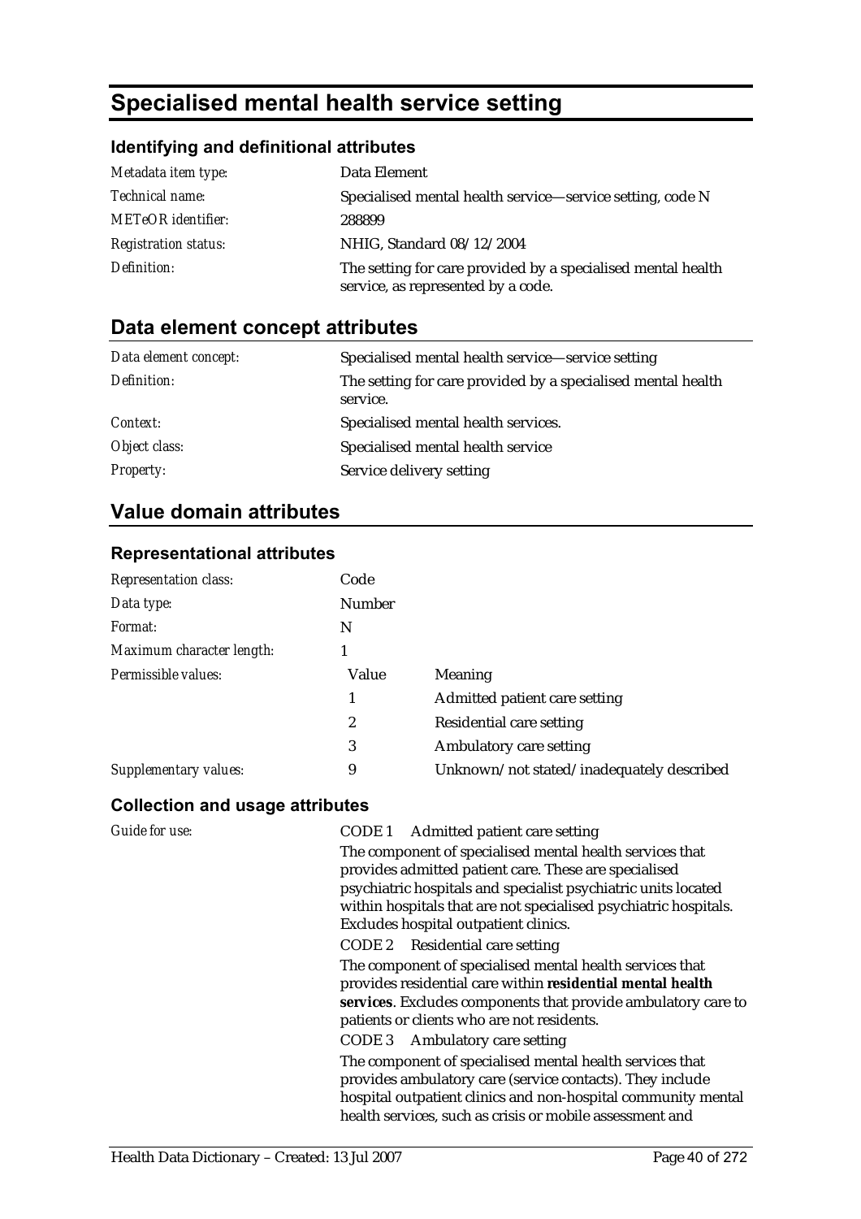# Specialised mental health service setting

## Identifying and definitional attributes

| | |
|---|---|
| *Metadata item type:* | Data Element |
| *Technical name:* | Specialised mental health service—service setting, code N |
| *METeOR identifier:* | 288899 |
| *Registration status:* | NHIG, Standard 08/12/2004 |
| *Definition:* | The setting for care provided by a specialised mental health service, as represented by a code. |

## Data element concept attributes

| | |
|---|---|
| *Data element concept:* | Specialised mental health service—service setting |
| *Definition:* | The setting for care provided by a specialised mental health service. |
| *Context:* | Specialised mental health services. |
| *Object class:* | Specialised mental health service |
| *Property:* | Service delivery setting |

## Value domain attributes

### Representational attributes

| | | |
|---|---|---|
| *Representation class:* | Code | |
| *Data type:* | Number | |
| *Format:* | N | |
| *Maximum character length:* | 1 | |
| *Permissible values:* | **Value** | **Meaning** |
| | 1 | Admitted patient care setting |
| | 2 | Residential care setting |
| | 3 | Ambulatory care setting |
| *Supplementary values:* | 9 | Unknown/not stated/inadequately described |

### Collection and usage attributes

*Guide for use:*

CODE 1 Admitted patient care setting

The component of specialised mental health services that provides admitted patient care. These are specialised psychiatric hospitals and specialist psychiatric units located within hospitals that are not specialised psychiatric hospitals. Excludes hospital outpatient clinics.

CODE 2 Residential care setting

The component of specialised mental health services that provides residential care within **residential mental health services**. Excludes components that provide ambulatory care to patients or clients who are not residents.

CODE 3 Ambulatory care setting

The component of specialised mental health services that provides ambulatory care (service contacts). They include hospital outpatient clinics and non-hospital community mental health services, such as crisis or mobile assessment and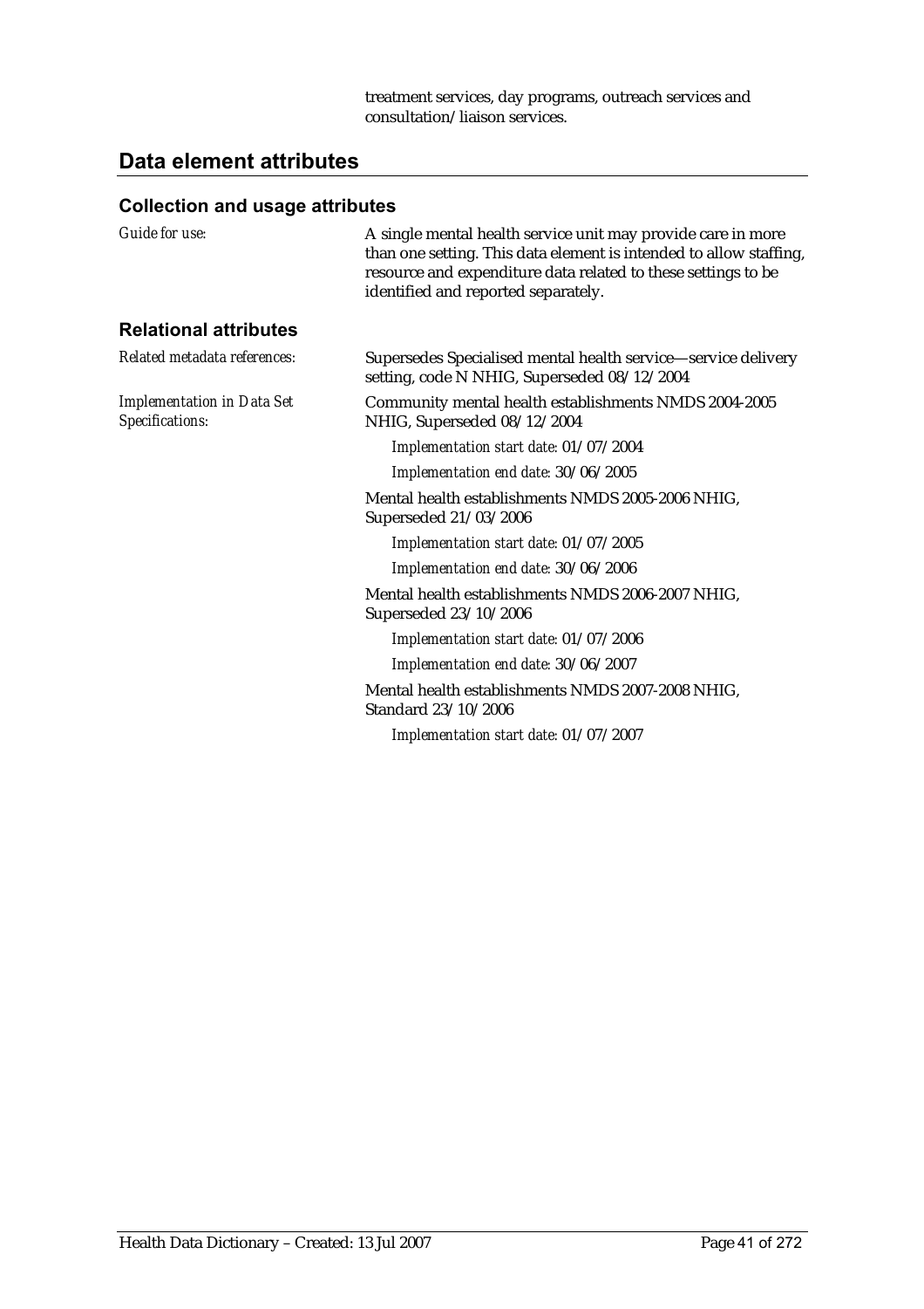treatment services, day programs, outreach services and consultation/liaison services.

## Data element attributes

### Collection and usage attributes

*Guide for use:*

A single mental health service unit may provide care in more than one setting. This data element is intended to allow staffing, resource and expenditure data related to these settings to be identified and reported separately.

### Relational attributes

*Related metadata references:*

Supersedes Specialised mental health service—service delivery setting, code N NHIG, Superseded 08/12/2004

*Implementation in Data Set Specifications:*

Community mental health establishments NMDS 2004-2005 NHIG, Superseded 08/12/2004

*Implementation start date:* 01/07/2004

*Implementation end date:* 30/06/2005

Mental health establishments NMDS 2005-2006 NHIG, Superseded 21/03/2006

*Implementation start date:* 01/07/2005

*Implementation end date:* 30/06/2006

Mental health establishments NMDS 2006-2007 NHIG, Superseded 23/10/2006

*Implementation start date:* 01/07/2006

*Implementation end date:* 30/06/2007

Mental health establishments NMDS 2007-2008 NHIG, Standard 23/10/2006

*Implementation start date:* 01/07/2007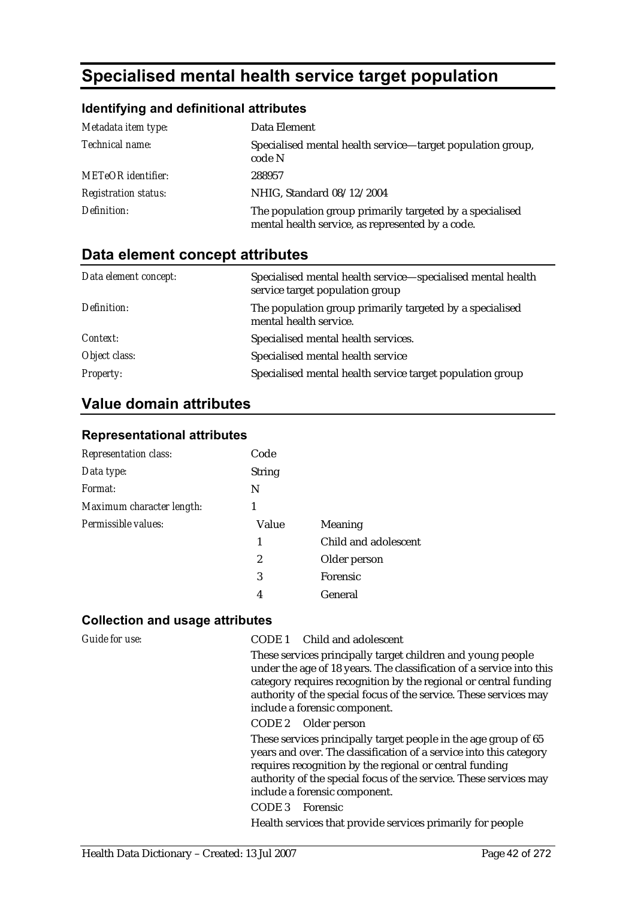# Specialised mental health service target population

## Identifying and definitional attributes

| | |
|---|---|
| *Metadata item type:* | Data Element |
| *Technical name:* | Specialised mental health service—target population group, code N |
| *METeOR identifier:* | 288957 |
| *Registration status:* | NHIG, Standard 08/12/2004 |
| *Definition:* | The population group primarily targeted by a specialised mental health service, as represented by a code. |

## Data element concept attributes

| | |
|---|---|
| *Data element concept:* | Specialised mental health service—specialised mental health service target population group |
| *Definition:* | The population group primarily targeted by a specialised mental health service. |
| *Context:* | Specialised mental health services. |
| *Object class:* | Specialised mental health service |
| *Property:* | Specialised mental health service target population group |

## Value domain attributes

### Representational attributes

| | | |
|---|---|---|
| *Representation class:* | Code | |
| *Data type:* | String | |
| *Format:* | N | |
| *Maximum character length:* | 1 | |
| *Permissible values:* | **Value** | **Meaning** |
| | 1 | Child and adolescent |
| | 2 | Older person |
| | 3 | Forensic |
| | 4 | General |

### Collection and usage attributes

*Guide for use:*

CODE 1 Child and adolescent

These services principally target children and young people under the age of 18 years. The classification of a service into this category requires recognition by the regional or central funding authority of the special focus of the service. These services may include a forensic component.

CODE 2 Older person

These services principally target people in the age group of 65 years and over. The classification of a service into this category requires recognition by the regional or central funding authority of the special focus of the service. These services may include a forensic component.

CODE 3 Forensic

Health services that provide services primarily for people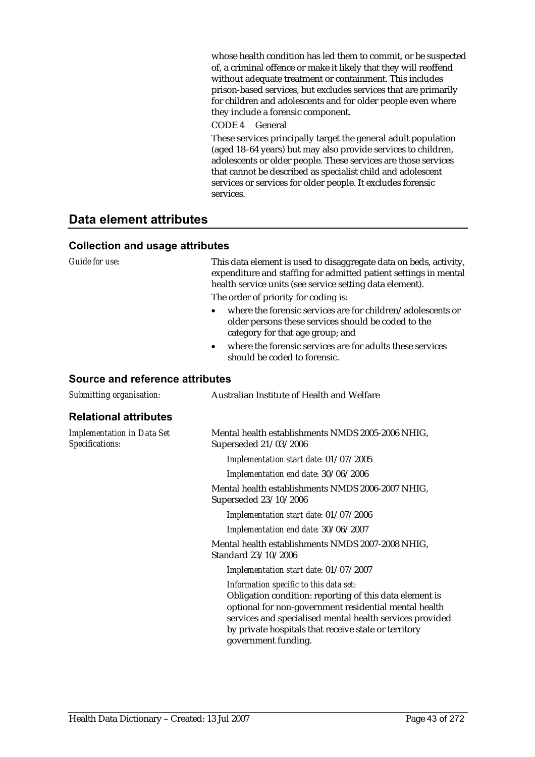whose health condition has led them to commit, or be suspected of, a criminal offence or make it likely that they will reoffend without adequate treatment or containment. This includes prison-based services, but excludes services that are primarily for children and adolescents and for older people even where they include a forensic component.

CODE 4 General

These services principally target the general adult population (aged 18–64 years) but may also provide services to children, adolescents or older people. These services are those services that cannot be described as specialist child and adolescent services or services for older people. It excludes forensic services.

## Data element attributes

### Collection and usage attributes

*Guide for use:*

This data element is used to disaggregate data on beds, activity, expenditure and staffing for admitted patient settings in mental health service units (see service setting data element).

The order of priority for coding is:

- where the forensic services are for children/adolescents or older persons these services should be coded to the category for that age group; and
- where the forensic services are for adults these services should be coded to forensic.

### Source and reference attributes

*Submitting organisation:* Australian Institute of Health and Welfare

### Relational attributes

*Implementation in Data Set Specifications:*

Mental health establishments NMDS 2005-2006 NHIG, Superseded 21/03/2006

*Implementation start date:* 01/07/2005

*Implementation end date:* 30/06/2006

Mental health establishments NMDS 2006-2007 NHIG, Superseded 23/10/2006

*Implementation start date:* 01/07/2006

*Implementation end date:* 30/06/2007

Mental health establishments NMDS 2007-2008 NHIG, Standard 23/10/2006

*Implementation start date:* 01/07/2007

*Information specific to this data set:*

Obligation condition: reporting of this data element is optional for non-government residential mental health services and specialised mental health services provided by private hospitals that receive state or territory government funding.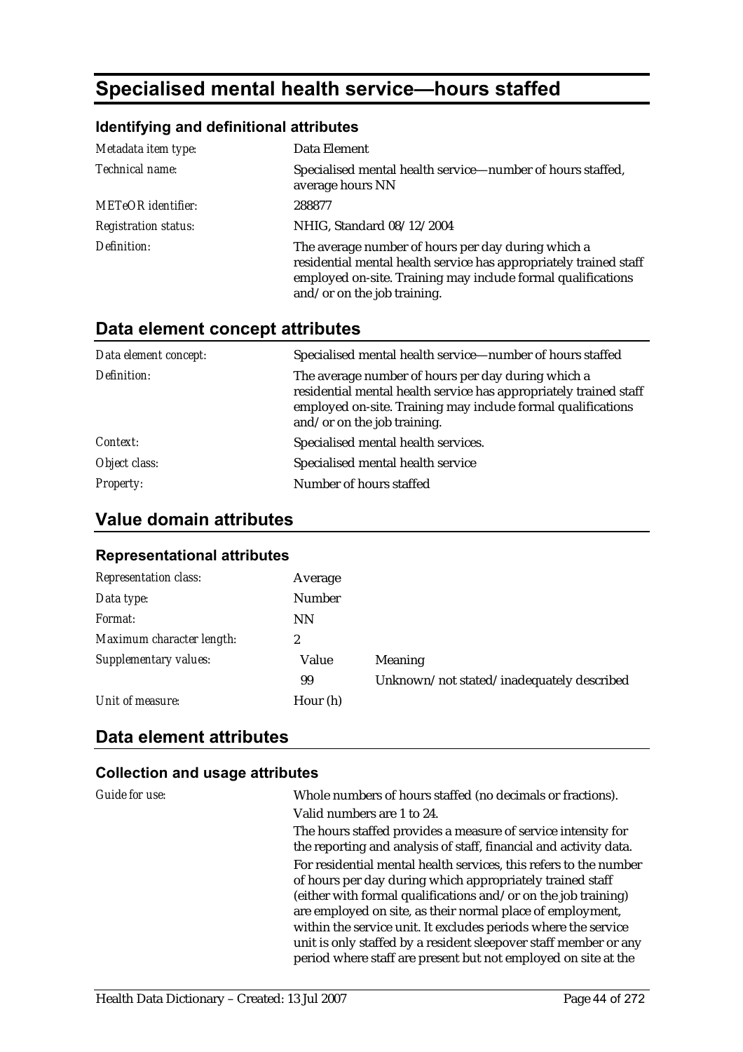# Specialised mental health service—hours staffed

## Identifying and definitional attributes

| | |
|---|---|
| *Metadata item type:* | Data Element |
| *Technical name:* | Specialised mental health service—number of hours staffed, average hours NN |
| *METeOR identifier:* | 288877 |
| *Registration status:* | NHIG, Standard 08/12/2004 |
| *Definition:* | The average number of hours per day during which a residential mental health service has appropriately trained staff employed on-site. Training may include formal qualifications and/or on the job training. |

## Data element concept attributes

| | |
|---|---|
| *Data element concept:* | Specialised mental health service—number of hours staffed |
| *Definition:* | The average number of hours per day during which a residential mental health service has appropriately trained staff employed on-site. Training may include formal qualifications and/or on the job training. |
| *Context:* | Specialised mental health services. |
| *Object class:* | Specialised mental health service |
| *Property:* | Number of hours staffed |

## Value domain attributes

### Representational attributes

| | | |
|---|---|---|
| *Representation class:* | Average | |
| *Data type:* | Number | |
| *Format:* | NN | |
| *Maximum character length:* | 2 | |
| *Supplementary values:* | Value | Meaning |
| | 99 | Unknown/not stated/inadequately described |
| *Unit of measure:* | Hour (h) | |

## Data element attributes

### Collection and usage attributes

*Guide for use:*

Whole numbers of hours staffed (no decimals or fractions).

Valid numbers are 1 to 24.

The hours staffed provides a measure of service intensity for the reporting and analysis of staff, financial and activity data.

For residential mental health services, this refers to the number of hours per day during which appropriately trained staff (either with formal qualifications and/or on the job training) are employed on site, as their normal place of employment, within the service unit. It excludes periods where the service unit is only staffed by a resident sleepover staff member or any period where staff are present but not employed on site at the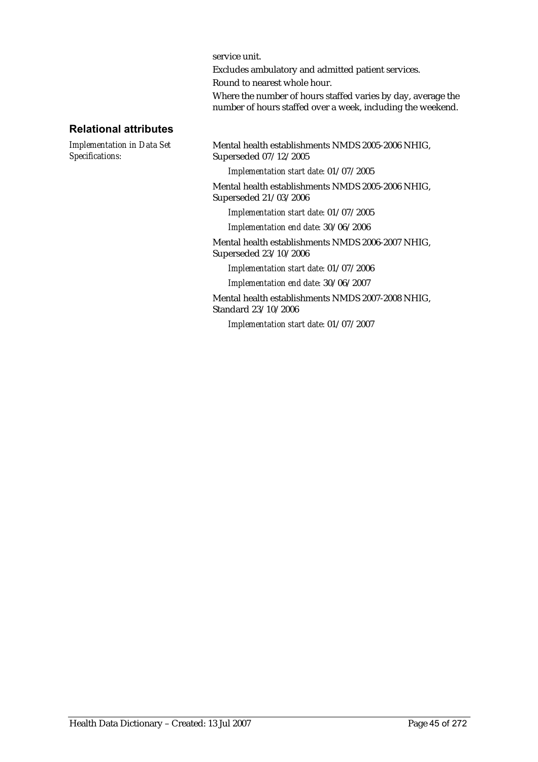service unit.

Excludes ambulatory and admitted patient services.

Round to nearest whole hour.

Where the number of hours staffed varies by day, average the number of hours staffed over a week, including the weekend.

## Relational attributes

*Implementation in Data Set Specifications:*

Mental health establishments NMDS 2005-2006 NHIG, Superseded 07/12/2005

*Implementation start date:* 01/07/2005

Mental health establishments NMDS 2005-2006 NHIG, Superseded 21/03/2006

*Implementation start date:* 01/07/2005

*Implementation end date:* 30/06/2006

Mental health establishments NMDS 2006-2007 NHIG, Superseded 23/10/2006

*Implementation start date:* 01/07/2006

*Implementation end date:* 30/06/2007

Mental health establishments NMDS 2007-2008 NHIG, Standard 23/10/2006

*Implementation start date:* 01/07/2007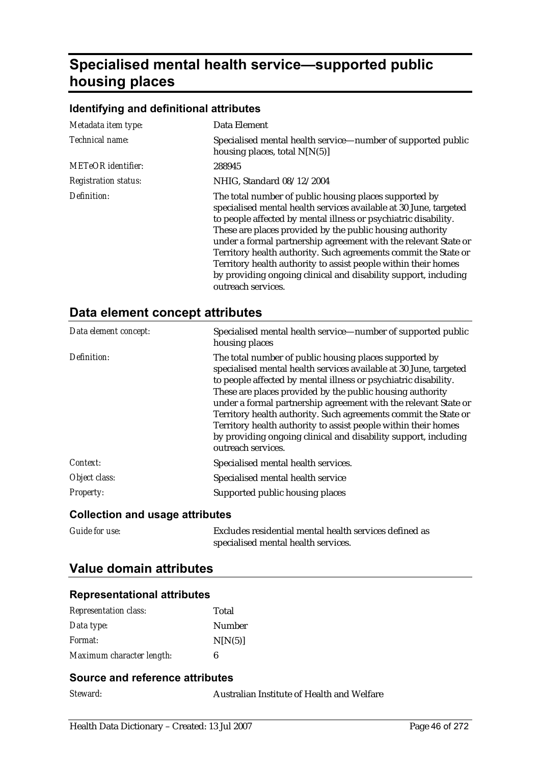# Specialised mental health service—supported public housing places

### Identifying and definitional attributes

| | |
|---|---|
| *Metadata item type:* | Data Element |
| *Technical name:* | Specialised mental health service—number of supported public housing places, total N[N(5)] |
| *METeOR identifier:* | 288945 |
| *Registration status:* | NHIG, Standard 08/12/2004 |
| *Definition:* | The total number of public housing places supported by specialised mental health services available at 30 June, targeted to people affected by mental illness or psychiatric disability. These are places provided by the public housing authority under a formal partnership agreement with the relevant State or Territory health authority. Such agreements commit the State or Territory health authority to assist people within their homes by providing ongoing clinical and disability support, including outreach services. |

## Data element concept attributes

| | |
|---|---|
| *Data element concept:* | Specialised mental health service—number of supported public housing places |
| *Definition:* | The total number of public housing places supported by specialised mental health services available at 30 June, targeted to people affected by mental illness or psychiatric disability. These are places provided by the public housing authority under a formal partnership agreement with the relevant State or Territory health authority. Such agreements commit the State or Territory health authority to assist people within their homes by providing ongoing clinical and disability support, including outreach services. |
| *Context:* | Specialised mental health services. |
| *Object class:* | Specialised mental health service |
| *Property:* | Supported public housing places |

### Collection and usage attributes

| | |
|---|---|
| *Guide for use:* | Excludes residential mental health services defined as specialised mental health services. |

## Value domain attributes

### Representational attributes

| | |
|---|---|
| *Representation class:* | Total |
| *Data type:* | Number |
| *Format:* | N[N(5)] |
| *Maximum character length:* | 6 |

### Source and reference attributes

| | |
|---|---|
| *Steward:* | Australian Institute of Health and Welfare |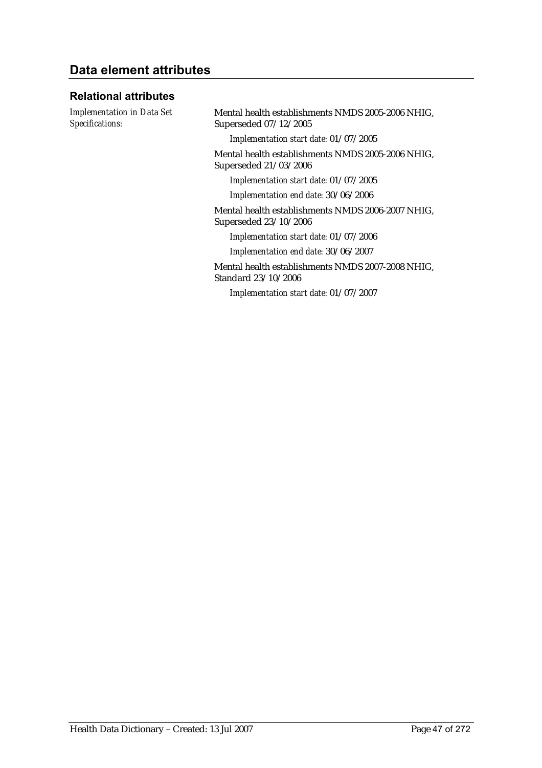## Data element attributes

### Relational attributes

*Implementation in Data Set Specifications:*

Mental health establishments NMDS 2005-2006 NHIG, Superseded 07/12/2005

*Implementation start date:* 01/07/2005

Mental health establishments NMDS 2005-2006 NHIG, Superseded 21/03/2006

*Implementation start date:* 01/07/2005

*Implementation end date:* 30/06/2006

Mental health establishments NMDS 2006-2007 NHIG, Superseded 23/10/2006

*Implementation start date:* 01/07/2006

*Implementation end date:* 30/06/2007

Mental health establishments NMDS 2007-2008 NHIG, Standard 23/10/2006

*Implementation start date:* 01/07/2007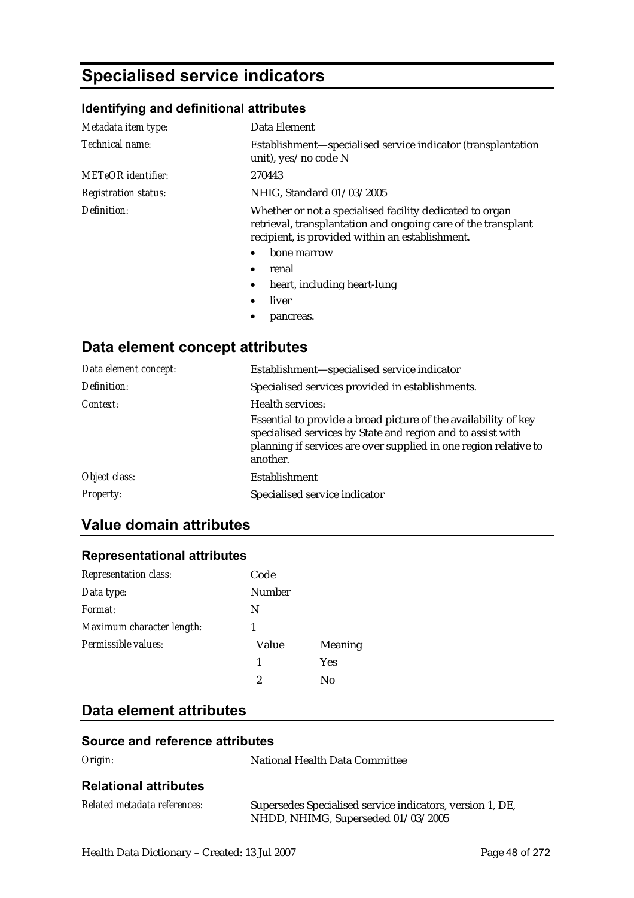# Specialised service indicators

### Identifying and definitional attributes

| | |
|---|---|
| *Metadata item type:* | Data Element |
| *Technical name:* | Establishment—specialised service indicator (transplantation unit), yes/no code N |
| *METeOR identifier:* | 270443 |
| *Registration status:* | NHIG, Standard 01/03/2005 |
| *Definition:* | Whether or not a specialised facility dedicated to organ retrieval, transplantation and ongoing care of the transplant recipient, is provided within an establishment. |

- bone marrow
- renal
- heart, including heart-lung
- liver
- pancreas.

## Data element concept attributes

| | |
|---|---|
| *Data element concept:* | Establishment—specialised service indicator |
| *Definition:* | Specialised services provided in establishments. |
| *Context:* | Health services: Essential to provide a broad picture of the availability of key specialised services by State and region and to assist with planning if services are over supplied in one region relative to another. |
| *Object class:* | Establishment |
| *Property:* | Specialised service indicator |

## Value domain attributes

### Representational attributes

| | | |
|---|---|---|
| *Representation class:* | Code | |
| *Data type:* | Number | |
| *Format:* | N | |
| *Maximum character length:* | 1 | |
| *Permissible values:* | Value | Meaning |
| | 1 | Yes |
| | 2 | No |

## Data element attributes

### Source and reference attributes

| | |
|---|---|
| *Origin:* | National Health Data Committee |

### Relational attributes

| | |
|---|---|
| *Related metadata references:* | Supersedes Specialised service indicators, version 1, DE, NHDD, NHIMG, Superseded 01/03/2005 |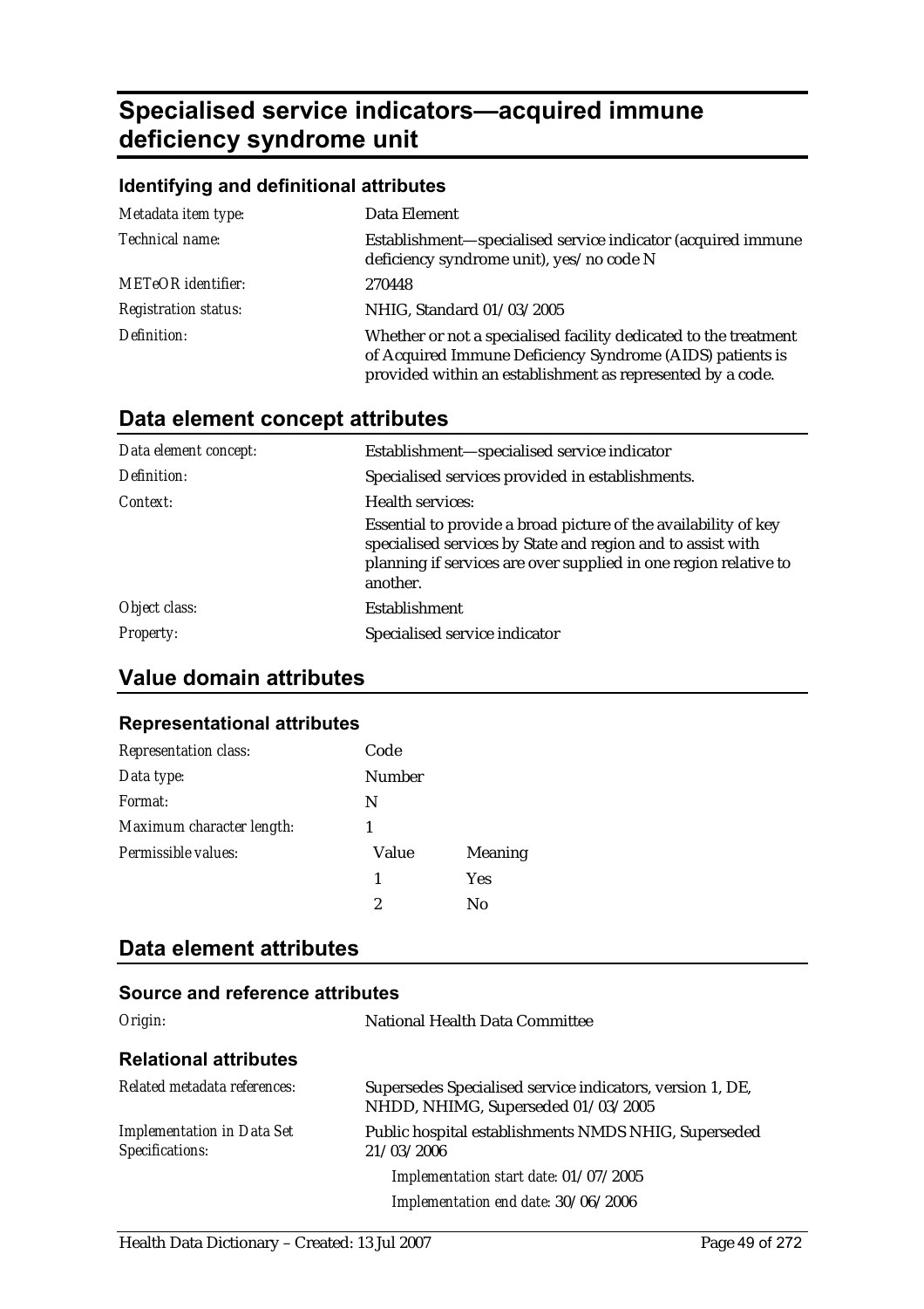# Specialised service indicators—acquired immune deficiency syndrome unit

### Identifying and definitional attributes

| | |
|---|---|
| *Metadata item type:* | Data Element |
| *Technical name:* | Establishment—specialised service indicator (acquired immune deficiency syndrome unit), yes/no code N |
| *METeOR identifier:* | 270448 |
| *Registration status:* | NHIG, Standard 01/03/2005 |
| *Definition:* | Whether or not a specialised facility dedicated to the treatment of Acquired Immune Deficiency Syndrome (AIDS) patients is provided within an establishment as represented by a code. |

## Data element concept attributes

| | |
|---|---|
| *Data element concept:* | Establishment—specialised service indicator |
| *Definition:* | Specialised services provided in establishments. |
| *Context:* | Health services:<br><br>Essential to provide a broad picture of the availability of key specialised services by State and region and to assist with planning if services are over supplied in one region relative to another. |
| *Object class:* | Establishment |
| *Property:* | Specialised service indicator |

## Value domain attributes

### Representational attributes

| | | |
|---|---|---|
| *Representation class:* | Code | |
| *Data type:* | Number | |
| *Format:* | N | |
| *Maximum character length:* | 1 | |
| *Permissible values:* | Value | Meaning |
| | 1 | Yes |
| | 2 | No |

## Data element attributes

### Source and reference attributes

| | |
|---|---|
| *Origin:* | National Health Data Committee |

### Relational attributes

| | |
|---|---|
| *Related metadata references:* | Supersedes Specialised service indicators, version 1, DE, NHDD, NHIMG, Superseded 01/03/2005 |
| *Implementation in Data Set Specifications:* | Public hospital establishments NMDS NHIG, Superseded 21/03/2006<br>*Implementation start date:* 01/07/2005<br>*Implementation end date:* 30/06/2006 |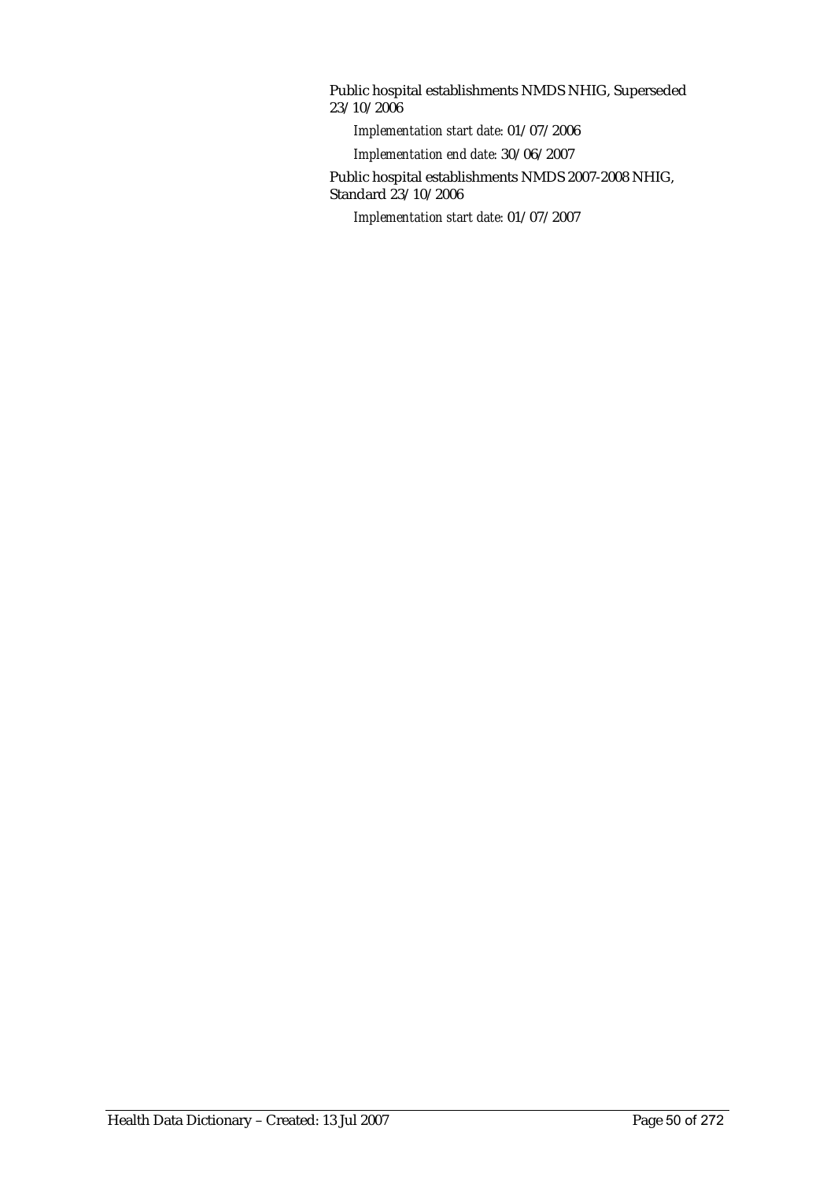Public hospital establishments NMDS NHIG, Superseded 23/10/2006

*Implementation start date:* 01/07/2006

*Implementation end date:* 30/06/2007

Public hospital establishments NMDS 2007-2008 NHIG, Standard 23/10/2006

*Implementation start date:* 01/07/2007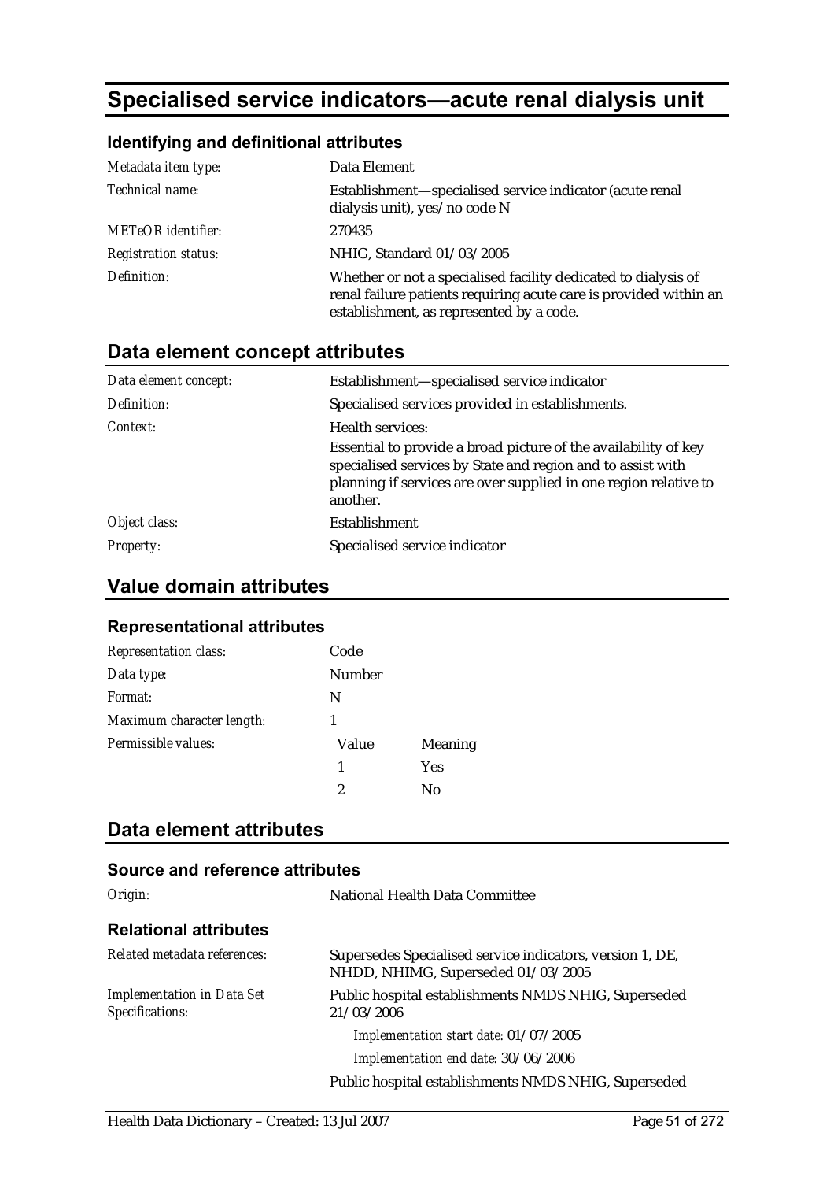# Specialised service indicators—acute renal dialysis unit

### Identifying and definitional attributes

| | |
|---|---|
| *Metadata item type:* | Data Element |
| *Technical name:* | Establishment—specialised service indicator (acute renal dialysis unit), yes/no code N |
| *METeOR identifier:* | 270435 |
| *Registration status:* | NHIG, Standard 01/03/2005 |
| *Definition:* | Whether or not a specialised facility dedicated to dialysis of renal failure patients requiring acute care is provided within an establishment, as represented by a code. |

## Data element concept attributes

| | |
|---|---|
| *Data element concept:* | Establishment—specialised service indicator |
| *Definition:* | Specialised services provided in establishments. |
| *Context:* | Health services:<br>Essential to provide a broad picture of the availability of key specialised services by State and region and to assist with planning if services are over supplied in one region relative to another. |
| *Object class:* | Establishment |
| *Property:* | Specialised service indicator |

## Value domain attributes

### Representational attributes

| | | |
|---|---|---|
| *Representation class:* | Code | |
| *Data type:* | Number | |
| *Format:* | N | |
| *Maximum character length:* | 1 | |
| *Permissible values:* | Value | Meaning |
| | 1 | Yes |
| | 2 | No |

## Data element attributes

### Source and reference attributes

| | |
|---|---|
| *Origin:* | National Health Data Committee |

### Relational attributes

| | |
|---|---|
| *Related metadata references:* | Supersedes Specialised service indicators, version 1, DE, NHDD, NHIMG, Superseded 01/03/2005 |
| *Implementation in Data Set Specifications:* | Public hospital establishments NMDS NHIG, Superseded 21/03/2006<br>*Implementation start date:* 01/07/2005<br>*Implementation end date:* 30/06/2006<br>Public hospital establishments NMDS NHIG, Superseded |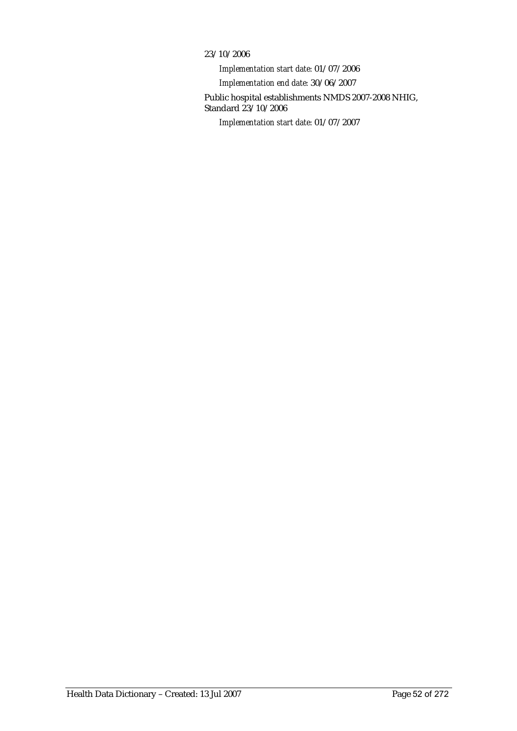23/10/2006

*Implementation start date:* 01/07/2006

*Implementation end date:* 30/06/2007

Public hospital establishments NMDS 2007-2008 NHIG, Standard 23/10/2006

*Implementation start date:* 01/07/2007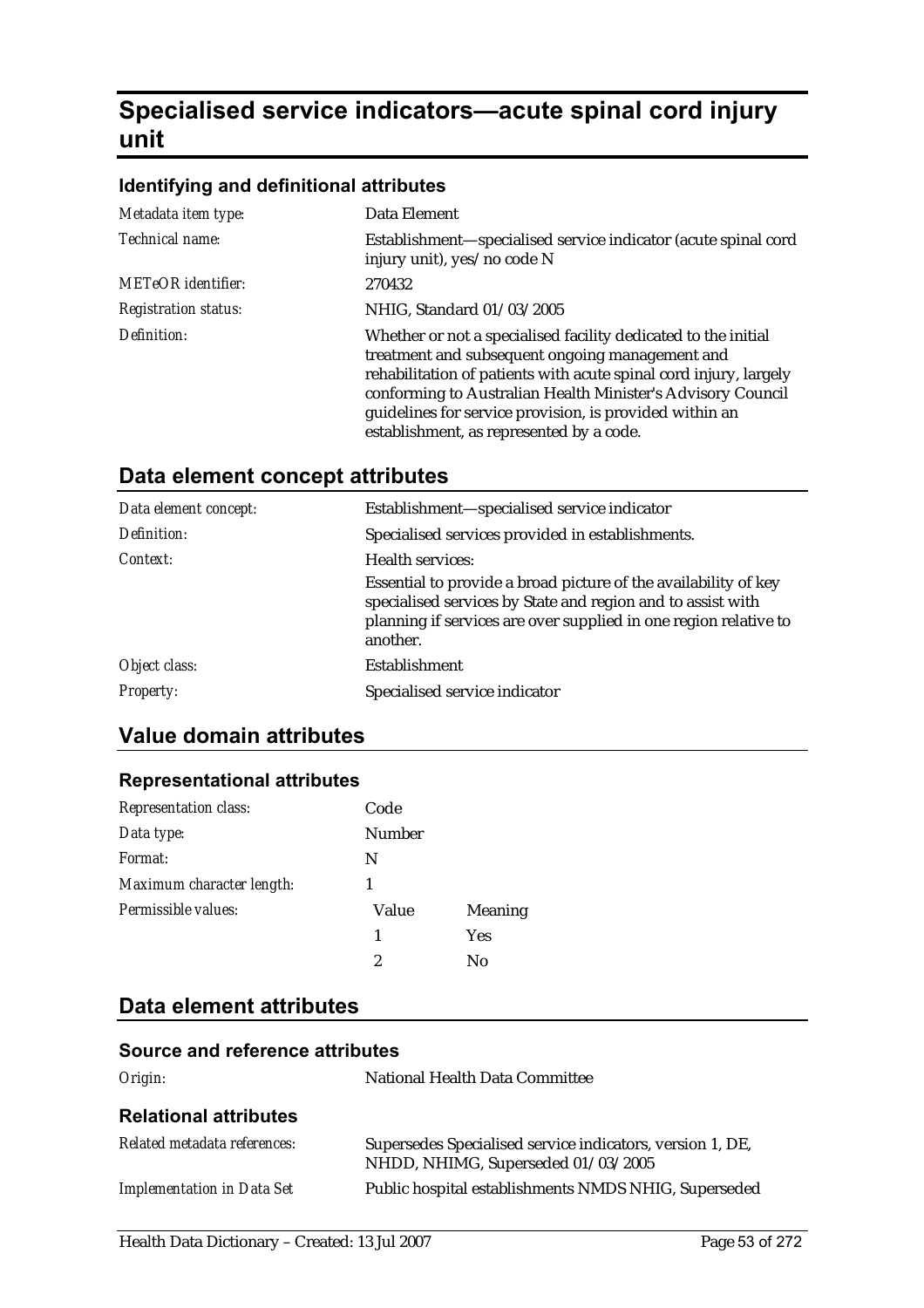# Specialised service indicators—acute spinal cord injury unit

### Identifying and definitional attributes

| | |
|---|---|
| *Metadata item type:* | Data Element |
| *Technical name:* | Establishment—specialised service indicator (acute spinal cord injury unit), yes/no code N |
| *METeOR identifier:* | 270432 |
| *Registration status:* | NHIG, Standard 01/03/2005 |
| *Definition:* | Whether or not a specialised facility dedicated to the initial treatment and subsequent ongoing management and rehabilitation of patients with acute spinal cord injury, largely conforming to Australian Health Minister's Advisory Council guidelines for service provision, is provided within an establishment, as represented by a code. |

## Data element concept attributes

| | |
|---|---|
| *Data element concept:* | Establishment—specialised service indicator |
| *Definition:* | Specialised services provided in establishments. |
| *Context:* | Health services:<br>Essential to provide a broad picture of the availability of key specialised services by State and region and to assist with planning if services are over supplied in one region relative to another. |
| *Object class:* | Establishment |
| *Property:* | Specialised service indicator |

## Value domain attributes

### Representational attributes

| | | |
|---|---|---|
| *Representation class:* | Code | |
| *Data type:* | Number | |
| *Format:* | N | |
| *Maximum character length:* | 1 | |
| *Permissible values:* | Value | Meaning |
| | 1 | Yes |
| | 2 | No |

## Data element attributes

### Source and reference attributes

| | |
|---|---|
| *Origin:* | National Health Data Committee |

### Relational attributes

| | |
|---|---|
| *Related metadata references:* | Supersedes Specialised service indicators, version 1, DE, NHDD, NHIMG, Superseded 01/03/2005 |
| *Implementation in Data Set* | Public hospital establishments NMDS NHIG, Superseded |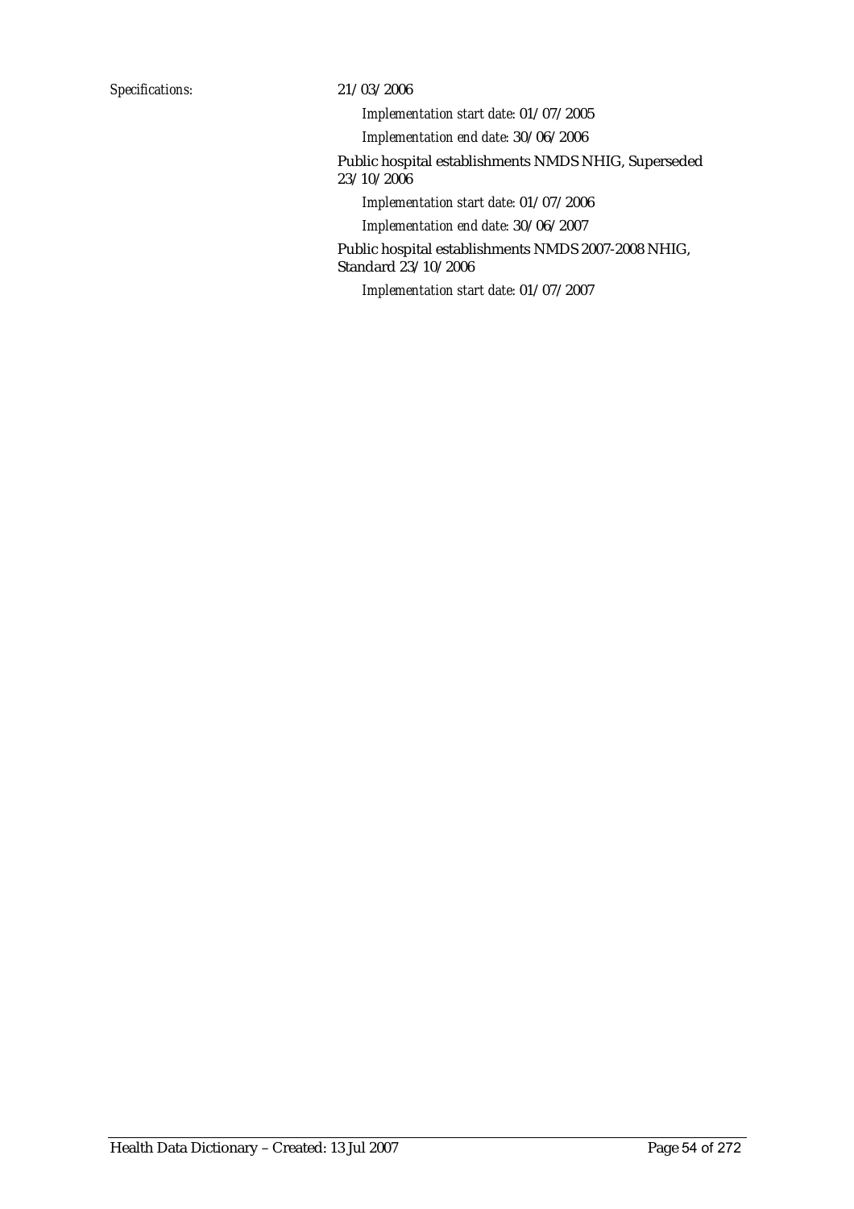*Specifications:* 21/03/2006

*Implementation start date:* 01/07/2005

*Implementation end date:* 30/06/2006

Public hospital establishments NMDS NHIG, Superseded 23/10/2006

*Implementation start date:* 01/07/2006

*Implementation end date:* 30/06/2007

Public hospital establishments NMDS 2007-2008 NHIG, Standard 23/10/2006

*Implementation start date:* 01/07/2007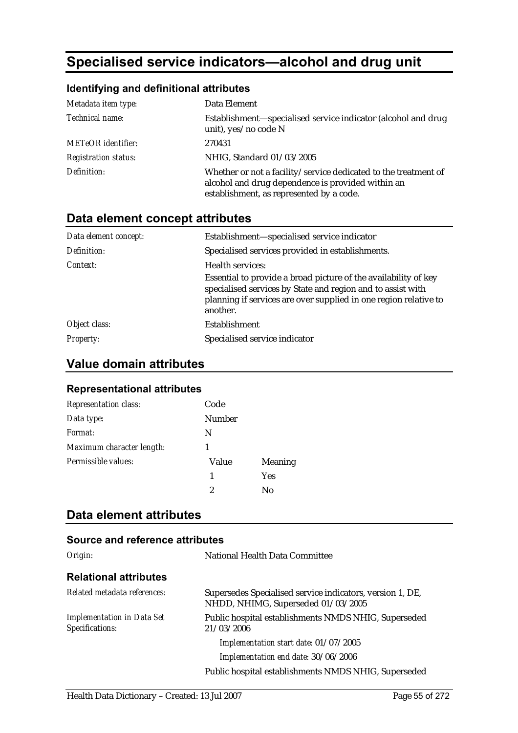# Specialised service indicators—alcohol and drug unit

### Identifying and definitional attributes

| | |
|---|---|
| *Metadata item type:* | Data Element |
| *Technical name:* | Establishment—specialised service indicator (alcohol and drug unit), yes/no code N |
| *METeOR identifier:* | 270431 |
| *Registration status:* | NHIG, Standard 01/03/2005 |
| *Definition:* | Whether or not a facility/service dedicated to the treatment of alcohol and drug dependence is provided within an establishment, as represented by a code. |

## Data element concept attributes

| | |
|---|---|
| *Data element concept:* | Establishment—specialised service indicator |
| *Definition:* | Specialised services provided in establishments. |
| *Context:* | Health services: Essential to provide a broad picture of the availability of key specialised services by State and region and to assist with planning if services are over supplied in one region relative to another. |
| *Object class:* | Establishment |
| *Property:* | Specialised service indicator |

## Value domain attributes

### Representational attributes

| | | |
|---|---|---|
| *Representation class:* | Code | |
| *Data type:* | Number | |
| *Format:* | N | |
| *Maximum character length:* | 1 | |
| *Permissible values:* | Value | Meaning |
| | 1 | Yes |
| | 2 | No |

## Data element attributes

### Source and reference attributes

| | |
|---|---|
| *Origin:* | National Health Data Committee |

### Relational attributes

| | |
|---|---|
| *Related metadata references:* | Supersedes Specialised service indicators, version 1, DE, NHDD, NHIMG, Superseded 01/03/2005 |
| *Implementation in Data Set Specifications:* | Public hospital establishments NMDS NHIG, Superseded 21/03/2006 |
| | *Implementation start date:* 01/07/2005 |
| | *Implementation end date:* 30/06/2006 |
| | Public hospital establishments NMDS NHIG, Superseded |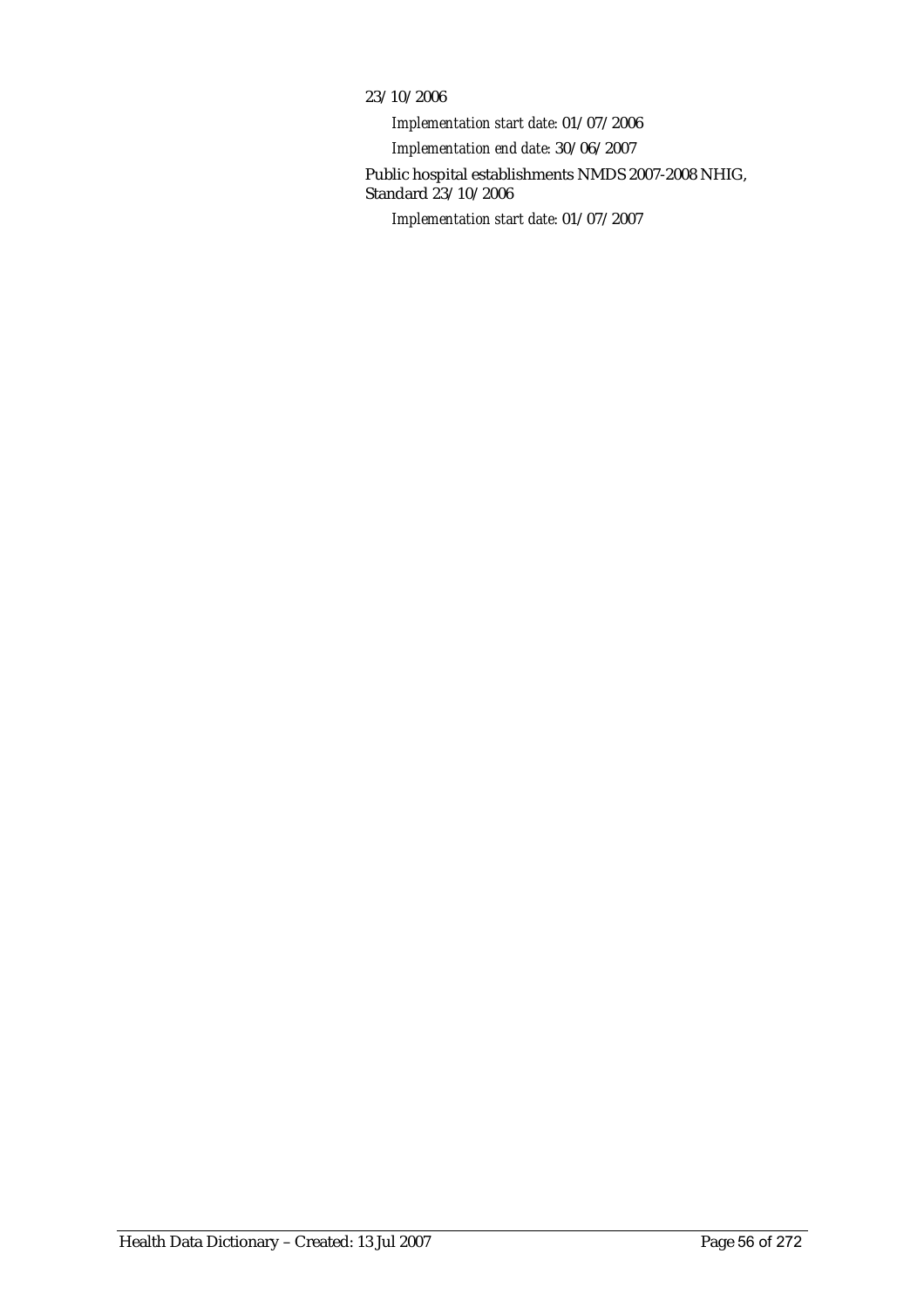23/10/2006

*Implementation start date:* 01/07/2006

*Implementation end date:* 30/06/2007

Public hospital establishments NMDS 2007-2008 NHIG, Standard 23/10/2006

*Implementation start date:* 01/07/2007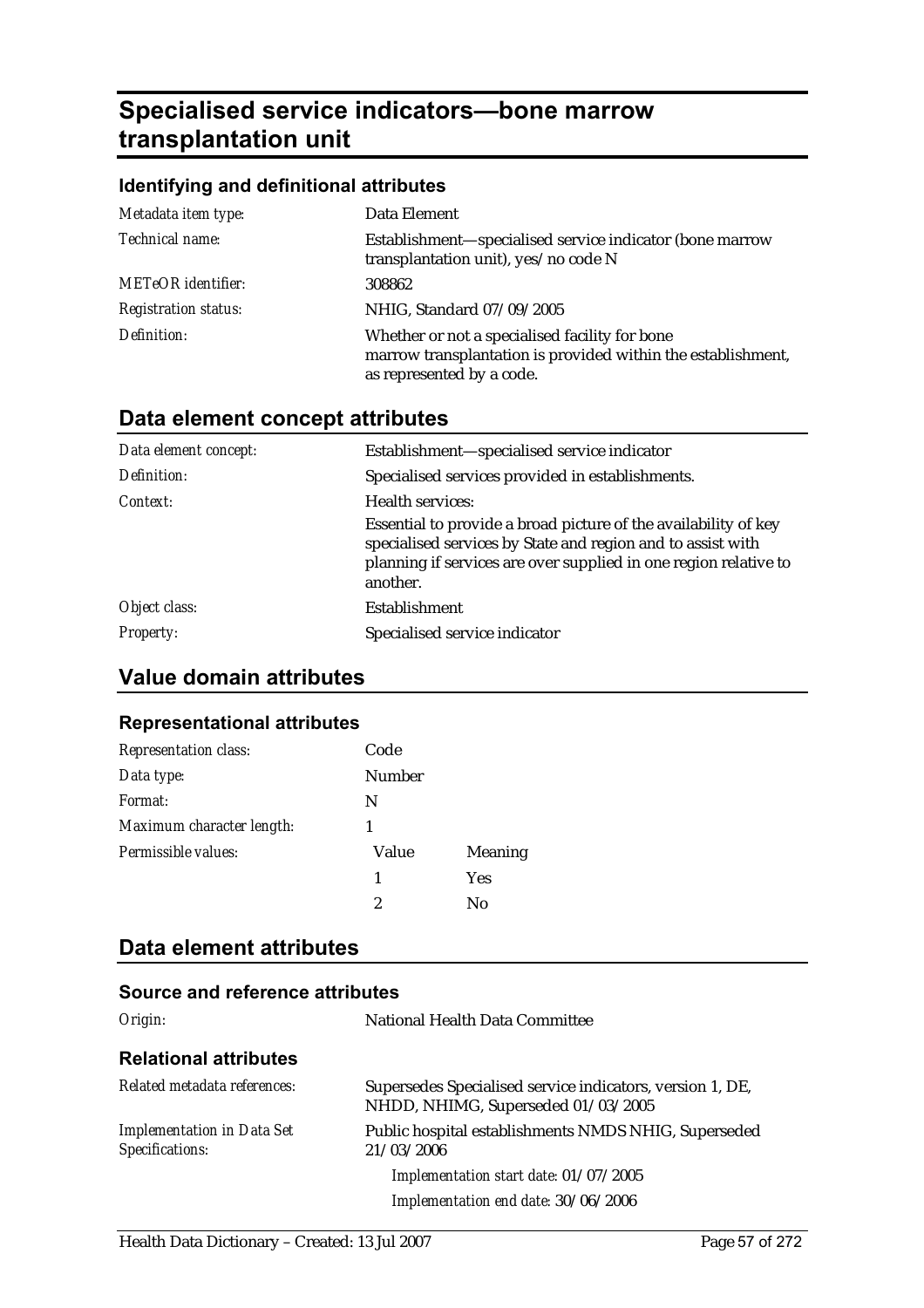# Specialised service indicators—bone marrow transplantation unit

### Identifying and definitional attributes

| | |
|---|---|
| *Metadata item type:* | Data Element |
| *Technical name:* | Establishment—specialised service indicator (bone marrow transplantation unit), yes/no code N |
| *METeOR identifier:* | 308862 |
| *Registration status:* | NHIG, Standard 07/09/2005 |
| *Definition:* | Whether or not a specialised facility for bone marrow transplantation is provided within the establishment, as represented by a code. |

## Data element concept attributes

| | |
|---|---|
| *Data element concept:* | Establishment—specialised service indicator |
| *Definition:* | Specialised services provided in establishments. |
| *Context:* | Health services:<br>Essential to provide a broad picture of the availability of key specialised services by State and region and to assist with planning if services are over supplied in one region relative to another. |
| *Object class:* | Establishment |
| *Property:* | Specialised service indicator |

## Value domain attributes

### Representational attributes

| | | |
|---|---|---|
| *Representation class:* | Code | |
| *Data type:* | Number | |
| *Format:* | N | |
| *Maximum character length:* | 1 | |
| *Permissible values:* | Value | Meaning |
| | 1 | Yes |
| | 2 | No |

## Data element attributes

### Source and reference attributes

| | |
|---|---|
| *Origin:* | National Health Data Committee |

### Relational attributes

| | |
|---|---|
| *Related metadata references:* | Supersedes Specialised service indicators, version 1, DE, NHDD, NHIMG, Superseded 01/03/2005 |
| *Implementation in Data Set Specifications:* | Public hospital establishments NMDS NHIG, Superseded 21/03/2006<br>*Implementation start date:* 01/07/2005<br>*Implementation end date:* 30/06/2006 |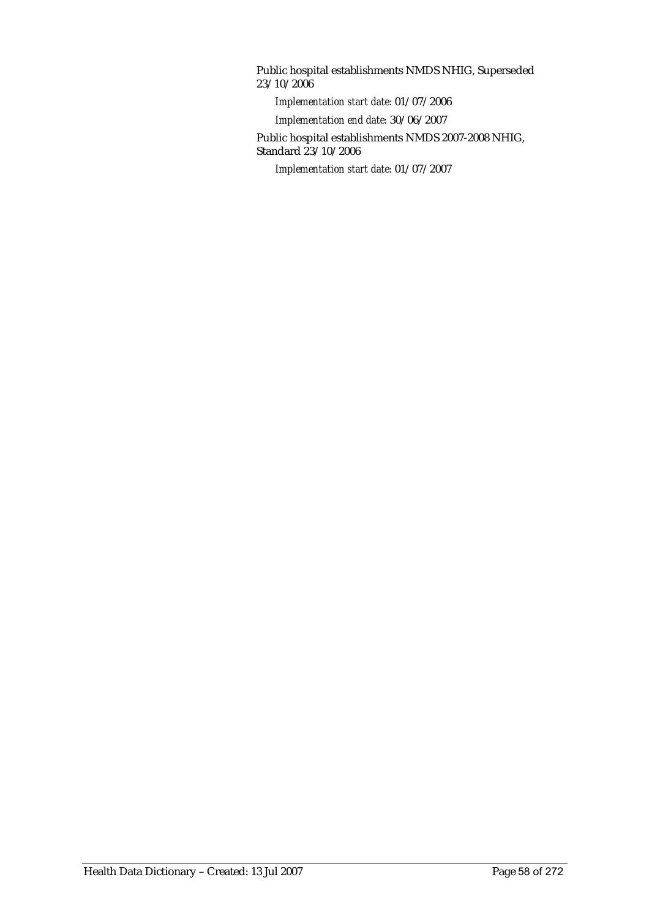Public hospital establishments NMDS NHIG, Superseded 23/10/2006

*Implementation start date:* 01/07/2006

*Implementation end date:* 30/06/2007

Public hospital establishments NMDS 2007-2008 NHIG, Standard 23/10/2006

*Implementation start date:* 01/07/2007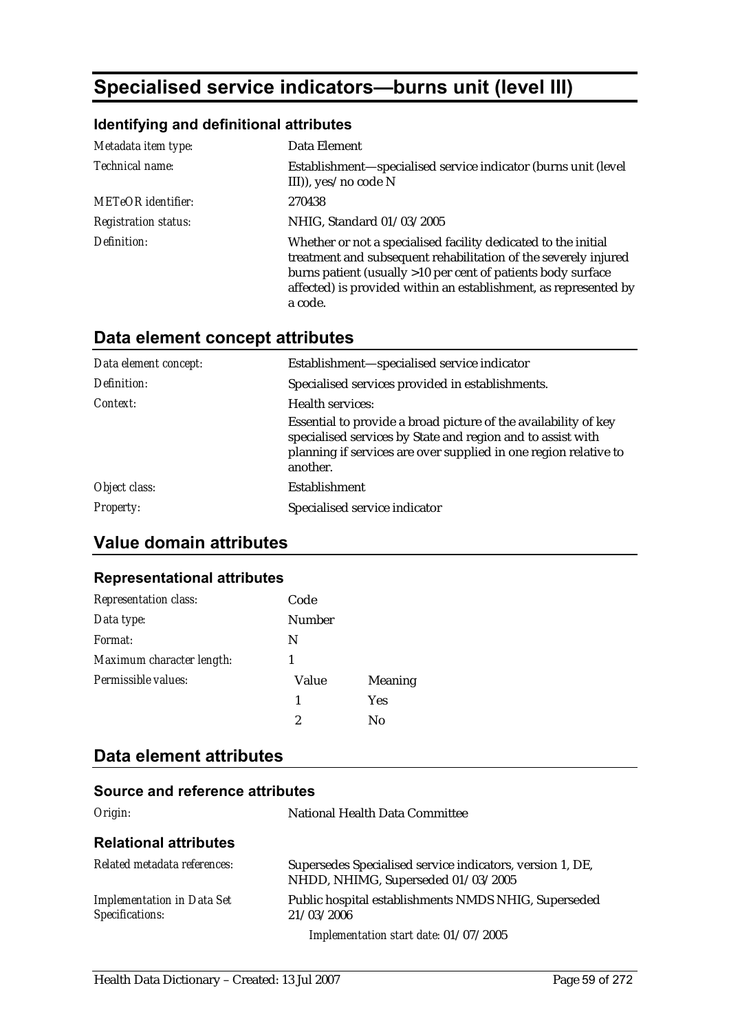# Specialised service indicators—burns unit (level III)

### Identifying and definitional attributes

| | |
|---|---|
| *Metadata item type:* | Data Element |
| *Technical name:* | Establishment—specialised service indicator (burns unit (level III)), yes/no code N |
| *METeOR identifier:* | 270438 |
| *Registration status:* | NHIG, Standard 01/03/2005 |
| *Definition:* | Whether or not a specialised facility dedicated to the initial treatment and subsequent rehabilitation of the severely injured burns patient (usually >10 per cent of patients body surface affected) is provided within an establishment, as represented by a code. |

## Data element concept attributes

| | |
|---|---|
| *Data element concept:* | Establishment—specialised service indicator |
| *Definition:* | Specialised services provided in establishments. |
| *Context:* | Health services: <br> Essential to provide a broad picture of the availability of key specialised services by State and region and to assist with planning if services are over supplied in one region relative to another. |
| *Object class:* | Establishment |
| *Property:* | Specialised service indicator |

## Value domain attributes

### Representational attributes

| | | |
|---|---|---|
| *Representation class:* | Code | |
| *Data type:* | Number | |
| *Format:* | N | |
| *Maximum character length:* | 1 | |
| *Permissible values:* | Value | Meaning |
| | 1 | Yes |
| | 2 | No |

## Data element attributes

### Source and reference attributes

| | |
|---|---|
| *Origin:* | National Health Data Committee |

### Relational attributes

| | |
|---|---|
| *Related metadata references:* | Supersedes Specialised service indicators, version 1, DE, NHDD, NHIMG, Superseded 01/03/2005 |
| *Implementation in Data Set Specifications:* | Public hospital establishments NMDS NHIG, Superseded 21/03/2006 <br> *Implementation start date:* 01/07/2005 |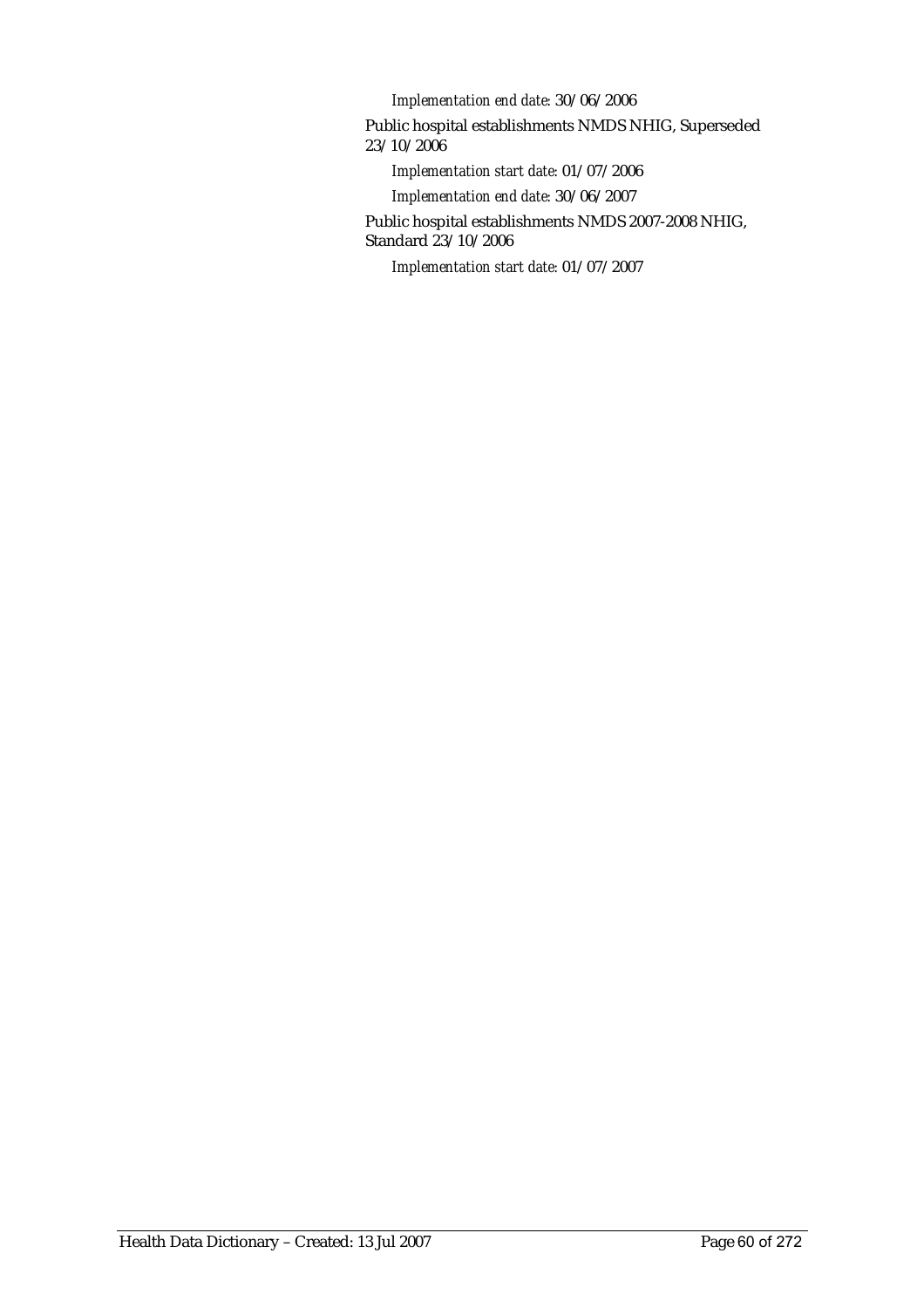*Implementation end date:* 30/06/2006

Public hospital establishments NMDS NHIG, Superseded 23/10/2006

*Implementation start date:* 01/07/2006

*Implementation end date:* 30/06/2007

Public hospital establishments NMDS 2007-2008 NHIG, Standard 23/10/2006

*Implementation start date:* 01/07/2007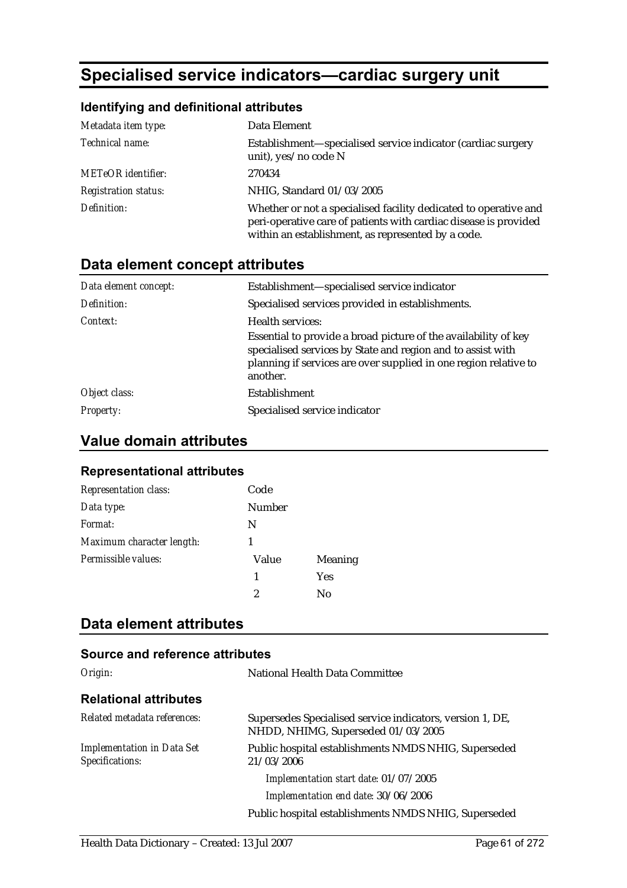# Specialised service indicators—cardiac surgery unit

### Identifying and definitional attributes

| | |
|---|---|
| *Metadata item type:* | Data Element |
| *Technical name:* | Establishment—specialised service indicator (cardiac surgery unit), yes/no code N |
| *METeOR identifier:* | 270434 |
| *Registration status:* | NHIG, Standard 01/03/2005 |
| *Definition:* | Whether or not a specialised facility dedicated to operative and peri-operative care of patients with cardiac disease is provided within an establishment, as represented by a code. |

## Data element concept attributes

| | |
|---|---|
| *Data element concept:* | Establishment—specialised service indicator |
| *Definition:* | Specialised services provided in establishments. |
| *Context:* | Health services:<br>Essential to provide a broad picture of the availability of key specialised services by State and region and to assist with planning if services are over supplied in one region relative to another. |
| *Object class:* | Establishment |
| *Property:* | Specialised service indicator |

## Value domain attributes

### Representational attributes

| | | |
|---|---|---|
| *Representation class:* | Code | |
| *Data type:* | Number | |
| *Format:* | N | |
| *Maximum character length:* | 1 | |
| *Permissible values:* | Value | Meaning |
| | 1 | Yes |
| | 2 | No |

## Data element attributes

### Source and reference attributes

| | |
|---|---|
| *Origin:* | National Health Data Committee |

### Relational attributes

| | |
|---|---|
| *Related metadata references:* | Supersedes Specialised service indicators, version 1, DE, NHDD, NHIMG, Superseded 01/03/2005 |
| *Implementation in Data Set Specifications:* | Public hospital establishments NMDS NHIG, Superseded 21/03/2006 |
| | *Implementation start date:* 01/07/2005 |
| | *Implementation end date:* 30/06/2006 |
| | Public hospital establishments NMDS NHIG, Superseded |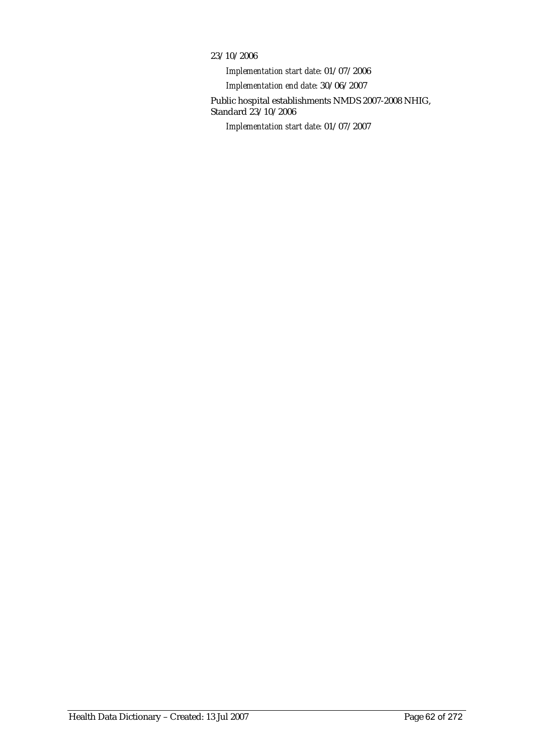23/10/2006

*Implementation start date:* 01/07/2006

*Implementation end date:* 30/06/2007

Public hospital establishments NMDS 2007-2008 NHIG, Standard 23/10/2006

*Implementation start date:* 01/07/2007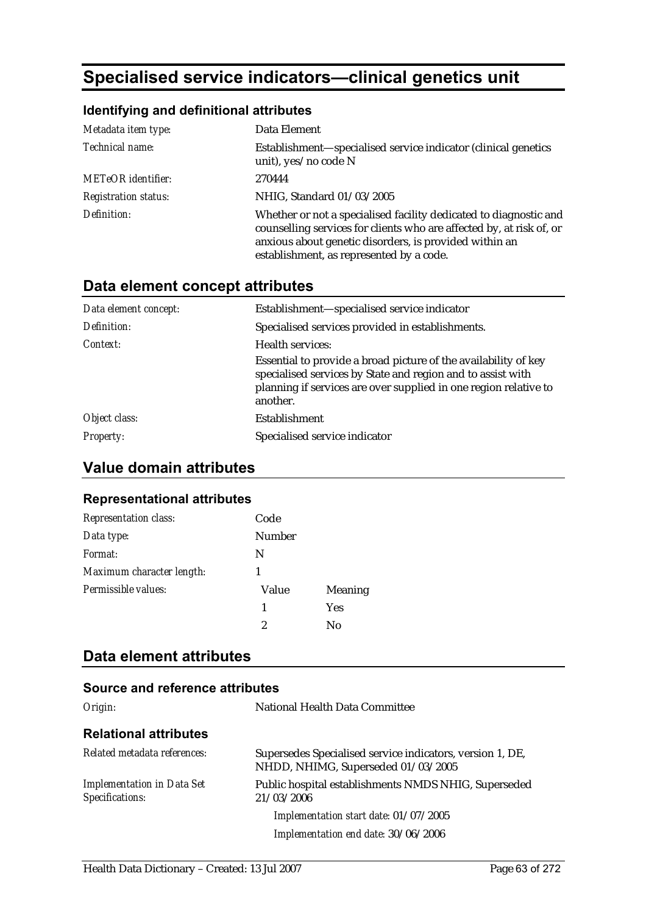# Specialised service indicators—clinical genetics unit

### Identifying and definitional attributes

| | |
|---|---|
| *Metadata item type:* | Data Element |
| *Technical name:* | Establishment—specialised service indicator (clinical genetics unit), yes/no code N |
| *METeOR identifier:* | 270444 |
| *Registration status:* | NHIG, Standard 01/03/2005 |
| *Definition:* | Whether or not a specialised facility dedicated to diagnostic and counselling services for clients who are affected by, at risk of, or anxious about genetic disorders, is provided within an establishment, as represented by a code. |

## Data element concept attributes

| | |
|---|---|
| *Data element concept:* | Establishment—specialised service indicator |
| *Definition:* | Specialised services provided in establishments. |
| *Context:* | Health services:<br>Essential to provide a broad picture of the availability of key specialised services by State and region and to assist with planning if services are over supplied in one region relative to another. |
| *Object class:* | Establishment |
| *Property:* | Specialised service indicator |

## Value domain attributes

### Representational attributes

| | | |
|---|---|---|
| *Representation class:* | Code | |
| *Data type:* | Number | |
| *Format:* | N | |
| *Maximum character length:* | 1 | |
| *Permissible values:* | Value | Meaning |
| | 1 | Yes |
| | 2 | No |

## Data element attributes

### Source and reference attributes

| | |
|---|---|
| *Origin:* | National Health Data Committee |

### Relational attributes

| | |
|---|---|
| *Related metadata references:* | Supersedes Specialised service indicators, version 1, DE, NHDD, NHIMG, Superseded 01/03/2005 |
| *Implementation in Data Set Specifications:* | Public hospital establishments NMDS NHIG, Superseded 21/03/2006<br>*Implementation start date:* 01/07/2005<br>*Implementation end date:* 30/06/2006 |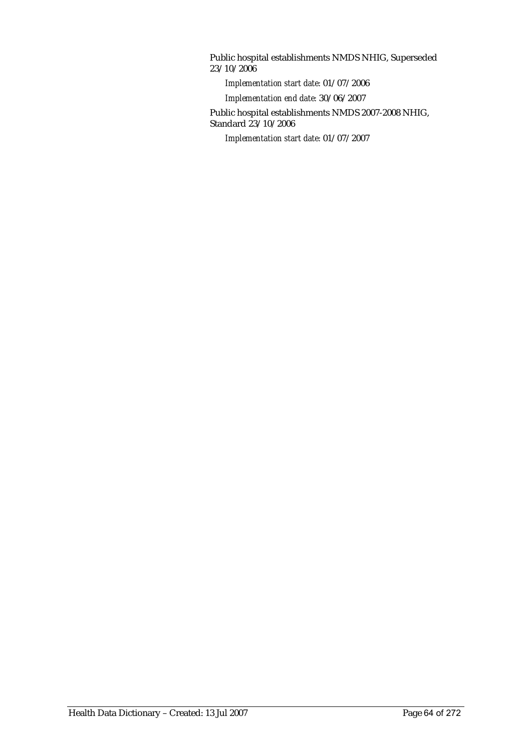Public hospital establishments NMDS NHIG, Superseded 23/10/2006

*Implementation start date:* 01/07/2006

*Implementation end date:* 30/06/2007

Public hospital establishments NMDS 2007-2008 NHIG, Standard 23/10/2006

*Implementation start date:* 01/07/2007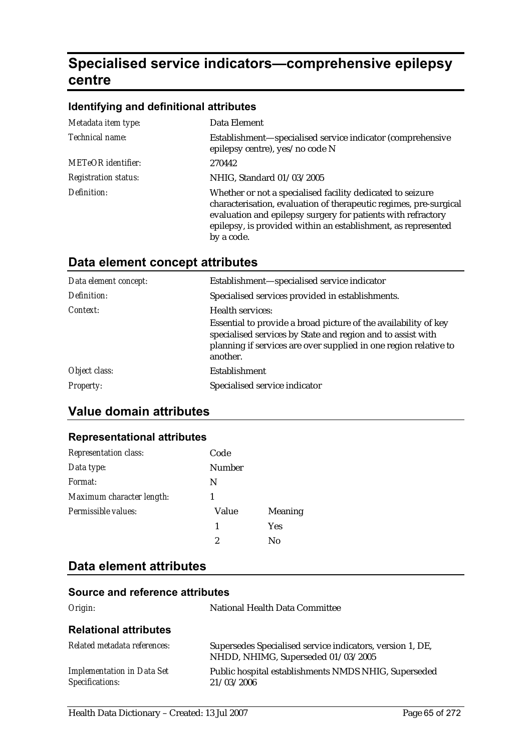# Specialised service indicators—comprehensive epilepsy centre

### Identifying and definitional attributes

| | |
|---|---|
| *Metadata item type:* | Data Element |
| *Technical name:* | Establishment—specialised service indicator (comprehensive epilepsy centre), yes/no code N |
| *METeOR identifier:* | 270442 |
| *Registration status:* | NHIG, Standard 01/03/2005 |
| *Definition:* | Whether or not a specialised facility dedicated to seizure characterisation, evaluation of therapeutic regimes, pre-surgical evaluation and epilepsy surgery for patients with refractory epilepsy, is provided within an establishment, as represented by a code. |

## Data element concept attributes

| | |
|---|---|
| *Data element concept:* | Establishment—specialised service indicator |
| *Definition:* | Specialised services provided in establishments. |
| *Context:* | Health services:<br>Essential to provide a broad picture of the availability of key specialised services by State and region and to assist with planning if services are over supplied in one region relative to another. |
| *Object class:* | Establishment |
| *Property:* | Specialised service indicator |

## Value domain attributes

### Representational attributes

| | | |
|---|---|---|
| *Representation class:* | Code | |
| *Data type:* | Number | |
| *Format:* | N | |
| *Maximum character length:* | 1 | |
| *Permissible values:* | Value | Meaning |
| | 1 | Yes |
| | 2 | No |

## Data element attributes

### Source and reference attributes

| | |
|---|---|
| *Origin:* | National Health Data Committee |

### Relational attributes

| | |
|---|---|
| *Related metadata references:* | Supersedes Specialised service indicators, version 1, DE, NHDD, NHIMG, Superseded 01/03/2005 |
| *Implementation in Data Set Specifications:* | Public hospital establishments NMDS NHIG, Superseded 21/03/2006 |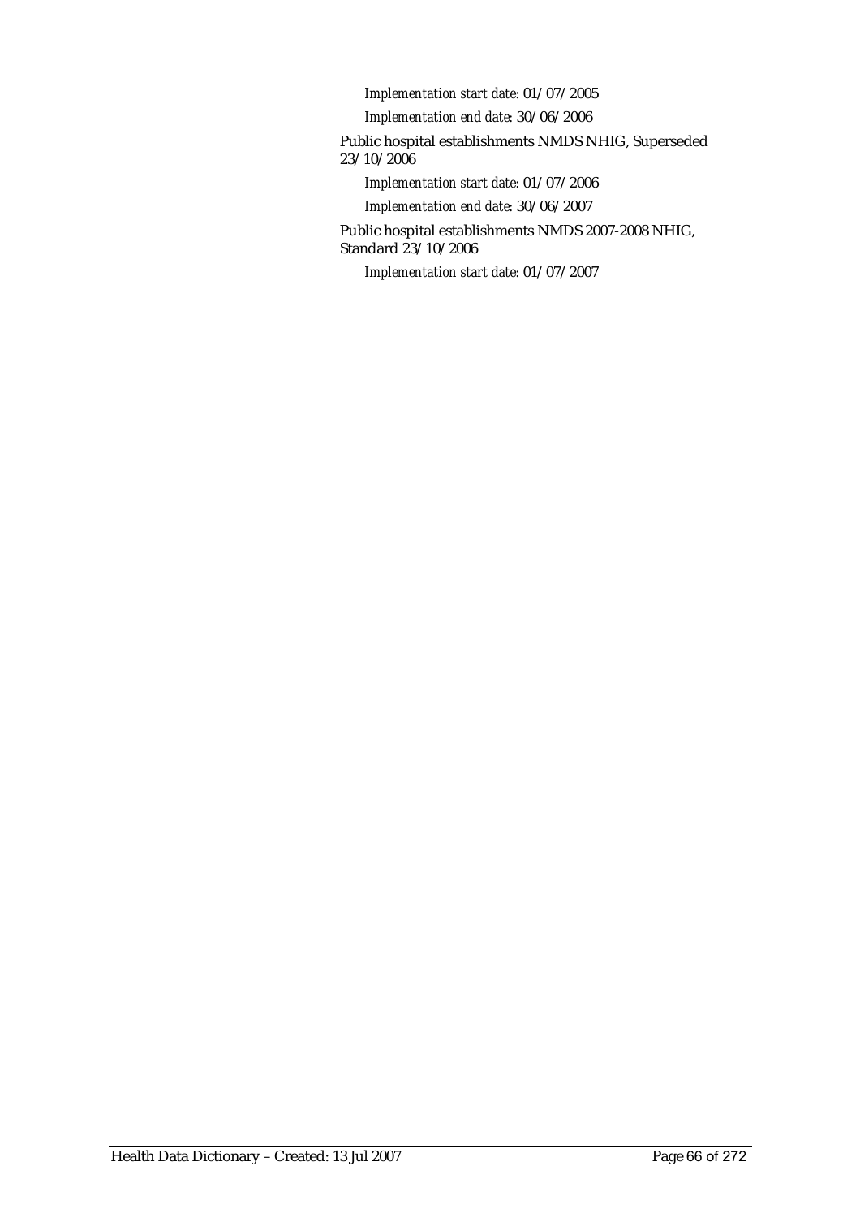*Implementation start date:* 01/07/2005

*Implementation end date:* 30/06/2006

Public hospital establishments NMDS NHIG, Superseded 23/10/2006

*Implementation start date:* 01/07/2006

*Implementation end date:* 30/06/2007

Public hospital establishments NMDS 2007-2008 NHIG, Standard 23/10/2006

*Implementation start date:* 01/07/2007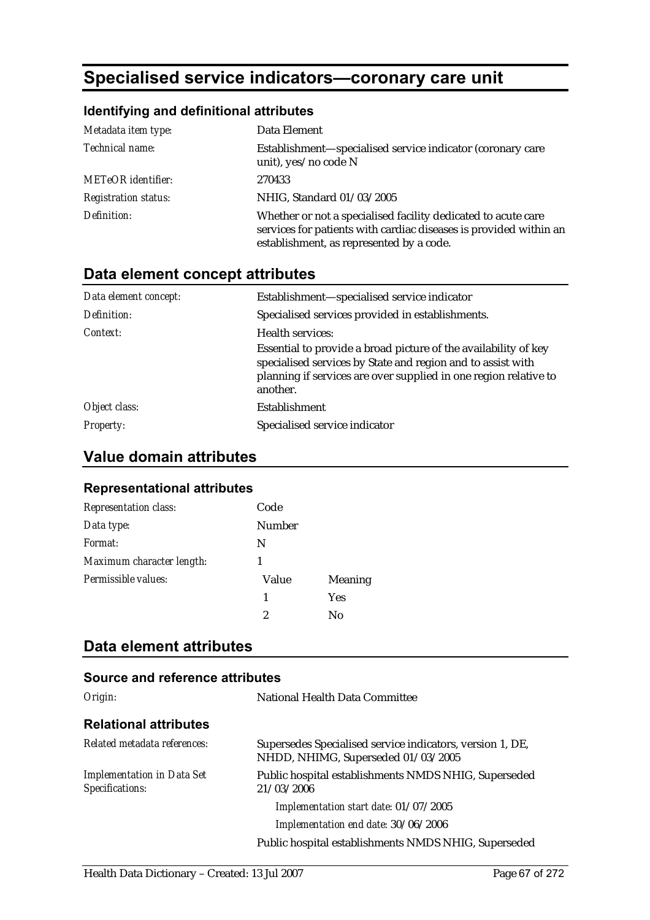# Specialised service indicators—coronary care unit

## Identifying and definitional attributes

| | |
|---|---|
| *Metadata item type:* | Data Element |
| *Technical name:* | Establishment—specialised service indicator (coronary care unit), yes/no code N |
| *METeOR identifier:* | 270433 |
| *Registration status:* | NHIG, Standard 01/03/2005 |
| *Definition:* | Whether or not a specialised facility dedicated to acute care services for patients with cardiac diseases is provided within an establishment, as represented by a code. |

## Data element concept attributes

| | |
|---|---|
| *Data element concept:* | Establishment—specialised service indicator |
| *Definition:* | Specialised services provided in establishments. |
| *Context:* | Health services:<br>Essential to provide a broad picture of the availability of key specialised services by State and region and to assist with planning if services are over supplied in one region relative to another. |
| *Object class:* | Establishment |
| *Property:* | Specialised service indicator |

## Value domain attributes

### Representational attributes

| | | |
|---|---|---|
| *Representation class:* | Code | |
| *Data type:* | Number | |
| *Format:* | N | |
| *Maximum character length:* | 1 | |
| *Permissible values:* | Value | Meaning |
| | 1 | Yes |
| | 2 | No |

## Data element attributes

### Source and reference attributes

| | |
|---|---|
| *Origin:* | National Health Data Committee |

### Relational attributes

| | |
|---|---|
| *Related metadata references:* | Supersedes Specialised service indicators, version 1, DE, NHDD, NHIMG, Superseded 01/03/2005 |
| *Implementation in Data Set Specifications:* | Public hospital establishments NMDS NHIG, Superseded 21/03/2006 |
| | *Implementation start date:* 01/07/2005 |
| | *Implementation end date:* 30/06/2006 |
| | Public hospital establishments NMDS NHIG, Superseded |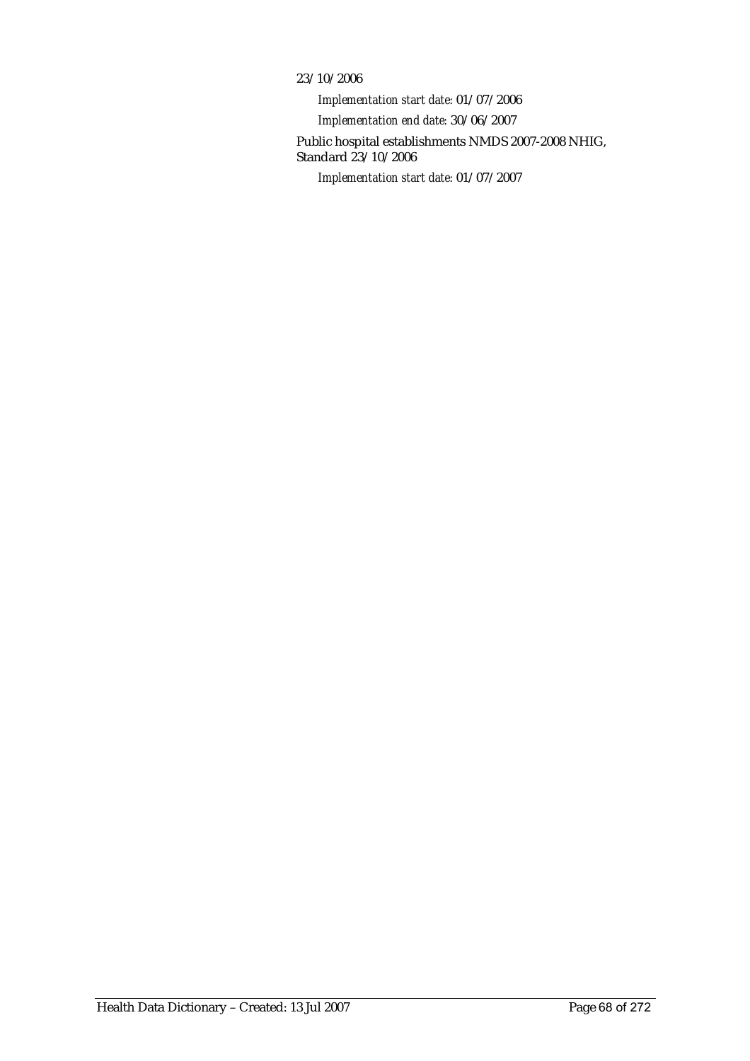23/10/2006

*Implementation start date:* 01/07/2006

*Implementation end date:* 30/06/2007

Public hospital establishments NMDS 2007-2008 NHIG, Standard 23/10/2006

*Implementation start date:* 01/07/2007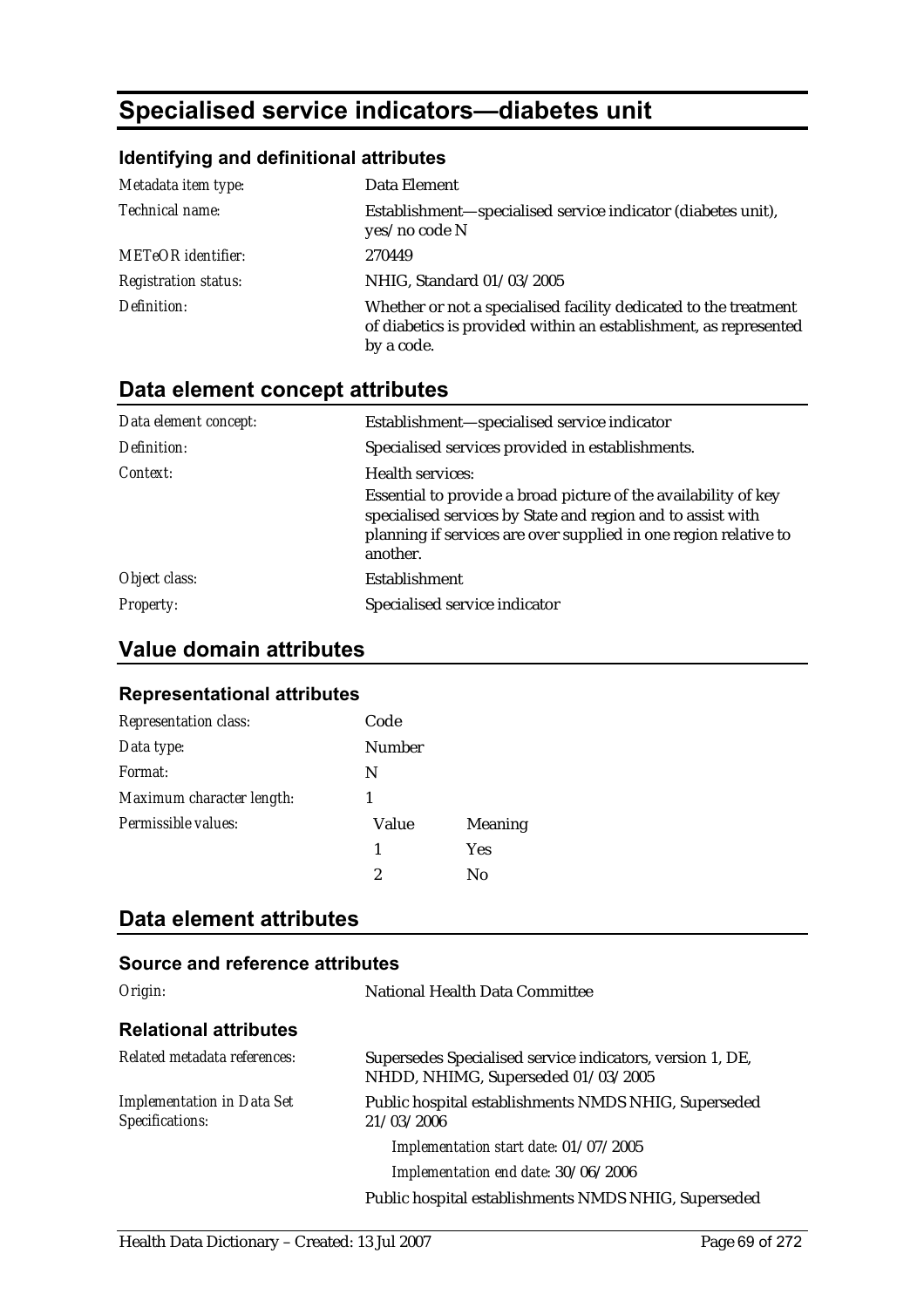# Specialised service indicators—diabetes unit

### Identifying and definitional attributes

| | |
|---|---|
| *Metadata item type:* | Data Element |
| *Technical name:* | Establishment—specialised service indicator (diabetes unit), yes/no code N |
| *METeOR identifier:* | 270449 |
| *Registration status:* | NHIG, Standard 01/03/2005 |
| *Definition:* | Whether or not a specialised facility dedicated to the treatment of diabetics is provided within an establishment, as represented by a code. |

## Data element concept attributes

| | |
|---|---|
| *Data element concept:* | Establishment—specialised service indicator |
| *Definition:* | Specialised services provided in establishments. |
| *Context:* | Health services:<br>Essential to provide a broad picture of the availability of key specialised services by State and region and to assist with planning if services are over supplied in one region relative to another. |
| *Object class:* | Establishment |
| *Property:* | Specialised service indicator |

## Value domain attributes

### Representational attributes

| | | |
|---|---|---|
| *Representation class:* | Code | |
| *Data type:* | Number | |
| *Format:* | N | |
| *Maximum character length:* | 1 | |
| *Permissible values:* | Value | Meaning |
| | 1 | Yes |
| | 2 | No |

## Data element attributes

### Source and reference attributes

| | |
|---|---|
| *Origin:* | National Health Data Committee |

### Relational attributes

| | |
|---|---|
| *Related metadata references:* | Supersedes Specialised service indicators, version 1, DE, NHDD, NHIMG, Superseded 01/03/2005 |
| *Implementation in Data Set Specifications:* | Public hospital establishments NMDS NHIG, Superseded 21/03/2006<br>*Implementation start date:* 01/07/2005<br>*Implementation end date:* 30/06/2006<br>Public hospital establishments NMDS NHIG, Superseded |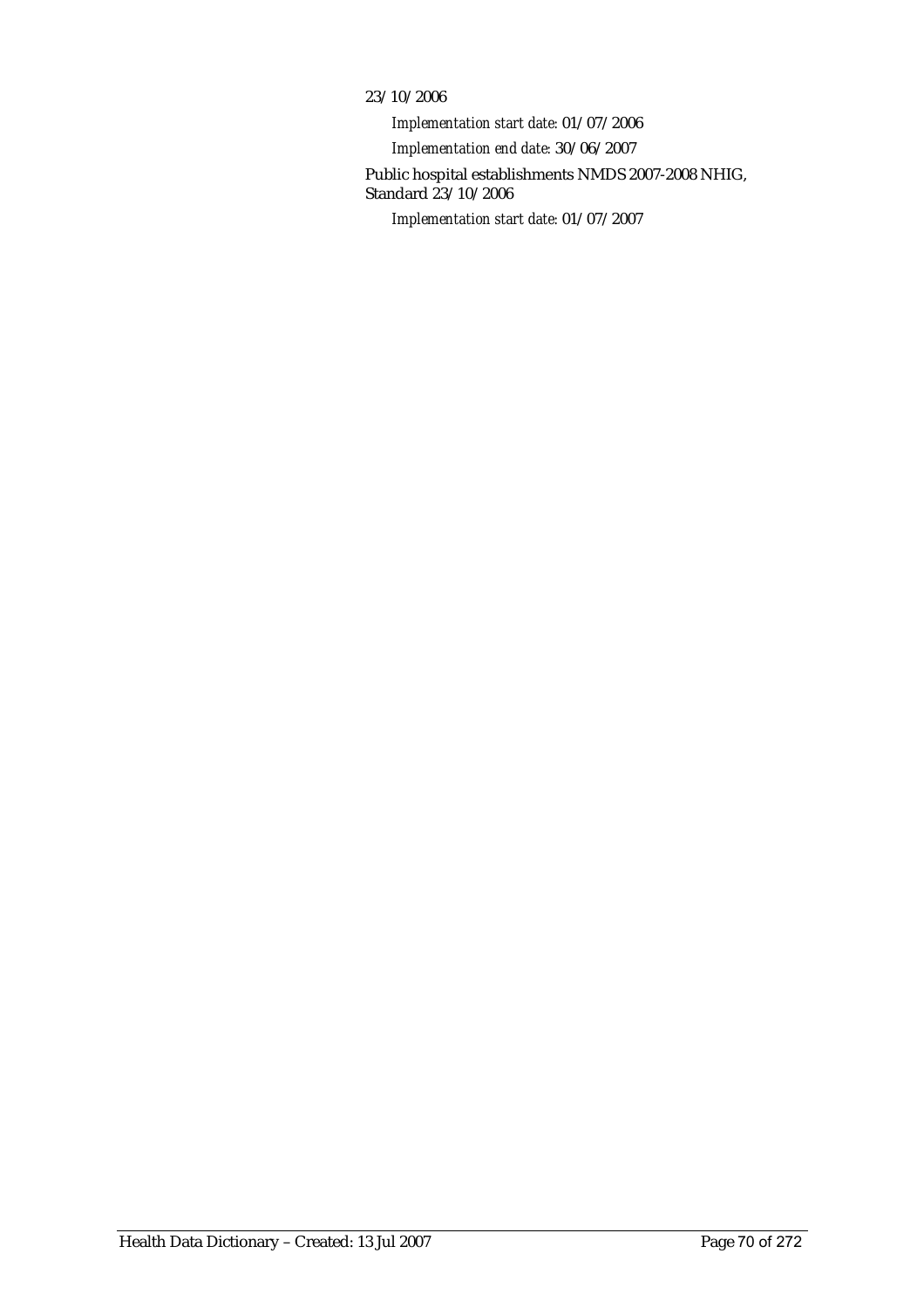23/10/2006

*Implementation start date:* 01/07/2006

*Implementation end date:* 30/06/2007

Public hospital establishments NMDS 2007-2008 NHIG, Standard 23/10/2006

*Implementation start date:* 01/07/2007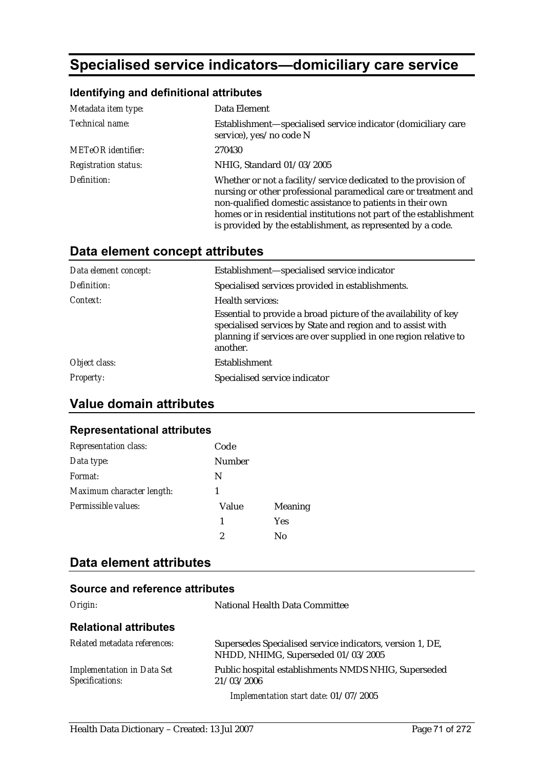# Specialised service indicators—domiciliary care service

### Identifying and definitional attributes

| | |
|---|---|
| *Metadata item type:* | Data Element |
| *Technical name:* | Establishment—specialised service indicator (domiciliary care service), yes/no code N |
| *METeOR identifier:* | 270430 |
| *Registration status:* | NHIG, Standard 01/03/2005 |
| *Definition:* | Whether or not a facility/service dedicated to the provision of nursing or other professional paramedical care or treatment and non-qualified domestic assistance to patients in their own homes or in residential institutions not part of the establishment is provided by the establishment, as represented by a code. |

## Data element concept attributes

| | |
|---|---|
| *Data element concept:* | Establishment—specialised service indicator |
| *Definition:* | Specialised services provided in establishments. |
| *Context:* | Health services:<br>Essential to provide a broad picture of the availability of key specialised services by State and region and to assist with planning if services are over supplied in one region relative to another. |
| *Object class:* | Establishment |
| *Property:* | Specialised service indicator |

## Value domain attributes

### Representational attributes

| | | |
|---|---|---|
| *Representation class:* | Code | |
| *Data type:* | Number | |
| *Format:* | N | |
| *Maximum character length:* | 1 | |
| *Permissible values:* | Value | Meaning |
| | 1 | Yes |
| | 2 | No |

## Data element attributes

### Source and reference attributes

| | |
|---|---|
| *Origin:* | National Health Data Committee |

### Relational attributes

| | |
|---|---|
| *Related metadata references:* | Supersedes Specialised service indicators, version 1, DE, NHDD, NHIMG, Superseded 01/03/2005 |
| *Implementation in Data Set Specifications:* | Public hospital establishments NMDS NHIG, Superseded 21/03/2006<br>*Implementation start date:* 01/07/2005 |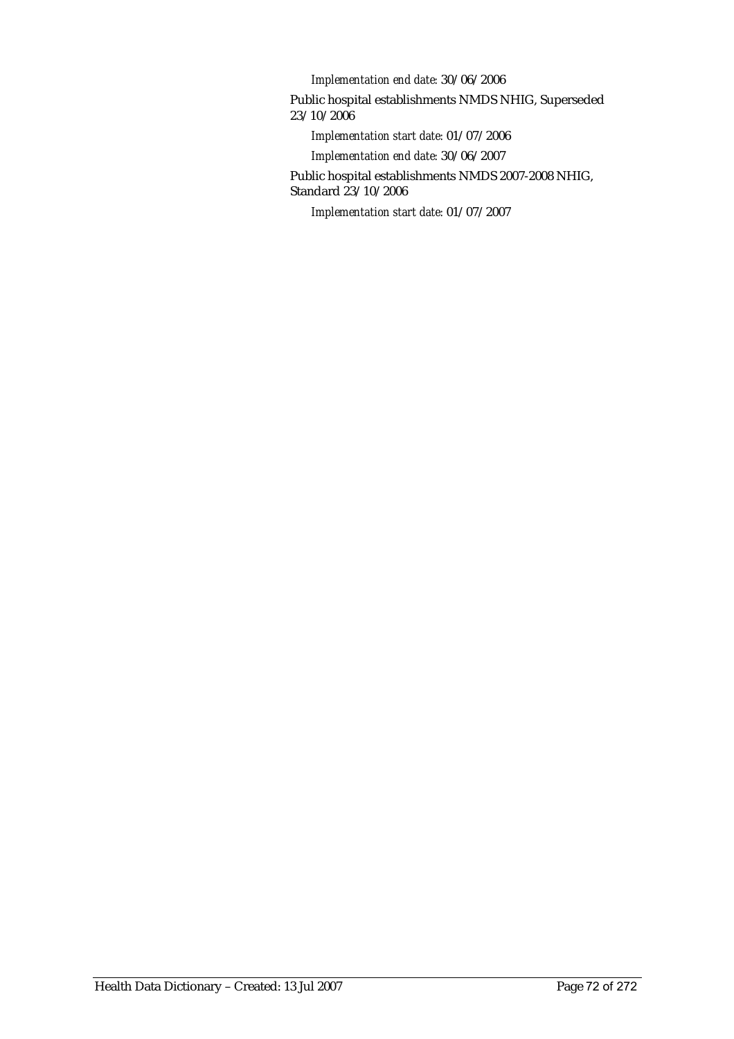*Implementation end date:* 30/06/2006

Public hospital establishments NMDS NHIG, Superseded 23/10/2006

*Implementation start date:* 01/07/2006

*Implementation end date:* 30/06/2007

Public hospital establishments NMDS 2007-2008 NHIG, Standard 23/10/2006

*Implementation start date:* 01/07/2007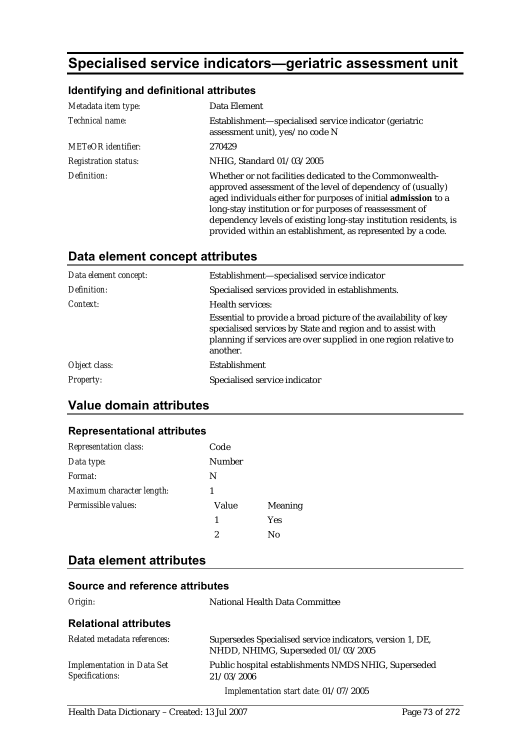# Specialised service indicators—geriatric assessment unit

### Identifying and definitional attributes

| | |
|---|---|
| *Metadata item type:* | Data Element |
| *Technical name:* | Establishment—specialised service indicator (geriatric assessment unit), yes/no code N |
| *METeOR identifier:* | 270429 |
| *Registration status:* | NHIG, Standard 01/03/2005 |
| *Definition:* | Whether or not facilities dedicated to the Commonwealth-approved assessment of the level of dependency of (usually) aged individuals either for purposes of initial **admission** to a long-stay institution or for purposes of reassessment of dependency levels of existing long-stay institution residents, is provided within an establishment, as represented by a code. |

## Data element concept attributes

| | |
|---|---|
| *Data element concept:* | Establishment—specialised service indicator |
| *Definition:* | Specialised services provided in establishments. |
| *Context:* | Health services:<br>Essential to provide a broad picture of the availability of key specialised services by State and region and to assist with planning if services are over supplied in one region relative to another. |
| *Object class:* | Establishment |
| *Property:* | Specialised service indicator |

## Value domain attributes

### Representational attributes

| | | |
|---|---|---|
| *Representation class:* | Code | |
| *Data type:* | Number | |
| *Format:* | N | |
| *Maximum character length:* | 1 | |
| *Permissible values:* | Value | Meaning |
| | 1 | Yes |
| | 2 | No |

## Data element attributes

### Source and reference attributes

| | |
|---|---|
| *Origin:* | National Health Data Committee |

### Relational attributes

| | |
|---|---|
| *Related metadata references:* | Supersedes Specialised service indicators, version 1, DE, NHDD, NHIMG, Superseded 01/03/2005 |
| *Implementation in Data Set Specifications:* | Public hospital establishments NMDS NHIG, Superseded 21/03/2006<br>*Implementation start date:* 01/07/2005 |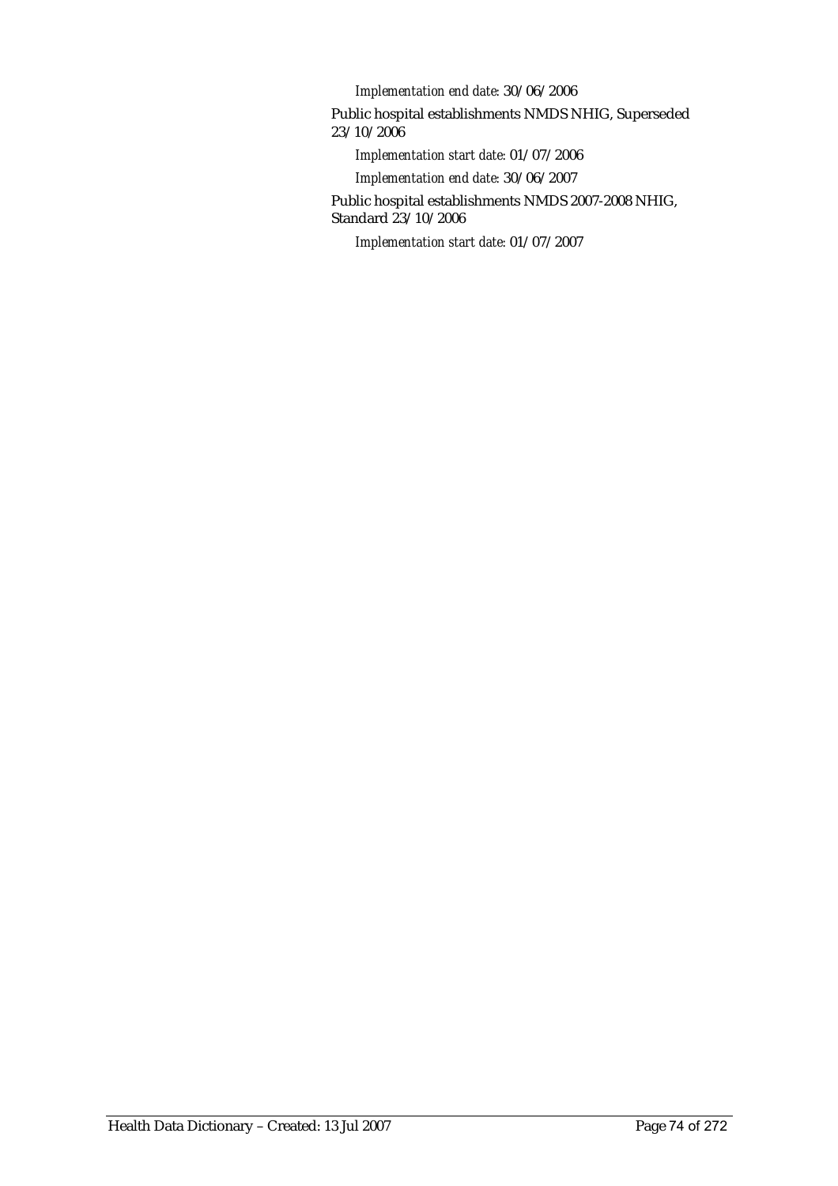*Implementation end date:* 30/06/2006

Public hospital establishments NMDS NHIG, Superseded 23/10/2006

*Implementation start date:* 01/07/2006

*Implementation end date:* 30/06/2007

Public hospital establishments NMDS 2007-2008 NHIG, Standard 23/10/2006

*Implementation start date:* 01/07/2007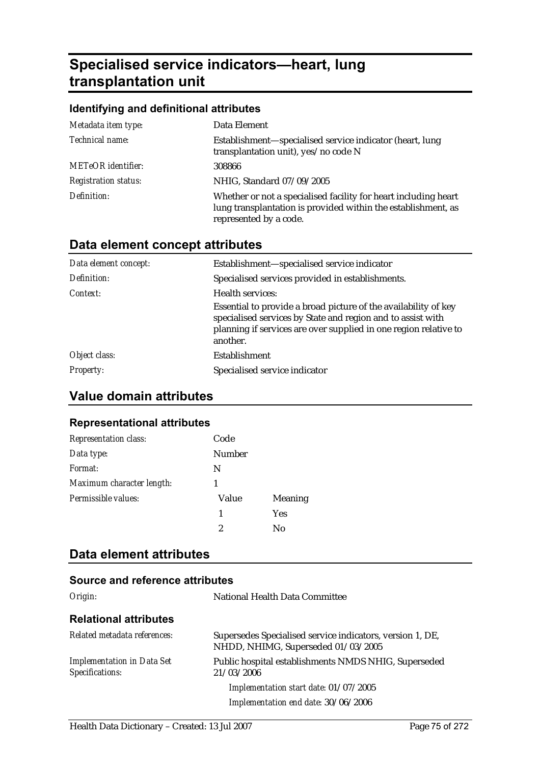# Specialised service indicators—heart, lung transplantation unit

### Identifying and definitional attributes

| | |
|---|---|
| *Metadata item type:* | Data Element |
| *Technical name:* | Establishment—specialised service indicator (heart, lung transplantation unit), yes/no code N |
| *METeOR identifier:* | 308866 |
| *Registration status:* | NHIG, Standard 07/09/2005 |
| *Definition:* | Whether or not a specialised facility for heart including heart lung transplantation is provided within the establishment, as represented by a code. |

## Data element concept attributes

| | |
|---|---|
| *Data element concept:* | Establishment—specialised service indicator |
| *Definition:* | Specialised services provided in establishments. |
| *Context:* | Health services:<br>Essential to provide a broad picture of the availability of key specialised services by State and region and to assist with planning if services are over supplied in one region relative to another. |
| *Object class:* | Establishment |
| *Property:* | Specialised service indicator |

## Value domain attributes

### Representational attributes

| | | |
|---|---|---|
| *Representation class:* | Code | |
| *Data type:* | Number | |
| *Format:* | N | |
| *Maximum character length:* | 1 | |
| *Permissible values:* | Value | Meaning |
| | 1 | Yes |
| | 2 | No |

## Data element attributes

### Source and reference attributes

| | |
|---|---|
| *Origin:* | National Health Data Committee |

### Relational attributes

| | |
|---|---|
| *Related metadata references:* | Supersedes Specialised service indicators, version 1, DE, NHDD, NHIMG, Superseded 01/03/2005 |
| *Implementation in Data Set Specifications:* | Public hospital establishments NMDS NHIG, Superseded 21/03/2006<br>*Implementation start date:* 01/07/2005<br>*Implementation end date:* 30/06/2006 |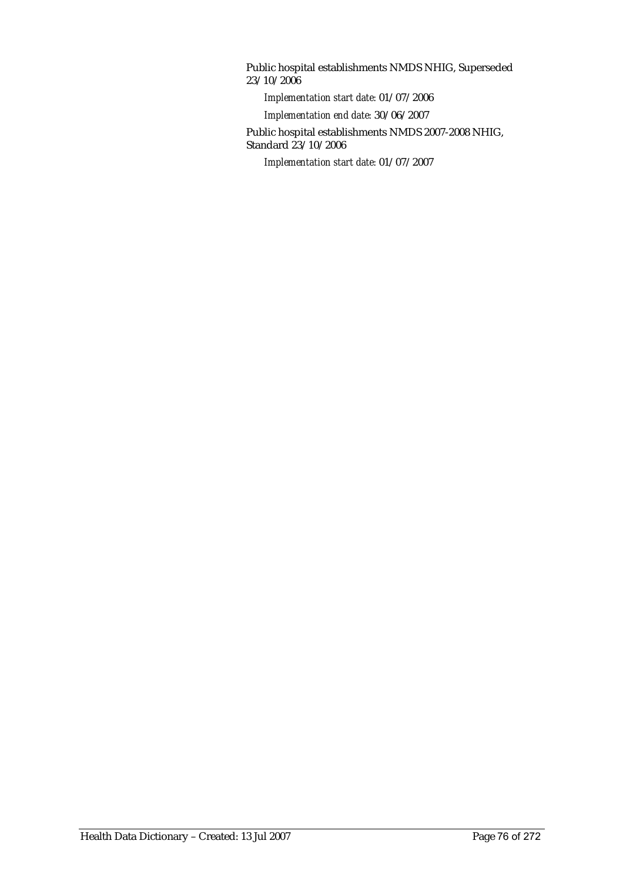Public hospital establishments NMDS NHIG, Superseded 23/10/2006

*Implementation start date:* 01/07/2006

*Implementation end date:* 30/06/2007

Public hospital establishments NMDS 2007-2008 NHIG, Standard 23/10/2006

*Implementation start date:* 01/07/2007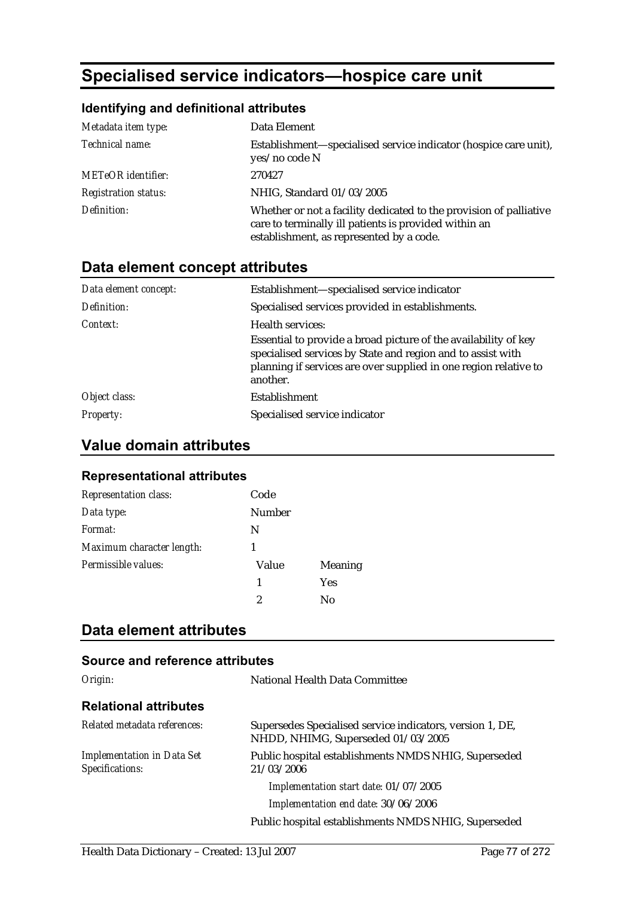# Specialised service indicators—hospice care unit

## Identifying and definitional attributes

| | |
|---|---|
| *Metadata item type:* | Data Element |
| *Technical name:* | Establishment—specialised service indicator (hospice care unit), yes/no code N |
| *METeOR identifier:* | 270427 |
| *Registration status:* | NHIG, Standard 01/03/2005 |
| *Definition:* | Whether or not a facility dedicated to the provision of palliative care to terminally ill patients is provided within an establishment, as represented by a code. |

## Data element concept attributes

| | |
|---|---|
| *Data element concept:* | Establishment—specialised service indicator |
| *Definition:* | Specialised services provided in establishments. |
| *Context:* | Health services:<br>Essential to provide a broad picture of the availability of key specialised services by State and region and to assist with planning if services are over supplied in one region relative to another. |
| *Object class:* | Establishment |
| *Property:* | Specialised service indicator |

## Value domain attributes

### Representational attributes

| | | |
|---|---|---|
| *Representation class:* | Code | |
| *Data type:* | Number | |
| *Format:* | N | |
| *Maximum character length:* | 1 | |
| *Permissible values:* | Value | Meaning |
| | 1 | Yes |
| | 2 | No |

## Data element attributes

### Source and reference attributes

| | |
|---|---|
| *Origin:* | National Health Data Committee |

### Relational attributes

| | |
|---|---|
| *Related metadata references:* | Supersedes Specialised service indicators, version 1, DE, NHDD, NHIMG, Superseded 01/03/2005 |
| *Implementation in Data Set Specifications:* | Public hospital establishments NMDS NHIG, Superseded 21/03/2006 |
| | *Implementation start date:* 01/07/2005 |
| | *Implementation end date:* 30/06/2006 |
| | Public hospital establishments NMDS NHIG, Superseded |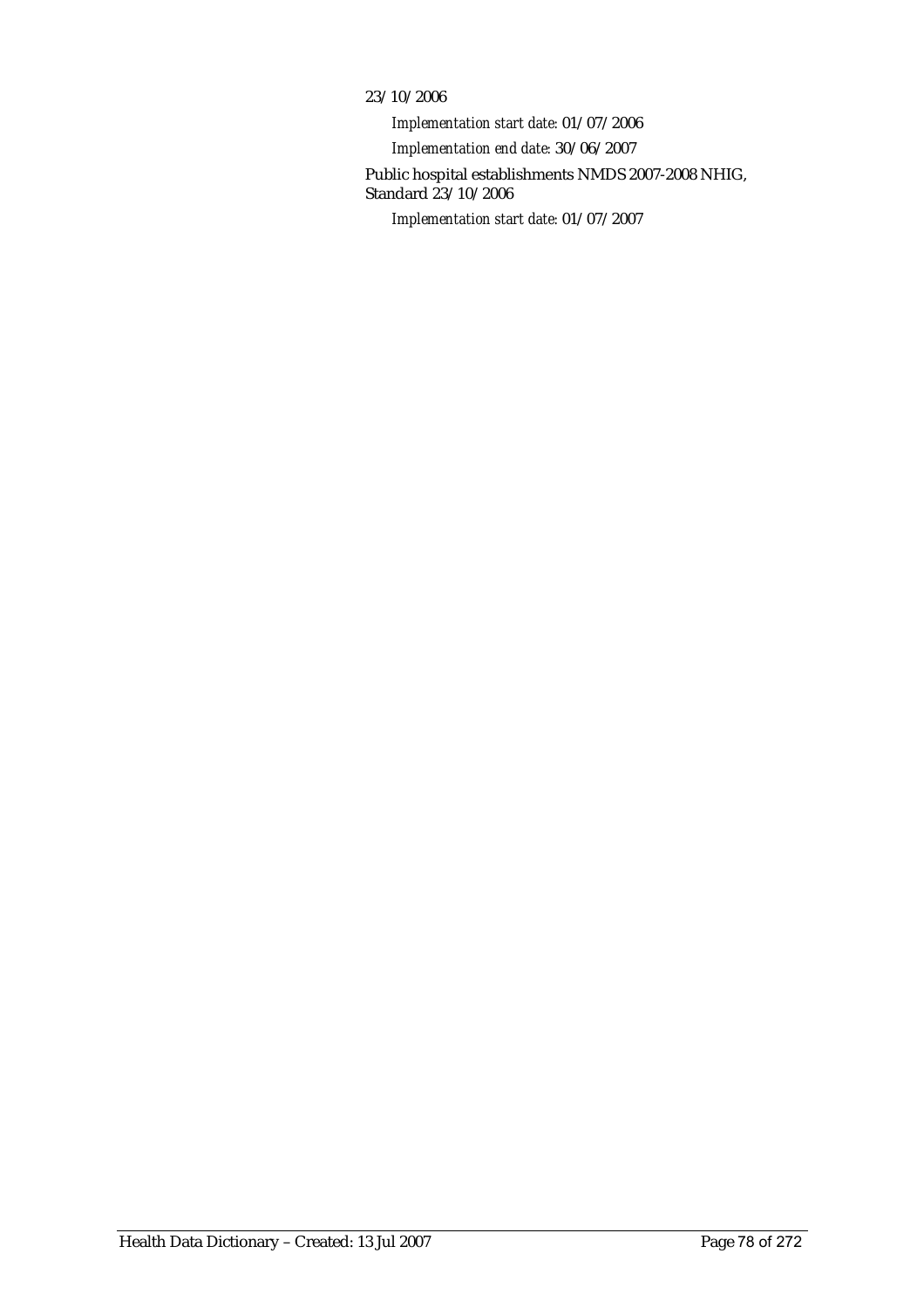23/10/2006

*Implementation start date:* 01/07/2006

*Implementation end date:* 30/06/2007

Public hospital establishments NMDS 2007-2008 NHIG, Standard 23/10/2006

*Implementation start date:* 01/07/2007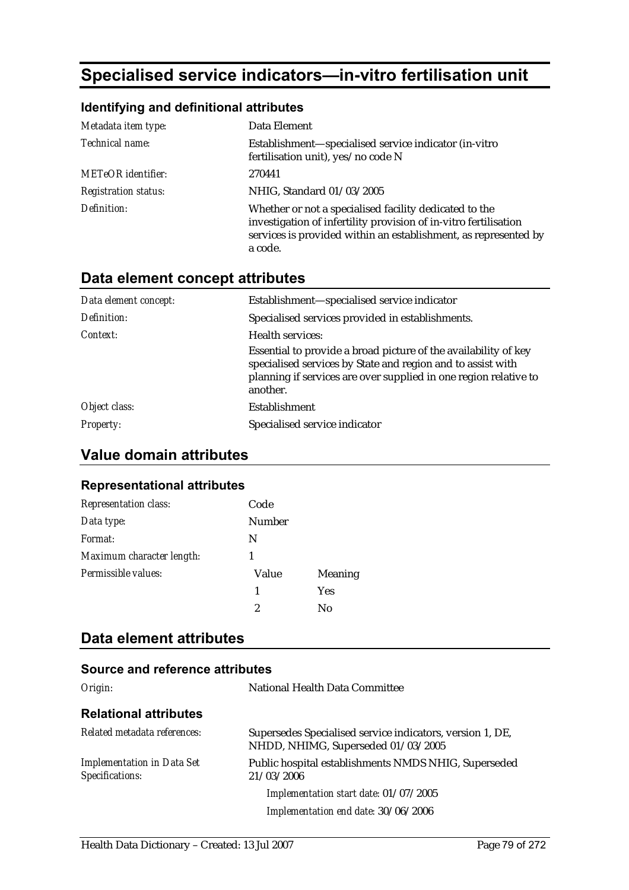# Specialised service indicators—in-vitro fertilisation unit

### Identifying and definitional attributes

| | |
|---|---|
| *Metadata item type:* | Data Element |
| *Technical name:* | Establishment—specialised service indicator (in-vitro fertilisation unit), yes/no code N |
| *METeOR identifier:* | 270441 |
| *Registration status:* | NHIG, Standard 01/03/2005 |
| *Definition:* | Whether or not a specialised facility dedicated to the investigation of infertility provision of in-vitro fertilisation services is provided within an establishment, as represented by a code. |

## Data element concept attributes

| | |
|---|---|
| *Data element concept:* | Establishment—specialised service indicator |
| *Definition:* | Specialised services provided in establishments. |
| *Context:* | Health services: Essential to provide a broad picture of the availability of key specialised services by State and region and to assist with planning if services are over supplied in one region relative to another. |
| *Object class:* | Establishment |
| *Property:* | Specialised service indicator |

## Value domain attributes

### Representational attributes

| | | |
|---|---|---|
| *Representation class:* | Code | |
| *Data type:* | Number | |
| *Format:* | N | |
| *Maximum character length:* | 1 | |
| *Permissible values:* | Value | Meaning |
| | 1 | Yes |
| | 2 | No |

## Data element attributes

### Source and reference attributes

| | |
|---|---|
| *Origin:* | National Health Data Committee |

### Relational attributes

| | |
|---|---|
| *Related metadata references:* | Supersedes Specialised service indicators, version 1, DE, NHDD, NHIMG, Superseded 01/03/2005 |
| *Implementation in Data Set Specifications:* | Public hospital establishments NMDS NHIG, Superseded 21/03/2006 |
| | *Implementation start date:* 01/07/2005 |
| | *Implementation end date:* 30/06/2006 |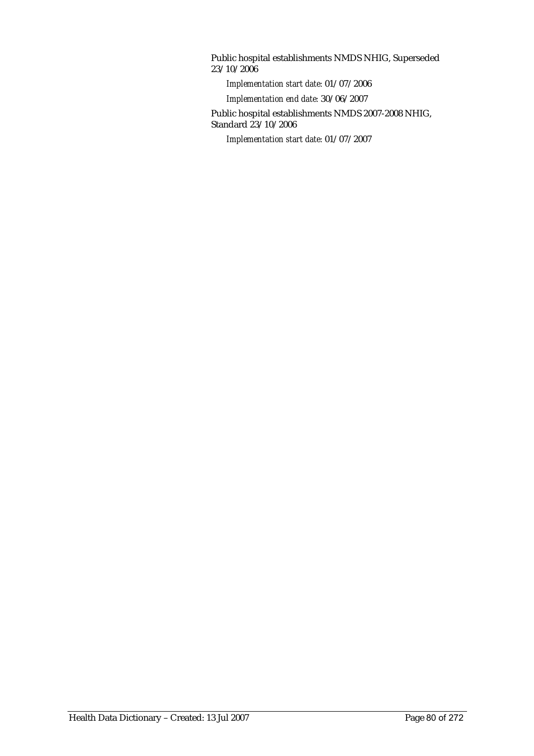Public hospital establishments NMDS NHIG, Superseded 23/10/2006

*Implementation start date:* 01/07/2006

*Implementation end date:* 30/06/2007

Public hospital establishments NMDS 2007-2008 NHIG, Standard 23/10/2006

*Implementation start date:* 01/07/2007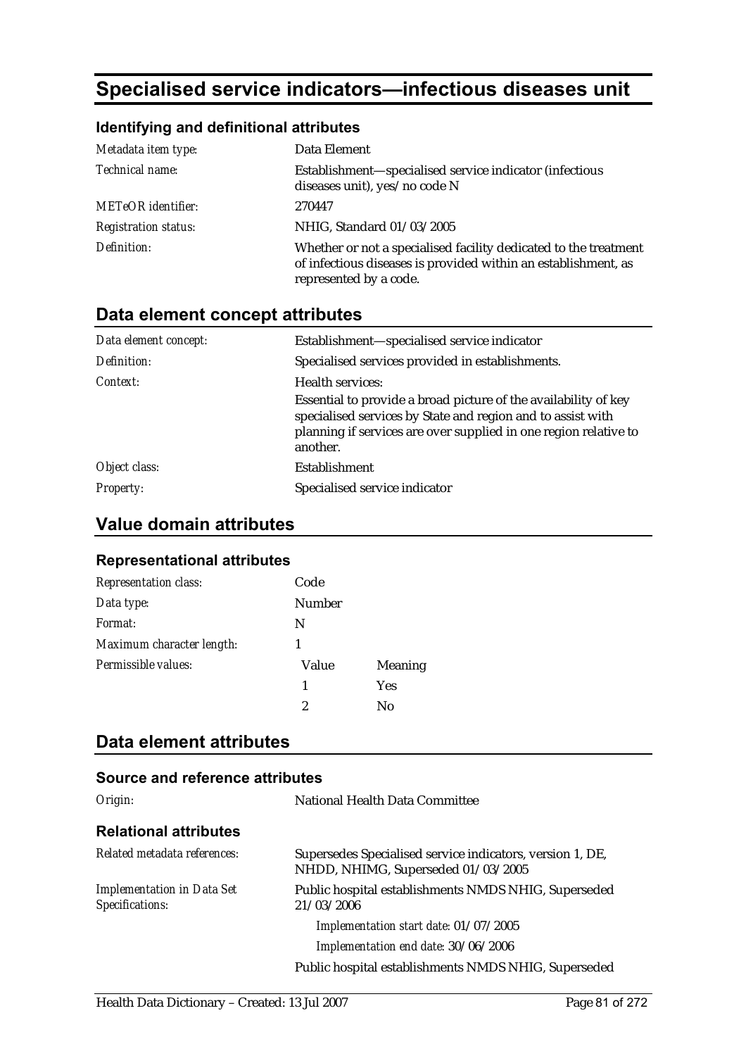# Specialised service indicators—infectious diseases unit

### Identifying and definitional attributes

| | |
|---|---|
| *Metadata item type:* | Data Element |
| *Technical name:* | Establishment—specialised service indicator (infectious diseases unit), yes/no code N |
| *METeOR identifier:* | 270447 |
| *Registration status:* | NHIG, Standard 01/03/2005 |
| *Definition:* | Whether or not a specialised facility dedicated to the treatment of infectious diseases is provided within an establishment, as represented by a code. |

## Data element concept attributes

| | |
|---|---|
| *Data element concept:* | Establishment—specialised service indicator |
| *Definition:* | Specialised services provided in establishments. |
| *Context:* | Health services:<br>Essential to provide a broad picture of the availability of key specialised services by State and region and to assist with planning if services are over supplied in one region relative to another. |
| *Object class:* | Establishment |
| *Property:* | Specialised service indicator |

## Value domain attributes

### Representational attributes

| | | |
|---|---|---|
| *Representation class:* | Code | |
| *Data type:* | Number | |
| *Format:* | N | |
| *Maximum character length:* | 1 | |
| *Permissible values:* | Value | Meaning |
| | 1 | Yes |
| | 2 | No |

## Data element attributes

### Source and reference attributes

| | |
|---|---|
| *Origin:* | National Health Data Committee |

### Relational attributes

| | |
|---|---|
| *Related metadata references:* | Supersedes Specialised service indicators, version 1, DE, NHDD, NHIMG, Superseded 01/03/2005 |
| *Implementation in Data Set Specifications:* | Public hospital establishments NMDS NHIG, Superseded 21/03/2006<br>*Implementation start date:* 01/07/2005<br>*Implementation end date:* 30/06/2006<br>Public hospital establishments NMDS NHIG, Superseded |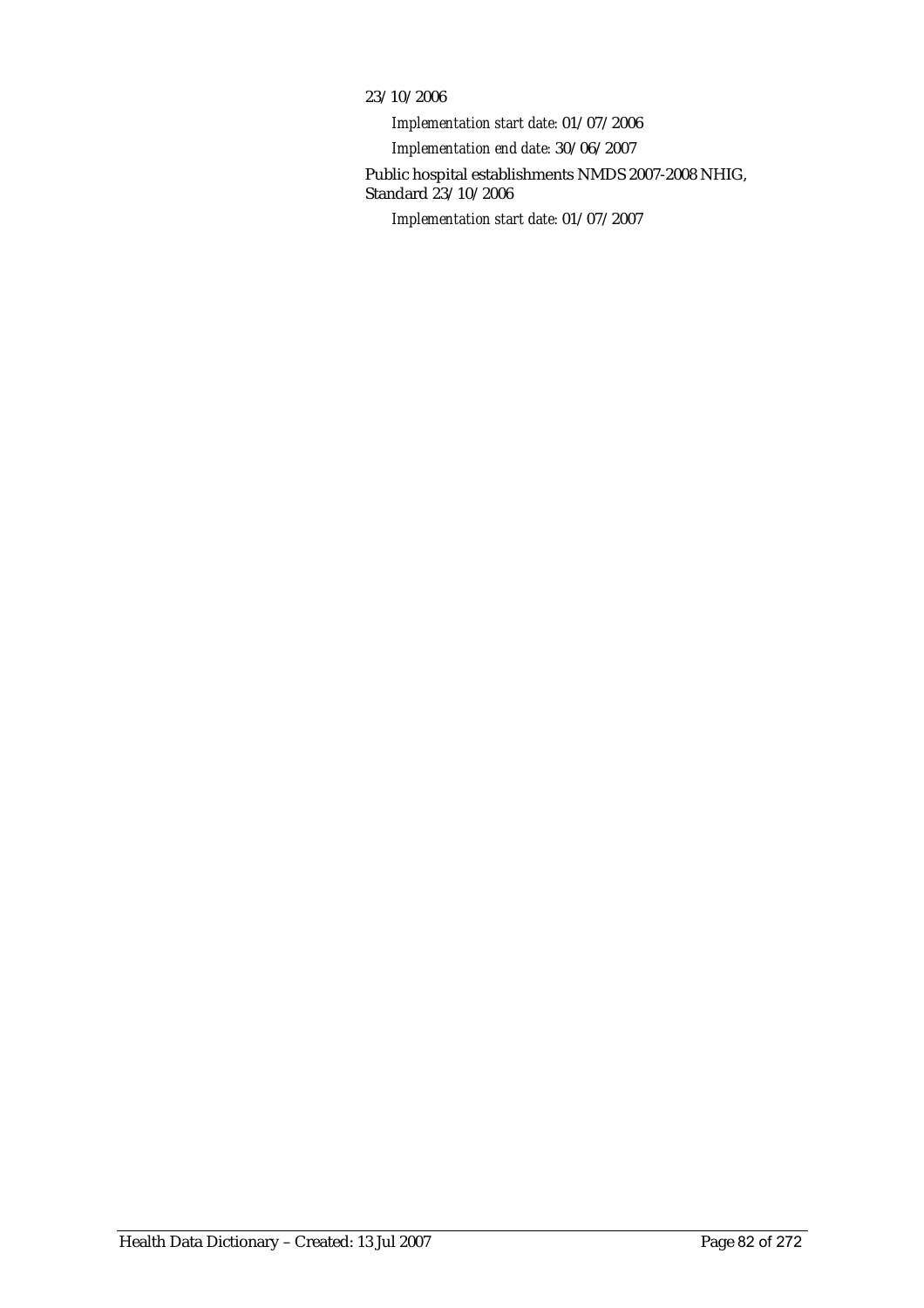23/10/2006

*Implementation start date:* 01/07/2006

*Implementation end date:* 30/06/2007

Public hospital establishments NMDS 2007-2008 NHIG, Standard 23/10/2006

*Implementation start date:* 01/07/2007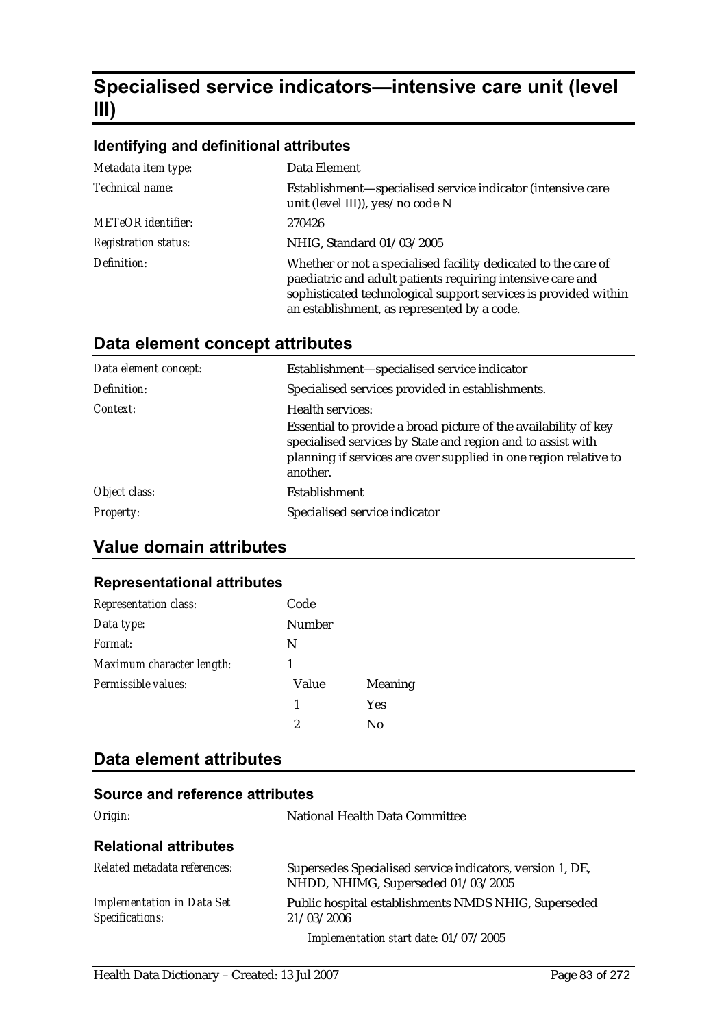# Specialised service indicators—intensive care unit (level III)

### Identifying and definitional attributes

| | |
|---|---|
| *Metadata item type:* | Data Element |
| *Technical name:* | Establishment—specialised service indicator (intensive care unit (level III)), yes/no code N |
| *METeOR identifier:* | 270426 |
| *Registration status:* | NHIG, Standard 01/03/2005 |
| *Definition:* | Whether or not a specialised facility dedicated to the care of paediatric and adult patients requiring intensive care and sophisticated technological support services is provided within an establishment, as represented by a code. |

## Data element concept attributes

| | |
|---|---|
| *Data element concept:* | Establishment—specialised service indicator |
| *Definition:* | Specialised services provided in establishments. |
| *Context:* | Health services:<br>Essential to provide a broad picture of the availability of key specialised services by State and region and to assist with planning if services are over supplied in one region relative to another. |
| *Object class:* | Establishment |
| *Property:* | Specialised service indicator |

## Value domain attributes

### Representational attributes

| | | |
|---|---|---|
| *Representation class:* | Code | |
| *Data type:* | Number | |
| *Format:* | N | |
| *Maximum character length:* | 1 | |
| *Permissible values:* | Value | Meaning |
| | 1 | Yes |
| | 2 | No |

## Data element attributes

### Source and reference attributes

| | |
|---|---|
| *Origin:* | National Health Data Committee |

### Relational attributes

| | |
|---|---|
| *Related metadata references:* | Supersedes Specialised service indicators, version 1, DE, NHDD, NHIMG, Superseded 01/03/2005 |
| *Implementation in Data Set Specifications:* | Public hospital establishments NMDS NHIG, Superseded 21/03/2006<br>*Implementation start date:* 01/07/2005 |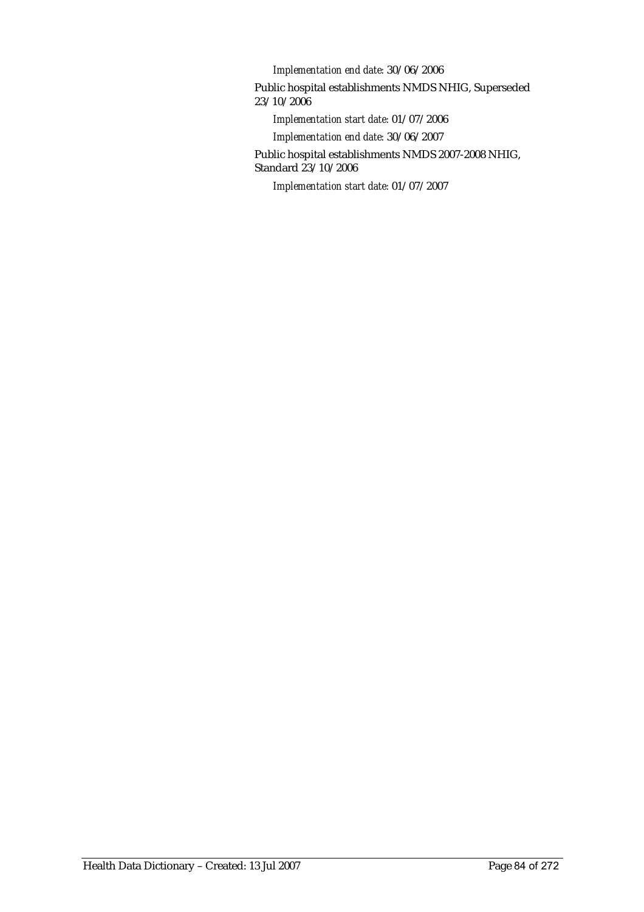*Implementation end date:* 30/06/2006

Public hospital establishments NMDS NHIG, Superseded 23/10/2006

*Implementation start date:* 01/07/2006

*Implementation end date:* 30/06/2007

Public hospital establishments NMDS 2007-2008 NHIG, Standard 23/10/2006

*Implementation start date:* 01/07/2007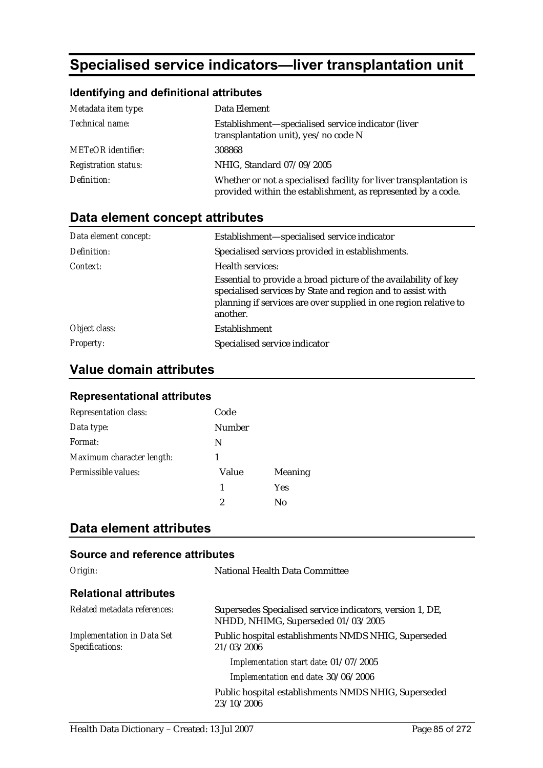# Specialised service indicators—liver transplantation unit

### Identifying and definitional attributes

| | |
|---|---|
| *Metadata item type:* | Data Element |
| *Technical name:* | Establishment—specialised service indicator (liver transplantation unit), yes/no code N |
| *METeOR identifier:* | 308868 |
| *Registration status:* | NHIG, Standard 07/09/2005 |
| *Definition:* | Whether or not a specialised facility for liver transplantation is provided within the establishment, as represented by a code. |

## Data element concept attributes

| | |
|---|---|
| *Data element concept:* | Establishment—specialised service indicator |
| *Definition:* | Specialised services provided in establishments. |
| *Context:* | Health services:<br>Essential to provide a broad picture of the availability of key specialised services by State and region and to assist with planning if services are over supplied in one region relative to another. |
| *Object class:* | Establishment |
| *Property:* | Specialised service indicator |

## Value domain attributes

### Representational attributes

| | | |
|---|---|---|
| *Representation class:* | Code | |
| *Data type:* | Number | |
| *Format:* | N | |
| *Maximum character length:* | 1 | |
| *Permissible values:* | Value | Meaning |
| | 1 | Yes |
| | 2 | No |

## Data element attributes

### Source and reference attributes

| | |
|---|---|
| *Origin:* | National Health Data Committee |

### Relational attributes

| | |
|---|---|
| *Related metadata references:* | Supersedes Specialised service indicators, version 1, DE, NHDD, NHIMG, Superseded 01/03/2005 |
| *Implementation in Data Set Specifications:* | Public hospital establishments NMDS NHIG, Superseded 21/03/2006<br>*Implementation start date:* 01/07/2005<br>*Implementation end date:* 30/06/2006<br>Public hospital establishments NMDS NHIG, Superseded 23/10/2006 |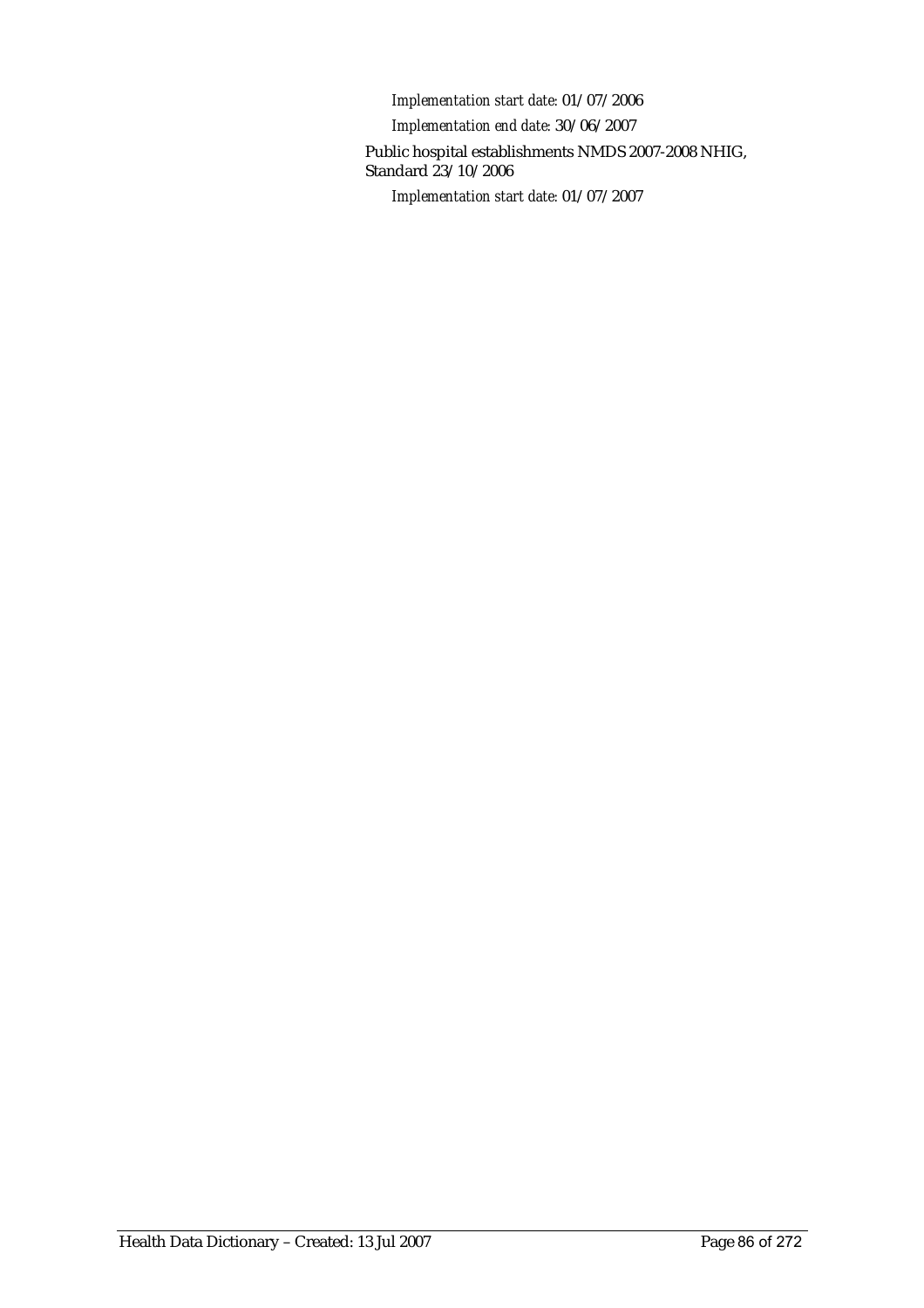*Implementation start date:* 01/07/2006

*Implementation end date:* 30/06/2007

Public hospital establishments NMDS 2007-2008 NHIG, Standard 23/10/2006

*Implementation start date:* 01/07/2007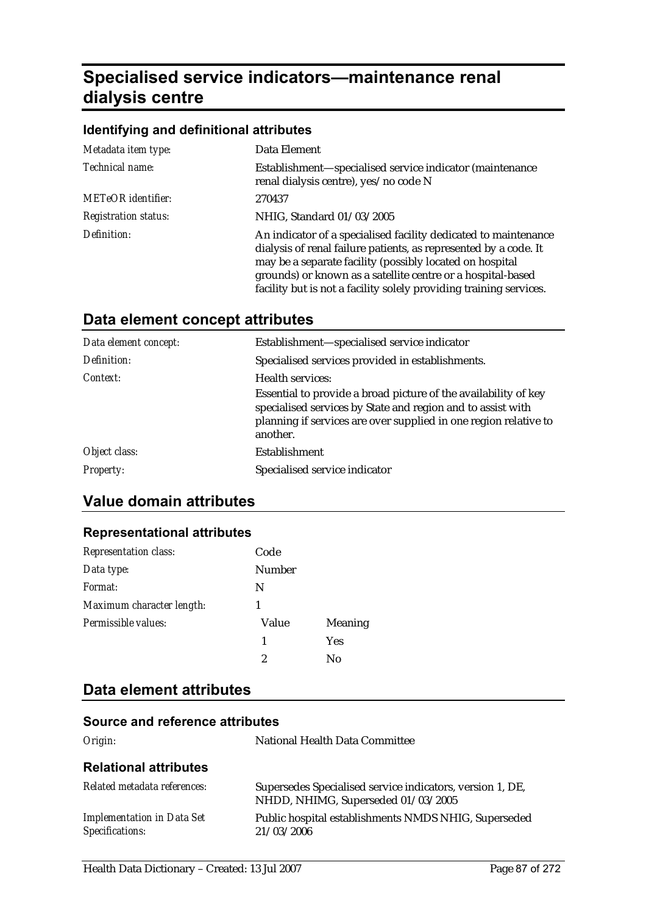# Specialised service indicators—maintenance renal dialysis centre

### Identifying and definitional attributes

| | |
|---|---|
| *Metadata item type:* | Data Element |
| *Technical name:* | Establishment—specialised service indicator (maintenance renal dialysis centre), yes/no code N |
| *METeOR identifier:* | 270437 |
| *Registration status:* | NHIG, Standard 01/03/2005 |
| *Definition:* | An indicator of a specialised facility dedicated to maintenance dialysis of renal failure patients, as represented by a code. It may be a separate facility (possibly located on hospital grounds) or known as a satellite centre or a hospital-based facility but is not a facility solely providing training services. |

## Data element concept attributes

| | |
|---|---|
| *Data element concept:* | Establishment—specialised service indicator |
| *Definition:* | Specialised services provided in establishments. |
| *Context:* | Health services: <br> Essential to provide a broad picture of the availability of key specialised services by State and region and to assist with planning if services are over supplied in one region relative to another. |
| *Object class:* | Establishment |
| *Property:* | Specialised service indicator |

## Value domain attributes

### Representational attributes

| | | |
|---|---|---|
| *Representation class:* | Code | |
| *Data type:* | Number | |
| *Format:* | N | |
| *Maximum character length:* | 1 | |
| *Permissible values:* | Value | Meaning |
| | 1 | Yes |
| | 2 | No |

## Data element attributes

### Source and reference attributes

| | |
|---|---|
| *Origin:* | National Health Data Committee |

### Relational attributes

| | |
|---|---|
| *Related metadata references:* | Supersedes Specialised service indicators, version 1, DE, NHDD, NHIMG, Superseded 01/03/2005 |
| *Implementation in Data Set Specifications:* | Public hospital establishments NMDS NHIG, Superseded 21/03/2006 |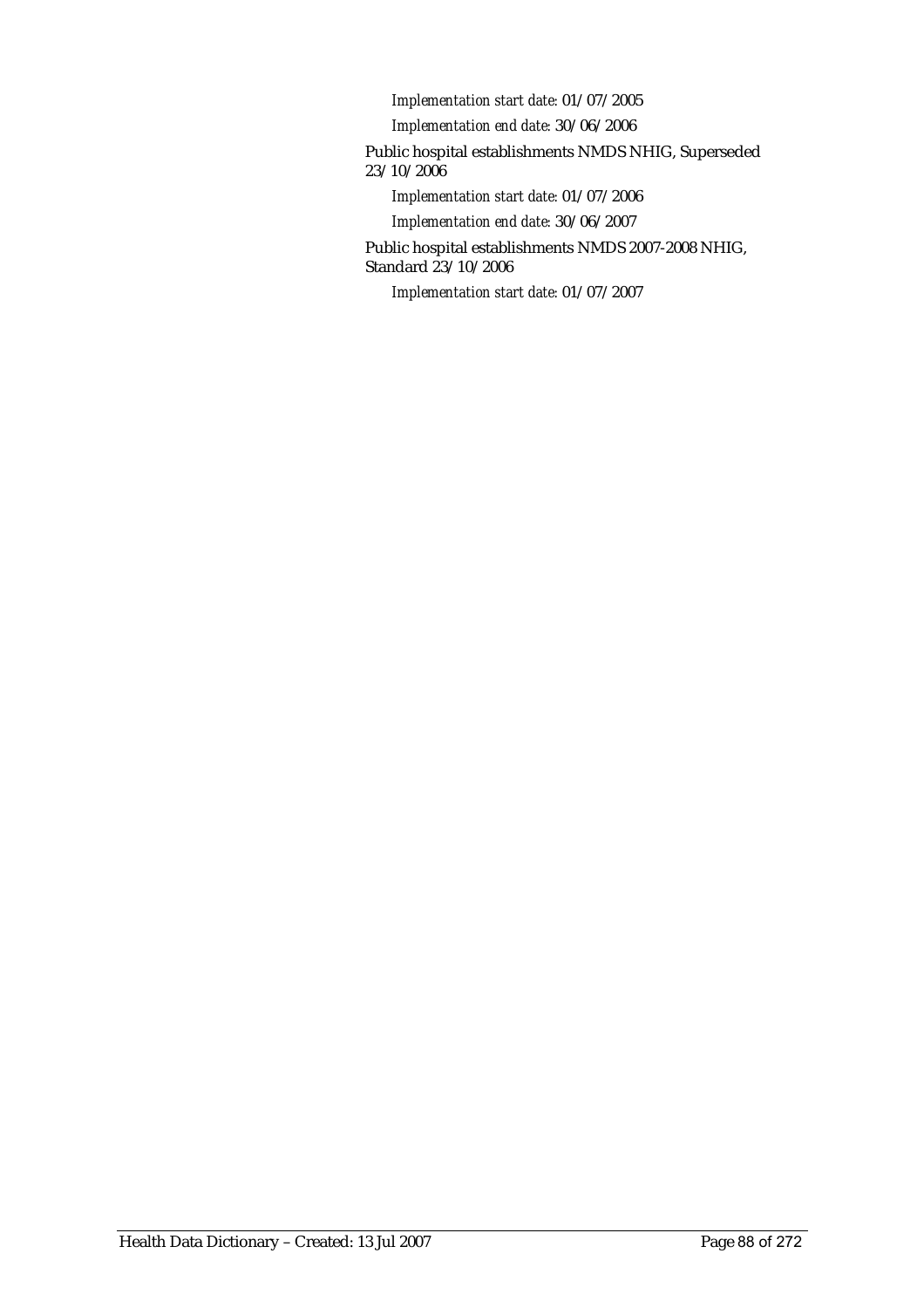*Implementation start date:* 01/07/2005

*Implementation end date:* 30/06/2006

Public hospital establishments NMDS NHIG, Superseded 23/10/2006

*Implementation start date:* 01/07/2006

*Implementation end date:* 30/06/2007

Public hospital establishments NMDS 2007-2008 NHIG, Standard 23/10/2006

*Implementation start date:* 01/07/2007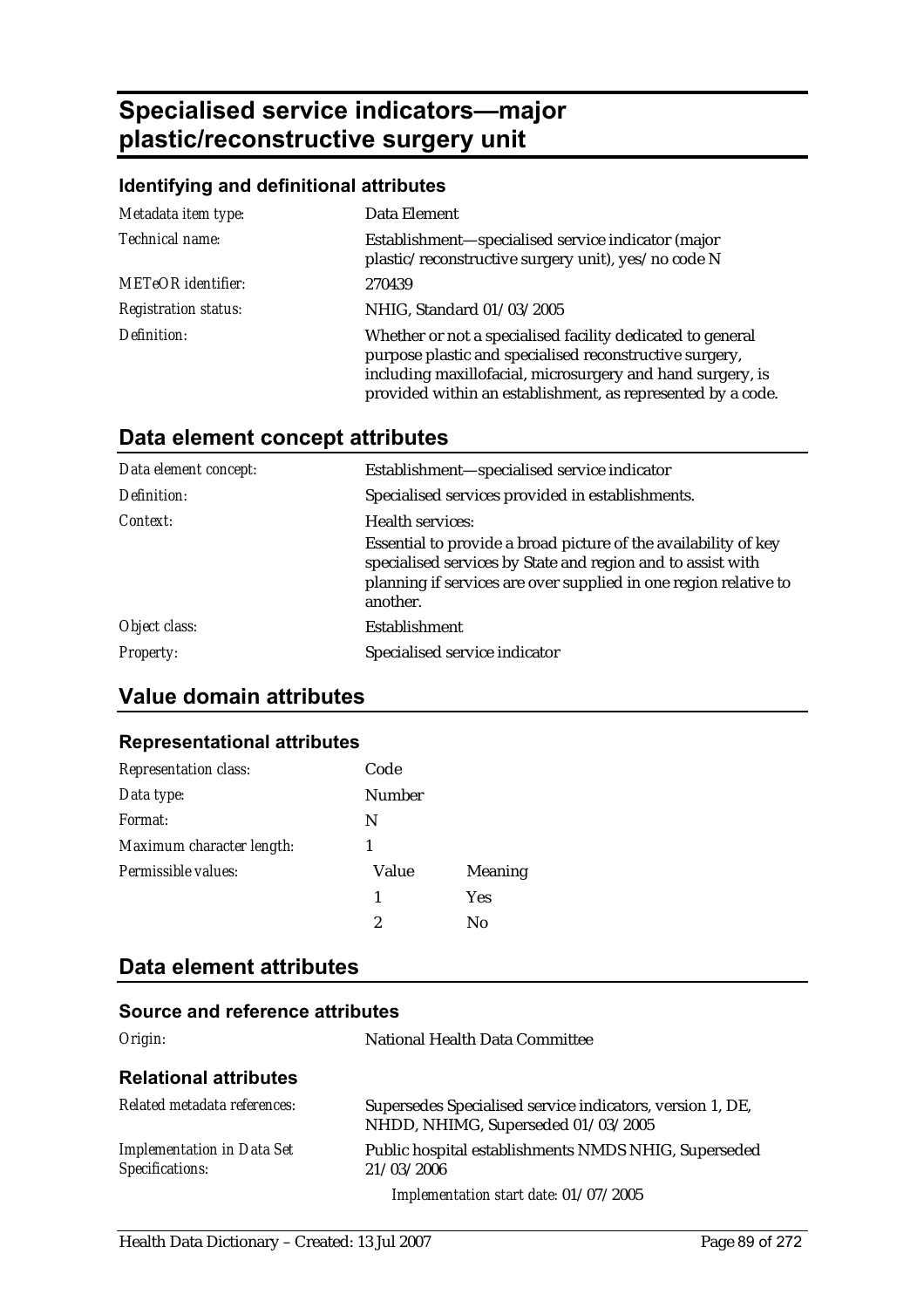# Specialised service indicators—major plastic/reconstructive surgery unit

### Identifying and definitional attributes

| | |
|---|---|
| *Metadata item type:* | Data Element |
| *Technical name:* | Establishment—specialised service indicator (major plastic/reconstructive surgery unit), yes/no code N |
| *METeOR identifier:* | 270439 |
| *Registration status:* | NHIG, Standard 01/03/2005 |
| *Definition:* | Whether or not a specialised facility dedicated to general purpose plastic and specialised reconstructive surgery, including maxillofacial, microsurgery and hand surgery, is provided within an establishment, as represented by a code. |

## Data element concept attributes

| | |
|---|---|
| *Data element concept:* | Establishment—specialised service indicator |
| *Definition:* | Specialised services provided in establishments. |
| *Context:* | Health services:<br>Essential to provide a broad picture of the availability of key specialised services by State and region and to assist with planning if services are over supplied in one region relative to another. |
| *Object class:* | Establishment |
| *Property:* | Specialised service indicator |

## Value domain attributes

### Representational attributes

| | | |
|---|---|---|
| *Representation class:* | Code | |
| *Data type:* | Number | |
| *Format:* | N | |
| *Maximum character length:* | 1 | |
| *Permissible values:* | Value | Meaning |
| | 1 | Yes |
| | 2 | No |

## Data element attributes

### Source and reference attributes

| | |
|---|---|
| *Origin:* | National Health Data Committee |

### Relational attributes

| | |
|---|---|
| *Related metadata references:* | Supersedes Specialised service indicators, version 1, DE, NHDD, NHIMG, Superseded 01/03/2005 |
| *Implementation in Data Set Specifications:* | Public hospital establishments NMDS NHIG, Superseded 21/03/2006<br>*Implementation start date:* 01/07/2005 |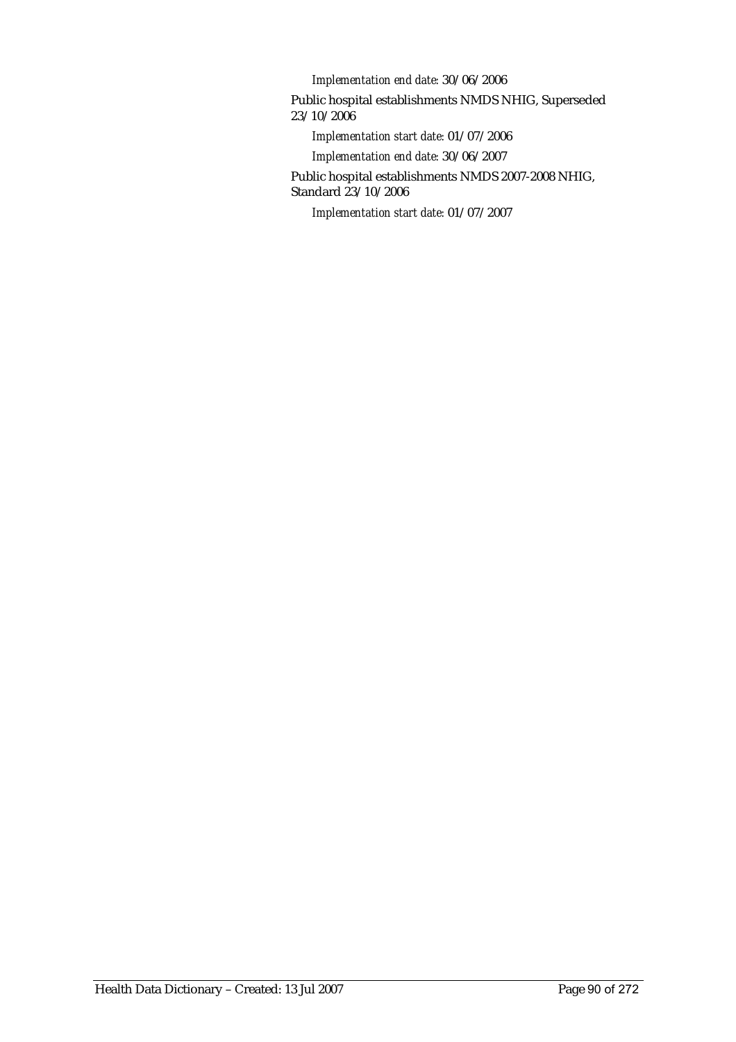*Implementation end date:* 30/06/2006

Public hospital establishments NMDS NHIG, Superseded 23/10/2006

*Implementation start date:* 01/07/2006

*Implementation end date:* 30/06/2007

Public hospital establishments NMDS 2007-2008 NHIG, Standard 23/10/2006

*Implementation start date:* 01/07/2007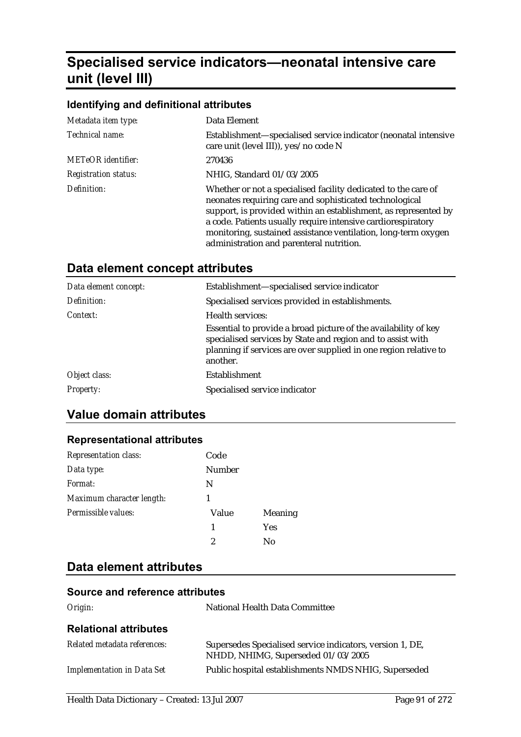# Specialised service indicators—neonatal intensive care unit (level III)

### Identifying and definitional attributes

| | |
|---|---|
| *Metadata item type:* | Data Element |
| *Technical name:* | Establishment—specialised service indicator (neonatal intensive care unit (level III)), yes/no code N |
| *METeOR identifier:* | 270436 |
| *Registration status:* | NHIG, Standard 01/03/2005 |
| *Definition:* | Whether or not a specialised facility dedicated to the care of neonates requiring care and sophisticated technological support, is provided within an establishment, as represented by a code. Patients usually require intensive cardiorespiratory monitoring, sustained assistance ventilation, long-term oxygen administration and parenteral nutrition. |

## Data element concept attributes

| | |
|---|---|
| *Data element concept:* | Establishment—specialised service indicator |
| *Definition:* | Specialised services provided in establishments. |
| *Context:* | Health services:<br>Essential to provide a broad picture of the availability of key specialised services by State and region and to assist with planning if services are over supplied in one region relative to another. |
| *Object class:* | Establishment |
| *Property:* | Specialised service indicator |

## Value domain attributes

### Representational attributes

| | | |
|---|---|---|
| *Representation class:* | Code | |
| *Data type:* | Number | |
| *Format:* | N | |
| *Maximum character length:* | 1 | |
| *Permissible values:* | **Value** | **Meaning** |
| | 1 | Yes |
| | 2 | No |

## Data element attributes

### Source and reference attributes

| | |
|---|---|
| *Origin:* | National Health Data Committee |

### Relational attributes

| | |
|---|---|
| *Related metadata references:* | Supersedes Specialised service indicators, version 1, DE, NHDD, NHIMG, Superseded 01/03/2005 |
| *Implementation in Data Set* | Public hospital establishments NMDS NHIG, Superseded |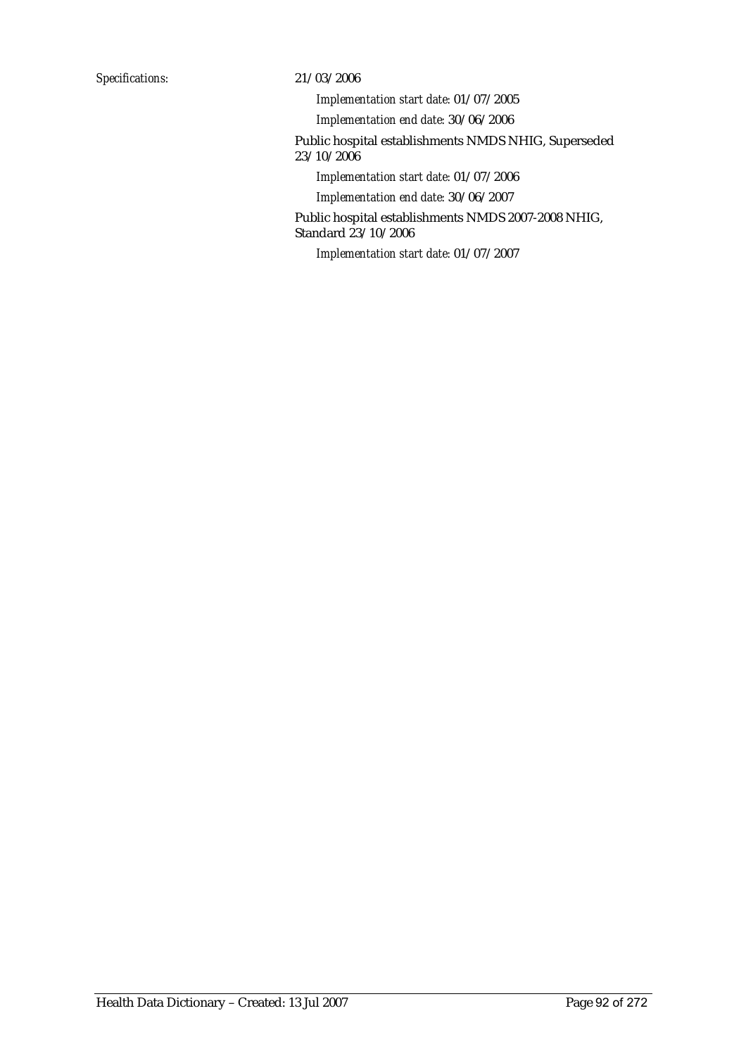*Specifications:* 21/03/2006

*Implementation start date:* 01/07/2005

*Implementation end date:* 30/06/2006

Public hospital establishments NMDS NHIG, Superseded 23/10/2006

*Implementation start date:* 01/07/2006

*Implementation end date:* 30/06/2007

Public hospital establishments NMDS 2007-2008 NHIG, Standard 23/10/2006

*Implementation start date:* 01/07/2007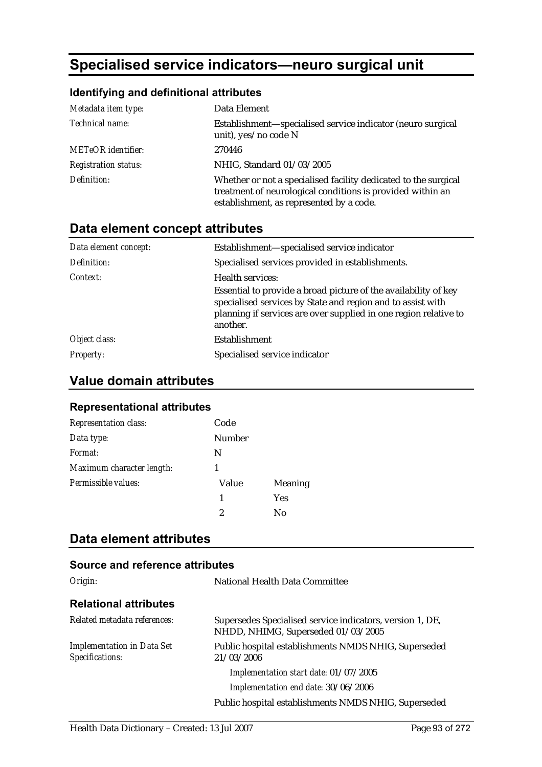# Specialised service indicators—neuro surgical unit

### Identifying and definitional attributes

| | |
|---|---|
| *Metadata item type:* | Data Element |
| *Technical name:* | Establishment—specialised service indicator (neuro surgical unit), yes/no code N |
| *METeOR identifier:* | 270446 |
| *Registration status:* | NHIG, Standard 01/03/2005 |
| *Definition:* | Whether or not a specialised facility dedicated to the surgical treatment of neurological conditions is provided within an establishment, as represented by a code. |

## Data element concept attributes

| | |
|---|---|
| *Data element concept:* | Establishment—specialised service indicator |
| *Definition:* | Specialised services provided in establishments. |
| *Context:* | Health services:<br>Essential to provide a broad picture of the availability of key specialised services by State and region and to assist with planning if services are over supplied in one region relative to another. |
| *Object class:* | Establishment |
| *Property:* | Specialised service indicator |

## Value domain attributes

### Representational attributes

| | | |
|---|---|---|
| *Representation class:* | Code | |
| *Data type:* | Number | |
| *Format:* | N | |
| *Maximum character length:* | 1 | |
| *Permissible values:* | Value | Meaning |
| | 1 | Yes |
| | 2 | No |

## Data element attributes

### Source and reference attributes

| | |
|---|---|
| *Origin:* | National Health Data Committee |

### Relational attributes

| | |
|---|---|
| *Related metadata references:* | Supersedes Specialised service indicators, version 1, DE, NHDD, NHIMG, Superseded 01/03/2005 |
| *Implementation in Data Set Specifications:* | Public hospital establishments NMDS NHIG, Superseded 21/03/2006<br>*Implementation start date:* 01/07/2005<br>*Implementation end date:* 30/06/2006<br>Public hospital establishments NMDS NHIG, Superseded |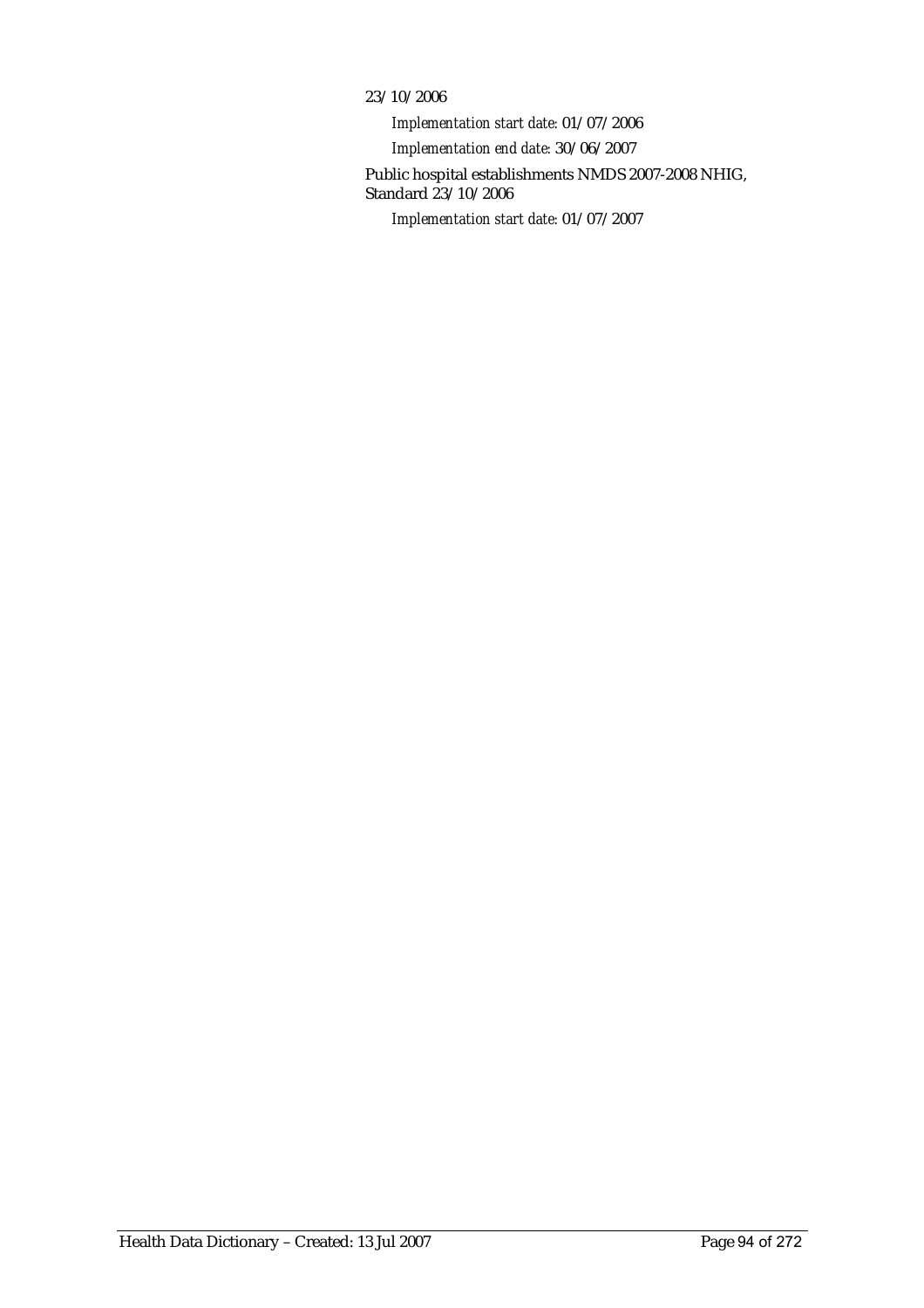23/10/2006

*Implementation start date:* 01/07/2006

*Implementation end date:* 30/06/2007

Public hospital establishments NMDS 2007-2008 NHIG, Standard 23/10/2006

*Implementation start date:* 01/07/2007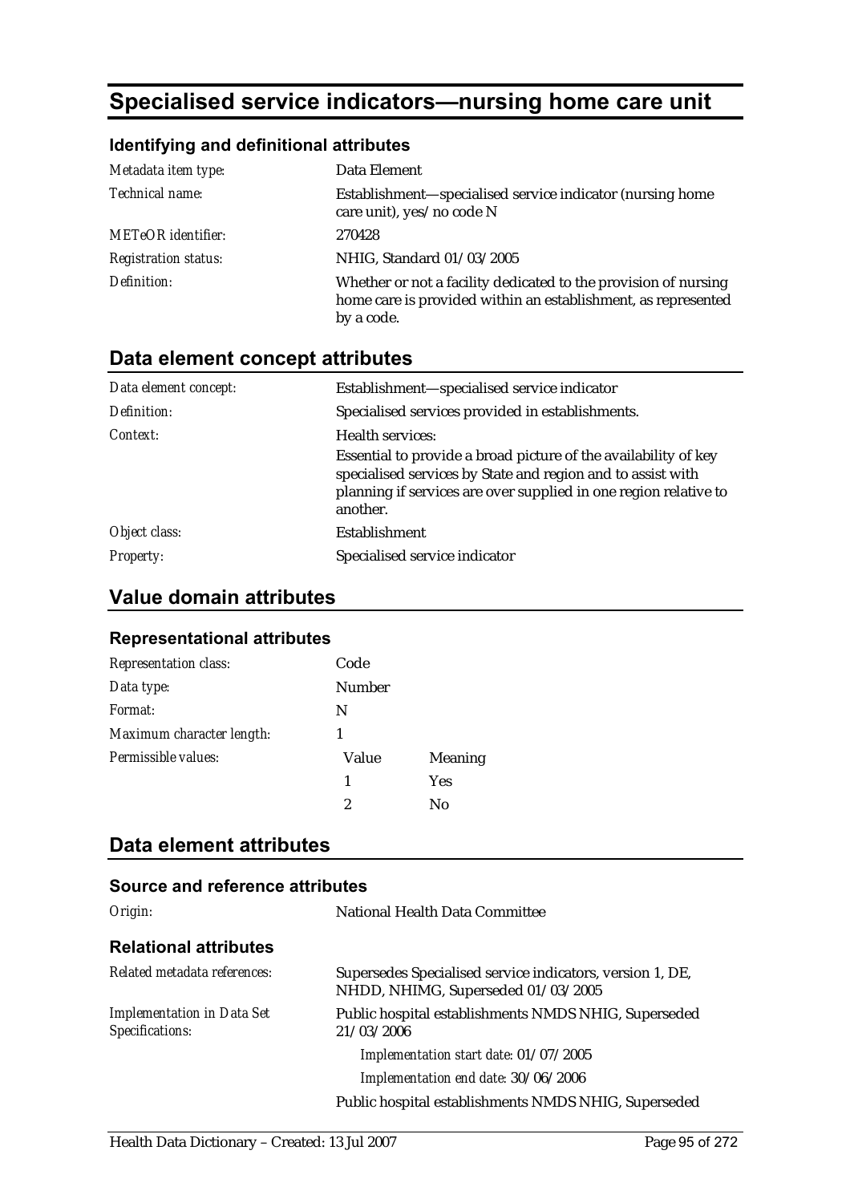# Specialised service indicators—nursing home care unit

## Identifying and definitional attributes

| | |
|---|---|
| *Metadata item type:* | Data Element |
| *Technical name:* | Establishment—specialised service indicator (nursing home care unit), yes/no code N |
| *METeOR identifier:* | 270428 |
| *Registration status:* | NHIG, Standard 01/03/2005 |
| *Definition:* | Whether or not a facility dedicated to the provision of nursing home care is provided within an establishment, as represented by a code. |

## Data element concept attributes

| | |
|---|---|
| *Data element concept:* | Establishment—specialised service indicator |
| *Definition:* | Specialised services provided in establishments. |
| *Context:* | Health services:<br>Essential to provide a broad picture of the availability of key specialised services by State and region and to assist with planning if services are over supplied in one region relative to another. |
| *Object class:* | Establishment |
| *Property:* | Specialised service indicator |

## Value domain attributes

### Representational attributes

| | | |
|---|---|---|
| *Representation class:* | Code | |
| *Data type:* | Number | |
| *Format:* | N | |
| *Maximum character length:* | 1 | |
| *Permissible values:* | Value | Meaning |
| | 1 | Yes |
| | 2 | No |

## Data element attributes

### Source and reference attributes

| | |
|---|---|
| *Origin:* | National Health Data Committee |

### Relational attributes

| | |
|---|---|
| *Related metadata references:* | Supersedes Specialised service indicators, version 1, DE, NHDD, NHIMG, Superseded 01/03/2005 |
| *Implementation in Data Set Specifications:* | Public hospital establishments NMDS NHIG, Superseded 21/03/2006 |
| | *Implementation start date:* 01/07/2005 |
| | *Implementation end date:* 30/06/2006 |
| | Public hospital establishments NMDS NHIG, Superseded |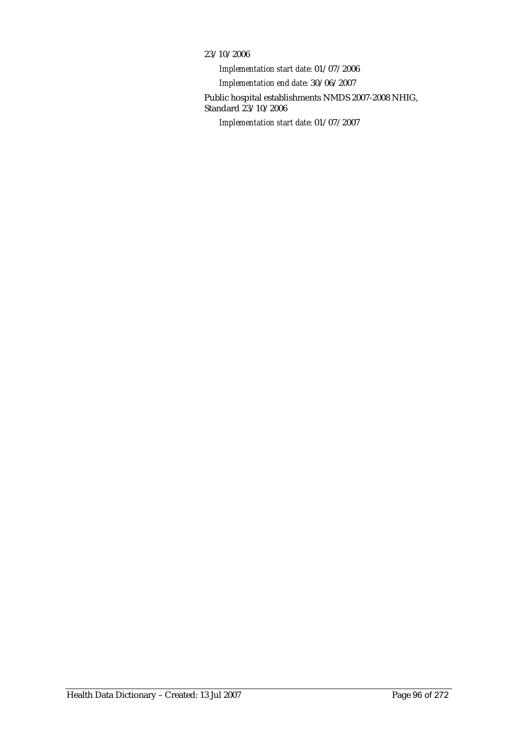23/10/2006

*Implementation start date:* 01/07/2006

*Implementation end date:* 30/06/2007

Public hospital establishments NMDS 2007-2008 NHIG, Standard 23/10/2006

*Implementation start date:* 01/07/2007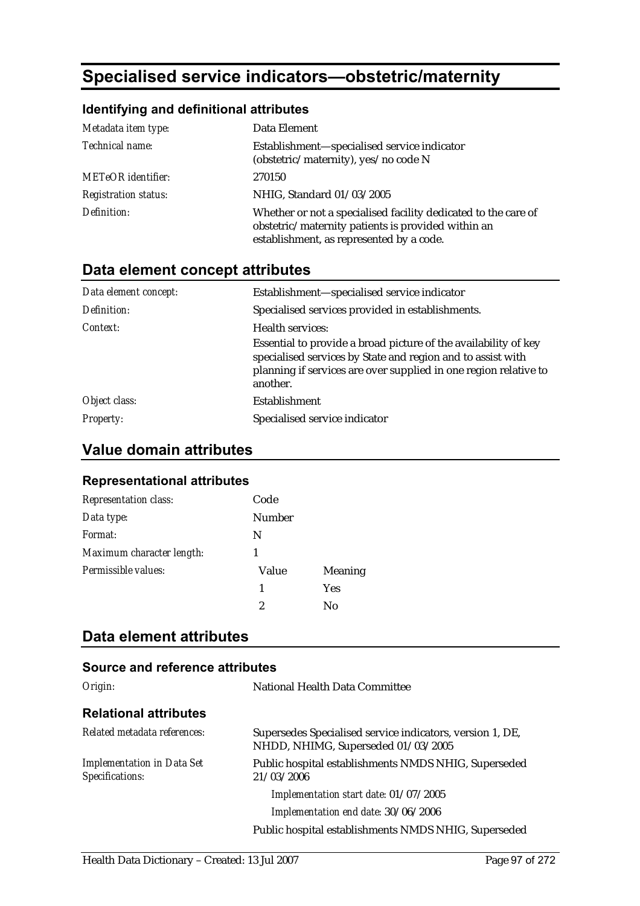# Specialised service indicators—obstetric/maternity

### Identifying and definitional attributes

| | |
|---|---|
| *Metadata item type:* | Data Element |
| *Technical name:* | Establishment—specialised service indicator (obstetric/maternity), yes/no code N |
| *METeOR identifier:* | 270150 |
| *Registration status:* | NHIG, Standard 01/03/2005 |
| *Definition:* | Whether or not a specialised facility dedicated to the care of obstetric/maternity patients is provided within an establishment, as represented by a code. |

## Data element concept attributes

| | |
|---|---|
| *Data element concept:* | Establishment—specialised service indicator |
| *Definition:* | Specialised services provided in establishments. |
| *Context:* | Health services:<br>Essential to provide a broad picture of the availability of key specialised services by State and region and to assist with planning if services are over supplied in one region relative to another. |
| *Object class:* | Establishment |
| *Property:* | Specialised service indicator |

## Value domain attributes

### Representational attributes

| | | |
|---|---|---|
| *Representation class:* | Code | |
| *Data type:* | Number | |
| *Format:* | N | |
| *Maximum character length:* | 1 | |
| *Permissible values:* | Value | Meaning |
| | 1 | Yes |
| | 2 | No |

## Data element attributes

### Source and reference attributes

| | |
|---|---|
| *Origin:* | National Health Data Committee |

### Relational attributes

| | |
|---|---|
| *Related metadata references:* | Supersedes Specialised service indicators, version 1, DE, NHDD, NHIMG, Superseded 01/03/2005 |
| *Implementation in Data Set Specifications:* | Public hospital establishments NMDS NHIG, Superseded 21/03/2006<br>*Implementation start date:* 01/07/2005<br>*Implementation end date:* 30/06/2006<br>Public hospital establishments NMDS NHIG, Superseded |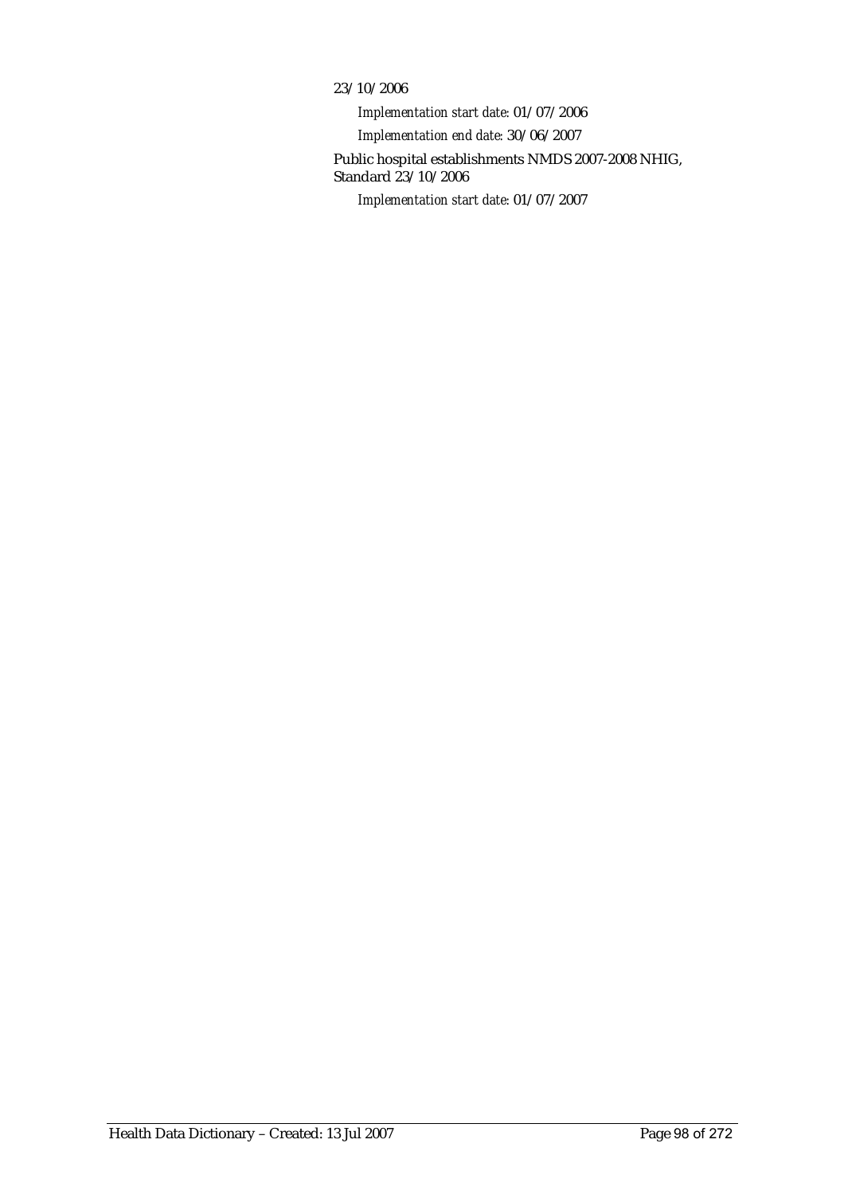23/10/2006

*Implementation start date:* 01/07/2006

*Implementation end date:* 30/06/2007

Public hospital establishments NMDS 2007-2008 NHIG, Standard 23/10/2006

*Implementation start date:* 01/07/2007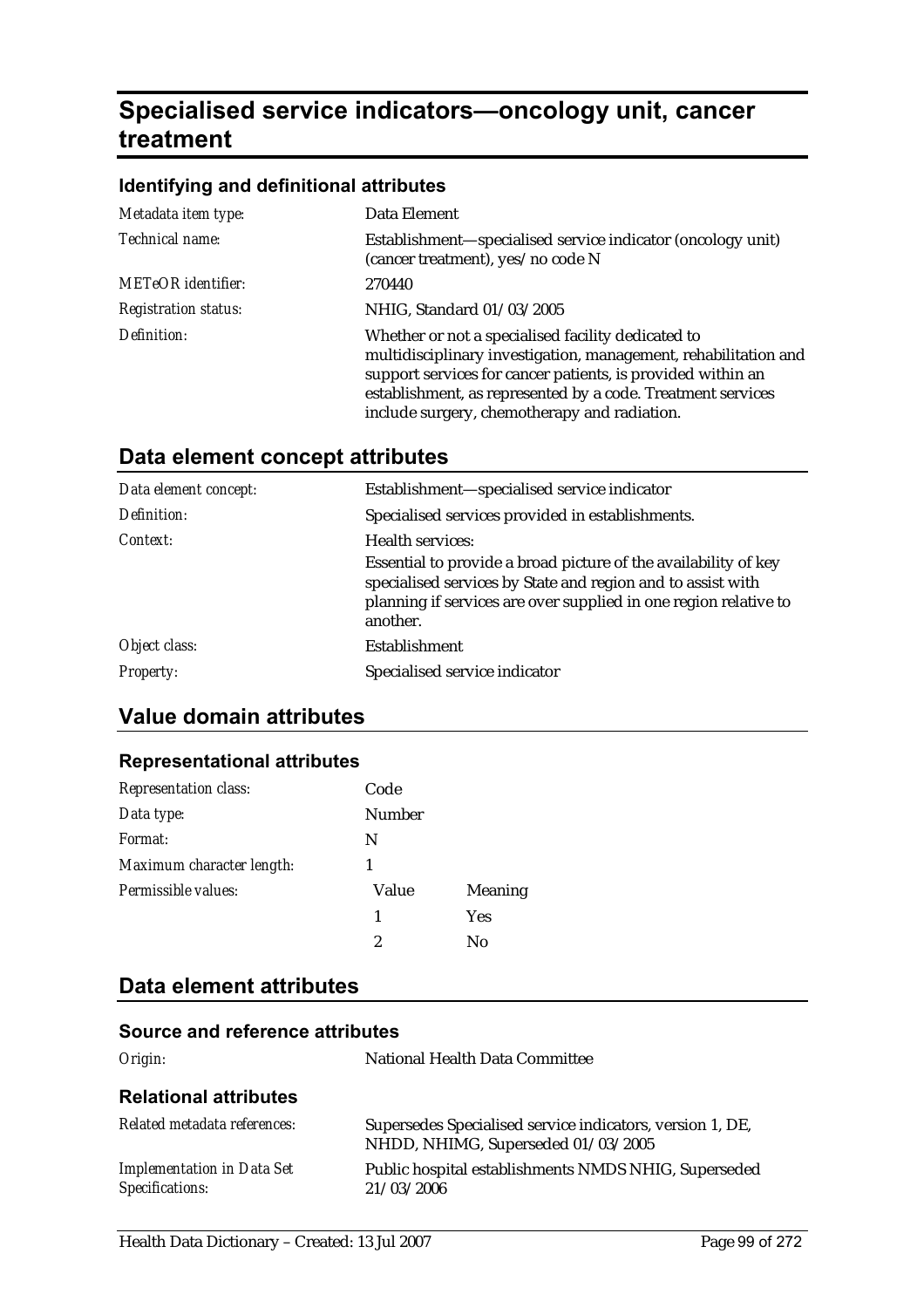# Specialised service indicators—oncology unit, cancer treatment

### Identifying and definitional attributes

| | |
|---|---|
| *Metadata item type:* | Data Element |
| *Technical name:* | Establishment—specialised service indicator (oncology unit) (cancer treatment), yes/no code N |
| *METeOR identifier:* | 270440 |
| *Registration status:* | NHIG, Standard 01/03/2005 |
| *Definition:* | Whether or not a specialised facility dedicated to multidisciplinary investigation, management, rehabilitation and support services for cancer patients, is provided within an establishment, as represented by a code. Treatment services include surgery, chemotherapy and radiation. |

## Data element concept attributes

| | |
|---|---|
| *Data element concept:* | Establishment—specialised service indicator |
| *Definition:* | Specialised services provided in establishments. |
| *Context:* | Health services:<br>Essential to provide a broad picture of the availability of key specialised services by State and region and to assist with planning if services are over supplied in one region relative to another. |
| *Object class:* | Establishment |
| *Property:* | Specialised service indicator |

## Value domain attributes

### Representational attributes

| | | |
|---|---|---|
| *Representation class:* | Code | |
| *Data type:* | Number | |
| *Format:* | N | |
| *Maximum character length:* | 1 | |
| *Permissible values:* | Value | Meaning |
| | 1 | Yes |
| | 2 | No |

## Data element attributes

### Source and reference attributes

| | |
|---|---|
| *Origin:* | National Health Data Committee |

### Relational attributes

| | |
|---|---|
| *Related metadata references:* | Supersedes Specialised service indicators, version 1, DE, NHDD, NHIMG, Superseded 01/03/2005 |
| *Implementation in Data Set Specifications:* | Public hospital establishments NMDS NHIG, Superseded 21/03/2006 |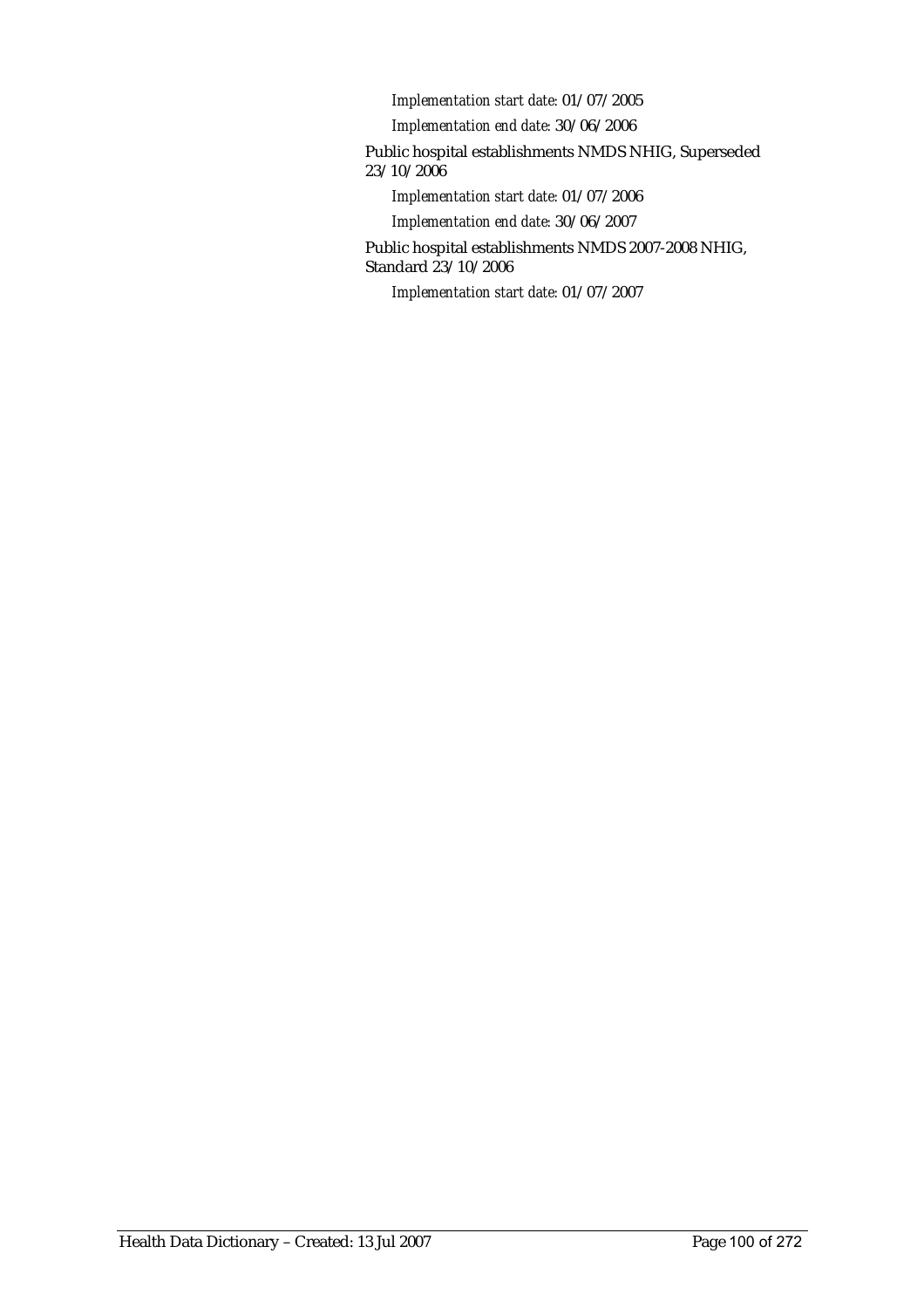*Implementation start date:* 01/07/2005

*Implementation end date:* 30/06/2006

Public hospital establishments NMDS NHIG, Superseded 23/10/2006

*Implementation start date:* 01/07/2006

*Implementation end date:* 30/06/2007

Public hospital establishments NMDS 2007-2008 NHIG, Standard 23/10/2006

*Implementation start date:* 01/07/2007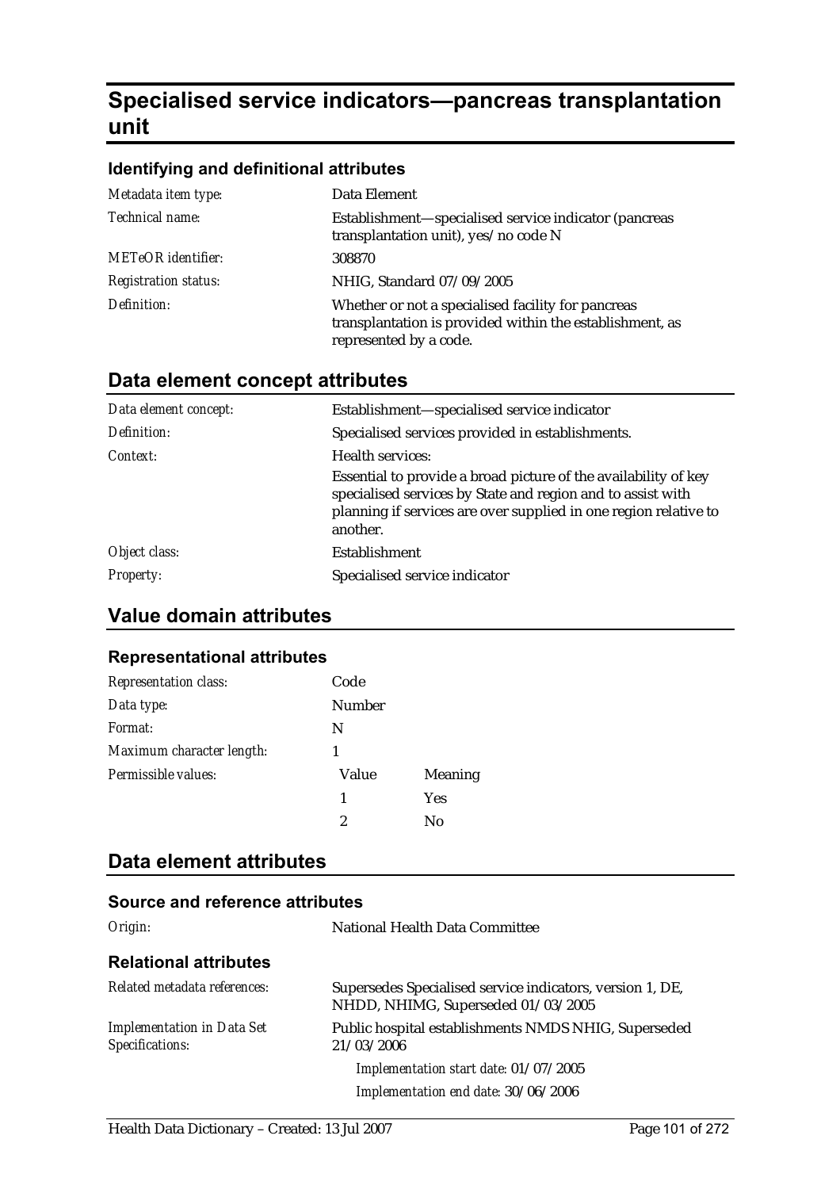# Specialised service indicators—pancreas transplantation unit

## Identifying and definitional attributes

| | |
|---|---|
| *Metadata item type:* | Data Element |
| *Technical name:* | Establishment—specialised service indicator (pancreas transplantation unit), yes/no code N |
| *METeOR identifier:* | 308870 |
| *Registration status:* | NHIG, Standard 07/09/2005 |
| *Definition:* | Whether or not a specialised facility for pancreas transplantation is provided within the establishment, as represented by a code. |

## Data element concept attributes

| | |
|---|---|
| *Data element concept:* | Establishment—specialised service indicator |
| *Definition:* | Specialised services provided in establishments. |
| *Context:* | Health services:<br>Essential to provide a broad picture of the availability of key specialised services by State and region and to assist with planning if services are over supplied in one region relative to another. |
| *Object class:* | Establishment |
| *Property:* | Specialised service indicator |

## Value domain attributes

### Representational attributes

| | | |
|---|---|---|
| *Representation class:* | Code | |
| *Data type:* | Number | |
| *Format:* | N | |
| *Maximum character length:* | 1 | |
| *Permissible values:* | Value | Meaning |
| | 1 | Yes |
| | 2 | No |

## Data element attributes

### Source and reference attributes

| | |
|---|---|
| *Origin:* | National Health Data Committee |

### Relational attributes

| | |
|---|---|
| *Related metadata references:* | Supersedes Specialised service indicators, version 1, DE, NHDD, NHIMG, Superseded 01/03/2005 |
| *Implementation in Data Set Specifications:* | Public hospital establishments NMDS NHIG, Superseded 21/03/2006<br>*Implementation start date:* 01/07/2005<br>*Implementation end date:* 30/06/2006 |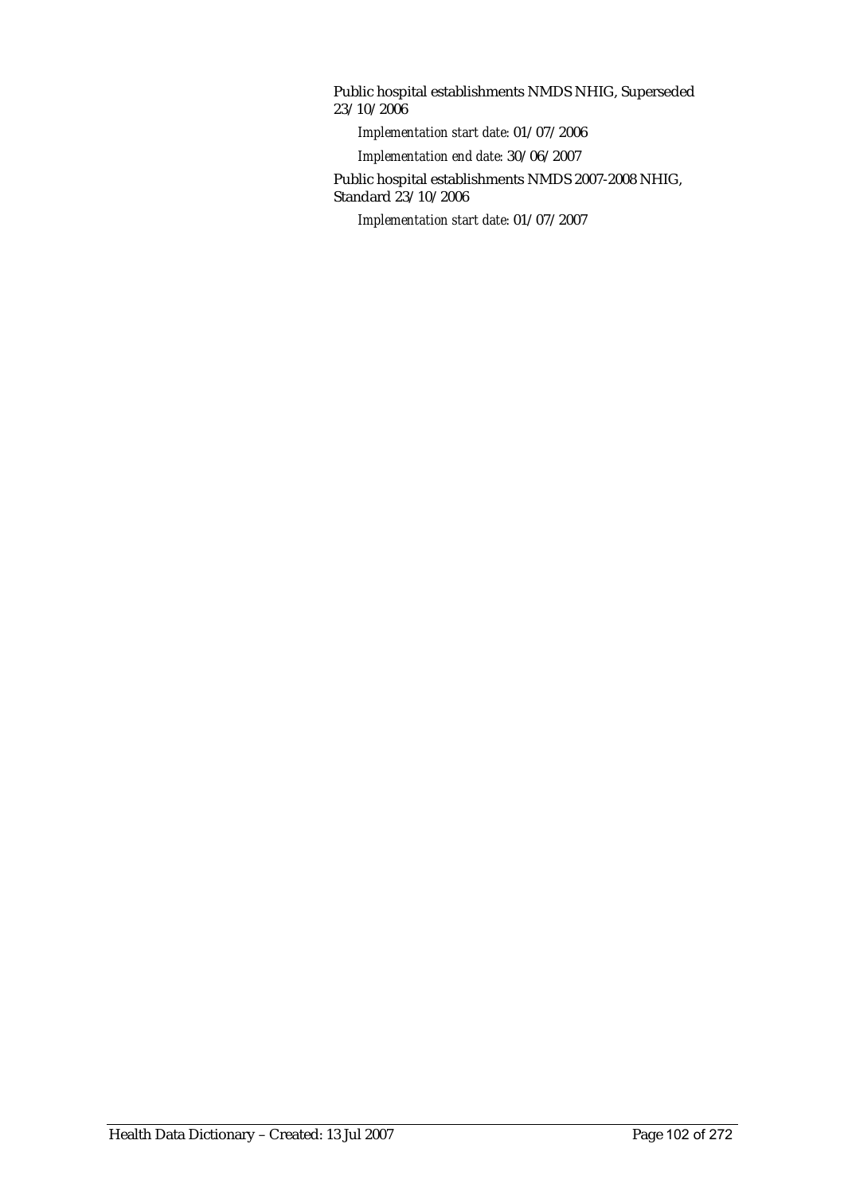Public hospital establishments NMDS NHIG, Superseded 23/10/2006

*Implementation start date:* 01/07/2006

*Implementation end date:* 30/06/2007

Public hospital establishments NMDS 2007-2008 NHIG, Standard 23/10/2006

*Implementation start date:* 01/07/2007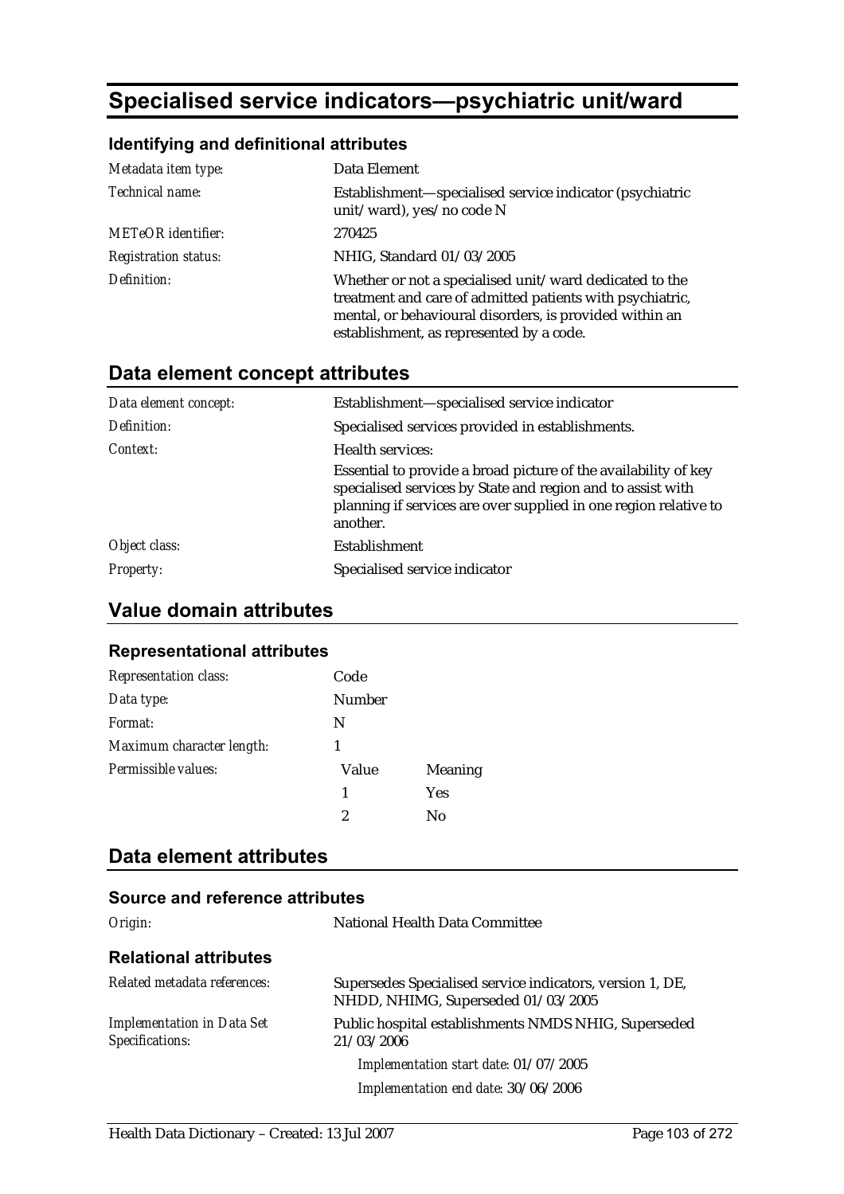# Specialised service indicators—psychiatric unit/ward

### Identifying and definitional attributes

| | |
|---|---|
| *Metadata item type:* | Data Element |
| *Technical name:* | Establishment—specialised service indicator (psychiatric unit/ward), yes/no code N |
| *METeOR identifier:* | 270425 |
| *Registration status:* | NHIG, Standard 01/03/2005 |
| *Definition:* | Whether or not a specialised unit/ward dedicated to the treatment and care of admitted patients with psychiatric, mental, or behavioural disorders, is provided within an establishment, as represented by a code. |

## Data element concept attributes

| | |
|---|---|
| *Data element concept:* | Establishment—specialised service indicator |
| *Definition:* | Specialised services provided in establishments. |
| *Context:* | Health services: Essential to provide a broad picture of the availability of key specialised services by State and region and to assist with planning if services are over supplied in one region relative to another. |
| *Object class:* | Establishment |
| *Property:* | Specialised service indicator |

## Value domain attributes

### Representational attributes

| | | |
|---|---|---|
| *Representation class:* | Code | |
| *Data type:* | Number | |
| *Format:* | N | |
| *Maximum character length:* | 1 | |
| *Permissible values:* | Value | Meaning |
| | 1 | Yes |
| | 2 | No |

## Data element attributes

### Source and reference attributes

| | |
|---|---|
| *Origin:* | National Health Data Committee |

### Relational attributes

| | |
|---|---|
| *Related metadata references:* | Supersedes Specialised service indicators, version 1, DE, NHDD, NHIMG, Superseded 01/03/2005 |
| *Implementation in Data Set Specifications:* | Public hospital establishments NMDS NHIG, Superseded 21/03/2006<br>*Implementation start date:* 01/07/2005<br>*Implementation end date:* 30/06/2006 |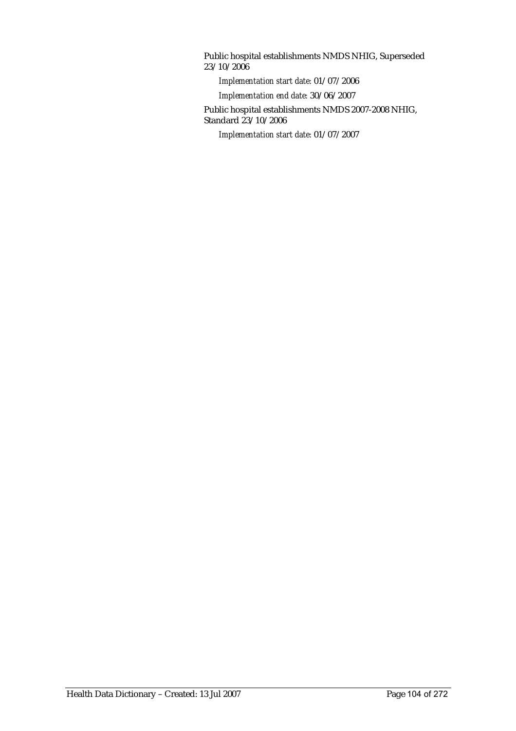Public hospital establishments NMDS NHIG, Superseded 23/10/2006

*Implementation start date:* 01/07/2006

*Implementation end date:* 30/06/2007

Public hospital establishments NMDS 2007-2008 NHIG, Standard 23/10/2006

*Implementation start date:* 01/07/2007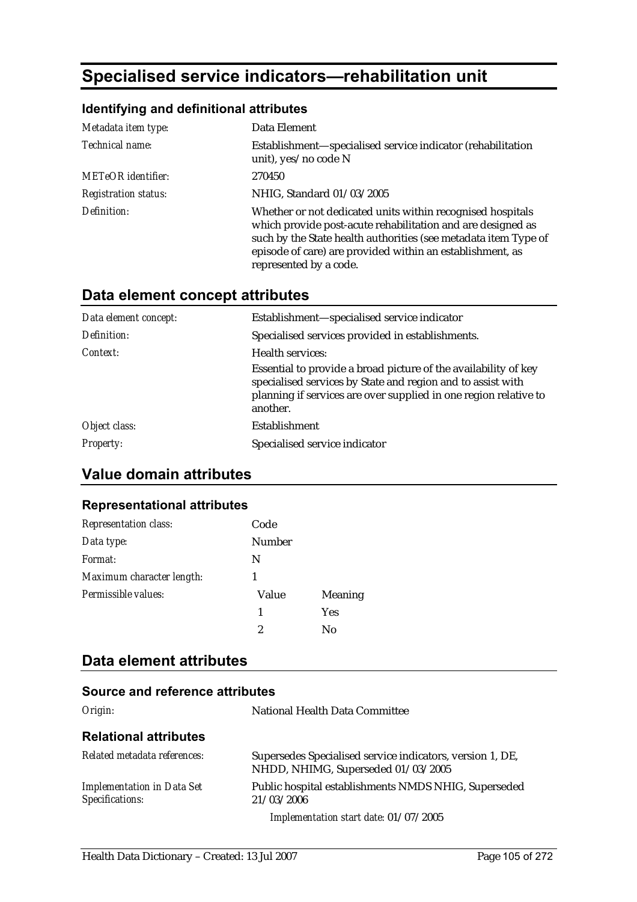# Specialised service indicators—rehabilitation unit

## Identifying and definitional attributes

| | |
|---|---|
| *Metadata item type:* | Data Element |
| *Technical name:* | Establishment—specialised service indicator (rehabilitation unit), yes/no code N |
| *METeOR identifier:* | 270450 |
| *Registration status:* | NHIG, Standard 01/03/2005 |
| *Definition:* | Whether or not dedicated units within recognised hospitals which provide post-acute rehabilitation and are designed as such by the State health authorities (see metadata item Type of episode of care) are provided within an establishment, as represented by a code. |

## Data element concept attributes

| | |
|---|---|
| *Data element concept:* | Establishment—specialised service indicator |
| *Definition:* | Specialised services provided in establishments. |
| *Context:* | Health services:<br>Essential to provide a broad picture of the availability of key specialised services by State and region and to assist with planning if services are over supplied in one region relative to another. |
| *Object class:* | Establishment |
| *Property:* | Specialised service indicator |

## Value domain attributes

### Representational attributes

| | | |
|---|---|---|
| *Representation class:* | Code | |
| *Data type:* | Number | |
| *Format:* | N | |
| *Maximum character length:* | 1 | |
| *Permissible values:* | Value | Meaning |
| | 1 | Yes |
| | 2 | No |

## Data element attributes

### Source and reference attributes

| | |
|---|---|
| *Origin:* | National Health Data Committee |

### Relational attributes

| | |
|---|---|
| *Related metadata references:* | Supersedes Specialised service indicators, version 1, DE, NHDD, NHIMG, Superseded 01/03/2005 |
| *Implementation in Data Set Specifications:* | Public hospital establishments NMDS NHIG, Superseded 21/03/2006<br>*Implementation start date:* 01/07/2005 |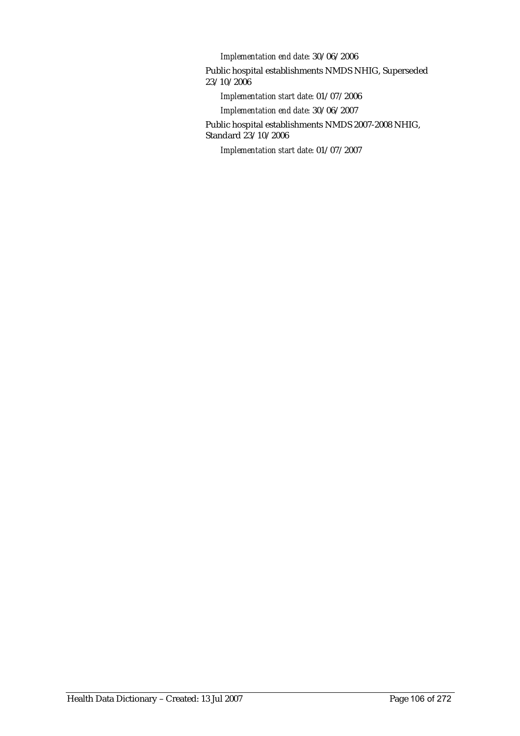*Implementation end date:* 30/06/2006

Public hospital establishments NMDS NHIG, Superseded 23/10/2006

*Implementation start date:* 01/07/2006

*Implementation end date:* 30/06/2007

Public hospital establishments NMDS 2007-2008 NHIG, Standard 23/10/2006

*Implementation start date:* 01/07/2007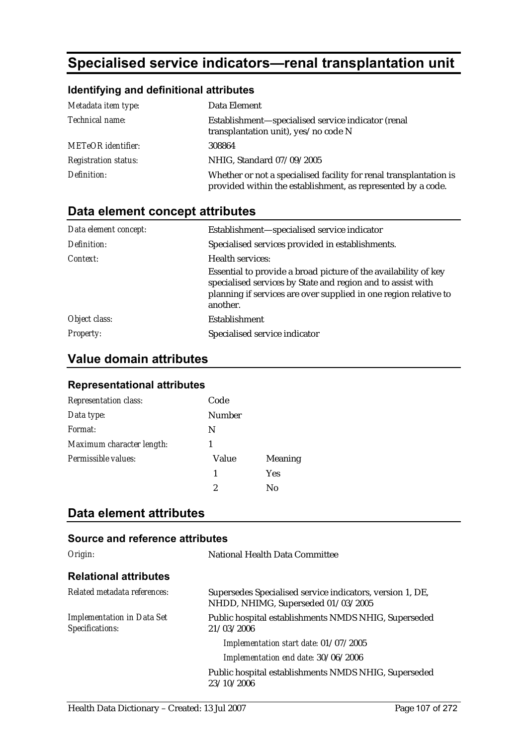# Specialised service indicators—renal transplantation unit

## Identifying and definitional attributes

| | |
|---|---|
| *Metadata item type:* | Data Element |
| *Technical name:* | Establishment—specialised service indicator (renal transplantation unit), yes/no code N |
| *METeOR identifier:* | 308864 |
| *Registration status:* | NHIG, Standard 07/09/2005 |
| *Definition:* | Whether or not a specialised facility for renal transplantation is provided within the establishment, as represented by a code. |

## Data element concept attributes

| | |
|---|---|
| *Data element concept:* | Establishment—specialised service indicator |
| *Definition:* | Specialised services provided in establishments. |
| *Context:* | Health services:<br>Essential to provide a broad picture of the availability of key specialised services by State and region and to assist with planning if services are over supplied in one region relative to another. |
| *Object class:* | Establishment |
| *Property:* | Specialised service indicator |

## Value domain attributes

### Representational attributes

| | | |
|---|---|---|
| *Representation class:* | Code | |
| *Data type:* | Number | |
| *Format:* | N | |
| *Maximum character length:* | 1 | |
| *Permissible values:* | Value | Meaning |
| | 1 | Yes |
| | 2 | No |

## Data element attributes

### Source and reference attributes

| | |
|---|---|
| *Origin:* | National Health Data Committee |

### Relational attributes

| | |
|---|---|
| *Related metadata references:* | Supersedes Specialised service indicators, version 1, DE, NHDD, NHIMG, Superseded 01/03/2005 |
| *Implementation in Data Set Specifications:* | Public hospital establishments NMDS NHIG, Superseded 21/03/2006 |
| | *Implementation start date:* 01/07/2005 |
| | *Implementation end date:* 30/06/2006 |
| | Public hospital establishments NMDS NHIG, Superseded 23/10/2006 |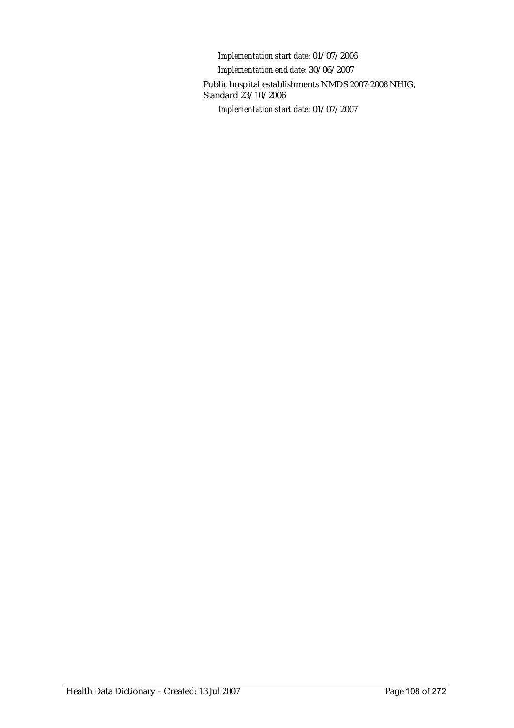*Implementation start date:* 01/07/2006

*Implementation end date:* 30/06/2007

Public hospital establishments NMDS 2007-2008 NHIG, Standard 23/10/2006

*Implementation start date:* 01/07/2007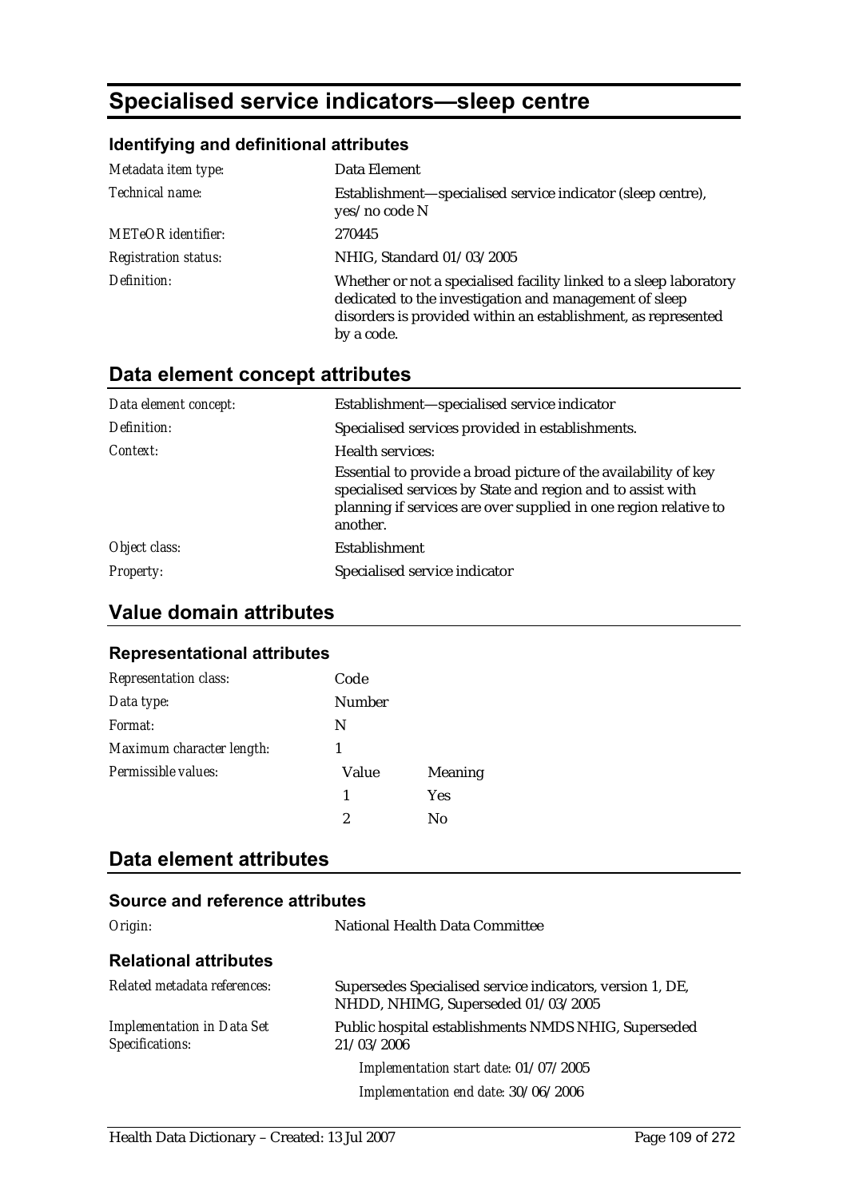# Specialised service indicators—sleep centre

### Identifying and definitional attributes

| | |
|---|---|
| *Metadata item type:* | Data Element |
| *Technical name:* | Establishment—specialised service indicator (sleep centre), yes/no code N |
| *METeOR identifier:* | 270445 |
| *Registration status:* | NHIG, Standard 01/03/2005 |
| *Definition:* | Whether or not a specialised facility linked to a sleep laboratory dedicated to the investigation and management of sleep disorders is provided within an establishment, as represented by a code. |

## Data element concept attributes

| | |
|---|---|
| *Data element concept:* | Establishment—specialised service indicator |
| *Definition:* | Specialised services provided in establishments. |
| *Context:* | Health services: <br><br> Essential to provide a broad picture of the availability of key specialised services by State and region and to assist with planning if services are over supplied in one region relative to another. |
| *Object class:* | Establishment |
| *Property:* | Specialised service indicator |

## Value domain attributes

### Representational attributes

| | | |
|---|---|---|
| *Representation class:* | Code | |
| *Data type:* | Number | |
| *Format:* | N | |
| *Maximum character length:* | 1 | |
| *Permissible values:* | Value | Meaning |
| | 1 | Yes |
| | 2 | No |

## Data element attributes

### Source and reference attributes

| | |
|---|---|
| *Origin:* | National Health Data Committee |

### Relational attributes

| | |
|---|---|
| *Related metadata references:* | Supersedes Specialised service indicators, version 1, DE, NHDD, NHIMG, Superseded 01/03/2005 |
| *Implementation in Data Set Specifications:* | Public hospital establishments NMDS NHIG, Superseded 21/03/2006 <br> *Implementation start date:* 01/07/2005 <br> *Implementation end date:* 30/06/2006 |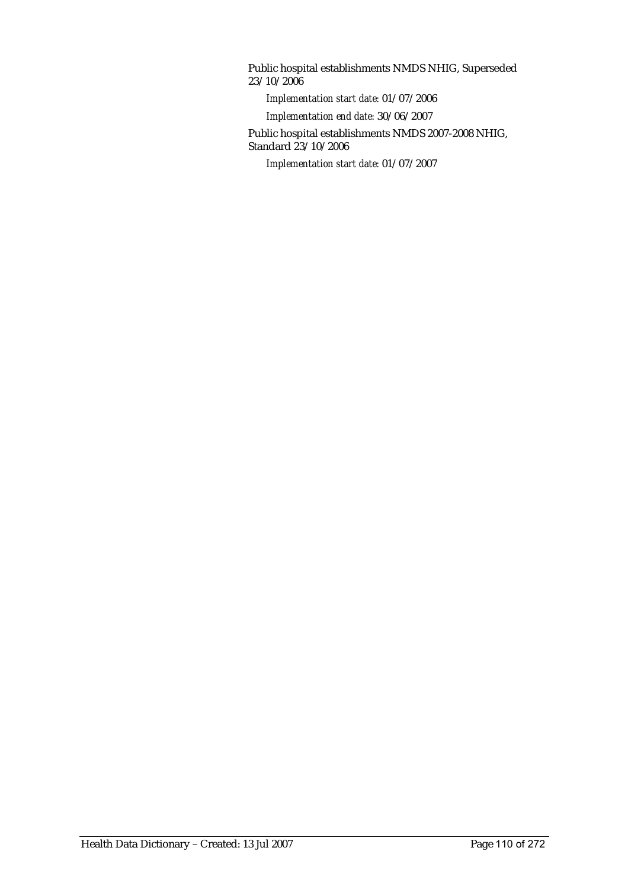Public hospital establishments NMDS NHIG, Superseded 23/10/2006

*Implementation start date:* 01/07/2006

*Implementation end date:* 30/06/2007

Public hospital establishments NMDS 2007-2008 NHIG, Standard 23/10/2006

*Implementation start date:* 01/07/2007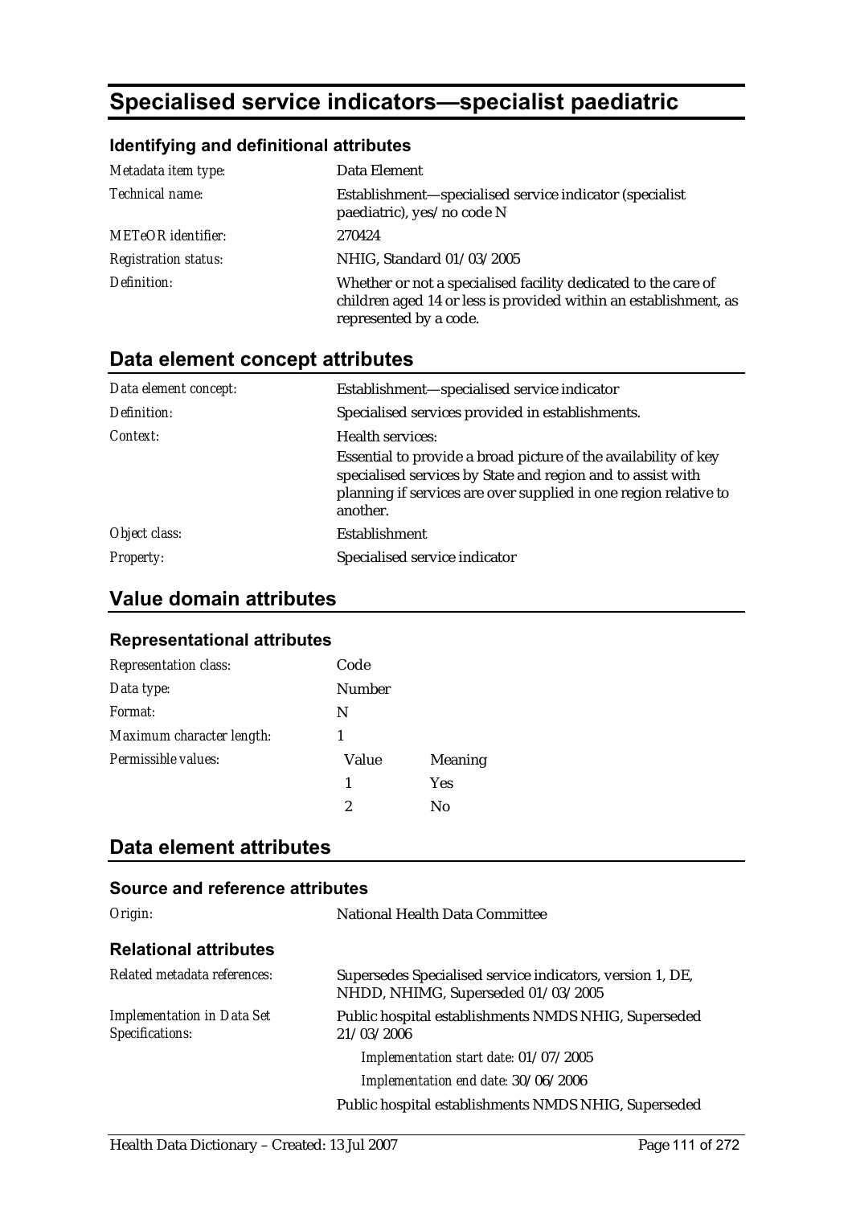# Specialised service indicators—specialist paediatric

### Identifying and definitional attributes

| | |
|---|---|
| *Metadata item type:* | Data Element |
| *Technical name:* | Establishment—specialised service indicator (specialist paediatric), yes/no code N |
| *METeOR identifier:* | 270424 |
| *Registration status:* | NHIG, Standard 01/03/2005 |
| *Definition:* | Whether or not a specialised facility dedicated to the care of children aged 14 or less is provided within an establishment, as represented by a code. |

## Data element concept attributes

| | |
|---|---|
| *Data element concept:* | Establishment—specialised service indicator |
| *Definition:* | Specialised services provided in establishments. |
| *Context:* | Health services:<br>Essential to provide a broad picture of the availability of key specialised services by State and region and to assist with planning if services are over supplied in one region relative to another. |
| *Object class:* | Establishment |
| *Property:* | Specialised service indicator |

## Value domain attributes

### Representational attributes

| | | |
|---|---|---|
| *Representation class:* | Code | |
| *Data type:* | Number | |
| *Format:* | N | |
| *Maximum character length:* | 1 | |
| *Permissible values:* | Value | Meaning |
| | 1 | Yes |
| | 2 | No |

## Data element attributes

### Source and reference attributes

| | |
|---|---|
| *Origin:* | National Health Data Committee |

### Relational attributes

| | |
|---|---|
| *Related metadata references:* | Supersedes Specialised service indicators, version 1, DE, NHDD, NHIMG, Superseded 01/03/2005 |
| *Implementation in Data Set Specifications:* | Public hospital establishments NMDS NHIG, Superseded 21/03/2006<br>*Implementation start date:* 01/07/2005<br>*Implementation end date:* 30/06/2006<br>Public hospital establishments NMDS NHIG, Superseded |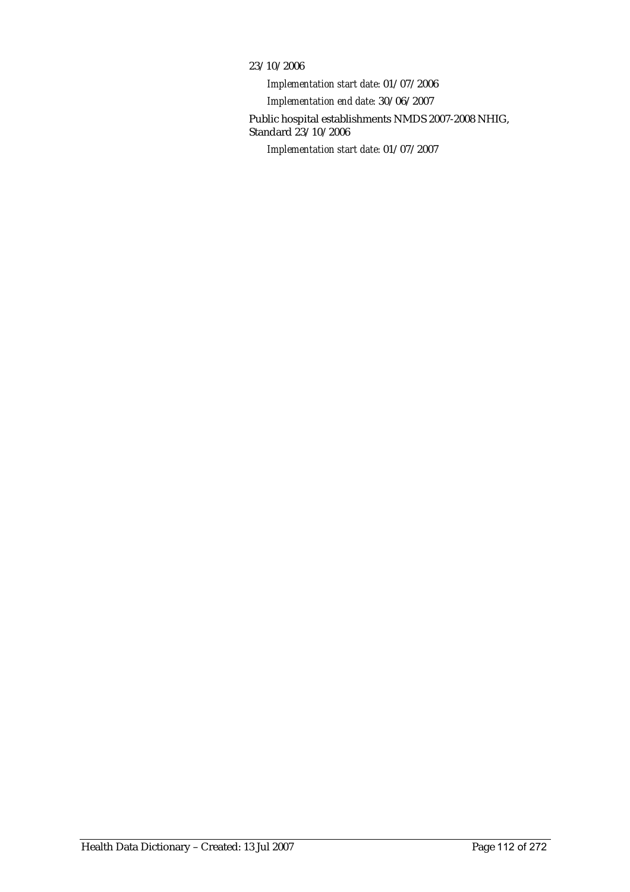23/10/2006

*Implementation start date:* 01/07/2006

*Implementation end date:* 30/06/2007

Public hospital establishments NMDS 2007-2008 NHIG, Standard 23/10/2006

*Implementation start date:* 01/07/2007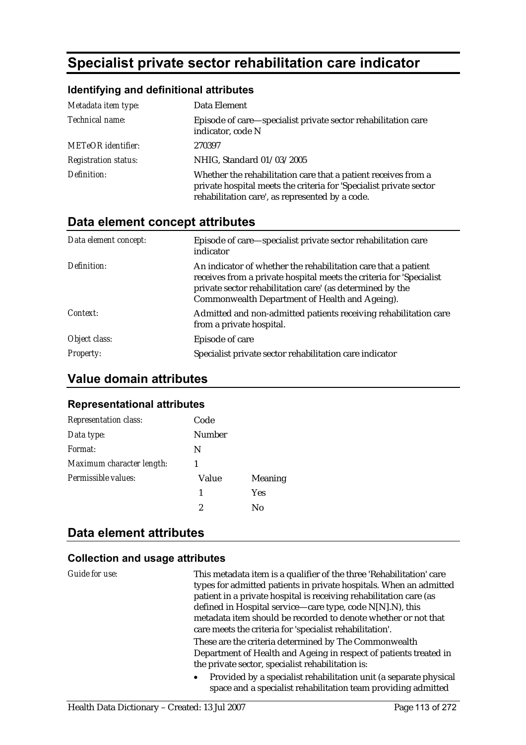# Specialist private sector rehabilitation care indicator

### Identifying and definitional attributes

| | |
|---|---|
| *Metadata item type:* | Data Element |
| *Technical name:* | Episode of care—specialist private sector rehabilitation care indicator, code N |
| *METeOR identifier:* | 270397 |
| *Registration status:* | NHIG, Standard 01/03/2005 |
| *Definition:* | Whether the rehabilitation care that a patient receives from a private hospital meets the criteria for 'Specialist private sector rehabilitation care', as represented by a code. |

## Data element concept attributes

| | |
|---|---|
| *Data element concept:* | Episode of care—specialist private sector rehabilitation care indicator |
| *Definition:* | An indicator of whether the rehabilitation care that a patient receives from a private hospital meets the criteria for 'Specialist private sector rehabilitation care' (as determined by the Commonwealth Department of Health and Ageing). |
| *Context:* | Admitted and non-admitted patients receiving rehabilitation care from a private hospital. |
| *Object class:* | Episode of care |
| *Property:* | Specialist private sector rehabilitation care indicator |

## Value domain attributes

### Representational attributes

| | | |
|---|---|---|
| *Representation class:* | Code | |
| *Data type:* | Number | |
| *Format:* | N | |
| *Maximum character length:* | 1 | |
| *Permissible values:* | Value | Meaning |
| | 1 | Yes |
| | 2 | No |

## Data element attributes

### Collection and usage attributes

*Guide for use:*

This metadata item is a qualifier of the three 'Rehabilitation' care types for admitted patients in private hospitals. When an admitted patient in a private hospital is receiving rehabilitation care (as defined in Hospital service—care type, code N[N].N), this metadata item should be recorded to denote whether or not that care meets the criteria for 'specialist rehabilitation'.

These are the criteria determined by The Commonwealth Department of Health and Ageing in respect of patients treated in the private sector, specialist rehabilitation is:

- Provided by a specialist rehabilitation unit (a separate physical space and a specialist rehabilitation team providing admitted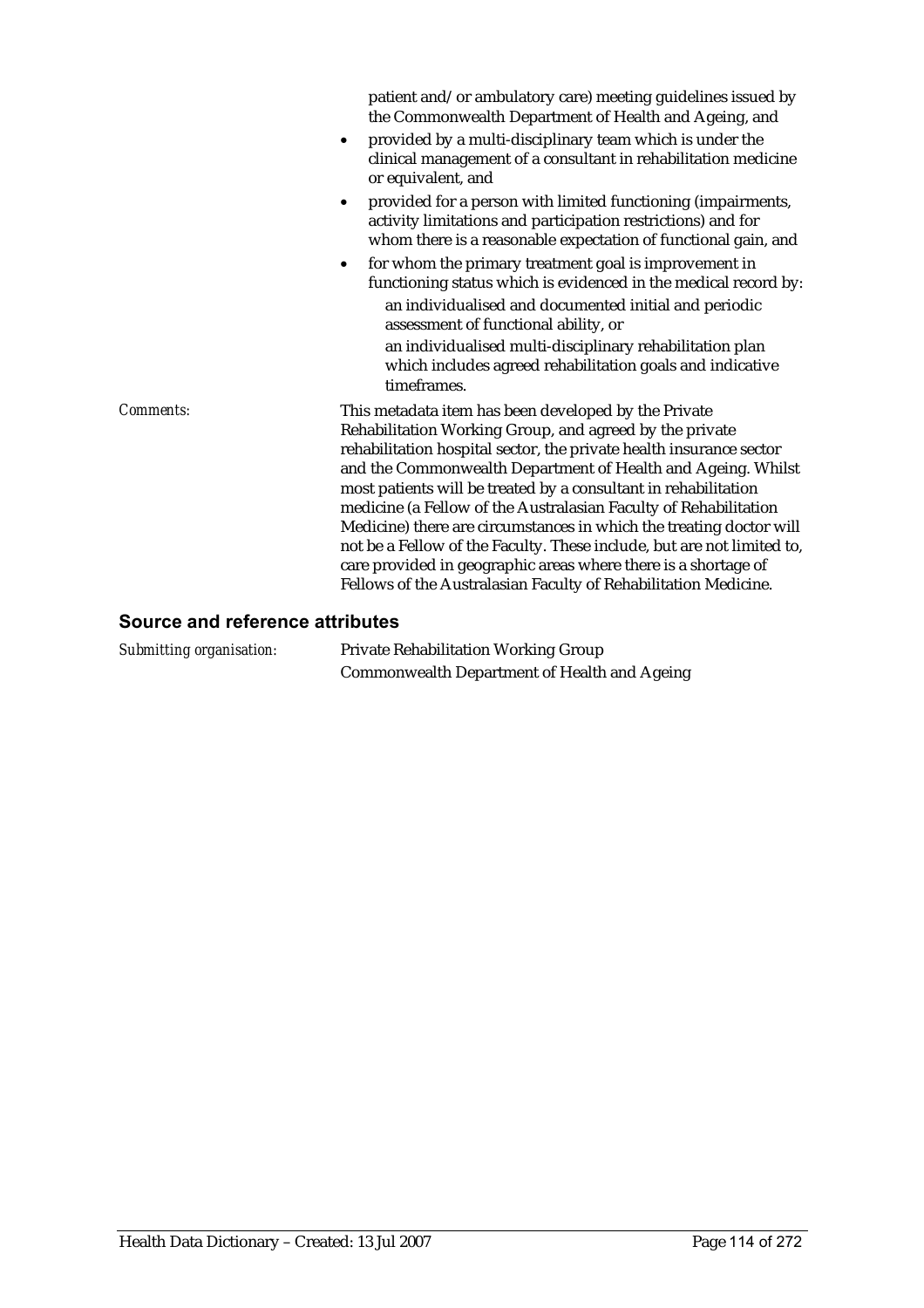patient and/or ambulatory care) meeting guidelines issued by the Commonwealth Department of Health and Ageing, and

- provided by a multi-disciplinary team which is under the clinical management of a consultant in rehabilitation medicine or equivalent, and
- provided for a person with limited functioning (impairments, activity limitations and participation restrictions) and for whom there is a reasonable expectation of functional gain, and
- for whom the primary treatment goal is improvement in functioning status which is evidenced in the medical record by:
  - an individualised and documented initial and periodic assessment of functional ability, or
  - an individualised multi-disciplinary rehabilitation plan which includes agreed rehabilitation goals and indicative timeframes.

*Comments:* This metadata item has been developed by the Private Rehabilitation Working Group, and agreed by the private rehabilitation hospital sector, the private health insurance sector and the Commonwealth Department of Health and Ageing. Whilst most patients will be treated by a consultant in rehabilitation medicine (a Fellow of the Australasian Faculty of Rehabilitation Medicine) there are circumstances in which the treating doctor will not be a Fellow of the Faculty. These include, but are not limited to, care provided in geographic areas where there is a shortage of Fellows of the Australasian Faculty of Rehabilitation Medicine.

## Source and reference attributes

*Submitting organisation:* Private Rehabilitation Working Group
Commonwealth Department of Health and Ageing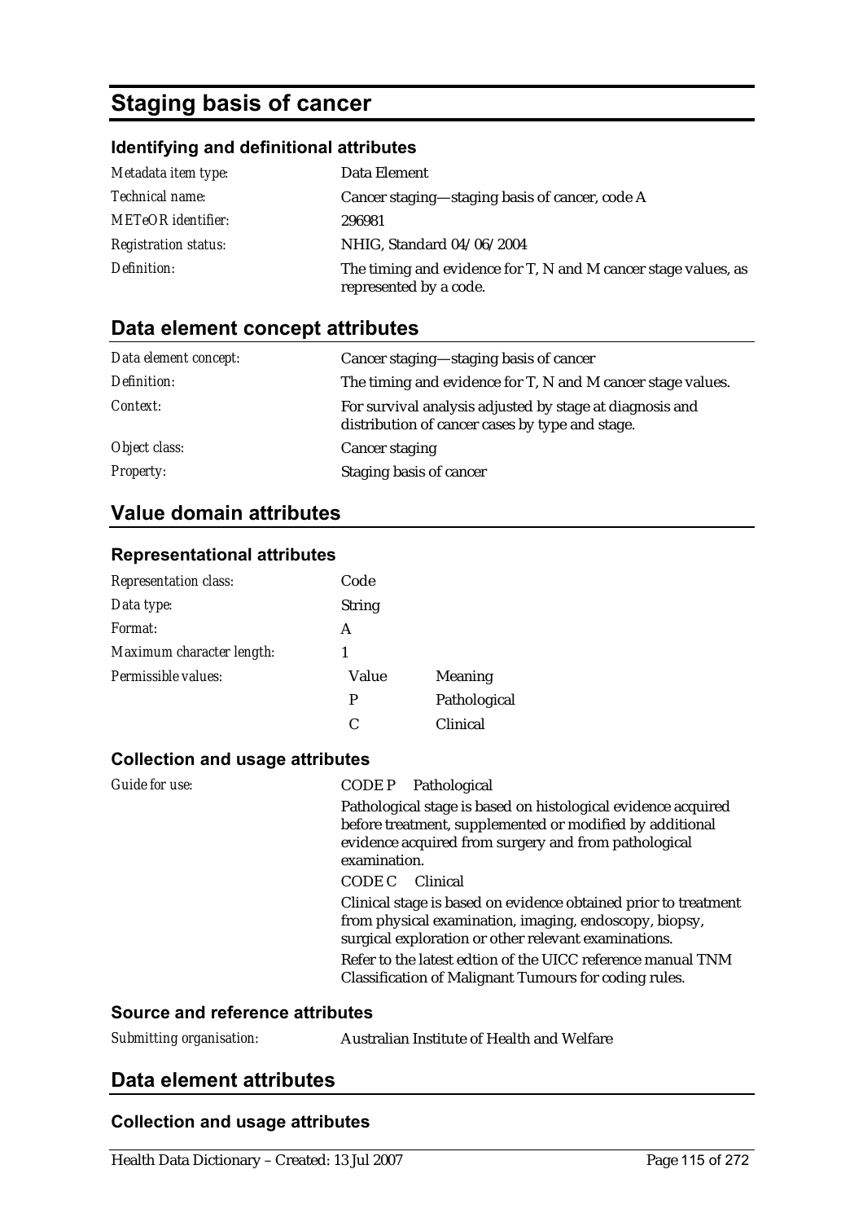# Staging basis of cancer

### Identifying and definitional attributes

| | |
|---|---|
| *Metadata item type:* | Data Element |
| *Technical name:* | Cancer staging—staging basis of cancer, code A |
| *METeOR identifier:* | 296981 |
| *Registration status:* | NHIG, Standard 04/06/2004 |
| *Definition:* | The timing and evidence for T, N and M cancer stage values, as represented by a code. |

## Data element concept attributes

| | |
|---|---|
| *Data element concept:* | Cancer staging—staging basis of cancer |
| *Definition:* | The timing and evidence for T, N and M cancer stage values. |
| *Context:* | For survival analysis adjusted by stage at diagnosis and distribution of cancer cases by type and stage. |
| *Object class:* | Cancer staging |
| *Property:* | Staging basis of cancer |

## Value domain attributes

### Representational attributes

| | | |
|---|---|---|
| *Representation class:* | Code | |
| *Data type:* | String | |
| *Format:* | A | |
| *Maximum character length:* | 1 | |
| *Permissible values:* | Value | Meaning |
| | P | Pathological |
| | C | Clinical |

### Collection and usage attributes

*Guide for use:*

CODE P Pathological

Pathological stage is based on histological evidence acquired before treatment, supplemented or modified by additional evidence acquired from surgery and from pathological examination.

CODE C Clinical

Clinical stage is based on evidence obtained prior to treatment from physical examination, imaging, endoscopy, biopsy, surgical exploration or other relevant examinations.

Refer to the latest edtion of the UICC reference manual TNM Classification of Malignant Tumours for coding rules.

### Source and reference attributes

| | |
|---|---|
| *Submitting organisation:* | Australian Institute of Health and Welfare |

## Data element attributes

### Collection and usage attributes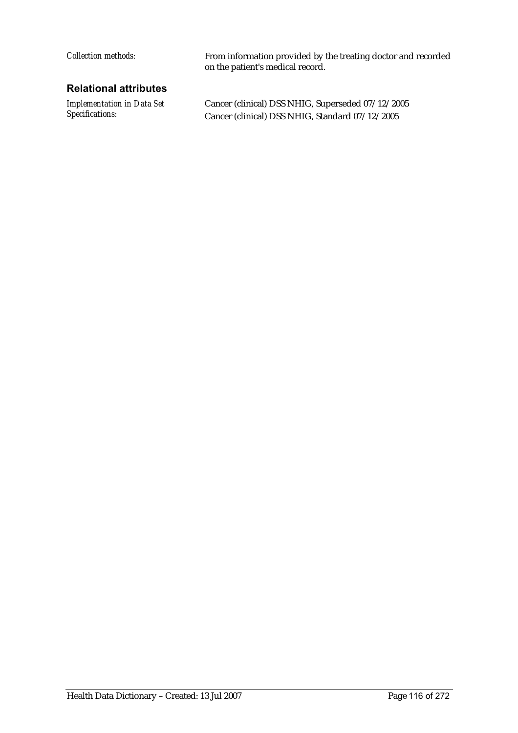*Collection methods:* From information provided by the treating doctor and recorded on the patient's medical record.

## Relational attributes

*Implementation in Data Set Specifications:* Cancer (clinical) DSS NHIG, Superseded 07/12/2005

Cancer (clinical) DSS NHIG, Standard 07/12/2005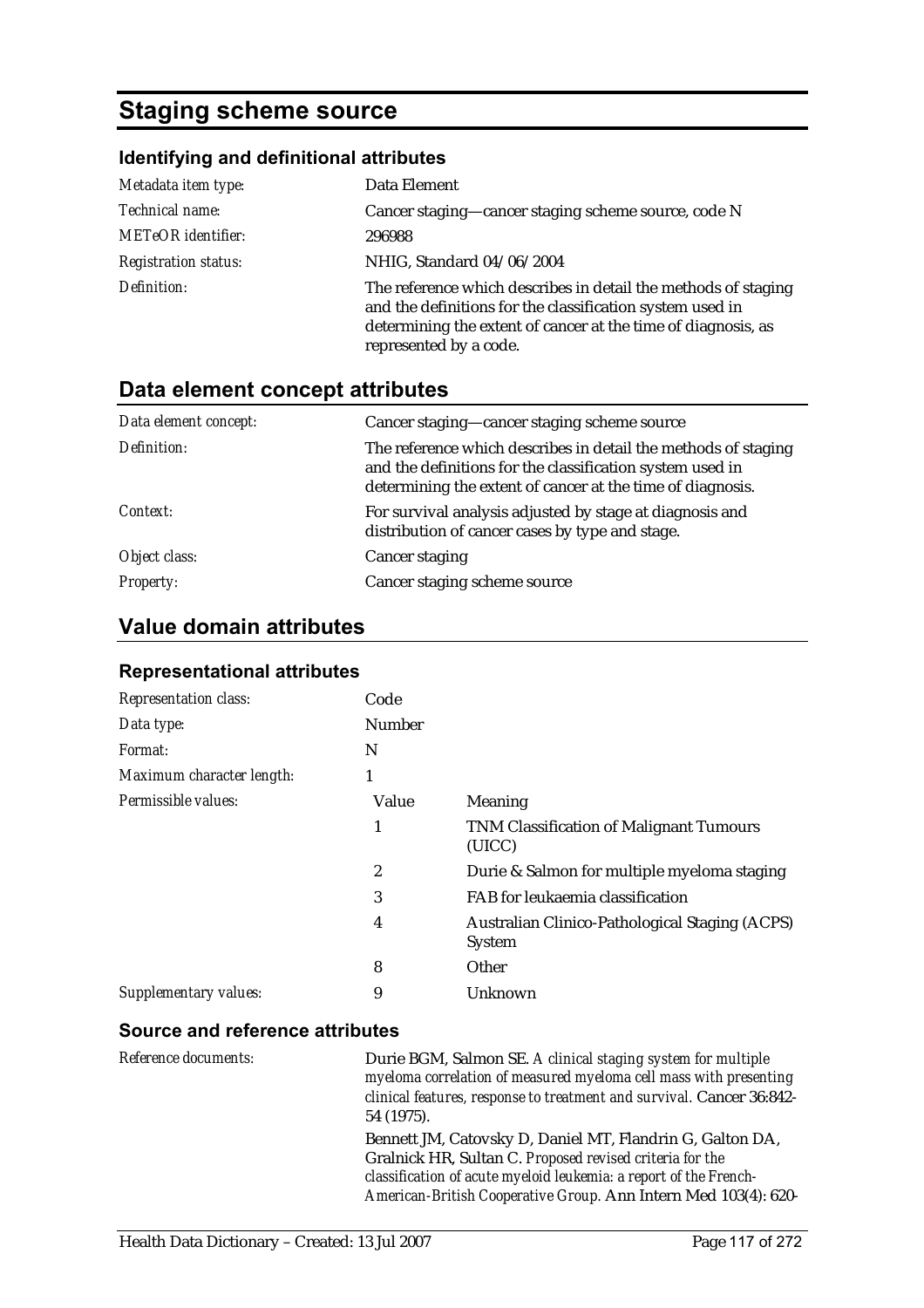# Staging scheme source

### Identifying and definitional attributes

| | |
|---|---|
| *Metadata item type:* | Data Element |
| *Technical name:* | Cancer staging—cancer staging scheme source, code N |
| *METeOR identifier:* | 296988 |
| *Registration status:* | NHIG, Standard 04/06/2004 |
| *Definition:* | The reference which describes in detail the methods of staging and the definitions for the classification system used in determining the extent of cancer at the time of diagnosis, as represented by a code. |

## Data element concept attributes

| | |
|---|---|
| *Data element concept:* | Cancer staging—cancer staging scheme source |
| *Definition:* | The reference which describes in detail the methods of staging and the definitions for the classification system used in determining the extent of cancer at the time of diagnosis. |
| *Context:* | For survival analysis adjusted by stage at diagnosis and distribution of cancer cases by type and stage. |
| *Object class:* | Cancer staging |
| *Property:* | Cancer staging scheme source |

## Value domain attributes

### Representational attributes

| | | |
|---|---|---|
| *Representation class:* | Code | |
| *Data type:* | Number | |
| *Format:* | N | |
| *Maximum character length:* | 1 | |
| *Permissible values:* | Value | Meaning |
| | 1 | TNM Classification of Malignant Tumours (UICC) |
| | 2 | Durie & Salmon for multiple myeloma staging |
| | 3 | FAB for leukaemia classification |
| | 4 | Australian Clinico-Pathological Staging (ACPS) System |
| | 8 | Other |
| *Supplementary values:* | 9 | Unknown |

### Source and reference attributes

*Reference documents:*

Durie BGM, Salmon SE. *A clinical staging system for multiple myeloma correlation of measured myeloma cell mass with presenting clinical features, response to treatment and survival.* Cancer 36:842-54 (1975).

Bennett JM, Catovsky D, Daniel MT, Flandrin G, Galton DA, Gralnick HR, Sultan C. *Proposed revised criteria for the classification of acute myeloid leukemia: a report of the French-American-British Cooperative Group.* Ann Intern Med 103(4): 620-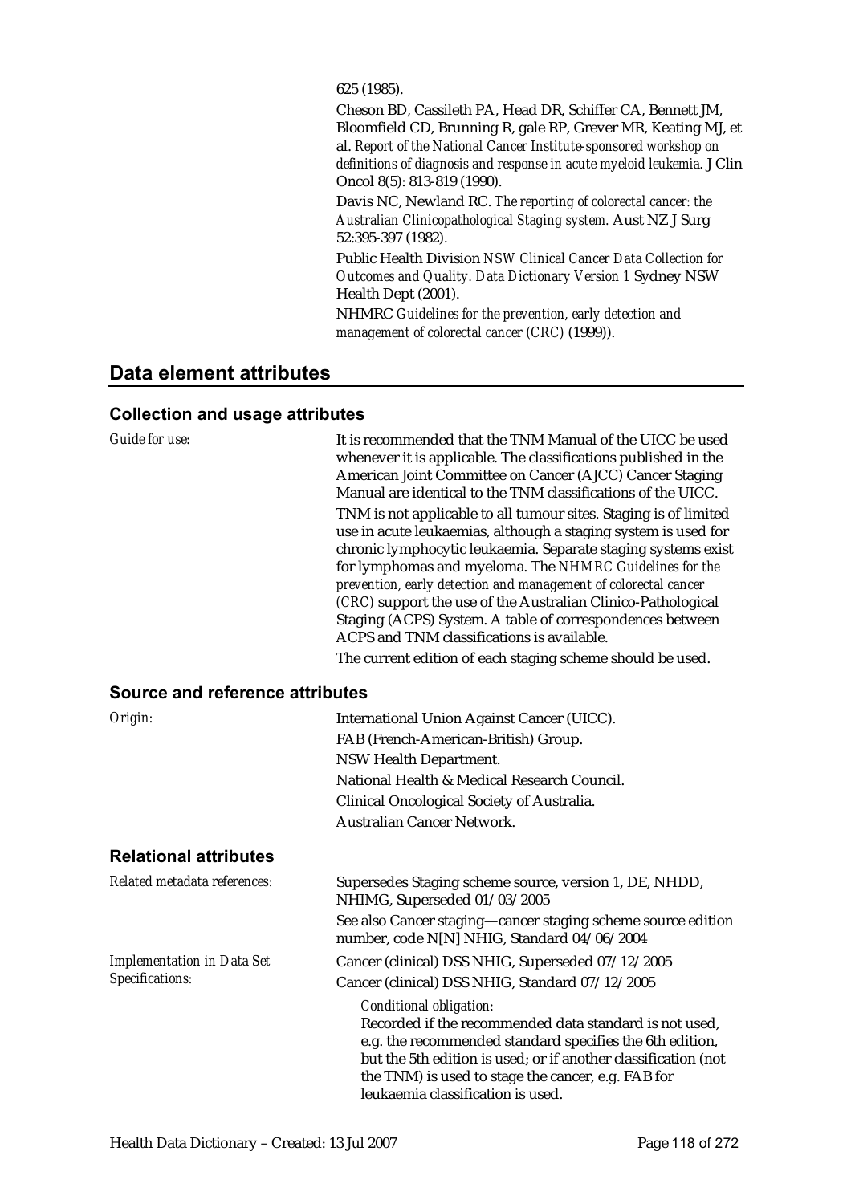625 (1985).

Cheson BD, Cassileth PA, Head DR, Schiffer CA, Bennett JM, Bloomfield CD, Brunning R, gale RP, Grever MR, Keating MJ, et al. *Report of the National Cancer Institute-sponsored workshop on definitions of diagnosis and response in acute myeloid leukemia.* J Clin Oncol 8(5): 813-819 (1990).

Davis NC, Newland RC. *The reporting of colorectal cancer: the Australian Clinicopathological Staging system.* Aust NZ J Surg 52:395-397 (1982).

Public Health Division *NSW Clinical Cancer Data Collection for Outcomes and Quality. Data Dictionary Version 1* Sydney NSW Health Dept (2001).

NHMRC *Guidelines for the prevention, early detection and management of colorectal cancer (CRC)* (1999)).

## Data element attributes

### Collection and usage attributes

*Guide for use:*

It is recommended that the TNM Manual of the UICC be used whenever it is applicable. The classifications published in the American Joint Committee on Cancer (AJCC) Cancer Staging Manual are identical to the TNM classifications of the UICC.

TNM is not applicable to all tumour sites. Staging is of limited use in acute leukaemias, although a staging system is used for chronic lymphocytic leukaemia. Separate staging systems exist for lymphomas and myeloma. The *NHMRC Guidelines for the prevention, early detection and management of colorectal cancer (CRC)* support the use of the Australian Clinico-Pathological Staging (ACPS) System. A table of correspondences between ACPS and TNM classifications is available.

The current edition of each staging scheme should be used.

### Source and reference attributes

*Origin:*

International Union Against Cancer (UICC).
FAB (French-American-British) Group.
NSW Health Department.
National Health & Medical Research Council.
Clinical Oncological Society of Australia.
Australian Cancer Network.

### Relational attributes

*Related metadata references:*

Supersedes Staging scheme source, version 1, DE, NHDD, NHIMG, Superseded 01/03/2005

See also Cancer staging—cancer staging scheme source edition number, code N[N] NHIG, Standard 04/06/2004

*Implementation in Data Set Specifications:*

Cancer (clinical) DSS NHIG, Superseded 07/12/2005

Cancer (clinical) DSS NHIG, Standard 07/12/2005

*Conditional obligation:*
Recorded if the recommended data standard is not used, e.g. the recommended standard specifies the 6th edition, but the 5th edition is used; or if another classification (not the TNM) is used to stage the cancer, e.g. FAB for leukaemia classification is used.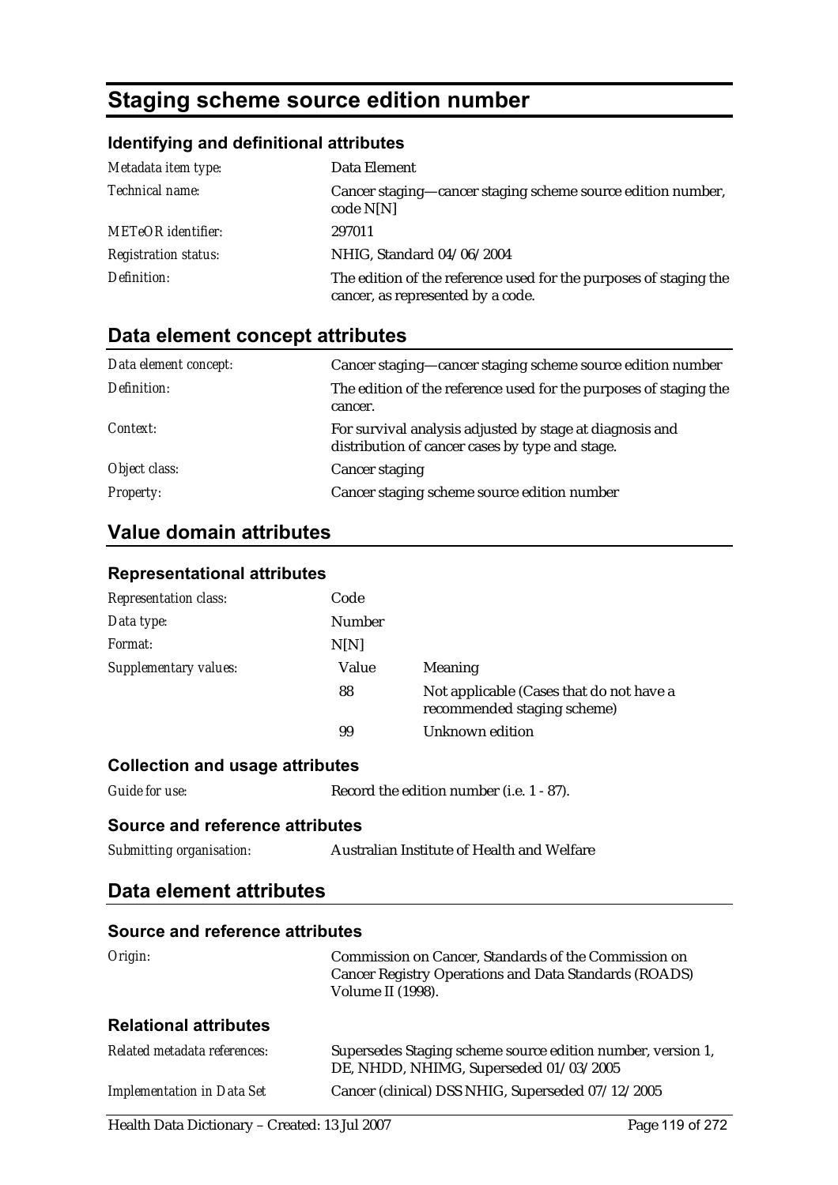# Staging scheme source edition number

### Identifying and definitional attributes

| | |
|---|---|
| *Metadata item type:* | Data Element |
| *Technical name:* | Cancer staging—cancer staging scheme source edition number, code N[N] |
| *METeOR identifier:* | 297011 |
| *Registration status:* | NHIG, Standard 04/06/2004 |
| *Definition:* | The edition of the reference used for the purposes of staging the cancer, as represented by a code. |

## Data element concept attributes

| | |
|---|---|
| *Data element concept:* | Cancer staging—cancer staging scheme source edition number |
| *Definition:* | The edition of the reference used for the purposes of staging the cancer. |
| *Context:* | For survival analysis adjusted by stage at diagnosis and distribution of cancer cases by type and stage. |
| *Object class:* | Cancer staging |
| *Property:* | Cancer staging scheme source edition number |

## Value domain attributes

### Representational attributes

| | | |
|---|---|---|
| *Representation class:* | Code | |
| *Data type:* | Number | |
| *Format:* | N[N] | |
| *Supplementary values:* | Value | Meaning |
| | 88 | Not applicable (Cases that do not have a recommended staging scheme) |
| | 99 | Unknown edition |

### Collection and usage attributes

| | |
|---|---|
| *Guide for use:* | Record the edition number (i.e. 1 - 87). |

### Source and reference attributes

| | |
|---|---|
| *Submitting organisation:* | Australian Institute of Health and Welfare |

## Data element attributes

### Source and reference attributes

| | |
|---|---|
| *Origin:* | Commission on Cancer, Standards of the Commission on Cancer Registry Operations and Data Standards (ROADS) Volume II (1998). |

### Relational attributes

| | |
|---|---|
| *Related metadata references:* | Supersedes Staging scheme source edition number, version 1, DE, NHDD, NHIMG, Superseded 01/03/2005 |
| *Implementation in Data Set* | Cancer (clinical) DSS NHIG, Superseded 07/12/2005 |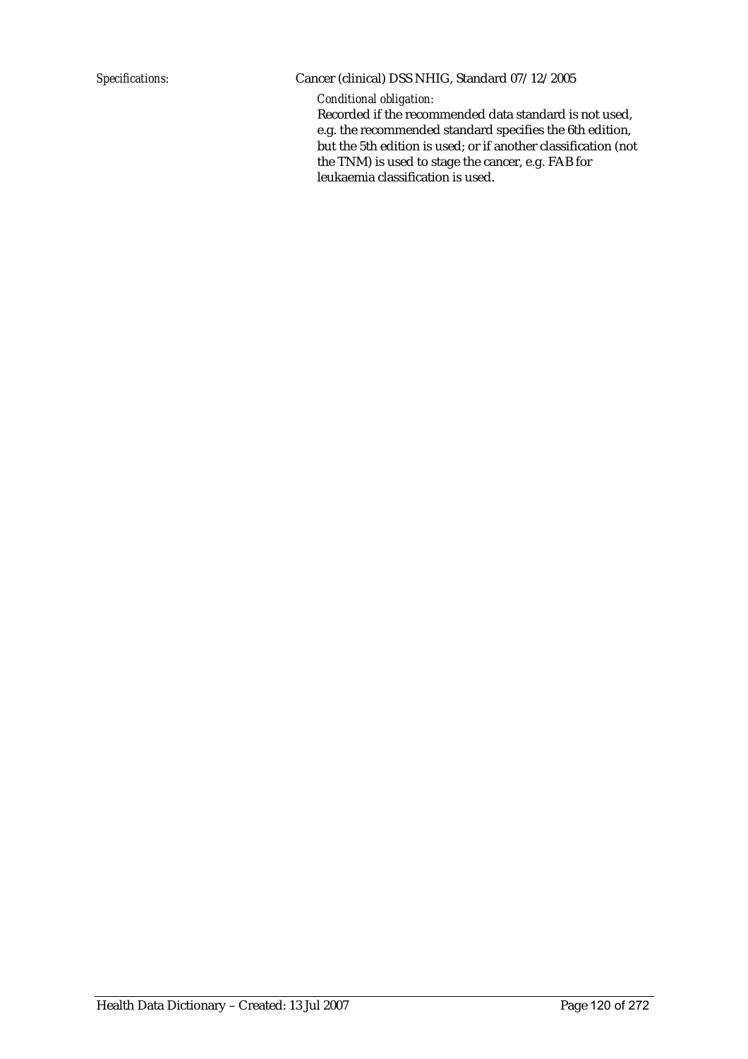*Specifications:* Cancer (clinical) DSS NHIG, Standard 07/12/2005

*Conditional obligation:*

Recorded if the recommended data standard is not used, e.g. the recommended standard specifies the 6th edition, but the 5th edition is used; or if another classification (not the TNM) is used to stage the cancer, e.g. FAB for leukaemia classification is used.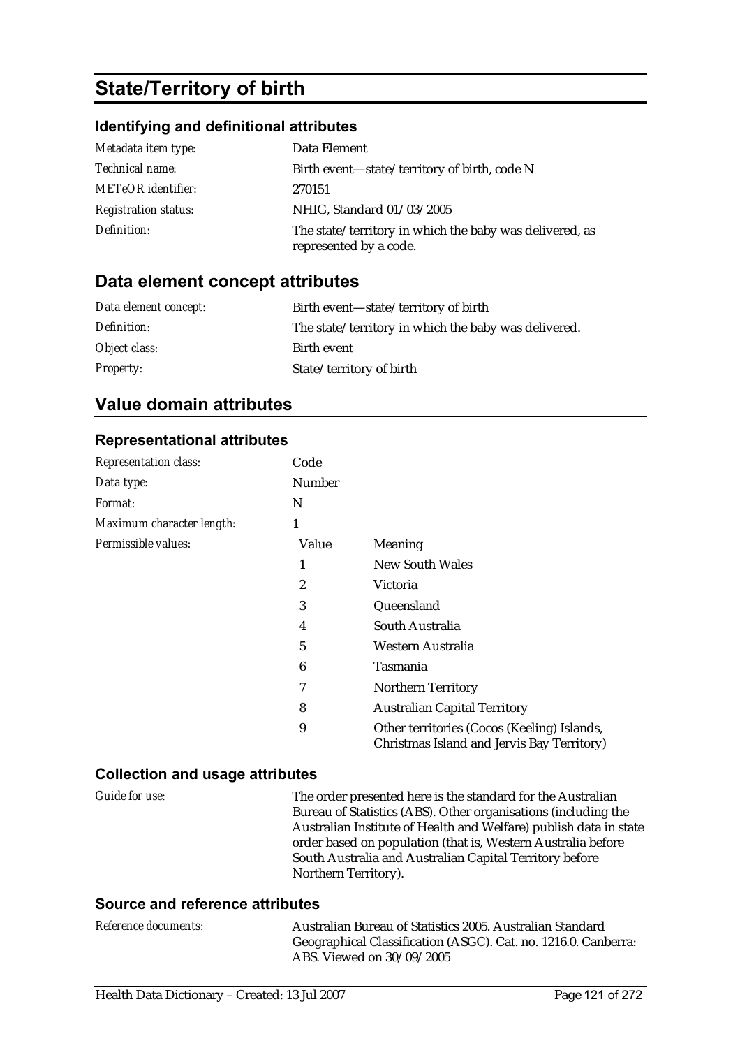# State/Territory of birth

### Identifying and definitional attributes

| | |
|---|---|
| *Metadata item type:* | Data Element |
| *Technical name:* | Birth event—state/territory of birth, code N |
| *METeOR identifier:* | 270151 |
| *Registration status:* | NHIG, Standard 01/03/2005 |
| *Definition:* | The state/territory in which the baby was delivered, as represented by a code. |

## Data element concept attributes

| | |
|---|---|
| *Data element concept:* | Birth event—state/territory of birth |
| *Definition:* | The state/territory in which the baby was delivered. |
| *Object class:* | Birth event |
| *Property:* | State/territory of birth |

## Value domain attributes

### Representational attributes

| | | |
|---|---|---|
| *Representation class:* | Code | |
| *Data type:* | Number | |
| *Format:* | N | |
| *Maximum character length:* | 1 | |
| *Permissible values:* | Value | Meaning |
| | 1 | New South Wales |
| | 2 | Victoria |
| | 3 | Queensland |
| | 4 | South Australia |
| | 5 | Western Australia |
| | 6 | Tasmania |
| | 7 | Northern Territory |
| | 8 | Australian Capital Territory |
| | 9 | Other territories (Cocos (Keeling) Islands, Christmas Island and Jervis Bay Territory) |

### Collection and usage attributes

| | |
|---|---|
| *Guide for use:* | The order presented here is the standard for the Australian Bureau of Statistics (ABS). Other organisations (including the Australian Institute of Health and Welfare) publish data in state order based on population (that is, Western Australia before South Australia and Australian Capital Territory before Northern Territory). |

### Source and reference attributes

| | |
|---|---|
| *Reference documents:* | Australian Bureau of Statistics 2005. Australian Standard Geographical Classification (ASGC). Cat. no. 1216.0. Canberra: ABS. Viewed on 30/09/2005 |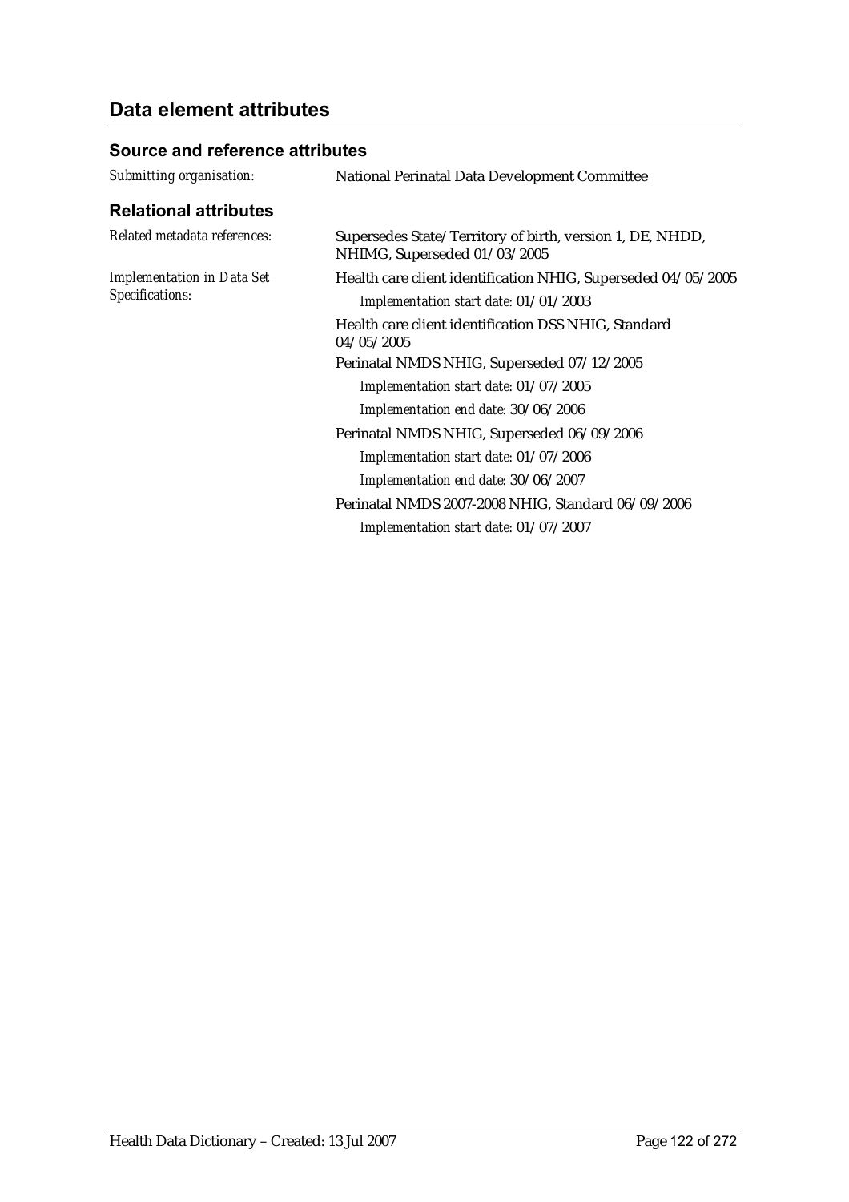## Data element attributes

### Source and reference attributes

*Submitting organisation:* National Perinatal Data Development Committee

### Relational attributes

*Related metadata references:* Supersedes State/Territory of birth, version 1, DE, NHDD, NHIMG, Superseded 01/03/2005

*Implementation in Data Set Specifications:*

Health care client identification NHIG, Superseded 04/05/2005

*Implementation start date:* 01/01/2003

Health care client identification DSS NHIG, Standard 04/05/2005

Perinatal NMDS NHIG, Superseded 07/12/2005

*Implementation start date:* 01/07/2005

*Implementation end date:* 30/06/2006

Perinatal NMDS NHIG, Superseded 06/09/2006

*Implementation start date:* 01/07/2006

*Implementation end date:* 30/06/2007

Perinatal NMDS 2007-2008 NHIG, Standard 06/09/2006

*Implementation start date:* 01/07/2007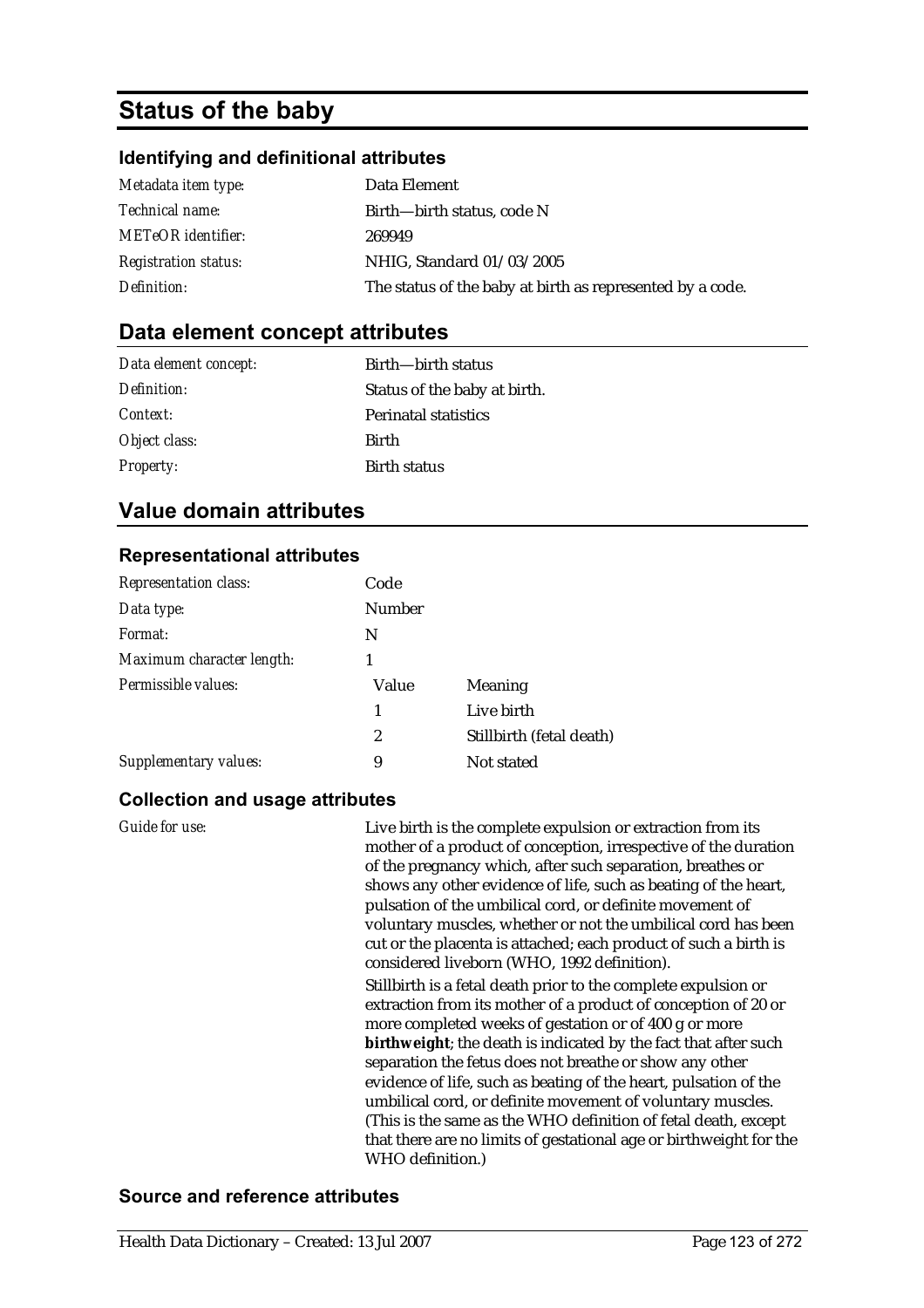# Status of the baby

### Identifying and definitional attributes

| | |
|---|---|
| *Metadata item type:* | Data Element |
| *Technical name:* | Birth—birth status, code N |
| *METeOR identifier:* | 269949 |
| *Registration status:* | NHIG, Standard 01/03/2005 |
| *Definition:* | The status of the baby at birth as represented by a code. |

## Data element concept attributes

| | |
|---|---|
| *Data element concept:* | Birth—birth status |
| *Definition:* | Status of the baby at birth. |
| *Context:* | Perinatal statistics |
| *Object class:* | Birth |
| *Property:* | Birth status |

## Value domain attributes

### Representational attributes

| | | |
|---|---|---|
| *Representation class:* | Code | |
| *Data type:* | Number | |
| *Format:* | N | |
| *Maximum character length:* | 1 | |
| *Permissible values:* | Value | Meaning |
| | 1 | Live birth |
| | 2 | Stillbirth (fetal death) |
| *Supplementary values:* | 9 | Not stated |

### Collection and usage attributes

*Guide for use:*

Live birth is the complete expulsion or extraction from its mother of a product of conception, irrespective of the duration of the pregnancy which, after such separation, breathes or shows any other evidence of life, such as beating of the heart, pulsation of the umbilical cord, or definite movement of voluntary muscles, whether or not the umbilical cord has been cut or the placenta is attached; each product of such a birth is considered liveborn (WHO, 1992 definition).

Stillbirth is a fetal death prior to the complete expulsion or extraction from its mother of a product of conception of 20 or more completed weeks of gestation or of 400 g or more ***birthweight***; the death is indicated by the fact that after such separation the fetus does not breathe or show any other evidence of life, such as beating of the heart, pulsation of the umbilical cord, or definite movement of voluntary muscles. (This is the same as the WHO definition of fetal death, except that there are no limits of gestational age or birthweight for the WHO definition.)

### Source and reference attributes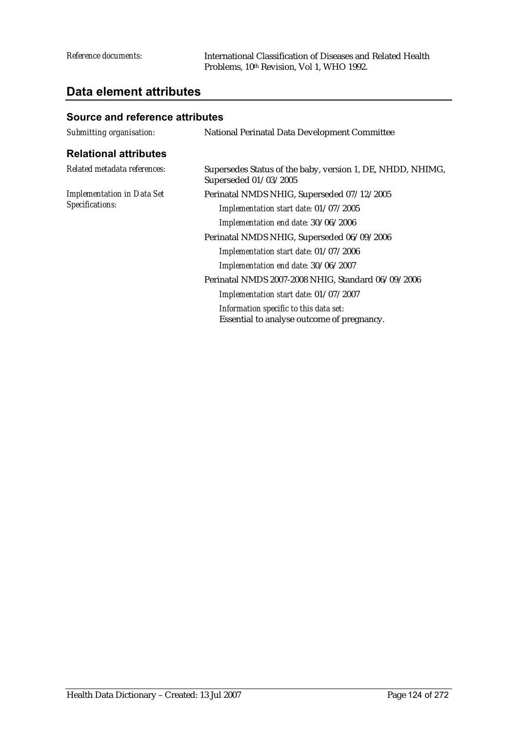*Reference documents:* International Classification of Diseases and Related Health Problems, 10th Revision, Vol 1, WHO 1992.

## Data element attributes

### Source and reference attributes

*Submitting organisation:* National Perinatal Data Development Committee

### Relational attributes

*Related metadata references:* Supersedes Status of the baby, version 1, DE, NHDD, NHIMG, Superseded 01/03/2005

*Implementation in Data Set Specifications:*

Perinatal NMDS NHIG, Superseded 07/12/2005

*Implementation start date:* 01/07/2005

*Implementation end date:* 30/06/2006

Perinatal NMDS NHIG, Superseded 06/09/2006

*Implementation start date:* 01/07/2006

*Implementation end date:* 30/06/2007

Perinatal NMDS 2007-2008 NHIG, Standard 06/09/2006

*Implementation start date:* 01/07/2007

*Information specific to this data set:*
Essential to analyse outcome of pregnancy.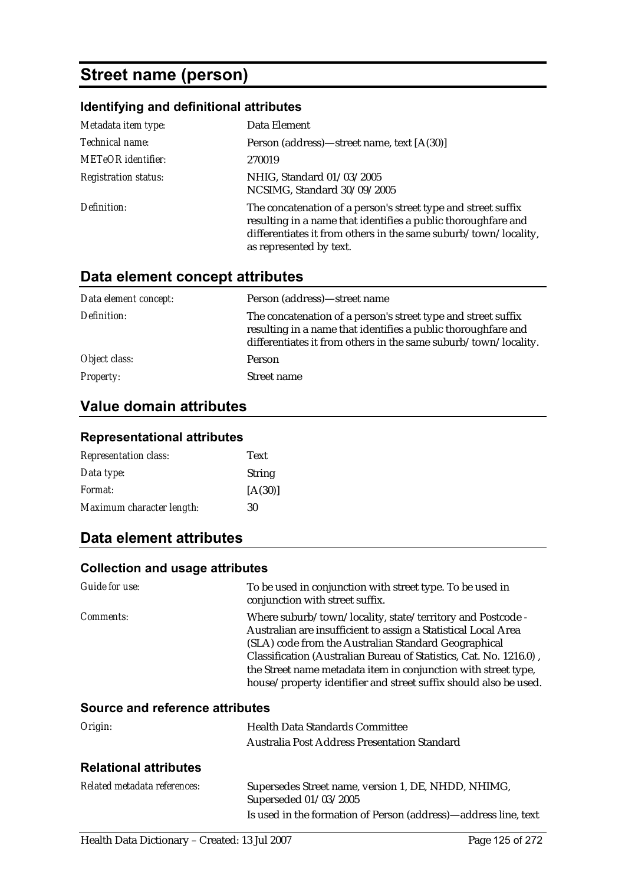# Street name (person)

### Identifying and definitional attributes

| | |
|---|---|
| *Metadata item type:* | Data Element |
| *Technical name:* | Person (address)—street name, text [A(30)] |
| *METeOR identifier:* | 270019 |
| *Registration status:* | NHIG, Standard 01/03/2005<br>NCSIMG, Standard 30/09/2005 |
| *Definition:* | The concatenation of a person's street type and street suffix resulting in a name that identifies a public thoroughfare and differentiates it from others in the same suburb/town/locality, as represented by text. |

## Data element concept attributes

| | |
|---|---|
| *Data element concept:* | Person (address)—street name |
| *Definition:* | The concatenation of a person's street type and street suffix resulting in a name that identifies a public thoroughfare and differentiates it from others in the same suburb/town/locality. |
| *Object class:* | Person |
| *Property:* | Street name |

## Value domain attributes

### Representational attributes

| | |
|---|---|
| *Representation class:* | Text |
| *Data type:* | String |
| *Format:* | [A(30)] |
| *Maximum character length:* | 30 |

## Data element attributes

### Collection and usage attributes

| | |
|---|---|
| *Guide for use:* | To be used in conjunction with street type. To be used in conjunction with street suffix. |
| *Comments:* | Where suburb/town/locality, state/territory and Postcode - Australian are insufficient to assign a Statistical Local Area (SLA) code from the Australian Standard Geographical Classification (Australian Bureau of Statistics, Cat. No. 1216.0) , the Street name metadata item in conjunction with street type, house/property identifier and street suffix should also be used. |

### Source and reference attributes

| | |
|---|---|
| *Origin:* | Health Data Standards Committee<br>Australia Post Address Presentation Standard |

### Relational attributes

| | |
|---|---|
| *Related metadata references:* | Supersedes Street name, version 1, DE, NHDD, NHIMG, Superseded 01/03/2005<br>Is used in the formation of Person (address)—address line, text |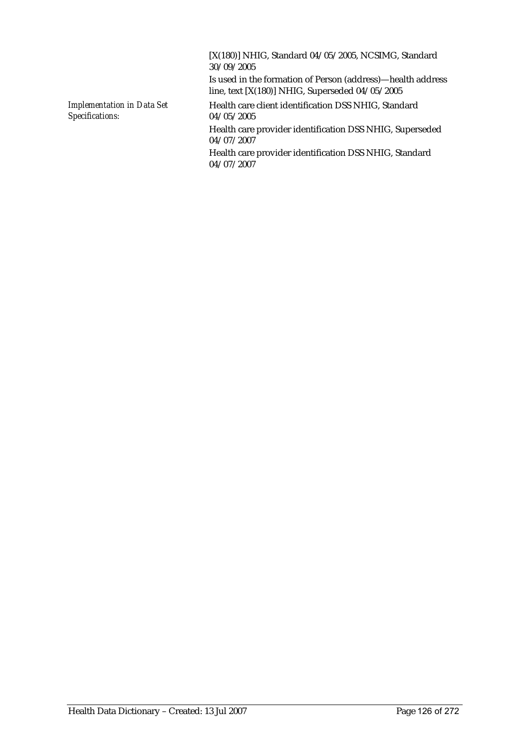[X(180)] NHIG, Standard 04/05/2005, NCSIMG, Standard 30/09/2005

Is used in the formation of Person (address)—health address line, text [X(180)] NHIG, Superseded 04/05/2005

*Implementation in Data Set Specifications:*

Health care client identification DSS NHIG, Standard 04/05/2005

Health care provider identification DSS NHIG, Superseded 04/07/2007

Health care provider identification DSS NHIG, Standard 04/07/2007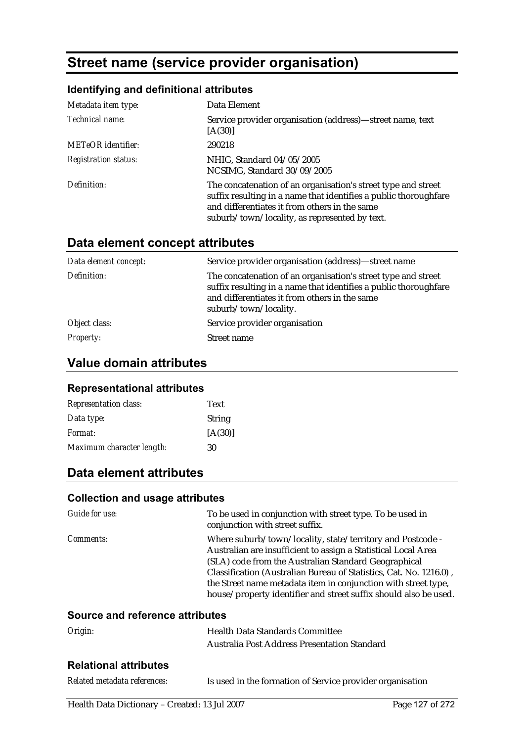# Street name (service provider organisation)

### Identifying and definitional attributes

| | |
|---|---|
| *Metadata item type:* | Data Element |
| *Technical name:* | Service provider organisation (address)—street name, text [A(30)] |
| *METeOR identifier:* | 290218 |
| *Registration status:* | NHIG, Standard 04/05/2005<br>NCSIMG, Standard 30/09/2005 |
| *Definition:* | The concatenation of an organisation's street type and street suffix resulting in a name that identifies a public thoroughfare and differentiates it from others in the same suburb/town/locality, as represented by text. |

## Data element concept attributes

| | |
|---|---|
| *Data element concept:* | Service provider organisation (address)—street name |
| *Definition:* | The concatenation of an organisation's street type and street suffix resulting in a name that identifies a public thoroughfare and differentiates it from others in the same suburb/town/locality. |
| *Object class:* | Service provider organisation |
| *Property:* | Street name |

## Value domain attributes

### Representational attributes

| | |
|---|---|
| *Representation class:* | Text |
| *Data type:* | String |
| *Format:* | [A(30)] |
| *Maximum character length:* | 30 |

## Data element attributes

### Collection and usage attributes

| | |
|---|---|
| *Guide for use:* | To be used in conjunction with street type. To be used in conjunction with street suffix. |
| *Comments:* | Where suburb/town/locality, state/territory and Postcode - Australian are insufficient to assign a Statistical Local Area (SLA) code from the Australian Standard Geographical Classification (Australian Bureau of Statistics, Cat. No. 1216.0) , the Street name metadata item in conjunction with street type, house/property identifier and street suffix should also be used. |

### Source and reference attributes

| | |
|---|---|
| *Origin:* | Health Data Standards Committee<br>Australia Post Address Presentation Standard |

### Relational attributes

| | |
|---|---|
| *Related metadata references:* | Is used in the formation of Service provider organisation |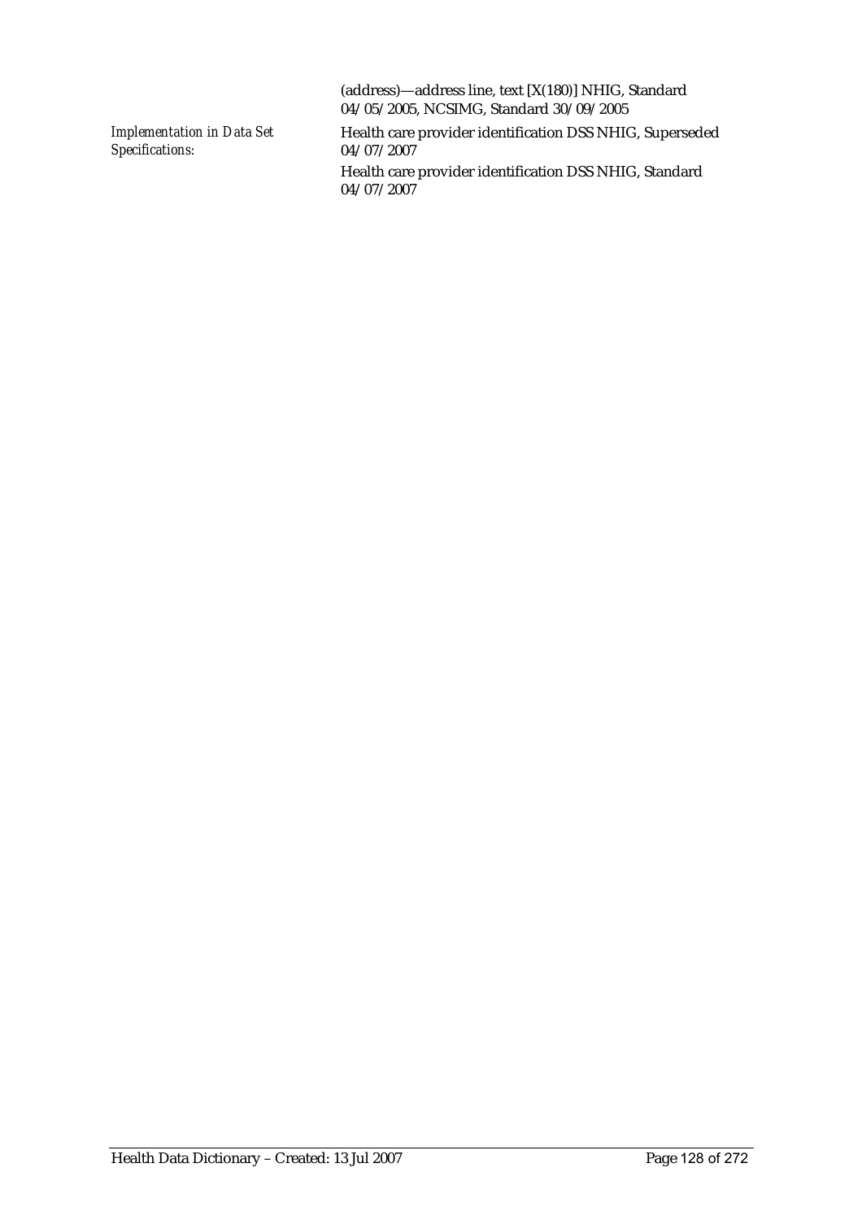(address)—address line, text [X(180)] NHIG, Standard 04/05/2005, NCSIMG, Standard 30/09/2005

| | |
|---|---|
| *Implementation in Data Set Specifications:* | Health care provider identification DSS NHIG, Superseded 04/07/2007 |
| | Health care provider identification DSS NHIG, Standard 04/07/2007 |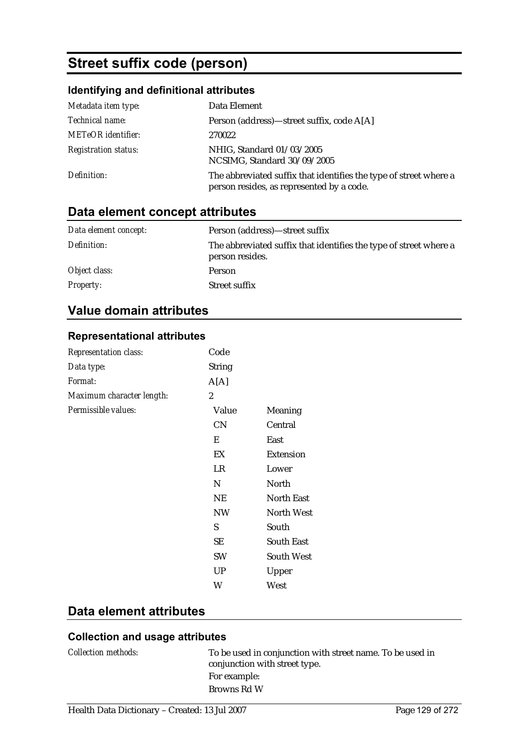# Street suffix code (person)

### Identifying and definitional attributes

| | |
|---|---|
| *Metadata item type:* | Data Element |
| *Technical name:* | Person (address)—street suffix, code A[A] |
| *METeOR identifier:* | 270022 |
| *Registration status:* | NHIG, Standard 01/03/2005<br>NCSIMG, Standard 30/09/2005 |
| *Definition:* | The abbreviated suffix that identifies the type of street where a person resides, as represented by a code. |

## Data element concept attributes

| | |
|---|---|
| *Data element concept:* | Person (address)—street suffix |
| *Definition:* | The abbreviated suffix that identifies the type of street where a person resides. |
| *Object class:* | Person |
| *Property:* | Street suffix |

## Value domain attributes

### Representational attributes

| | |
|---|---|
| *Representation class:* | Code |
| *Data type:* | String |
| *Format:* | A[A] |
| *Maximum character length:* | 2 |

*Permissible values:*

| Value | Meaning |
|---|---|
| CN | Central |
| E | East |
| EX | Extension |
| LR | Lower |
| N | North |
| NE | North East |
| NW | North West |
| S | South |
| SE | South East |
| SW | South West |
| UP | Upper |
| W | West |

## Data element attributes

### Collection and usage attributes

*Collection methods:*

To be used in conjunction with street name. To be used in conjunction with street type.

For example:

Browns Rd W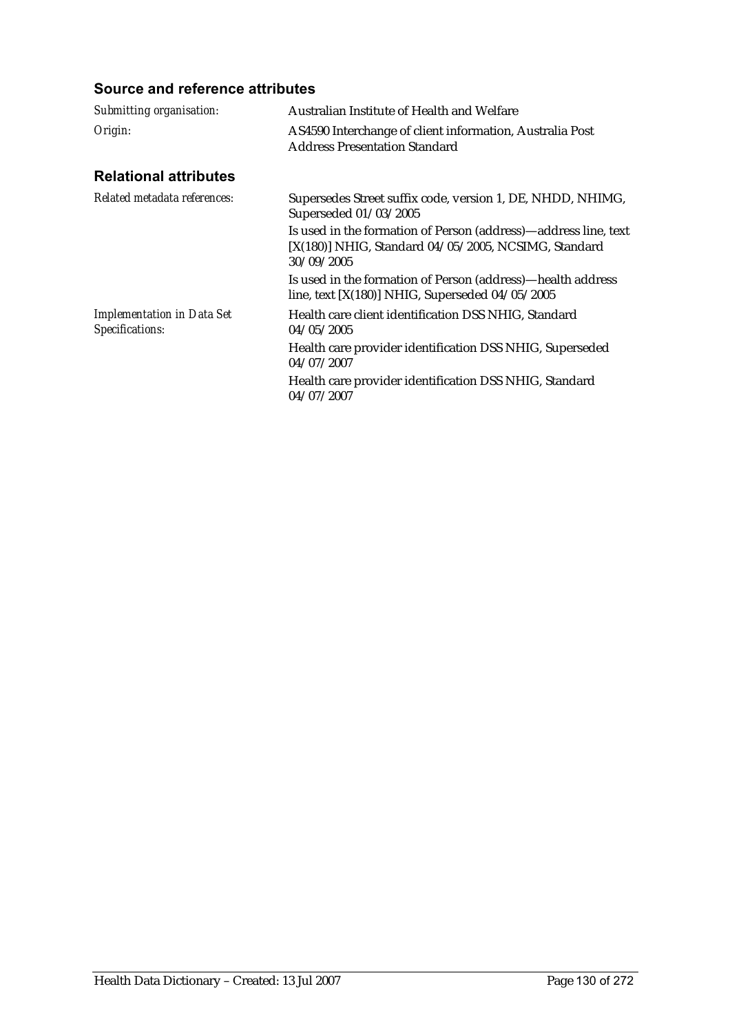### Source and reference attributes

| | |
|---|---|
| *Submitting organisation:* | Australian Institute of Health and Welfare |
| *Origin:* | AS4590 Interchange of client information, Australia Post Address Presentation Standard |

### Relational attributes

| | |
|---|---|
| *Related metadata references:* | Supersedes Street suffix code, version 1, DE, NHDD, NHIMG, Superseded 01/03/2005<br><br>Is used in the formation of Person (address)—address line, text [X(180)] NHIG, Standard 04/05/2005, NCSIMG, Standard 30/09/2005<br><br>Is used in the formation of Person (address)—health address line, text [X(180)] NHIG, Superseded 04/05/2005 |
| *Implementation in Data Set Specifications:* | Health care client identification DSS NHIG, Standard 04/05/2005<br><br>Health care provider identification DSS NHIG, Superseded 04/07/2007<br><br>Health care provider identification DSS NHIG, Standard 04/07/2007 |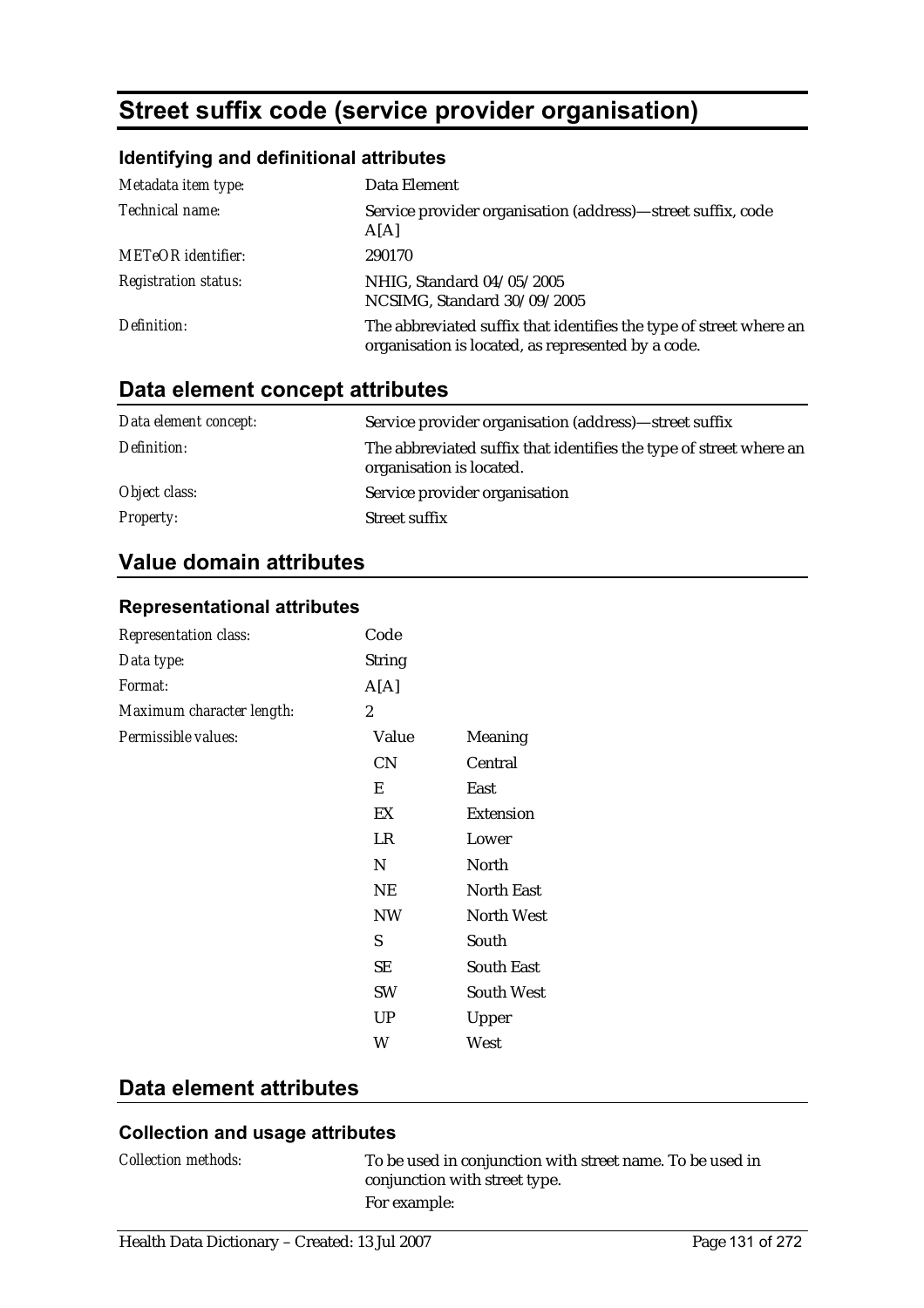# Street suffix code (service provider organisation)

## Identifying and definitional attributes

| | |
|---|---|
| *Metadata item type:* | Data Element |
| *Technical name:* | Service provider organisation (address)—street suffix, code A[A] |
| *METeOR identifier:* | 290170 |
| *Registration status:* | NHIG, Standard 04/05/2005<br>NCSIMG, Standard 30/09/2005 |
| *Definition:* | The abbreviated suffix that identifies the type of street where an organisation is located, as represented by a code. |

## Data element concept attributes

| | |
|---|---|
| *Data element concept:* | Service provider organisation (address)—street suffix |
| *Definition:* | The abbreviated suffix that identifies the type of street where an organisation is located. |
| *Object class:* | Service provider organisation |
| *Property:* | Street suffix |

## Value domain attributes

### Representational attributes

| | |
|---|---|
| *Representation class:* | Code |
| *Data type:* | String |
| *Format:* | A[A] |
| *Maximum character length:* | 2 |

*Permissible values:*

| Value | Meaning |
|---|---|
| CN | Central |
| E | East |
| EX | Extension |
| LR | Lower |
| N | North |
| NE | North East |
| NW | North West |
| S | South |
| SE | South East |
| SW | South West |
| UP | Upper |
| W | West |

## Data element attributes

### Collection and usage attributes

*Collection methods:* To be used in conjunction with street name. To be used in conjunction with street type.

For example: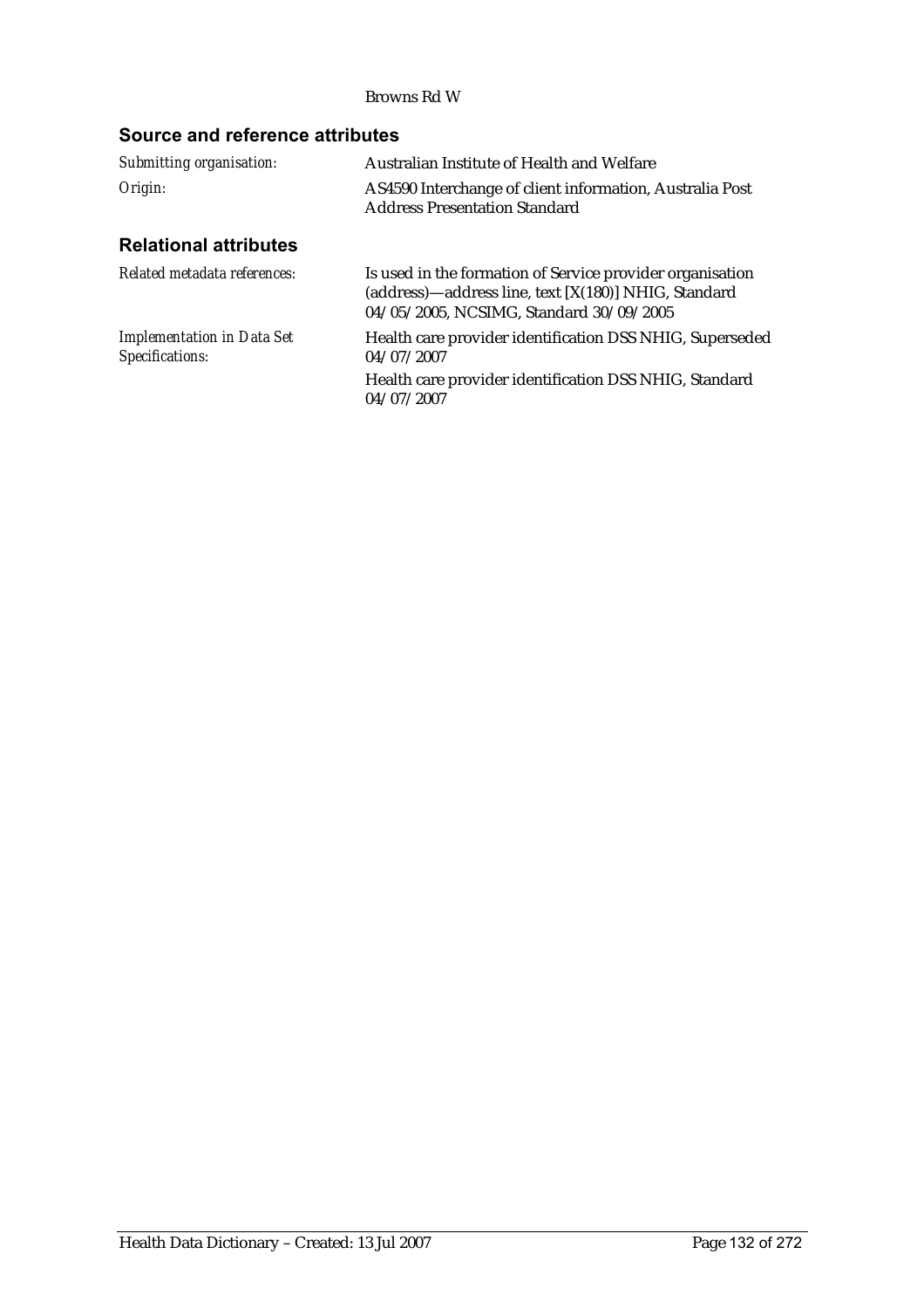Browns Rd W

## Source and reference attributes

*Submitting organisation:* Australian Institute of Health and Welfare

*Origin:* AS4590 Interchange of client information, Australia Post Address Presentation Standard

## Relational attributes

*Related metadata references:* Is used in the formation of Service provider organisation (address)—address line, text [X(180)] NHIG, Standard 04/05/2005, NCSIMG, Standard 30/09/2005

*Implementation in Data Set Specifications:* Health care provider identification DSS NHIG, Superseded 04/07/2007

Health care provider identification DSS NHIG, Standard 04/07/2007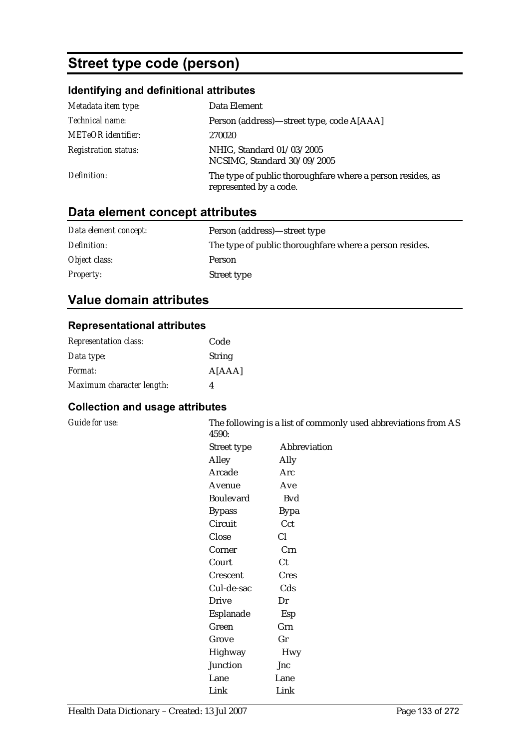# Street type code (person)

## Identifying and definitional attributes

| | |
|---|---|
| *Metadata item type:* | Data Element |
| *Technical name:* | Person (address)—street type, code A[AAA] |
| *METeOR identifier:* | 270020 |
| *Registration status:* | NHIG, Standard 01/03/2005<br>NCSIMG, Standard 30/09/2005 |
| *Definition:* | The type of public thoroughfare where a person resides, as represented by a code. |

## Data element concept attributes

| | |
|---|---|
| *Data element concept:* | Person (address)—street type |
| *Definition:* | The type of public thoroughfare where a person resides. |
| *Object class:* | Person |
| *Property:* | Street type |

## Value domain attributes

### Representational attributes

| | |
|---|---|
| *Representation class:* | Code |
| *Data type:* | String |
| *Format:* | A[AAA] |
| *Maximum character length:* | 4 |

### Collection and usage attributes

*Guide for use:*

The following is a list of commonly used abbreviations from AS 4590:

| Street type | Abbreviation |
|---|---|
| Alley | Ally |
| Arcade | Arc |
| Avenue | Ave |
| Boulevard | Bvd |
| Bypass | Bypa |
| Circuit | Cct |
| Close | Cl |
| Corner | Crn |
| Court | Ct |
| Crescent | Cres |
| Cul-de-sac | Cds |
| Drive | Dr |
| Esplanade | Esp |
| Green | Grn |
| Grove | Gr |
| Highway | Hwy |
| Junction | Jnc |
| Lane | Lane |
| Link | Link |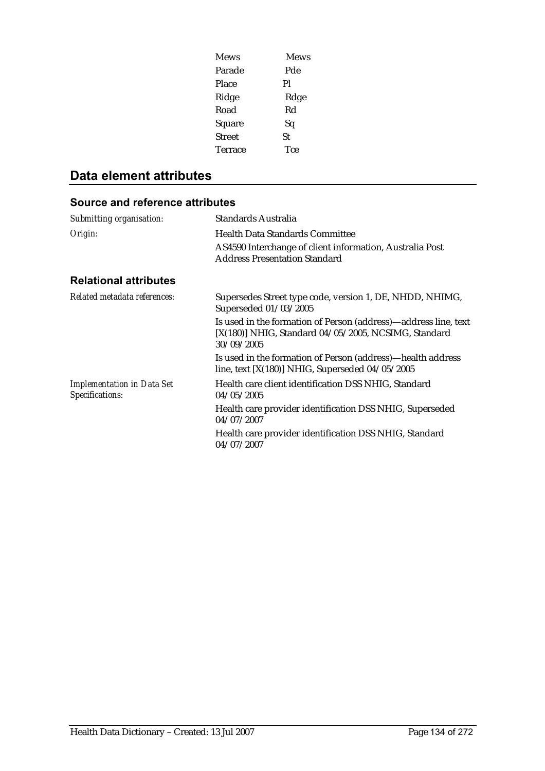| | |
|---|---|
| Mews | Mews |
| Parade | Pde |
| Place | Pl |
| Ridge | Rdge |
| Road | Rd |
| Square | Sq |
| Street | St |
| Terrace | Tce |

## Data element attributes

### Source and reference attributes

| | |
|---|---|
| *Submitting organisation:* | Standards Australia |
| *Origin:* | Health Data Standards Committee<br>AS4590 Interchange of client information, Australia Post Address Presentation Standard |

### Relational attributes

| | |
|---|---|
| *Related metadata references:* | Supersedes Street type code, version 1, DE, NHDD, NHIMG, Superseded 01/03/2005<br>Is used in the formation of Person (address)—address line, text [X(180)] NHIG, Standard 04/05/2005, NCSIMG, Standard 30/09/2005<br>Is used in the formation of Person (address)—health address line, text [X(180)] NHIG, Superseded 04/05/2005 |
| *Implementation in Data Set Specifications:* | Health care client identification DSS NHIG, Standard 04/05/2005<br>Health care provider identification DSS NHIG, Superseded 04/07/2007<br>Health care provider identification DSS NHIG, Standard 04/07/2007 |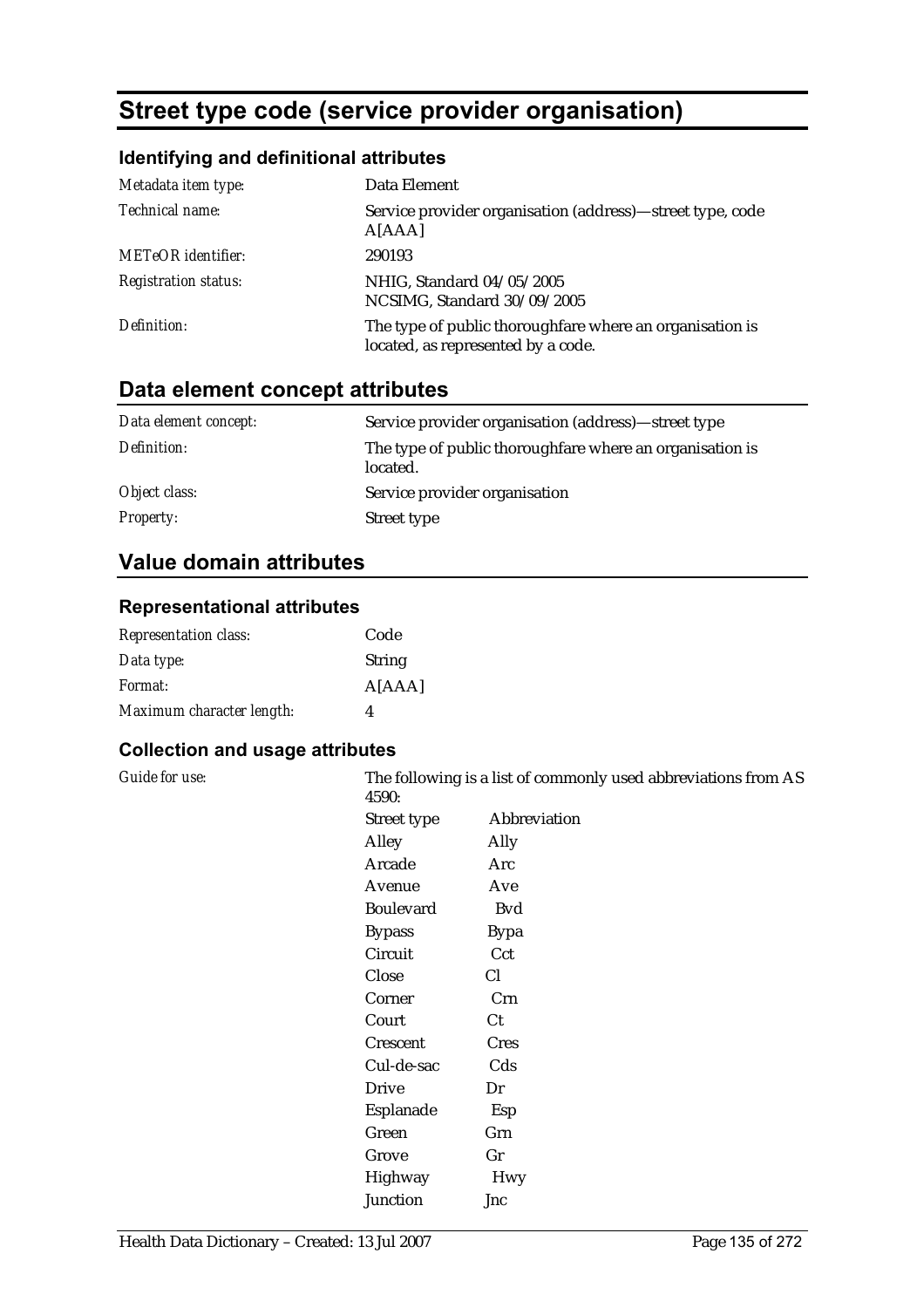# Street type code (service provider organisation)

## Identifying and definitional attributes

| | |
|---|---|
| *Metadata item type:* | Data Element |
| *Technical name:* | Service provider organisation (address)—street type, code A[AAA] |
| *METeOR identifier:* | 290193 |
| *Registration status:* | NHIG, Standard 04/05/2005<br>NCSIMG, Standard 30/09/2005 |
| *Definition:* | The type of public thoroughfare where an organisation is located, as represented by a code. |

## Data element concept attributes

| | |
|---|---|
| *Data element concept:* | Service provider organisation (address)—street type |
| *Definition:* | The type of public thoroughfare where an organisation is located. |
| *Object class:* | Service provider organisation |
| *Property:* | Street type |

## Value domain attributes

### Representational attributes

| | |
|---|---|
| *Representation class:* | Code |
| *Data type:* | String |
| *Format:* | A[AAA] |
| *Maximum character length:* | 4 |

### Collection and usage attributes

*Guide for use:*

The following is a list of commonly used abbreviations from AS 4590:

| Street type | Abbreviation |
|---|---|
| Alley | Ally |
| Arcade | Arc |
| Avenue | Ave |
| Boulevard | Bvd |
| Bypass | Bypa |
| Circuit | Cct |
| Close | Cl |
| Corner | Crn |
| Court | Ct |
| Crescent | Cres |
| Cul-de-sac | Cds |
| Drive | Dr |
| Esplanade | Esp |
| Green | Grn |
| Grove | Gr |
| Highway | Hwy |
| Junction | Jnc |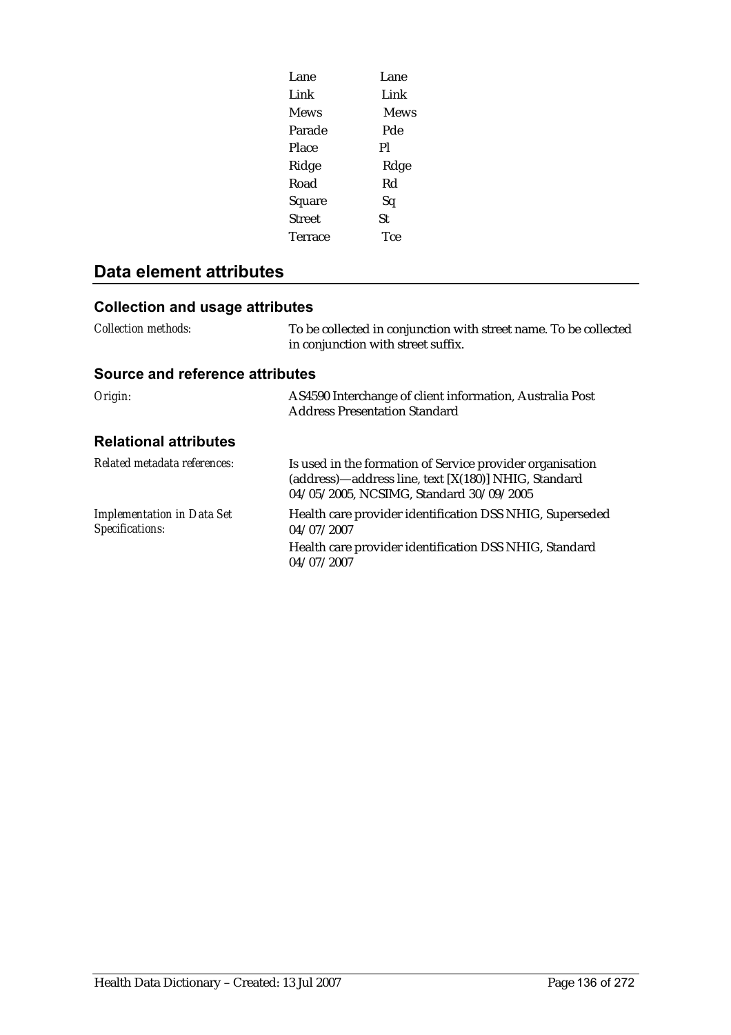| | |
|---|---|
| Lane | Lane |
| Link | Link |
| Mews | Mews |
| Parade | Pde |
| Place | Pl |
| Ridge | Rdge |
| Road | Rd |
| Square | Sq |
| Street | St |
| Terrace | Tce |

## Data element attributes

### Collection and usage attributes

| | |
|---|---|
| *Collection methods:* | To be collected in conjunction with street name. To be collected in conjunction with street suffix. |

### Source and reference attributes

| | |
|---|---|
| *Origin:* | AS4590 Interchange of client information, Australia Post Address Presentation Standard |

### Relational attributes

| | |
|---|---|
| *Related metadata references:* | Is used in the formation of Service provider organisation (address)—address line, text [X(180)] NHIG, Standard 04/05/2005, NCSIMG, Standard 30/09/2005 |
| *Implementation in Data Set Specifications:* | Health care provider identification DSS NHIG, Superseded 04/07/2007<br>Health care provider identification DSS NHIG, Standard 04/07/2007 |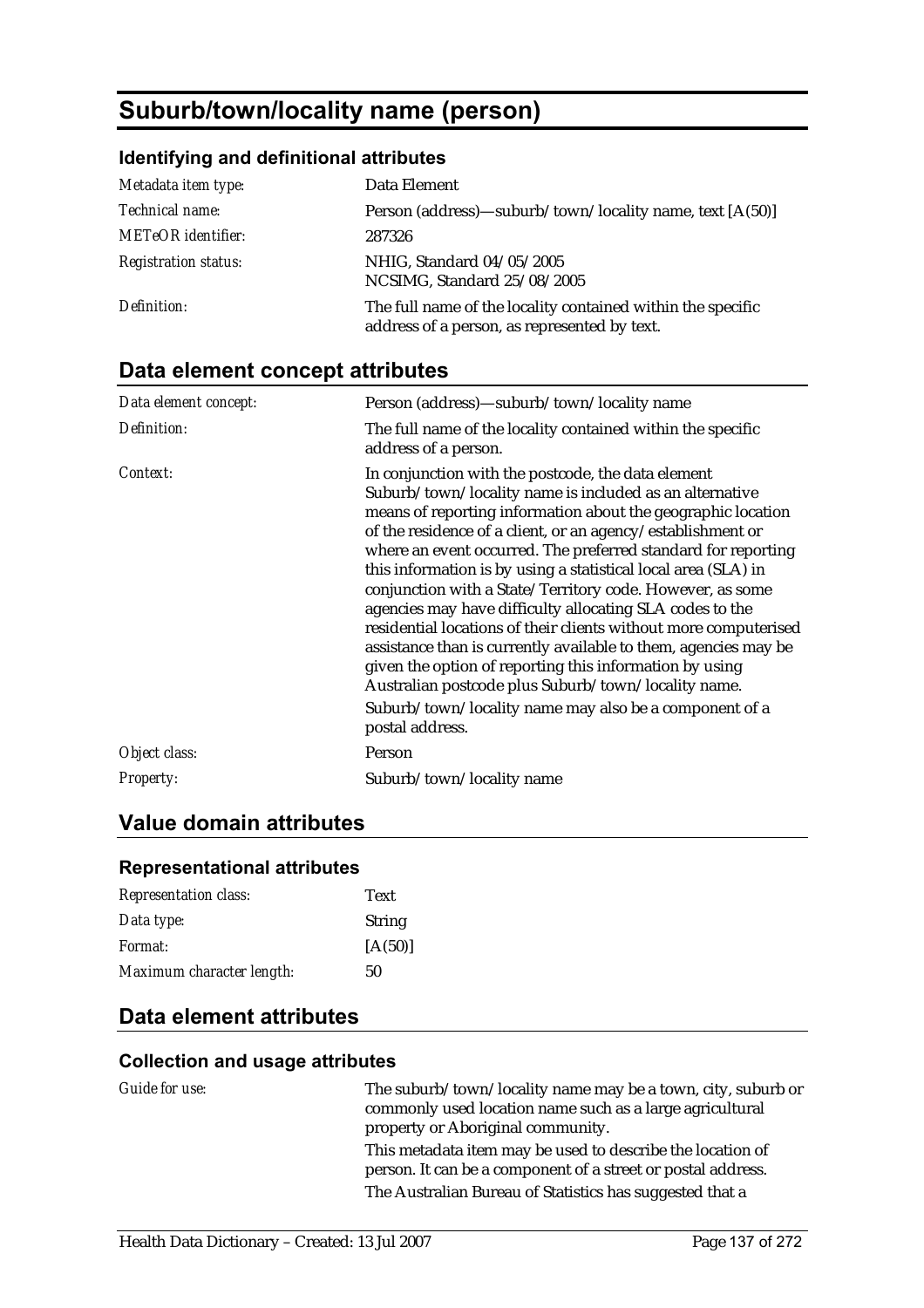# Suburb/town/locality name (person)

### Identifying and definitional attributes

| | |
|---|---|
| *Metadata item type:* | Data Element |
| *Technical name:* | Person (address)—suburb/town/locality name, text [A(50)] |
| *METeOR identifier:* | 287326 |
| *Registration status:* | NHIG, Standard 04/05/2005<br>NCSIMG, Standard 25/08/2005 |
| *Definition:* | The full name of the locality contained within the specific address of a person, as represented by text. |

## Data element concept attributes

| | |
|---|---|
| *Data element concept:* | Person (address)—suburb/town/locality name |
| *Definition:* | The full name of the locality contained within the specific address of a person. |
| *Context:* | In conjunction with the postcode, the data element Suburb/town/locality name is included as an alternative means of reporting information about the geographic location of the residence of a client, or an agency/establishment or where an event occurred. The preferred standard for reporting this information is by using a statistical local area (SLA) in conjunction with a State/Territory code. However, as some agencies may have difficulty allocating SLA codes to the residential locations of their clients without more computerised assistance than is currently available to them, agencies may be given the option of reporting this information by using Australian postcode plus Suburb/town/locality name.<br>Suburb/town/locality name may also be a component of a postal address. |
| *Object class:* | Person |
| *Property:* | Suburb/town/locality name |

## Value domain attributes

### Representational attributes

| | |
|---|---|
| *Representation class:* | Text |
| *Data type:* | String |
| *Format:* | [A(50)] |
| *Maximum character length:* | 50 |

## Data element attributes

### Collection and usage attributes

| | |
|---|---|
| *Guide for use:* | The suburb/town/locality name may be a town, city, suburb or commonly used location name such as a large agricultural property or Aboriginal community.<br>This metadata item may be used to describe the location of person. It can be a component of a street or postal address.<br>The Australian Bureau of Statistics has suggested that a |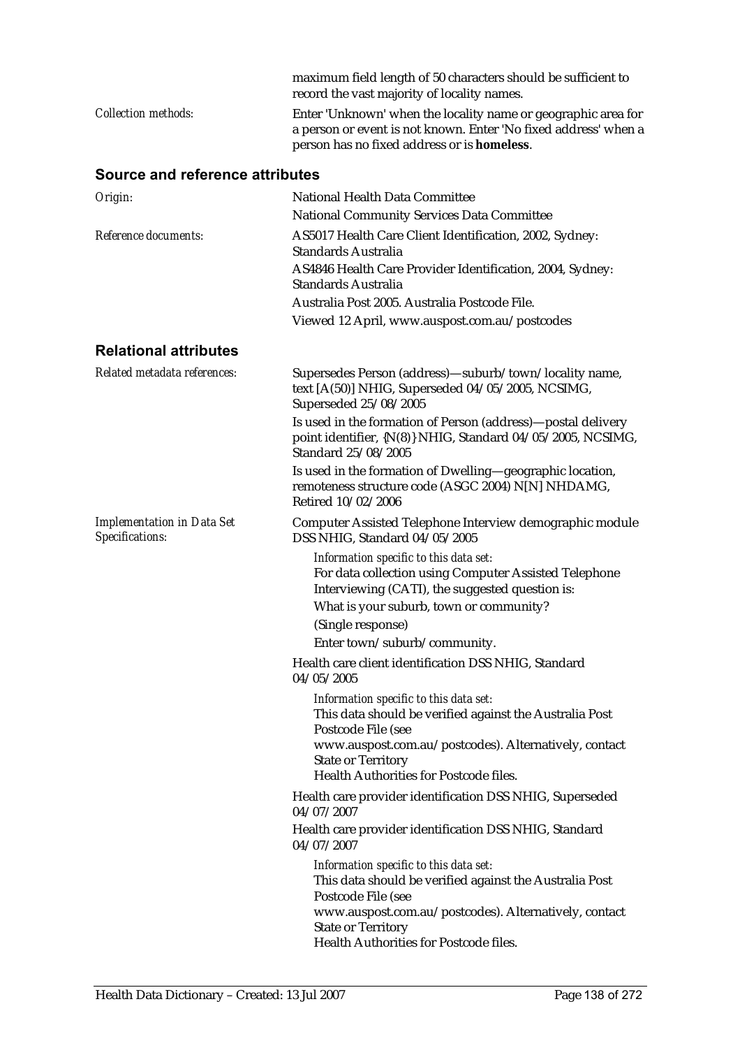maximum field length of 50 characters should be sufficient to record the vast majority of locality names.

*Collection methods:* Enter 'Unknown' when the locality name or geographic area for a person or event is not known. Enter 'No fixed address' when a person has no fixed address or is **homeless**.

## Source and reference attributes

*Origin:* National Health Data Committee

National Community Services Data Committee

*Reference documents:* AS5017 Health Care Client Identification, 2002, Sydney: Standards Australia

AS4846 Health Care Provider Identification, 2004, Sydney: Standards Australia

Australia Post 2005. Australia Postcode File.

Viewed 12 April, www.auspost.com.au/postcodes

## Relational attributes

*Related metadata references:* Supersedes Person (address)—suburb/town/locality name, text [A(50)] NHIG, Superseded 04/05/2005, NCSIMG, Superseded 25/08/2005

Is used in the formation of Person (address)—postal delivery point identifier, {N(8)} NHIG, Standard 04/05/2005, NCSIMG, Standard 25/08/2005

Is used in the formation of Dwelling—geographic location, remoteness structure code (ASGC 2004) N[N] NHDAMG, Retired 10/02/2006

*Implementation in Data Set Specifications:* Computer Assisted Telephone Interview demographic module DSS NHIG, Standard 04/05/2005

*Information specific to this data set:*
For data collection using Computer Assisted Telephone Interviewing (CATI), the suggested question is:
What is your suburb, town or community?
(Single response)
Enter town/suburb/community.

Health care client identification DSS NHIG, Standard 04/05/2005

*Information specific to this data set:*
This data should be verified against the Australia Post Postcode File (see www.auspost.com.au/postcodes). Alternatively, contact State or Territory
Health Authorities for Postcode files.

Health care provider identification DSS NHIG, Superseded 04/07/2007

Health care provider identification DSS NHIG, Standard 04/07/2007

*Information specific to this data set:*
This data should be verified against the Australia Post Postcode File (see www.auspost.com.au/postcodes). Alternatively, contact State or Territory
Health Authorities for Postcode files.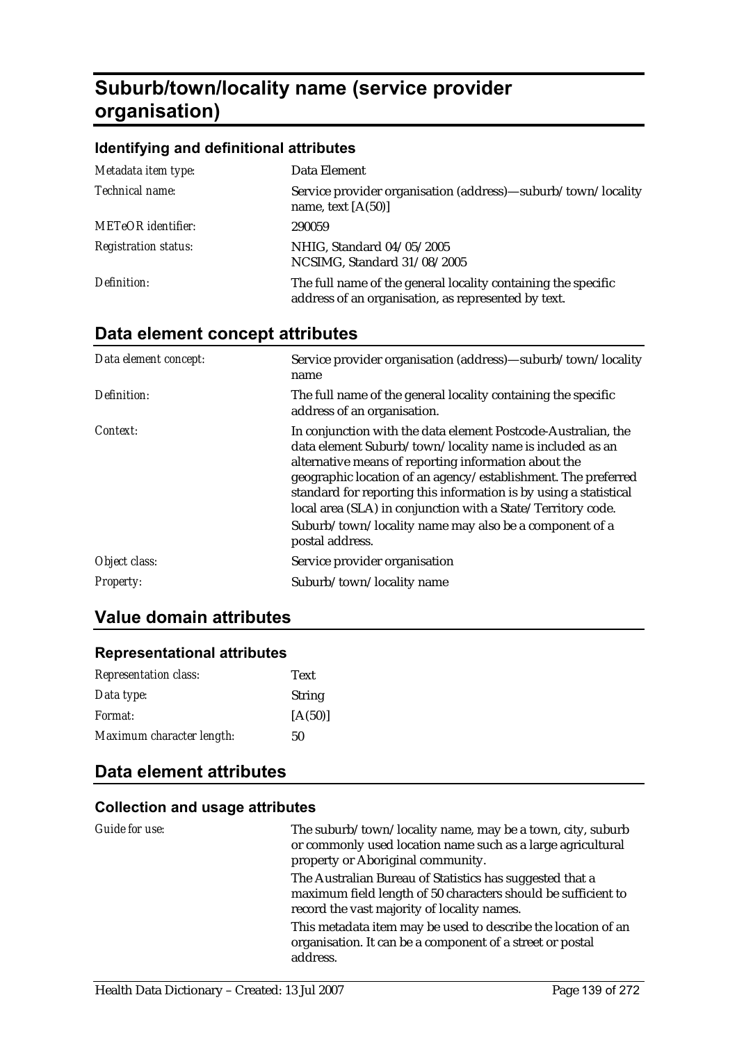# Suburb/town/locality name (service provider organisation)

### Identifying and definitional attributes

| | |
|---|---|
| *Metadata item type:* | Data Element |
| *Technical name:* | Service provider organisation (address)—suburb/town/locality name, text [A(50)] |
| *METeOR identifier:* | 290059 |
| *Registration status:* | NHIG, Standard 04/05/2005<br>NCSIMG, Standard 31/08/2005 |
| *Definition:* | The full name of the general locality containing the specific address of an organisation, as represented by text. |

## Data element concept attributes

| | |
|---|---|
| *Data element concept:* | Service provider organisation (address)—suburb/town/locality name |
| *Definition:* | The full name of the general locality containing the specific address of an organisation. |
| *Context:* | In conjunction with the data element Postcode-Australian, the data element Suburb/town/locality name is included as an alternative means of reporting information about the geographic location of an agency/establishment. The preferred standard for reporting this information is by using a statistical local area (SLA) in conjunction with a State/Territory code. Suburb/town/locality name may also be a component of a postal address. |
| *Object class:* | Service provider organisation |
| *Property:* | Suburb/town/locality name |

## Value domain attributes

### Representational attributes

| | |
|---|---|
| *Representation class:* | Text |
| *Data type:* | String |
| *Format:* | [A(50)] |
| *Maximum character length:* | 50 |

## Data element attributes

### Collection and usage attributes

| | |
|---|---|
| *Guide for use:* | The suburb/town/locality name, may be a town, city, suburb or commonly used location name such as a large agricultural property or Aboriginal community.<br>The Australian Bureau of Statistics has suggested that a maximum field length of 50 characters should be sufficient to record the vast majority of locality names.<br>This metadata item may be used to describe the location of an organisation. It can be a component of a street or postal address. |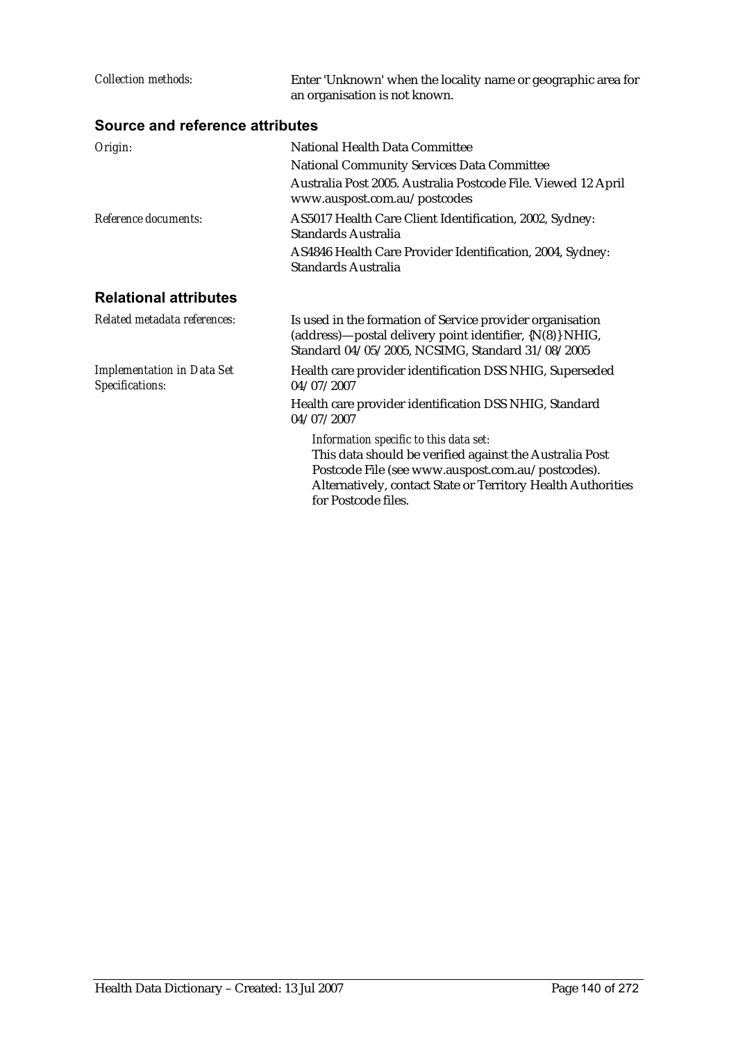*Collection methods:* Enter 'Unknown' when the locality name or geographic area for an organisation is not known.

## Source and reference attributes

*Origin:* National Health Data Committee

National Community Services Data Committee

Australia Post 2005. Australia Postcode File. Viewed 12 April www.auspost.com.au/postcodes

*Reference documents:* AS5017 Health Care Client Identification, 2002, Sydney: Standards Australia

AS4846 Health Care Provider Identification, 2004, Sydney: Standards Australia

## Relational attributes

*Related metadata references:* Is used in the formation of Service provider organisation (address)—postal delivery point identifier, {N(8)} NHIG, Standard 04/05/2005, NCSIMG, Standard 31/08/2005

*Implementation in Data Set Specifications:* Health care provider identification DSS NHIG, Superseded 04/07/2007

Health care provider identification DSS NHIG, Standard 04/07/2007

*Information specific to this data set:*
This data should be verified against the Australia Post Postcode File (see www.auspost.com.au/postcodes). Alternatively, contact State or Territory Health Authorities for Postcode files.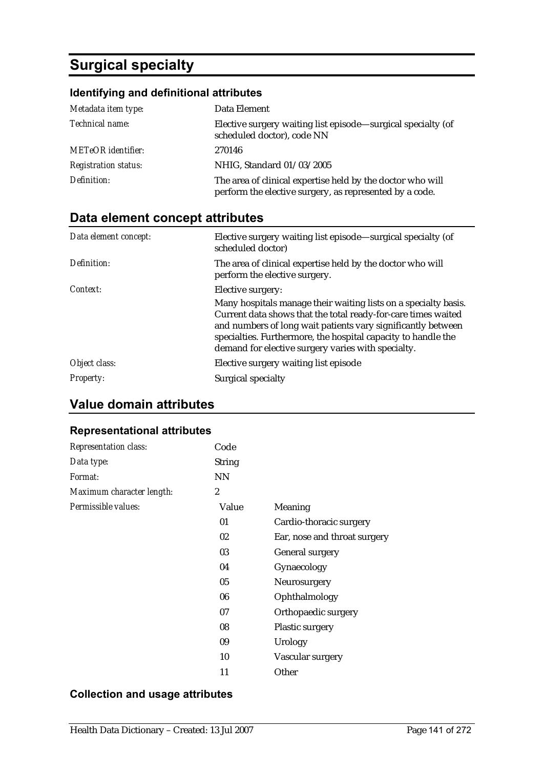# Surgical specialty

## Identifying and definitional attributes

| | |
|---|---|
| *Metadata item type:* | Data Element |
| *Technical name:* | Elective surgery waiting list episode—surgical specialty (of scheduled doctor), code NN |
| *METeOR identifier:* | 270146 |
| *Registration status:* | NHIG, Standard 01/03/2005 |
| *Definition:* | The area of clinical expertise held by the doctor who will perform the elective surgery, as represented by a code. |

## Data element concept attributes

| | |
|---|---|
| *Data element concept:* | Elective surgery waiting list episode—surgical specialty (of scheduled doctor) |
| *Definition:* | The area of clinical expertise held by the doctor who will perform the elective surgery. |
| *Context:* | Elective surgery:<br>Many hospitals manage their waiting lists on a specialty basis. Current data shows that the total ready-for-care times waited and numbers of long wait patients vary significantly between specialties. Furthermore, the hospital capacity to handle the demand for elective surgery varies with specialty. |
| *Object class:* | Elective surgery waiting list episode |
| *Property:* | Surgical specialty |

## Value domain attributes

### Representational attributes

| | | |
|---|---|---|
| *Representation class:* | Code | |
| *Data type:* | String | |
| *Format:* | NN | |
| *Maximum character length:* | 2 | |
| *Permissible values:* | Value | Meaning |
| | 01 | Cardio-thoracic surgery |
| | 02 | Ear, nose and throat surgery |
| | 03 | General surgery |
| | 04 | Gynaecology |
| | 05 | Neurosurgery |
| | 06 | Ophthalmology |
| | 07 | Orthopaedic surgery |
| | 08 | Plastic surgery |
| | 09 | Urology |
| | 10 | Vascular surgery |
| | 11 | Other |

### Collection and usage attributes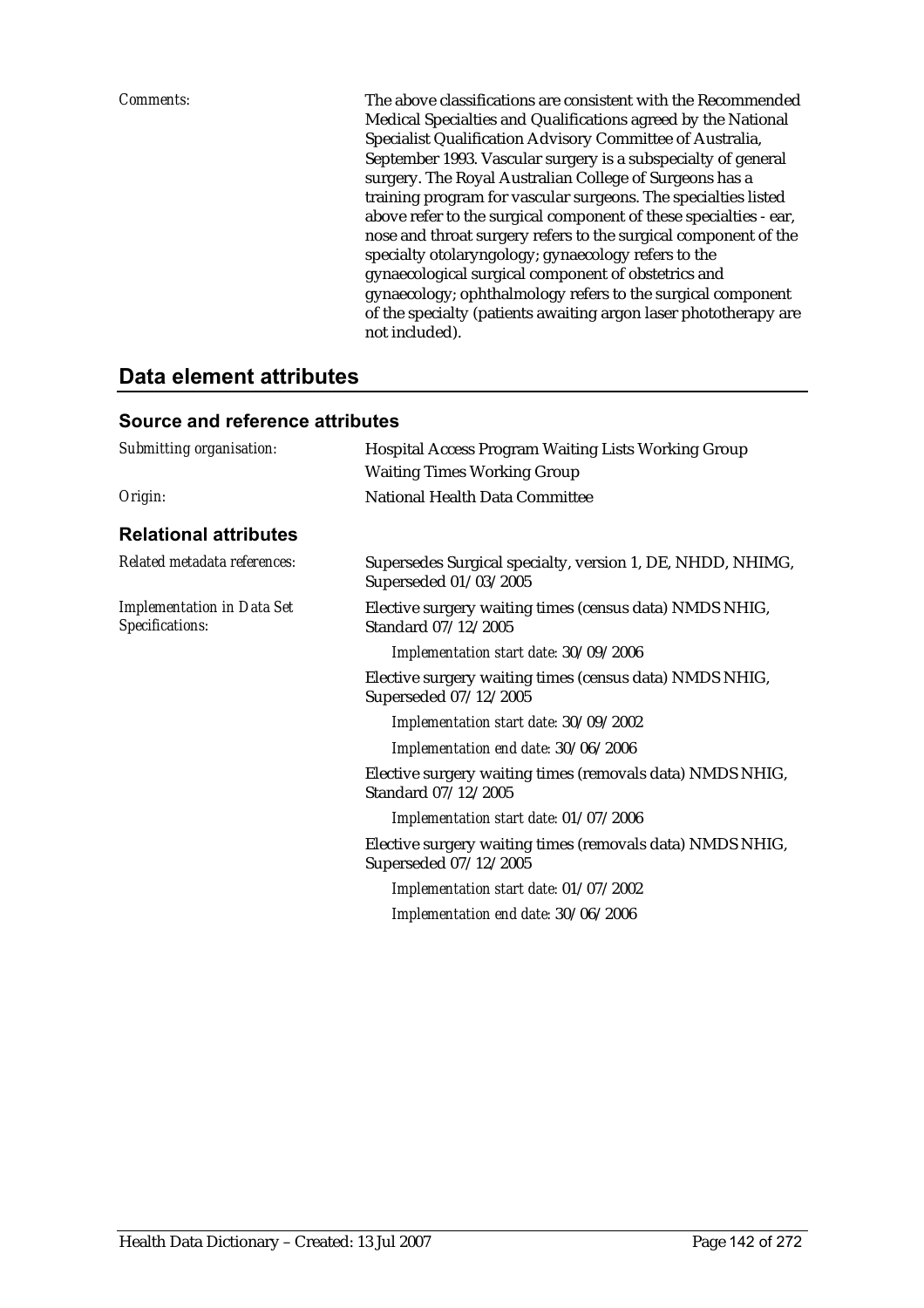*Comments:* The above classifications are consistent with the Recommended Medical Specialties and Qualifications agreed by the National Specialist Qualification Advisory Committee of Australia, September 1993. Vascular surgery is a subspecialty of general surgery. The Royal Australian College of Surgeons has a training program for vascular surgeons. The specialties listed above refer to the surgical component of these specialties - ear, nose and throat surgery refers to the surgical component of the specialty otolaryngology; gynaecology refers to the gynaecological surgical component of obstetrics and gynaecology; ophthalmology refers to the surgical component of the specialty (patients awaiting argon laser phototherapy are not included).

## Data element attributes

### Source and reference attributes

*Submitting organisation:* Hospital Access Program Waiting Lists Working Group

Waiting Times Working Group

*Origin:* National Health Data Committee

### Relational attributes

*Related metadata references:* Supersedes Surgical specialty, version 1, DE, NHDD, NHIMG, Superseded 01/03/2005

*Implementation in Data Set Specifications:* Elective surgery waiting times (census data) NMDS NHIG, Standard 07/12/2005

*Implementation start date:* 30/09/2006

Elective surgery waiting times (census data) NMDS NHIG, Superseded 07/12/2005

*Implementation start date:* 30/09/2002

*Implementation end date:* 30/06/2006

Elective surgery waiting times (removals data) NMDS NHIG, Standard 07/12/2005

*Implementation start date:* 01/07/2006

Elective surgery waiting times (removals data) NMDS NHIG, Superseded 07/12/2005

*Implementation start date:* 01/07/2002

*Implementation end date:* 30/06/2006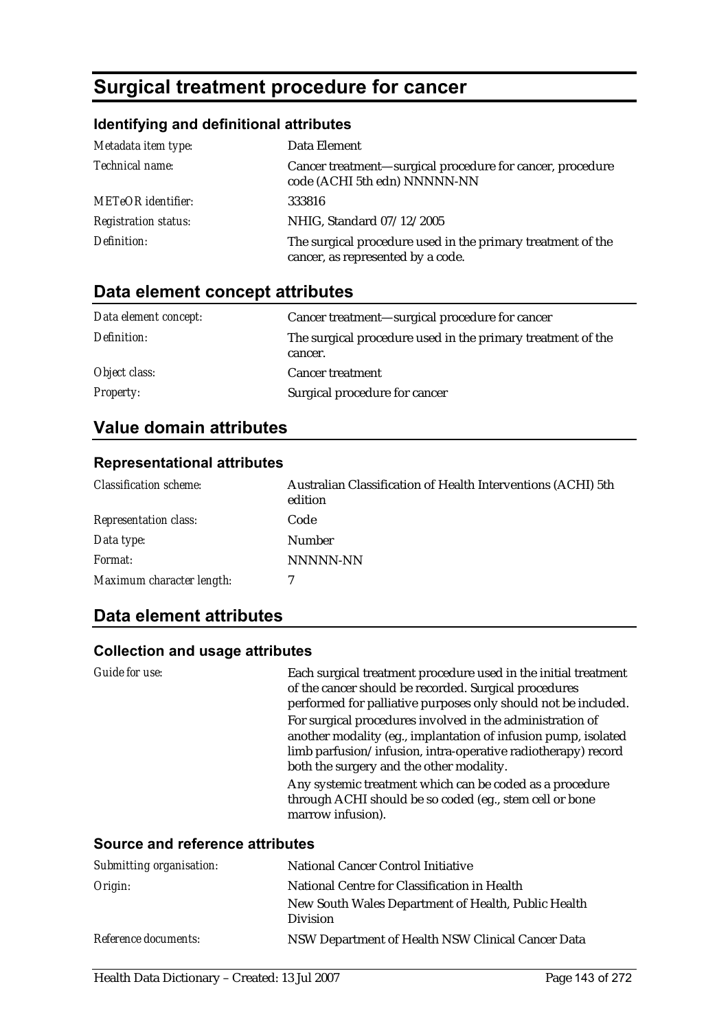# Surgical treatment procedure for cancer

### Identifying and definitional attributes

| | |
|---|---|
| *Metadata item type:* | Data Element |
| *Technical name:* | Cancer treatment—surgical procedure for cancer, procedure code (ACHI 5th edn) NNNNN-NN |
| *METeOR identifier:* | 333816 |
| *Registration status:* | NHIG, Standard 07/12/2005 |
| *Definition:* | The surgical procedure used in the primary treatment of the cancer, as represented by a code. |

## Data element concept attributes

| | |
|---|---|
| *Data element concept:* | Cancer treatment—surgical procedure for cancer |
| *Definition:* | The surgical procedure used in the primary treatment of the cancer. |
| *Object class:* | Cancer treatment |
| *Property:* | Surgical procedure for cancer |

## Value domain attributes

### Representational attributes

| | |
|---|---|
| *Classification scheme:* | Australian Classification of Health Interventions (ACHI) 5th edition |
| *Representation class:* | Code |
| *Data type:* | Number |
| *Format:* | NNNNN-NN |
| *Maximum character length:* | 7 |

## Data element attributes

### Collection and usage attributes

*Guide for use:*

Each surgical treatment procedure used in the initial treatment of the cancer should be recorded. Surgical procedures performed for palliative purposes only should not be included.

For surgical procedures involved in the administration of another modality (eg., implantation of infusion pump, isolated limb parfusion/infusion, intra-operative radiotherapy) record both the surgery and the other modality.

Any systemic treatment which can be coded as a procedure through ACHI should be so coded (eg., stem cell or bone marrow infusion).

### Source and reference attributes

| | |
|---|---|
| *Submitting organisation:* | National Cancer Control Initiative |
| *Origin:* | National Centre for Classification in Health<br>New South Wales Department of Health, Public Health Division |
| *Reference documents:* | NSW Department of Health NSW Clinical Cancer Data |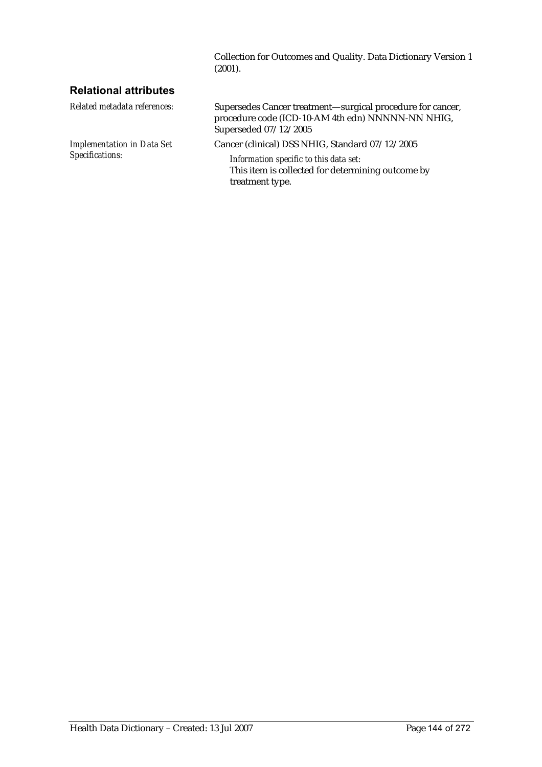Collection for Outcomes and Quality. Data Dictionary Version 1 (2001).

## Relational attributes

*Related metadata references:*

Supersedes Cancer treatment—surgical procedure for cancer, procedure code (ICD-10-AM 4th edn) NNNNN-NN NHIG, Superseded 07/12/2005

*Implementation in Data Set Specifications:*

Cancer (clinical) DSS NHIG, Standard 07/12/2005

*Information specific to this data set:*
This item is collected for determining outcome by treatment type.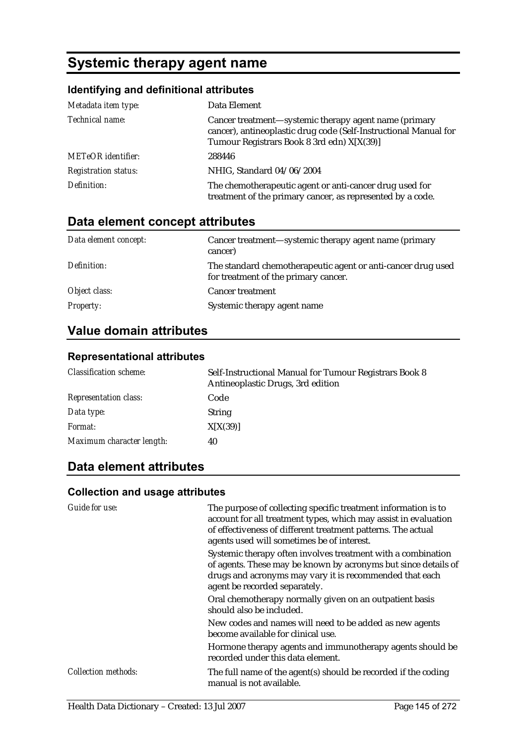# Systemic therapy agent name

### Identifying and definitional attributes

| | |
|---|---|
| *Metadata item type:* | Data Element |
| *Technical name:* | Cancer treatment—systemic therapy agent name (primary cancer), antineoplastic drug code (Self-Instructional Manual for Tumour Registrars Book 8 3rd edn) X[X(39)] |
| *METeOR identifier:* | 288446 |
| *Registration status:* | NHIG, Standard 04/06/2004 |
| *Definition:* | The chemotherapeutic agent or anti-cancer drug used for treatment of the primary cancer, as represented by a code. |

## Data element concept attributes

| | |
|---|---|
| *Data element concept:* | Cancer treatment—systemic therapy agent name (primary cancer) |
| *Definition:* | The standard chemotherapeutic agent or anti-cancer drug used for treatment of the primary cancer. |
| *Object class:* | Cancer treatment |
| *Property:* | Systemic therapy agent name |

## Value domain attributes

### Representational attributes

| | |
|---|---|
| *Classification scheme:* | Self-Instructional Manual for Tumour Registrars Book 8 Antineoplastic Drugs, 3rd edition |
| *Representation class:* | Code |
| *Data type:* | String |
| *Format:* | X[X(39)] |
| *Maximum character length:* | 40 |

## Data element attributes

### Collection and usage attributes

| | |
|---|---|
| *Guide for use:* | The purpose of collecting specific treatment information is to account for all treatment types, which may assist in evaluation of effectiveness of different treatment patterns. The actual agents used will sometimes be of interest.<br>Systemic therapy often involves treatment with a combination of agents. These may be known by acronyms but since details of drugs and acronyms may vary it is recommended that each agent be recorded separately.<br>Oral chemotherapy normally given on an outpatient basis should also be included.<br>New codes and names will need to be added as new agents become available for clinical use.<br>Hormone therapy agents and immunotherapy agents should be recorded under this data element. |
| *Collection methods:* | The full name of the agent(s) should be recorded if the coding manual is not available. |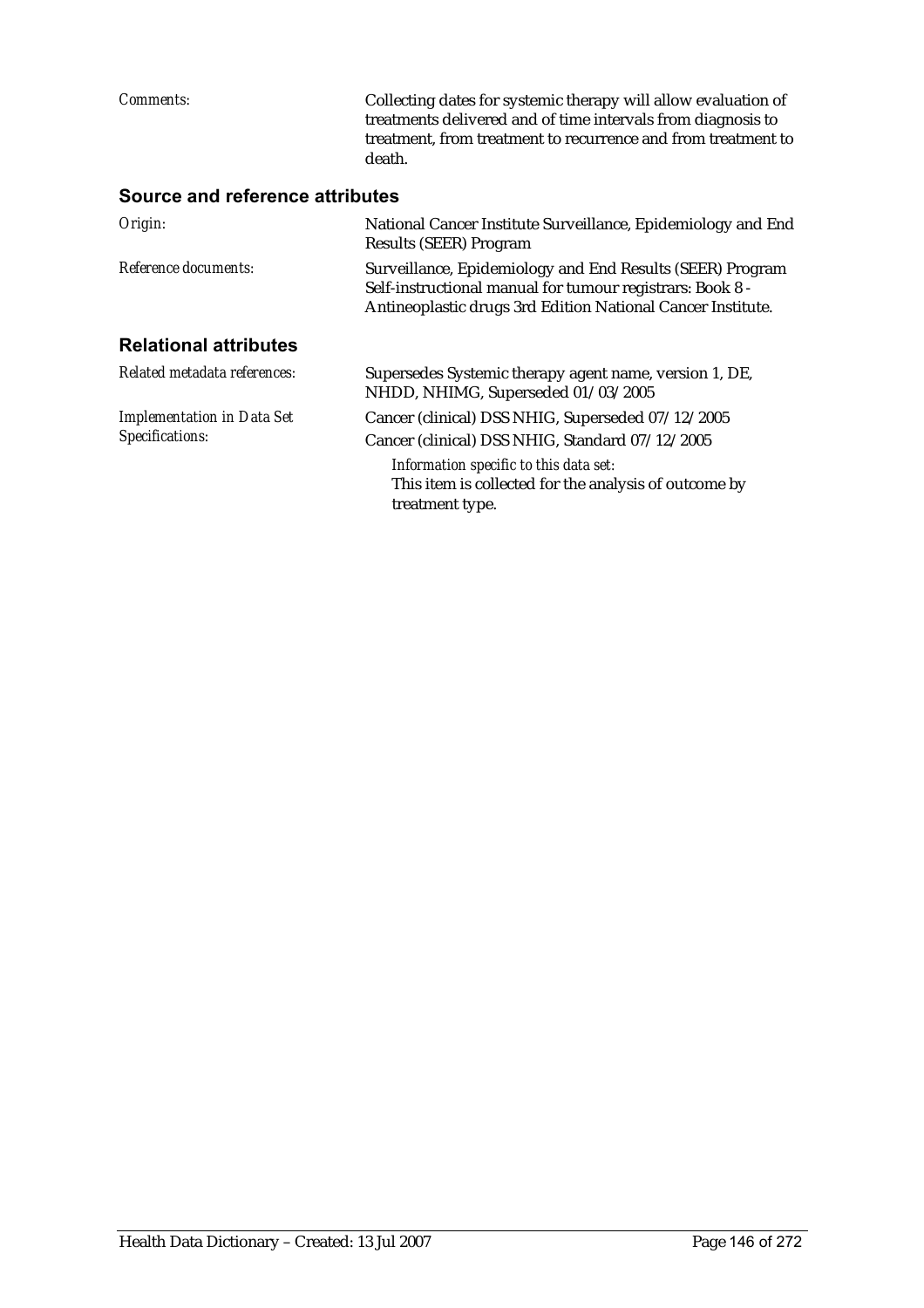*Comments:* Collecting dates for systemic therapy will allow evaluation of treatments delivered and of time intervals from diagnosis to treatment, from treatment to recurrence and from treatment to death.

## Source and reference attributes

*Origin:* National Cancer Institute Surveillance, Epidemiology and End Results (SEER) Program

*Reference documents:* Surveillance, Epidemiology and End Results (SEER) Program Self-instructional manual for tumour registrars: Book 8 - Antineoplastic drugs 3rd Edition National Cancer Institute.

## Relational attributes

*Related metadata references:* Supersedes Systemic therapy agent name, version 1, DE, NHDD, NHIMG, Superseded 01/03/2005

*Implementation in Data Set Specifications:* Cancer (clinical) DSS NHIG, Superseded 07/12/2005

Cancer (clinical) DSS NHIG, Standard 07/12/2005

*Information specific to this data set:*
This item is collected for the analysis of outcome by treatment type.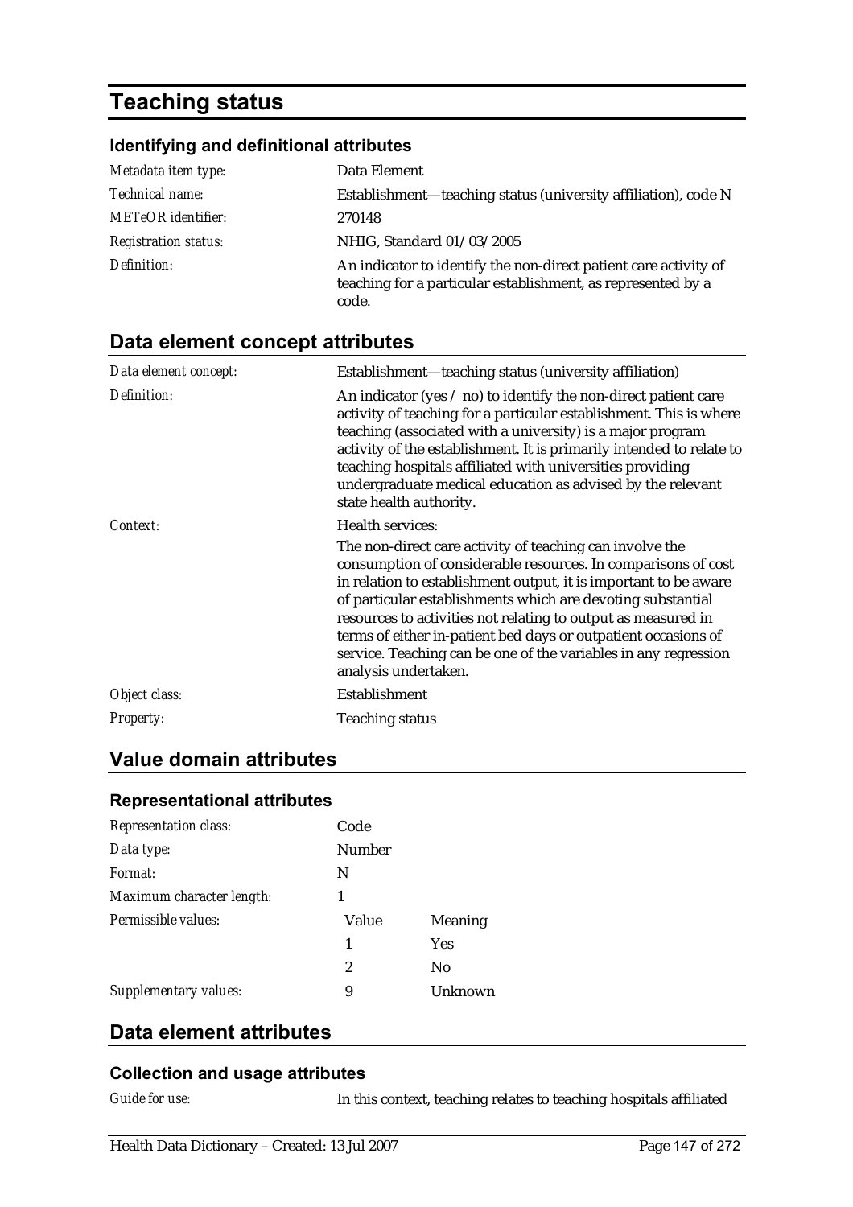# Teaching status

### Identifying and definitional attributes

| | |
|---|---|
| *Metadata item type:* | Data Element |
| *Technical name:* | Establishment—teaching status (university affiliation), code N |
| *METeOR identifier:* | 270148 |
| *Registration status:* | NHIG, Standard 01/03/2005 |
| *Definition:* | An indicator to identify the non-direct patient care activity of teaching for a particular establishment, as represented by a code. |

## Data element concept attributes

| | |
|---|---|
| *Data element concept:* | Establishment—teaching status (university affiliation) |
| *Definition:* | An indicator (yes / no) to identify the non-direct patient care activity of teaching for a particular establishment. This is where teaching (associated with a university) is a major program activity of the establishment. It is primarily intended to relate to teaching hospitals affiliated with universities providing undergraduate medical education as advised by the relevant state health authority. |
| *Context:* | Health services:<br><br>The non-direct care activity of teaching can involve the consumption of considerable resources. In comparisons of cost in relation to establishment output, it is important to be aware of particular establishments which are devoting substantial resources to activities not relating to output as measured in terms of either in-patient bed days or outpatient occasions of service. Teaching can be one of the variables in any regression analysis undertaken. |
| *Object class:* | Establishment |
| *Property:* | Teaching status |

## Value domain attributes

### Representational attributes

| | | |
|---|---|---|
| *Representation class:* | Code | |
| *Data type:* | Number | |
| *Format:* | N | |
| *Maximum character length:* | 1 | |
| *Permissible values:* | Value | Meaning |
| | 1 | Yes |
| | 2 | No |
| *Supplementary values:* | 9 | Unknown |

## Data element attributes

### Collection and usage attributes

| | |
|---|---|
| *Guide for use:* | In this context, teaching relates to teaching hospitals affiliated |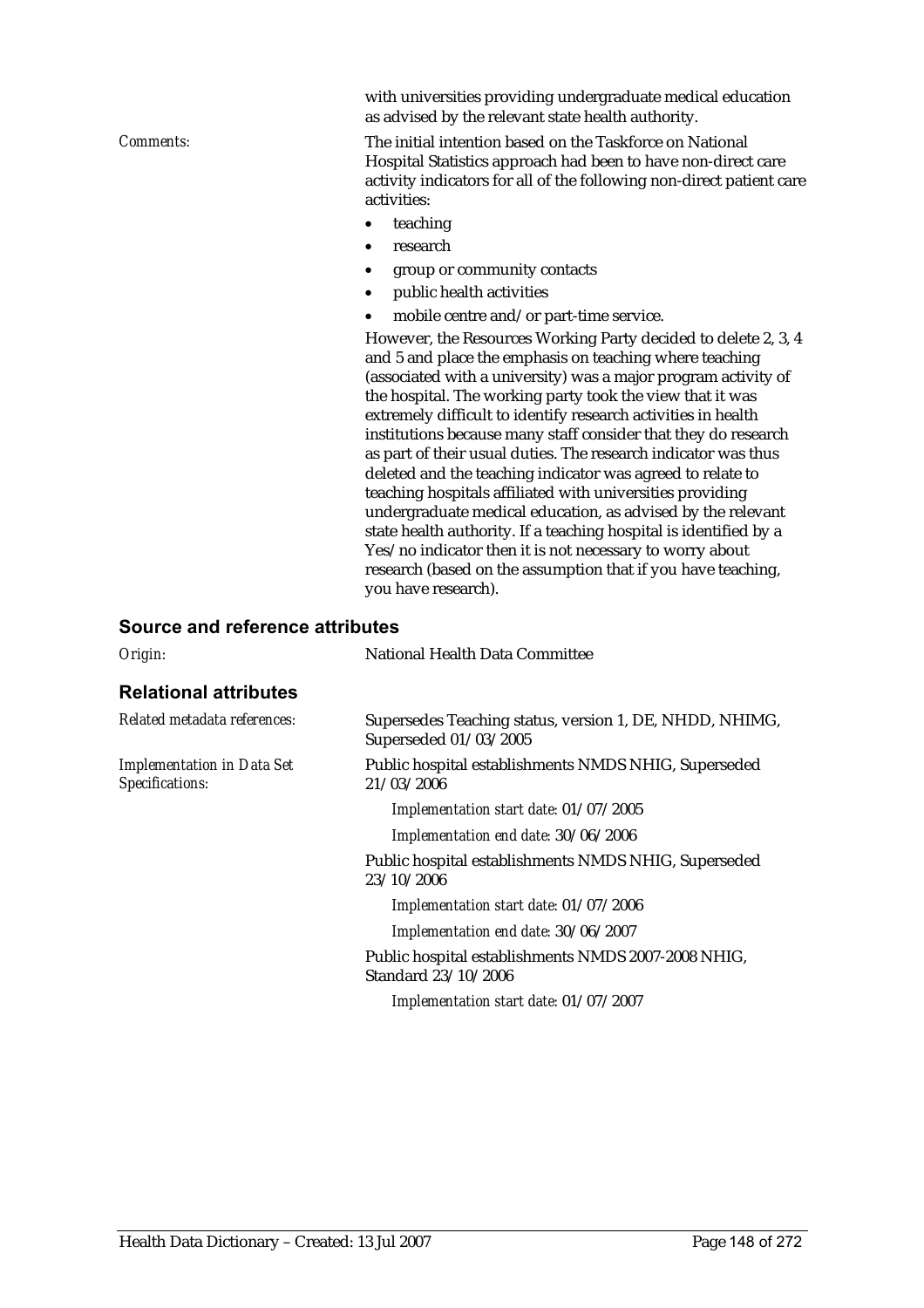with universities providing undergraduate medical education as advised by the relevant state health authority.

*Comments:* The initial intention based on the Taskforce on National Hospital Statistics approach had been to have non-direct care activity indicators for all of the following non-direct patient care activities:

- teaching
- research
- group or community contacts
- public health activities
- mobile centre and/or part-time service.

However, the Resources Working Party decided to delete 2, 3, 4 and 5 and place the emphasis on teaching where teaching (associated with a university) was a major program activity of the hospital. The working party took the view that it was extremely difficult to identify research activities in health institutions because many staff consider that they do research as part of their usual duties. The research indicator was thus deleted and the teaching indicator was agreed to relate to teaching hospitals affiliated with universities providing undergraduate medical education, as advised by the relevant state health authority. If a teaching hospital is identified by a Yes/no indicator then it is not necessary to worry about research (based on the assumption that if you have teaching, you have research).

## Source and reference attributes

*Origin:* National Health Data Committee

## Relational attributes

*Related metadata references:* Supersedes Teaching status, version 1, DE, NHDD, NHIMG, Superseded 01/03/2005

*Implementation in Data Set Specifications:* Public hospital establishments NMDS NHIG, Superseded 21/03/2006

*Implementation start date:* 01/07/2005

*Implementation end date:* 30/06/2006

Public hospital establishments NMDS NHIG, Superseded 23/10/2006

*Implementation start date:* 01/07/2006

*Implementation end date:* 30/06/2007

Public hospital establishments NMDS 2007-2008 NHIG, Standard 23/10/2006

*Implementation start date:* 01/07/2007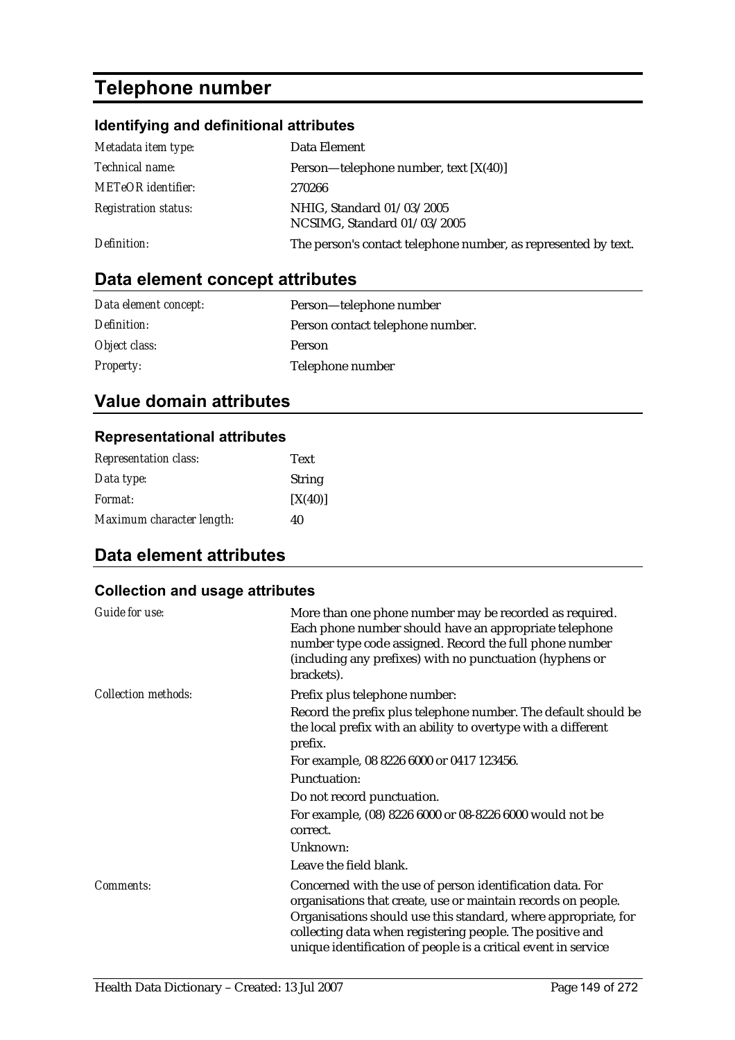# Telephone number

### Identifying and definitional attributes

| | |
|---|---|
| *Metadata item type:* | Data Element |
| *Technical name:* | Person—telephone number, text [X(40)] |
| *METeOR identifier:* | 270266 |
| *Registration status:* | NHIG, Standard 01/03/2005<br>NCSIMG, Standard 01/03/2005 |
| *Definition:* | The person's contact telephone number, as represented by text. |

## Data element concept attributes

| | |
|---|---|
| *Data element concept:* | Person—telephone number |
| *Definition:* | Person contact telephone number. |
| *Object class:* | Person |
| *Property:* | Telephone number |

## Value domain attributes

### Representational attributes

| | |
|---|---|
| *Representation class:* | Text |
| *Data type:* | String |
| *Format:* | [X(40)] |
| *Maximum character length:* | 40 |

## Data element attributes

### Collection and usage attributes

| | |
|---|---|
| *Guide for use:* | More than one phone number may be recorded as required. Each phone number should have an appropriate telephone number type code assigned. Record the full phone number (including any prefixes) with no punctuation (hyphens or brackets). |
| *Collection methods:* | Prefix plus telephone number:<br>Record the prefix plus telephone number. The default should be the local prefix with an ability to overtype with a different prefix.<br>For example, 08 8226 6000 or 0417 123456.<br>Punctuation:<br>Do not record punctuation.<br>For example, (08) 8226 6000 or 08-8226 6000 would not be correct.<br>Unknown:<br>Leave the field blank. |
| *Comments:* | Concerned with the use of person identification data. For organisations that create, use or maintain records on people. Organisations should use this standard, where appropriate, for collecting data when registering people. The positive and unique identification of people is a critical event in service |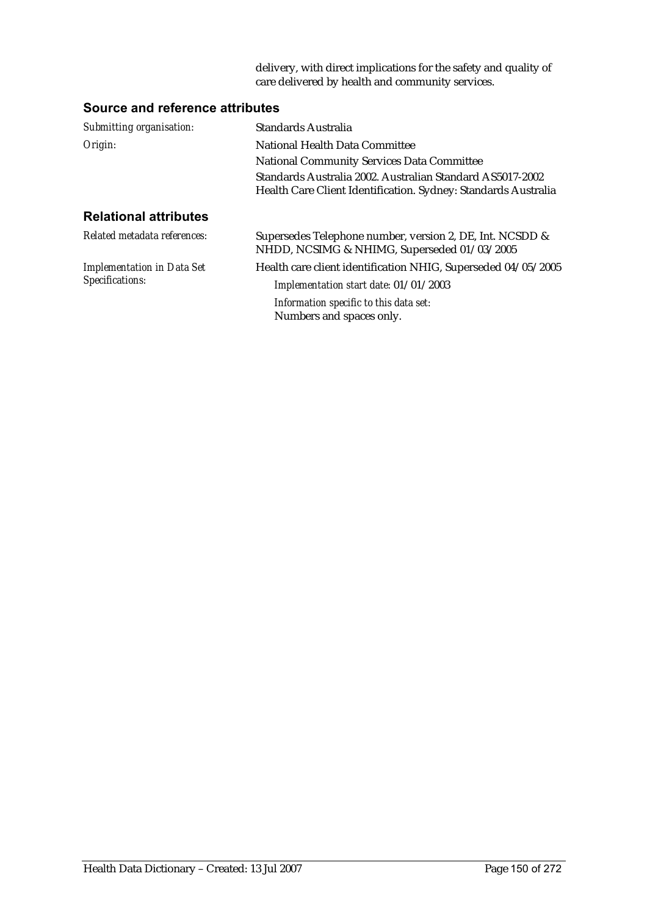delivery, with direct implications for the safety and quality of care delivered by health and community services.

## Source and reference attributes

*Submitting organisation:* Standards Australia

*Origin:* National Health Data Committee

National Community Services Data Committee

Standards Australia 2002. Australian Standard AS5017-2002 Health Care Client Identification. Sydney: Standards Australia

## Relational attributes

*Related metadata references:* Supersedes Telephone number, version 2, DE, Int. NCSDD & NHDD, NCSIMG & NHIMG, Superseded 01/03/2005

*Implementation in Data Set Specifications:* Health care client identification NHIG, Superseded 04/05/2005

*Implementation start date:* 01/01/2003

*Information specific to this data set:*
Numbers and spaces only.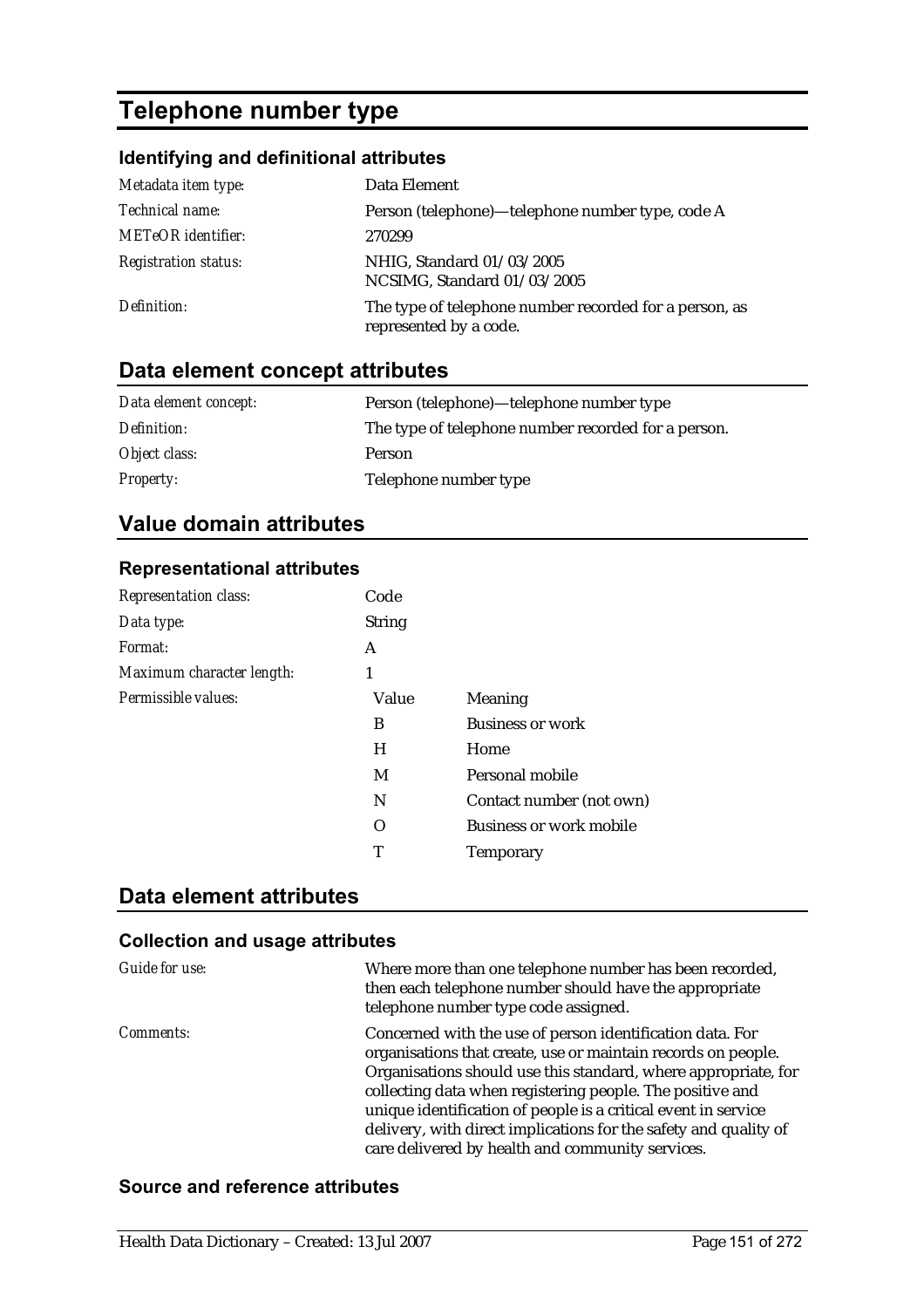# Telephone number type

### Identifying and definitional attributes

| | |
|---|---|
| *Metadata item type:* | Data Element |
| *Technical name:* | Person (telephone)—telephone number type, code A |
| *METeOR identifier:* | 270299 |
| *Registration status:* | NHIG, Standard 01/03/2005<br>NCSIMG, Standard 01/03/2005 |
| *Definition:* | The type of telephone number recorded for a person, as represented by a code. |

## Data element concept attributes

| | |
|---|---|
| *Data element concept:* | Person (telephone)—telephone number type |
| *Definition:* | The type of telephone number recorded for a person. |
| *Object class:* | Person |
| *Property:* | Telephone number type |

## Value domain attributes

### Representational attributes

| | | |
|---|---|---|
| *Representation class:* | Code | |
| *Data type:* | String | |
| *Format:* | A | |
| *Maximum character length:* | 1 | |
| *Permissible values:* | Value | Meaning |
| | B | Business or work |
| | H | Home |
| | M | Personal mobile |
| | N | Contact number (not own) |
| | O | Business or work mobile |
| | T | Temporary |

## Data element attributes

### Collection and usage attributes

| | |
|---|---|
| *Guide for use:* | Where more than one telephone number has been recorded, then each telephone number should have the appropriate telephone number type code assigned. |
| *Comments:* | Concerned with the use of person identification data. For organisations that create, use or maintain records on people. Organisations should use this standard, where appropriate, for collecting data when registering people. The positive and unique identification of people is a critical event in service delivery, with direct implications for the safety and quality of care delivered by health and community services. |

### Source and reference attributes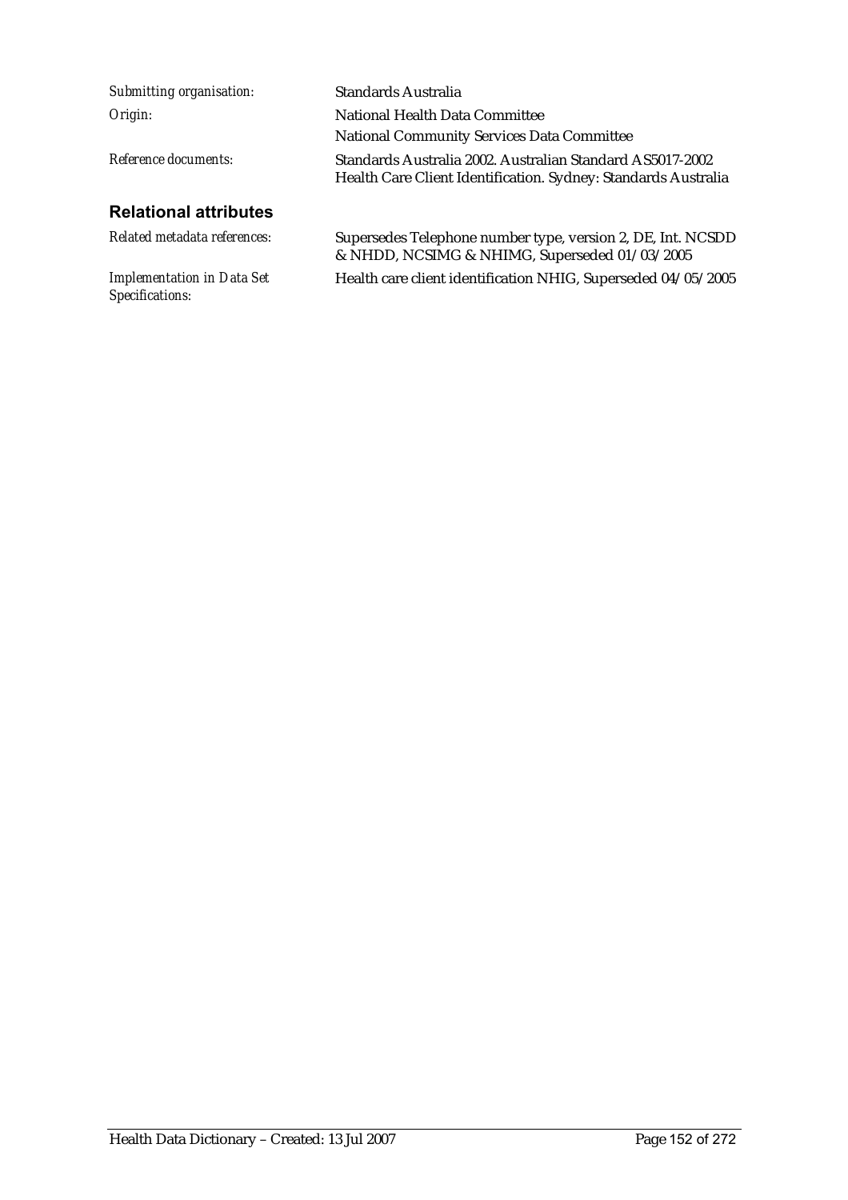*Submitting organisation:* Standards Australia

*Origin:* National Health Data Committee

National Community Services Data Committee

*Reference documents:* Standards Australia 2002. Australian Standard AS5017-2002 Health Care Client Identification. Sydney: Standards Australia

## Relational attributes

*Related metadata references:* Supersedes Telephone number type, version 2, DE, Int. NCSDD & NHDD, NCSIMG & NHIMG, Superseded 01/03/2005

*Implementation in Data Set Specifications:* Health care client identification NHIG, Superseded 04/05/2005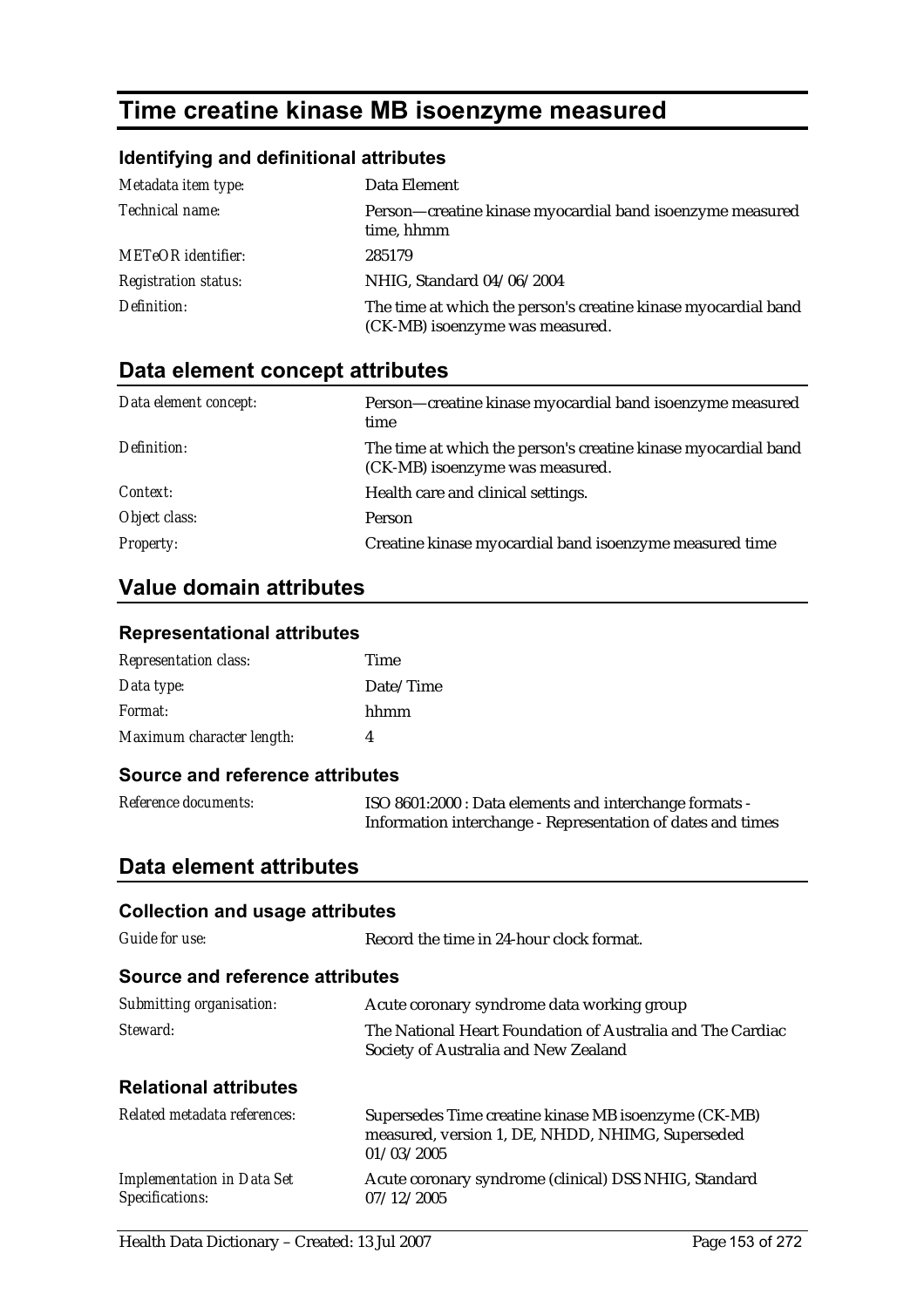# Time creatine kinase MB isoenzyme measured

### Identifying and definitional attributes

| | |
|---|---|
| *Metadata item type:* | Data Element |
| *Technical name:* | Person—creatine kinase myocardial band isoenzyme measured time, hhmm |
| *METeOR identifier:* | 285179 |
| *Registration status:* | NHIG, Standard 04/06/2004 |
| *Definition:* | The time at which the person's creatine kinase myocardial band (CK-MB) isoenzyme was measured. |

## Data element concept attributes

| | |
|---|---|
| *Data element concept:* | Person—creatine kinase myocardial band isoenzyme measured time |
| *Definition:* | The time at which the person's creatine kinase myocardial band (CK-MB) isoenzyme was measured. |
| *Context:* | Health care and clinical settings. |
| *Object class:* | Person |
| *Property:* | Creatine kinase myocardial band isoenzyme measured time |

## Value domain attributes

### Representational attributes

| | |
|---|---|
| *Representation class:* | Time |
| *Data type:* | Date/Time |
| *Format:* | hhmm |
| *Maximum character length:* | 4 |

### Source and reference attributes

| | |
|---|---|
| *Reference documents:* | ISO 8601:2000 : Data elements and interchange formats - Information interchange - Representation of dates and times |

## Data element attributes

### Collection and usage attributes

| | |
|---|---|
| *Guide for use:* | Record the time in 24-hour clock format. |

### Source and reference attributes

| | |
|---|---|
| *Submitting organisation:* | Acute coronary syndrome data working group |
| *Steward:* | The National Heart Foundation of Australia and The Cardiac Society of Australia and New Zealand |

### Relational attributes

| | |
|---|---|
| *Related metadata references:* | Supersedes Time creatine kinase MB isoenzyme (CK-MB) measured, version 1, DE, NHDD, NHIMG, Superseded 01/03/2005 |
| *Implementation in Data Set Specifications:* | Acute coronary syndrome (clinical) DSS NHIG, Standard 07/12/2005 |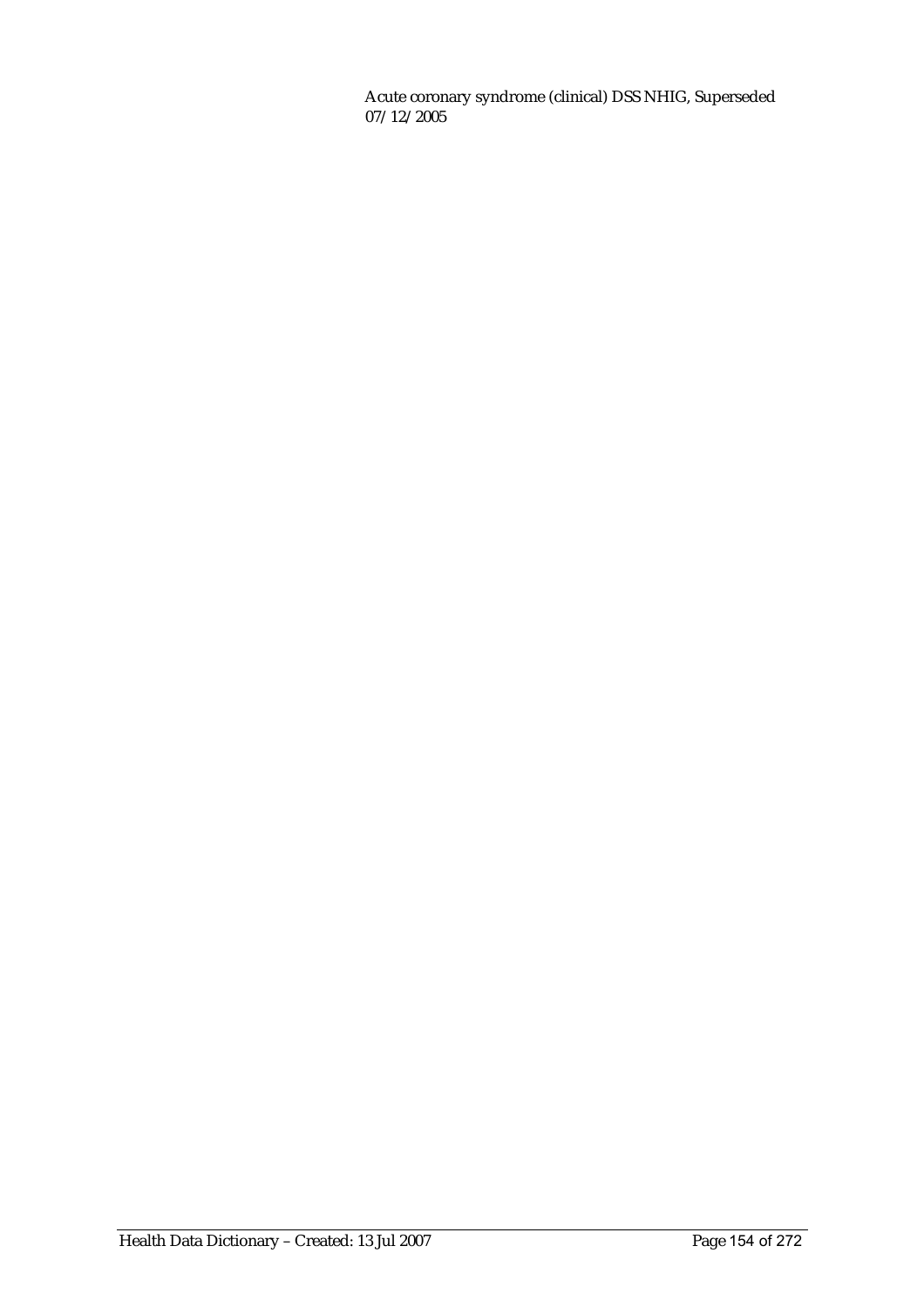Acute coronary syndrome (clinical) DSS NHIG, Superseded 07/12/2005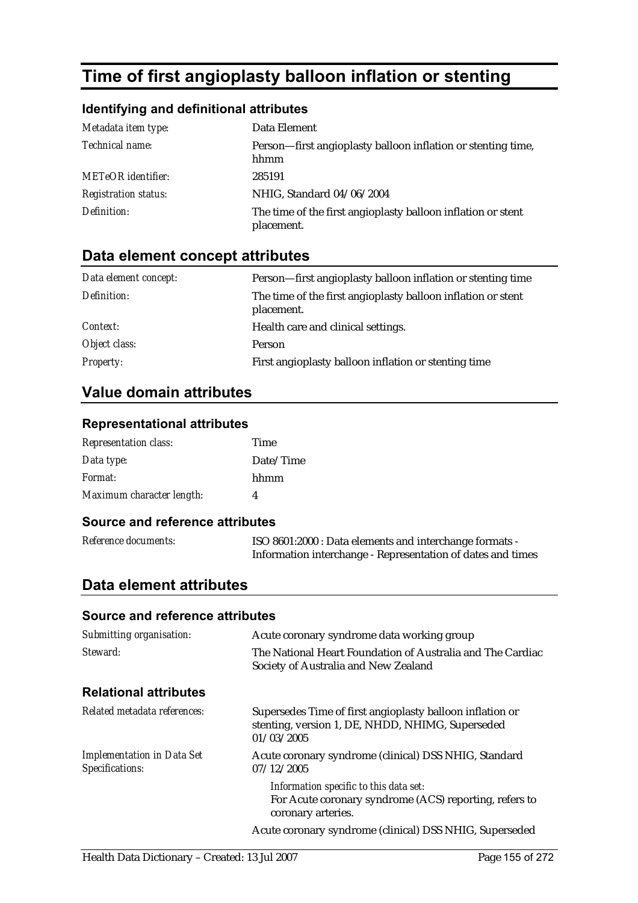# Time of first angioplasty balloon inflation or stenting

### Identifying and definitional attributes

| | |
|---|---|
| *Metadata item type:* | Data Element |
| *Technical name:* | Person—first angioplasty balloon inflation or stenting time, hhmm |
| *METeOR identifier:* | 285191 |
| *Registration status:* | NHIG, Standard 04/06/2004 |
| *Definition:* | The time of the first angioplasty balloon inflation or stent placement. |

## Data element concept attributes

| | |
|---|---|
| *Data element concept:* | Person—first angioplasty balloon inflation or stenting time |
| *Definition:* | The time of the first angioplasty balloon inflation or stent placement. |
| *Context:* | Health care and clinical settings. |
| *Object class:* | Person |
| *Property:* | First angioplasty balloon inflation or stenting time |

## Value domain attributes

### Representational attributes

| | |
|---|---|
| *Representation class:* | Time |
| *Data type:* | Date/Time |
| *Format:* | hhmm |
| *Maximum character length:* | 4 |

### Source and reference attributes

| | |
|---|---|
| *Reference documents:* | ISO 8601:2000 : Data elements and interchange formats - Information interchange - Representation of dates and times |

## Data element attributes

### Source and reference attributes

| | |
|---|---|
| *Submitting organisation:* | Acute coronary syndrome data working group |
| *Steward:* | The National Heart Foundation of Australia and The Cardiac Society of Australia and New Zealand |

### Relational attributes

| | |
|---|---|
| *Related metadata references:* | Supersedes Time of first angioplasty balloon inflation or stenting, version 1, DE, NHDD, NHIMG, Superseded 01/03/2005 |
| *Implementation in Data Set Specifications:* | Acute coronary syndrome (clinical) DSS NHIG, Standard 07/12/2005<br>*Information specific to this data set:*<br>For Acute coronary syndrome (ACS) reporting, refers to coronary arteries.<br>Acute coronary syndrome (clinical) DSS NHIG, Superseded |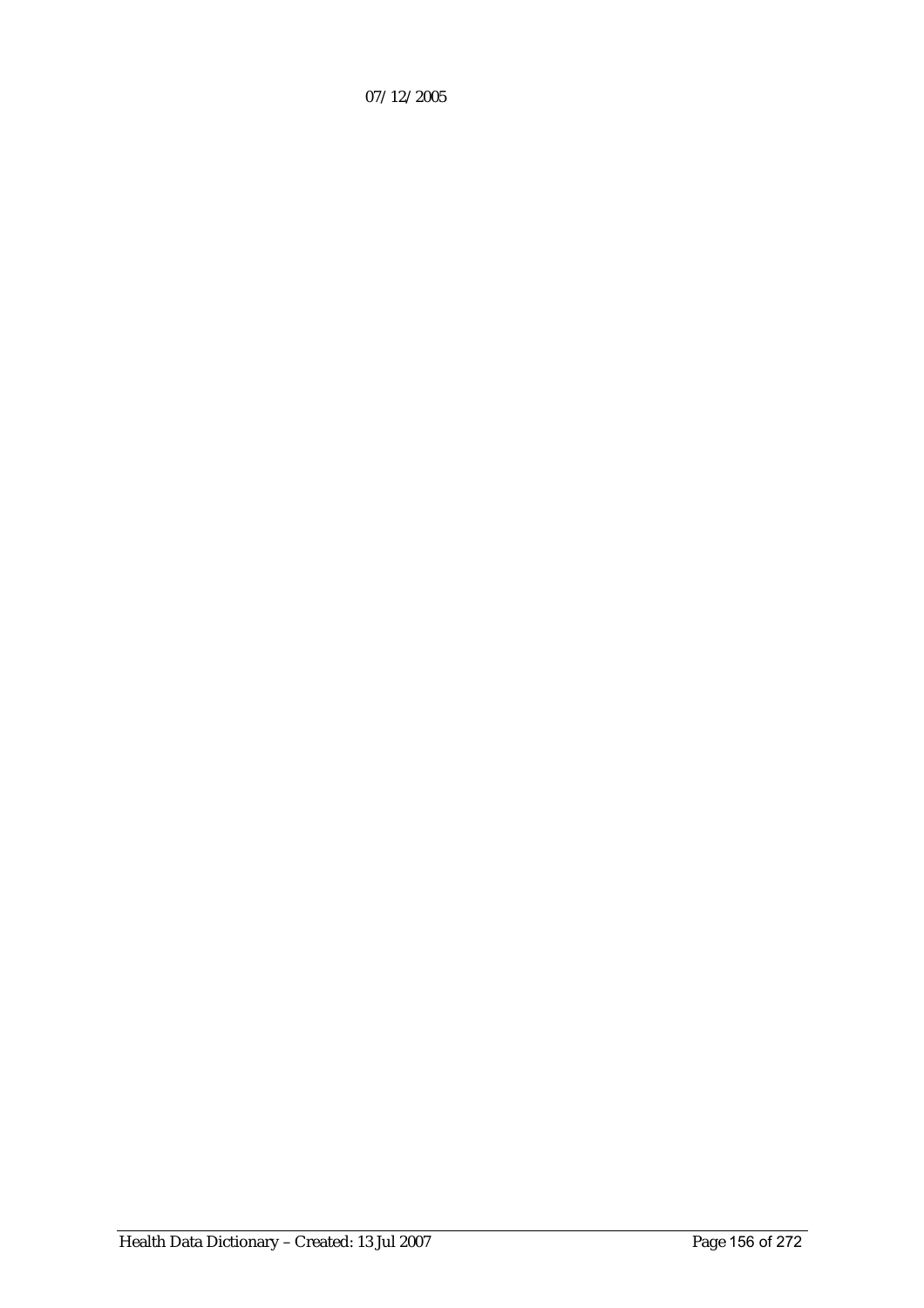07/12/2005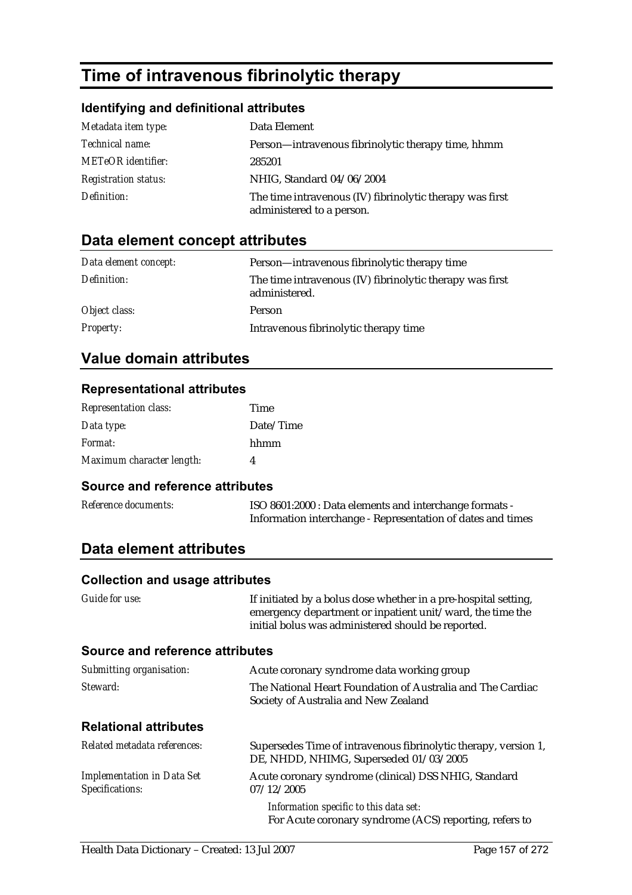# Time of intravenous fibrinolytic therapy

### Identifying and definitional attributes

| | |
|---|---|
| *Metadata item type:* | Data Element |
| *Technical name:* | Person—intravenous fibrinolytic therapy time, hhmm |
| *METeOR identifier:* | 285201 |
| *Registration status:* | NHIG, Standard 04/06/2004 |
| *Definition:* | The time intravenous (IV) fibrinolytic therapy was first administered to a person. |

## Data element concept attributes

| | |
|---|---|
| *Data element concept:* | Person—intravenous fibrinolytic therapy time |
| *Definition:* | The time intravenous (IV) fibrinolytic therapy was first administered. |
| *Object class:* | Person |
| *Property:* | Intravenous fibrinolytic therapy time |

## Value domain attributes

### Representational attributes

| | |
|---|---|
| *Representation class:* | Time |
| *Data type:* | Date/Time |
| *Format:* | hhmm |
| *Maximum character length:* | 4 |

### Source and reference attributes

| | |
|---|---|
| *Reference documents:* | ISO 8601:2000 : Data elements and interchange formats - Information interchange - Representation of dates and times |

## Data element attributes

### Collection and usage attributes

| | |
|---|---|
| *Guide for use:* | If initiated by a bolus dose whether in a pre-hospital setting, emergency department or inpatient unit/ward, the time the initial bolus was administered should be reported. |

### Source and reference attributes

| | |
|---|---|
| *Submitting organisation:* | Acute coronary syndrome data working group |
| *Steward:* | The National Heart Foundation of Australia and The Cardiac Society of Australia and New Zealand |

### Relational attributes

| | |
|---|---|
| *Related metadata references:* | Supersedes Time of intravenous fibrinolytic therapy, version 1, DE, NHDD, NHIMG, Superseded 01/03/2005 |
| *Implementation in Data Set Specifications:* | Acute coronary syndrome (clinical) DSS NHIG, Standard 07/12/2005<br>*Information specific to this data set:*<br>For Acute coronary syndrome (ACS) reporting, refers to |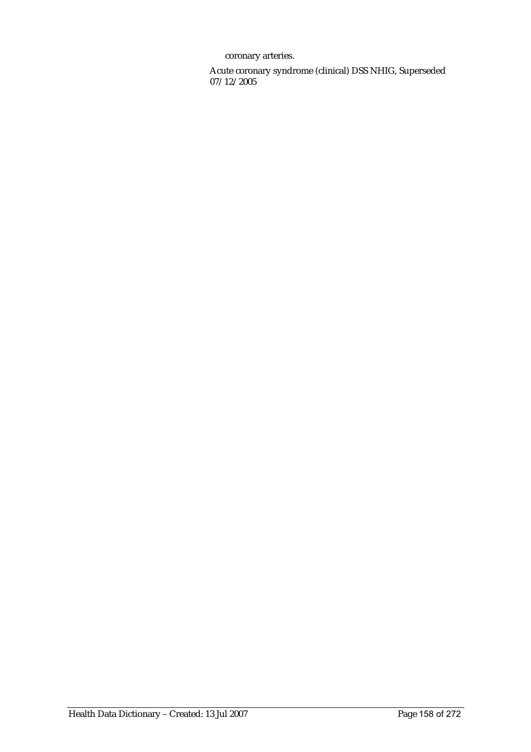coronary arteries.

Acute coronary syndrome (clinical) DSS NHIG, Superseded 07/12/2005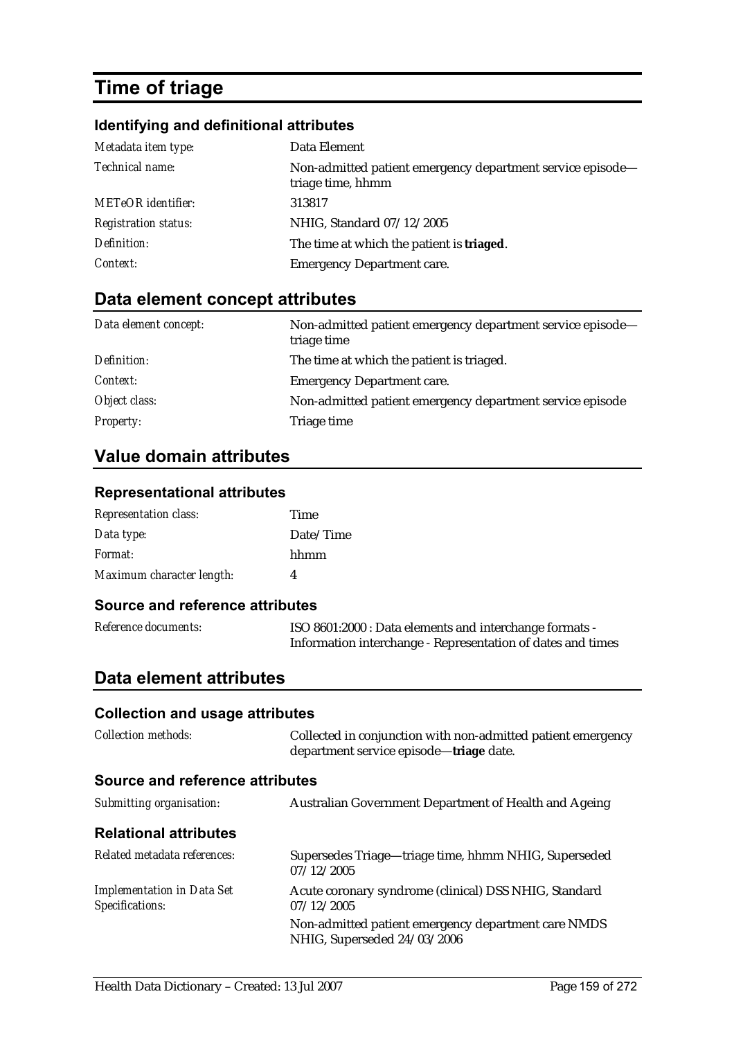# Time of triage

### Identifying and definitional attributes

| | |
|---|---|
| *Metadata item type:* | Data Element |
| *Technical name:* | Non-admitted patient emergency department service episode—triage time, hhmm |
| *METeOR identifier:* | 313817 |
| *Registration status:* | NHIG, Standard 07/12/2005 |
| *Definition:* | The time at which the patient is **triaged**. |
| *Context:* | Emergency Department care. |

## Data element concept attributes

| | |
|---|---|
| *Data element concept:* | Non-admitted patient emergency department service episode—triage time |
| *Definition:* | The time at which the patient is triaged. |
| *Context:* | Emergency Department care. |
| *Object class:* | Non-admitted patient emergency department service episode |
| *Property:* | Triage time |

## Value domain attributes

### Representational attributes

| | |
|---|---|
| *Representation class:* | Time |
| *Data type:* | Date/Time |
| *Format:* | hhmm |
| *Maximum character length:* | 4 |

### Source and reference attributes

| | |
|---|---|
| *Reference documents:* | ISO 8601:2000 : Data elements and interchange formats - Information interchange - Representation of dates and times |

## Data element attributes

### Collection and usage attributes

| | |
|---|---|
| *Collection methods:* | Collected in conjunction with non-admitted patient emergency department service episode—**triage** date. |

### Source and reference attributes

| | |
|---|---|
| *Submitting organisation:* | Australian Government Department of Health and Ageing |

### Relational attributes

| | |
|---|---|
| *Related metadata references:* | Supersedes Triage—triage time, hhmm NHIG, Superseded 07/12/2005 |
| *Implementation in Data Set Specifications:* | Acute coronary syndrome (clinical) DSS NHIG, Standard 07/12/2005<br>Non-admitted patient emergency department care NMDS NHIG, Superseded 24/03/2006 |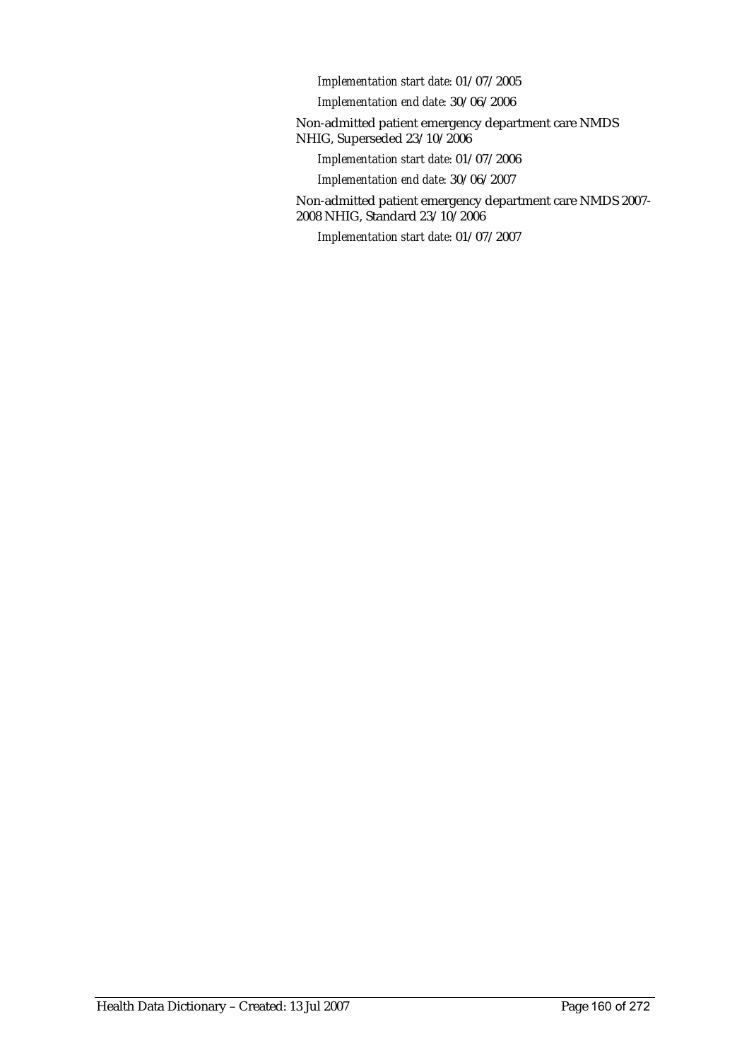*Implementation start date:* 01/07/2005

*Implementation end date:* 30/06/2006

Non-admitted patient emergency department care NMDS NHIG, Superseded 23/10/2006

*Implementation start date:* 01/07/2006

*Implementation end date:* 30/06/2007

Non-admitted patient emergency department care NMDS 2007-2008 NHIG, Standard 23/10/2006

*Implementation start date:* 01/07/2007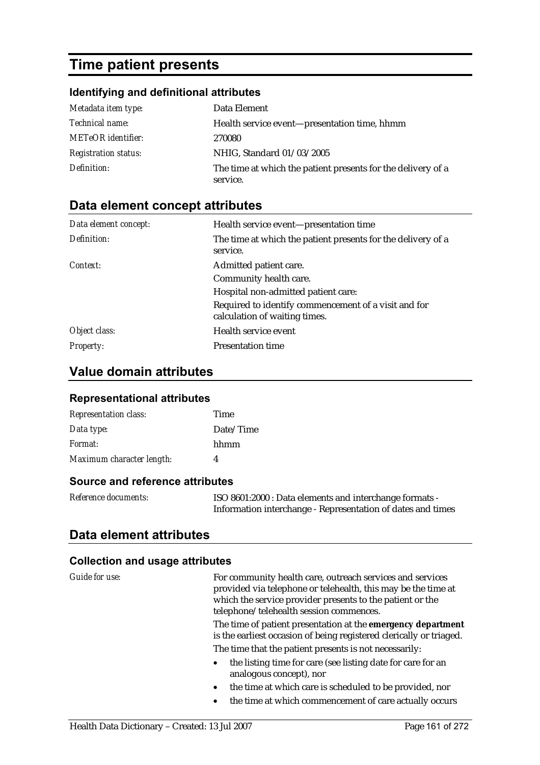# Time patient presents

### Identifying and definitional attributes

| | |
|---|---|
| *Metadata item type:* | Data Element |
| *Technical name:* | Health service event—presentation time, hhmm |
| *METeOR identifier:* | 270080 |
| *Registration status:* | NHIG, Standard 01/03/2005 |
| *Definition:* | The time at which the patient presents for the delivery of a service. |

## Data element concept attributes

| | |
|---|---|
| *Data element concept:* | Health service event—presentation time |
| *Definition:* | The time at which the patient presents for the delivery of a service. |
| *Context:* | Admitted patient care.<br>Community health care.<br>Hospital non-admitted patient care:<br>Required to identify commencement of a visit and for calculation of waiting times. |
| *Object class:* | Health service event |
| *Property:* | Presentation time |

## Value domain attributes

### Representational attributes

| | |
|---|---|
| *Representation class:* | Time |
| *Data type:* | Date/Time |
| *Format:* | hhmm |
| *Maximum character length:* | 4 |

### Source and reference attributes

| | |
|---|---|
| *Reference documents:* | ISO 8601:2000 : Data elements and interchange formats - Information interchange - Representation of dates and times |

## Data element attributes

### Collection and usage attributes

*Guide for use:*

For community health care, outreach services and services provided via telephone or telehealth, this may be the time at which the service provider presents to the patient or the telephone/telehealth session commences.

The time of patient presentation at the **emergency department** is the earliest occasion of being registered clerically or triaged.

The time that the patient presents is not necessarily:

- the listing time for care (see listing date for care for an analogous concept), nor
- the time at which care is scheduled to be provided, nor
- the time at which commencement of care actually occurs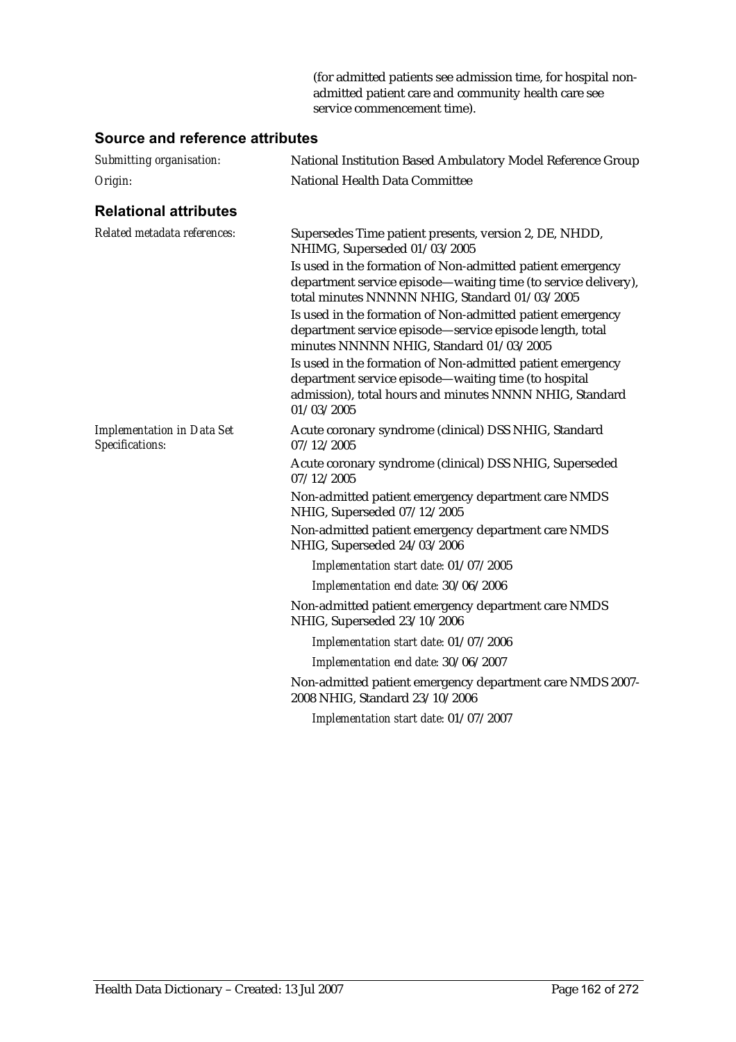(for admitted patients see admission time, for hospital non-admitted patient care and community health care see service commencement time).

### Source and reference attributes

*Submitting organisation:* National Institution Based Ambulatory Model Reference Group

*Origin:* National Health Data Committee

### Relational attributes

*Related metadata references:*

Supersedes Time patient presents, version 2, DE, NHDD, NHIMG, Superseded 01/03/2005

Is used in the formation of Non-admitted patient emergency department service episode—waiting time (to service delivery), total minutes NNNNN NHIG, Standard 01/03/2005

Is used in the formation of Non-admitted patient emergency department service episode—service episode length, total minutes NNNNN NHIG, Standard 01/03/2005

Is used in the formation of Non-admitted patient emergency department service episode—waiting time (to hospital admission), total hours and minutes NNNN NHIG, Standard 01/03/2005

*Implementation in Data Set Specifications:*

Acute coronary syndrome (clinical) DSS NHIG, Standard 07/12/2005

Acute coronary syndrome (clinical) DSS NHIG, Superseded 07/12/2005

Non-admitted patient emergency department care NMDS NHIG, Superseded 07/12/2005

Non-admitted patient emergency department care NMDS NHIG, Superseded 24/03/2006

*Implementation start date:* 01/07/2005

*Implementation end date:* 30/06/2006

Non-admitted patient emergency department care NMDS NHIG, Superseded 23/10/2006

*Implementation start date:* 01/07/2006

*Implementation end date:* 30/06/2007

Non-admitted patient emergency department care NMDS 2007-2008 NHIG, Standard 23/10/2006

*Implementation start date:* 01/07/2007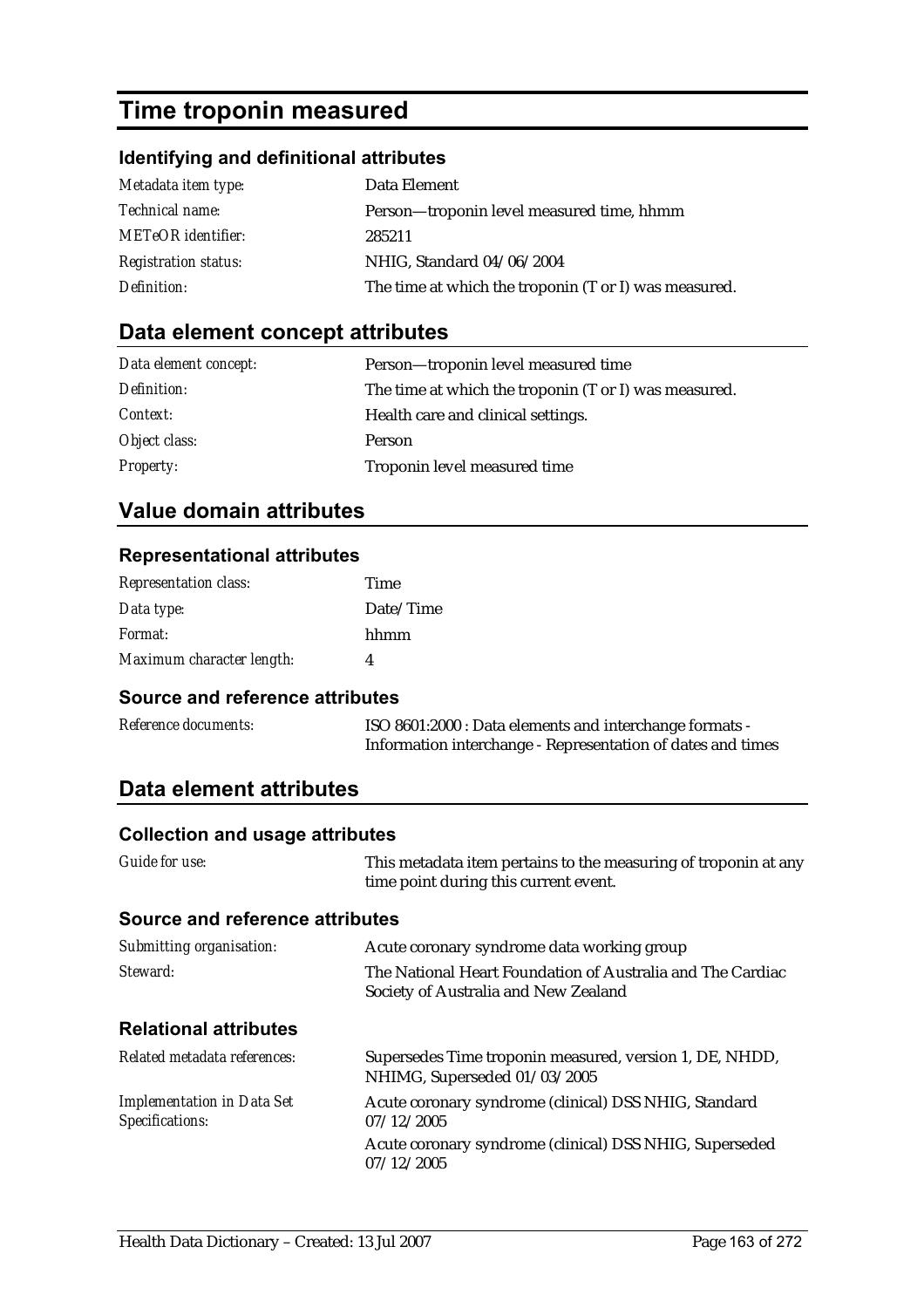# Time troponin measured

### Identifying and definitional attributes

| | |
|---|---|
| *Metadata item type:* | Data Element |
| *Technical name:* | Person—troponin level measured time, hhmm |
| *METeOR identifier:* | 285211 |
| *Registration status:* | NHIG, Standard 04/06/2004 |
| *Definition:* | The time at which the troponin (T or I) was measured. |

## Data element concept attributes

| | |
|---|---|
| *Data element concept:* | Person—troponin level measured time |
| *Definition:* | The time at which the troponin (T or I) was measured. |
| *Context:* | Health care and clinical settings. |
| *Object class:* | Person |
| *Property:* | Troponin level measured time |

## Value domain attributes

### Representational attributes

| | |
|---|---|
| *Representation class:* | Time |
| *Data type:* | Date/Time |
| *Format:* | hhmm |
| *Maximum character length:* | 4 |

### Source and reference attributes

| | |
|---|---|
| *Reference documents:* | ISO 8601:2000 : Data elements and interchange formats - Information interchange - Representation of dates and times |

## Data element attributes

### Collection and usage attributes

| | |
|---|---|
| *Guide for use:* | This metadata item pertains to the measuring of troponin at any time point during this current event. |

### Source and reference attributes

| | |
|---|---|
| *Submitting organisation:* | Acute coronary syndrome data working group |
| *Steward:* | The National Heart Foundation of Australia and The Cardiac Society of Australia and New Zealand |

### Relational attributes

| | |
|---|---|
| *Related metadata references:* | Supersedes Time troponin measured, version 1, DE, NHDD, NHIMG, Superseded 01/03/2005 |
| *Implementation in Data Set Specifications:* | Acute coronary syndrome (clinical) DSS NHIG, Standard 07/12/2005 |
| | Acute coronary syndrome (clinical) DSS NHIG, Superseded 07/12/2005 |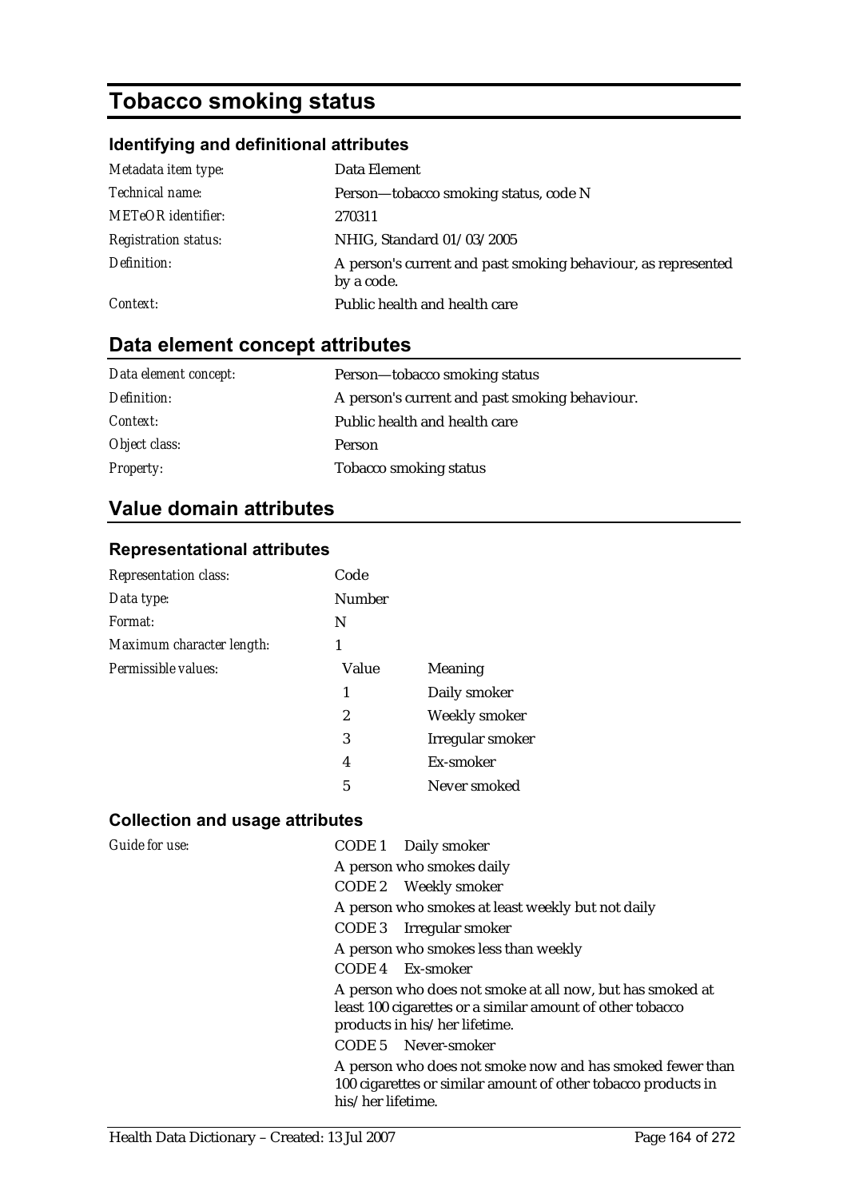# Tobacco smoking status

### Identifying and definitional attributes

| | |
|---|---|
| *Metadata item type:* | Data Element |
| *Technical name:* | Person—tobacco smoking status, code N |
| *METeOR identifier:* | 270311 |
| *Registration status:* | NHIG, Standard 01/03/2005 |
| *Definition:* | A person's current and past smoking behaviour, as represented by a code. |
| *Context:* | Public health and health care |

## Data element concept attributes

| | |
|---|---|
| *Data element concept:* | Person—tobacco smoking status |
| *Definition:* | A person's current and past smoking behaviour. |
| *Context:* | Public health and health care |
| *Object class:* | Person |
| *Property:* | Tobacco smoking status |

## Value domain attributes

### Representational attributes

| | |
|---|---|
| *Representation class:* | Code |
| *Data type:* | Number |
| *Format:* | N |
| *Maximum character length:* | 1 |

*Permissible values:*

| Value | Meaning |
|---|---|
| 1 | Daily smoker |
| 2 | Weekly smoker |
| 3 | Irregular smoker |
| 4 | Ex-smoker |
| 5 | Never smoked |

### Collection and usage attributes

*Guide for use:*

CODE 1 Daily smoker

A person who smokes daily

CODE 2 Weekly smoker

A person who smokes at least weekly but not daily

CODE 3 Irregular smoker

A person who smokes less than weekly

CODE 4 Ex-smoker

A person who does not smoke at all now, but has smoked at least 100 cigarettes or a similar amount of other tobacco products in his/her lifetime.

CODE 5 Never-smoker

A person who does not smoke now and has smoked fewer than 100 cigarettes or similar amount of other tobacco products in his/her lifetime.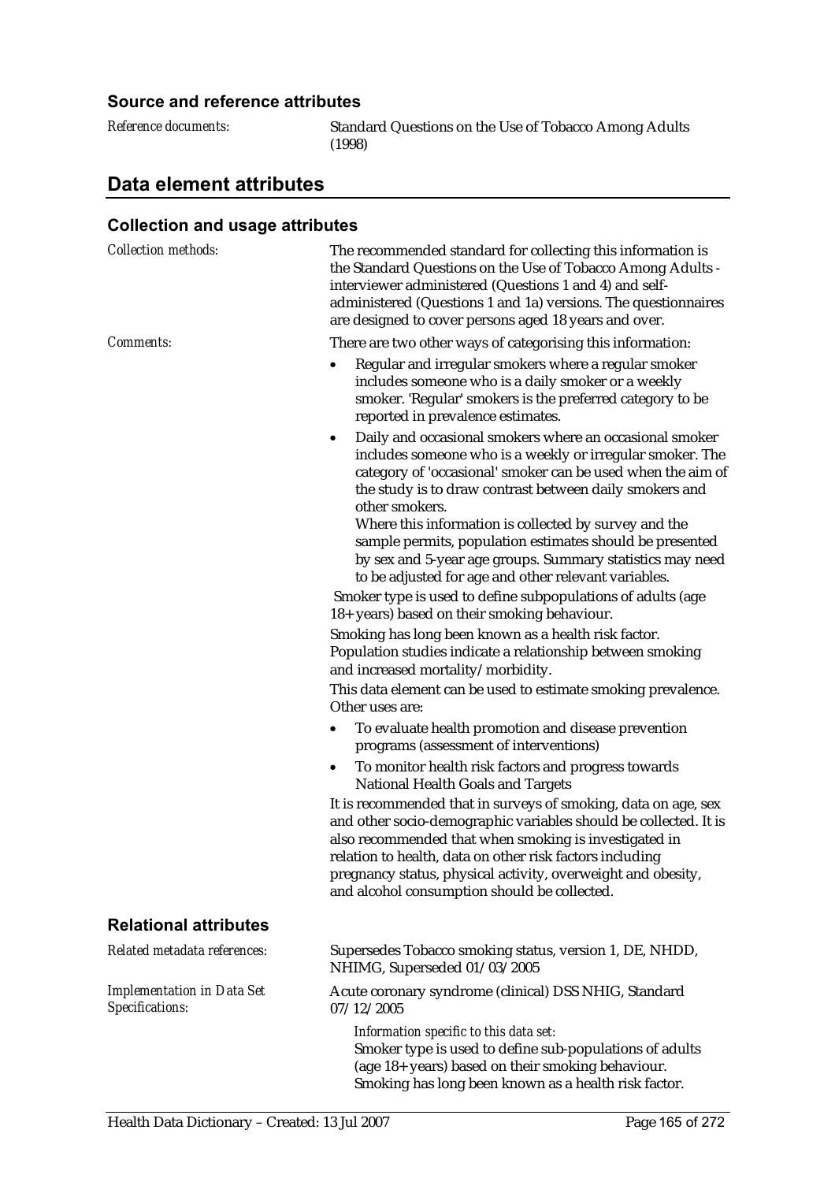### Source and reference attributes

*Reference documents:* Standard Questions on the Use of Tobacco Among Adults (1998)

## Data element attributes

### Collection and usage attributes

*Collection methods:* The recommended standard for collecting this information is the Standard Questions on the Use of Tobacco Among Adults - interviewer administered (Questions 1 and 4) and self-administered (Questions 1 and 1a) versions. The questionnaires are designed to cover persons aged 18 years and over.

*Comments:* There are two other ways of categorising this information:

- Regular and irregular smokers where a regular smoker includes someone who is a daily smoker or a weekly smoker. 'Regular' smokers is the preferred category to be reported in prevalence estimates.
- Daily and occasional smokers where an occasional smoker includes someone who is a weekly or irregular smoker. The category of 'occasional' smoker can be used when the aim of the study is to draw contrast between daily smokers and other smokers.
  Where this information is collected by survey and the sample permits, population estimates should be presented by sex and 5-year age groups. Summary statistics may need to be adjusted for age and other relevant variables.

Smoker type is used to define subpopulations of adults (age 18+ years) based on their smoking behaviour.

Smoking has long been known as a health risk factor. Population studies indicate a relationship between smoking and increased mortality/morbidity.

This data element can be used to estimate smoking prevalence. Other uses are:

- To evaluate health promotion and disease prevention programs (assessment of interventions)
- To monitor health risk factors and progress towards National Health Goals and Targets

It is recommended that in surveys of smoking, data on age, sex and other socio-demographic variables should be collected. It is also recommended that when smoking is investigated in relation to health, data on other risk factors including pregnancy status, physical activity, overweight and obesity, and alcohol consumption should be collected.

### Relational attributes

*Related metadata references:* Supersedes Tobacco smoking status, version 1, DE, NHDD, NHIMG, Superseded 01/03/2005

*Implementation in Data Set Specifications:* Acute coronary syndrome (clinical) DSS NHIG, Standard 07/12/2005

*Information specific to this data set:*
Smoker type is used to define sub-populations of adults (age 18+ years) based on their smoking behaviour. Smoking has long been known as a health risk factor.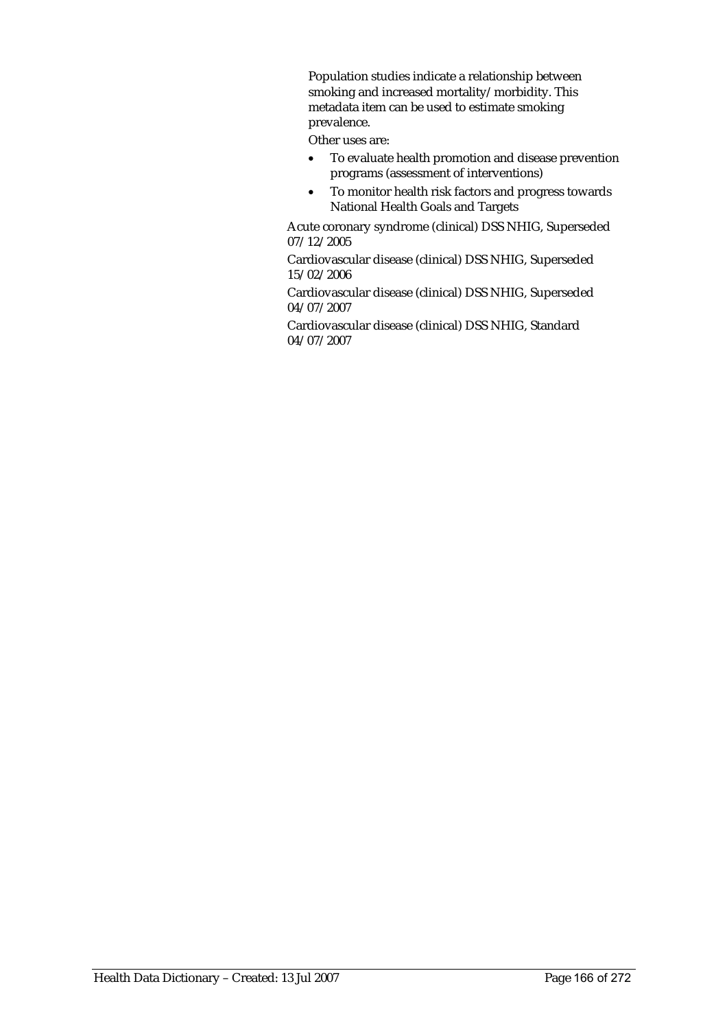Population studies indicate a relationship between smoking and increased mortality/morbidity. This metadata item can be used to estimate smoking prevalence.

Other uses are:

- To evaluate health promotion and disease prevention programs (assessment of interventions)
- To monitor health risk factors and progress towards National Health Goals and Targets

Acute coronary syndrome (clinical) DSS NHIG, Superseded 07/12/2005

Cardiovascular disease (clinical) DSS NHIG, Superseded 15/02/2006

Cardiovascular disease (clinical) DSS NHIG, Superseded 04/07/2007

Cardiovascular disease (clinical) DSS NHIG, Standard 04/07/2007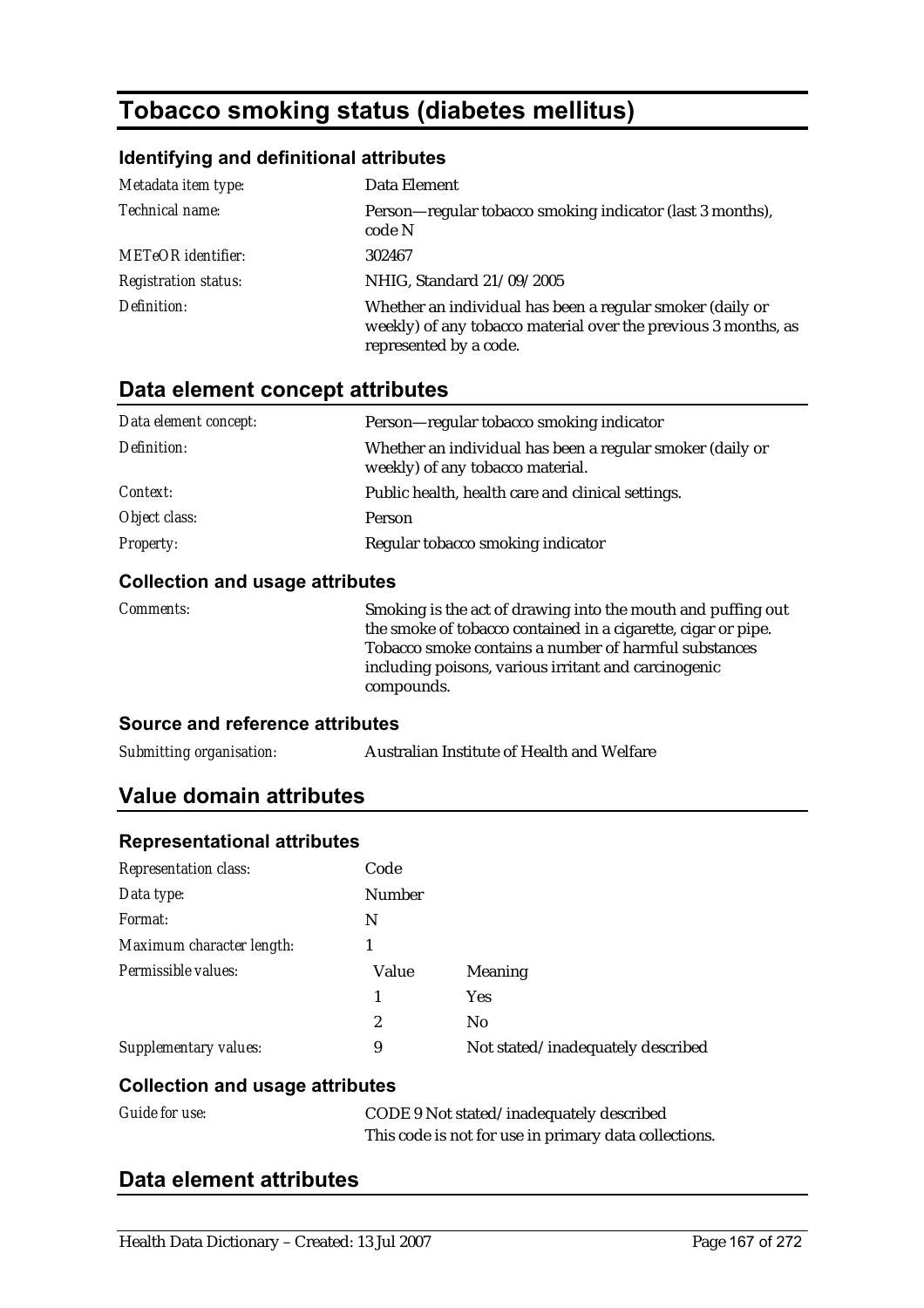# Tobacco smoking status (diabetes mellitus)

### Identifying and definitional attributes

| | |
|---|---|
| *Metadata item type:* | Data Element |
| *Technical name:* | Person—regular tobacco smoking indicator (last 3 months), code N |
| *METeOR identifier:* | 302467 |
| *Registration status:* | NHIG, Standard 21/09/2005 |
| *Definition:* | Whether an individual has been a regular smoker (daily or weekly) of any tobacco material over the previous 3 months, as represented by a code. |

## Data element concept attributes

| | |
|---|---|
| *Data element concept:* | Person—regular tobacco smoking indicator |
| *Definition:* | Whether an individual has been a regular smoker (daily or weekly) of any tobacco material. |
| *Context:* | Public health, health care and clinical settings. |
| *Object class:* | Person |
| *Property:* | Regular tobacco smoking indicator |

### Collection and usage attributes

| | |
|---|---|
| *Comments:* | Smoking is the act of drawing into the mouth and puffing out the smoke of tobacco contained in a cigarette, cigar or pipe. Tobacco smoke contains a number of harmful substances including poisons, various irritant and carcinogenic compounds. |

### Source and reference attributes

| | |
|---|---|
| *Submitting organisation:* | Australian Institute of Health and Welfare |

## Value domain attributes

### Representational attributes

| | | |
|---|---|---|
| *Representation class:* | Code | |
| *Data type:* | Number | |
| *Format:* | N | |
| *Maximum character length:* | 1 | |
| *Permissible values:* | Value | Meaning |
| | 1 | Yes |
| | 2 | No |
| *Supplementary values:* | 9 | Not stated/inadequately described |

### Collection and usage attributes

| | |
|---|---|
| *Guide for use:* | CODE 9 Not stated/inadequately described<br>This code is not for use in primary data collections. |

## Data element attributes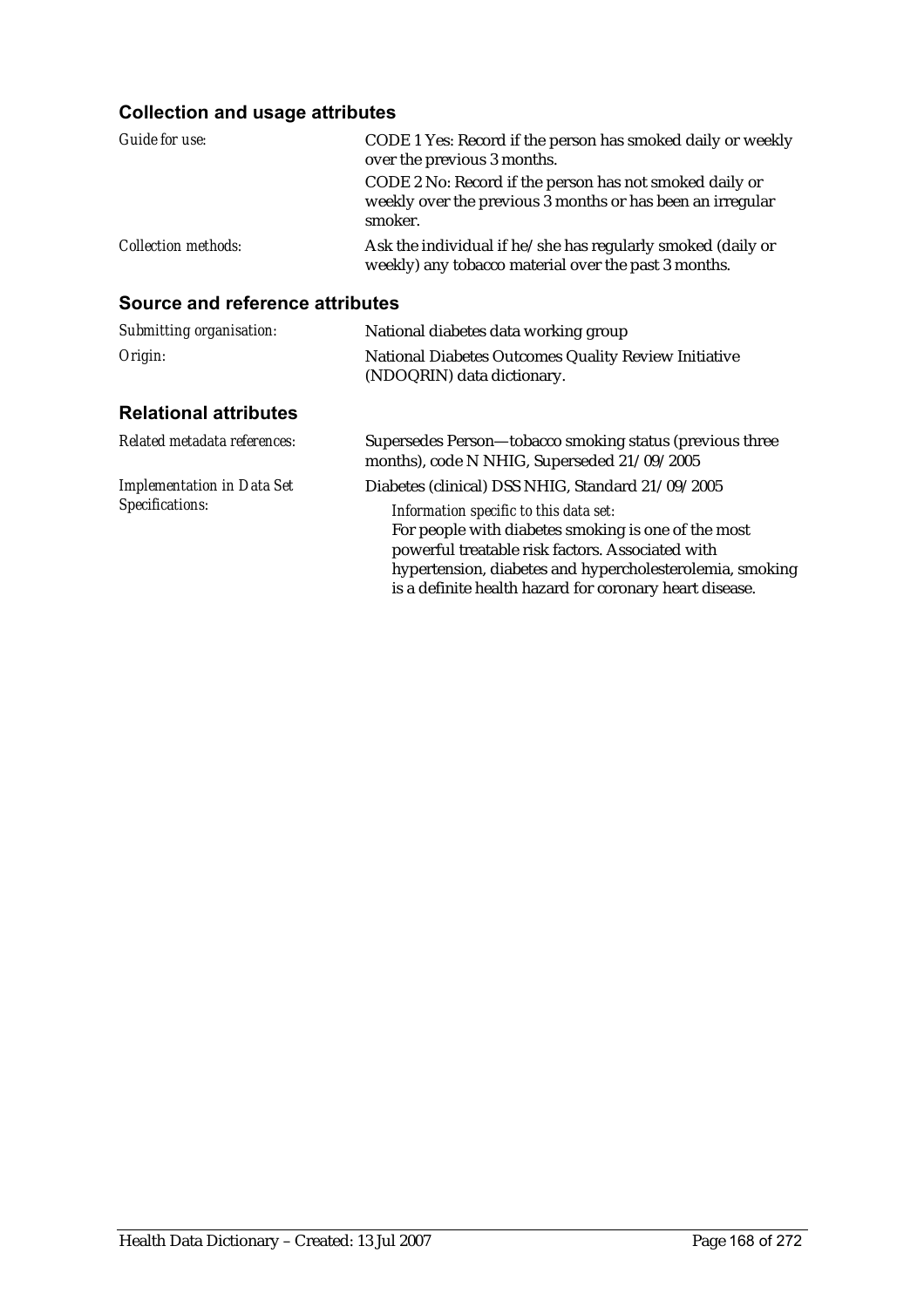### Collection and usage attributes

*Guide for use:* CODE 1 Yes: Record if the person has smoked daily or weekly over the previous 3 months.

CODE 2 No: Record if the person has not smoked daily or weekly over the previous 3 months or has been an irregular smoker.

*Collection methods:* Ask the individual if he/she has regularly smoked (daily or weekly) any tobacco material over the past 3 months.

### Source and reference attributes

*Submitting organisation:* National diabetes data working group

*Origin:* National Diabetes Outcomes Quality Review Initiative (NDOQRIN) data dictionary.

### Relational attributes

*Related metadata references:* Supersedes Person—tobacco smoking status (previous three months), code N NHIG, Superseded 21/09/2005

*Implementation in Data Set Specifications:* Diabetes (clinical) DSS NHIG, Standard 21/09/2005

*Information specific to this data set:*
For people with diabetes smoking is one of the most powerful treatable risk factors. Associated with hypertension, diabetes and hypercholesterolemia, smoking is a definite health hazard for coronary heart disease.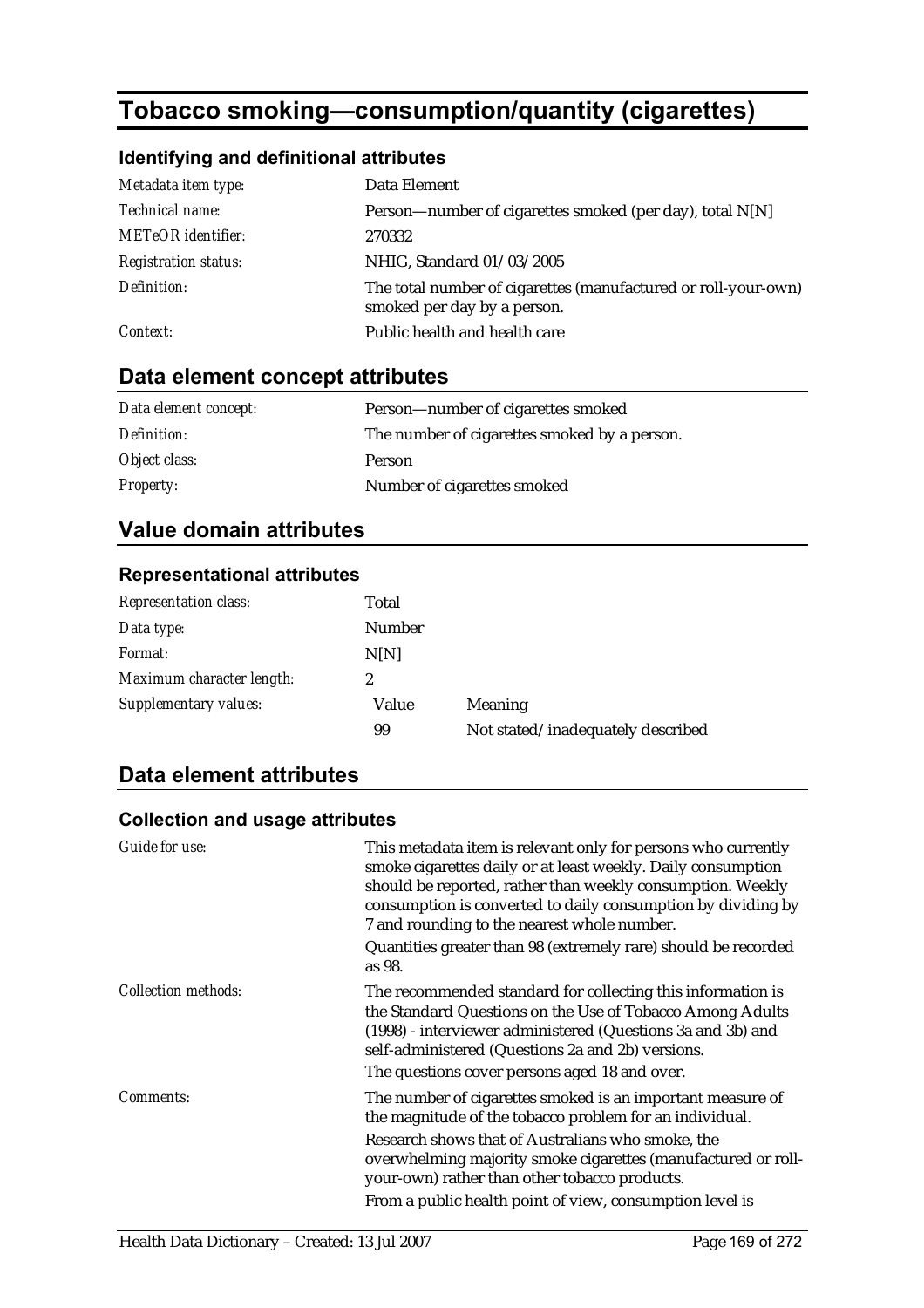# Tobacco smoking—consumption/quantity (cigarettes)

### Identifying and definitional attributes

| | |
|---|---|
| *Metadata item type:* | Data Element |
| *Technical name:* | Person—number of cigarettes smoked (per day), total N[N] |
| *METeOR identifier:* | 270332 |
| *Registration status:* | NHIG, Standard 01/03/2005 |
| *Definition:* | The total number of cigarettes (manufactured or roll-your-own) smoked per day by a person. |
| *Context:* | Public health and health care |

## Data element concept attributes

| | |
|---|---|
| *Data element concept:* | Person—number of cigarettes smoked |
| *Definition:* | The number of cigarettes smoked by a person. |
| *Object class:* | Person |
| *Property:* | Number of cigarettes smoked |

## Value domain attributes

### Representational attributes

| | | |
|---|---|---|
| *Representation class:* | Total | |
| *Data type:* | Number | |
| *Format:* | N[N] | |
| *Maximum character length:* | 2 | |
| *Supplementary values:* | Value | Meaning |
| | 99 | Not stated/inadequately described |

## Data element attributes

### Collection and usage attributes

| | |
|---|---|
| *Guide for use:* | This metadata item is relevant only for persons who currently smoke cigarettes daily or at least weekly. Daily consumption should be reported, rather than weekly consumption. Weekly consumption is converted to daily consumption by dividing by 7 and rounding to the nearest whole number.<br>Quantities greater than 98 (extremely rare) should be recorded as 98. |
| *Collection methods:* | The recommended standard for collecting this information is the Standard Questions on the Use of Tobacco Among Adults (1998) - interviewer administered (Questions 3a and 3b) and self-administered (Questions 2a and 2b) versions.<br>The questions cover persons aged 18 and over. |
| *Comments:* | The number of cigarettes smoked is an important measure of the magnitude of the tobacco problem for an individual.<br>Research shows that of Australians who smoke, the overwhelming majority smoke cigarettes (manufactured or roll-your-own) rather than other tobacco products.<br>From a public health point of view, consumption level is |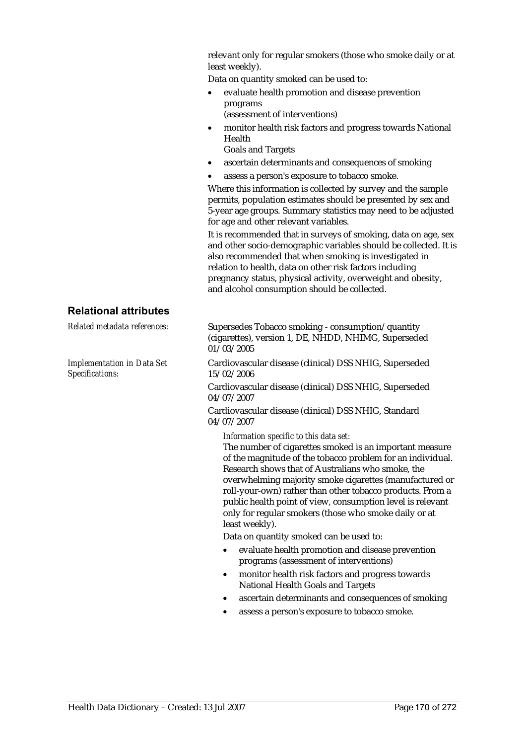relevant only for regular smokers (those who smoke daily or at least weekly).

Data on quantity smoked can be used to:

- evaluate health promotion and disease prevention programs
  (assessment of interventions)
- monitor health risk factors and progress towards National Health
  Goals and Targets
- ascertain determinants and consequences of smoking
- assess a person's exposure to tobacco smoke.

Where this information is collected by survey and the sample permits, population estimates should be presented by sex and 5-year age groups. Summary statistics may need to be adjusted for age and other relevant variables.

It is recommended that in surveys of smoking, data on age, sex and other socio-demographic variables should be collected. It is also recommended that when smoking is investigated in relation to health, data on other risk factors including pregnancy status, physical activity, overweight and obesity, and alcohol consumption should be collected.

## Relational attributes

*Related metadata references:* Supersedes Tobacco smoking - consumption/quantity (cigarettes), version 1, DE, NHDD, NHIMG, Superseded 01/03/2005

*Implementation in Data Set Specifications:* Cardiovascular disease (clinical) DSS NHIG, Superseded 15/02/2006

Cardiovascular disease (clinical) DSS NHIG, Superseded 04/07/2007

Cardiovascular disease (clinical) DSS NHIG, Standard 04/07/2007

*Information specific to this data set:*

The number of cigarettes smoked is an important measure of the magnitude of the tobacco problem for an individual. Research shows that of Australians who smoke, the overwhelming majority smoke cigarettes (manufactured or roll-your-own) rather than other tobacco products. From a public health point of view, consumption level is relevant only for regular smokers (those who smoke daily or at least weekly).

Data on quantity smoked can be used to:

- evaluate health promotion and disease prevention programs (assessment of interventions)
- monitor health risk factors and progress towards National Health Goals and Targets
- ascertain determinants and consequences of smoking
- assess a person's exposure to tobacco smoke.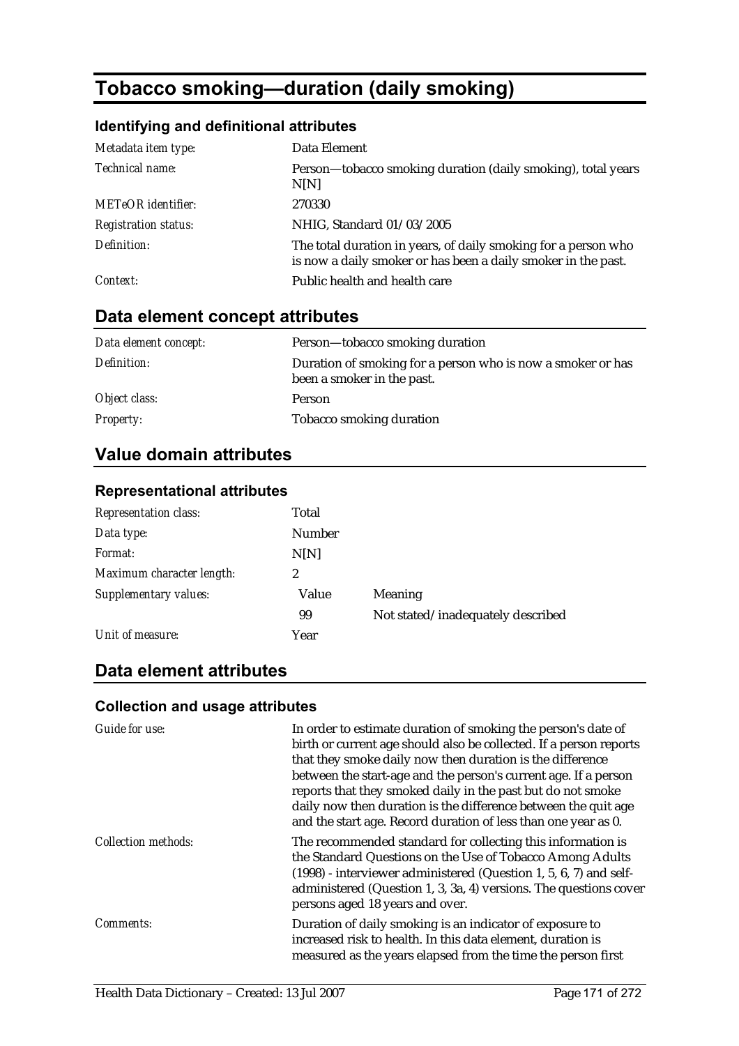# Tobacco smoking—duration (daily smoking)

### Identifying and definitional attributes

| | |
|---|---|
| *Metadata item type:* | Data Element |
| *Technical name:* | Person—tobacco smoking duration (daily smoking), total years N[N] |
| *METeOR identifier:* | 270330 |
| *Registration status:* | NHIG, Standard 01/03/2005 |
| *Definition:* | The total duration in years, of daily smoking for a person who is now a daily smoker or has been a daily smoker in the past. |
| *Context:* | Public health and health care |

## Data element concept attributes

| | |
|---|---|
| *Data element concept:* | Person—tobacco smoking duration |
| *Definition:* | Duration of smoking for a person who is now a smoker or has been a smoker in the past. |
| *Object class:* | Person |
| *Property:* | Tobacco smoking duration |

## Value domain attributes

### Representational attributes

| | | |
|---|---|---|
| *Representation class:* | Total | |
| *Data type:* | Number | |
| *Format:* | N[N] | |
| *Maximum character length:* | 2 | |
| *Supplementary values:* | Value | Meaning |
| | 99 | Not stated/inadequately described |
| *Unit of measure:* | Year | |

## Data element attributes

### Collection and usage attributes

| | |
|---|---|
| *Guide for use:* | In order to estimate duration of smoking the person's date of birth or current age should also be collected. If a person reports that they smoke daily now then duration is the difference between the start-age and the person's current age. If a person reports that they smoked daily in the past but do not smoke daily now then duration is the difference between the quit age and the start age. Record duration of less than one year as 0. |
| *Collection methods:* | The recommended standard for collecting this information is the Standard Questions on the Use of Tobacco Among Adults (1998) - interviewer administered (Question 1, 5, 6, 7) and self-administered (Question 1, 3, 3a, 4) versions. The questions cover persons aged 18 years and over. |
| *Comments:* | Duration of daily smoking is an indicator of exposure to increased risk to health. In this data element, duration is measured as the years elapsed from the time the person first |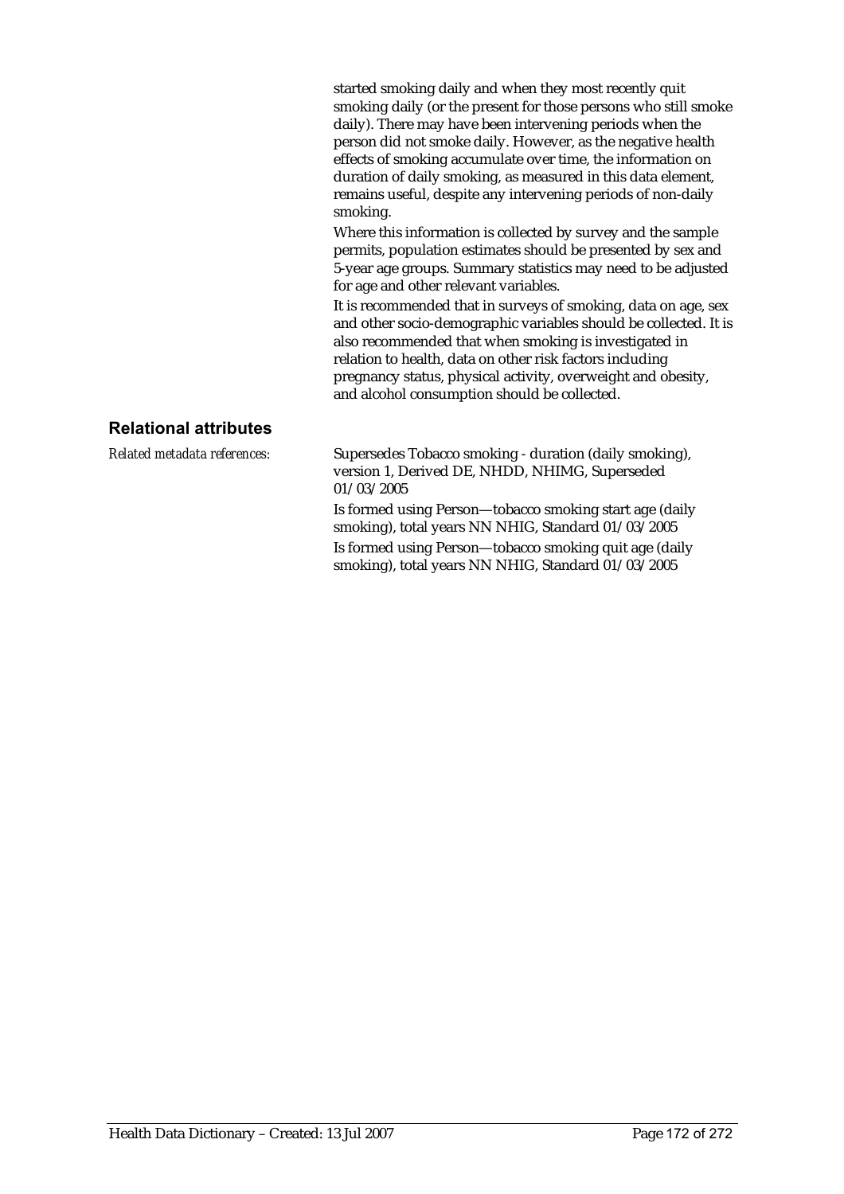started smoking daily and when they most recently quit smoking daily (or the present for those persons who still smoke daily). There may have been intervening periods when the person did not smoke daily. However, as the negative health effects of smoking accumulate over time, the information on duration of daily smoking, as measured in this data element, remains useful, despite any intervening periods of non-daily smoking.

Where this information is collected by survey and the sample permits, population estimates should be presented by sex and 5-year age groups. Summary statistics may need to be adjusted for age and other relevant variables.

It is recommended that in surveys of smoking, data on age, sex and other socio-demographic variables should be collected. It is also recommended that when smoking is investigated in relation to health, data on other risk factors including pregnancy status, physical activity, overweight and obesity, and alcohol consumption should be collected.

## Relational attributes

*Related metadata references:*

Supersedes Tobacco smoking - duration (daily smoking), version 1, Derived DE, NHDD, NHIMG, Superseded 01/03/2005

Is formed using Person—tobacco smoking start age (daily smoking), total years NN NHIG, Standard 01/03/2005

Is formed using Person—tobacco smoking quit age (daily smoking), total years NN NHIG, Standard 01/03/2005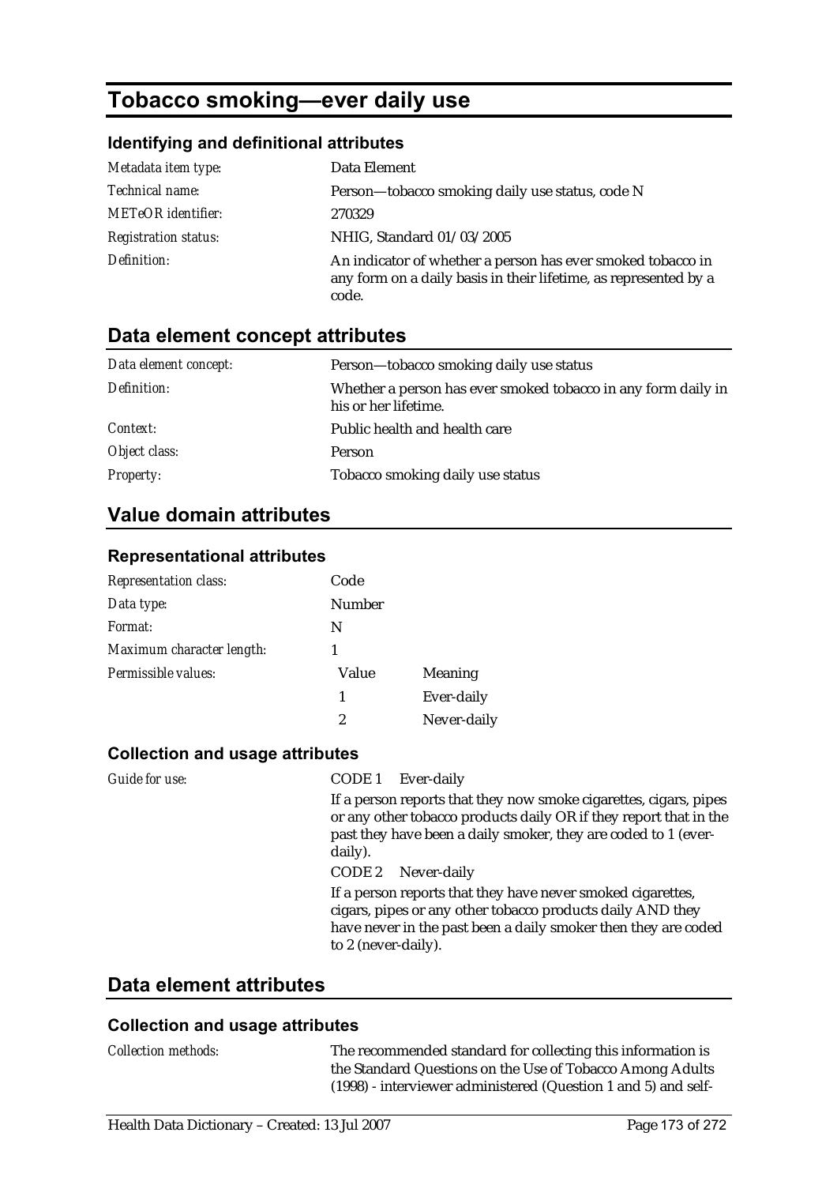# Tobacco smoking—ever daily use

### Identifying and definitional attributes

| | |
|---|---|
| *Metadata item type:* | Data Element |
| *Technical name:* | Person—tobacco smoking daily use status, code N |
| *METeOR identifier:* | 270329 |
| *Registration status:* | NHIG, Standard 01/03/2005 |
| *Definition:* | An indicator of whether a person has ever smoked tobacco in any form on a daily basis in their lifetime, as represented by a code. |

## Data element concept attributes

| | |
|---|---|
| *Data element concept:* | Person—tobacco smoking daily use status |
| *Definition:* | Whether a person has ever smoked tobacco in any form daily in his or her lifetime. |
| *Context:* | Public health and health care |
| *Object class:* | Person |
| *Property:* | Tobacco smoking daily use status |

## Value domain attributes

### Representational attributes

| | | |
|---|---|---|
| *Representation class:* | Code | |
| *Data type:* | Number | |
| *Format:* | N | |
| *Maximum character length:* | 1 | |
| *Permissible values:* | Value | Meaning |
| | 1 | Ever-daily |
| | 2 | Never-daily |

### Collection and usage attributes

*Guide for use:*

CODE 1 Ever-daily

If a person reports that they now smoke cigarettes, cigars, pipes or any other tobacco products daily OR if they report that in the past they have been a daily smoker, they are coded to 1 (ever-daily).

CODE 2 Never-daily

If a person reports that they have never smoked cigarettes, cigars, pipes or any other tobacco products daily AND they have never in the past been a daily smoker then they are coded to 2 (never-daily).

## Data element attributes

### Collection and usage attributes

*Collection methods:*

The recommended standard for collecting this information is the Standard Questions on the Use of Tobacco Among Adults (1998) - interviewer administered (Question 1 and 5) and self-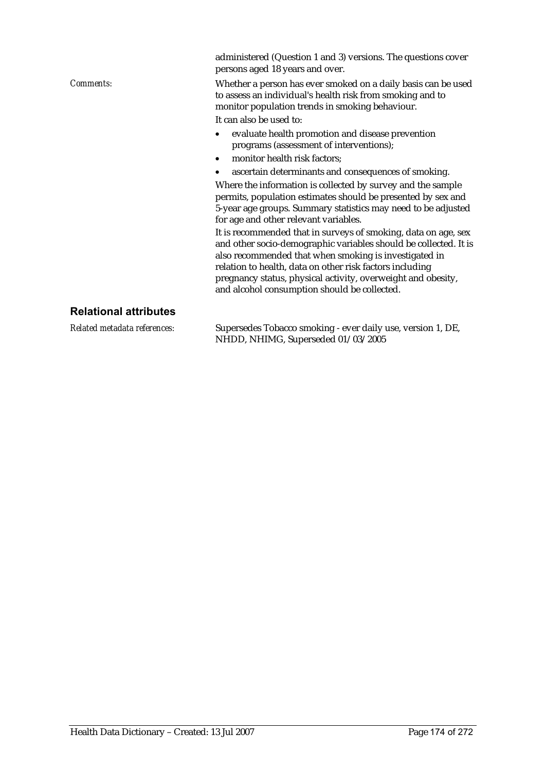administered (Question 1 and 3) versions. The questions cover persons aged 18 years and over.

*Comments:* Whether a person has ever smoked on a daily basis can be used to assess an individual's health risk from smoking and to monitor population trends in smoking behaviour.

It can also be used to:

- evaluate health promotion and disease prevention programs (assessment of interventions);
- monitor health risk factors;
- ascertain determinants and consequences of smoking.

Where the information is collected by survey and the sample permits, population estimates should be presented by sex and 5-year age groups. Summary statistics may need to be adjusted for age and other relevant variables.

It is recommended that in surveys of smoking, data on age, sex and other socio-demographic variables should be collected. It is also recommended that when smoking is investigated in relation to health, data on other risk factors including pregnancy status, physical activity, overweight and obesity, and alcohol consumption should be collected.

## Relational attributes

*Related metadata references:* Supersedes Tobacco smoking - ever daily use, version 1, DE, NHDD, NHIMG, Superseded 01/03/2005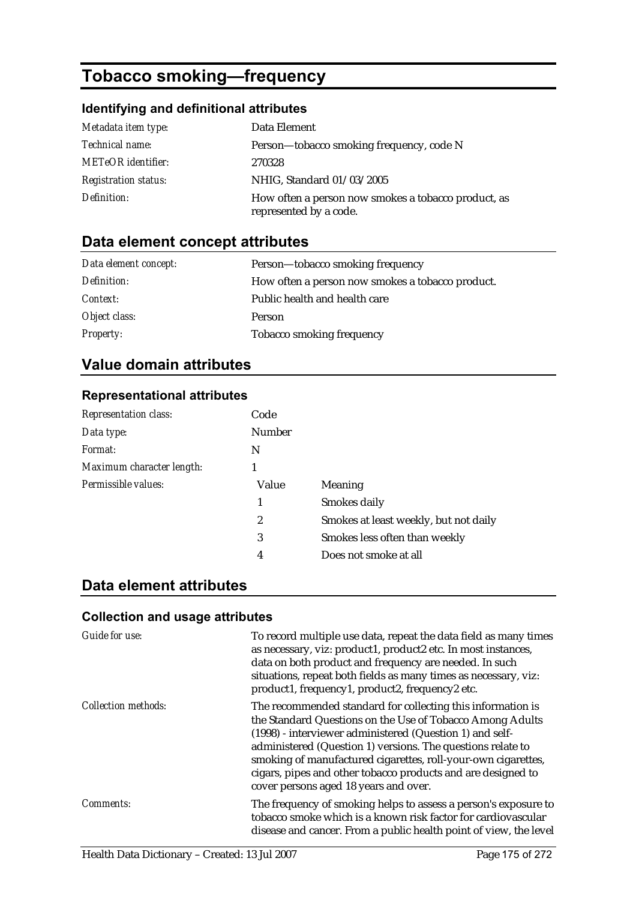# Tobacco smoking—frequency

### Identifying and definitional attributes

| | |
|---|---|
| *Metadata item type:* | Data Element |
| *Technical name:* | Person—tobacco smoking frequency, code N |
| *METeOR identifier:* | 270328 |
| *Registration status:* | NHIG, Standard 01/03/2005 |
| *Definition:* | How often a person now smokes a tobacco product, as represented by a code. |

## Data element concept attributes

| | |
|---|---|
| *Data element concept:* | Person—tobacco smoking frequency |
| *Definition:* | How often a person now smokes a tobacco product. |
| *Context:* | Public health and health care |
| *Object class:* | Person |
| *Property:* | Tobacco smoking frequency |

## Value domain attributes

### Representational attributes

| | |
|---|---|
| *Representation class:* | Code |
| *Data type:* | Number |
| *Format:* | N |
| *Maximum character length:* | 1 |

*Permissible values:*

| Value | Meaning |
|---|---|
| 1 | Smokes daily |
| 2 | Smokes at least weekly, but not daily |
| 3 | Smokes less often than weekly |
| 4 | Does not smoke at all |

## Data element attributes

### Collection and usage attributes

| | |
|---|---|
| *Guide for use:* | To record multiple use data, repeat the data field as many times as necessary, viz: product1, product2 etc. In most instances, data on both product and frequency are needed. In such situations, repeat both fields as many times as necessary, viz: product1, frequency1, product2, frequency2 etc. |
| *Collection methods:* | The recommended standard for collecting this information is the Standard Questions on the Use of Tobacco Among Adults (1998) - interviewer administered (Question 1) and self-administered (Question 1) versions. The questions relate to smoking of manufactured cigarettes, roll-your-own cigarettes, cigars, pipes and other tobacco products and are designed to cover persons aged 18 years and over. |
| *Comments:* | The frequency of smoking helps to assess a person's exposure to tobacco smoke which is a known risk factor for cardiovascular disease and cancer. From a public health point of view, the level |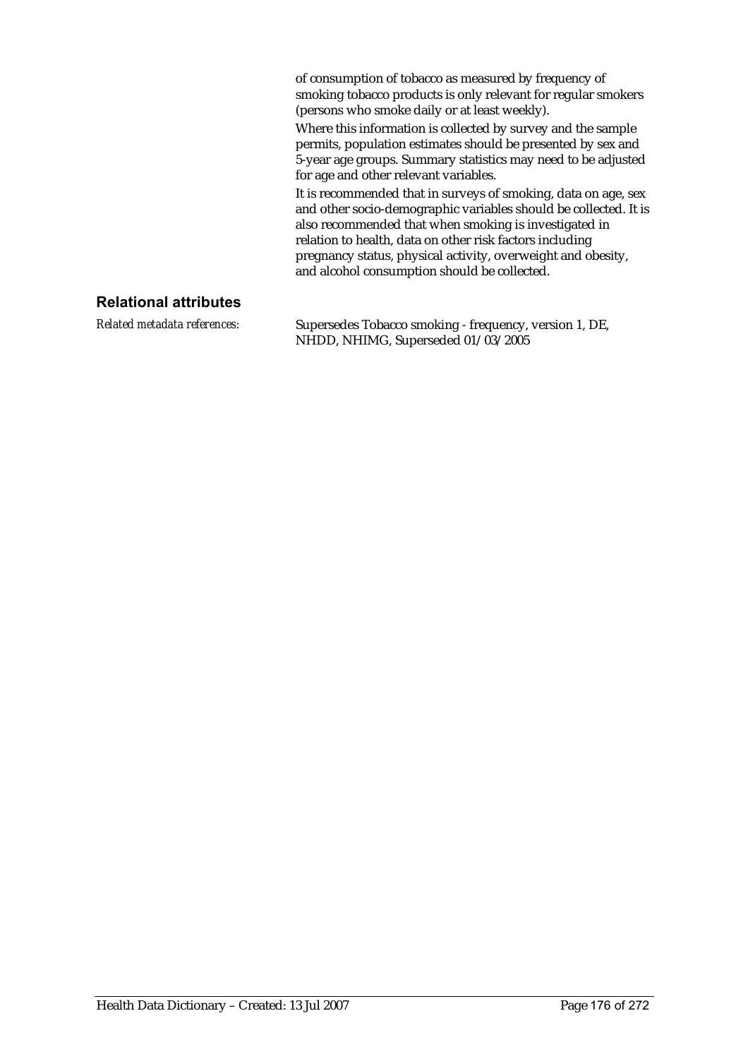of consumption of tobacco as measured by frequency of smoking tobacco products is only relevant for regular smokers (persons who smoke daily or at least weekly).

Where this information is collected by survey and the sample permits, population estimates should be presented by sex and 5-year age groups. Summary statistics may need to be adjusted for age and other relevant variables.

It is recommended that in surveys of smoking, data on age, sex and other socio-demographic variables should be collected. It is also recommended that when smoking is investigated in relation to health, data on other risk factors including pregnancy status, physical activity, overweight and obesity, and alcohol consumption should be collected.

## Relational attributes

*Related metadata references:* Supersedes Tobacco smoking - frequency, version 1, DE, NHDD, NHIMG, Superseded 01/03/2005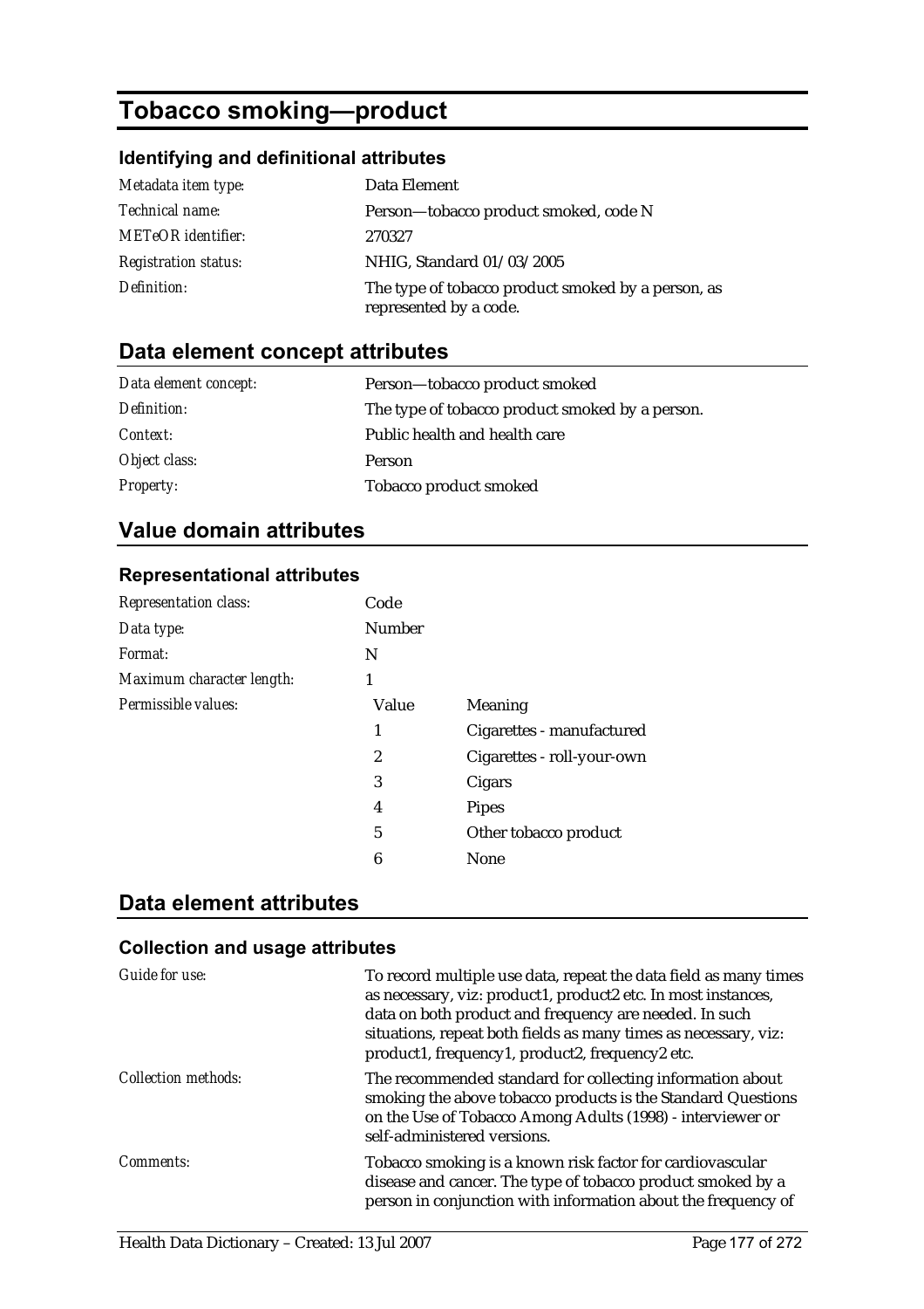# Tobacco smoking—product

## Identifying and definitional attributes

| | |
|---|---|
| *Metadata item type:* | Data Element |
| *Technical name:* | Person—tobacco product smoked, code N |
| *METeOR identifier:* | 270327 |
| *Registration status:* | NHIG, Standard 01/03/2005 |
| *Definition:* | The type of tobacco product smoked by a person, as represented by a code. |

## Data element concept attributes

| | |
|---|---|
| *Data element concept:* | Person—tobacco product smoked |
| *Definition:* | The type of tobacco product smoked by a person. |
| *Context:* | Public health and health care |
| *Object class:* | Person |
| *Property:* | Tobacco product smoked |

## Value domain attributes

### Representational attributes

| | | |
|---|---|---|
| *Representation class:* | Code | |
| *Data type:* | Number | |
| *Format:* | N | |
| *Maximum character length:* | 1 | |
| *Permissible values:* | Value | Meaning |
| | 1 | Cigarettes - manufactured |
| | 2 | Cigarettes - roll-your-own |
| | 3 | Cigars |
| | 4 | Pipes |
| | 5 | Other tobacco product |
| | 6 | None |

## Data element attributes

### Collection and usage attributes

| | |
|---|---|
| *Guide for use:* | To record multiple use data, repeat the data field as many times as necessary, viz: product1, product2 etc. In most instances, data on both product and frequency are needed. In such situations, repeat both fields as many times as necessary, viz: product1, frequency1, product2, frequency2 etc. |
| *Collection methods:* | The recommended standard for collecting information about smoking the above tobacco products is the Standard Questions on the Use of Tobacco Among Adults (1998) - interviewer or self-administered versions. |
| *Comments:* | Tobacco smoking is a known risk factor for cardiovascular disease and cancer. The type of tobacco product smoked by a person in conjunction with information about the frequency of |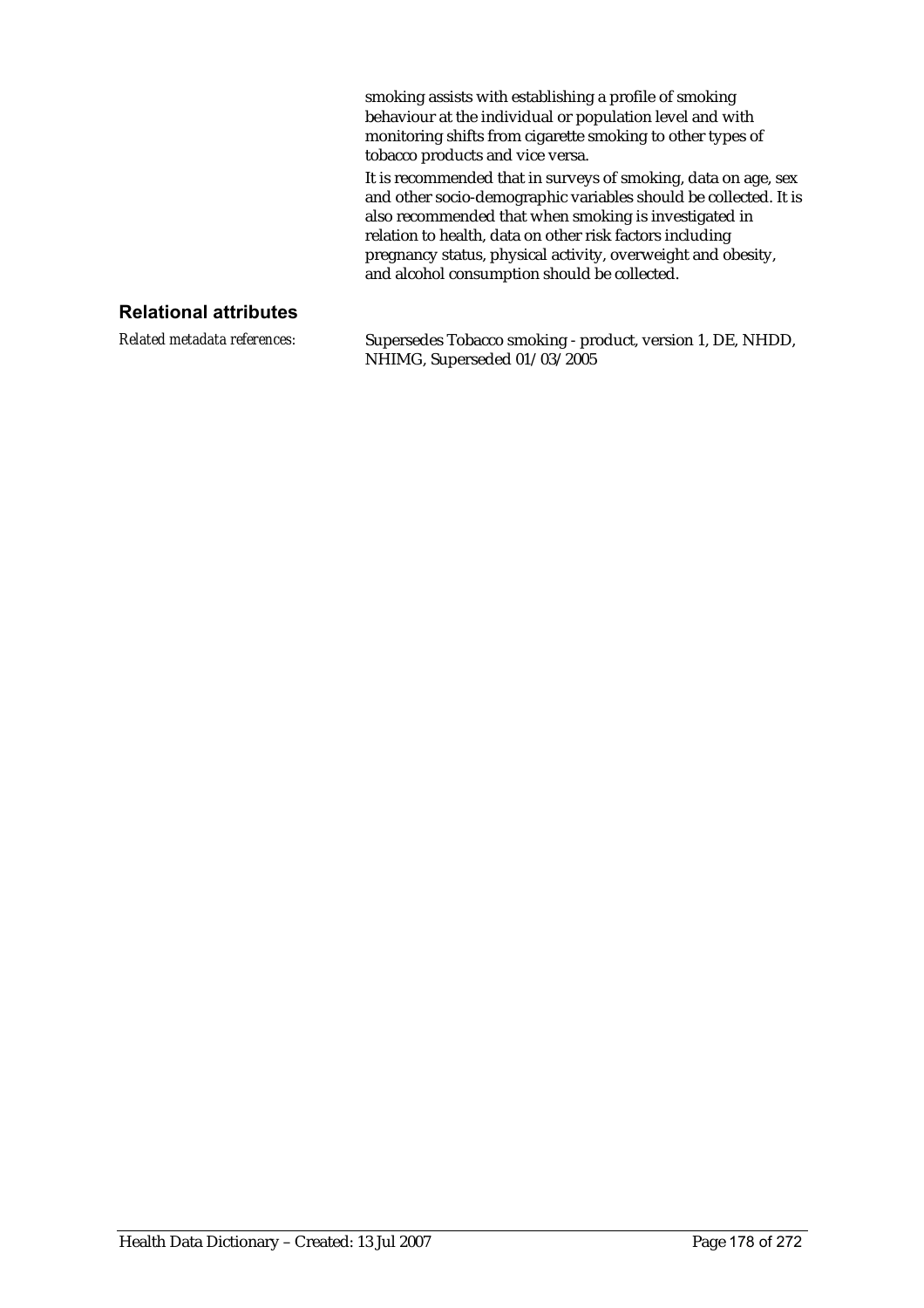smoking assists with establishing a profile of smoking behaviour at the individual or population level and with monitoring shifts from cigarette smoking to other types of tobacco products and vice versa.

It is recommended that in surveys of smoking, data on age, sex and other socio-demographic variables should be collected. It is also recommended that when smoking is investigated in relation to health, data on other risk factors including pregnancy status, physical activity, overweight and obesity, and alcohol consumption should be collected.

## Relational attributes

*Related metadata references:* Supersedes Tobacco smoking - product, version 1, DE, NHDD, NHIMG, Superseded 01/03/2005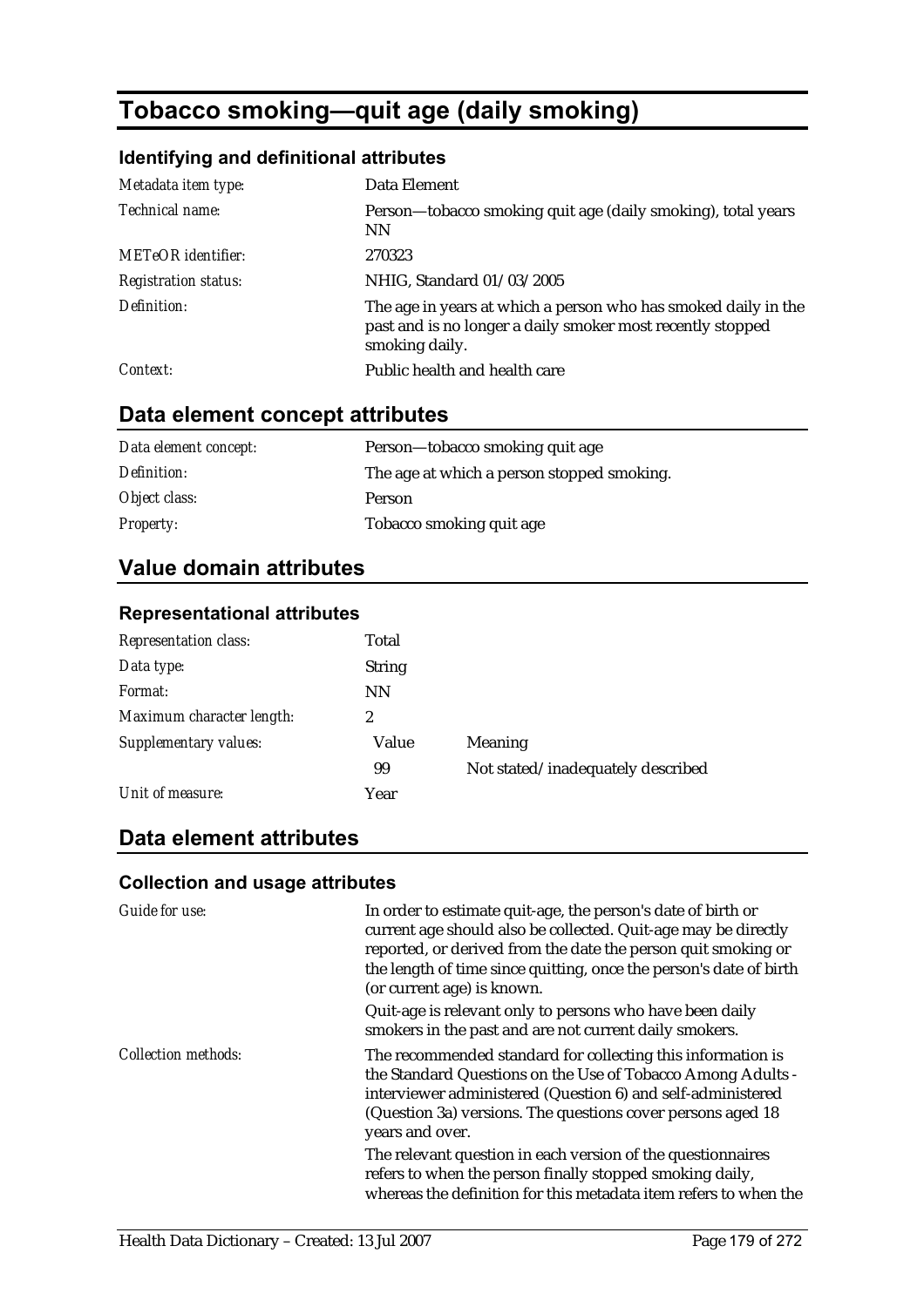# Tobacco smoking—quit age (daily smoking)

## Identifying and definitional attributes

| | |
|---|---|
| *Metadata item type:* | Data Element |
| *Technical name:* | Person—tobacco smoking quit age (daily smoking), total years NN |
| *METeOR identifier:* | 270323 |
| *Registration status:* | NHIG, Standard 01/03/2005 |
| *Definition:* | The age in years at which a person who has smoked daily in the past and is no longer a daily smoker most recently stopped smoking daily. |
| *Context:* | Public health and health care |

## Data element concept attributes

| | |
|---|---|
| *Data element concept:* | Person—tobacco smoking quit age |
| *Definition:* | The age at which a person stopped smoking. |
| *Object class:* | Person |
| *Property:* | Tobacco smoking quit age |

## Value domain attributes

### Representational attributes

| | | |
|---|---|---|
| *Representation class:* | Total | |
| *Data type:* | String | |
| *Format:* | NN | |
| *Maximum character length:* | 2 | |
| *Supplementary values:* | Value | Meaning |
| | 99 | Not stated/inadequately described |
| *Unit of measure:* | Year | |

## Data element attributes

### Collection and usage attributes

| | |
|---|---|
| *Guide for use:* | In order to estimate quit-age, the person's date of birth or current age should also be collected. Quit-age may be directly reported, or derived from the date the person quit smoking or the length of time since quitting, once the person's date of birth (or current age) is known.<br><br>Quit-age is relevant only to persons who have been daily smokers in the past and are not current daily smokers. |
| *Collection methods:* | The recommended standard for collecting this information is the Standard Questions on the Use of Tobacco Among Adults - interviewer administered (Question 6) and self-administered (Question 3a) versions. The questions cover persons aged 18 years and over.<br><br>The relevant question in each version of the questionnaires refers to when the person finally stopped smoking daily, whereas the definition for this metadata item refers to when the |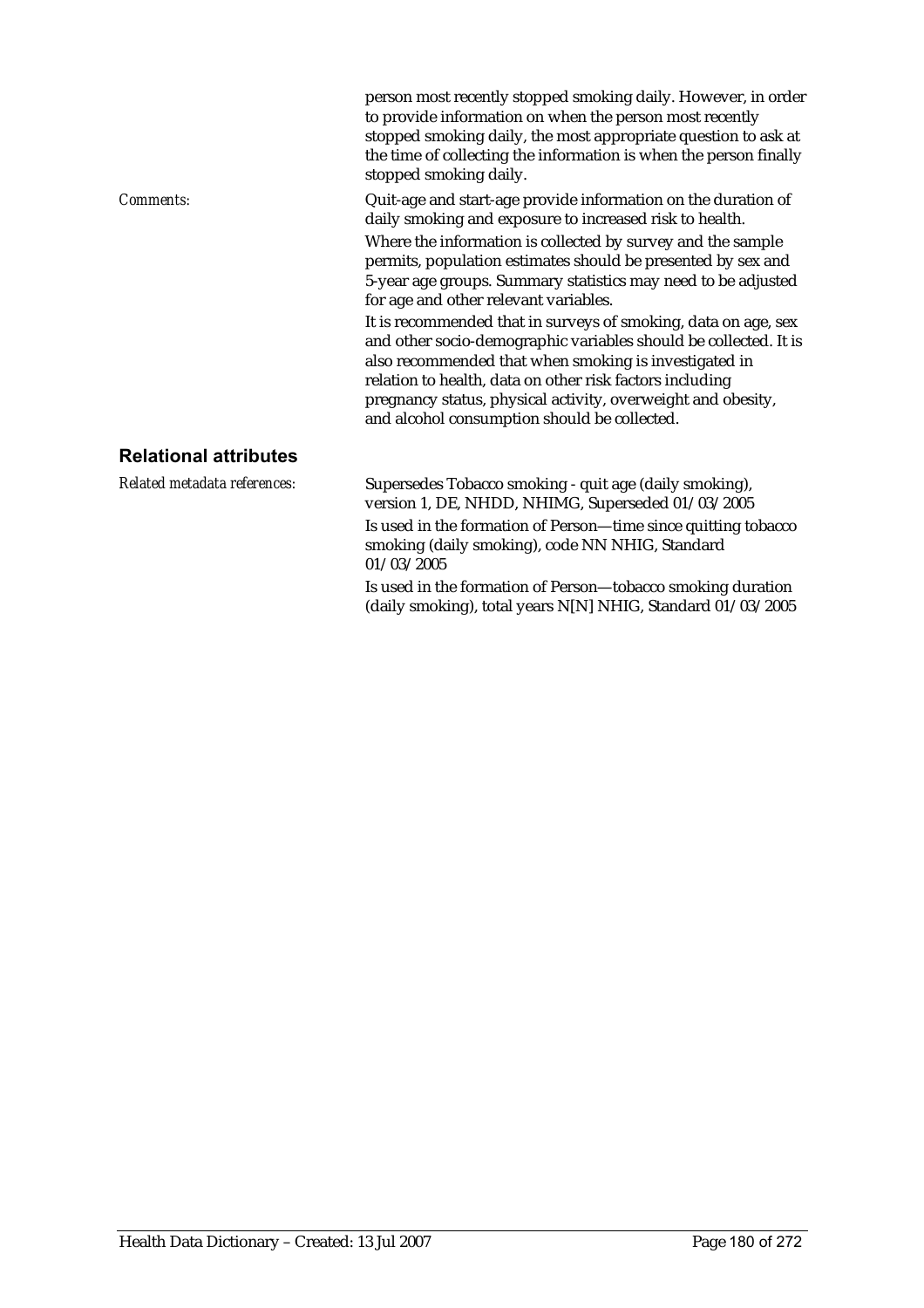person most recently stopped smoking daily. However, in order to provide information on when the person most recently stopped smoking daily, the most appropriate question to ask at the time of collecting the information is when the person finally stopped smoking daily.

*Comments:*

Quit-age and start-age provide information on the duration of daily smoking and exposure to increased risk to health.

Where the information is collected by survey and the sample permits, population estimates should be presented by sex and 5-year age groups. Summary statistics may need to be adjusted for age and other relevant variables.

It is recommended that in surveys of smoking, data on age, sex and other socio-demographic variables should be collected. It is also recommended that when smoking is investigated in relation to health, data on other risk factors including pregnancy status, physical activity, overweight and obesity, and alcohol consumption should be collected.

## Relational attributes

*Related metadata references:*

Supersedes Tobacco smoking - quit age (daily smoking), version 1, DE, NHDD, NHIMG, Superseded 01/03/2005

Is used in the formation of Person—time since quitting tobacco smoking (daily smoking), code NN NHIG, Standard 01/03/2005

Is used in the formation of Person—tobacco smoking duration (daily smoking), total years N[N] NHIG, Standard 01/03/2005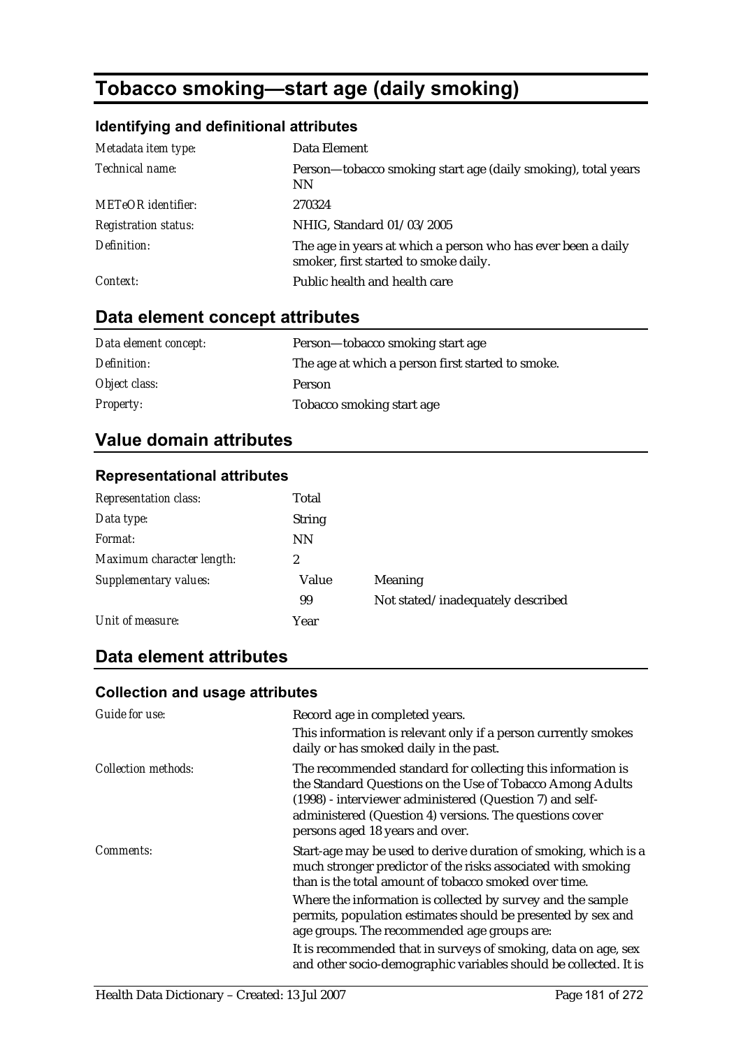# Tobacco smoking—start age (daily smoking)

### Identifying and definitional attributes

| | |
|---|---|
| *Metadata item type:* | Data Element |
| *Technical name:* | Person—tobacco smoking start age (daily smoking), total years NN |
| *METeOR identifier:* | 270324 |
| *Registration status:* | NHIG, Standard 01/03/2005 |
| *Definition:* | The age in years at which a person who has ever been a daily smoker, first started to smoke daily. |
| *Context:* | Public health and health care |

## Data element concept attributes

| | |
|---|---|
| *Data element concept:* | Person—tobacco smoking start age |
| *Definition:* | The age at which a person first started to smoke. |
| *Object class:* | Person |
| *Property:* | Tobacco smoking start age |

## Value domain attributes

### Representational attributes

| | | |
|---|---|---|
| *Representation class:* | Total | |
| *Data type:* | String | |
| *Format:* | NN | |
| *Maximum character length:* | 2 | |
| *Supplementary values:* | Value | Meaning |
| | 99 | Not stated/inadequately described |
| *Unit of measure:* | Year | |

## Data element attributes

### Collection and usage attributes

*Guide for use:*

Record age in completed years.

This information is relevant only if a person currently smokes daily or has smoked daily in the past.

*Collection methods:*

The recommended standard for collecting this information is the Standard Questions on the Use of Tobacco Among Adults (1998) - interviewer administered (Question 7) and self-administered (Question 4) versions. The questions cover persons aged 18 years and over.

*Comments:*

Start-age may be used to derive duration of smoking, which is a much stronger predictor of the risks associated with smoking than is the total amount of tobacco smoked over time.

Where the information is collected by survey and the sample permits, population estimates should be presented by sex and age groups. The recommended age groups are:

It is recommended that in surveys of smoking, data on age, sex and other socio-demographic variables should be collected. It is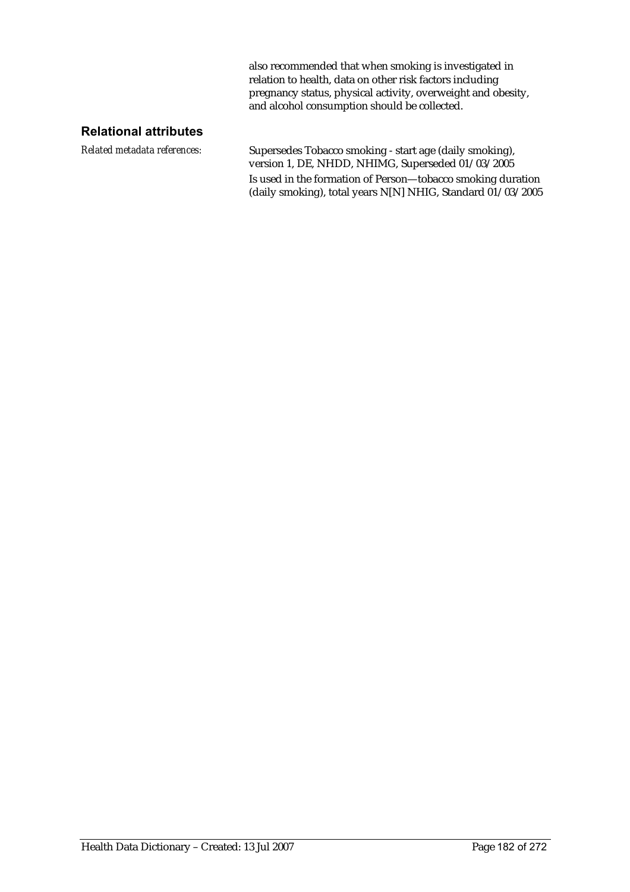also recommended that when smoking is investigated in relation to health, data on other risk factors including pregnancy status, physical activity, overweight and obesity, and alcohol consumption should be collected.

## Relational attributes

*Related metadata references:*

Supersedes Tobacco smoking - start age (daily smoking), version 1, DE, NHDD, NHIMG, Superseded 01/03/2005

Is used in the formation of Person—tobacco smoking duration (daily smoking), total years N[N] NHIG, Standard 01/03/2005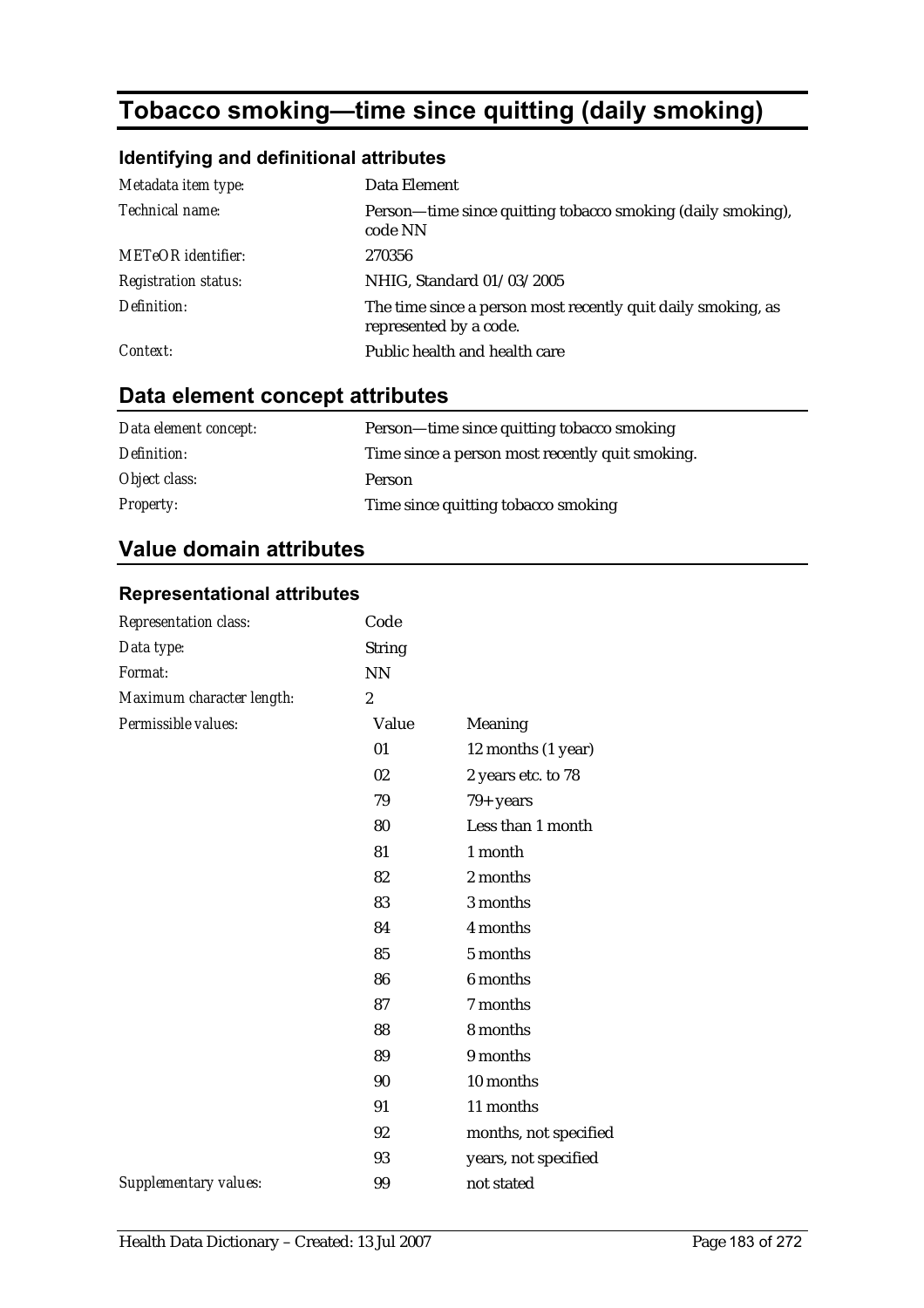# Tobacco smoking—time since quitting (daily smoking)

## Identifying and definitional attributes

| | |
|---|---|
| *Metadata item type:* | Data Element |
| *Technical name:* | Person—time since quitting tobacco smoking (daily smoking), code NN |
| *METeOR identifier:* | 270356 |
| *Registration status:* | NHIG, Standard 01/03/2005 |
| *Definition:* | The time since a person most recently quit daily smoking, as represented by a code. |
| *Context:* | Public health and health care |

## Data element concept attributes

| | |
|---|---|
| *Data element concept:* | Person—time since quitting tobacco smoking |
| *Definition:* | Time since a person most recently quit smoking. |
| *Object class:* | Person |
| *Property:* | Time since quitting tobacco smoking |

## Value domain attributes

### Representational attributes

| | | |
|---|---|---|
| *Representation class:* | Code | |
| *Data type:* | String | |
| *Format:* | NN | |
| *Maximum character length:* | 2 | |
| *Permissible values:* | Value | Meaning |
| | 01 | 12 months (1 year) |
| | 02 | 2 years etc. to 78 |
| | 79 | 79+ years |
| | 80 | Less than 1 month |
| | 81 | 1 month |
| | 82 | 2 months |
| | 83 | 3 months |
| | 84 | 4 months |
| | 85 | 5 months |
| | 86 | 6 months |
| | 87 | 7 months |
| | 88 | 8 months |
| | 89 | 9 months |
| | 90 | 10 months |
| | 91 | 11 months |
| | 92 | months, not specified |
| | 93 | years, not specified |
| *Supplementary values:* | 99 | not stated |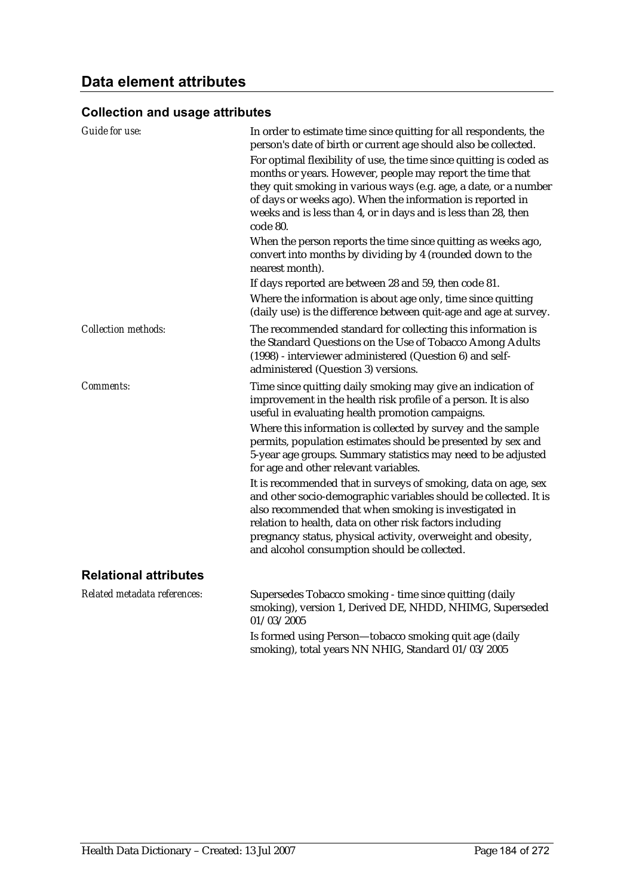## Data element attributes

### Collection and usage attributes

*Guide for use:*

In order to estimate time since quitting for all respondents, the person's date of birth or current age should also be collected.

For optimal flexibility of use, the time since quitting is coded as months or years. However, people may report the time that they quit smoking in various ways (e.g. age, a date, or a number of days or weeks ago). When the information is reported in weeks and is less than 4, or in days and is less than 28, then code 80.

When the person reports the time since quitting as weeks ago, convert into months by dividing by 4 (rounded down to the nearest month).

If days reported are between 28 and 59, then code 81.

Where the information is about age only, time since quitting (daily use) is the difference between quit-age and age at survey.

*Collection methods:*

The recommended standard for collecting this information is the Standard Questions on the Use of Tobacco Among Adults (1998) - interviewer administered (Question 6) and self-administered (Question 3) versions.

*Comments:*

Time since quitting daily smoking may give an indication of improvement in the health risk profile of a person. It is also useful in evaluating health promotion campaigns.

Where this information is collected by survey and the sample permits, population estimates should be presented by sex and 5-year age groups. Summary statistics may need to be adjusted for age and other relevant variables.

It is recommended that in surveys of smoking, data on age, sex and other socio-demographic variables should be collected. It is also recommended that when smoking is investigated in relation to health, data on other risk factors including pregnancy status, physical activity, overweight and obesity, and alcohol consumption should be collected.

### Relational attributes

*Related metadata references:*

Supersedes Tobacco smoking - time since quitting (daily smoking), version 1, Derived DE, NHDD, NHIMG, Superseded 01/03/2005

Is formed using Person—tobacco smoking quit age (daily smoking), total years NN NHIG, Standard 01/03/2005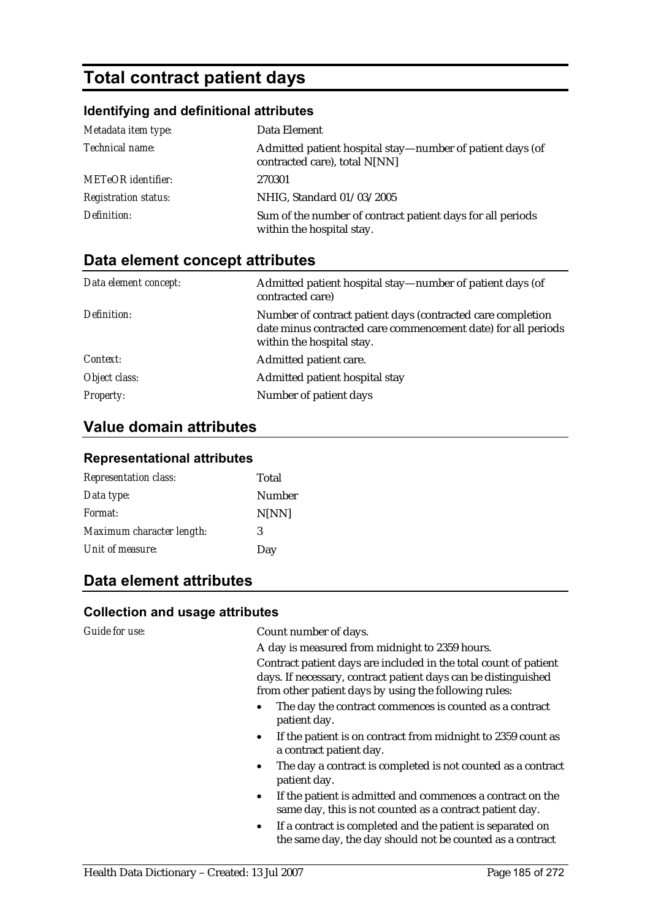# Total contract patient days

## Identifying and definitional attributes

| | |
|---|---|
| *Metadata item type:* | Data Element |
| *Technical name:* | Admitted patient hospital stay—number of patient days (of contracted care), total N[NN] |
| *METeOR identifier:* | 270301 |
| *Registration status:* | NHIG, Standard 01/03/2005 |
| *Definition:* | Sum of the number of contract patient days for all periods within the hospital stay. |

## Data element concept attributes

| | |
|---|---|
| *Data element concept:* | Admitted patient hospital stay—number of patient days (of contracted care) |
| *Definition:* | Number of contract patient days (contracted care completion date minus contracted care commencement date) for all periods within the hospital stay. |
| *Context:* | Admitted patient care. |
| *Object class:* | Admitted patient hospital stay |
| *Property:* | Number of patient days |

## Value domain attributes

### Representational attributes

| | |
|---|---|
| *Representation class:* | Total |
| *Data type:* | Number |
| *Format:* | N[NN] |
| *Maximum character length:* | 3 |
| *Unit of measure:* | Day |

## Data element attributes

### Collection and usage attributes

*Guide for use:*

Count number of days.

A day is measured from midnight to 2359 hours.

Contract patient days are included in the total count of patient days. If necessary, contract patient days can be distinguished from other patient days by using the following rules:

- The day the contract commences is counted as a contract patient day.
- If the patient is on contract from midnight to 2359 count as a contract patient day.
- The day a contract is completed is not counted as a contract patient day.
- If the patient is admitted and commences a contract on the same day, this is not counted as a contract patient day.
- If a contract is completed and the patient is separated on the same day, the day should not be counted as a contract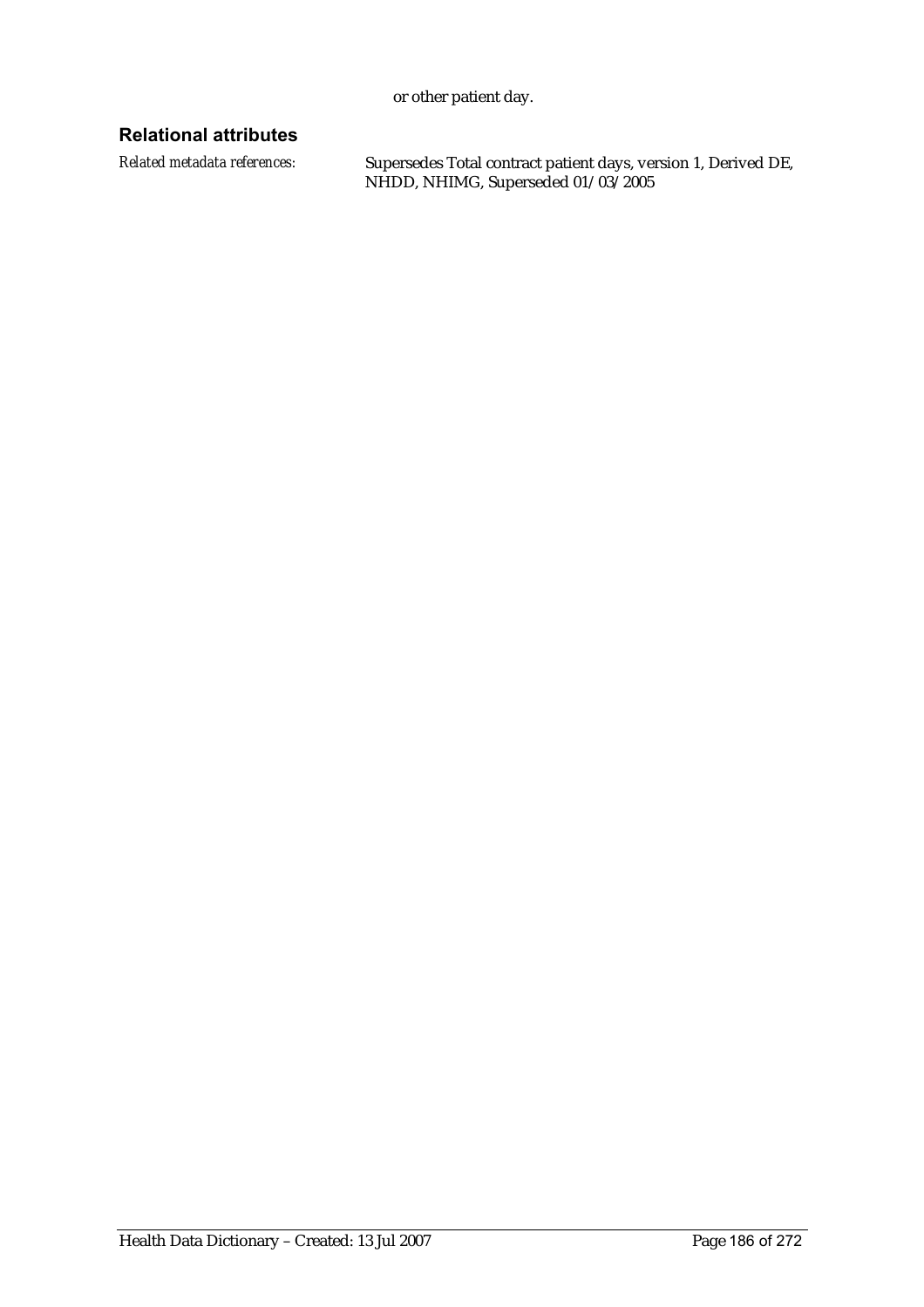or other patient day.

### Relational attributes

| | |
|---|---|
| *Related metadata references:* | Supersedes Total contract patient days, version 1, Derived DE, NHDD, NHIMG, Superseded 01/03/2005 |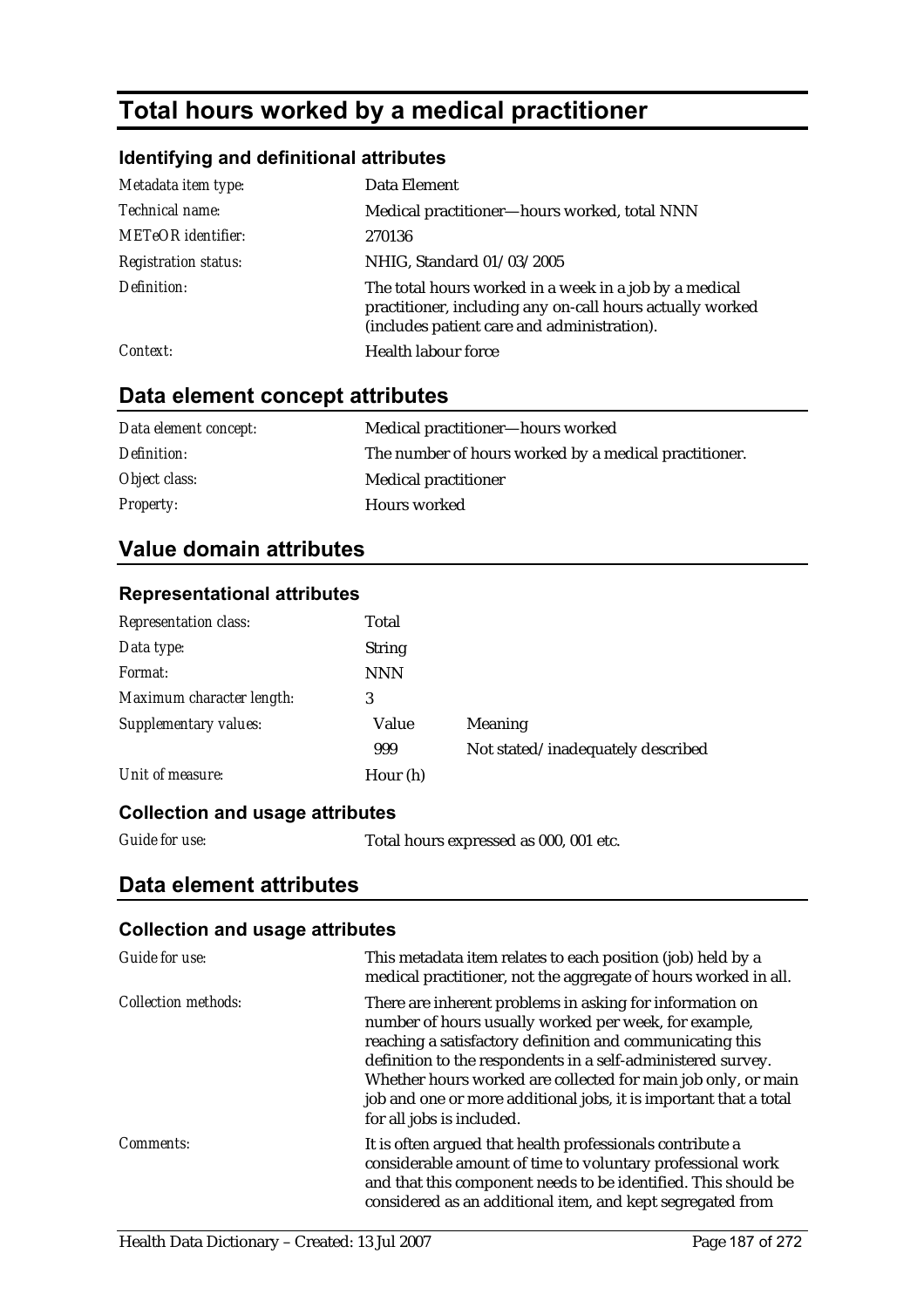# Total hours worked by a medical practitioner

## Identifying and definitional attributes

| | |
|---|---|
| *Metadata item type:* | Data Element |
| *Technical name:* | Medical practitioner—hours worked, total NNN |
| *METeOR identifier:* | 270136 |
| *Registration status:* | NHIG, Standard 01/03/2005 |
| *Definition:* | The total hours worked in a week in a job by a medical practitioner, including any on-call hours actually worked (includes patient care and administration). |
| *Context:* | Health labour force |

## Data element concept attributes

| | |
|---|---|
| *Data element concept:* | Medical practitioner—hours worked |
| *Definition:* | The number of hours worked by a medical practitioner. |
| *Object class:* | Medical practitioner |
| *Property:* | Hours worked |

## Value domain attributes

### Representational attributes

| | | |
|---|---|---|
| *Representation class:* | Total | |
| *Data type:* | String | |
| *Format:* | NNN | |
| *Maximum character length:* | 3 | |
| *Supplementary values:* | Value | Meaning |
| | 999 | Not stated/inadequately described |
| *Unit of measure:* | Hour (h) | |

### Collection and usage attributes

| | |
|---|---|
| *Guide for use:* | Total hours expressed as 000, 001 etc. |

## Data element attributes

### Collection and usage attributes

| | |
|---|---|
| *Guide for use:* | This metadata item relates to each position (job) held by a medical practitioner, not the aggregate of hours worked in all. |
| *Collection methods:* | There are inherent problems in asking for information on number of hours usually worked per week, for example, reaching a satisfactory definition and communicating this definition to the respondents in a self-administered survey. Whether hours worked are collected for main job only, or main job and one or more additional jobs, it is important that a total for all jobs is included. |
| *Comments:* | It is often argued that health professionals contribute a considerable amount of time to voluntary professional work and that this component needs to be identified. This should be considered as an additional item, and kept segregated from |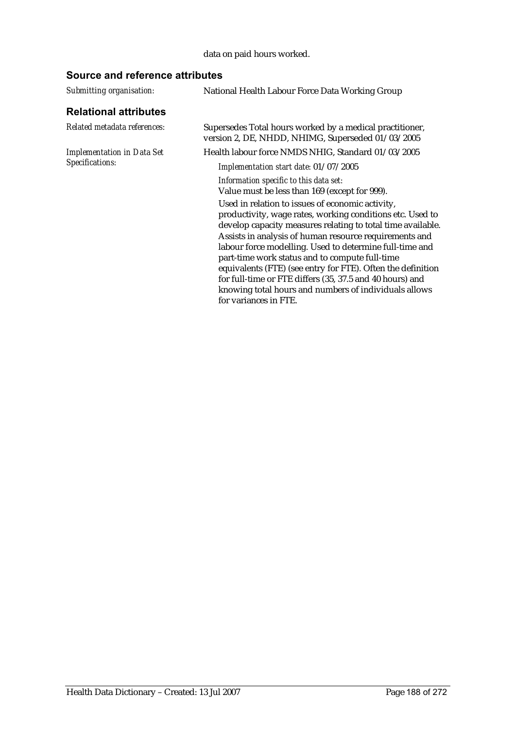data on paid hours worked.

## Source and reference attributes

| | |
|---|---|
| *Submitting organisation:* | National Health Labour Force Data Working Group |

## Relational attributes

| | |
|---|---|
| *Related metadata references:* | Supersedes Total hours worked by a medical practitioner, version 2, DE, NHDD, NHIMG, Superseded 01/03/2005 |
| *Implementation in Data Set Specifications:* | Health labour force NMDS NHIG, Standard 01/03/2005<br>*Implementation start date:* 01/07/2005<br>*Information specific to this data set:*<br>Value must be less than 169 (except for 999).<br>Used in relation to issues of economic activity, productivity, wage rates, working conditions etc. Used to develop capacity measures relating to total time available. Assists in analysis of human resource requirements and labour force modelling. Used to determine full-time and part-time work status and to compute full-time equivalents (FTE) (see entry for FTE). Often the definition for full-time or FTE differs (35, 37.5 and 40 hours) and knowing total hours and numbers of individuals allows for variances in FTE. |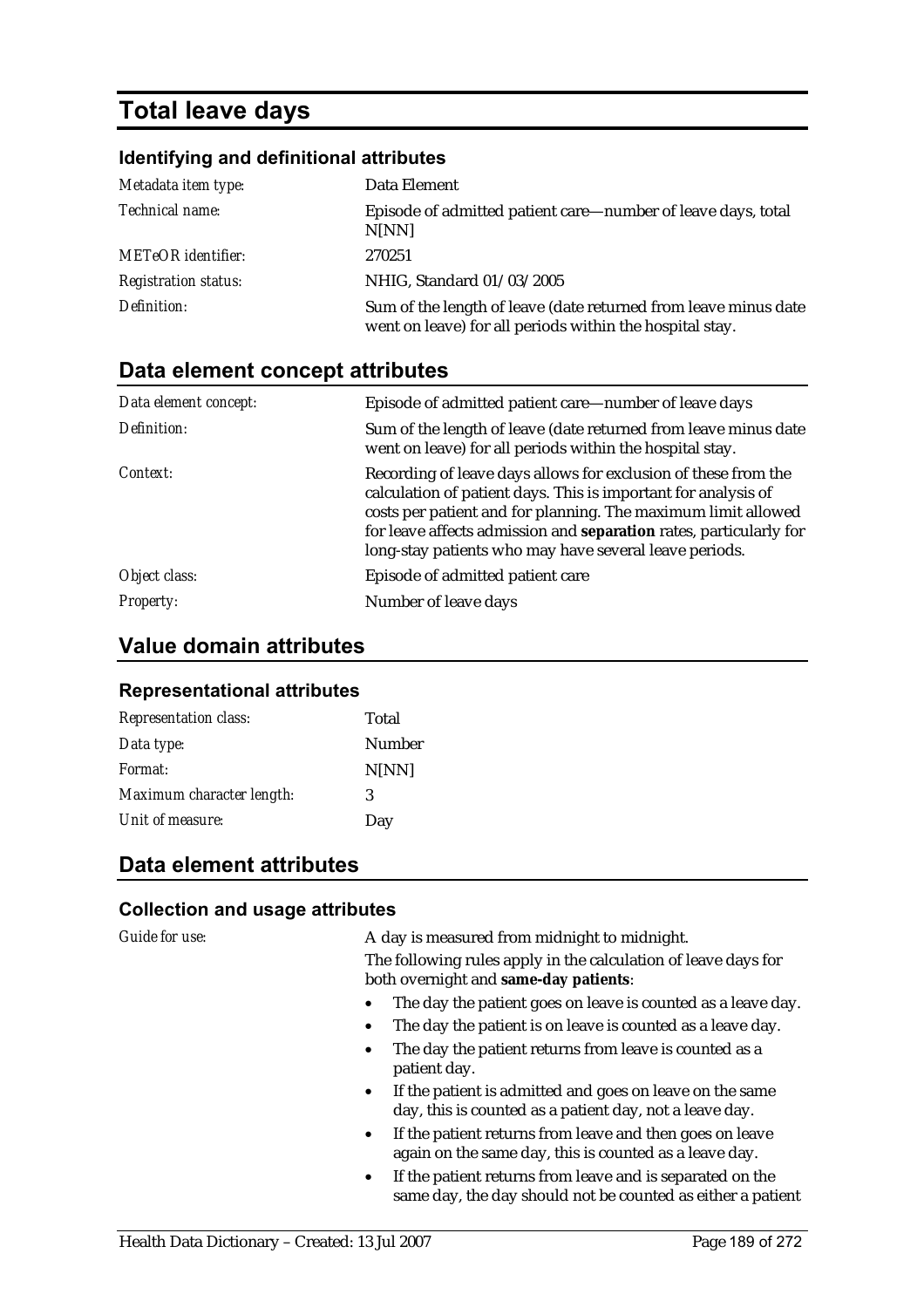# Total leave days

## Identifying and definitional attributes

| | |
|---|---|
| *Metadata item type:* | Data Element |
| *Technical name:* | Episode of admitted patient care—number of leave days, total N[NN] |
| *METeOR identifier:* | 270251 |
| *Registration status:* | NHIG, Standard 01/03/2005 |
| *Definition:* | Sum of the length of leave (date returned from leave minus date went on leave) for all periods within the hospital stay. |

## Data element concept attributes

| | |
|---|---|
| *Data element concept:* | Episode of admitted patient care—number of leave days |
| *Definition:* | Sum of the length of leave (date returned from leave minus date went on leave) for all periods within the hospital stay. |
| *Context:* | Recording of leave days allows for exclusion of these from the calculation of patient days. This is important for analysis of costs per patient and for planning. The maximum limit allowed for leave affects admission and **separation** rates, particularly for long-stay patients who may have several leave periods. |
| *Object class:* | Episode of admitted patient care |
| *Property:* | Number of leave days |

## Value domain attributes

### Representational attributes

| | |
|---|---|
| *Representation class:* | Total |
| *Data type:* | Number |
| *Format:* | N[NN] |
| *Maximum character length:* | 3 |
| *Unit of measure:* | Day |

## Data element attributes

### Collection and usage attributes

*Guide for use:*

A day is measured from midnight to midnight.

The following rules apply in the calculation of leave days for both overnight and **same-day patients**:

- The day the patient goes on leave is counted as a leave day.
- The day the patient is on leave is counted as a leave day.
- The day the patient returns from leave is counted as a patient day.
- If the patient is admitted and goes on leave on the same day, this is counted as a patient day, not a leave day.
- If the patient returns from leave and then goes on leave again on the same day, this is counted as a leave day.
- If the patient returns from leave and is separated on the same day, the day should not be counted as either a patient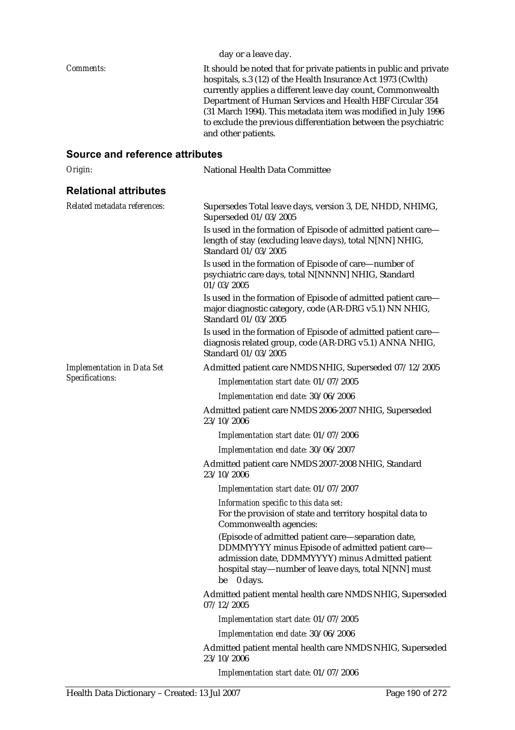day or a leave day.

*Comments:* It should be noted that for private patients in public and private hospitals, s.3 (12) of the Health Insurance Act 1973 (Cwlth) currently applies a different leave day count, Commonwealth Department of Human Services and Health HBF Circular 354 (31 March 1994). This metadata item was modified in July 1996 to exclude the previous differentiation between the psychiatric and other patients.

## Source and reference attributes

*Origin:* National Health Data Committee

## Relational attributes

*Related metadata references:*

Supersedes Total leave days, version 3, DE, NHDD, NHIMG, Superseded 01/03/2005

Is used in the formation of Episode of admitted patient care—length of stay (excluding leave days), total N[NN] NHIG, Standard 01/03/2005

Is used in the formation of Episode of care—number of psychiatric care days, total N[NNNN] NHIG, Standard 01/03/2005

Is used in the formation of Episode of admitted patient care—major diagnostic category, code (AR-DRG v5.1) NN NHIG, Standard 01/03/2005

Is used in the formation of Episode of admitted patient care—diagnosis related group, code (AR-DRG v5.1) ANNA NHIG, Standard 01/03/2005

*Implementation in Data Set Specifications:*

Admitted patient care NMDS NHIG, Superseded 07/12/2005

*Implementation start date:* 01/07/2005

*Implementation end date:* 30/06/2006

Admitted patient care NMDS 2006-2007 NHIG, Superseded 23/10/2006

*Implementation start date:* 01/07/2006

*Implementation end date:* 30/06/2007

Admitted patient care NMDS 2007-2008 NHIG, Standard 23/10/2006

*Implementation start date:* 01/07/2007

*Information specific to this data set:*

For the provision of state and territory hospital data to Commonwealth agencies:

(Episode of admitted patient care—separation date, DDMMYYYY minus Episode of admitted patient care—admission date, DDMMYYYY) minus Admitted patient hospital stay—number of leave days, total N[NN] must be 0 days.

Admitted patient mental health care NMDS NHIG, Superseded 07/12/2005

*Implementation start date:* 01/07/2005

*Implementation end date:* 30/06/2006

Admitted patient mental health care NMDS NHIG, Superseded 23/10/2006

*Implementation start date:* 01/07/2006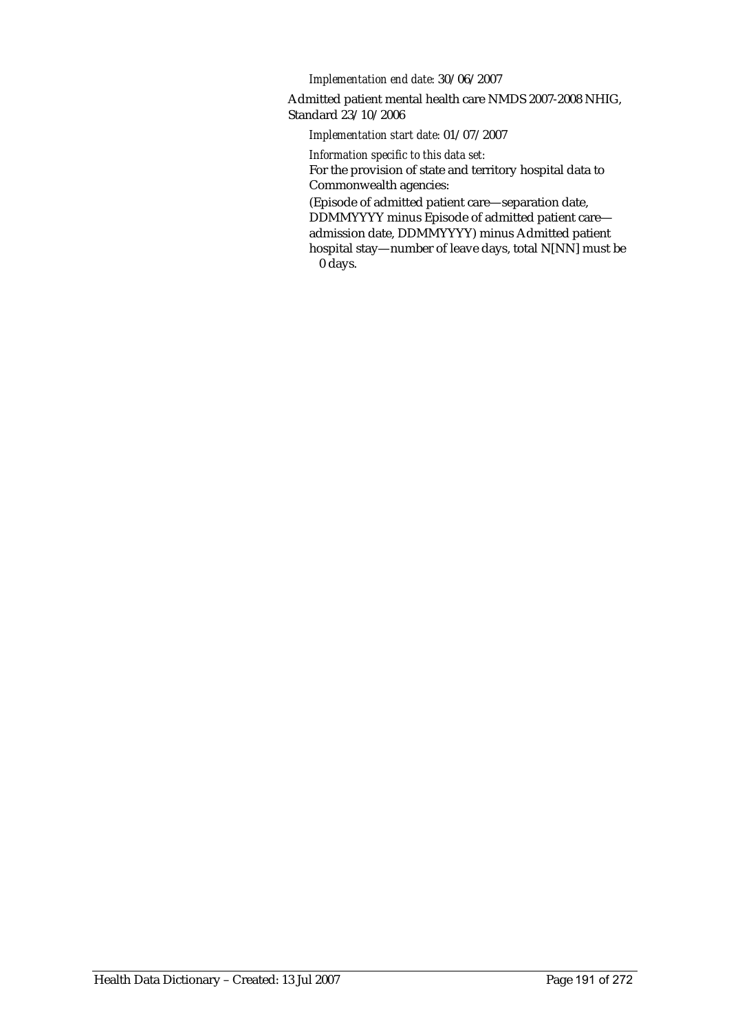*Implementation end date:* 30/06/2007

Admitted patient mental health care NMDS 2007-2008 NHIG, Standard 23/10/2006

*Implementation start date:* 01/07/2007

*Information specific to this data set:*

For the provision of state and territory hospital data to Commonwealth agencies:

(Episode of admitted patient care—separation date, DDMMYYYY minus Episode of admitted patient care—admission date, DDMMYYYY) minus Admitted patient hospital stay—number of leave days, total N[NN] must be ≥ 0 days.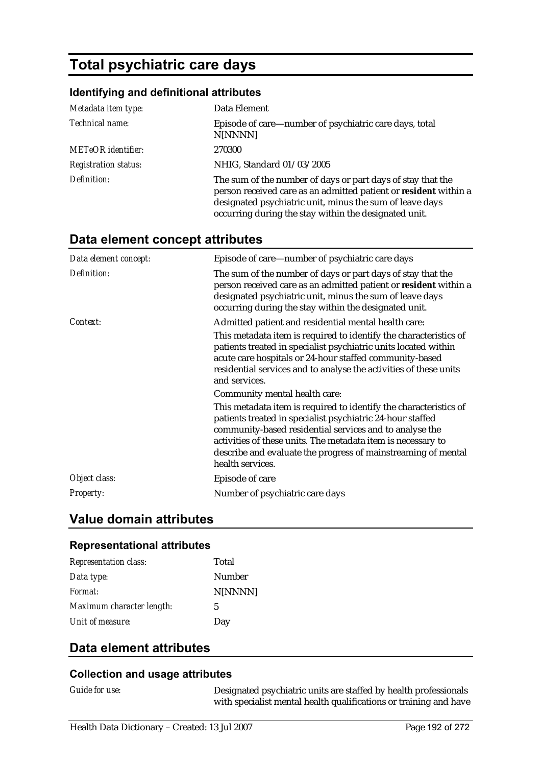# Total psychiatric care days

### Identifying and definitional attributes

| | |
|---|---|
| *Metadata item type:* | Data Element |
| *Technical name:* | Episode of care—number of psychiatric care days, total N[NNNN] |
| *METeOR identifier:* | 270300 |
| *Registration status:* | NHIG, Standard 01/03/2005 |
| *Definition:* | The sum of the number of days or part days of stay that the person received care as an admitted patient or **resident** within a designated psychiatric unit, minus the sum of leave days occurring during the stay within the designated unit. |

## Data element concept attributes

| | |
|---|---|
| *Data element concept:* | Episode of care—number of psychiatric care days |
| *Definition:* | The sum of the number of days or part days of stay that the person received care as an admitted patient or **resident** within a designated psychiatric unit, minus the sum of leave days occurring during the stay within the designated unit. |
| *Context:* | Admitted patient and residential mental health care: This metadata item is required to identify the characteristics of patients treated in specialist psychiatric units located within acute care hospitals or 24-hour staffed community-based residential services and to analyse the activities of these units and services. Community mental health care: This metadata item is required to identify the characteristics of patients treated in specialist psychiatric 24-hour staffed community-based residential services and to analyse the activities of these units. The metadata item is necessary to describe and evaluate the progress of mainstreaming of mental health services. |
| *Object class:* | Episode of care |
| *Property:* | Number of psychiatric care days |

## Value domain attributes

### Representational attributes

| | |
|---|---|
| *Representation class:* | Total |
| *Data type:* | Number |
| *Format:* | N[NNNN] |
| *Maximum character length:* | 5 |
| *Unit of measure:* | Day |

## Data element attributes

### Collection and usage attributes

| | |
|---|---|
| *Guide for use:* | Designated psychiatric units are staffed by health professionals with specialist mental health qualifications or training and have |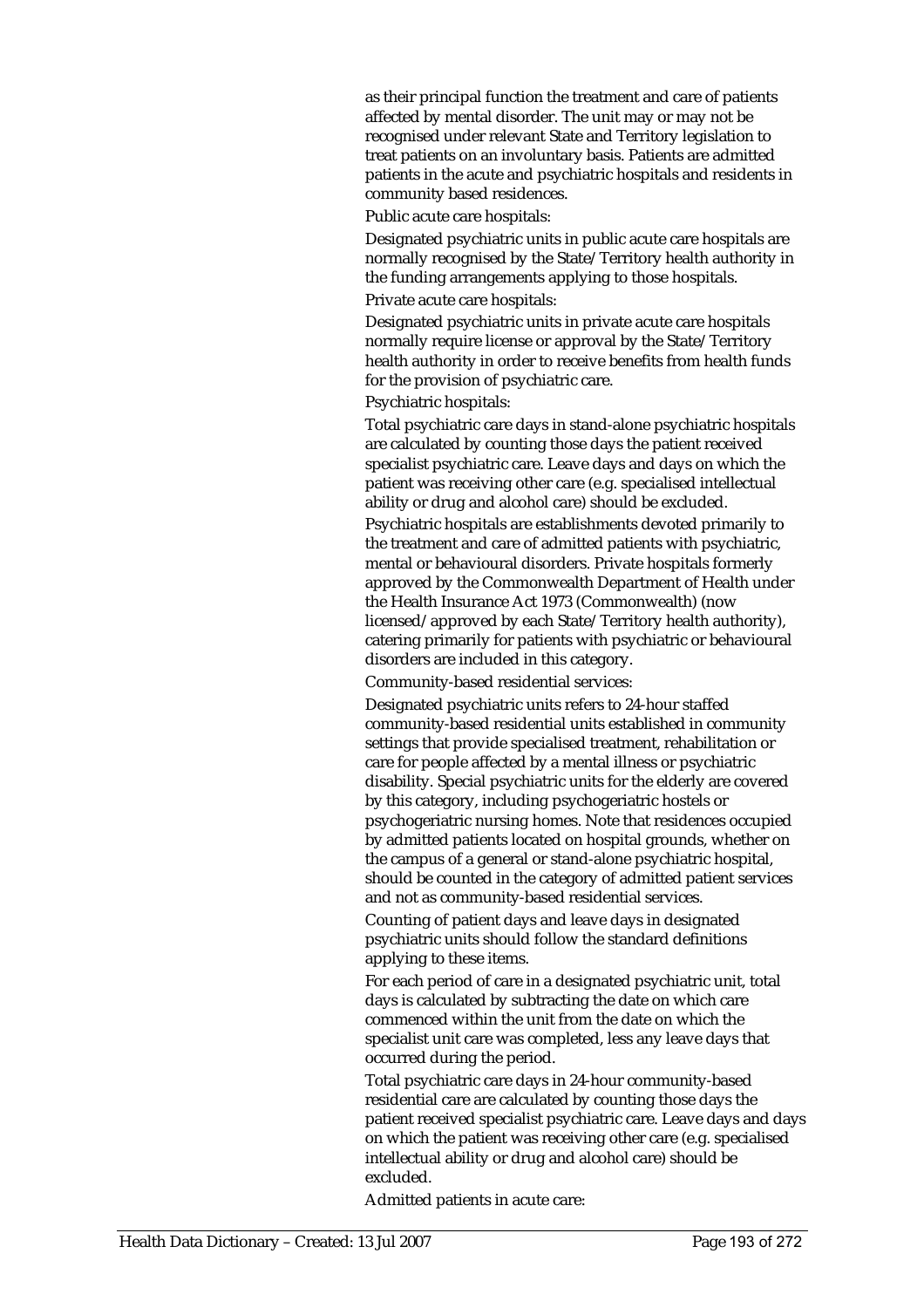as their principal function the treatment and care of patients affected by mental disorder. The unit may or may not be recognised under relevant State and Territory legislation to treat patients on an involuntary basis. Patients are admitted patients in the acute and psychiatric hospitals and residents in community based residences.

Public acute care hospitals:

Designated psychiatric units in public acute care hospitals are normally recognised by the State/Territory health authority in the funding arrangements applying to those hospitals.

Private acute care hospitals:

Designated psychiatric units in private acute care hospitals normally require license or approval by the State/Territory health authority in order to receive benefits from health funds for the provision of psychiatric care.

Psychiatric hospitals:

Total psychiatric care days in stand-alone psychiatric hospitals are calculated by counting those days the patient received specialist psychiatric care. Leave days and days on which the patient was receiving other care (e.g. specialised intellectual ability or drug and alcohol care) should be excluded.

Psychiatric hospitals are establishments devoted primarily to the treatment and care of admitted patients with psychiatric, mental or behavioural disorders. Private hospitals formerly approved by the Commonwealth Department of Health under the Health Insurance Act 1973 (Commonwealth) (now licensed/approved by each State/Territory health authority), catering primarily for patients with psychiatric or behavioural disorders are included in this category.

Community-based residential services:

Designated psychiatric units refers to 24-hour staffed community-based residential units established in community settings that provide specialised treatment, rehabilitation or care for people affected by a mental illness or psychiatric disability. Special psychiatric units for the elderly are covered by this category, including psychogeriatric hostels or psychogeriatric nursing homes. Note that residences occupied by admitted patients located on hospital grounds, whether on the campus of a general or stand-alone psychiatric hospital, should be counted in the category of admitted patient services and not as community-based residential services.

Counting of patient days and leave days in designated psychiatric units should follow the standard definitions applying to these items.

For each period of care in a designated psychiatric unit, total days is calculated by subtracting the date on which care commenced within the unit from the date on which the specialist unit care was completed, less any leave days that occurred during the period.

Total psychiatric care days in 24-hour community-based residential care are calculated by counting those days the patient received specialist psychiatric care. Leave days and days on which the patient was receiving other care (e.g. specialised intellectual ability or drug and alcohol care) should be excluded.

Admitted patients in acute care: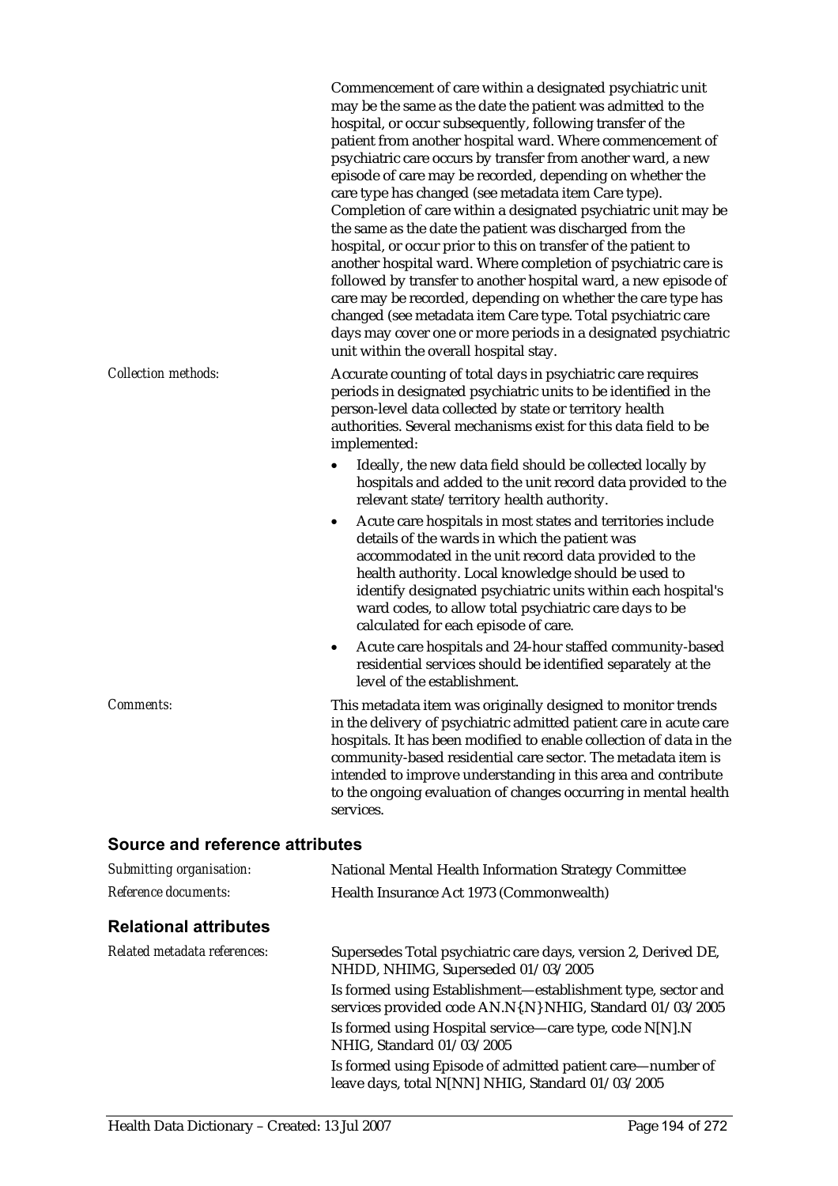Commencement of care within a designated psychiatric unit may be the same as the date the patient was admitted to the hospital, or occur subsequently, following transfer of the patient from another hospital ward. Where commencement of psychiatric care occurs by transfer from another ward, a new episode of care may be recorded, depending on whether the care type has changed (see metadata item Care type). Completion of care within a designated psychiatric unit may be the same as the date the patient was discharged from the hospital, or occur prior to this on transfer of the patient to another hospital ward. Where completion of psychiatric care is followed by transfer to another hospital ward, a new episode of care may be recorded, depending on whether the care type has changed (see metadata item Care type. Total psychiatric care days may cover one or more periods in a designated psychiatric unit within the overall hospital stay.

*Collection methods:*

Accurate counting of total days in psychiatric care requires periods in designated psychiatric units to be identified in the person-level data collected by state or territory health authorities. Several mechanisms exist for this data field to be implemented:

- Ideally, the new data field should be collected locally by hospitals and added to the unit record data provided to the relevant state/territory health authority.
- Acute care hospitals in most states and territories include details of the wards in which the patient was accommodated in the unit record data provided to the health authority. Local knowledge should be used to identify designated psychiatric units within each hospital's ward codes, to allow total psychiatric care days to be calculated for each episode of care.
- Acute care hospitals and 24-hour staffed community-based residential services should be identified separately at the level of the establishment.

*Comments:*

This metadata item was originally designed to monitor trends in the delivery of psychiatric admitted patient care in acute care hospitals. It has been modified to enable collection of data in the community-based residential care sector. The metadata item is intended to improve understanding in this area and contribute to the ongoing evaluation of changes occurring in mental health services.

## Source and reference attributes

*Submitting organisation:* National Mental Health Information Strategy Committee

*Reference documents:* Health Insurance Act 1973 (Commonwealth)

## Relational attributes

*Related metadata references:*

Supersedes Total psychiatric care days, version 2, Derived DE, NHDD, NHIMG, Superseded 01/03/2005

Is formed using Establishment—establishment type, sector and services provided code AN.N{.N} NHIG, Standard 01/03/2005

Is formed using Hospital service—care type, code N[N].N NHIG, Standard 01/03/2005

Is formed using Episode of admitted patient care—number of leave days, total N[NN] NHIG, Standard 01/03/2005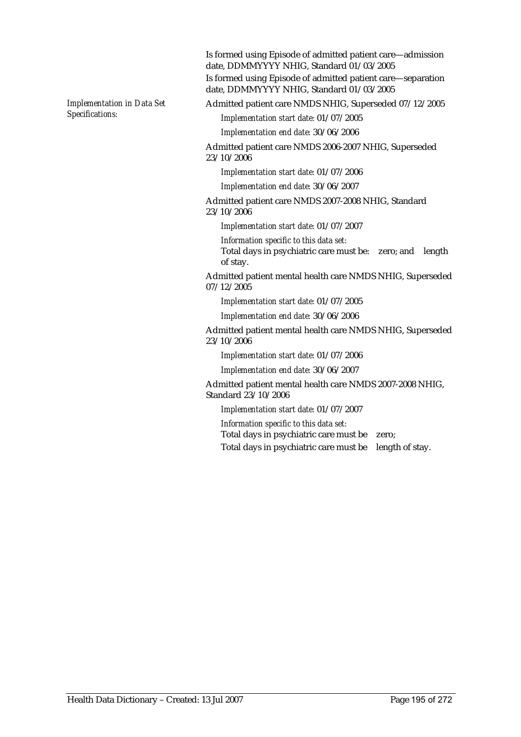Is formed using Episode of admitted patient care—admission date, DDMMYYYY NHIG, Standard 01/03/2005

Is formed using Episode of admitted patient care—separation date, DDMMYYYY NHIG, Standard 01/03/2005

*Implementation in Data Set Specifications:*

Admitted patient care NMDS NHIG, Superseded 07/12/2005

*Implementation start date:* 01/07/2005

*Implementation end date:* 30/06/2006

Admitted patient care NMDS 2006-2007 NHIG, Superseded 23/10/2006

*Implementation start date:* 01/07/2006

*Implementation end date:* 30/06/2007

Admitted patient care NMDS 2007-2008 NHIG, Standard 23/10/2006

*Implementation start date:* 01/07/2007

*Information specific to this data set:*

Total days in psychiatric care must be: zero; and length of stay.

Admitted patient mental health care NMDS NHIG, Superseded 07/12/2005

*Implementation start date:* 01/07/2005

*Implementation end date:* 30/06/2006

Admitted patient mental health care NMDS NHIG, Superseded 23/10/2006

*Implementation start date:* 01/07/2006

*Implementation end date:* 30/06/2007

Admitted patient mental health care NMDS 2007-2008 NHIG, Standard 23/10/2006

*Implementation start date:* 01/07/2007

*Information specific to this data set:*

Total days in psychiatric care must be zero;

Total days in psychiatric care must be length of stay.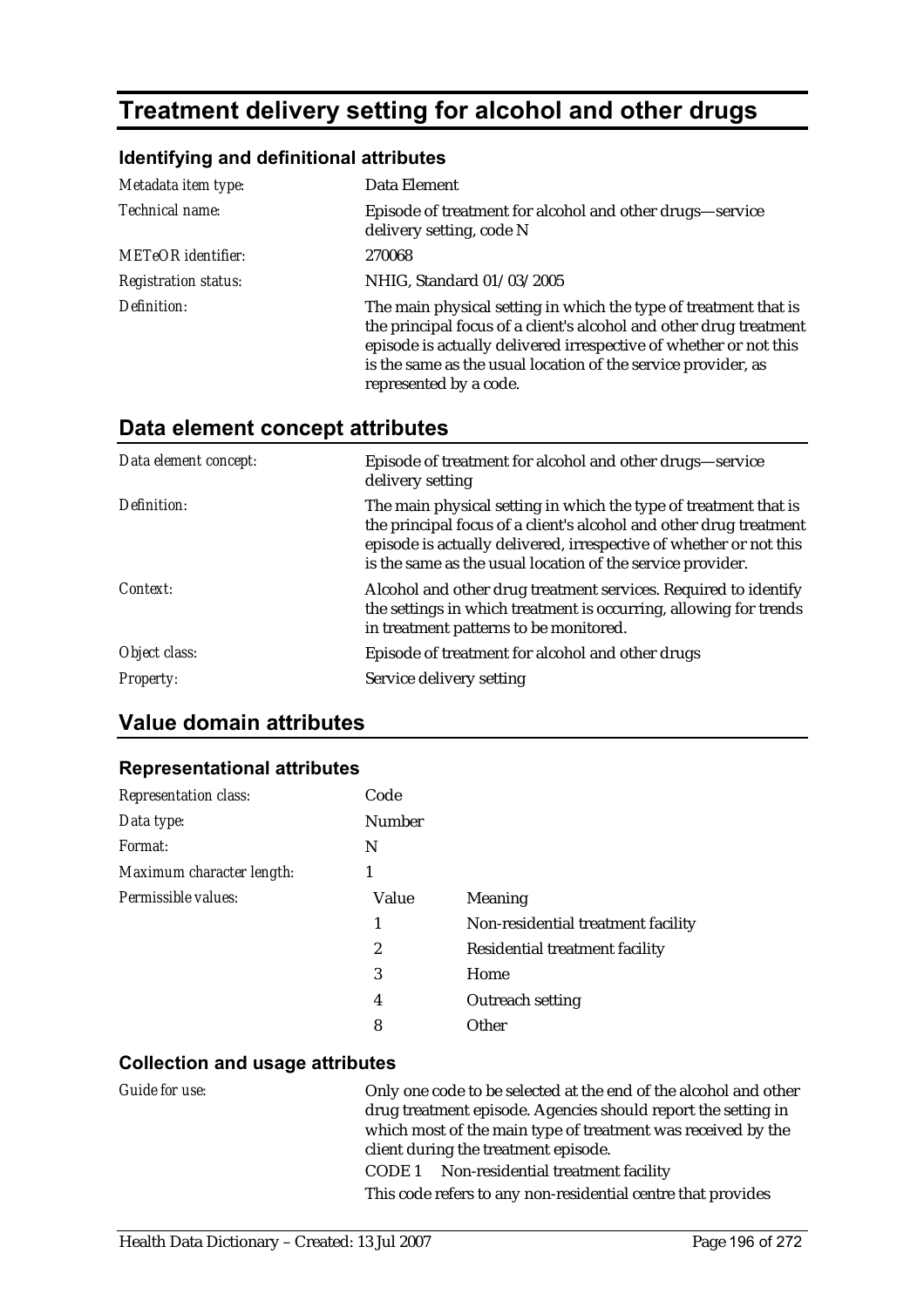# Treatment delivery setting for alcohol and other drugs

### Identifying and definitional attributes

| | |
|---|---|
| *Metadata item type:* | Data Element |
| *Technical name:* | Episode of treatment for alcohol and other drugs—service delivery setting, code N |
| *METeOR identifier:* | 270068 |
| *Registration status:* | NHIG, Standard 01/03/2005 |
| *Definition:* | The main physical setting in which the type of treatment that is the principal focus of a client's alcohol and other drug treatment episode is actually delivered irrespective of whether or not this is the same as the usual location of the service provider, as represented by a code. |

## Data element concept attributes

| | |
|---|---|
| *Data element concept:* | Episode of treatment for alcohol and other drugs—service delivery setting |
| *Definition:* | The main physical setting in which the type of treatment that is the principal focus of a client's alcohol and other drug treatment episode is actually delivered, irrespective of whether or not this is the same as the usual location of the service provider. |
| *Context:* | Alcohol and other drug treatment services. Required to identify the settings in which treatment is occurring, allowing for trends in treatment patterns to be monitored. |
| *Object class:* | Episode of treatment for alcohol and other drugs |
| *Property:* | Service delivery setting |

## Value domain attributes

### Representational attributes

| | | |
|---|---|---|
| *Representation class:* | Code | |
| *Data type:* | Number | |
| *Format:* | N | |
| *Maximum character length:* | 1 | |
| *Permissible values:* | Value | Meaning |
| | 1 | Non-residential treatment facility |
| | 2 | Residential treatment facility |
| | 3 | Home |
| | 4 | Outreach setting |
| | 8 | Other |

### Collection and usage attributes

*Guide for use:*

Only one code to be selected at the end of the alcohol and other drug treatment episode. Agencies should report the setting in which most of the main type of treatment was received by the client during the treatment episode.

CODE 1 Non-residential treatment facility

This code refers to any non-residential centre that provides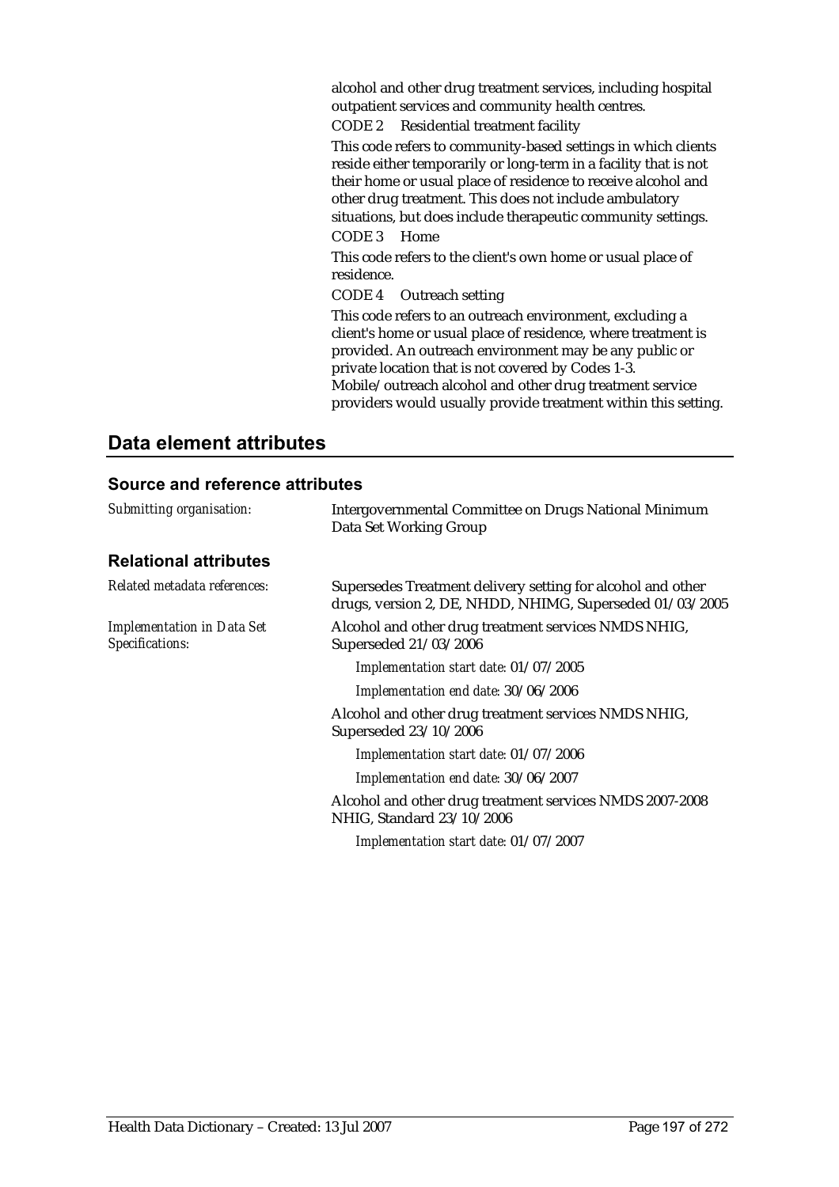alcohol and other drug treatment services, including hospital outpatient services and community health centres.

CODE 2 Residential treatment facility

This code refers to community-based settings in which clients reside either temporarily or long-term in a facility that is not their home or usual place of residence to receive alcohol and other drug treatment. This does not include ambulatory situations, but does include therapeutic community settings.

CODE 3 Home

This code refers to the client's own home or usual place of residence.

CODE 4 Outreach setting

This code refers to an outreach environment, excluding a client's home or usual place of residence, where treatment is provided. An outreach environment may be any public or private location that is not covered by Codes 1-3. Mobile/outreach alcohol and other drug treatment service providers would usually provide treatment within this setting.

## Data element attributes

### Source and reference attributes

*Submitting organisation:* Intergovernmental Committee on Drugs National Minimum Data Set Working Group

### Relational attributes

*Related metadata references:* Supersedes Treatment delivery setting for alcohol and other drugs, version 2, DE, NHDD, NHIMG, Superseded 01/03/2005

*Implementation in Data Set Specifications:*

Alcohol and other drug treatment services NMDS NHIG, Superseded 21/03/2006

*Implementation start date:* 01/07/2005

*Implementation end date:* 30/06/2006

Alcohol and other drug treatment services NMDS NHIG, Superseded 23/10/2006

*Implementation start date:* 01/07/2006

*Implementation end date:* 30/06/2007

Alcohol and other drug treatment services NMDS 2007-2008 NHIG, Standard 23/10/2006

*Implementation start date:* 01/07/2007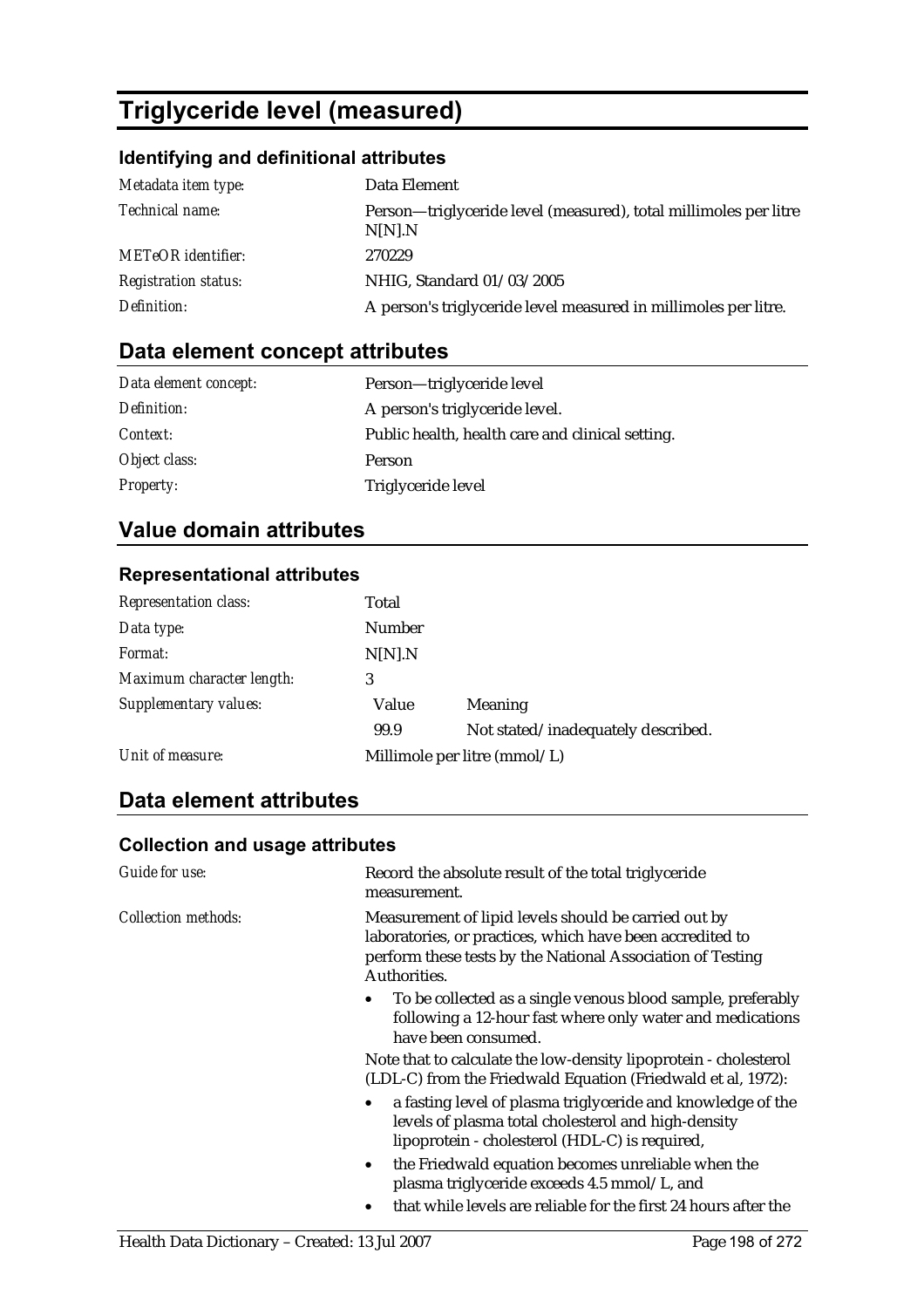# Triglyceride level (measured)

### Identifying and definitional attributes

| | |
|---|---|
| *Metadata item type:* | Data Element |
| *Technical name:* | Person—triglyceride level (measured), total millimoles per litre N[N].N |
| *METeOR identifier:* | 270229 |
| *Registration status:* | NHIG, Standard 01/03/2005 |
| *Definition:* | A person's triglyceride level measured in millimoles per litre. |

## Data element concept attributes

| | |
|---|---|
| *Data element concept:* | Person—triglyceride level |
| *Definition:* | A person's triglyceride level. |
| *Context:* | Public health, health care and clinical setting. |
| *Object class:* | Person |
| *Property:* | Triglyceride level |

## Value domain attributes

### Representational attributes

| | | |
|---|---|---|
| *Representation class:* | Total | |
| *Data type:* | Number | |
| *Format:* | N[N].N | |
| *Maximum character length:* | 3 | |
| *Supplementary values:* | Value | Meaning |
| | 99.9 | Not stated/inadequately described. |
| *Unit of measure:* | Millimole per litre (mmol/L) | |

## Data element attributes

### Collection and usage attributes

*Guide for use:* Record the absolute result of the total triglyceride measurement.

*Collection methods:* Measurement of lipid levels should be carried out by laboratories, or practices, which have been accredited to perform these tests by the National Association of Testing Authorities.

- To be collected as a single venous blood sample, preferably following a 12-hour fast where only water and medications have been consumed.

Note that to calculate the low-density lipoprotein - cholesterol (LDL-C) from the Friedwald Equation (Friedwald et al, 1972):

- a fasting level of plasma triglyceride and knowledge of the levels of plasma total cholesterol and high-density lipoprotein - cholesterol (HDL-C) is required,
- the Friedwald equation becomes unreliable when the plasma triglyceride exceeds 4.5 mmol/L, and
- that while levels are reliable for the first 24 hours after the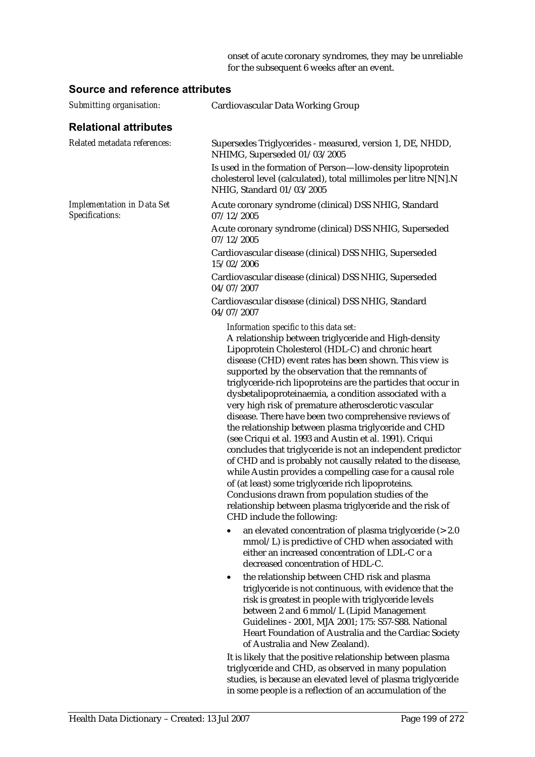onset of acute coronary syndromes, they may be unreliable for the subsequent 6 weeks after an event.

## Source and reference attributes

*Submitting organisation:* Cardiovascular Data Working Group

## Relational attributes

*Related metadata references:* Supersedes Triglycerides - measured, version 1, DE, NHDD, NHIMG, Superseded 01/03/2005

Is used in the formation of Person—low-density lipoprotein cholesterol level (calculated), total millimoles per litre N[N].N NHIG, Standard 01/03/2005

*Implementation in Data Set Specifications:* Acute coronary syndrome (clinical) DSS NHIG, Standard 07/12/2005

Acute coronary syndrome (clinical) DSS NHIG, Superseded 07/12/2005

Cardiovascular disease (clinical) DSS NHIG, Superseded 15/02/2006

Cardiovascular disease (clinical) DSS NHIG, Superseded 04/07/2007

Cardiovascular disease (clinical) DSS NHIG, Standard 04/07/2007

*Information specific to this data set:*

A relationship between triglyceride and High-density Lipoprotein Cholesterol (HDL-C) and chronic heart disease (CHD) event rates has been shown. This view is supported by the observation that the remnants of triglyceride-rich lipoproteins are the particles that occur in dysbetalipoproteinaemia, a condition associated with a very high risk of premature atherosclerotic vascular disease. There have been two comprehensive reviews of the relationship between plasma triglyceride and CHD (see Criqui et al. 1993 and Austin et al. 1991). Criqui concludes that triglyceride is not an independent predictor of CHD and is probably not causally related to the disease, while Austin provides a compelling case for a causal role of (at least) some triglyceride rich lipoproteins. Conclusions drawn from population studies of the relationship between plasma triglyceride and the risk of CHD include the following:

- an elevated concentration of plasma triglyceride (> 2.0 mmol/L) is predictive of CHD when associated with either an increased concentration of LDL-C or a decreased concentration of HDL-C.
- the relationship between CHD risk and plasma triglyceride is not continuous, with evidence that the risk is greatest in people with triglyceride levels between 2 and 6 mmol/L (Lipid Management Guidelines - 2001, MJA 2001; 175: S57-S88. National Heart Foundation of Australia and the Cardiac Society of Australia and New Zealand).

It is likely that the positive relationship between plasma triglyceride and CHD, as observed in many population studies, is because an elevated level of plasma triglyceride in some people is a reflection of an accumulation of the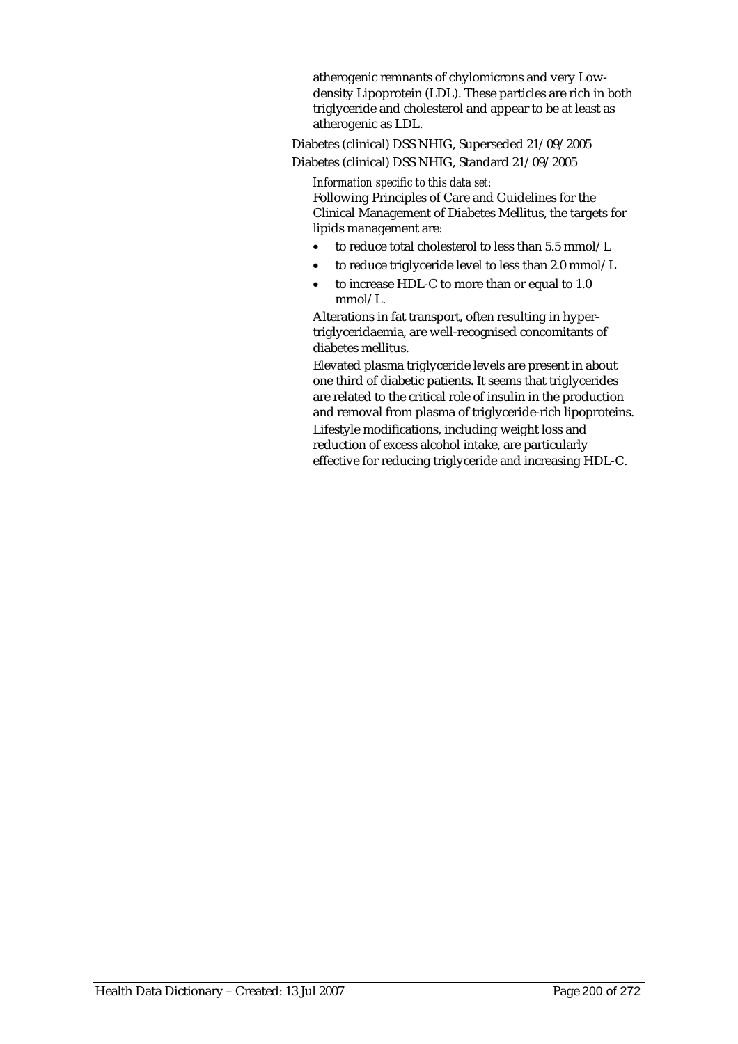atherogenic remnants of chylomicrons and very Low-density Lipoprotein (LDL). These particles are rich in both triglyceride and cholesterol and appear to be at least as atherogenic as LDL.

Diabetes (clinical) DSS NHIG, Superseded 21/09/2005

Diabetes (clinical) DSS NHIG, Standard 21/09/2005

*Information specific to this data set:*

Following Principles of Care and Guidelines for the Clinical Management of Diabetes Mellitus, the targets for lipids management are:

- to reduce total cholesterol to less than 5.5 mmol/L
- to reduce triglyceride level to less than 2.0 mmol/L
- to increase HDL-C to more than or equal to 1.0 mmol/L.

Alterations in fat transport, often resulting in hyper-triglyceridaemia, are well-recognised concomitants of diabetes mellitus.

Elevated plasma triglyceride levels are present in about one third of diabetic patients. It seems that triglycerides are related to the critical role of insulin in the production and removal from plasma of triglyceride-rich lipoproteins.

Lifestyle modifications, including weight loss and reduction of excess alcohol intake, are particularly effective for reducing triglyceride and increasing HDL-C.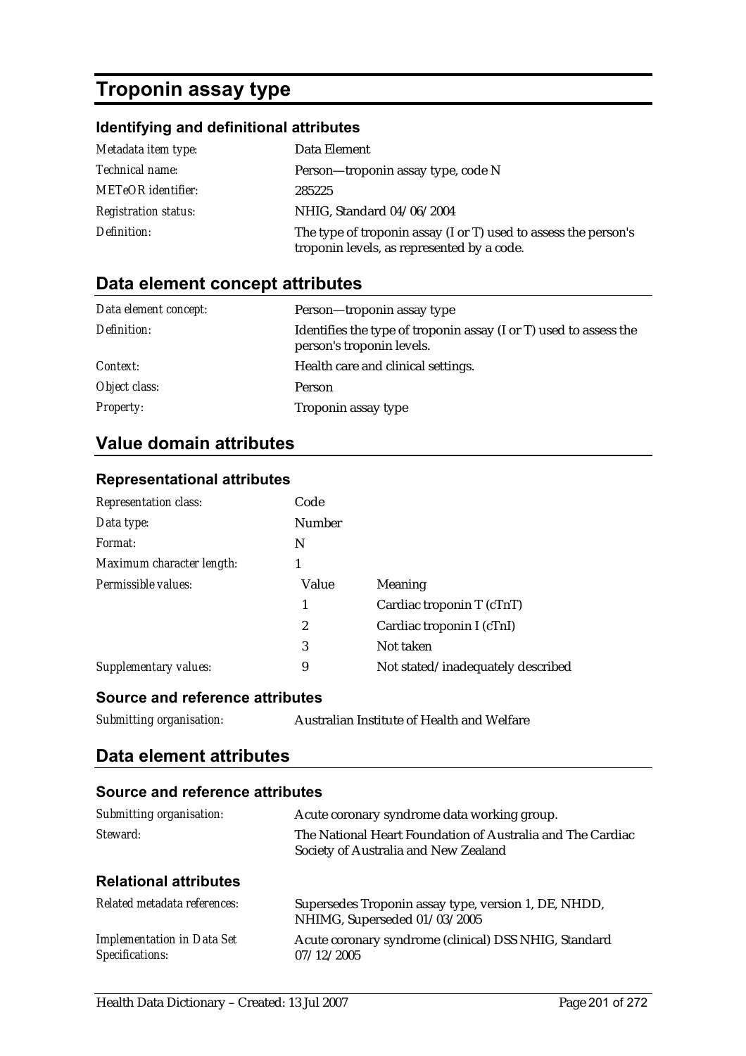# Troponin assay type

### Identifying and definitional attributes

| | |
|---|---|
| *Metadata item type:* | Data Element |
| *Technical name:* | Person—troponin assay type, code N |
| *METeOR identifier:* | 285225 |
| *Registration status:* | NHIG, Standard 04/06/2004 |
| *Definition:* | The type of troponin assay (I or T) used to assess the person's troponin levels, as represented by a code. |

## Data element concept attributes

| | |
|---|---|
| *Data element concept:* | Person—troponin assay type |
| *Definition:* | Identifies the type of troponin assay (I or T) used to assess the person's troponin levels. |
| *Context:* | Health care and clinical settings. |
| *Object class:* | Person |
| *Property:* | Troponin assay type |

## Value domain attributes

### Representational attributes

| | | |
|---|---|---|
| *Representation class:* | Code | |
| *Data type:* | Number | |
| *Format:* | N | |
| *Maximum character length:* | 1 | |
| *Permissible values:* | Value | Meaning |
| | 1 | Cardiac troponin T (cTnT) |
| | 2 | Cardiac troponin I (cTnI) |
| | 3 | Not taken |
| *Supplementary values:* | 9 | Not stated/inadequately described |

### Source and reference attributes

| | |
|---|---|
| *Submitting organisation:* | Australian Institute of Health and Welfare |

## Data element attributes

### Source and reference attributes

| | |
|---|---|
| *Submitting organisation:* | Acute coronary syndrome data working group. |
| *Steward:* | The National Heart Foundation of Australia and The Cardiac Society of Australia and New Zealand |

### Relational attributes

| | |
|---|---|
| *Related metadata references:* | Supersedes Troponin assay type, version 1, DE, NHDD, NHIMG, Superseded 01/03/2005 |
| *Implementation in Data Set Specifications:* | Acute coronary syndrome (clinical) DSS NHIG, Standard 07/12/2005 |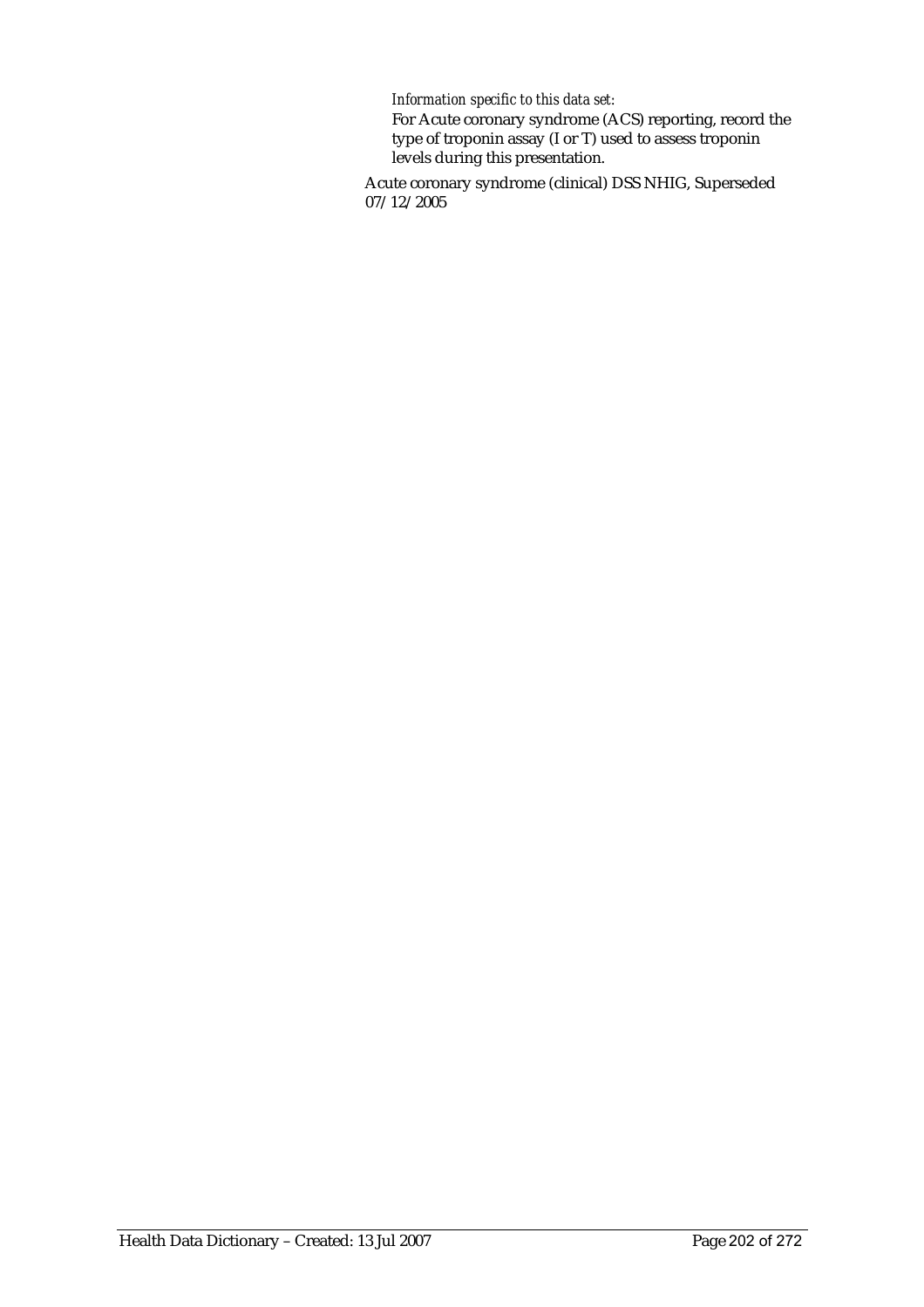*Information specific to this data set:*

For Acute coronary syndrome (ACS) reporting, record the type of troponin assay (I or T) used to assess troponin levels during this presentation.

Acute coronary syndrome (clinical) DSS NHIG, Superseded 07/12/2005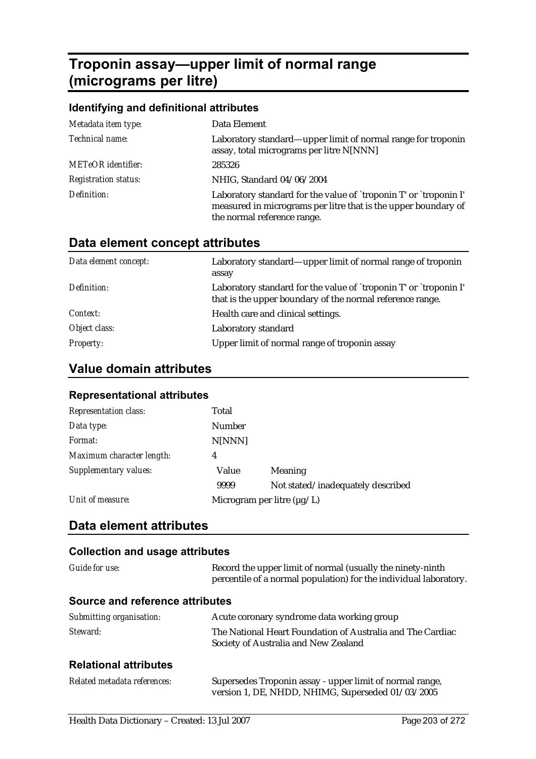# Troponin assay—upper limit of normal range (micrograms per litre)

### Identifying and definitional attributes

| | |
|---|---|
| *Metadata item type:* | Data Element |
| *Technical name:* | Laboratory standard—upper limit of normal range for troponin assay, total micrograms per litre N[NNN] |
| *METeOR identifier:* | 285326 |
| *Registration status:* | NHIG, Standard 04/06/2004 |
| *Definition:* | Laboratory standard for the value of `troponin T' or `troponin I' measured in micrograms per litre that is the upper boundary of the normal reference range. |

## Data element concept attributes

| | |
|---|---|
| *Data element concept:* | Laboratory standard—upper limit of normal range of troponin assay |
| *Definition:* | Laboratory standard for the value of `troponin T' or `troponin I' that is the upper boundary of the normal reference range. |
| *Context:* | Health care and clinical settings. |
| *Object class:* | Laboratory standard |
| *Property:* | Upper limit of normal range of troponin assay |

## Value domain attributes

### Representational attributes

| | | |
|---|---|---|
| *Representation class:* | Total | |
| *Data type:* | Number | |
| *Format:* | N[NNN] | |
| *Maximum character length:* | 4 | |
| *Supplementary values:* | Value | Meaning |
| | 9999 | Not stated/inadequately described |
| *Unit of measure:* | Microgram per litre (µg/L) | |

## Data element attributes

### Collection and usage attributes

| | |
|---|---|
| *Guide for use:* | Record the upper limit of normal (usually the ninety-ninth percentile of a normal population) for the individual laboratory. |

### Source and reference attributes

| | |
|---|---|
| *Submitting organisation:* | Acute coronary syndrome data working group |
| *Steward:* | The National Heart Foundation of Australia and The Cardiac Society of Australia and New Zealand |

### Relational attributes

| | |
|---|---|
| *Related metadata references:* | Supersedes Troponin assay - upper limit of normal range, version 1, DE, NHDD, NHIMG, Superseded 01/03/2005 |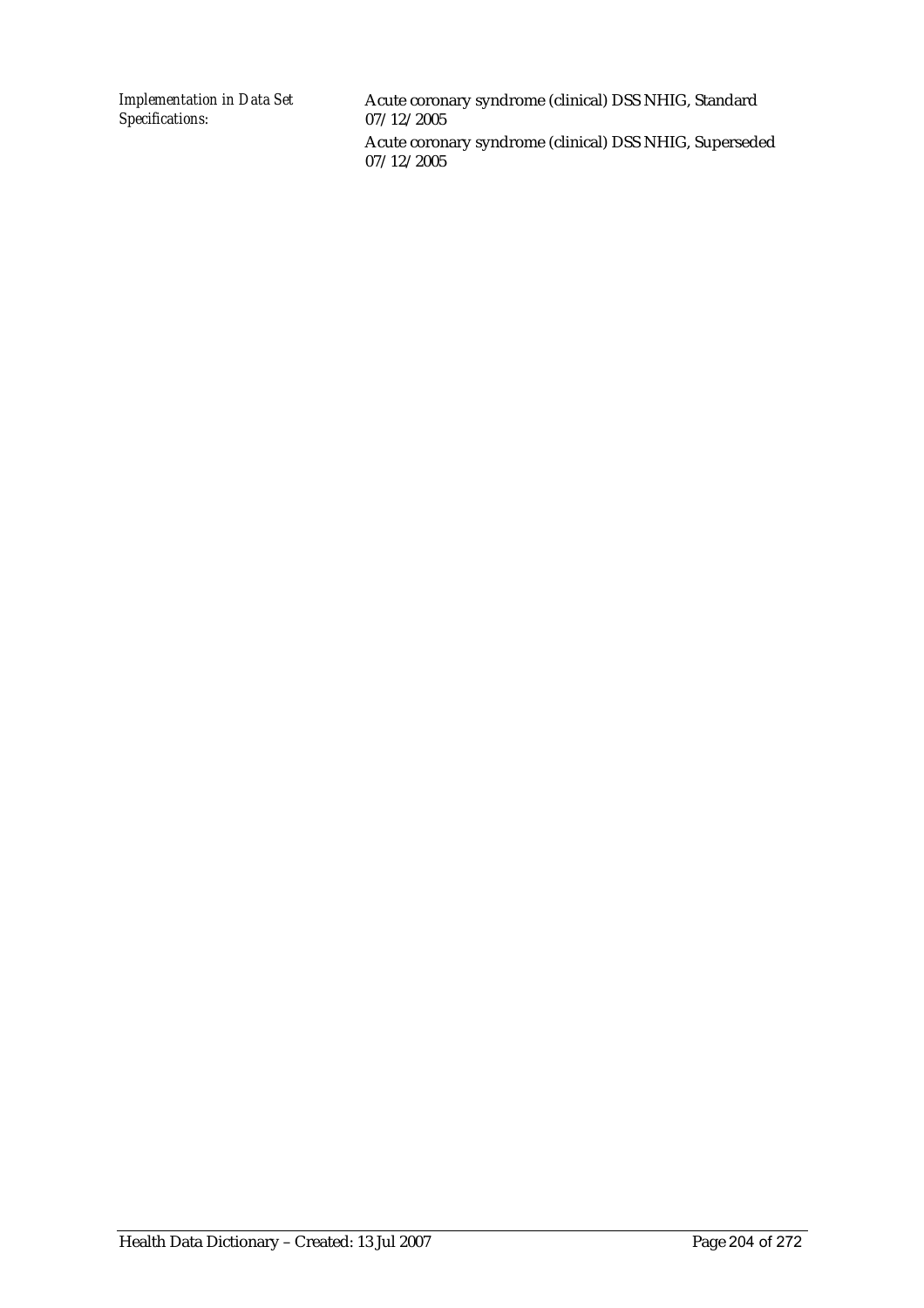*Implementation in Data Set Specifications:*

Acute coronary syndrome (clinical) DSS NHIG, Standard 07/12/2005

Acute coronary syndrome (clinical) DSS NHIG, Superseded 07/12/2005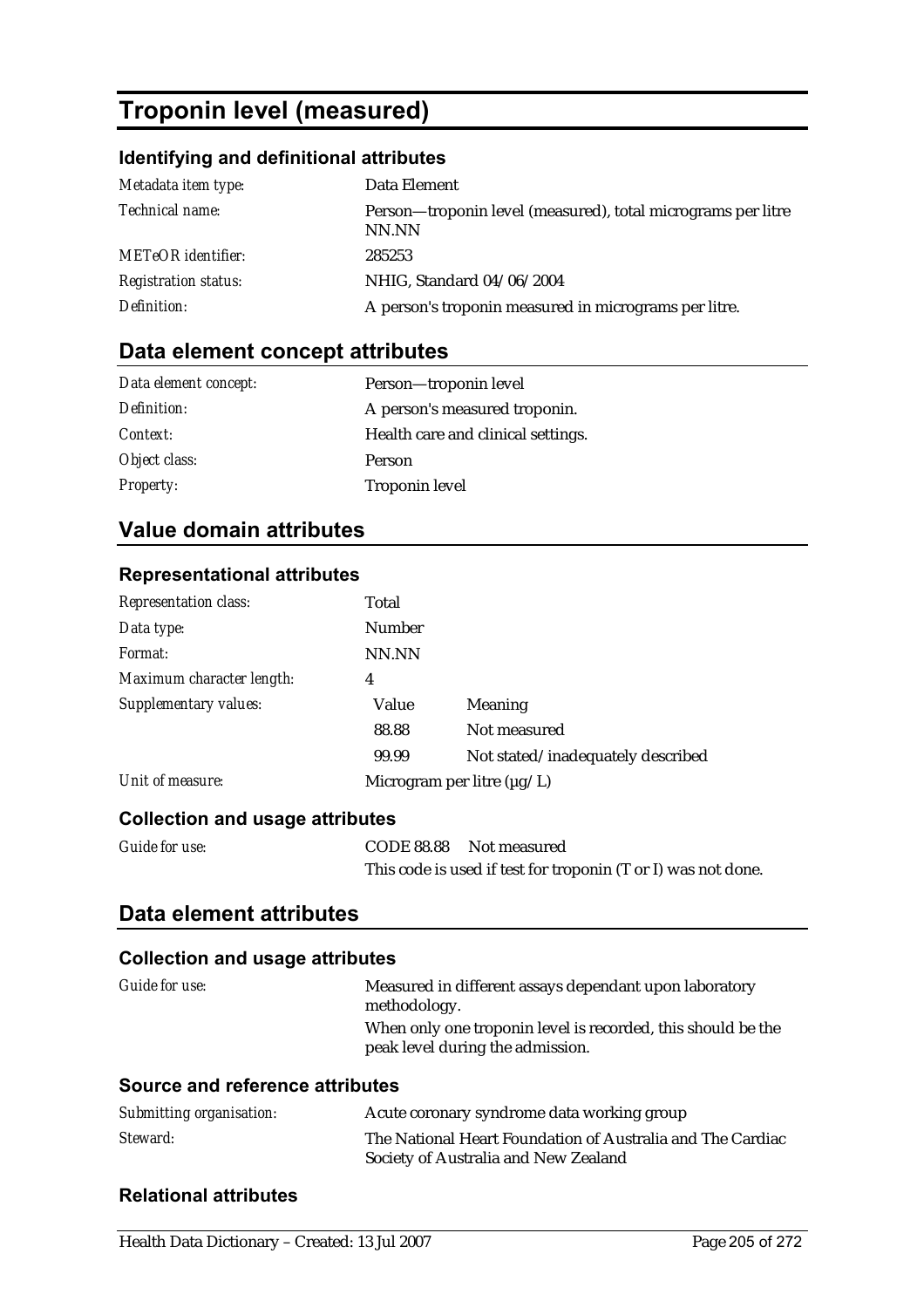# Troponin level (measured)

### Identifying and definitional attributes

| | |
|---|---|
| *Metadata item type:* | Data Element |
| *Technical name:* | Person—troponin level (measured), total micrograms per litre NN.NN |
| *METeOR identifier:* | 285253 |
| *Registration status:* | NHIG, Standard 04/06/2004 |
| *Definition:* | A person's troponin measured in micrograms per litre. |

## Data element concept attributes

| | |
|---|---|
| *Data element concept:* | Person—troponin level |
| *Definition:* | A person's measured troponin. |
| *Context:* | Health care and clinical settings. |
| *Object class:* | Person |
| *Property:* | Troponin level |

## Value domain attributes

### Representational attributes

| | | |
|---|---|---|
| *Representation class:* | Total | |
| *Data type:* | Number | |
| *Format:* | NN.NN | |
| *Maximum character length:* | 4 | |
| *Supplementary values:* | Value | Meaning |
| | 88.88 | Not measured |
| | 99.99 | Not stated/inadequately described |
| *Unit of measure:* | Microgram per litre (µg/L) | |

### Collection and usage attributes

*Guide for use:* CODE 88.88 Not measured

This code is used if test for troponin (T or I) was not done.

## Data element attributes

### Collection and usage attributes

*Guide for use:* Measured in different assays dependant upon laboratory methodology.

When only one troponin level is recorded, this should be the peak level during the admission.

### Source and reference attributes

| | |
|---|---|
| *Submitting organisation:* | Acute coronary syndrome data working group |
| *Steward:* | The National Heart Foundation of Australia and The Cardiac Society of Australia and New Zealand |

### Relational attributes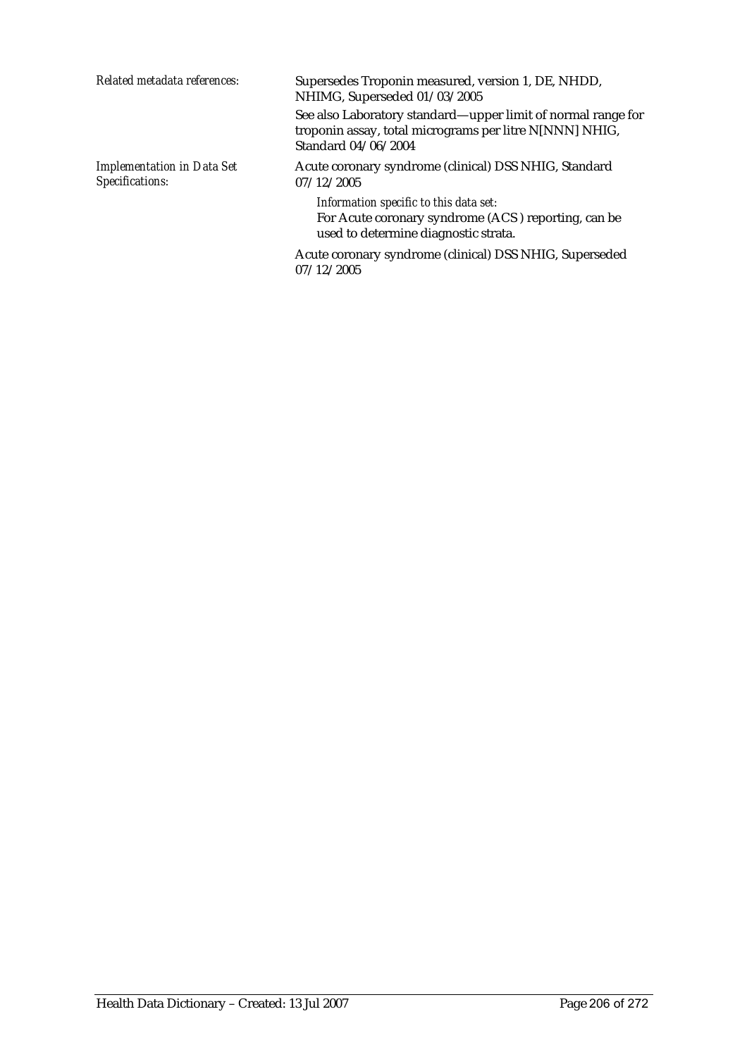*Related metadata references:*

Supersedes Troponin measured, version 1, DE, NHDD, NHIMG, Superseded 01/03/2005

See also Laboratory standard—upper limit of normal range for troponin assay, total micrograms per litre N[NNN] NHIG, Standard 04/06/2004

*Implementation in Data Set Specifications:*

Acute coronary syndrome (clinical) DSS NHIG, Standard 07/12/2005

*Information specific to this data set:*

For Acute coronary syndrome (ACS) reporting, can be used to determine diagnostic strata.

Acute coronary syndrome (clinical) DSS NHIG, Superseded 07/12/2005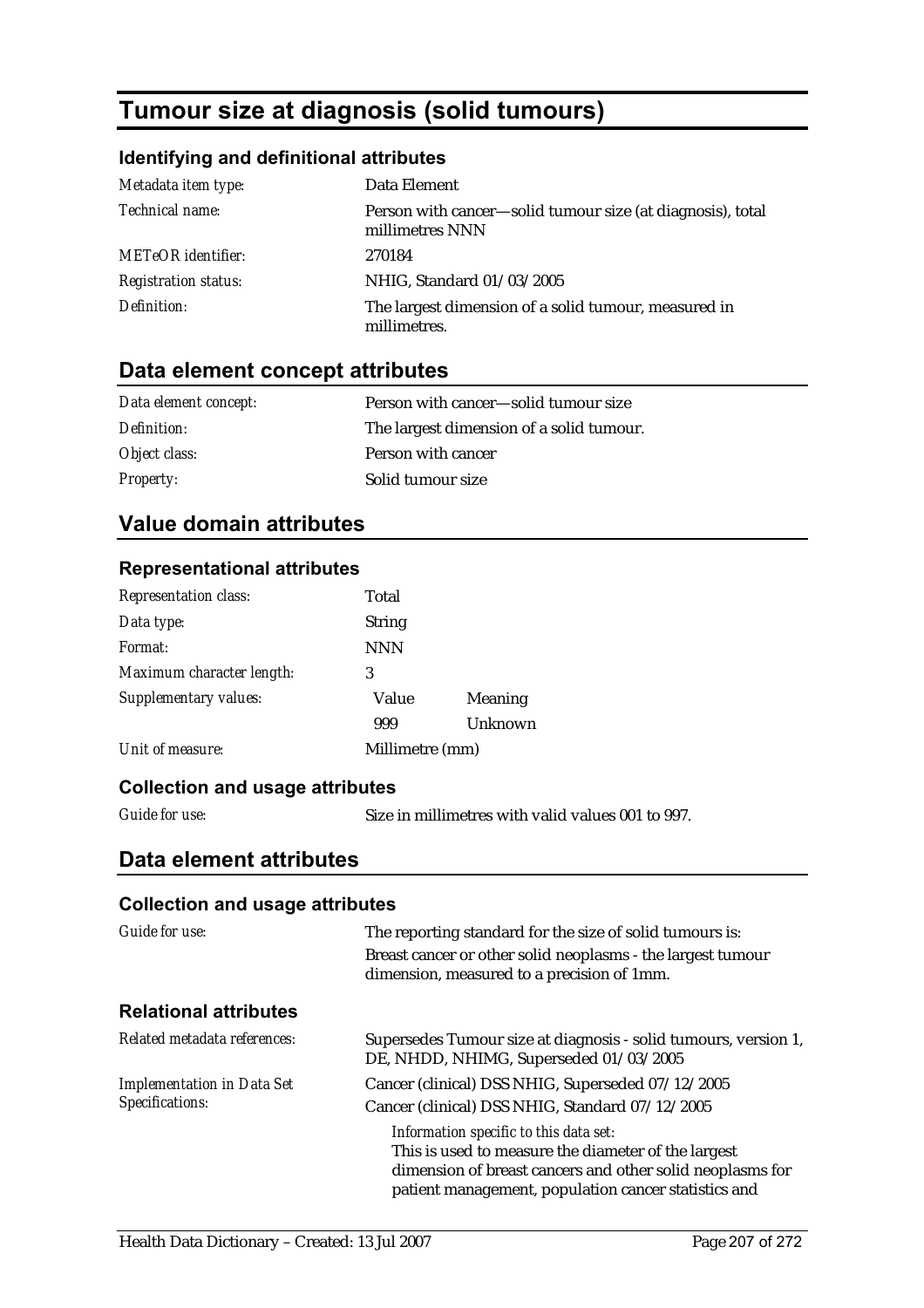# Tumour size at diagnosis (solid tumours)

### Identifying and definitional attributes

| | |
|---|---|
| *Metadata item type:* | Data Element |
| *Technical name:* | Person with cancer—solid tumour size (at diagnosis), total millimetres NNN |
| *METeOR identifier:* | 270184 |
| *Registration status:* | NHIG, Standard 01/03/2005 |
| *Definition:* | The largest dimension of a solid tumour, measured in millimetres. |

## Data element concept attributes

| | |
|---|---|
| *Data element concept:* | Person with cancer—solid tumour size |
| *Definition:* | The largest dimension of a solid tumour. |
| *Object class:* | Person with cancer |
| *Property:* | Solid tumour size |

## Value domain attributes

### Representational attributes

| | | |
|---|---|---|
| *Representation class:* | Total | |
| *Data type:* | String | |
| *Format:* | NNN | |
| *Maximum character length:* | 3 | |
| *Supplementary values:* | Value | Meaning |
| | 999 | Unknown |
| *Unit of measure:* | Millimetre (mm) | |

### Collection and usage attributes

| | |
|---|---|
| *Guide for use:* | Size in millimetres with valid values 001 to 997. |

## Data element attributes

### Collection and usage attributes

| | |
|---|---|
| *Guide for use:* | The reporting standard for the size of solid tumours is: Breast cancer or other solid neoplasms - the largest tumour dimension, measured to a precision of 1mm. |

### Relational attributes

| | |
|---|---|
| *Related metadata references:* | Supersedes Tumour size at diagnosis - solid tumours, version 1, DE, NHDD, NHIMG, Superseded 01/03/2005 |
| *Implementation in Data Set Specifications:* | Cancer (clinical) DSS NHIG, Superseded 07/12/2005<br>Cancer (clinical) DSS NHIG, Standard 07/12/2005<br>*Information specific to this data set:*<br>This is used to measure the diameter of the largest dimension of breast cancers and other solid neoplasms for patient management, population cancer statistics and |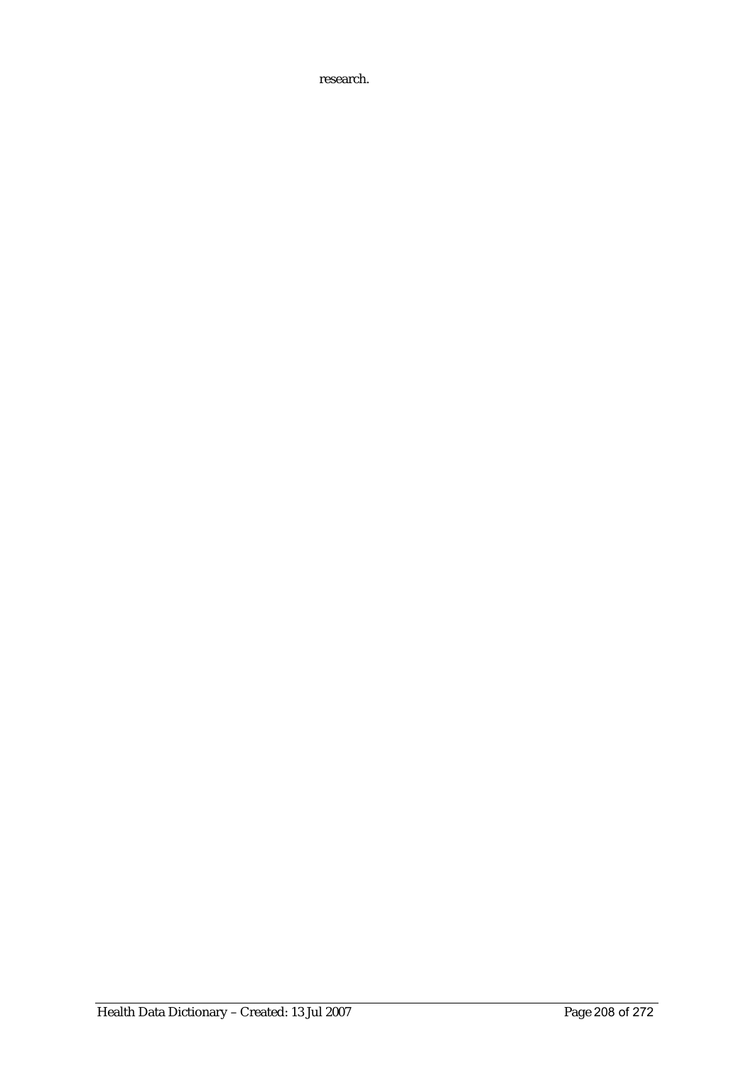research.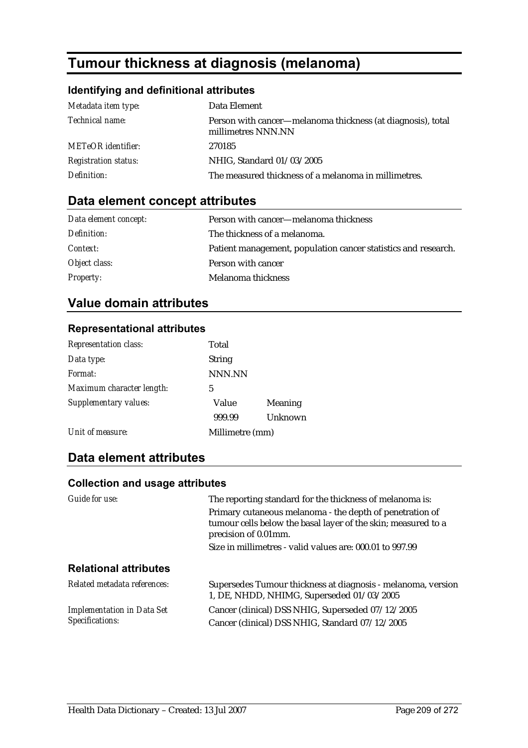# Tumour thickness at diagnosis (melanoma)

## Identifying and definitional attributes

| | |
|---|---|
| *Metadata item type:* | Data Element |
| *Technical name:* | Person with cancer—melanoma thickness (at diagnosis), total millimetres NNN.NN |
| *METeOR identifier:* | 270185 |
| *Registration status:* | NHIG, Standard 01/03/2005 |
| *Definition:* | The measured thickness of a melanoma in millimetres. |

## Data element concept attributes

| | |
|---|---|
| *Data element concept:* | Person with cancer—melanoma thickness |
| *Definition:* | The thickness of a melanoma. |
| *Context:* | Patient management, population cancer statistics and research. |
| *Object class:* | Person with cancer |
| *Property:* | Melanoma thickness |

## Value domain attributes

### Representational attributes

| | | |
|---|---|---|
| *Representation class:* | Total | |
| *Data type:* | String | |
| *Format:* | NNN.NN | |
| *Maximum character length:* | 5 | |
| *Supplementary values:* | Value | Meaning |
| | 999.99 | Unknown |
| *Unit of measure:* | Millimetre (mm) | |

## Data element attributes

### Collection and usage attributes

| | |
|---|---|
| *Guide for use:* | The reporting standard for the thickness of melanoma is: Primary cutaneous melanoma - the depth of penetration of tumour cells below the basal layer of the skin; measured to a precision of 0.01mm. Size in millimetres - valid values are: 000.01 to 997.99 |

### Relational attributes

| | |
|---|---|
| *Related metadata references:* | Supersedes Tumour thickness at diagnosis - melanoma, version 1, DE, NHDD, NHIMG, Superseded 01/03/2005 |
| *Implementation in Data Set Specifications:* | Cancer (clinical) DSS NHIG, Superseded 07/12/2005<br>Cancer (clinical) DSS NHIG, Standard 07/12/2005 |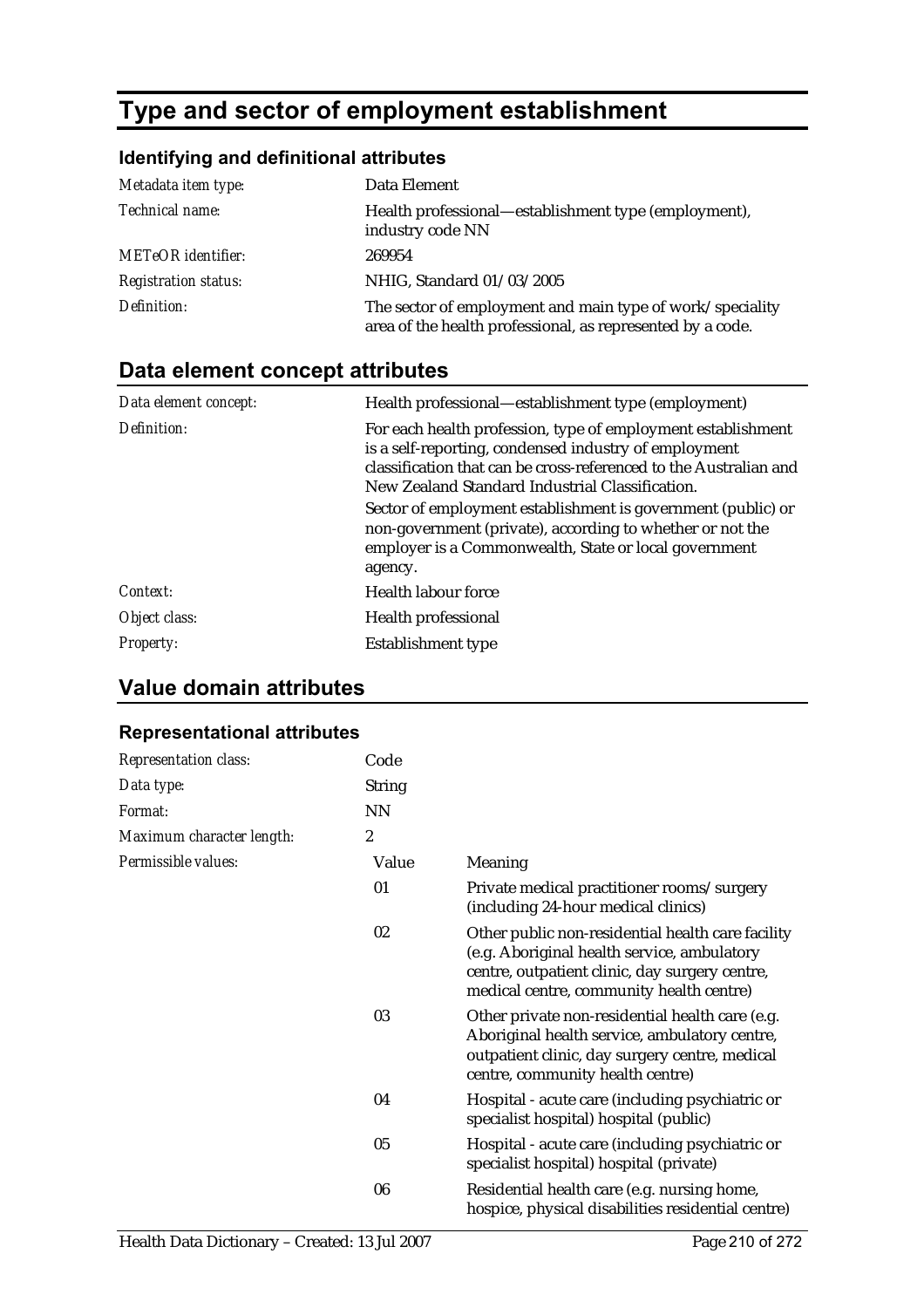# Type and sector of employment establishment

### Identifying and definitional attributes

| | |
|---|---|
| *Metadata item type:* | Data Element |
| *Technical name:* | Health professional—establishment type (employment), industry code NN |
| *METeOR identifier:* | 269954 |
| *Registration status:* | NHIG, Standard 01/03/2005 |
| *Definition:* | The sector of employment and main type of work/speciality area of the health professional, as represented by a code. |

## Data element concept attributes

| | |
|---|---|
| *Data element concept:* | Health professional—establishment type (employment) |
| *Definition:* | For each health profession, type of employment establishment is a self-reporting, condensed industry of employment classification that can be cross-referenced to the Australian and New Zealand Standard Industrial Classification.<br>Sector of employment establishment is government (public) or non-government (private), according to whether or not the employer is a Commonwealth, State or local government agency. |
| *Context:* | Health labour force |
| *Object class:* | Health professional |
| *Property:* | Establishment type |

## Value domain attributes

### Representational attributes

| | | |
|---|---|---|
| *Representation class:* | Code | |
| *Data type:* | String | |
| *Format:* | NN | |
| *Maximum character length:* | 2 | |
| *Permissible values:* | Value | Meaning |
| | 01 | Private medical practitioner rooms/surgery (including 24-hour medical clinics) |
| | 02 | Other public non-residential health care facility (e.g. Aboriginal health service, ambulatory centre, outpatient clinic, day surgery centre, medical centre, community health centre) |
| | 03 | Other private non-residential health care (e.g. Aboriginal health service, ambulatory centre, outpatient clinic, day surgery centre, medical centre, community health centre) |
| | 04 | Hospital - acute care (including psychiatric or specialist hospital) hospital (public) |
| | 05 | Hospital - acute care (including psychiatric or specialist hospital) hospital (private) |
| | 06 | Residential health care (e.g. nursing home, hospice, physical disabilities residential centre) |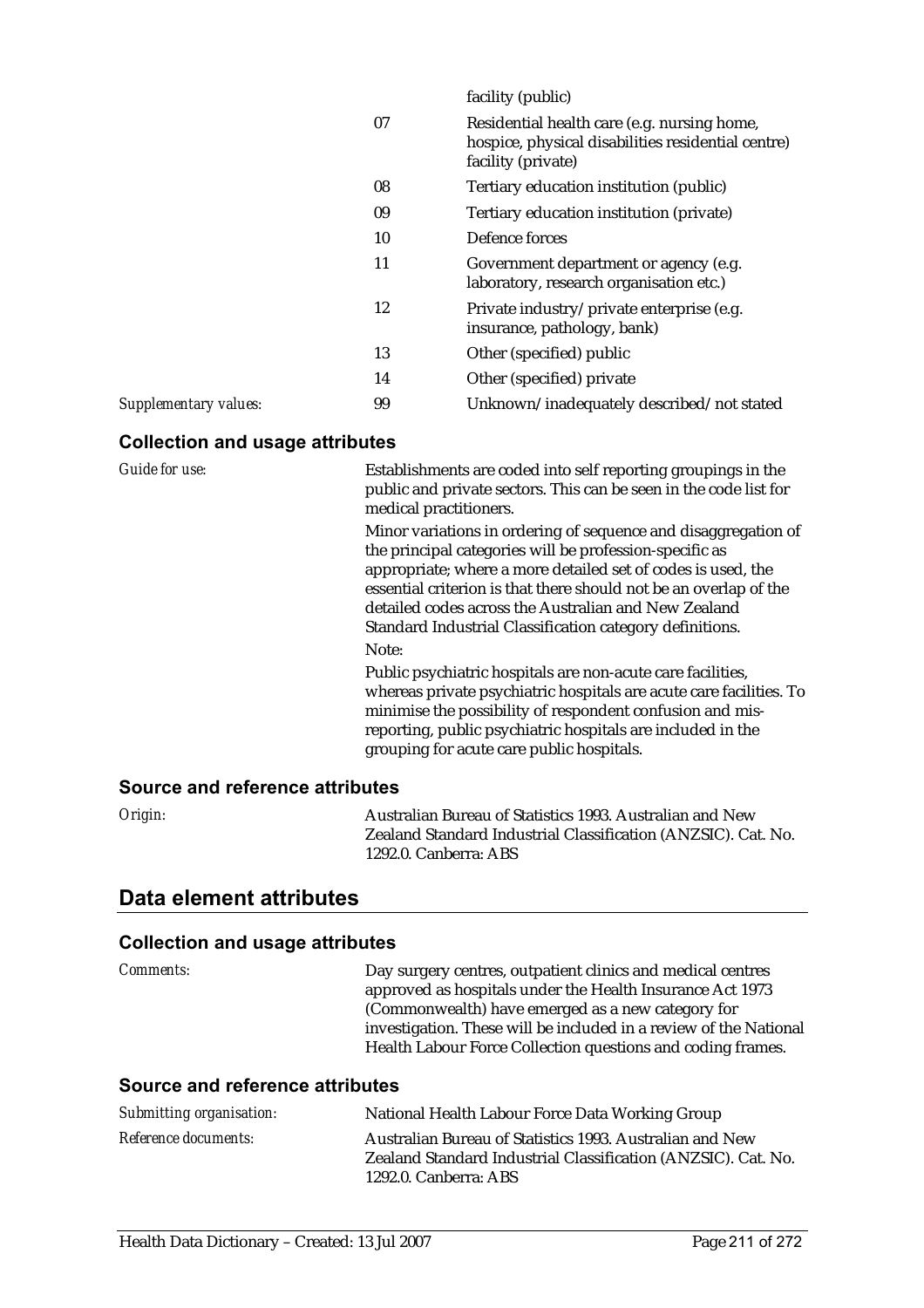| | | |
|---|---|---|
| | | facility (public) |
| | 07 | Residential health care (e.g. nursing home, hospice, physical disabilities residential centre) facility (private) |
| | 08 | Tertiary education institution (public) |
| | 09 | Tertiary education institution (private) |
| | 10 | Defence forces |
| | 11 | Government department or agency (e.g. laboratory, research organisation etc.) |
| | 12 | Private industry/private enterprise (e.g. insurance, pathology, bank) |
| | 13 | Other (specified) public |
| | 14 | Other (specified) private |
| *Supplementary values:* | 99 | Unknown/inadequately described/not stated |

### Collection and usage attributes

*Guide for use:*

Establishments are coded into self reporting groupings in the public and private sectors. This can be seen in the code list for medical practitioners.

Minor variations in ordering of sequence and disaggregation of the principal categories will be profession-specific as appropriate; where a more detailed set of codes is used, the essential criterion is that there should not be an overlap of the detailed codes across the Australian and New Zealand Standard Industrial Classification category definitions.

Note:

Public psychiatric hospitals are non-acute care facilities, whereas private psychiatric hospitals are acute care facilities. To minimise the possibility of respondent confusion and mis-reporting, public psychiatric hospitals are included in the grouping for acute care public hospitals.

### Source and reference attributes

*Origin:* Australian Bureau of Statistics 1993. Australian and New Zealand Standard Industrial Classification (ANZSIC). Cat. No. 1292.0. Canberra: ABS

## Data element attributes

### Collection and usage attributes

*Comments:* Day surgery centres, outpatient clinics and medical centres approved as hospitals under the Health Insurance Act 1973 (Commonwealth) have emerged as a new category for investigation. These will be included in a review of the National Health Labour Force Collection questions and coding frames.

### Source and reference attributes

*Submitting organisation:* National Health Labour Force Data Working Group

*Reference documents:* Australian Bureau of Statistics 1993. Australian and New Zealand Standard Industrial Classification (ANZSIC). Cat. No. 1292.0. Canberra: ABS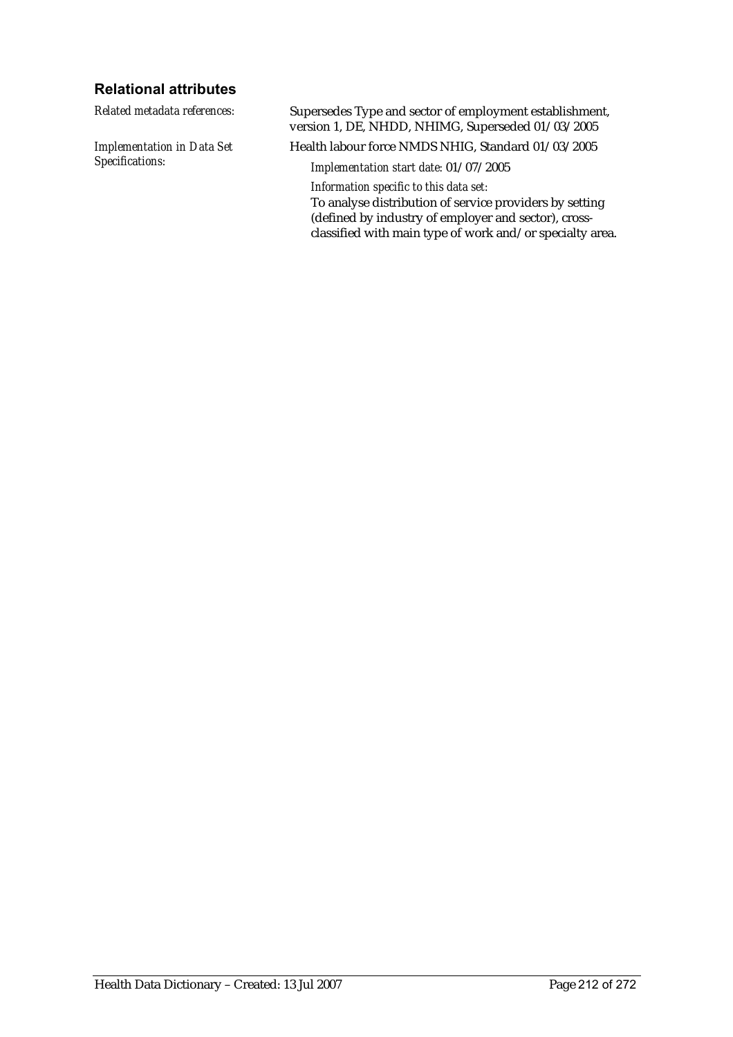### Relational attributes

*Related metadata references:* Supersedes Type and sector of employment establishment, version 1, DE, NHDD, NHIMG, Superseded 01/03/2005

*Implementation in Data Set Specifications:* Health labour force NMDS NHIG, Standard 01/03/2005

*Implementation start date:* 01/07/2005

*Information specific to this data set:*
To analyse distribution of service providers by setting (defined by industry of employer and sector), cross-classified with main type of work and/or specialty area.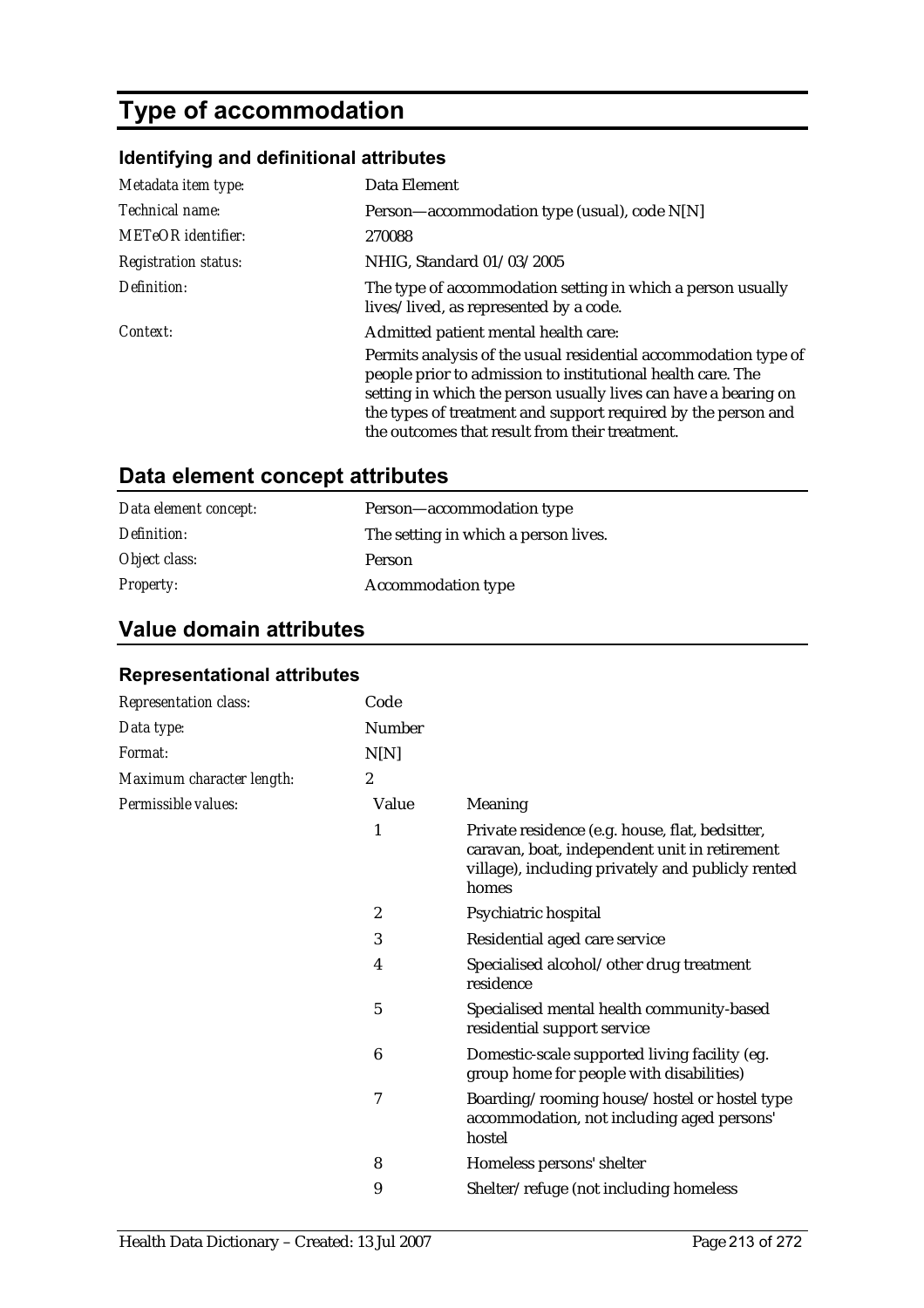# Type of accommodation

### Identifying and definitional attributes

| | |
|---|---|
| *Metadata item type:* | Data Element |
| *Technical name:* | Person—accommodation type (usual), code N[N] |
| *METeOR identifier:* | 270088 |
| *Registration status:* | NHIG, Standard 01/03/2005 |
| *Definition:* | The type of accommodation setting in which a person usually lives/lived, as represented by a code. |
| *Context:* | Admitted patient mental health care:<br>Permits analysis of the usual residential accommodation type of people prior to admission to institutional health care. The setting in which the person usually lives can have a bearing on the types of treatment and support required by the person and the outcomes that result from their treatment. |

## Data element concept attributes

| | |
|---|---|
| *Data element concept:* | Person—accommodation type |
| *Definition:* | The setting in which a person lives. |
| *Object class:* | Person |
| *Property:* | Accommodation type |

## Value domain attributes

### Representational attributes

| | |
|---|---|
| *Representation class:* | Code |
| *Data type:* | Number |
| *Format:* | N[N] |
| *Maximum character length:* | 2 |

*Permissible values:*

| Value | Meaning |
|---|---|
| 1 | Private residence (e.g. house, flat, bedsitter, caravan, boat, independent unit in retirement village), including privately and publicly rented homes |
| 2 | Psychiatric hospital |
| 3 | Residential aged care service |
| 4 | Specialised alcohol/other drug treatment residence |
| 5 | Specialised mental health community-based residential support service |
| 6 | Domestic-scale supported living facility (eg. group home for people with disabilities) |
| 7 | Boarding/rooming house/hostel or hostel type accommodation, not including aged persons' hostel |
| 8 | Homeless persons' shelter |
| 9 | Shelter/refuge (not including homeless |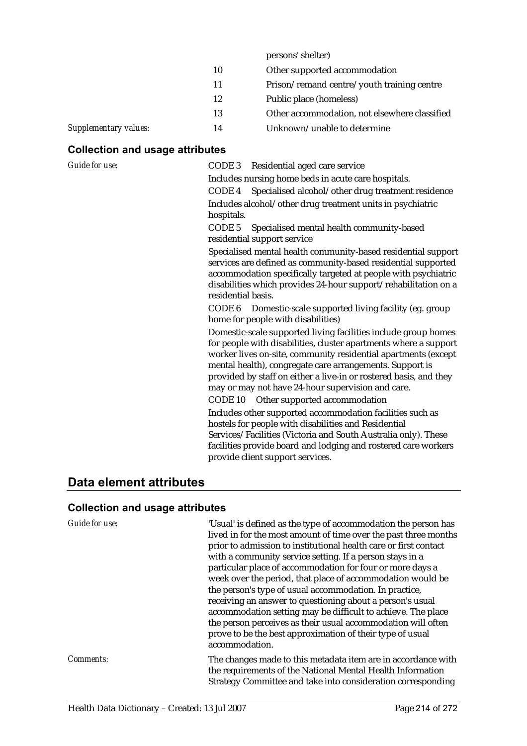| | | |
|---|---|---|
| | | persons' shelter) |
| | 10 | Other supported accommodation |
| | 11 | Prison/remand centre/youth training centre |
| | 12 | Public place (homeless) |
| | 13 | Other accommodation, not elsewhere classified |
| *Supplementary values:* | 14 | Unknown/unable to determine |

### Collection and usage attributes

*Guide for use:*

CODE 3 Residential aged care service

Includes nursing home beds in acute care hospitals.

CODE 4 Specialised alcohol/other drug treatment residence

Includes alcohol/other drug treatment units in psychiatric hospitals.

CODE 5 Specialised mental health community-based residential support service

Specialised mental health community-based residential support services are defined as community-based residential supported accommodation specifically targeted at people with psychiatric disabilities which provides 24-hour support/rehabilitation on a residential basis.

CODE 6 Domestic-scale supported living facility (eg. group home for people with disabilities)

Domestic-scale supported living facilities include group homes for people with disabilities, cluster apartments where a support worker lives on-site, community residential apartments (except mental health), congregate care arrangements. Support is provided by staff on either a live-in or rostered basis, and they may or may not have 24-hour supervision and care.

CODE 10 Other supported accommodation

Includes other supported accommodation facilities such as hostels for people with disabilities and Residential Services/Facilities (Victoria and South Australia only). These facilities provide board and lodging and rostered care workers provide client support services.

## Data element attributes

### Collection and usage attributes

*Guide for use:*

'Usual' is defined as the type of accommodation the person has lived in for the most amount of time over the past three months prior to admission to institutional health care or first contact with a community service setting. If a person stays in a particular place of accommodation for four or more days a week over the period, that place of accommodation would be the person's type of usual accommodation. In practice, receiving an answer to questioning about a person's usual accommodation setting may be difficult to achieve. The place the person perceives as their usual accommodation will often prove to be the best approximation of their type of usual accommodation.

*Comments:*

The changes made to this metadata item are in accordance with the requirements of the National Mental Health Information Strategy Committee and take into consideration corresponding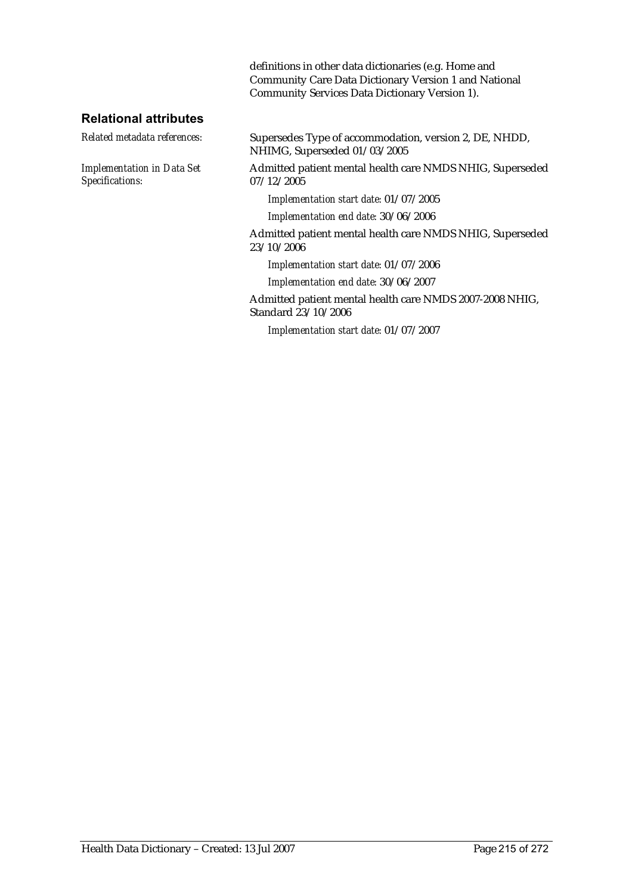definitions in other data dictionaries (e.g. Home and Community Care Data Dictionary Version 1 and National Community Services Data Dictionary Version 1).

## Relational attributes

*Related metadata references:* Supersedes Type of accommodation, version 2, DE, NHDD, NHIMG, Superseded 01/03/2005

*Implementation in Data Set Specifications:* Admitted patient mental health care NMDS NHIG, Superseded 07/12/2005

*Implementation start date:* 01/07/2005

*Implementation end date:* 30/06/2006

Admitted patient mental health care NMDS NHIG, Superseded 23/10/2006

*Implementation start date:* 01/07/2006

*Implementation end date:* 30/06/2007

Admitted patient mental health care NMDS 2007-2008 NHIG, Standard 23/10/2006

*Implementation start date:* 01/07/2007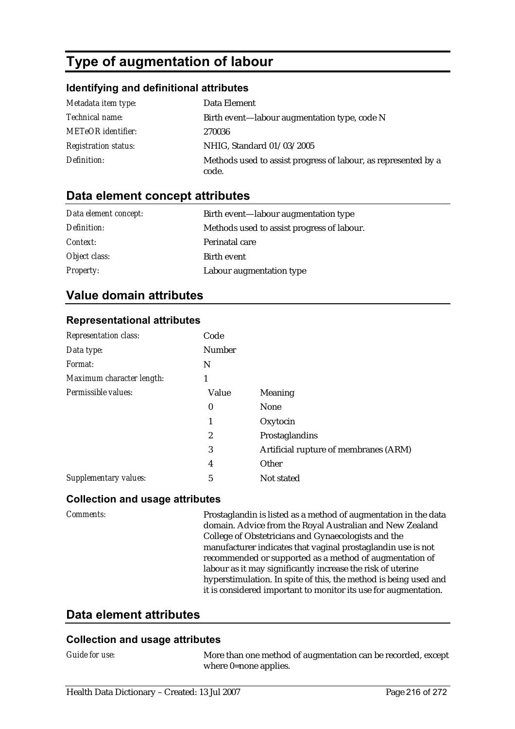# Type of augmentation of labour

### Identifying and definitional attributes

| | |
|---|---|
| *Metadata item type:* | Data Element |
| *Technical name:* | Birth event—labour augmentation type, code N |
| *METeOR identifier:* | 270036 |
| *Registration status:* | NHIG, Standard 01/03/2005 |
| *Definition:* | Methods used to assist progress of labour, as represented by a code. |

## Data element concept attributes

| | |
|---|---|
| *Data element concept:* | Birth event—labour augmentation type |
| *Definition:* | Methods used to assist progress of labour. |
| *Context:* | Perinatal care |
| *Object class:* | Birth event |
| *Property:* | Labour augmentation type |

## Value domain attributes

### Representational attributes

| | | |
|---|---|---|
| *Representation class:* | Code | |
| *Data type:* | Number | |
| *Format:* | N | |
| *Maximum character length:* | 1 | |
| *Permissible values:* | Value | Meaning |
| | 0 | None |
| | 1 | Oxytocin |
| | 2 | Prostaglandins |
| | 3 | Artificial rupture of membranes (ARM) |
| | 4 | Other |
| *Supplementary values:* | 5 | Not stated |

### Collection and usage attributes

| | |
|---|---|
| *Comments:* | Prostaglandin is listed as a method of augmentation in the data domain. Advice from the Royal Australian and New Zealand College of Obstetricians and Gynaecologists and the manufacturer indicates that vaginal prostaglandin use is not recommended or supported as a method of augmentation of labour as it may significantly increase the risk of uterine hyperstimulation. In spite of this, the method is being used and it is considered important to monitor its use for augmentation. |

## Data element attributes

### Collection and usage attributes

| | |
|---|---|
| *Guide for use:* | More than one method of augmentation can be recorded, except where 0=none applies. |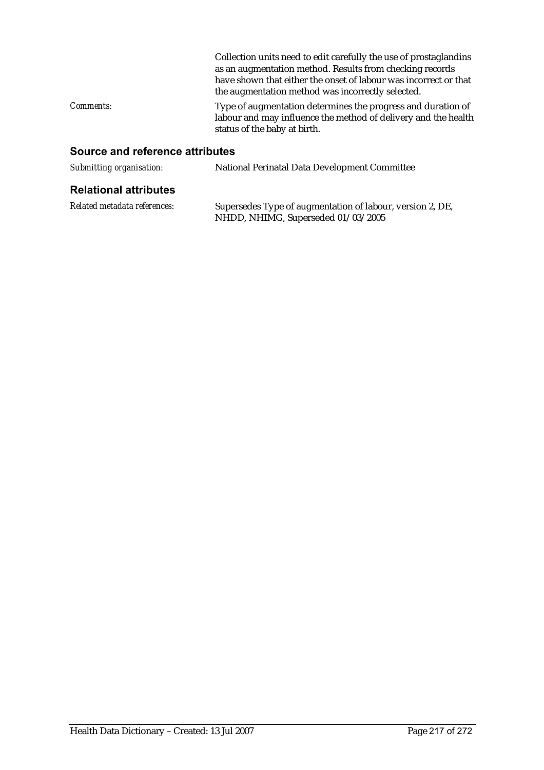Collection units need to edit carefully the use of prostaglandins as an augmentation method. Results from checking records have shown that either the onset of labour was incorrect or that the augmentation method was incorrectly selected.

*Comments:* Type of augmentation determines the progress and duration of labour and may influence the method of delivery and the health status of the baby at birth.

## Source and reference attributes

*Submitting organisation:* National Perinatal Data Development Committee

## Relational attributes

*Related metadata references:* Supersedes Type of augmentation of labour, version 2, DE, NHDD, NHIMG, Superseded 01/03/2005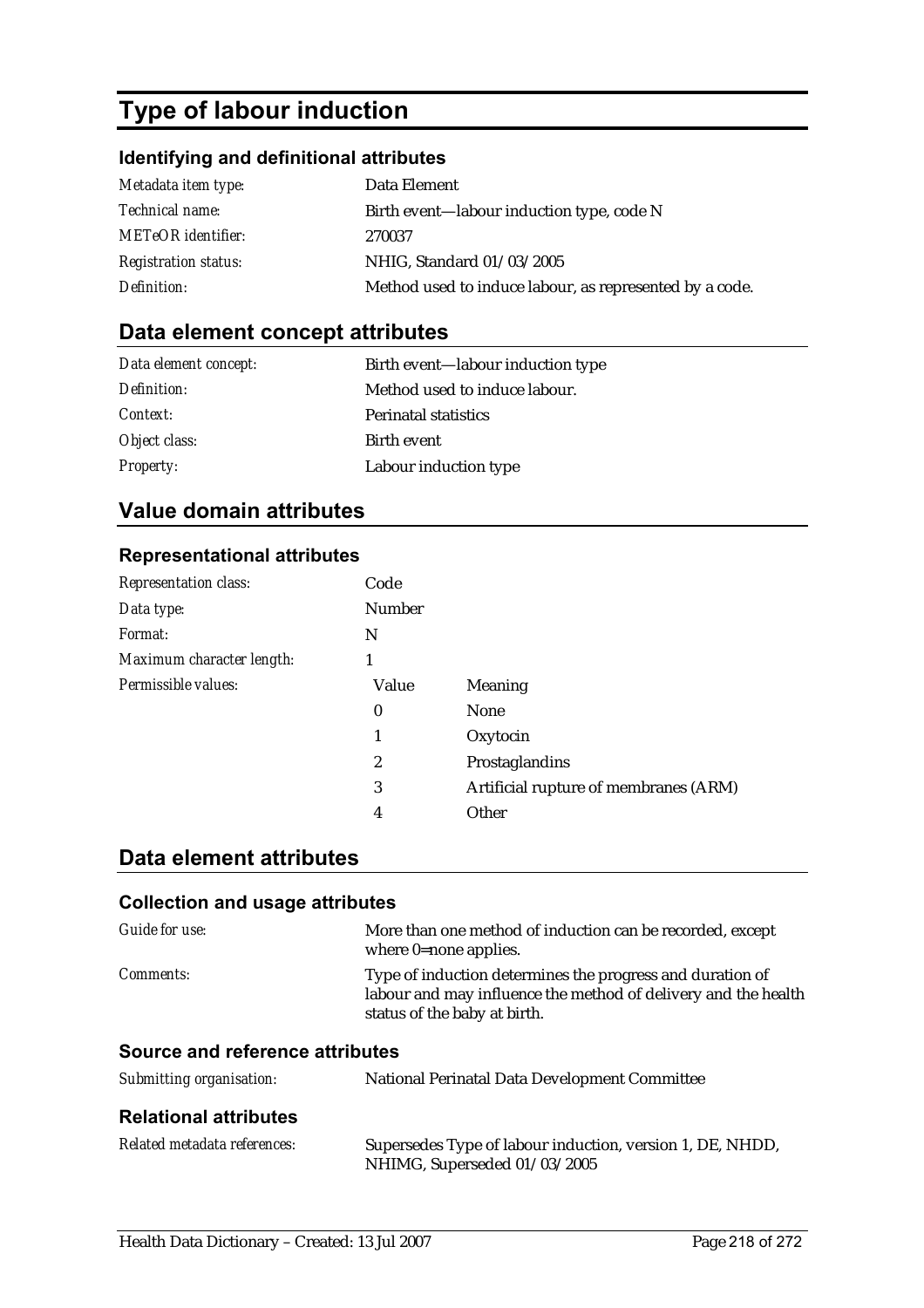# Type of labour induction

### Identifying and definitional attributes

| | |
|---|---|
| *Metadata item type:* | Data Element |
| *Technical name:* | Birth event—labour induction type, code N |
| *METeOR identifier:* | 270037 |
| *Registration status:* | NHIG, Standard 01/03/2005 |
| *Definition:* | Method used to induce labour, as represented by a code. |

## Data element concept attributes

| | |
|---|---|
| *Data element concept:* | Birth event—labour induction type |
| *Definition:* | Method used to induce labour. |
| *Context:* | Perinatal statistics |
| *Object class:* | Birth event |
| *Property:* | Labour induction type |

## Value domain attributes

### Representational attributes

| | | |
|---|---|---|
| *Representation class:* | Code | |
| *Data type:* | Number | |
| *Format:* | N | |
| *Maximum character length:* | 1 | |
| *Permissible values:* | **Value** | **Meaning** |
| | 0 | None |
| | 1 | Oxytocin |
| | 2 | Prostaglandins |
| | 3 | Artificial rupture of membranes (ARM) |
| | 4 | Other |

## Data element attributes

### Collection and usage attributes

| | |
|---|---|
| *Guide for use:* | More than one method of induction can be recorded, except where 0=none applies. |
| *Comments:* | Type of induction determines the progress and duration of labour and may influence the method of delivery and the health status of the baby at birth. |

### Source and reference attributes

| | |
|---|---|
| *Submitting organisation:* | National Perinatal Data Development Committee |

### Relational attributes

| | |
|---|---|
| *Related metadata references:* | Supersedes Type of labour induction, version 1, DE, NHDD, NHIMG, Superseded 01/03/2005 |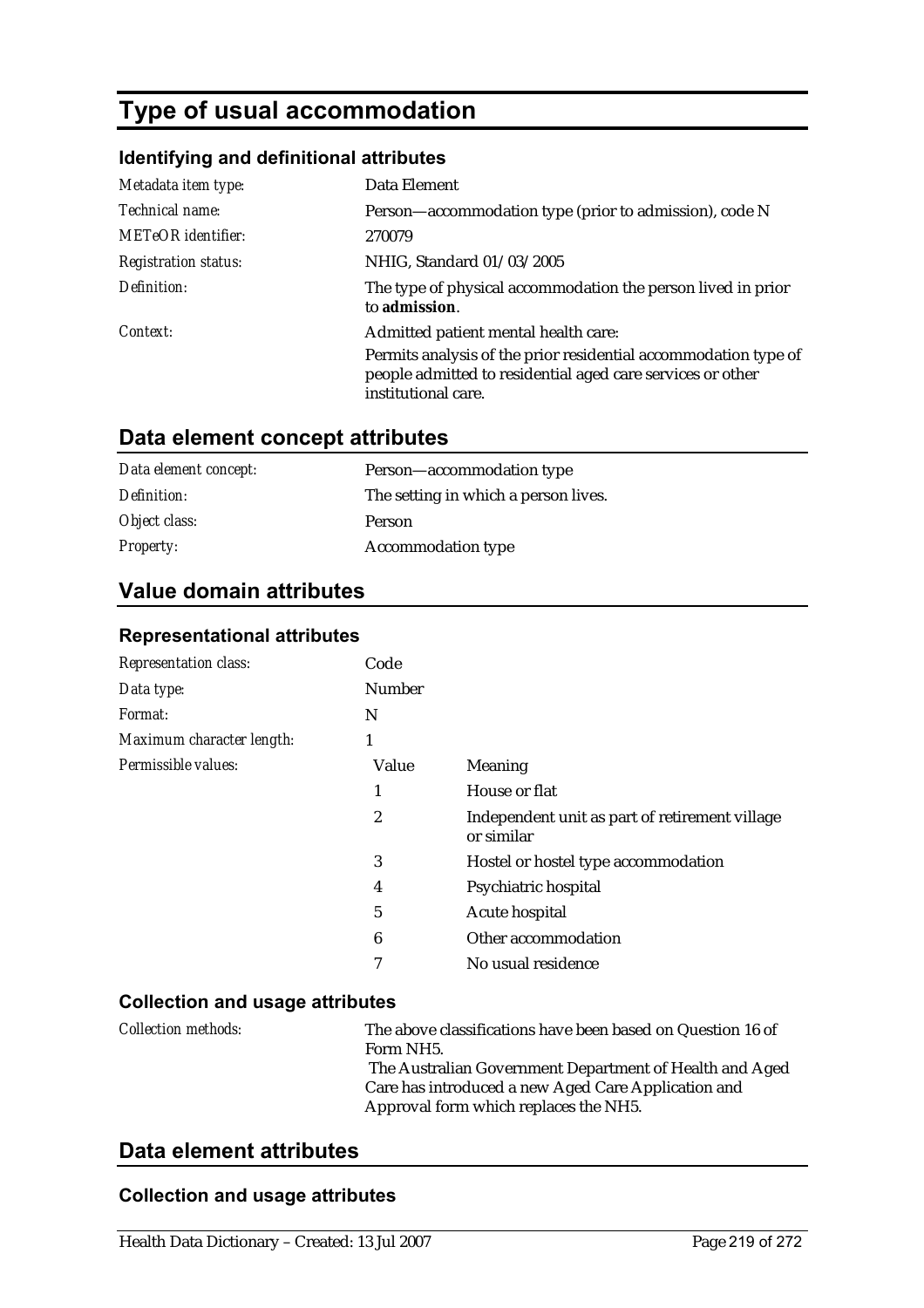# Type of usual accommodation

### Identifying and definitional attributes

| | |
|---|---|
| *Metadata item type:* | Data Element |
| *Technical name:* | Person—accommodation type (prior to admission), code N |
| *METeOR identifier:* | 270079 |
| *Registration status:* | NHIG, Standard 01/03/2005 |
| *Definition:* | The type of physical accommodation the person lived in prior to **admission**. |
| *Context:* | Admitted patient mental health care:<br>Permits analysis of the prior residential accommodation type of people admitted to residential aged care services or other institutional care. |

## Data element concept attributes

| | |
|---|---|
| *Data element concept:* | Person—accommodation type |
| *Definition:* | The setting in which a person lives. |
| *Object class:* | Person |
| *Property:* | Accommodation type |

## Value domain attributes

### Representational attributes

| | | |
|---|---|---|
| *Representation class:* | Code | |
| *Data type:* | Number | |
| *Format:* | N | |
| *Maximum character length:* | 1 | |
| *Permissible values:* | Value | Meaning |
| | 1 | House or flat |
| | 2 | Independent unit as part of retirement village or similar |
| | 3 | Hostel or hostel type accommodation |
| | 4 | Psychiatric hospital |
| | 5 | Acute hospital |
| | 6 | Other accommodation |
| | 7 | No usual residence |

### Collection and usage attributes

| | |
|---|---|
| *Collection methods:* | The above classifications have been based on Question 16 of Form NH5.<br>The Australian Government Department of Health and Aged Care has introduced a new Aged Care Application and Approval form which replaces the NH5. |

## Data element attributes

### Collection and usage attributes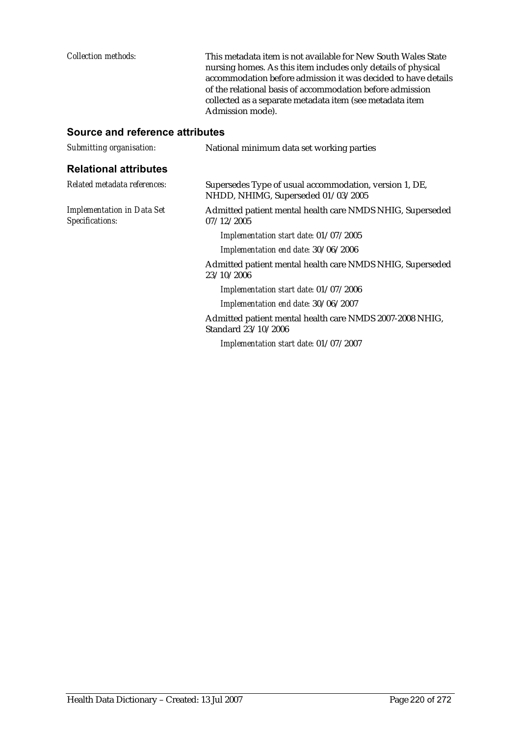*Collection methods:* This metadata item is not available for New South Wales State nursing homes. As this item includes only details of physical accommodation before admission it was decided to have details of the relational basis of accommodation before admission collected as a separate metadata item (see metadata item Admission mode).

## Source and reference attributes

*Submitting organisation:* National minimum data set working parties

## Relational attributes

*Related metadata references:* Supersedes Type of usual accommodation, version 1, DE, NHDD, NHIMG, Superseded 01/03/2005

*Implementation in Data Set Specifications:*

Admitted patient mental health care NMDS NHIG, Superseded 07/12/2005

*Implementation start date:* 01/07/2005

*Implementation end date:* 30/06/2006

Admitted patient mental health care NMDS NHIG, Superseded 23/10/2006

*Implementation start date:* 01/07/2006

*Implementation end date:* 30/06/2007

Admitted patient mental health care NMDS 2007-2008 NHIG, Standard 23/10/2006

*Implementation start date:* 01/07/2007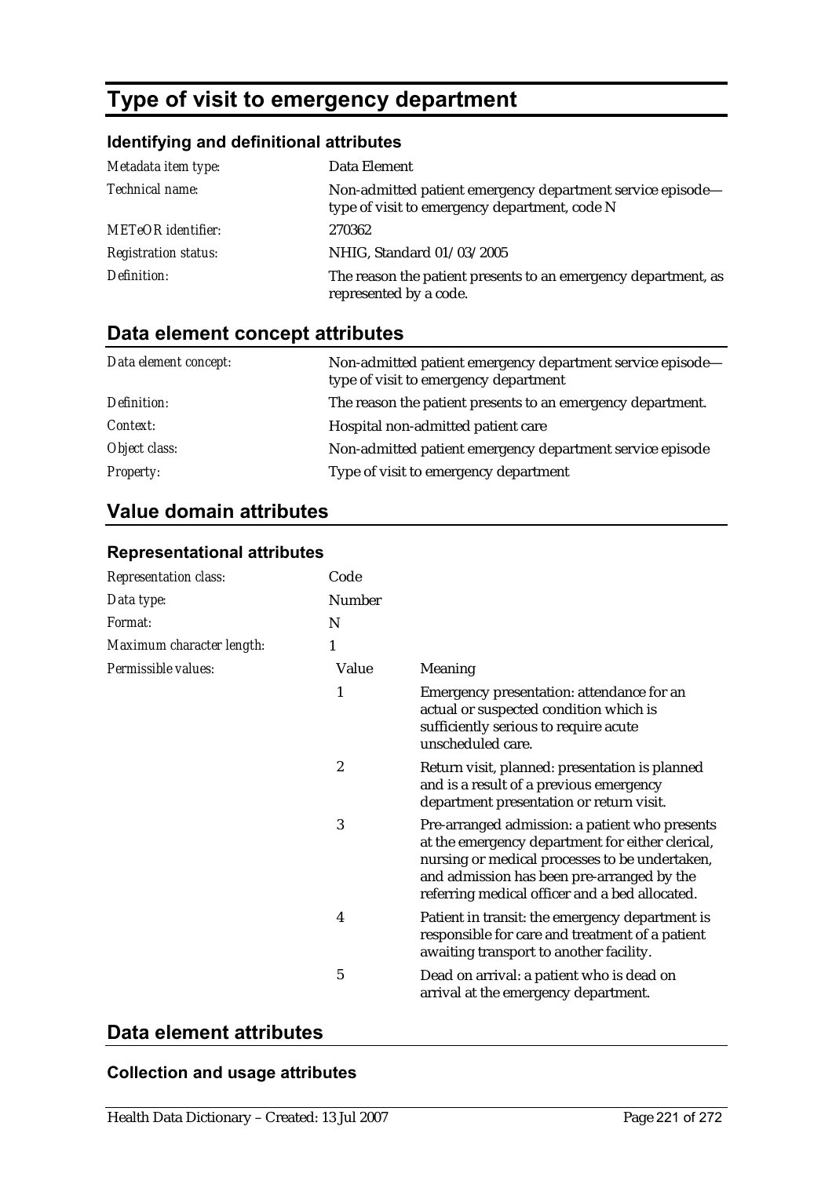# Type of visit to emergency department

### Identifying and definitional attributes

| | |
|---|---|
| *Metadata item type:* | Data Element |
| *Technical name:* | Non-admitted patient emergency department service episode—type of visit to emergency department, code N |
| *METeOR identifier:* | 270362 |
| *Registration status:* | NHIG, Standard 01/03/2005 |
| *Definition:* | The reason the patient presents to an emergency department, as represented by a code. |

## Data element concept attributes

| | |
|---|---|
| *Data element concept:* | Non-admitted patient emergency department service episode—type of visit to emergency department |
| *Definition:* | The reason the patient presents to an emergency department. |
| *Context:* | Hospital non-admitted patient care |
| *Object class:* | Non-admitted patient emergency department service episode |
| *Property:* | Type of visit to emergency department |

## Value domain attributes

### Representational attributes

| | | |
|---|---|---|
| *Representation class:* | Code | |
| *Data type:* | Number | |
| *Format:* | N | |
| *Maximum character length:* | 1 | |
| *Permissible values:* | **Value** | **Meaning** |
| | 1 | Emergency presentation: attendance for an actual or suspected condition which is sufficiently serious to require acute unscheduled care. |
| | 2 | Return visit, planned: presentation is planned and is a result of a previous emergency department presentation or return visit. |
| | 3 | Pre-arranged admission: a patient who presents at the emergency department for either clerical, nursing or medical processes to be undertaken, and admission has been pre-arranged by the referring medical officer and a bed allocated. |
| | 4 | Patient in transit: the emergency department is responsible for care and treatment of a patient awaiting transport to another facility. |
| | 5 | Dead on arrival: a patient who is dead on arrival at the emergency department. |

## Data element attributes

### Collection and usage attributes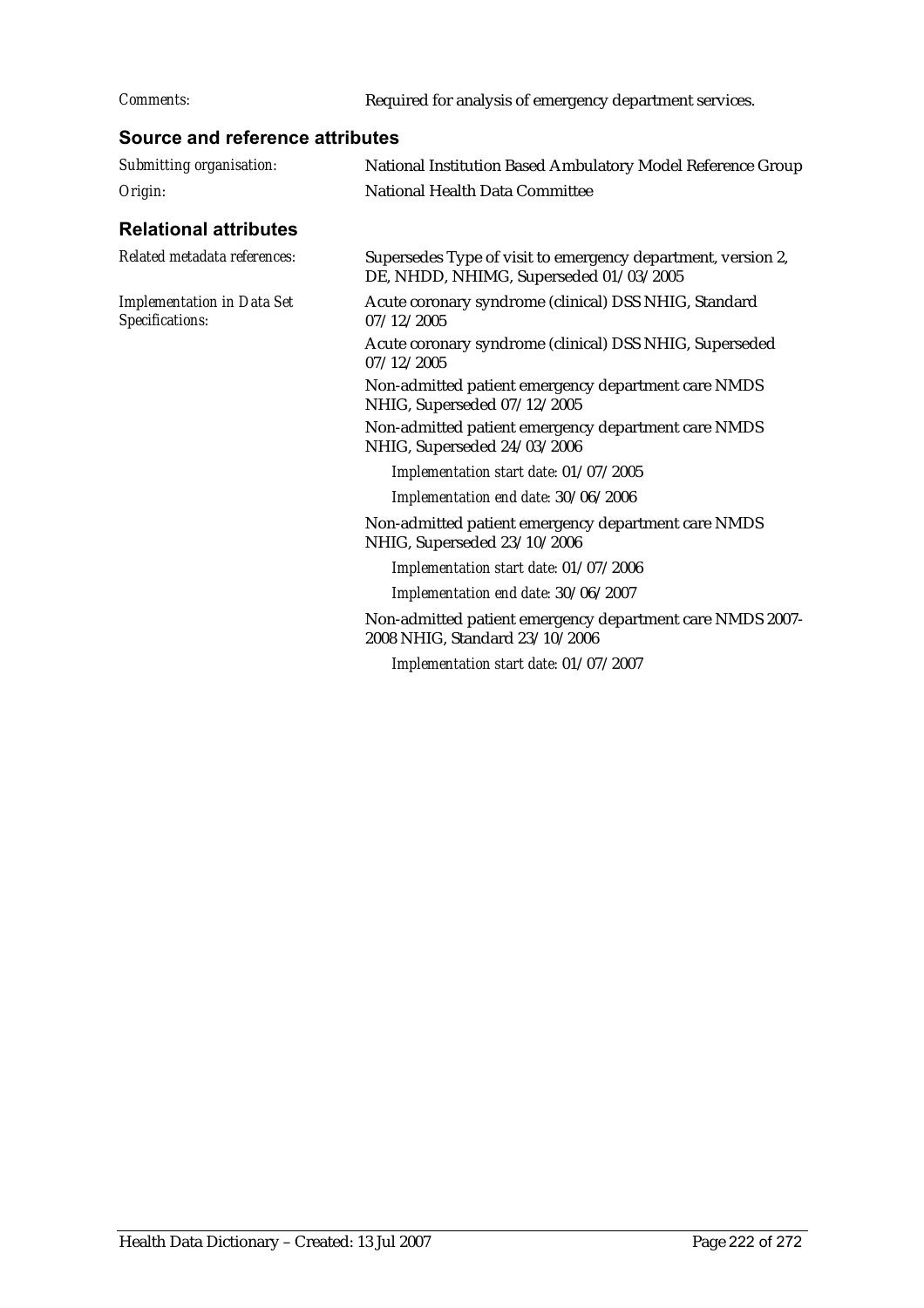*Comments:* Required for analysis of emergency department services.

### Source and reference attributes

*Submitting organisation:* National Institution Based Ambulatory Model Reference Group

*Origin:* National Health Data Committee

### Relational attributes

*Related metadata references:* Supersedes Type of visit to emergency department, version 2, DE, NHDD, NHIMG, Superseded 01/03/2005

*Implementation in Data Set Specifications:*

Acute coronary syndrome (clinical) DSS NHIG, Standard 07/12/2005

Acute coronary syndrome (clinical) DSS NHIG, Superseded 07/12/2005

Non-admitted patient emergency department care NMDS NHIG, Superseded 07/12/2005

Non-admitted patient emergency department care NMDS NHIG, Superseded 24/03/2006

*Implementation start date:* 01/07/2005

*Implementation end date:* 30/06/2006

Non-admitted patient emergency department care NMDS NHIG, Superseded 23/10/2006

*Implementation start date:* 01/07/2006

*Implementation end date:* 30/06/2007

Non-admitted patient emergency department care NMDS 2007-2008 NHIG, Standard 23/10/2006

*Implementation start date:* 01/07/2007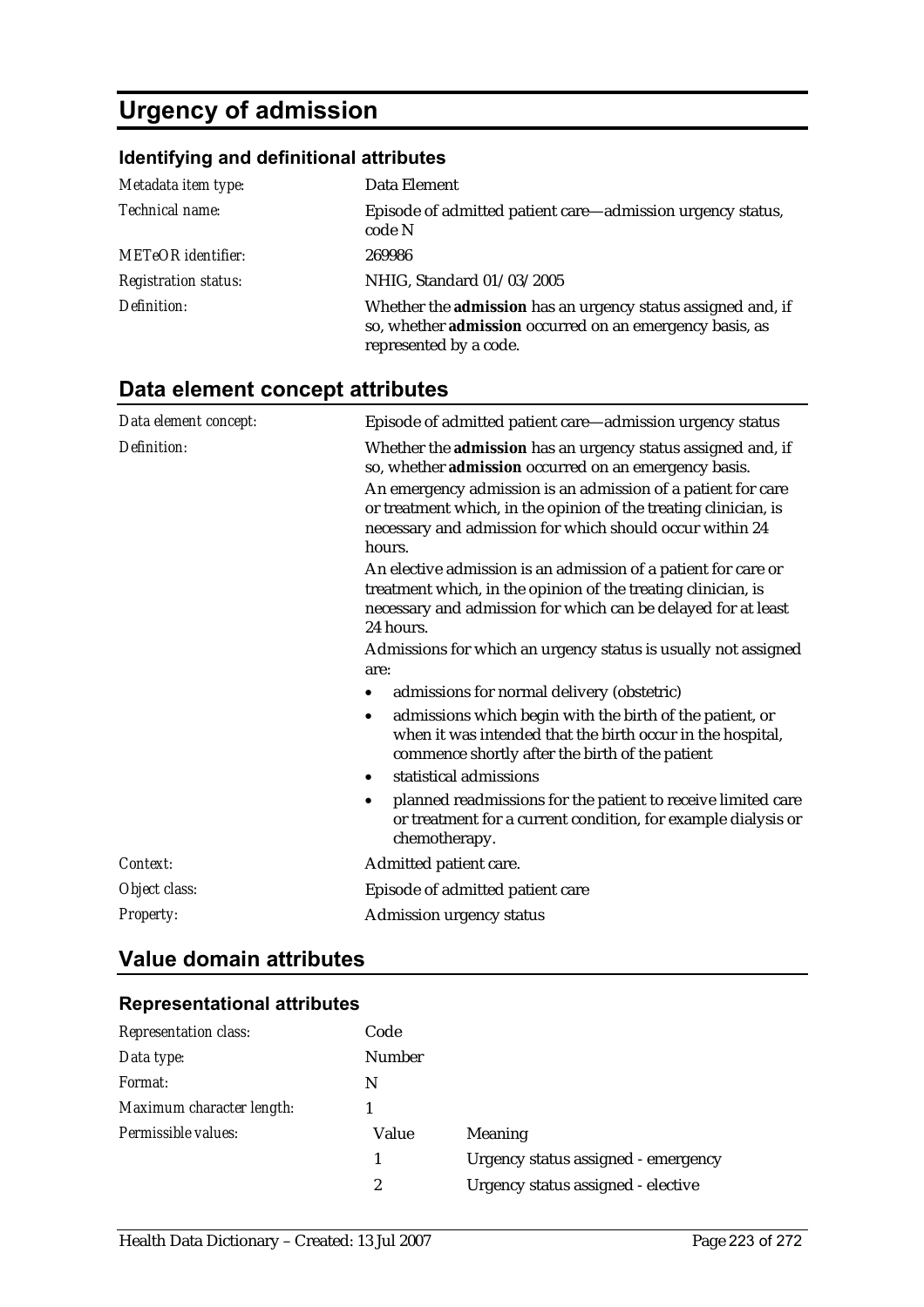# Urgency of admission

### Identifying and definitional attributes

| | |
|---|---|
| *Metadata item type:* | Data Element |
| *Technical name:* | Episode of admitted patient care—admission urgency status, code N |
| *METeOR identifier:* | 269986 |
| *Registration status:* | NHIG, Standard 01/03/2005 |
| *Definition:* | Whether the **admission** has an urgency status assigned and, if so, whether **admission** occurred on an emergency basis, as represented by a code. |

## Data element concept attributes

*Data element concept:* Episode of admitted patient care—admission urgency status

*Definition:* Whether the **admission** has an urgency status assigned and, if so, whether **admission** occurred on an emergency basis.

An emergency admission is an admission of a patient for care or treatment which, in the opinion of the treating clinician, is necessary and admission for which should occur within 24 hours.

An elective admission is an admission of a patient for care or treatment which, in the opinion of the treating clinician, is necessary and admission for which can be delayed for at least 24 hours.

Admissions for which an urgency status is usually not assigned are:

- admissions for normal delivery (obstetric)
- admissions which begin with the birth of the patient, or when it was intended that the birth occur in the hospital, commence shortly after the birth of the patient
- statistical admissions
- planned readmissions for the patient to receive limited care or treatment for a current condition, for example dialysis or chemotherapy.

*Context:* Admitted patient care.

*Object class:* Episode of admitted patient care

*Property:* Admission urgency status

## Value domain attributes

### Representational attributes

| | | |
|---|---|---|
| *Representation class:* | Code | |
| *Data type:* | Number | |
| *Format:* | N | |
| *Maximum character length:* | 1 | |
| *Permissible values:* | **Value** | **Meaning** |
| | 1 | Urgency status assigned - emergency |
| | 2 | Urgency status assigned - elective |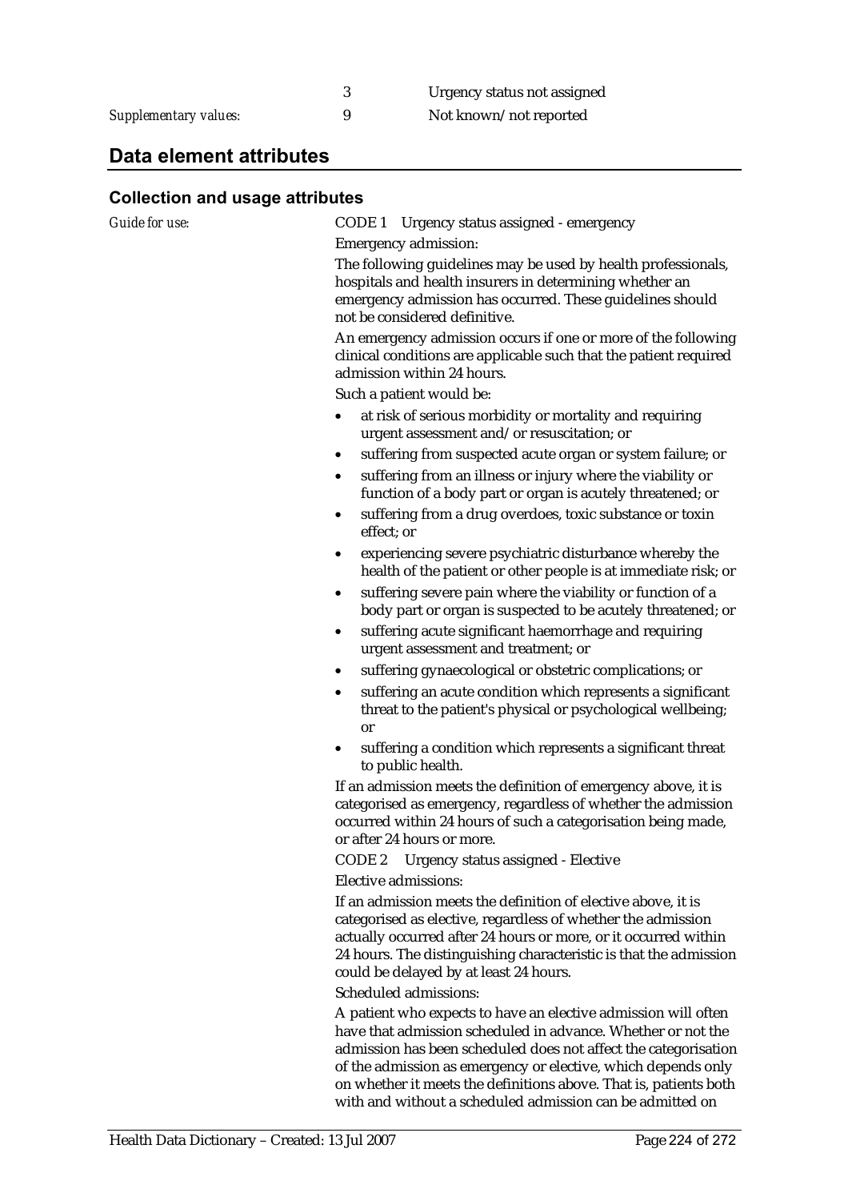| | | |
|---|---|---|
| | 3 | Urgency status not assigned |
| *Supplementary values:* | 9 | Not known/not reported |

## Data element attributes

### Collection and usage attributes

*Guide for use:*

CODE 1 Urgency status assigned - emergency

Emergency admission:

The following guidelines may be used by health professionals, hospitals and health insurers in determining whether an emergency admission has occurred. These guidelines should not be considered definitive.

An emergency admission occurs if one or more of the following clinical conditions are applicable such that the patient required admission within 24 hours.

Such a patient would be:

- at risk of serious morbidity or mortality and requiring urgent assessment and/or resuscitation; or
- suffering from suspected acute organ or system failure; or
- suffering from an illness or injury where the viability or function of a body part or organ is acutely threatened; or
- suffering from a drug overdoes, toxic substance or toxin effect; or
- experiencing severe psychiatric disturbance whereby the health of the patient or other people is at immediate risk; or
- suffering severe pain where the viability or function of a body part or organ is suspected to be acutely threatened; or
- suffering acute significant haemorrhage and requiring urgent assessment and treatment; or
- suffering gynaecological or obstetric complications; or
- suffering an acute condition which represents a significant threat to the patient's physical or psychological wellbeing; or
- suffering a condition which represents a significant threat to public health.

If an admission meets the definition of emergency above, it is categorised as emergency, regardless of whether the admission occurred within 24 hours of such a categorisation being made, or after 24 hours or more.

CODE 2 Urgency status assigned - Elective

Elective admissions:

If an admission meets the definition of elective above, it is categorised as elective, regardless of whether the admission actually occurred after 24 hours or more, or it occurred within 24 hours. The distinguishing characteristic is that the admission could be delayed by at least 24 hours.

Scheduled admissions:

A patient who expects to have an elective admission will often have that admission scheduled in advance. Whether or not the admission has been scheduled does not affect the categorisation of the admission as emergency or elective, which depends only on whether it meets the definitions above. That is, patients both with and without a scheduled admission can be admitted on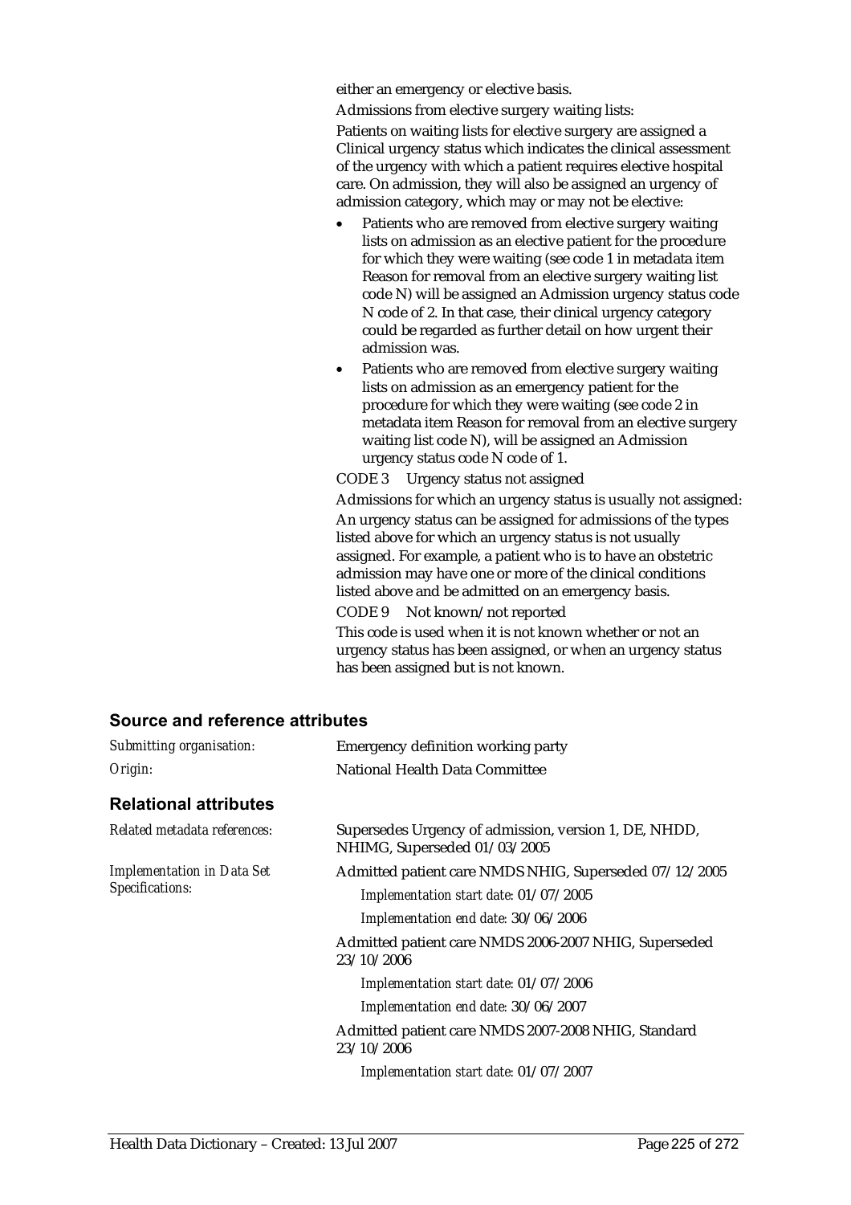either an emergency or elective basis.

Admissions from elective surgery waiting lists:

Patients on waiting lists for elective surgery are assigned a Clinical urgency status which indicates the clinical assessment of the urgency with which a patient requires elective hospital care. On admission, they will also be assigned an urgency of admission category, which may or may not be elective:

- Patients who are removed from elective surgery waiting lists on admission as an elective patient for the procedure for which they were waiting (see code 1 in metadata item Reason for removal from an elective surgery waiting list code N) will be assigned an Admission urgency status code N code of 2. In that case, their clinical urgency category could be regarded as further detail on how urgent their admission was.
- Patients who are removed from elective surgery waiting lists on admission as an emergency patient for the procedure for which they were waiting (see code 2 in metadata item Reason for removal from an elective surgery waiting list code N), will be assigned an Admission urgency status code N code of 1.

CODE 3 Urgency status not assigned

Admissions for which an urgency status is usually not assigned: An urgency status can be assigned for admissions of the types listed above for which an urgency status is not usually assigned. For example, a patient who is to have an obstetric admission may have one or more of the clinical conditions listed above and be admitted on an emergency basis.

CODE 9 Not known/not reported

This code is used when it is not known whether or not an urgency status has been assigned, or when an urgency status has been assigned but is not known.

## Source and reference attributes

*Submitting organisation:* Emergency definition working party

*Origin:* National Health Data Committee

## Relational attributes

*Related metadata references:* Supersedes Urgency of admission, version 1, DE, NHDD, NHIMG, Superseded 01/03/2005

*Implementation in Data Set Specifications:*

Admitted patient care NMDS NHIG, Superseded 07/12/2005

*Implementation start date:* 01/07/2005

*Implementation end date:* 30/06/2006

Admitted patient care NMDS 2006-2007 NHIG, Superseded 23/10/2006

*Implementation start date:* 01/07/2006

*Implementation end date:* 30/06/2007

Admitted patient care NMDS 2007-2008 NHIG, Standard 23/10/2006

*Implementation start date:* 01/07/2007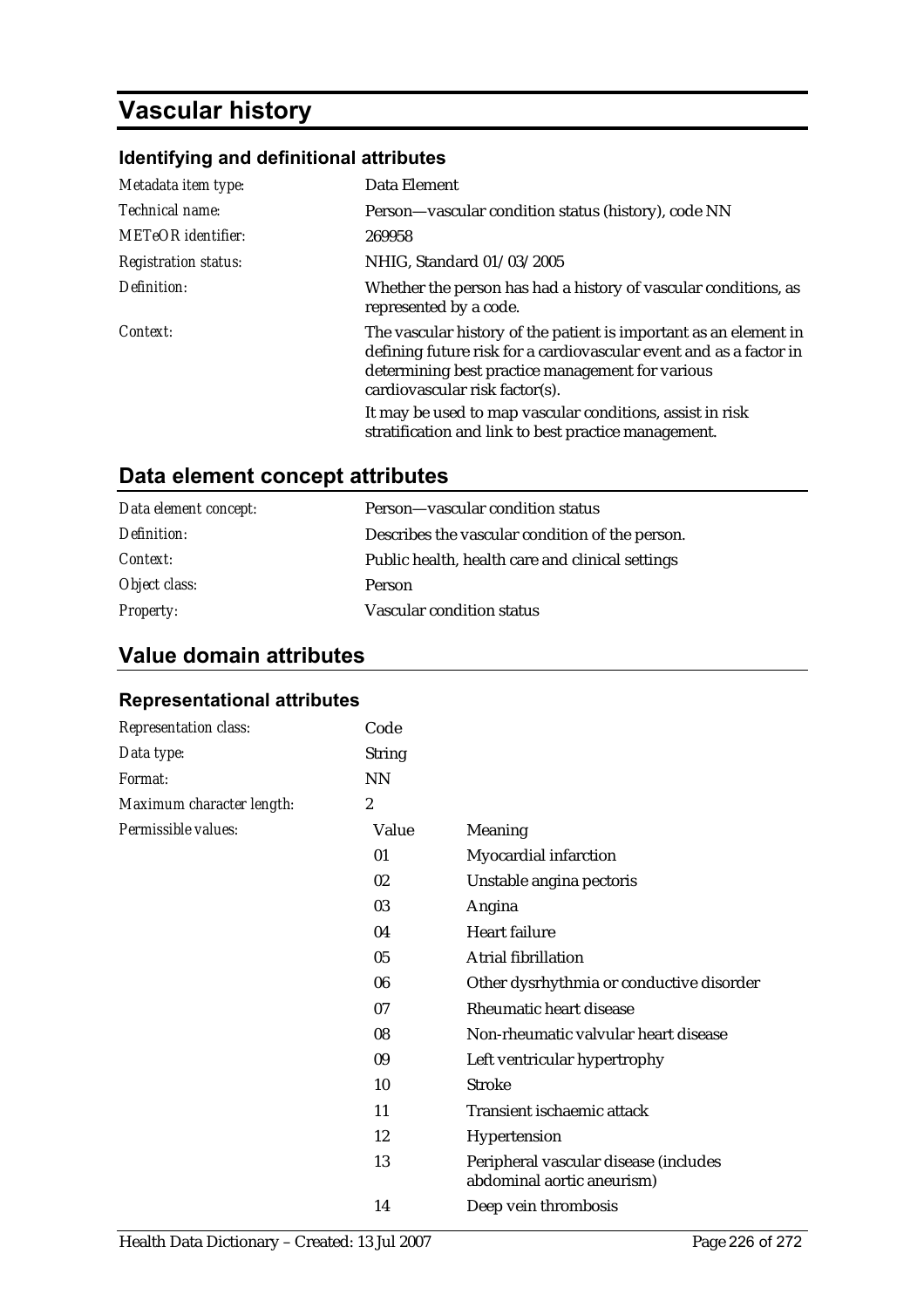# Vascular history

### Identifying and definitional attributes

| | |
|---|---|
| *Metadata item type:* | Data Element |
| *Technical name:* | Person—vascular condition status (history), code NN |
| *METeOR identifier:* | 269958 |
| *Registration status:* | NHIG, Standard 01/03/2005 |
| *Definition:* | Whether the person has had a history of vascular conditions, as represented by a code. |
| *Context:* | The vascular history of the patient is important as an element in defining future risk for a cardiovascular event and as a factor in determining best practice management for various cardiovascular risk factor(s).<br><br>It may be used to map vascular conditions, assist in risk stratification and link to best practice management. |

## Data element concept attributes

| | |
|---|---|
| *Data element concept:* | Person—vascular condition status |
| *Definition:* | Describes the vascular condition of the person. |
| *Context:* | Public health, health care and clinical settings |
| *Object class:* | Person |
| *Property:* | Vascular condition status |

## Value domain attributes

### Representational attributes

| | | |
|---|---|---|
| *Representation class:* | Code | |
| *Data type:* | String | |
| *Format:* | NN | |
| *Maximum character length:* | 2 | |
| *Permissible values:* | Value | Meaning |
| | 01 | Myocardial infarction |
| | 02 | Unstable angina pectoris |
| | 03 | Angina |
| | 04 | Heart failure |
| | 05 | Atrial fibrillation |
| | 06 | Other dysrhythmia or conductive disorder |
| | 07 | Rheumatic heart disease |
| | 08 | Non-rheumatic valvular heart disease |
| | 09 | Left ventricular hypertrophy |
| | 10 | Stroke |
| | 11 | Transient ischaemic attack |
| | 12 | Hypertension |
| | 13 | Peripheral vascular disease (includes abdominal aortic aneurism) |
| | 14 | Deep vein thrombosis |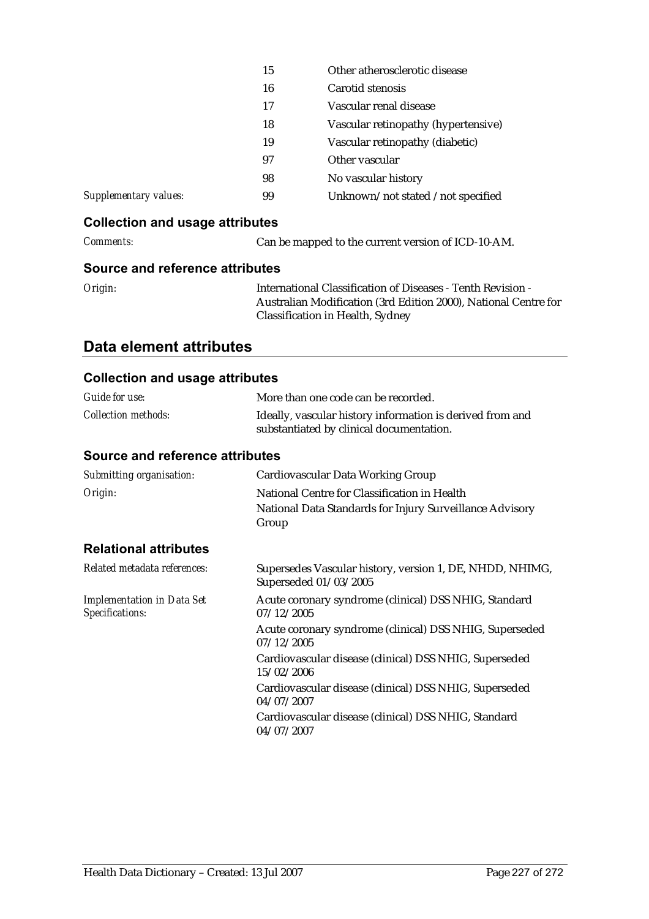| | | |
|---|---|---|
| | 15 | Other atherosclerotic disease |
| | 16 | Carotid stenosis |
| | 17 | Vascular renal disease |
| | 18 | Vascular retinopathy (hypertensive) |
| | 19 | Vascular retinopathy (diabetic) |
| | 97 | Other vascular |
| | 98 | No vascular history |
| *Supplementary values:* | 99 | Unknown/not stated /not specified |

### Collection and usage attributes

*Comments:* Can be mapped to the current version of ICD-10-AM.

### Source and reference attributes

*Origin:* International Classification of Diseases - Tenth Revision - Australian Modification (3rd Edition 2000), National Centre for Classification in Health, Sydney

## Data element attributes

### Collection and usage attributes

*Guide for use:* More than one code can be recorded.

*Collection methods:* Ideally, vascular history information is derived from and substantiated by clinical documentation.

### Source and reference attributes

*Submitting organisation:* Cardiovascular Data Working Group

*Origin:* National Centre for Classification in Health
National Data Standards for Injury Surveillance Advisory Group

### Relational attributes

*Related metadata references:* Supersedes Vascular history, version 1, DE, NHDD, NHIMG, Superseded 01/03/2005

*Implementation in Data Set Specifications:*
Acute coronary syndrome (clinical) DSS NHIG, Standard 07/12/2005
Acute coronary syndrome (clinical) DSS NHIG, Superseded 07/12/2005
Cardiovascular disease (clinical) DSS NHIG, Superseded 15/02/2006
Cardiovascular disease (clinical) DSS NHIG, Superseded 04/07/2007
Cardiovascular disease (clinical) DSS NHIG, Standard 04/07/2007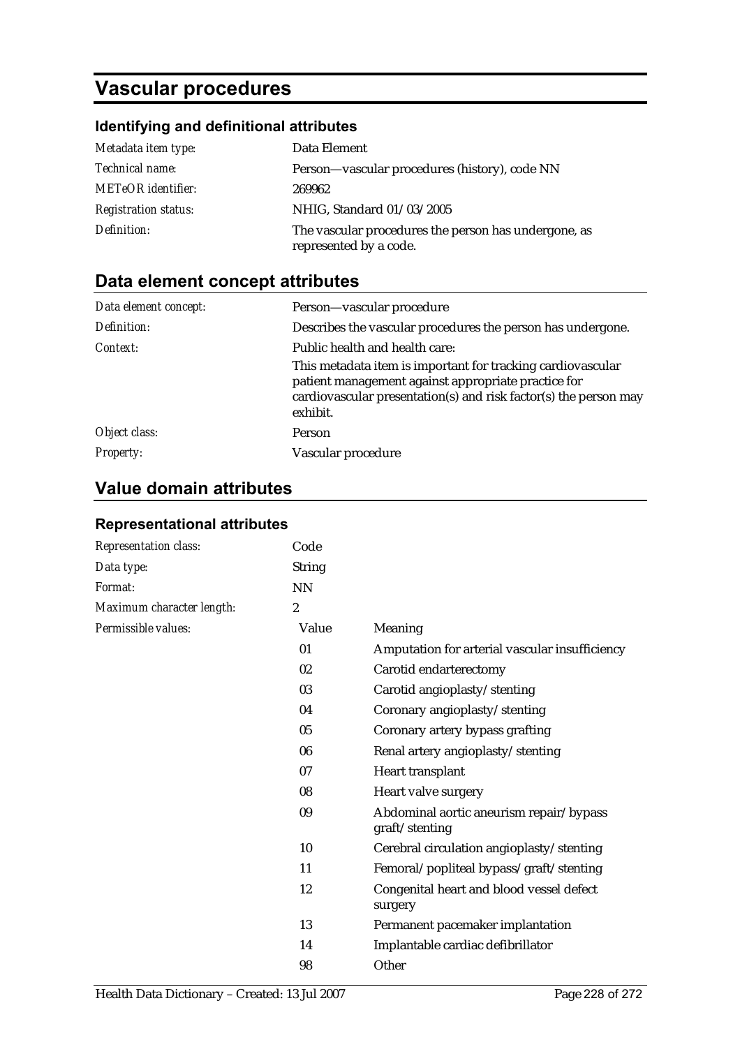# Vascular procedures

### Identifying and definitional attributes

| | |
|---|---|
| *Metadata item type:* | Data Element |
| *Technical name:* | Person—vascular procedures (history), code NN |
| *METeOR identifier:* | 269962 |
| *Registration status:* | NHIG, Standard 01/03/2005 |
| *Definition:* | The vascular procedures the person has undergone, as represented by a code. |

## Data element concept attributes

| | |
|---|---|
| *Data element concept:* | Person—vascular procedure |
| *Definition:* | Describes the vascular procedures the person has undergone. |
| *Context:* | Public health and health care:<br>This metadata item is important for tracking cardiovascular patient management against appropriate practice for cardiovascular presentation(s) and risk factor(s) the person may exhibit. |
| *Object class:* | Person |
| *Property:* | Vascular procedure |

## Value domain attributes

### Representational attributes

| | | |
|---|---|---|
| *Representation class:* | Code | |
| *Data type:* | String | |
| *Format:* | NN | |
| *Maximum character length:* | 2 | |
| *Permissible values:* | Value | Meaning |
| | 01 | Amputation for arterial vascular insufficiency |
| | 02 | Carotid endarterectomy |
| | 03 | Carotid angioplasty/stenting |
| | 04 | Coronary angioplasty/stenting |
| | 05 | Coronary artery bypass grafting |
| | 06 | Renal artery angioplasty/stenting |
| | 07 | Heart transplant |
| | 08 | Heart valve surgery |
| | 09 | Abdominal aortic aneurism repair/bypass graft/stenting |
| | 10 | Cerebral circulation angioplasty/stenting |
| | 11 | Femoral/popliteal bypass/graft/stenting |
| | 12 | Congenital heart and blood vessel defect surgery |
| | 13 | Permanent pacemaker implantation |
| | 14 | Implantable cardiac defibrillator |
| | 98 | Other |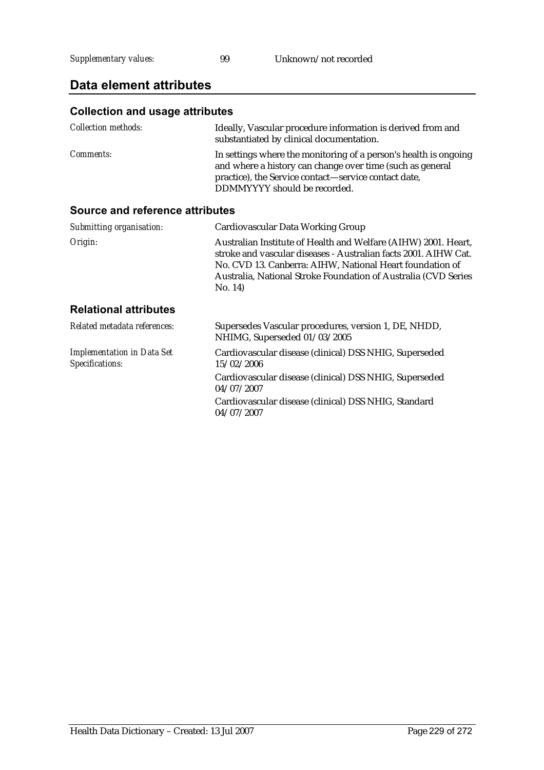*Supplementary values:* 99 Unknown/not recorded

## Data element attributes

### Collection and usage attributes

| | |
|---|---|
| *Collection methods:* | Ideally, Vascular procedure information is derived from and substantiated by clinical documentation. |
| *Comments:* | In settings where the monitoring of a person's health is ongoing and where a history can change over time (such as general practice), the Service contact—service contact date, DDMMYYYY should be recorded. |

### Source and reference attributes

| | |
|---|---|
| *Submitting organisation:* | Cardiovascular Data Working Group |
| *Origin:* | Australian Institute of Health and Welfare (AIHW) 2001. Heart, stroke and vascular diseases - Australian facts 2001. AIHW Cat. No. CVD 13. Canberra: AIHW, National Heart foundation of Australia, National Stroke Foundation of Australia (CVD Series No. 14) |

### Relational attributes

| | |
|---|---|
| *Related metadata references:* | Supersedes Vascular procedures, version 1, DE, NHDD, NHIMG, Superseded 01/03/2005 |
| *Implementation in Data Set Specifications:* | Cardiovascular disease (clinical) DSS NHIG, Superseded 15/02/2006 |
| | Cardiovascular disease (clinical) DSS NHIG, Superseded 04/07/2007 |
| | Cardiovascular disease (clinical) DSS NHIG, Standard 04/07/2007 |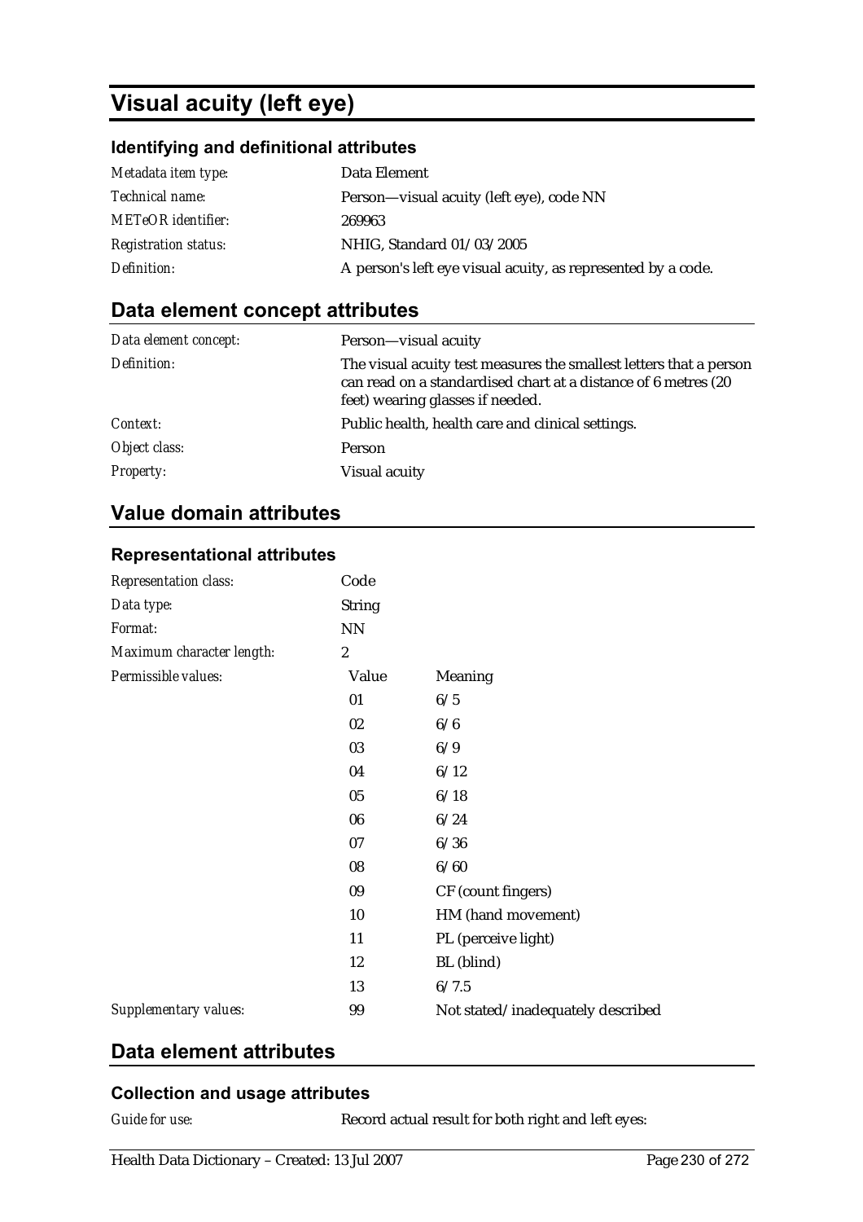# Visual acuity (left eye)

### Identifying and definitional attributes

| | |
|---|---|
| *Metadata item type:* | Data Element |
| *Technical name:* | Person—visual acuity (left eye), code NN |
| *METeOR identifier:* | 269963 |
| *Registration status:* | NHIG, Standard 01/03/2005 |
| *Definition:* | A person's left eye visual acuity, as represented by a code. |

## Data element concept attributes

| | |
|---|---|
| *Data element concept:* | Person—visual acuity |
| *Definition:* | The visual acuity test measures the smallest letters that a person can read on a standardised chart at a distance of 6 metres (20 feet) wearing glasses if needed. |
| *Context:* | Public health, health care and clinical settings. |
| *Object class:* | Person |
| *Property:* | Visual acuity |

## Value domain attributes

### Representational attributes

| | | |
|---|---|---|
| *Representation class:* | Code | |
| *Data type:* | String | |
| *Format:* | NN | |
| *Maximum character length:* | 2 | |
| *Permissible values:* | **Value** | **Meaning** |
| | 01 | 6/5 |
| | 02 | 6/6 |
| | 03 | 6/9 |
| | 04 | 6/12 |
| | 05 | 6/18 |
| | 06 | 6/24 |
| | 07 | 6/36 |
| | 08 | 6/60 |
| | 09 | CF (count fingers) |
| | 10 | HM (hand movement) |
| | 11 | PL (perceive light) |
| | 12 | BL (blind) |
| | 13 | 6/7.5 |
| *Supplementary values:* | 99 | Not stated/inadequately described |

## Data element attributes

### Collection and usage attributes

| | |
|---|---|
| *Guide for use:* | Record actual result for both right and left eyes: |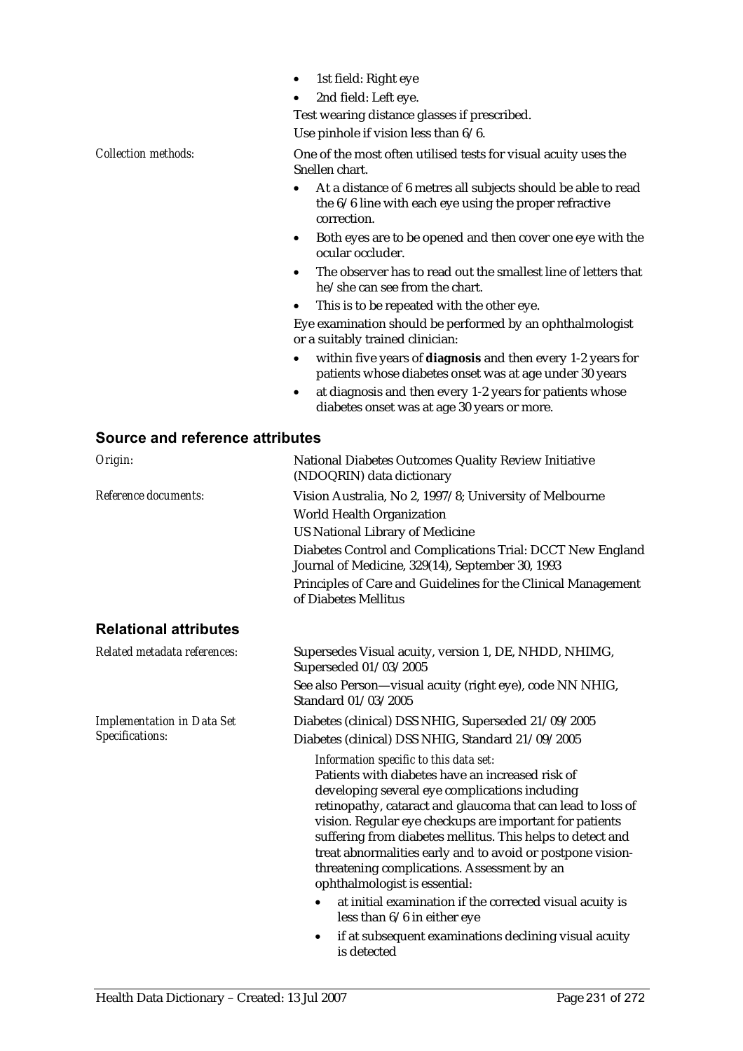- 1st field: Right eye
- 2nd field: Left eye.

Test wearing distance glasses if prescribed.

Use pinhole if vision less than 6/6.

*Collection methods:*

One of the most often utilised tests for visual acuity uses the Snellen chart.

- At a distance of 6 metres all subjects should be able to read the 6/6 line with each eye using the proper refractive correction.
- Both eyes are to be opened and then cover one eye with the ocular occluder.
- The observer has to read out the smallest line of letters that he/she can see from the chart.
- This is to be repeated with the other eye.

Eye examination should be performed by an ophthalmologist or a suitably trained clinician:

- within five years of **diagnosis** and then every 1-2 years for patients whose diabetes onset was at age under 30 years
- at diagnosis and then every 1-2 years for patients whose diabetes onset was at age 30 years or more.

## Source and reference attributes

*Origin:*

National Diabetes Outcomes Quality Review Initiative (NDOQRIN) data dictionary

*Reference documents:*

Vision Australia, No 2, 1997/8; University of Melbourne

World Health Organization

US National Library of Medicine

Diabetes Control and Complications Trial: DCCT New England Journal of Medicine, 329(14), September 30, 1993

Principles of Care and Guidelines for the Clinical Management of Diabetes Mellitus

## Relational attributes

*Related metadata references:*

Supersedes Visual acuity, version 1, DE, NHDD, NHIMG, Superseded 01/03/2005

See also Person—visual acuity (right eye), code NN NHIG, Standard 01/03/2005

*Implementation in Data Set Specifications:*

Diabetes (clinical) DSS NHIG, Superseded 21/09/2005

Diabetes (clinical) DSS NHIG, Standard 21/09/2005

*Information specific to this data set:*

Patients with diabetes have an increased risk of developing several eye complications including retinopathy, cataract and glaucoma that can lead to loss of vision. Regular eye checkups are important for patients suffering from diabetes mellitus. This helps to detect and treat abnormalities early and to avoid or postpone vision-threatening complications. Assessment by an ophthalmologist is essential:

- at initial examination if the corrected visual acuity is less than 6/6 in either eye
- if at subsequent examinations declining visual acuity is detected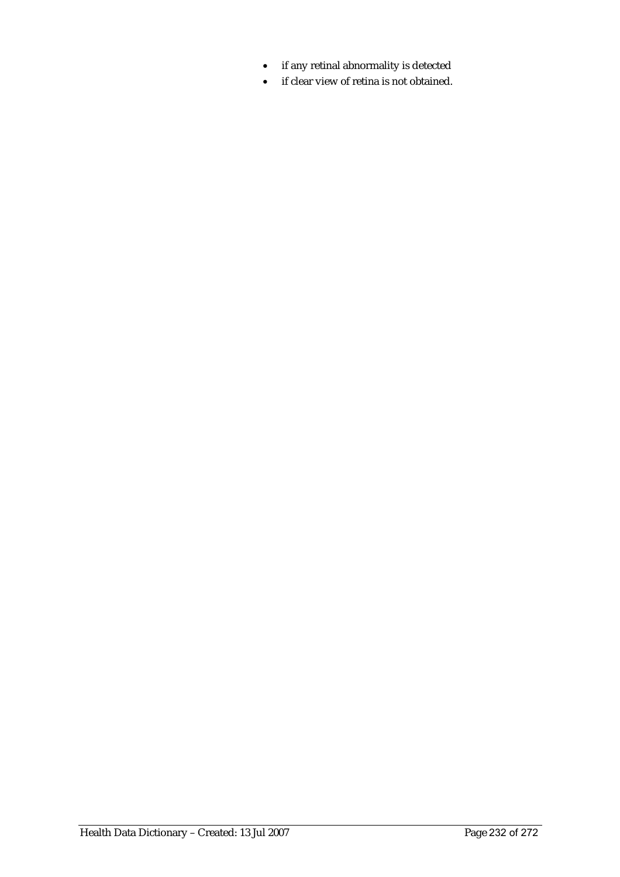- if any retinal abnormality is detected
- if clear view of retina is not obtained.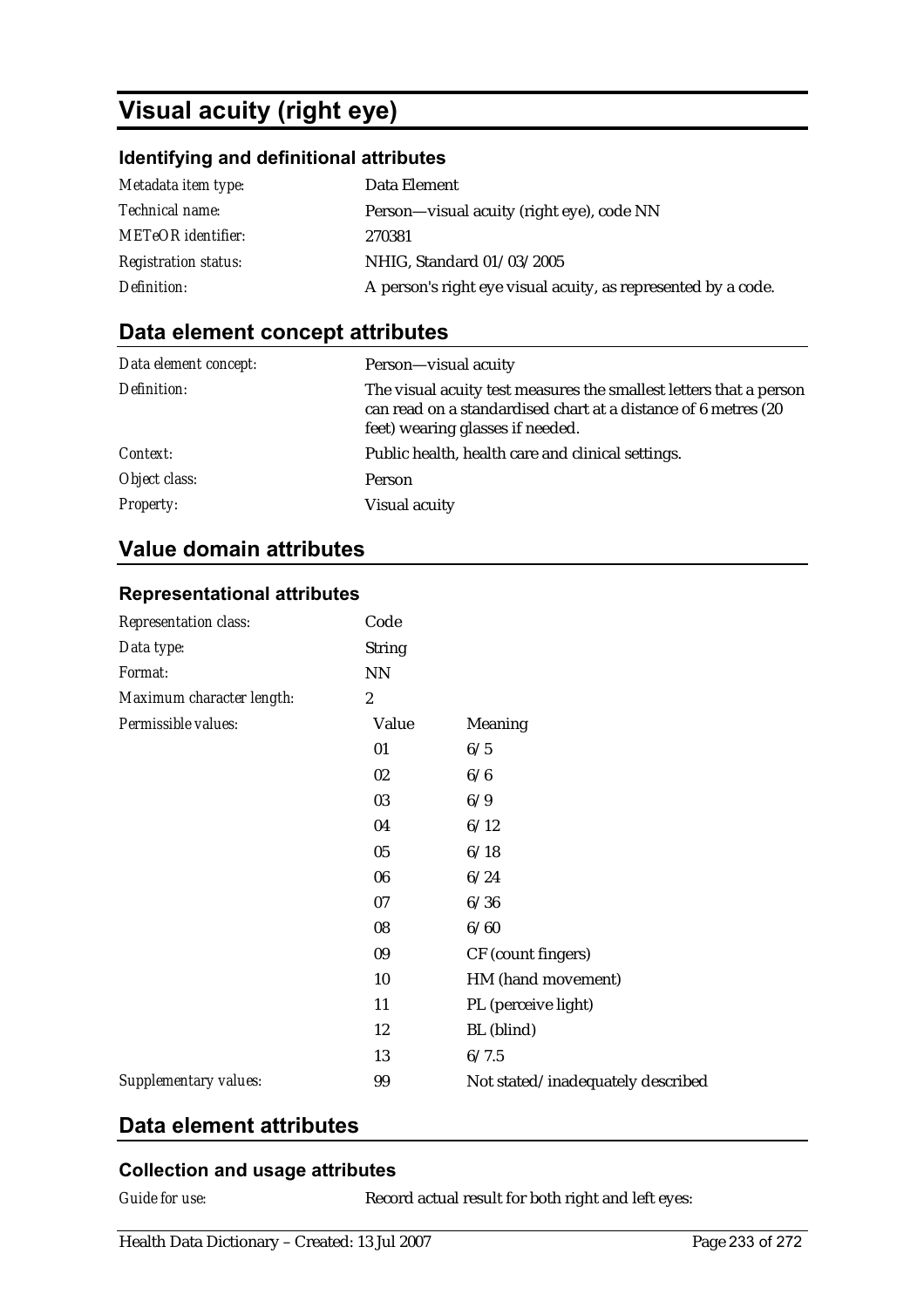# Visual acuity (right eye)

### Identifying and definitional attributes

| | |
|---|---|
| *Metadata item type:* | Data Element |
| *Technical name:* | Person—visual acuity (right eye), code NN |
| *METeOR identifier:* | 270381 |
| *Registration status:* | NHIG, Standard 01/03/2005 |
| *Definition:* | A person's right eye visual acuity, as represented by a code. |

## Data element concept attributes

| | |
|---|---|
| *Data element concept:* | Person—visual acuity |
| *Definition:* | The visual acuity test measures the smallest letters that a person can read on a standardised chart at a distance of 6 metres (20 feet) wearing glasses if needed. |
| *Context:* | Public health, health care and clinical settings. |
| *Object class:* | Person |
| *Property:* | Visual acuity |

## Value domain attributes

### Representational attributes

| | | |
|---|---|---|
| *Representation class:* | Code | |
| *Data type:* | String | |
| *Format:* | NN | |
| *Maximum character length:* | 2 | |
| *Permissible values:* | **Value** | **Meaning** |
| | 01 | 6/5 |
| | 02 | 6/6 |
| | 03 | 6/9 |
| | 04 | 6/12 |
| | 05 | 6/18 |
| | 06 | 6/24 |
| | 07 | 6/36 |
| | 08 | 6/60 |
| | 09 | CF (count fingers) |
| | 10 | HM (hand movement) |
| | 11 | PL (perceive light) |
| | 12 | BL (blind) |
| | 13 | 6/7.5 |
| *Supplementary values:* | 99 | Not stated/inadequately described |

## Data element attributes

### Collection and usage attributes

*Guide for use:* Record actual result for both right and left eyes: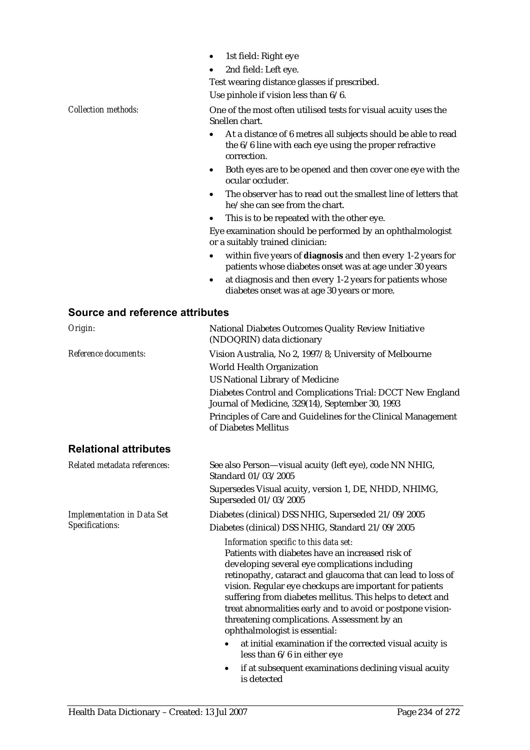- 1st field: Right eye
- 2nd field: Left eye.

Test wearing distance glasses if prescribed.

Use pinhole if vision less than 6/6.

*Collection methods:* One of the most often utilised tests for visual acuity uses the Snellen chart.

- At a distance of 6 metres all subjects should be able to read the 6/6 line with each eye using the proper refractive correction.
- Both eyes are to be opened and then cover one eye with the ocular occluder.
- The observer has to read out the smallest line of letters that he/she can see from the chart.
- This is to be repeated with the other eye.

Eye examination should be performed by an ophthalmologist or a suitably trained clinician:

- within five years of **diagnosis** and then every 1-2 years for patients whose diabetes onset was at age under 30 years
- at diagnosis and then every 1-2 years for patients whose diabetes onset was at age 30 years or more.

## Source and reference attributes

*Origin:* National Diabetes Outcomes Quality Review Initiative (NDOQRIN) data dictionary

*Reference documents:* Vision Australia, No 2, 1997/8; University of Melbourne

World Health Organization

US National Library of Medicine

Diabetes Control and Complications Trial: DCCT New England Journal of Medicine, 329(14), September 30, 1993

Principles of Care and Guidelines for the Clinical Management of Diabetes Mellitus

## Relational attributes

*Related metadata references:* See also Person—visual acuity (left eye), code NN NHIG, Standard 01/03/2005

Supersedes Visual acuity, version 1, DE, NHDD, NHIMG, Superseded 01/03/2005

*Implementation in Data Set Specifications:* Diabetes (clinical) DSS NHIG, Superseded 21/09/2005

Diabetes (clinical) DSS NHIG, Standard 21/09/2005

*Information specific to this data set:*

Patients with diabetes have an increased risk of developing several eye complications including retinopathy, cataract and glaucoma that can lead to loss of vision. Regular eye checkups are important for patients suffering from diabetes mellitus. This helps to detect and treat abnormalities early and to avoid or postpone vision-threatening complications. Assessment by an ophthalmologist is essential:

- at initial examination if the corrected visual acuity is less than 6/6 in either eye
- if at subsequent examinations declining visual acuity is detected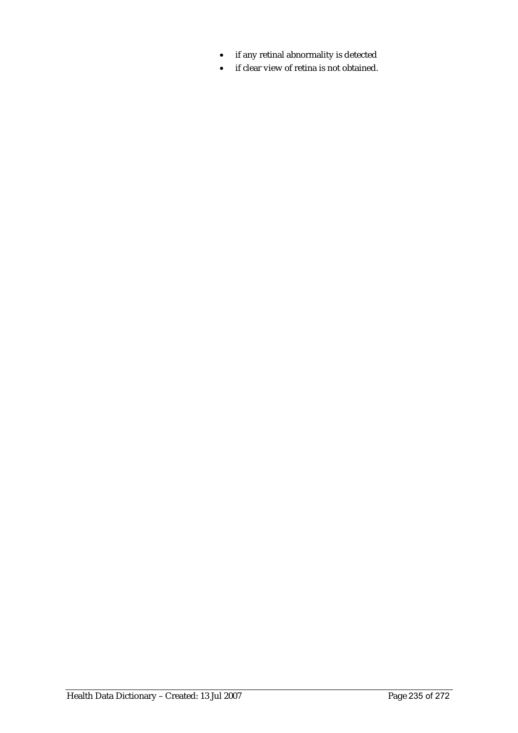- if any retinal abnormality is detected
- if clear view of retina is not obtained.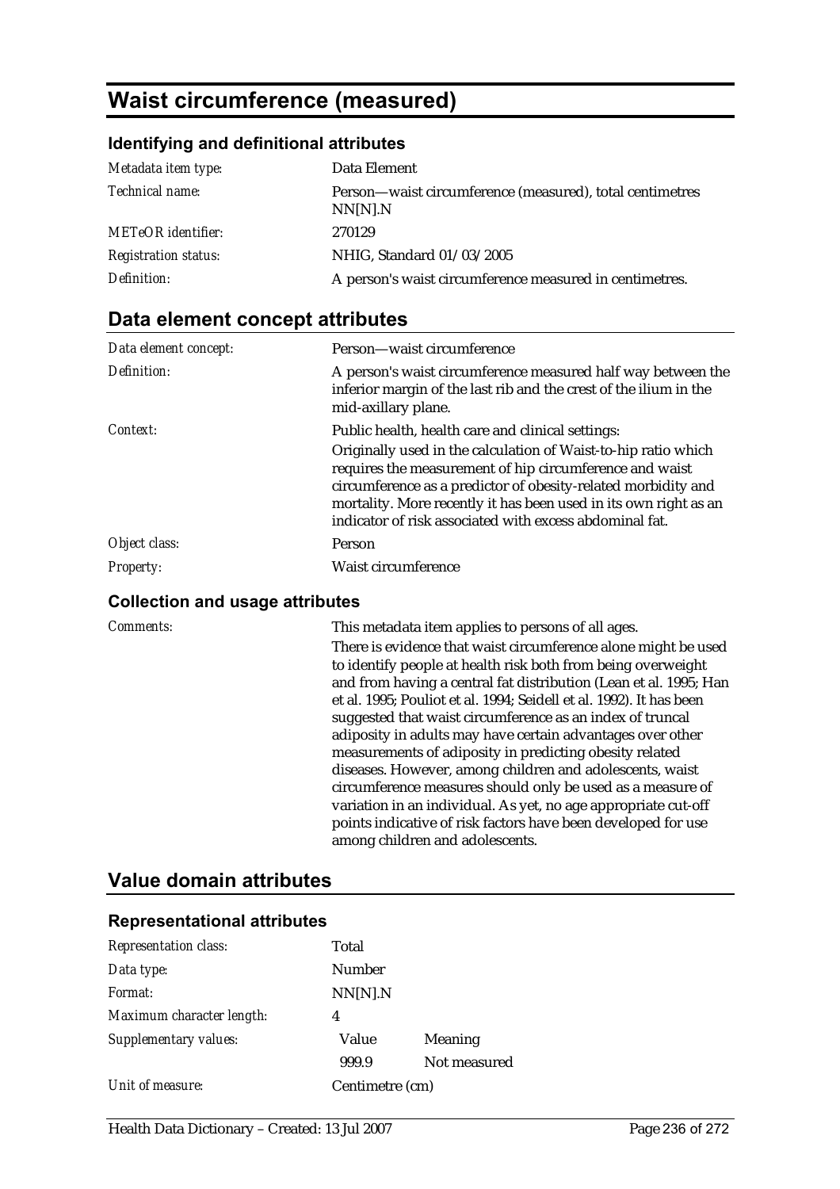# Waist circumference (measured)

### Identifying and definitional attributes

| | |
|---|---|
| *Metadata item type:* | Data Element |
| *Technical name:* | Person—waist circumference (measured), total centimetres NN[N].N |
| *METeOR identifier:* | 270129 |
| *Registration status:* | NHIG, Standard 01/03/2005 |
| *Definition:* | A person's waist circumference measured in centimetres. |

## Data element concept attributes

| | |
|---|---|
| *Data element concept:* | Person—waist circumference |
| *Definition:* | A person's waist circumference measured half way between the inferior margin of the last rib and the crest of the ilium in the mid-axillary plane. |
| *Context:* | Public health, health care and clinical settings:<br>Originally used in the calculation of Waist-to-hip ratio which requires the measurement of hip circumference and waist circumference as a predictor of obesity-related morbidity and mortality. More recently it has been used in its own right as an indicator of risk associated with excess abdominal fat. |
| *Object class:* | Person |
| *Property:* | Waist circumference |

### Collection and usage attributes

| | |
|---|---|
| *Comments:* | This metadata item applies to persons of all ages.<br>There is evidence that waist circumference alone might be used to identify people at health risk both from being overweight and from having a central fat distribution (Lean et al. 1995; Han et al. 1995; Pouliot et al. 1994; Seidell et al. 1992). It has been suggested that waist circumference as an index of truncal adiposity in adults may have certain advantages over other measurements of adiposity in predicting obesity related diseases. However, among children and adolescents, waist circumference measures should only be used as a measure of variation in an individual. As yet, no age appropriate cut-off points indicative of risk factors have been developed for use among children and adolescents. |

## Value domain attributes

### Representational attributes

| | | |
|---|---|---|
| *Representation class:* | Total | |
| *Data type:* | Number | |
| *Format:* | NN[N].N | |
| *Maximum character length:* | 4 | |
| *Supplementary values:* | Value | Meaning |
| | 999.9 | Not measured |
| *Unit of measure:* | Centimetre (cm) | |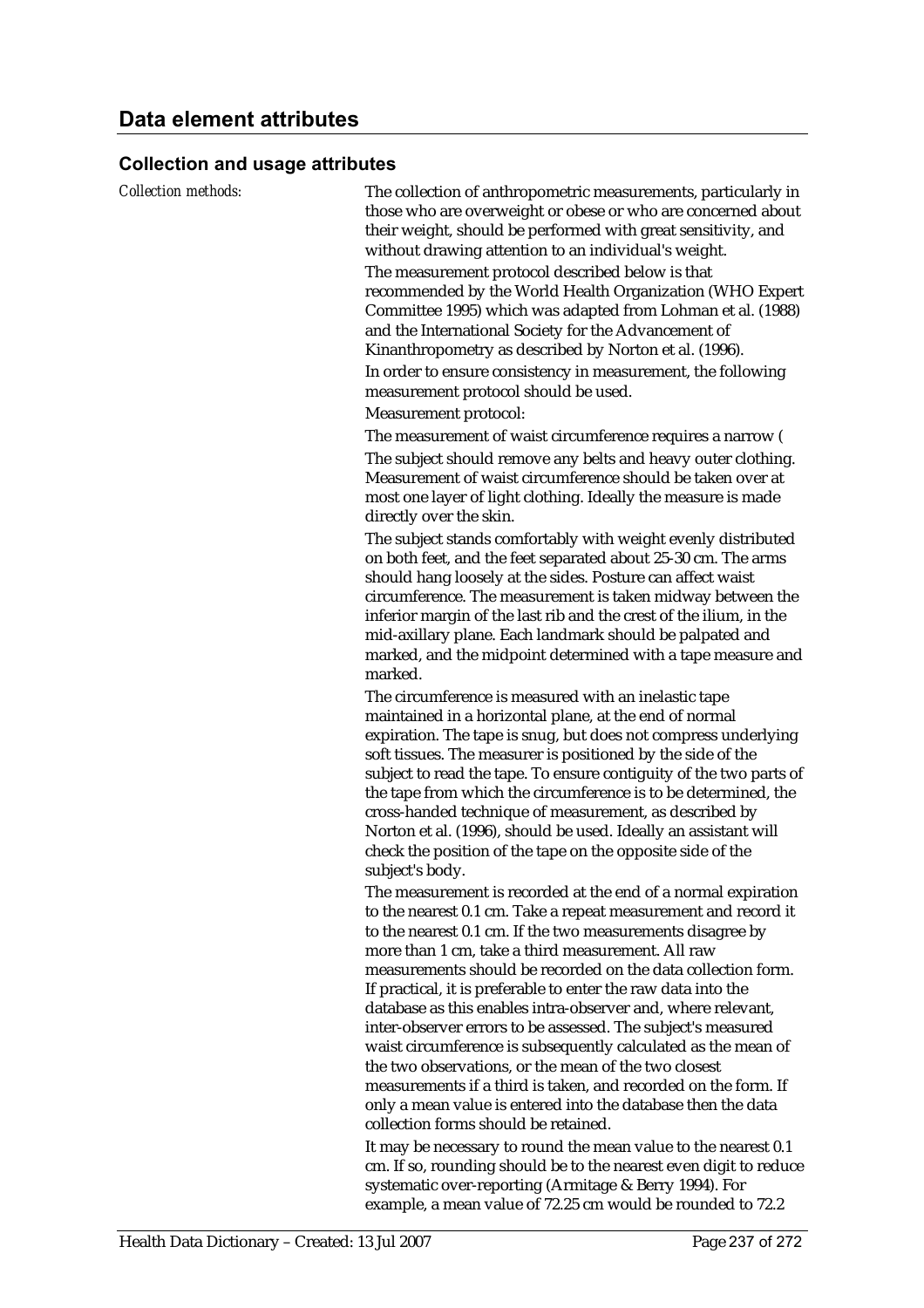## Data element attributes

### Collection and usage attributes

*Collection methods:*

The collection of anthropometric measurements, particularly in those who are overweight or obese or who are concerned about their weight, should be performed with great sensitivity, and without drawing attention to an individual's weight.

The measurement protocol described below is that recommended by the World Health Organization (WHO Expert Committee 1995) which was adapted from Lohman et al. (1988) and the International Society for the Advancement of Kinanthropometry as described by Norton et al. (1996).

In order to ensure consistency in measurement, the following measurement protocol should be used.

Measurement protocol:

The measurement of waist circumference requires a narrow (

The subject should remove any belts and heavy outer clothing. Measurement of waist circumference should be taken over at most one layer of light clothing. Ideally the measure is made directly over the skin.

The subject stands comfortably with weight evenly distributed on both feet, and the feet separated about 25-30 cm. The arms should hang loosely at the sides. Posture can affect waist circumference. The measurement is taken midway between the inferior margin of the last rib and the crest of the ilium, in the mid-axillary plane. Each landmark should be palpated and marked, and the midpoint determined with a tape measure and marked.

The circumference is measured with an inelastic tape maintained in a horizontal plane, at the end of normal expiration. The tape is snug, but does not compress underlying soft tissues. The measurer is positioned by the side of the subject to read the tape. To ensure contiguity of the two parts of the tape from which the circumference is to be determined, the cross-handed technique of measurement, as described by Norton et al. (1996), should be used. Ideally an assistant will check the position of the tape on the opposite side of the subject's body.

The measurement is recorded at the end of a normal expiration to the nearest 0.1 cm. Take a repeat measurement and record it to the nearest 0.1 cm. If the two measurements disagree by more than 1 cm, take a third measurement. All raw measurements should be recorded on the data collection form. If practical, it is preferable to enter the raw data into the database as this enables intra-observer and, where relevant, inter-observer errors to be assessed. The subject's measured waist circumference is subsequently calculated as the mean of the two observations, or the mean of the two closest measurements if a third is taken, and recorded on the form. If only a mean value is entered into the database then the data collection forms should be retained.

It may be necessary to round the mean value to the nearest 0.1 cm. If so, rounding should be to the nearest even digit to reduce systematic over-reporting (Armitage & Berry 1994). For example, a mean value of 72.25 cm would be rounded to 72.2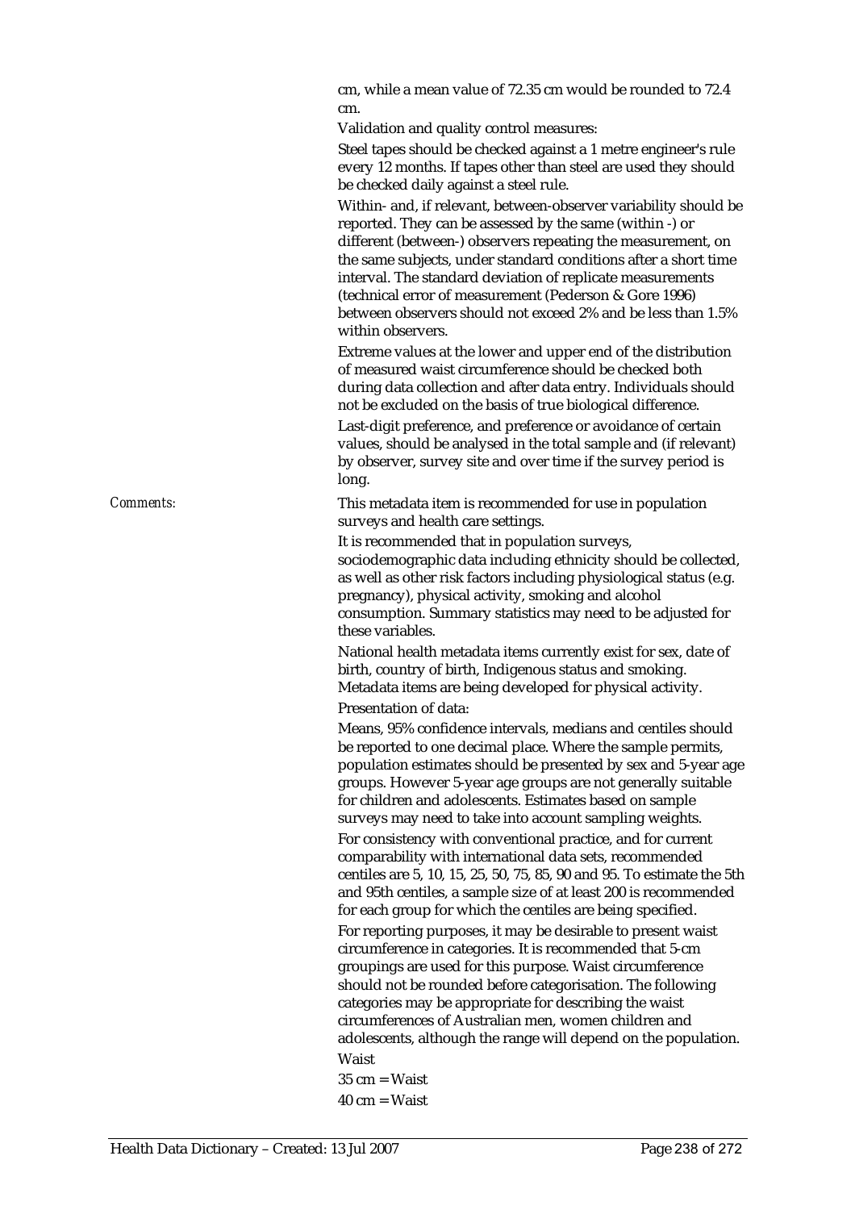cm, while a mean value of 72.35 cm would be rounded to 72.4 cm.

Validation and quality control measures:

Steel tapes should be checked against a 1 metre engineer's rule every 12 months. If tapes other than steel are used they should be checked daily against a steel rule.

Within- and, if relevant, between-observer variability should be reported. They can be assessed by the same (within -) or different (between-) observers repeating the measurement, on the same subjects, under standard conditions after a short time interval. The standard deviation of replicate measurements (technical error of measurement (Pederson & Gore 1996) between observers should not exceed 2% and be less than 1.5% within observers.

Extreme values at the lower and upper end of the distribution of measured waist circumference should be checked both during data collection and after data entry. Individuals should not be excluded on the basis of true biological difference.

Last-digit preference, and preference or avoidance of certain values, should be analysed in the total sample and (if relevant) by observer, survey site and over time if the survey period is long.

*Comments:*

This metadata item is recommended for use in population surveys and health care settings.

It is recommended that in population surveys, sociodemographic data including ethnicity should be collected, as well as other risk factors including physiological status (e.g. pregnancy), physical activity, smoking and alcohol consumption. Summary statistics may need to be adjusted for these variables.

National health metadata items currently exist for sex, date of birth, country of birth, Indigenous status and smoking. Metadata items are being developed for physical activity.

Presentation of data:

Means, 95% confidence intervals, medians and centiles should be reported to one decimal place. Where the sample permits, population estimates should be presented by sex and 5-year age groups. However 5-year age groups are not generally suitable for children and adolescents. Estimates based on sample surveys may need to take into account sampling weights.

For consistency with conventional practice, and for current comparability with international data sets, recommended centiles are 5, 10, 15, 25, 50, 75, 85, 90 and 95. To estimate the 5th and 95th centiles, a sample size of at least 200 is recommended for each group for which the centiles are being specified.

For reporting purposes, it may be desirable to present waist circumference in categories. It is recommended that 5-cm groupings are used for this purpose. Waist circumference should not be rounded before categorisation. The following categories may be appropriate for describing the waist circumferences of Australian men, women children and adolescents, although the range will depend on the population.

Waist

35 cm = Waist

40 cm = Waist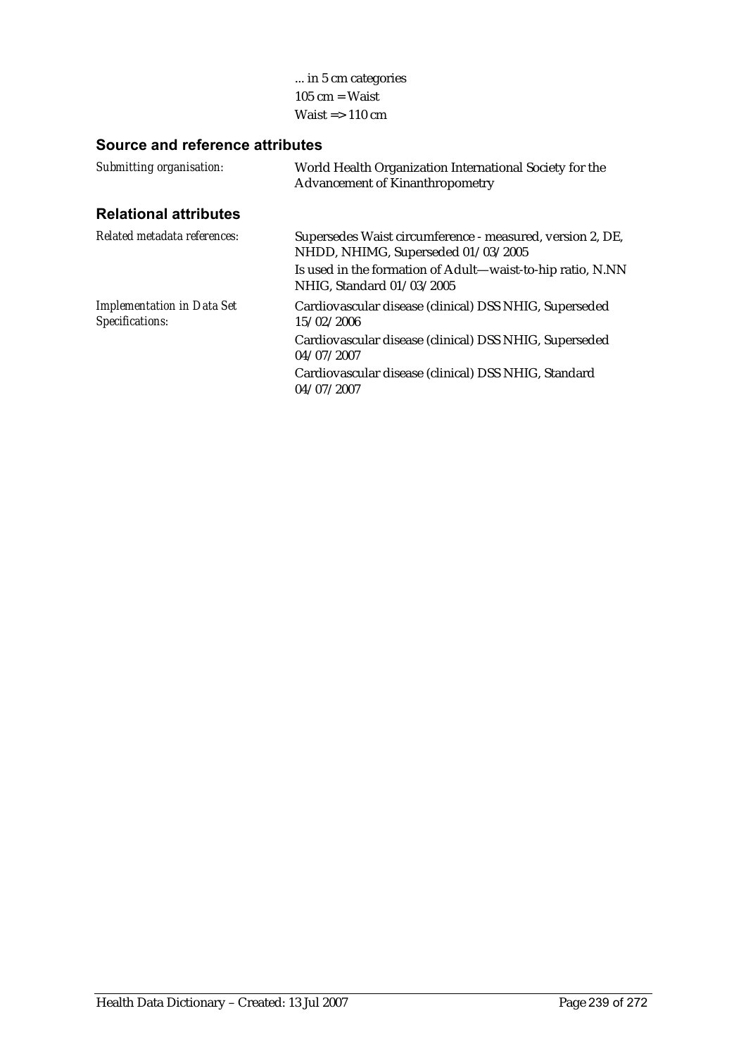... in 5 cm categories
105 cm = Waist
Waist => 110 cm

## Source and reference attributes

| | |
|---|---|
| *Submitting organisation:* | World Health Organization International Society for the Advancement of Kinanthropometry |

## Relational attributes

| | |
|---|---|
| *Related metadata references:* | Supersedes Waist circumference - measured, version 2, DE, NHDD, NHIMG, Superseded 01/03/2005 |
| | Is used in the formation of Adult—waist-to-hip ratio, N.NN NHIG, Standard 01/03/2005 |
| *Implementation in Data Set Specifications:* | Cardiovascular disease (clinical) DSS NHIG, Superseded 15/02/2006 |
| | Cardiovascular disease (clinical) DSS NHIG, Superseded 04/07/2007 |
| | Cardiovascular disease (clinical) DSS NHIG, Standard 04/07/2007 |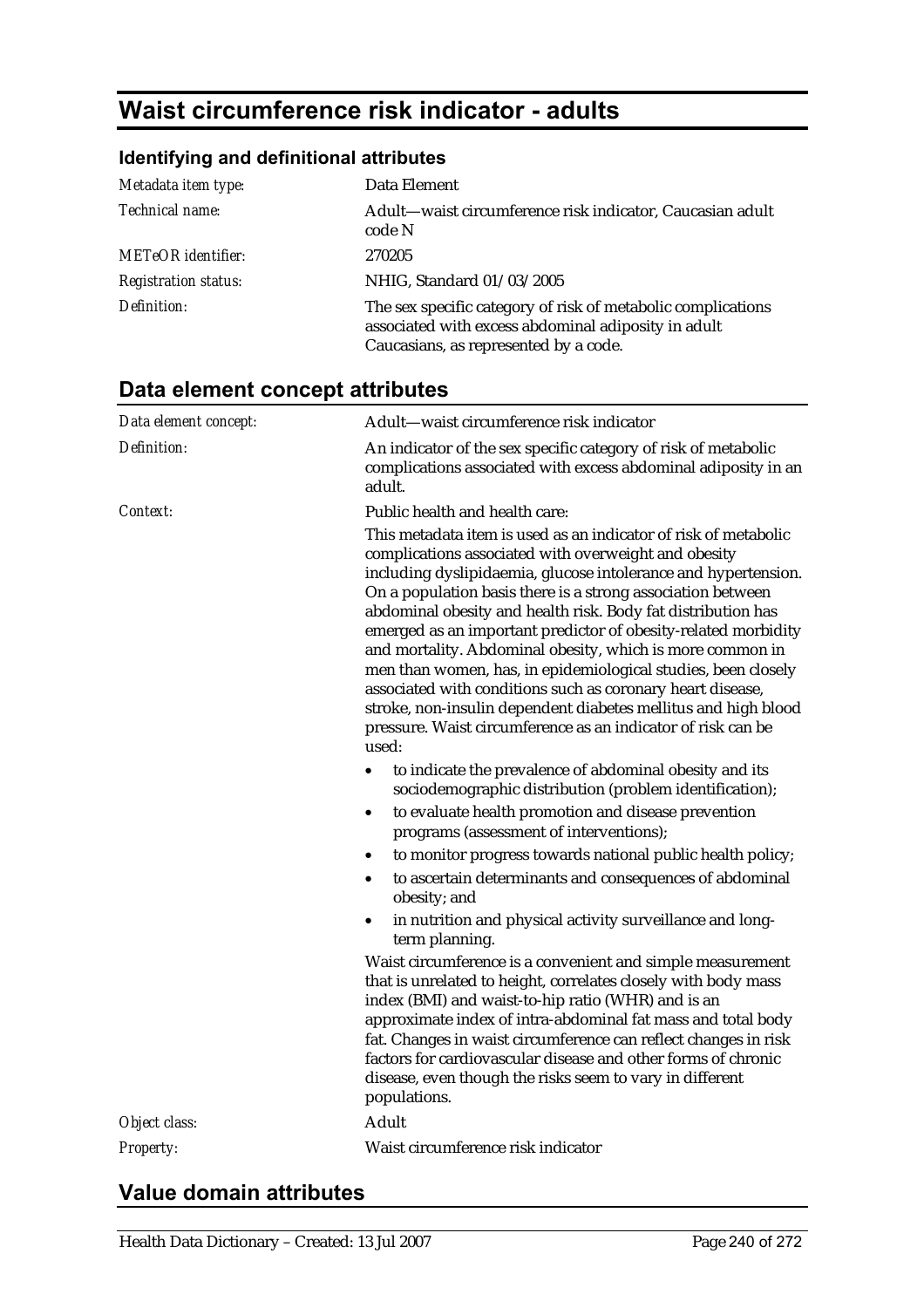# Waist circumference risk indicator - adults

### Identifying and definitional attributes

| | |
|---|---|
| *Metadata item type:* | Data Element |
| *Technical name:* | Adult—waist circumference risk indicator, Caucasian adult code N |
| *METeOR identifier:* | 270205 |
| *Registration status:* | NHIG, Standard 01/03/2005 |
| *Definition:* | The sex specific category of risk of metabolic complications associated with excess abdominal adiposity in adult Caucasians, as represented by a code. |

## Data element concept attributes

| | |
|---|---|
| *Data element concept:* | Adult—waist circumference risk indicator |
| *Definition:* | An indicator of the sex specific category of risk of metabolic complications associated with excess abdominal adiposity in an adult. |
| *Context:* | Public health and health care: |

This metadata item is used as an indicator of risk of metabolic complications associated with overweight and obesity including dyslipidaemia, glucose intolerance and hypertension. On a population basis there is a strong association between abdominal obesity and health risk. Body fat distribution has emerged as an important predictor of obesity-related morbidity and mortality. Abdominal obesity, which is more common in men than women, has, in epidemiological studies, been closely associated with conditions such as coronary heart disease, stroke, non-insulin dependent diabetes mellitus and high blood pressure. Waist circumference as an indicator of risk can be used:

- to indicate the prevalence of abdominal obesity and its sociodemographic distribution (problem identification);
- to evaluate health promotion and disease prevention programs (assessment of interventions);
- to monitor progress towards national public health policy;
- to ascertain determinants and consequences of abdominal obesity; and
- in nutrition and physical activity surveillance and long-term planning.

Waist circumference is a convenient and simple measurement that is unrelated to height, correlates closely with body mass index (BMI) and waist-to-hip ratio (WHR) and is an approximate index of intra-abdominal fat mass and total body fat. Changes in waist circumference can reflect changes in risk factors for cardiovascular disease and other forms of chronic disease, even though the risks seem to vary in different populations.

| | |
|---|---|
| *Object class:* | Adult |
| *Property:* | Waist circumference risk indicator |

## Value domain attributes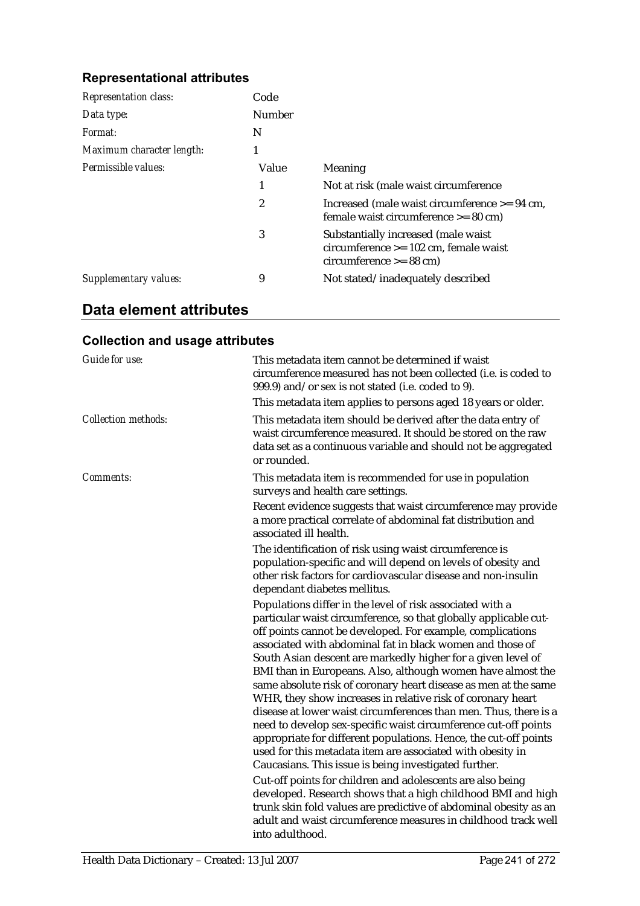### Representational attributes

| | | |
|---|---|---|
| *Representation class:* | Code | |
| *Data type:* | Number | |
| *Format:* | N | |
| *Maximum character length:* | 1 | |
| *Permissible values:* | Value | Meaning |
| | 1 | Not at risk (male waist circumference |
| | 2 | Increased (male waist circumference >= 94 cm, female waist circumference >= 80 cm) |
| | 3 | Substantially increased (male waist circumference >= 102 cm, female waist circumference >= 88 cm) |
| *Supplementary values:* | 9 | Not stated/inadequately described |

## Data element attributes

### Collection and usage attributes

*Guide for use:*

This metadata item cannot be determined if waist circumference measured has not been collected (i.e. is coded to 999.9) and/or sex is not stated (i.e. coded to 9).

This metadata item applies to persons aged 18 years or older.

*Collection methods:*

This metadata item should be derived after the data entry of waist circumference measured. It should be stored on the raw data set as a continuous variable and should not be aggregated or rounded.

*Comments:*

This metadata item is recommended for use in population surveys and health care settings.

Recent evidence suggests that waist circumference may provide a more practical correlate of abdominal fat distribution and associated ill health.

The identification of risk using waist circumference is population-specific and will depend on levels of obesity and other risk factors for cardiovascular disease and non-insulin dependant diabetes mellitus.

Populations differ in the level of risk associated with a particular waist circumference, so that globally applicable cut-off points cannot be developed. For example, complications associated with abdominal fat in black women and those of South Asian descent are markedly higher for a given level of BMI than in Europeans. Also, although women have almost the same absolute risk of coronary heart disease as men at the same WHR, they show increases in relative risk of coronary heart disease at lower waist circumferences than men. Thus, there is a need to develop sex-specific waist circumference cut-off points appropriate for different populations. Hence, the cut-off points used for this metadata item are associated with obesity in Caucasians. This issue is being investigated further.

Cut-off points for children and adolescents are also being developed. Research shows that a high childhood BMI and high trunk skin fold values are predictive of abdominal obesity as an adult and waist circumference measures in childhood track well into adulthood.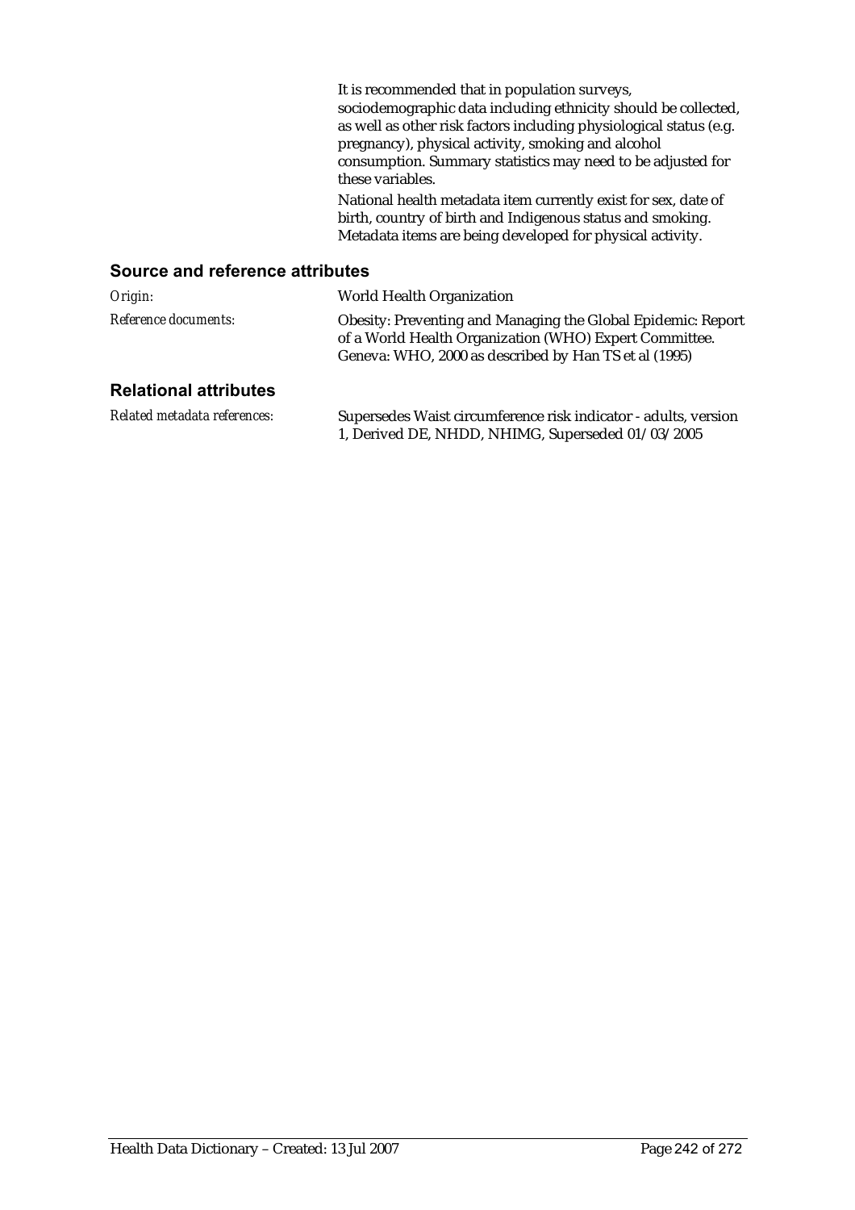It is recommended that in population surveys, sociodemographic data including ethnicity should be collected, as well as other risk factors including physiological status (e.g. pregnancy), physical activity, smoking and alcohol consumption. Summary statistics may need to be adjusted for these variables.

National health metadata item currently exist for sex, date of birth, country of birth and Indigenous status and smoking. Metadata items are being developed for physical activity.

## Source and reference attributes

*Origin:* World Health Organization

*Reference documents:* Obesity: Preventing and Managing the Global Epidemic: Report of a World Health Organization (WHO) Expert Committee. Geneva: WHO, 2000 as described by Han TS et al (1995)

## Relational attributes

*Related metadata references:* Supersedes Waist circumference risk indicator - adults, version 1, Derived DE, NHDD, NHIMG, Superseded 01/03/2005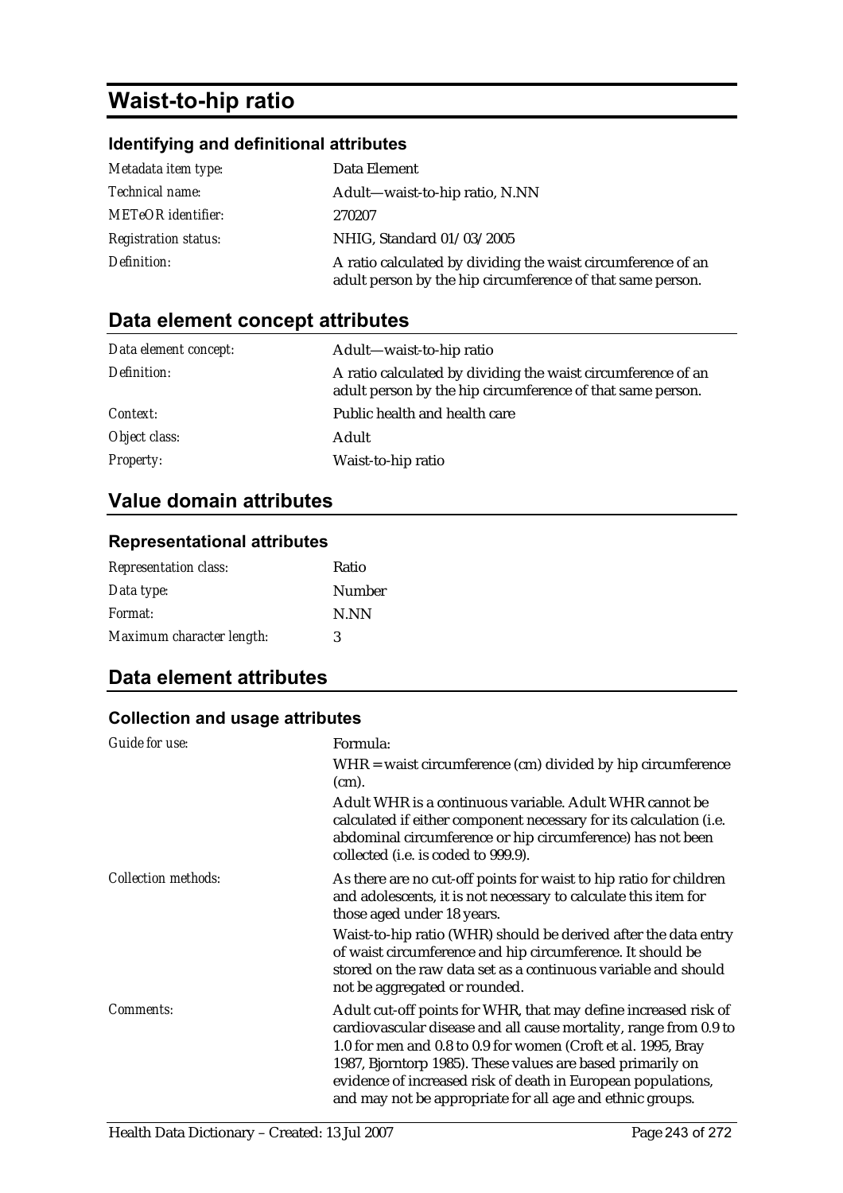# Waist-to-hip ratio

### Identifying and definitional attributes

| | |
|---|---|
| *Metadata item type:* | Data Element |
| *Technical name:* | Adult—waist-to-hip ratio, N.NN |
| *METeOR identifier:* | 270207 |
| *Registration status:* | NHIG, Standard 01/03/2005 |
| *Definition:* | A ratio calculated by dividing the waist circumference of an adult person by the hip circumference of that same person. |

## Data element concept attributes

| | |
|---|---|
| *Data element concept:* | Adult—waist-to-hip ratio |
| *Definition:* | A ratio calculated by dividing the waist circumference of an adult person by the hip circumference of that same person. |
| *Context:* | Public health and health care |
| *Object class:* | Adult |
| *Property:* | Waist-to-hip ratio |

## Value domain attributes

### Representational attributes

| | |
|---|---|
| *Representation class:* | Ratio |
| *Data type:* | Number |
| *Format:* | N.NN |
| *Maximum character length:* | 3 |

## Data element attributes

### Collection and usage attributes

| | |
|---|---|
| *Guide for use:* | Formula:<br>WHR = waist circumference (cm) divided by hip circumference (cm).<br>Adult WHR is a continuous variable. Adult WHR cannot be calculated if either component necessary for its calculation (i.e. abdominal circumference or hip circumference) has not been collected (i.e. is coded to 999.9). |
| *Collection methods:* | As there are no cut-off points for waist to hip ratio for children and adolescents, it is not necessary to calculate this item for those aged under 18 years.<br>Waist-to-hip ratio (WHR) should be derived after the data entry of waist circumference and hip circumference. It should be stored on the raw data set as a continuous variable and should not be aggregated or rounded. |
| *Comments:* | Adult cut-off points for WHR, that may define increased risk of cardiovascular disease and all cause mortality, range from 0.9 to 1.0 for men and 0.8 to 0.9 for women (Croft et al. 1995, Bray 1987, Bjorntorp 1985). These values are based primarily on evidence of increased risk of death in European populations, and may not be appropriate for all age and ethnic groups. |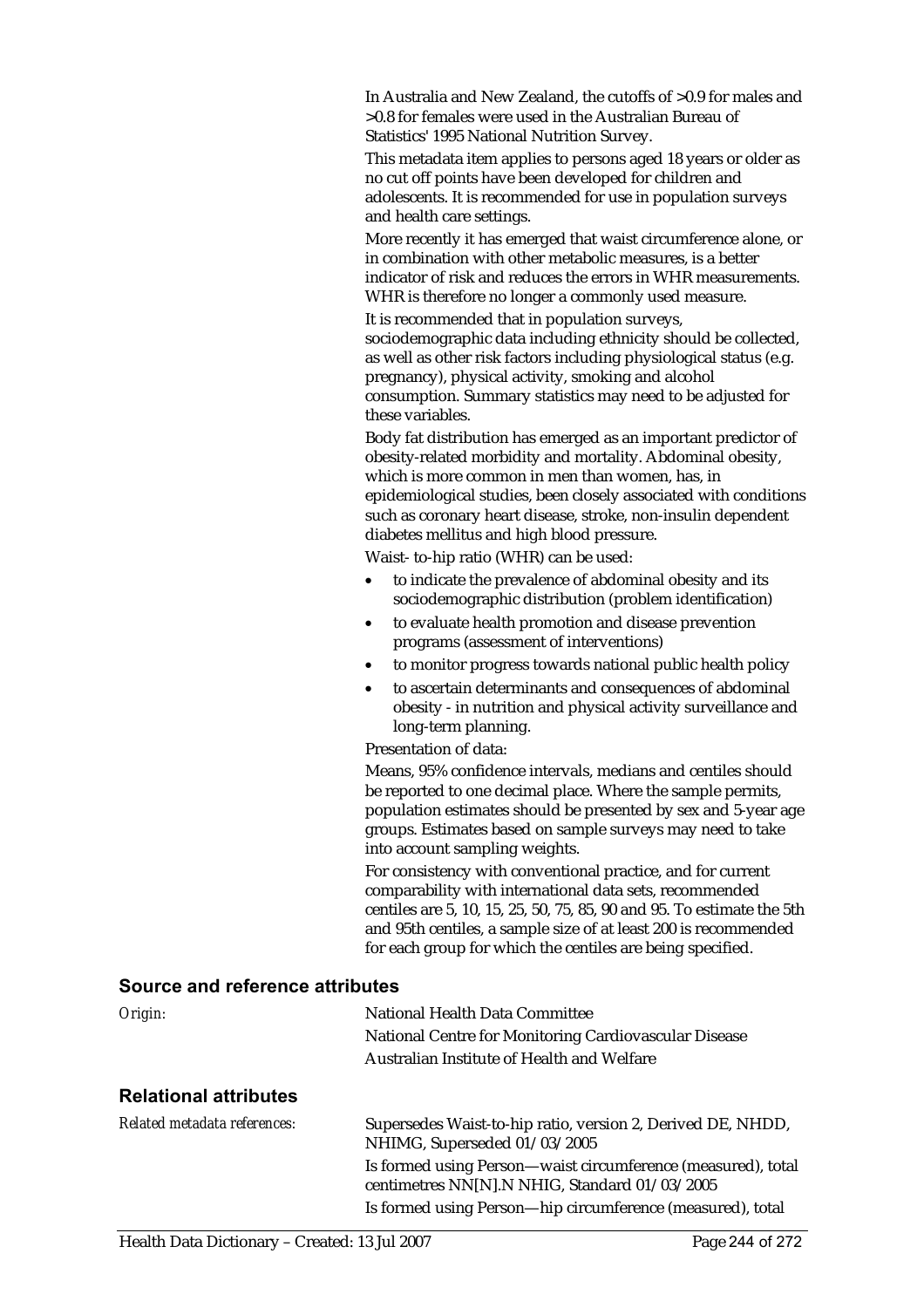In Australia and New Zealand, the cutoffs of >0.9 for males and >0.8 for females were used in the Australian Bureau of Statistics' 1995 National Nutrition Survey.

This metadata item applies to persons aged 18 years or older as no cut off points have been developed for children and adolescents. It is recommended for use in population surveys and health care settings.

More recently it has emerged that waist circumference alone, or in combination with other metabolic measures, is a better indicator of risk and reduces the errors in WHR measurements. WHR is therefore no longer a commonly used measure.

It is recommended that in population surveys, sociodemographic data including ethnicity should be collected, as well as other risk factors including physiological status (e.g. pregnancy), physical activity, smoking and alcohol consumption. Summary statistics may need to be adjusted for these variables.

Body fat distribution has emerged as an important predictor of obesity-related morbidity and mortality. Abdominal obesity, which is more common in men than women, has, in epidemiological studies, been closely associated with conditions such as coronary heart disease, stroke, non-insulin dependent diabetes mellitus and high blood pressure.

Waist- to-hip ratio (WHR) can be used:

- to indicate the prevalence of abdominal obesity and its sociodemographic distribution (problem identification)
- to evaluate health promotion and disease prevention programs (assessment of interventions)
- to monitor progress towards national public health policy
- to ascertain determinants and consequences of abdominal obesity - in nutrition and physical activity surveillance and long-term planning.

Presentation of data:

Means, 95% confidence intervals, medians and centiles should be reported to one decimal place. Where the sample permits, population estimates should be presented by sex and 5-year age groups. Estimates based on sample surveys may need to take into account sampling weights.

For consistency with conventional practice, and for current comparability with international data sets, recommended centiles are 5, 10, 15, 25, 50, 75, 85, 90 and 95. To estimate the 5th and 95th centiles, a sample size of at least 200 is recommended for each group for which the centiles are being specified.

## Source and reference attributes

*Origin:* National Health Data Committee
National Centre for Monitoring Cardiovascular Disease
Australian Institute of Health and Welfare

## Relational attributes

*Related metadata references:* Supersedes Waist-to-hip ratio, version 2, Derived DE, NHDD, NHIMG, Superseded 01/03/2005

Is formed using Person—waist circumference (measured), total centimetres NN[N].N NHIG, Standard 01/03/2005

Is formed using Person—hip circumference (measured), total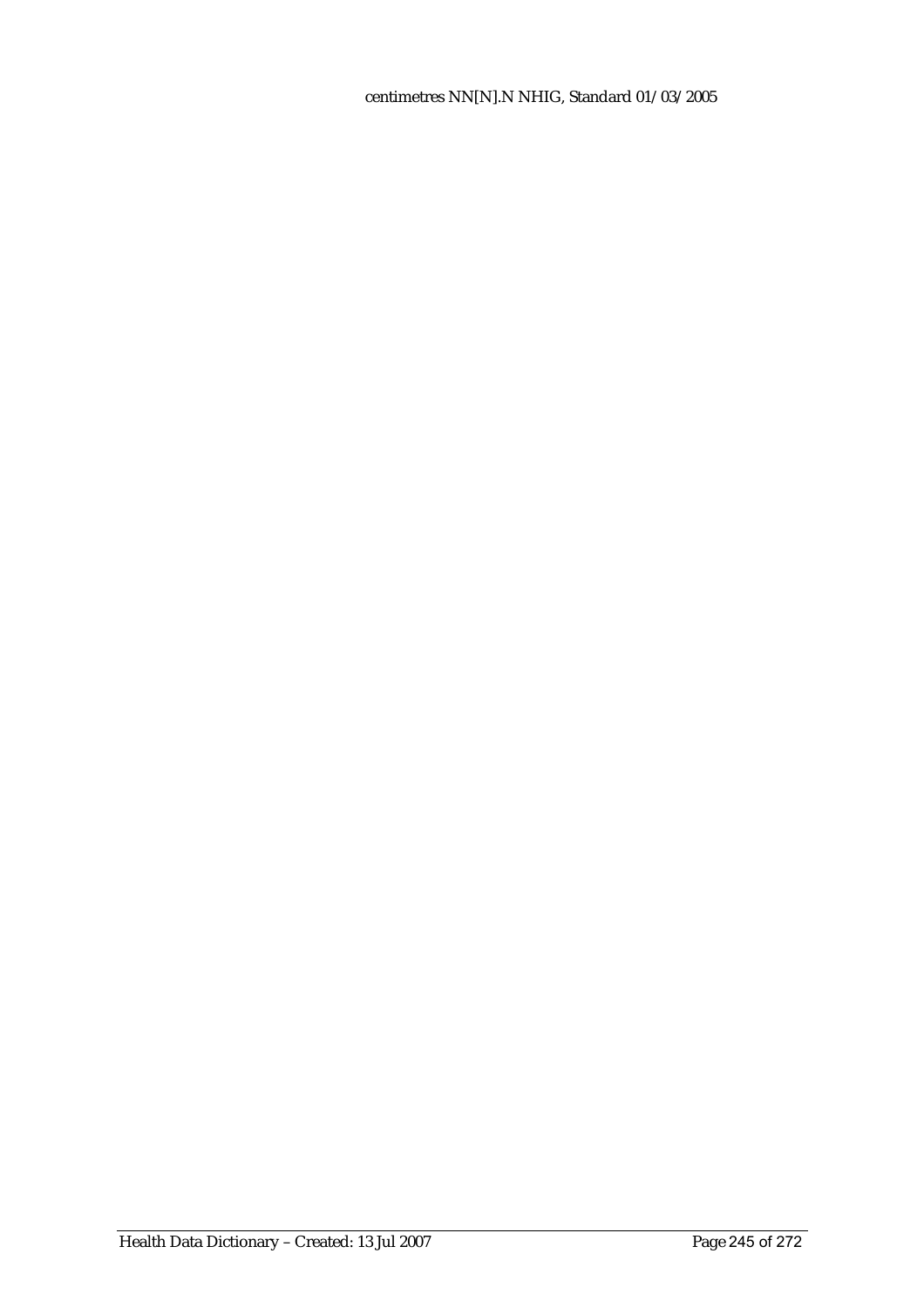centimetres NN[N].N NHIG, Standard 01/03/2005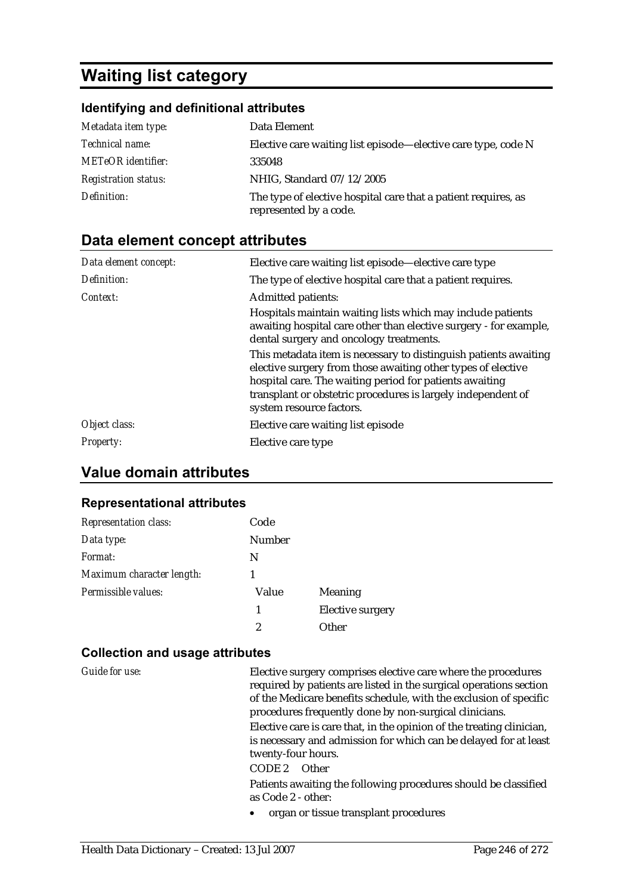# Waiting list category

## Identifying and definitional attributes

| | |
|---|---|
| *Metadata item type:* | Data Element |
| *Technical name:* | Elective care waiting list episode—elective care type, code N |
| *METeOR identifier:* | 335048 |
| *Registration status:* | NHIG, Standard 07/12/2005 |
| *Definition:* | The type of elective hospital care that a patient requires, as represented by a code. |

## Data element concept attributes

| | |
|---|---|
| *Data element concept:* | Elective care waiting list episode—elective care type |
| *Definition:* | The type of elective hospital care that a patient requires. |
| *Context:* | Admitted patients:<br>Hospitals maintain waiting lists which may include patients awaiting hospital care other than elective surgery - for example, dental surgery and oncology treatments.<br>This metadata item is necessary to distinguish patients awaiting elective surgery from those awaiting other types of elective hospital care. The waiting period for patients awaiting transplant or obstetric procedures is largely independent of system resource factors. |
| *Object class:* | Elective care waiting list episode |
| *Property:* | Elective care type |

## Value domain attributes

### Representational attributes

| | | |
|---|---|---|
| *Representation class:* | Code | |
| *Data type:* | Number | |
| *Format:* | N | |
| *Maximum character length:* | 1 | |
| *Permissible values:* | **Value** | **Meaning** |
| | 1 | Elective surgery |
| | 2 | Other |

### Collection and usage attributes

*Guide for use:*

Elective surgery comprises elective care where the procedures required by patients are listed in the surgical operations section of the Medicare benefits schedule, with the exclusion of specific procedures frequently done by non-surgical clinicians.

Elective care is care that, in the opinion of the treating clinician, is necessary and admission for which can be delayed for at least twenty-four hours.

CODE 2 Other

Patients awaiting the following procedures should be classified as Code 2 - other:

- organ or tissue transplant procedures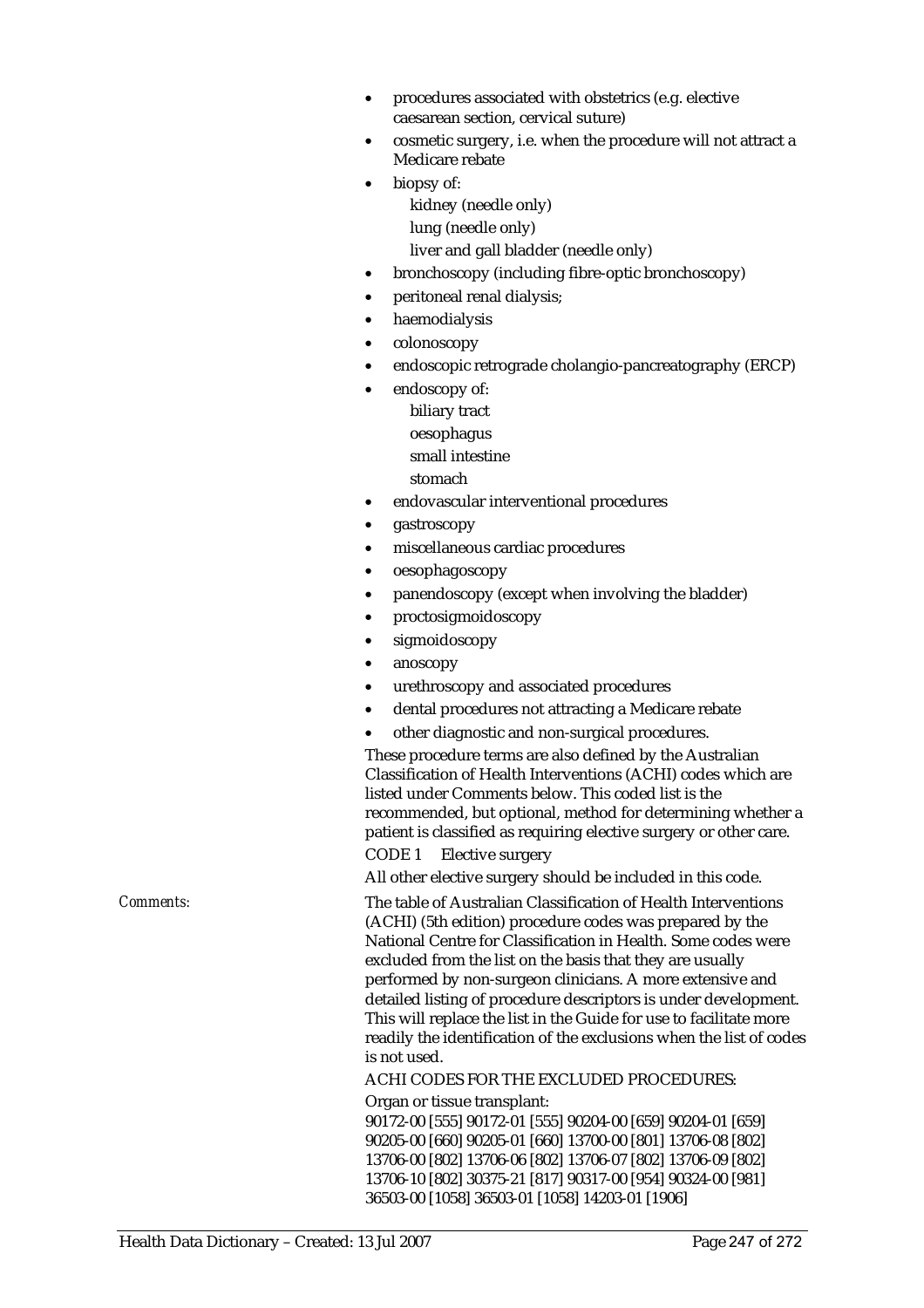- procedures associated with obstetrics (e.g. elective caesarean section, cervical suture)
- cosmetic surgery, i.e. when the procedure will not attract a Medicare rebate
- biopsy of:
  - kidney (needle only)
  - lung (needle only)
  - liver and gall bladder (needle only)
- bronchoscopy (including fibre-optic bronchoscopy)
- peritoneal renal dialysis;
- haemodialysis
- colonoscopy
- endoscopic retrograde cholangio-pancreatography (ERCP)
- endoscopy of:
  - biliary tract
  - oesophagus
  - small intestine
  - stomach
- endovascular interventional procedures
- gastroscopy
- miscellaneous cardiac procedures
- oesophagoscopy
- panendoscopy (except when involving the bladder)
- proctosigmoidoscopy
- sigmoidoscopy
- anoscopy
- urethroscopy and associated procedures
- dental procedures not attracting a Medicare rebate
- other diagnostic and non-surgical procedures.

These procedure terms are also defined by the Australian Classification of Health Interventions (ACHI) codes which are listed under Comments below. This coded list is the recommended, but optional, method for determining whether a patient is classified as requiring elective surgery or other care.

CODE 1 Elective surgery

All other elective surgery should be included in this code.

*Comments:* The table of Australian Classification of Health Interventions (ACHI) (5th edition) procedure codes was prepared by the National Centre for Classification in Health. Some codes were excluded from the list on the basis that they are usually performed by non-surgeon clinicians. A more extensive and detailed listing of procedure descriptors is under development. This will replace the list in the Guide for use to facilitate more readily the identification of the exclusions when the list of codes is not used.

ACHI CODES FOR THE EXCLUDED PROCEDURES:

Organ or tissue transplant:

90172-00 [555] 90172-01 [555] 90204-00 [659] 90204-01 [659] 90205-00 [660] 90205-01 [660] 13700-00 [801] 13706-08 [802] 13706-00 [802] 13706-06 [802] 13706-07 [802] 13706-09 [802] 13706-10 [802] 30375-21 [817] 90317-00 [954] 90324-00 [981] 36503-00 [1058] 36503-01 [1058] 14203-01 [1906]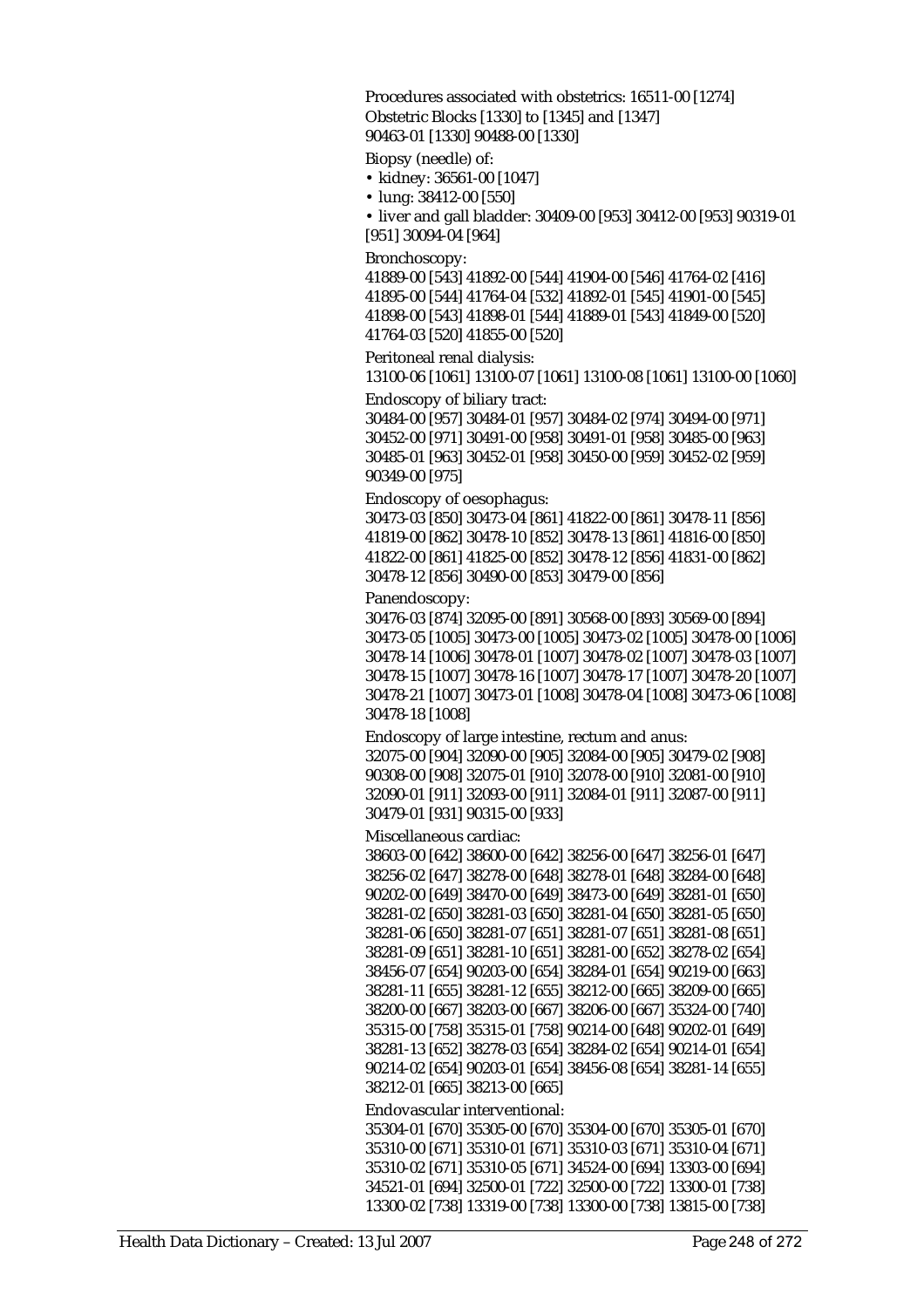Procedures associated with obstetrics: 16511-00 [1274]
Obstetric Blocks [1330] to [1345] and [1347]
90463-01 [1330] 90488-00 [1330]

Biopsy (needle) of:

- kidney: 36561-00 [1047]
- lung: 38412-00 [550]
- liver and gall bladder: 30409-00 [953] 30412-00 [953] 90319-01 [951] 30094-04 [964]

Bronchoscopy:

41889-00 [543] 41892-00 [544] 41904-00 [546] 41764-02 [416] 41895-00 [544] 41764-04 [532] 41892-01 [545] 41901-00 [545] 41898-00 [543] 41898-01 [544] 41889-01 [543] 41849-00 [520] 41764-03 [520] 41855-00 [520]

Peritoneal renal dialysis:

13100-06 [1061] 13100-07 [1061] 13100-08 [1061] 13100-00 [1060]

Endoscopy of biliary tract:

30484-00 [957] 30484-01 [957] 30484-02 [974] 30494-00 [971] 30452-00 [971] 30491-00 [958] 30491-01 [958] 30485-00 [963] 30485-01 [963] 30452-01 [958] 30450-00 [959] 30452-02 [959] 90349-00 [975]

Endoscopy of oesophagus:

30473-03 [850] 30473-04 [861] 41822-00 [861] 30478-11 [856] 41819-00 [862] 30478-10 [852] 30478-13 [861] 41816-00 [850] 41822-00 [861] 41825-00 [852] 30478-12 [856] 41831-00 [862] 30478-12 [856] 30490-00 [853] 30479-00 [856]

Panendoscopy:

30476-03 [874] 32095-00 [891] 30568-00 [893] 30569-00 [894] 30473-05 [1005] 30473-00 [1005] 30473-02 [1005] 30478-00 [1006] 30478-14 [1006] 30478-01 [1007] 30478-02 [1007] 30478-03 [1007] 30478-15 [1007] 30478-16 [1007] 30478-17 [1007] 30478-20 [1007] 30478-21 [1007] 30473-01 [1008] 30478-04 [1008] 30473-06 [1008] 30478-18 [1008]

Endoscopy of large intestine, rectum and anus:

32075-00 [904] 32090-00 [905] 32084-00 [905] 30479-02 [908] 90308-00 [908] 32075-01 [910] 32078-00 [910] 32081-00 [910] 32090-01 [911] 32093-00 [911] 32084-01 [911] 32087-00 [911] 30479-01 [931] 90315-00 [933]

Miscellaneous cardiac:

38603-00 [642] 38600-00 [642] 38256-00 [647] 38256-01 [647] 38256-02 [647] 38278-00 [648] 38278-01 [648] 38284-00 [648] 90202-00 [649] 38470-00 [649] 38473-00 [649] 38281-01 [650] 38281-02 [650] 38281-03 [650] 38281-04 [650] 38281-05 [650] 38281-06 [650] 38281-07 [651] 38281-07 [651] 38281-08 [651] 38281-09 [651] 38281-10 [651] 38281-00 [652] 38278-02 [654] 38456-07 [654] 90203-00 [654] 38284-01 [654] 90219-00 [663] 38281-11 [655] 38281-12 [655] 38212-00 [665] 38209-00 [665] 38200-00 [667] 38203-00 [667] 38206-00 [667] 35324-00 [740] 35315-00 [758] 35315-01 [758] 90214-00 [648] 90202-01 [649] 38281-13 [652] 38278-03 [654] 38284-02 [654] 90214-01 [654] 90214-02 [654] 90203-01 [654] 38456-08 [654] 38281-14 [655] 38212-01 [665] 38213-00 [665]

Endovascular interventional:

35304-01 [670] 35305-00 [670] 35304-00 [670] 35305-01 [670] 35310-00 [671] 35310-01 [671] 35310-03 [671] 35310-04 [671] 35310-02 [671] 35310-05 [671] 34524-00 [694] 13303-00 [694] 34521-01 [694] 32500-01 [722] 32500-00 [722] 13300-01 [738] 13300-02 [738] 13319-00 [738] 13300-00 [738] 13815-00 [738]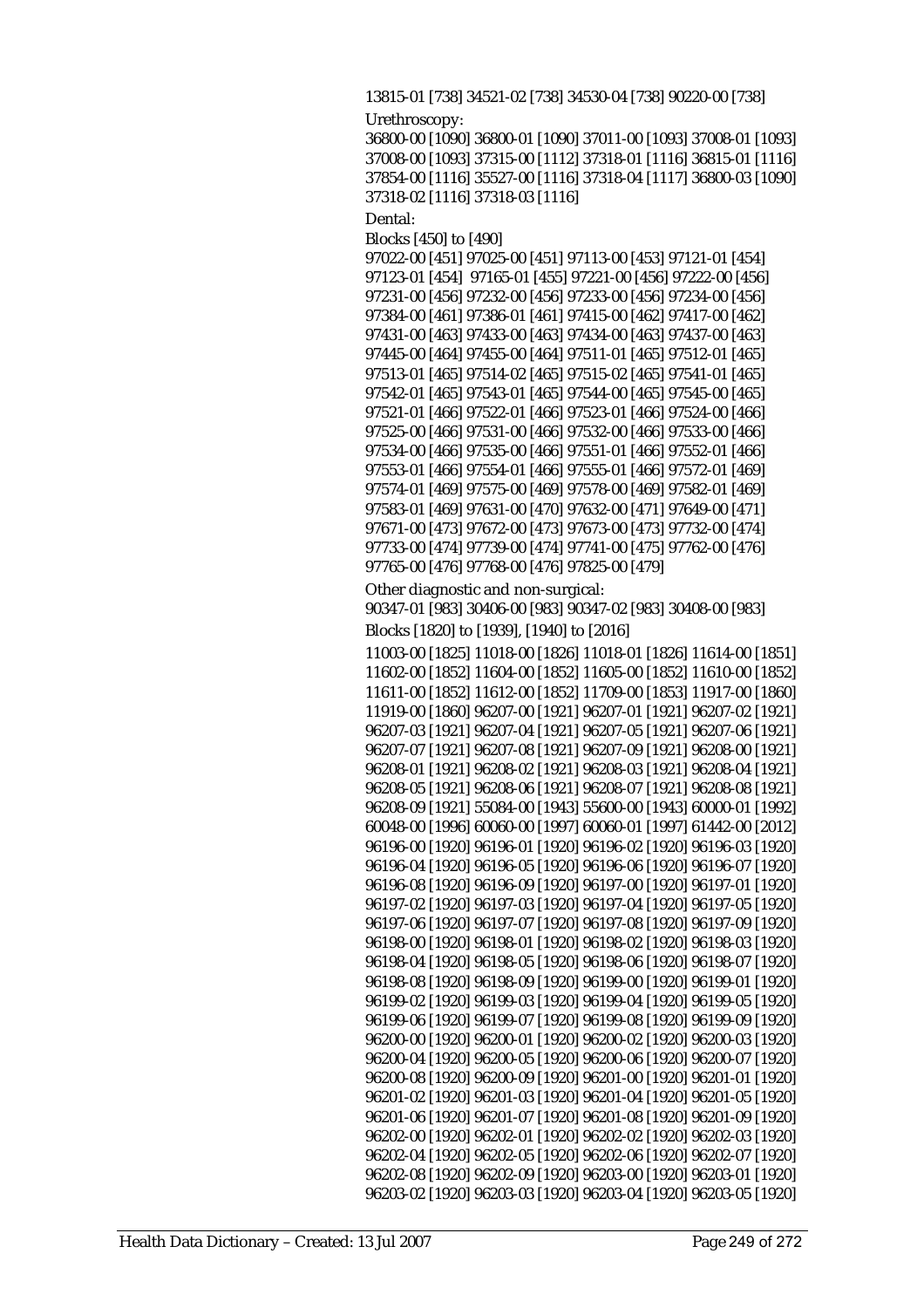13815-01 [738] 34521-02 [738] 34530-04 [738] 90220-00 [738]

Urethroscopy:

36800-00 [1090] 36800-01 [1090] 37011-00 [1093] 37008-01 [1093] 37008-00 [1093] 37315-00 [1112] 37318-01 [1116] 36815-01 [1116] 37854-00 [1116] 35527-00 [1116] 37318-04 [1117] 36800-03 [1090] 37318-02 [1116] 37318-03 [1116]

Dental:

Blocks [450] to [490]

97022-00 [451] 97025-00 [451] 97113-00 [453] 97121-01 [454] 97123-01 [454] 97165-01 [455] 97221-00 [456] 97222-00 [456] 97231-00 [456] 97232-00 [456] 97233-00 [456] 97234-00 [456] 97384-00 [461] 97386-01 [461] 97415-00 [462] 97417-00 [462] 97431-00 [463] 97433-00 [463] 97434-00 [463] 97437-00 [463] 97445-00 [464] 97455-00 [464] 97511-01 [465] 97512-01 [465] 97513-01 [465] 97514-02 [465] 97515-02 [465] 97541-01 [465] 97542-01 [465] 97543-01 [465] 97544-00 [465] 97545-00 [465] 97521-01 [466] 97522-01 [466] 97523-01 [466] 97524-00 [466] 97525-00 [466] 97531-00 [466] 97532-00 [466] 97533-00 [466] 97534-00 [466] 97535-00 [466] 97551-01 [466] 97552-01 [466] 97553-01 [466] 97554-01 [466] 97555-01 [466] 97572-01 [469] 97574-01 [469] 97575-00 [469] 97578-00 [469] 97582-01 [469] 97583-01 [469] 97631-00 [470] 97632-00 [471] 97649-00 [471] 97671-00 [473] 97672-00 [473] 97673-00 [473] 97732-00 [474] 97733-00 [474] 97739-00 [474] 97741-00 [475] 97762-00 [476] 97765-00 [476] 97768-00 [476] 97825-00 [479]

Other diagnostic and non-surgical:

90347-01 [983] 30406-00 [983] 90347-02 [983] 30408-00 [983]

Blocks [1820] to [1939], [1940] to [2016]

11003-00 [1825] 11018-00 [1826] 11018-01 [1826] 11614-00 [1851] 11602-00 [1852] 11604-00 [1852] 11605-00 [1852] 11610-00 [1852] 11611-00 [1852] 11612-00 [1852] 11709-00 [1853] 11917-00 [1860] 11919-00 [1860] 96207-00 [1921] 96207-01 [1921] 96207-02 [1921] 96207-03 [1921] 96207-04 [1921] 96207-05 [1921] 96207-06 [1921] 96207-07 [1921] 96207-08 [1921] 96207-09 [1921] 96208-00 [1921] 96208-01 [1921] 96208-02 [1921] 96208-03 [1921] 96208-04 [1921] 96208-05 [1921] 96208-06 [1921] 96208-07 [1921] 96208-08 [1921] 96208-09 [1921] 55084-00 [1943] 55600-00 [1943] 60000-01 [1992] 60048-00 [1996] 60060-00 [1997] 60060-01 [1997] 61442-00 [2012] 96196-00 [1920] 96196-01 [1920] 96196-02 [1920] 96196-03 [1920] 96196-04 [1920] 96196-05 [1920] 96196-06 [1920] 96196-07 [1920] 96196-08 [1920] 96196-09 [1920] 96197-00 [1920] 96197-01 [1920] 96197-02 [1920] 96197-03 [1920] 96197-04 [1920] 96197-05 [1920] 96197-06 [1920] 96197-07 [1920] 96197-08 [1920] 96197-09 [1920] 96198-00 [1920] 96198-01 [1920] 96198-02 [1920] 96198-03 [1920] 96198-04 [1920] 96198-05 [1920] 96198-06 [1920] 96198-07 [1920] 96198-08 [1920] 96198-09 [1920] 96199-00 [1920] 96199-01 [1920] 96199-02 [1920] 96199-03 [1920] 96199-04 [1920] 96199-05 [1920] 96199-06 [1920] 96199-07 [1920] 96199-08 [1920] 96199-09 [1920] 96200-00 [1920] 96200-01 [1920] 96200-02 [1920] 96200-03 [1920] 96200-04 [1920] 96200-05 [1920] 96200-06 [1920] 96200-07 [1920] 96200-08 [1920] 96200-09 [1920] 96201-00 [1920] 96201-01 [1920] 96201-02 [1920] 96201-03 [1920] 96201-04 [1920] 96201-05 [1920] 96201-06 [1920] 96201-07 [1920] 96201-08 [1920] 96201-09 [1920] 96202-00 [1920] 96202-01 [1920] 96202-02 [1920] 96202-03 [1920] 96202-04 [1920] 96202-05 [1920] 96202-06 [1920] 96202-07 [1920] 96202-08 [1920] 96202-09 [1920] 96203-00 [1920] 96203-01 [1920] 96203-02 [1920] 96203-03 [1920] 96203-04 [1920] 96203-05 [1920]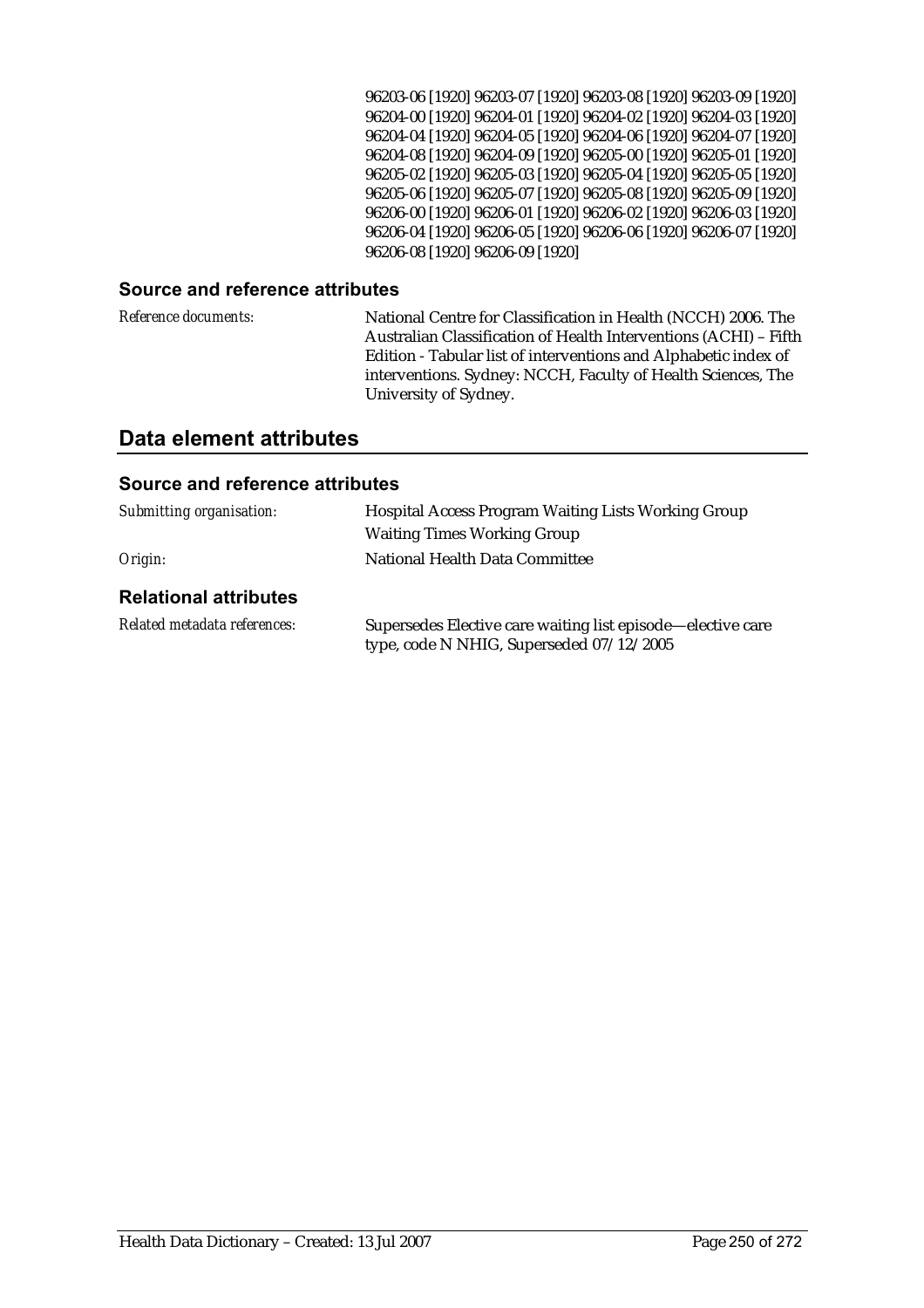96203-06 [1920] 96203-07 [1920] 96203-08 [1920] 96203-09 [1920] 96204-00 [1920] 96204-01 [1920] 96204-02 [1920] 96204-03 [1920] 96204-04 [1920] 96204-05 [1920] 96204-06 [1920] 96204-07 [1920] 96204-08 [1920] 96204-09 [1920] 96205-00 [1920] 96205-01 [1920] 96205-02 [1920] 96205-03 [1920] 96205-04 [1920] 96205-05 [1920] 96205-06 [1920] 96205-07 [1920] 96205-08 [1920] 96205-09 [1920] 96206-00 [1920] 96206-01 [1920] 96206-02 [1920] 96206-03 [1920] 96206-04 [1920] 96206-05 [1920] 96206-06 [1920] 96206-07 [1920] 96206-08 [1920] 96206-09 [1920]

### Source and reference attributes

*Reference documents:* National Centre for Classification in Health (NCCH) 2006. The Australian Classification of Health Interventions (ACHI) – Fifth Edition - Tabular list of interventions and Alphabetic index of interventions. Sydney: NCCH, Faculty of Health Sciences, The University of Sydney.

## Data element attributes

### Source and reference attributes

*Submitting organisation:* Hospital Access Program Waiting Lists Working Group
Waiting Times Working Group

*Origin:* National Health Data Committee

### Relational attributes

*Related metadata references:* Supersedes Elective care waiting list episode—elective care type, code N NHIG, Superseded 07/12/2005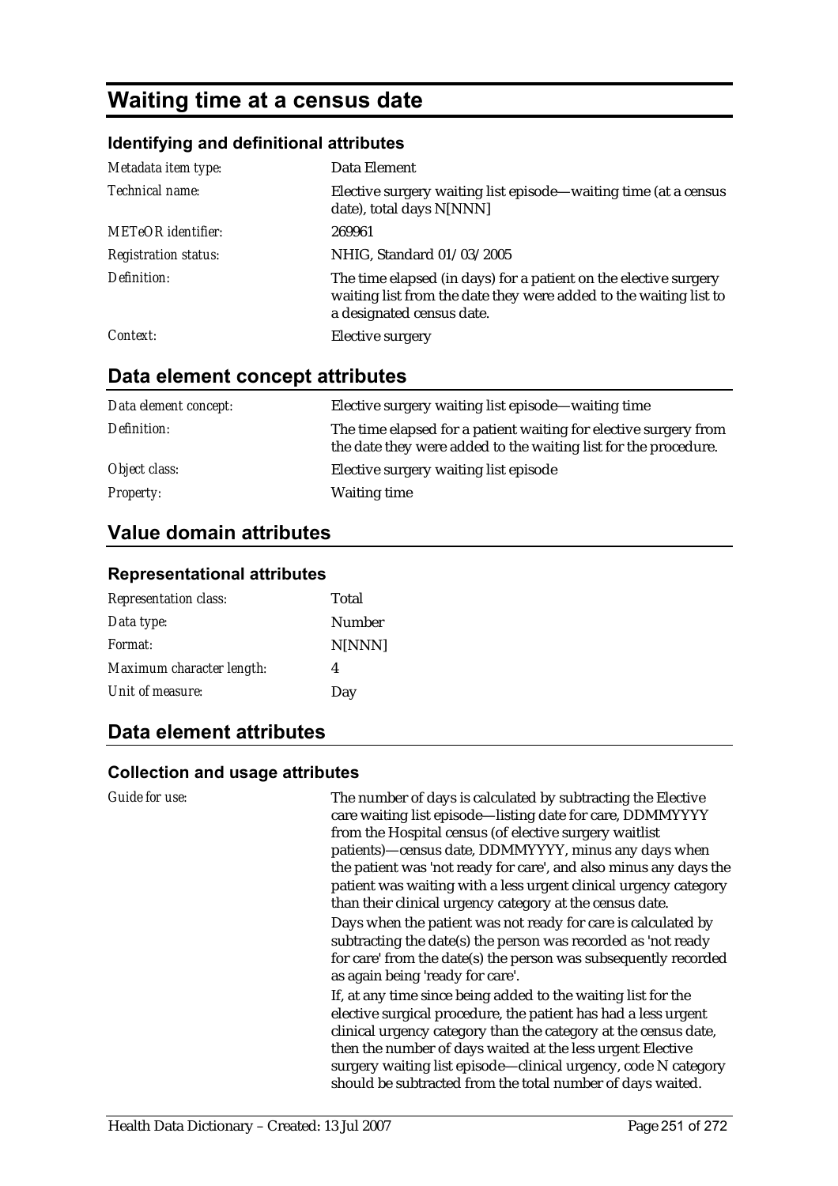# Waiting time at a census date

### Identifying and definitional attributes

| | |
|---|---|
| *Metadata item type:* | Data Element |
| *Technical name:* | Elective surgery waiting list episode—waiting time (at a census date), total days N[NNN] |
| *METeOR identifier:* | 269961 |
| *Registration status:* | NHIG, Standard 01/03/2005 |
| *Definition:* | The time elapsed (in days) for a patient on the elective surgery waiting list from the date they were added to the waiting list to a designated census date. |
| *Context:* | Elective surgery |

## Data element concept attributes

| | |
|---|---|
| *Data element concept:* | Elective surgery waiting list episode—waiting time |
| *Definition:* | The time elapsed for a patient waiting for elective surgery from the date they were added to the waiting list for the procedure. |
| *Object class:* | Elective surgery waiting list episode |
| *Property:* | Waiting time |

## Value domain attributes

### Representational attributes

| | |
|---|---|
| *Representation class:* | Total |
| *Data type:* | Number |
| *Format:* | N[NNN] |
| *Maximum character length:* | 4 |
| *Unit of measure:* | Day |

## Data element attributes

### Collection and usage attributes

*Guide for use:*

The number of days is calculated by subtracting the Elective care waiting list episode—listing date for care, DDMMYYYY from the Hospital census (of elective surgery waitlist patients)—census date, DDMMYYYY, minus any days when the patient was 'not ready for care', and also minus any days the patient was waiting with a less urgent clinical urgency category than their clinical urgency category at the census date.

Days when the patient was not ready for care is calculated by subtracting the date(s) the person was recorded as 'not ready for care' from the date(s) the person was subsequently recorded as again being 'ready for care'.

If, at any time since being added to the waiting list for the elective surgical procedure, the patient has had a less urgent clinical urgency category than the category at the census date, then the number of days waited at the less urgent Elective surgery waiting list episode—clinical urgency, code N category should be subtracted from the total number of days waited.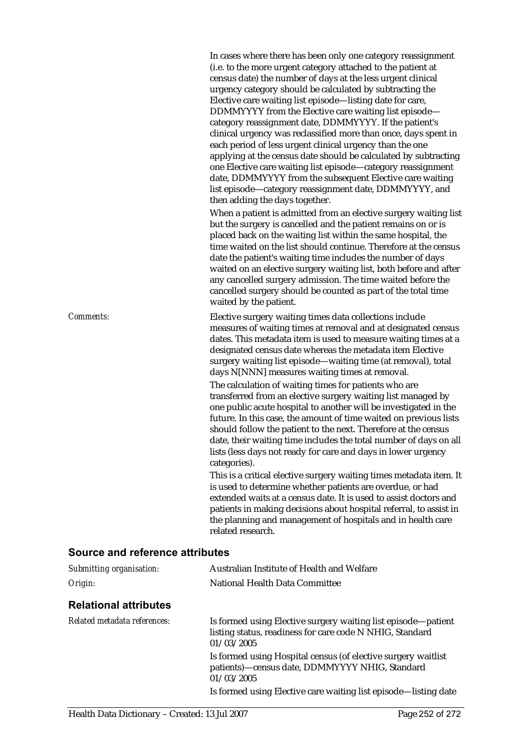In cases where there has been only one category reassignment (i.e. to the more urgent category attached to the patient at census date) the number of days at the less urgent clinical urgency category should be calculated by subtracting the Elective care waiting list episode—listing date for care, DDMMYYYY from the Elective care waiting list episode—category reassignment date, DDMMYYYY. If the patient's clinical urgency was reclassified more than once, days spent in each period of less urgent clinical urgency than the one applying at the census date should be calculated by subtracting one Elective care waiting list episode—category reassignment date, DDMMYYYY from the subsequent Elective care waiting list episode—category reassignment date, DDMMYYYY, and then adding the days together.

When a patient is admitted from an elective surgery waiting list but the surgery is cancelled and the patient remains on or is placed back on the waiting list within the same hospital, the time waited on the list should continue. Therefore at the census date the patient's waiting time includes the number of days waited on an elective surgery waiting list, both before and after any cancelled surgery admission. The time waited before the cancelled surgery should be counted as part of the total time waited by the patient.

*Comments:* Elective surgery waiting times data collections include measures of waiting times at removal and at designated census dates. This metadata item is used to measure waiting times at a designated census date whereas the metadata item Elective surgery waiting list episode—waiting time (at removal), total days N[NNN] measures waiting times at removal.

The calculation of waiting times for patients who are transferred from an elective surgery waiting list managed by one public acute hospital to another will be investigated in the future. In this case, the amount of time waited on previous lists should follow the patient to the next. Therefore at the census date, their waiting time includes the total number of days on all lists (less days not ready for care and days in lower urgency categories).

This is a critical elective surgery waiting times metadata item. It is used to determine whether patients are overdue, or had extended waits at a census date. It is used to assist doctors and patients in making decisions about hospital referral, to assist in the planning and management of hospitals and in health care related research.

## Source and reference attributes

*Submitting organisation:* Australian Institute of Health and Welfare

*Origin:* National Health Data Committee

## Relational attributes

*Related metadata references:* Is formed using Elective surgery waiting list episode—patient listing status, readiness for care code N NHIG, Standard 01/03/2005

Is formed using Hospital census (of elective surgery waitlist patients)—census date, DDMMYYYY NHIG, Standard 01/03/2005

Is formed using Elective care waiting list episode—listing date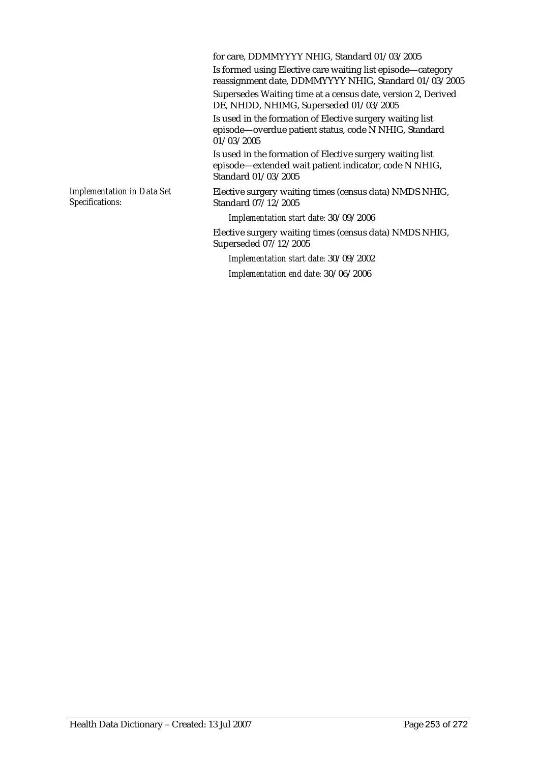for care, DDMMYYYY NHIG, Standard 01/03/2005

Is formed using Elective care waiting list episode—category reassignment date, DDMMYYYY NHIG, Standard 01/03/2005

Supersedes Waiting time at a census date, version 2, Derived DE, NHDD, NHIMG, Superseded 01/03/2005

Is used in the formation of Elective surgery waiting list episode—overdue patient status, code N NHIG, Standard 01/03/2005

Is used in the formation of Elective surgery waiting list episode—extended wait patient indicator, code N NHIG, Standard 01/03/2005

*Implementation in Data Set Specifications:*

Elective surgery waiting times (census data) NMDS NHIG, Standard 07/12/2005

*Implementation start date:* 30/09/2006

Elective surgery waiting times (census data) NMDS NHIG, Superseded 07/12/2005

*Implementation start date:* 30/09/2002

*Implementation end date:* 30/06/2006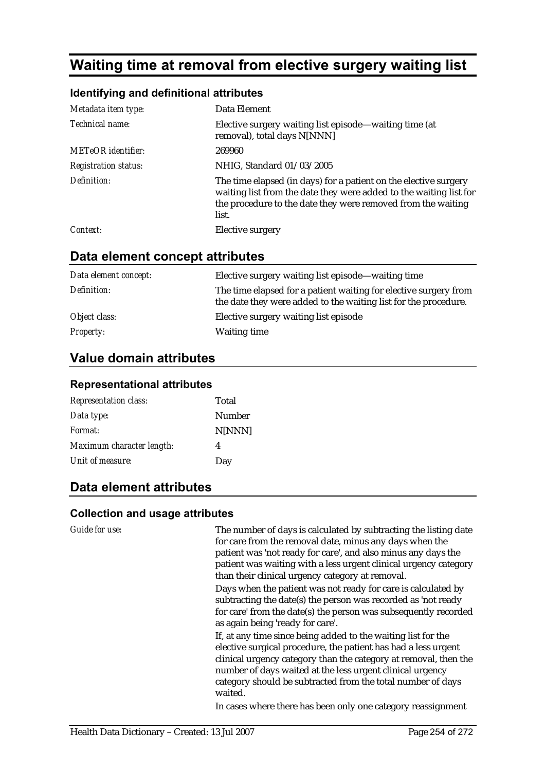# Waiting time at removal from elective surgery waiting list

### Identifying and definitional attributes

| | |
|---|---|
| *Metadata item type:* | Data Element |
| *Technical name:* | Elective surgery waiting list episode—waiting time (at removal), total days N[NNN] |
| *METeOR identifier:* | 269960 |
| *Registration status:* | NHIG, Standard 01/03/2005 |
| *Definition:* | The time elapsed (in days) for a patient on the elective surgery waiting list from the date they were added to the waiting list for the procedure to the date they were removed from the waiting list. |
| *Context:* | Elective surgery |

## Data element concept attributes

| | |
|---|---|
| *Data element concept:* | Elective surgery waiting list episode—waiting time |
| *Definition:* | The time elapsed for a patient waiting for elective surgery from the date they were added to the waiting list for the procedure. |
| *Object class:* | Elective surgery waiting list episode |
| *Property:* | Waiting time |

## Value domain attributes

### Representational attributes

| | |
|---|---|
| *Representation class:* | Total |
| *Data type:* | Number |
| *Format:* | N[NNN] |
| *Maximum character length:* | 4 |
| *Unit of measure:* | Day |

## Data element attributes

### Collection and usage attributes

*Guide for use:*

The number of days is calculated by subtracting the listing date for care from the removal date, minus any days when the patient was 'not ready for care', and also minus any days the patient was waiting with a less urgent clinical urgency category than their clinical urgency category at removal.

Days when the patient was not ready for care is calculated by subtracting the date(s) the person was recorded as 'not ready for care' from the date(s) the person was subsequently recorded as again being 'ready for care'.

If, at any time since being added to the waiting list for the elective surgical procedure, the patient has had a less urgent clinical urgency category than the category at removal, then the number of days waited at the less urgent clinical urgency category should be subtracted from the total number of days waited.

In cases where there has been only one category reassignment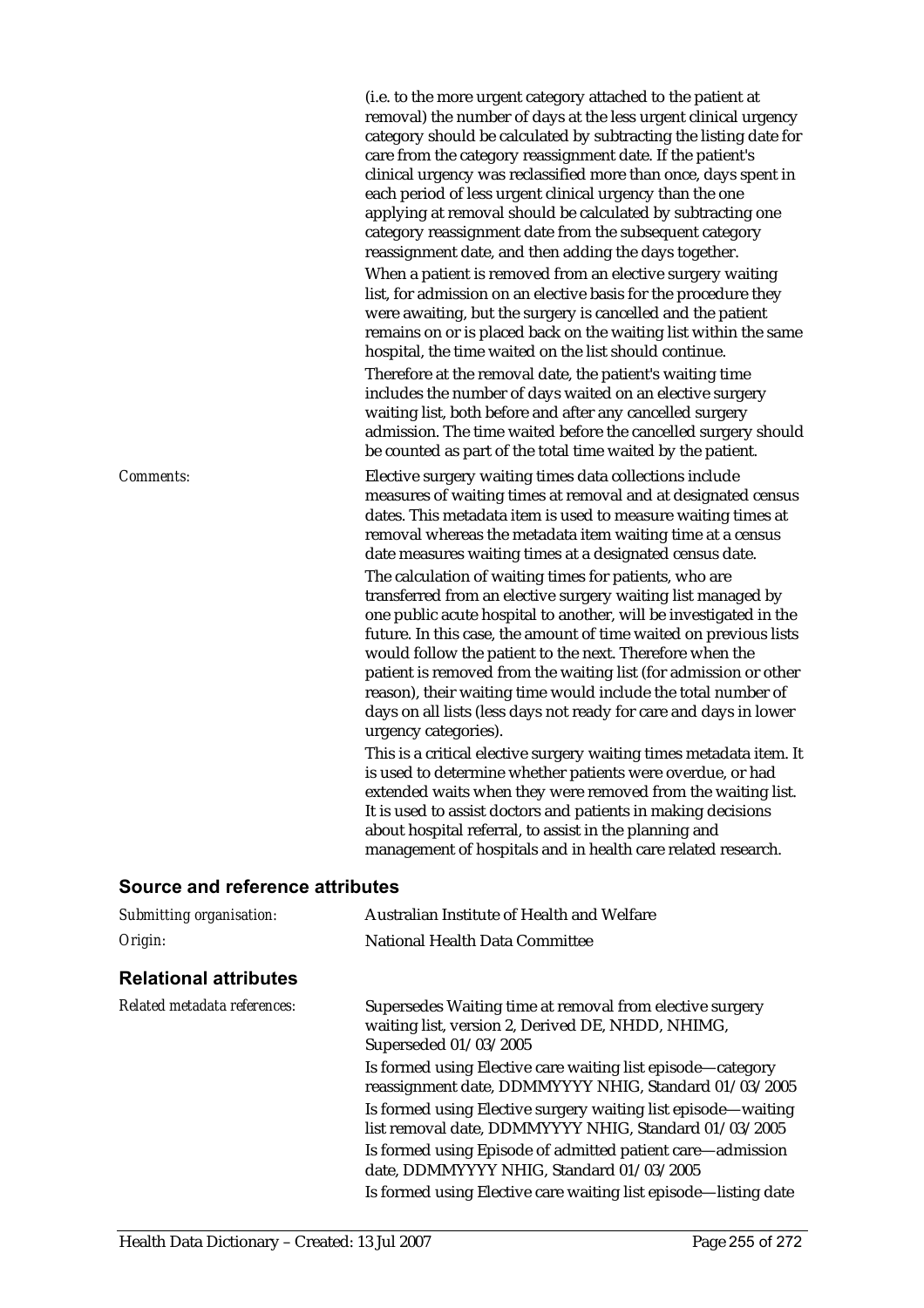(i.e. to the more urgent category attached to the patient at removal) the number of days at the less urgent clinical urgency category should be calculated by subtracting the listing date for care from the category reassignment date. If the patient's clinical urgency was reclassified more than once, days spent in each period of less urgent clinical urgency than the one applying at removal should be calculated by subtracting one category reassignment date from the subsequent category reassignment date, and then adding the days together.

When a patient is removed from an elective surgery waiting list, for admission on an elective basis for the procedure they were awaiting, but the surgery is cancelled and the patient remains on or is placed back on the waiting list within the same hospital, the time waited on the list should continue.

Therefore at the removal date, the patient's waiting time includes the number of days waited on an elective surgery waiting list, both before and after any cancelled surgery admission. The time waited before the cancelled surgery should be counted as part of the total time waited by the patient.

*Comments:*

Elective surgery waiting times data collections include measures of waiting times at removal and at designated census dates. This metadata item is used to measure waiting times at removal whereas the metadata item waiting time at a census date measures waiting times at a designated census date.

The calculation of waiting times for patients, who are transferred from an elective surgery waiting list managed by one public acute hospital to another, will be investigated in the future. In this case, the amount of time waited on previous lists would follow the patient to the next. Therefore when the patient is removed from the waiting list (for admission or other reason), their waiting time would include the total number of days on all lists (less days not ready for care and days in lower urgency categories).

This is a critical elective surgery waiting times metadata item. It is used to determine whether patients were overdue, or had extended waits when they were removed from the waiting list. It is used to assist doctors and patients in making decisions about hospital referral, to assist in the planning and management of hospitals and in health care related research.

## Source and reference attributes

*Submitting organisation:* Australian Institute of Health and Welfare

*Origin:* National Health Data Committee

## Relational attributes

*Related metadata references:*

Supersedes Waiting time at removal from elective surgery waiting list, version 2, Derived DE, NHDD, NHIMG, Superseded 01/03/2005

Is formed using Elective care waiting list episode—category reassignment date, DDMMYYYY NHIG, Standard 01/03/2005

Is formed using Elective surgery waiting list episode—waiting list removal date, DDMMYYYY NHIG, Standard 01/03/2005

Is formed using Episode of admitted patient care—admission date, DDMMYYYY NHIG, Standard 01/03/2005

Is formed using Elective care waiting list episode—listing date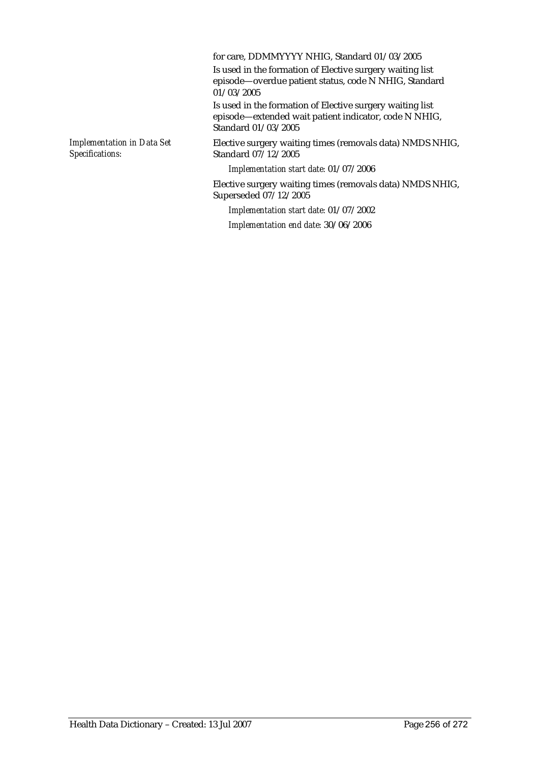for care, DDMMYYYY NHIG, Standard 01/03/2005

Is used in the formation of Elective surgery waiting list episode—overdue patient status, code N NHIG, Standard 01/03/2005

Is used in the formation of Elective surgery waiting list episode—extended wait patient indicator, code N NHIG, Standard 01/03/2005

*Implementation in Data Set Specifications:*

Elective surgery waiting times (removals data) NMDS NHIG, Standard 07/12/2005

*Implementation start date:* 01/07/2006

Elective surgery waiting times (removals data) NMDS NHIG, Superseded 07/12/2005

*Implementation start date:* 01/07/2002

*Implementation end date:* 30/06/2006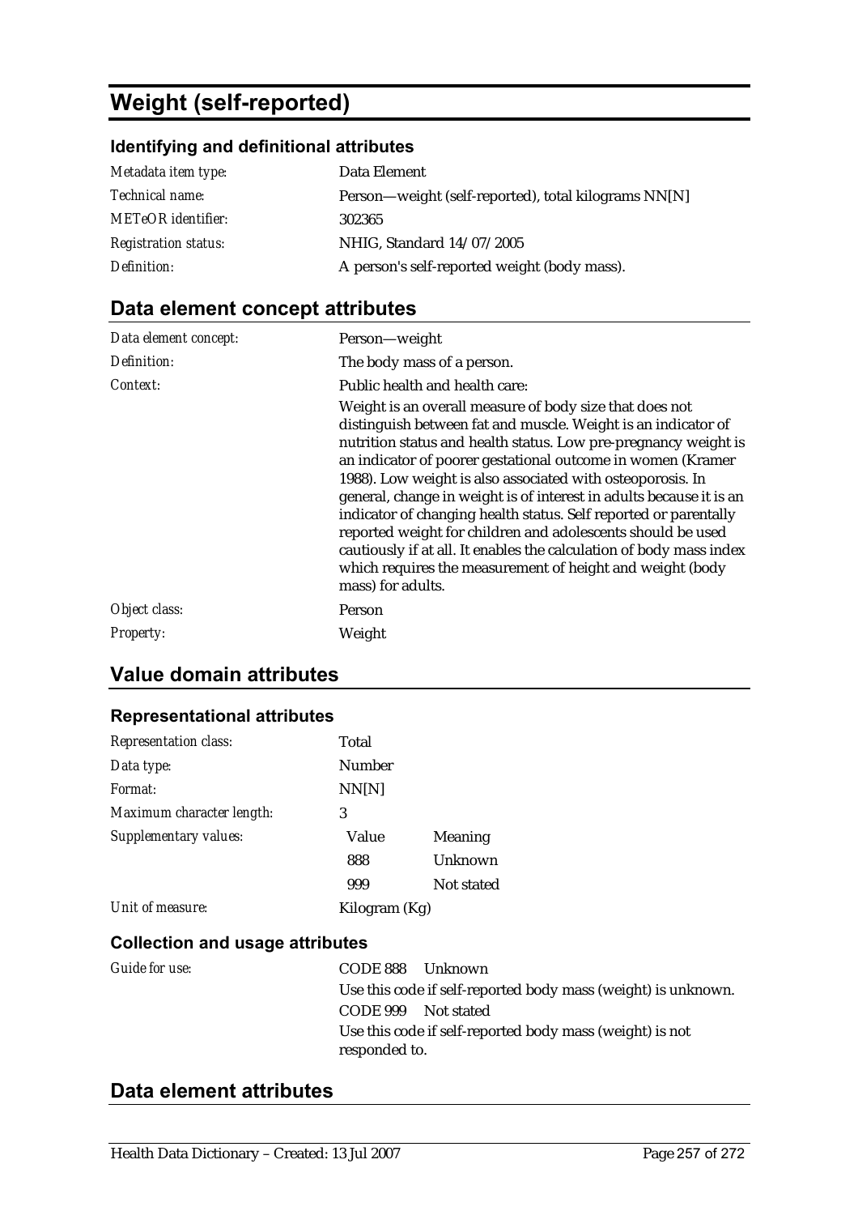# Weight (self-reported)

### Identifying and definitional attributes

| | |
|---|---|
| *Metadata item type:* | Data Element |
| *Technical name:* | Person—weight (self-reported), total kilograms NN[N] |
| *METeOR identifier:* | 302365 |
| *Registration status:* | NHIG, Standard 14/07/2005 |
| *Definition:* | A person's self-reported weight (body mass). |

## Data element concept attributes

| | |
|---|---|
| *Data element concept:* | Person—weight |
| *Definition:* | The body mass of a person. |
| *Context:* | Public health and health care: Weight is an overall measure of body size that does not distinguish between fat and muscle. Weight is an indicator of nutrition status and health status. Low pre-pregnancy weight is an indicator of poorer gestational outcome in women (Kramer 1988). Low weight is also associated with osteoporosis. In general, change in weight is of interest in adults because it is an indicator of changing health status. Self reported or parentally reported weight for children and adolescents should be used cautiously if at all. It enables the calculation of body mass index which requires the measurement of height and weight (body mass) for adults. |
| *Object class:* | Person |
| *Property:* | Weight |

## Value domain attributes

### Representational attributes

| | | |
|---|---|---|
| *Representation class:* | Total | |
| *Data type:* | Number | |
| *Format:* | NN[N] | |
| *Maximum character length:* | 3 | |
| *Supplementary values:* | Value | Meaning |
| | 888 | Unknown |
| | 999 | Not stated |
| *Unit of measure:* | Kilogram (Kg) | |

### Collection and usage attributes

*Guide for use:*

CODE 888 Unknown

Use this code if self-reported body mass (weight) is unknown.

CODE 999 Not stated

Use this code if self-reported body mass (weight) is not responded to.

## Data element attributes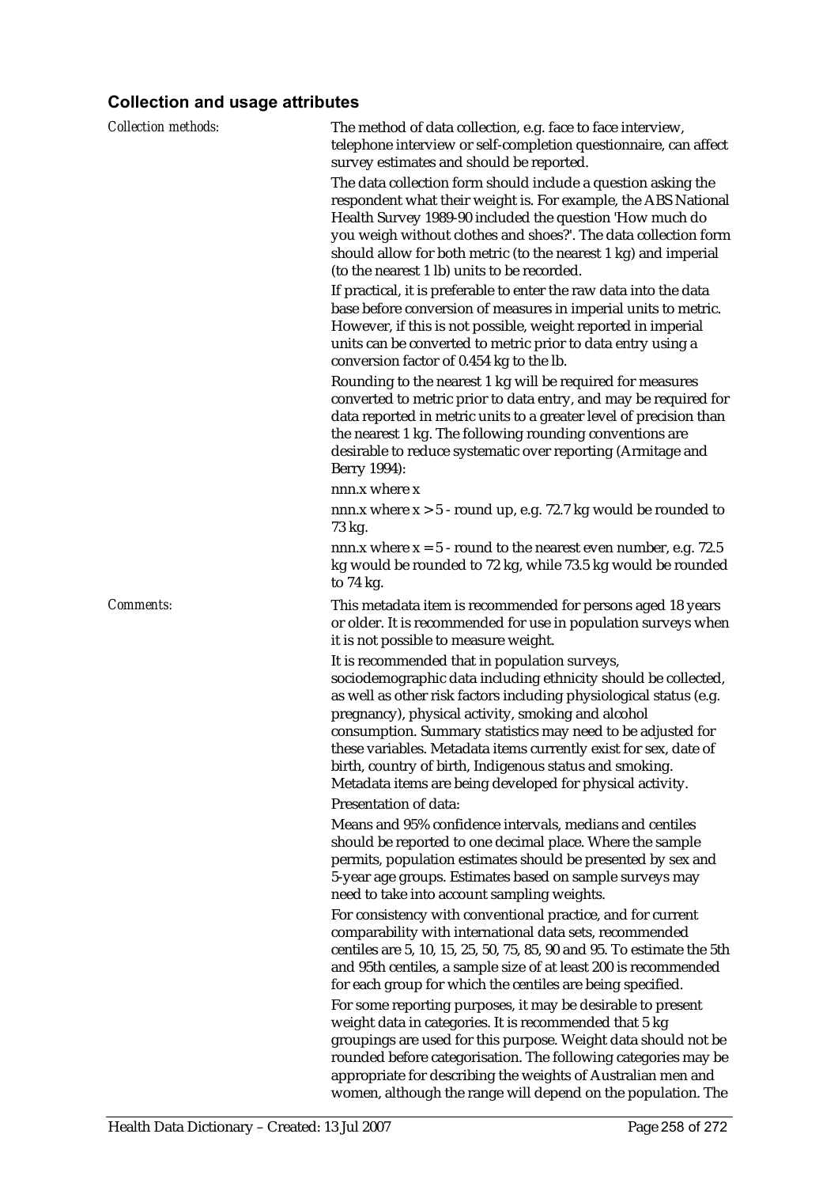### Collection and usage attributes

*Collection methods:*

The method of data collection, e.g. face to face interview, telephone interview or self-completion questionnaire, can affect survey estimates and should be reported.

The data collection form should include a question asking the respondent what their weight is. For example, the ABS National Health Survey 1989-90 included the question 'How much do you weigh without clothes and shoes?'. The data collection form should allow for both metric (to the nearest 1 kg) and imperial (to the nearest 1 lb) units to be recorded.

If practical, it is preferable to enter the raw data into the data base before conversion of measures in imperial units to metric. However, if this is not possible, weight reported in imperial units can be converted to metric prior to data entry using a conversion factor of 0.454 kg to the lb.

Rounding to the nearest 1 kg will be required for measures converted to metric prior to data entry, and may be required for data reported in metric units to a greater level of precision than the nearest 1 kg. The following rounding conventions are desirable to reduce systematic over reporting (Armitage and Berry 1994):

nnn.x where x

nnn.x where x > 5 - round up, e.g. 72.7 kg would be rounded to 73 kg.

nnn.x where x = 5 - round to the nearest even number, e.g. 72.5 kg would be rounded to 72 kg, while 73.5 kg would be rounded to 74 kg.

*Comments:*

This metadata item is recommended for persons aged 18 years or older. It is recommended for use in population surveys when it is not possible to measure weight.

It is recommended that in population surveys, sociodemographic data including ethnicity should be collected, as well as other risk factors including physiological status (e.g. pregnancy), physical activity, smoking and alcohol consumption. Summary statistics may need to be adjusted for these variables. Metadata items currently exist for sex, date of birth, country of birth, Indigenous status and smoking. Metadata items are being developed for physical activity.

Presentation of data:

Means and 95% confidence intervals, medians and centiles should be reported to one decimal place. Where the sample permits, population estimates should be presented by sex and 5-year age groups. Estimates based on sample surveys may need to take into account sampling weights.

For consistency with conventional practice, and for current comparability with international data sets, recommended centiles are 5, 10, 15, 25, 50, 75, 85, 90 and 95. To estimate the 5th and 95th centiles, a sample size of at least 200 is recommended for each group for which the centiles are being specified.

For some reporting purposes, it may be desirable to present weight data in categories. It is recommended that 5 kg groupings are used for this purpose. Weight data should not be rounded before categorisation. The following categories may be appropriate for describing the weights of Australian men and women, although the range will depend on the population. The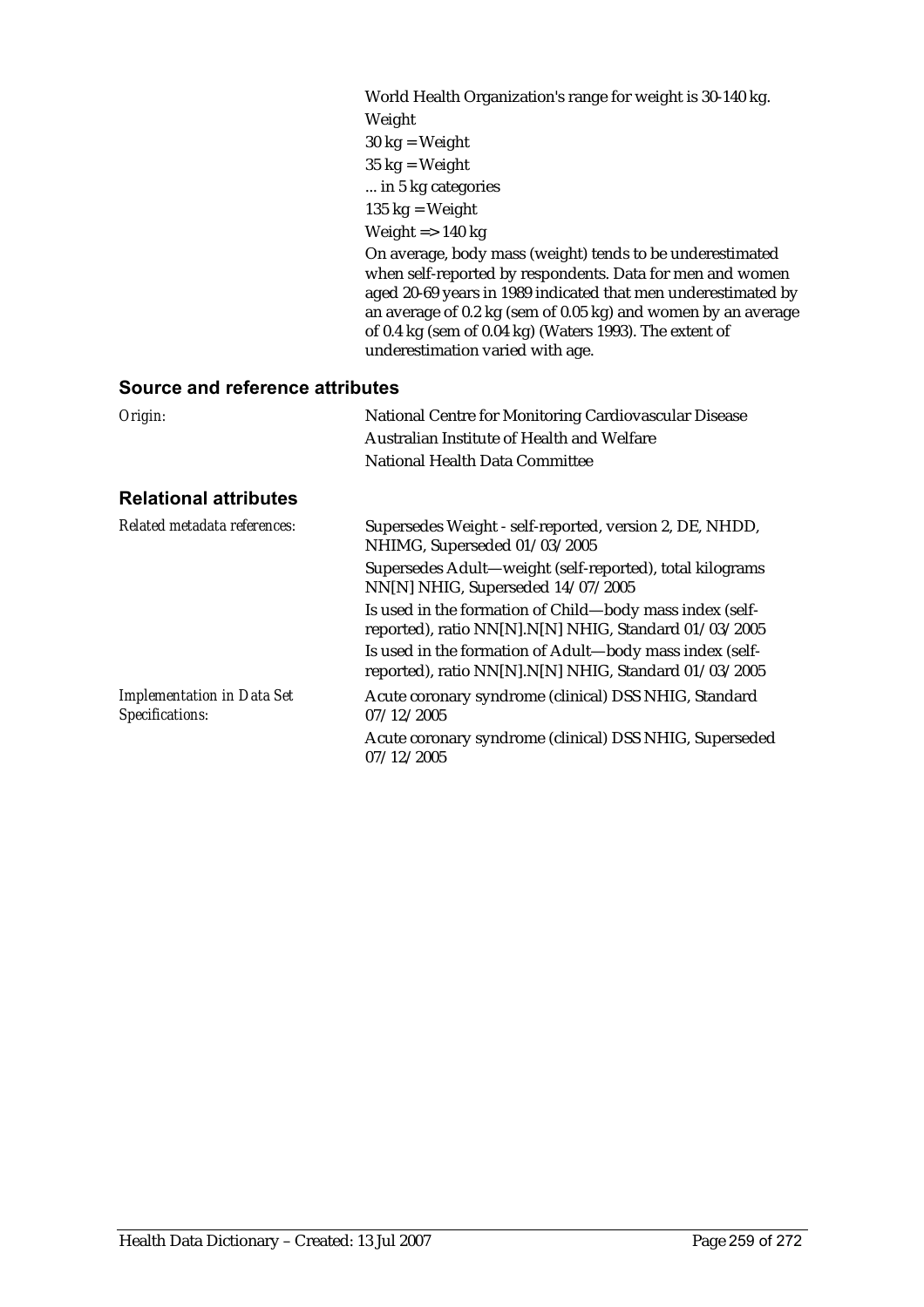World Health Organization's range for weight is 30-140 kg.

Weight

30 kg = Weight

35 kg = Weight

... in 5 kg categories

135 kg = Weight

Weight => 140 kg

On average, body mass (weight) tends to be underestimated when self-reported by respondents. Data for men and women aged 20-69 years in 1989 indicated that men underestimated by an average of 0.2 kg (sem of 0.05 kg) and women by an average of 0.4 kg (sem of 0.04 kg) (Waters 1993). The extent of underestimation varied with age.

## Source and reference attributes

*Origin:*

National Centre for Monitoring Cardiovascular Disease

Australian Institute of Health and Welfare

National Health Data Committee

## Relational attributes

*Related metadata references:*

Supersedes Weight - self-reported, version 2, DE, NHDD, NHIMG, Superseded 01/03/2005

Supersedes Adult—weight (self-reported), total kilograms NN[N] NHIG, Superseded 14/07/2005

Is used in the formation of Child—body mass index (self-reported), ratio NN[N].N[N] NHIG, Standard 01/03/2005

Is used in the formation of Adult—body mass index (self-reported), ratio NN[N].N[N] NHIG, Standard 01/03/2005

*Implementation in Data Set Specifications:*

Acute coronary syndrome (clinical) DSS NHIG, Standard 07/12/2005

Acute coronary syndrome (clinical) DSS NHIG, Superseded 07/12/2005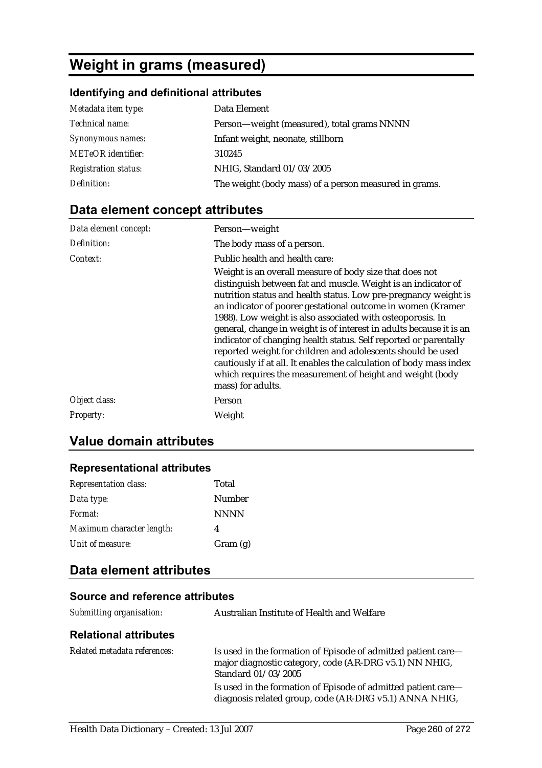# Weight in grams (measured)

### Identifying and definitional attributes

| | |
|---|---|
| *Metadata item type:* | Data Element |
| *Technical name:* | Person—weight (measured), total grams NNNN |
| *Synonymous names:* | Infant weight, neonate, stillborn |
| *METeOR identifier:* | 310245 |
| *Registration status:* | NHIG, Standard 01/03/2005 |
| *Definition:* | The weight (body mass) of a person measured in grams. |

## Data element concept attributes

| | |
|---|---|
| *Data element concept:* | Person—weight |
| *Definition:* | The body mass of a person. |
| *Context:* | Public health and health care:<br>Weight is an overall measure of body size that does not distinguish between fat and muscle. Weight is an indicator of nutrition status and health status. Low pre-pregnancy weight is an indicator of poorer gestational outcome in women (Kramer 1988). Low weight is also associated with osteoporosis. In general, change in weight is of interest in adults because it is an indicator of changing health status. Self reported or parentally reported weight for children and adolescents should be used cautiously if at all. It enables the calculation of body mass index which requires the measurement of height and weight (body mass) for adults. |
| *Object class:* | Person |
| *Property:* | Weight |

## Value domain attributes

### Representational attributes

| | |
|---|---|
| *Representation class:* | Total |
| *Data type:* | Number |
| *Format:* | NNNN |
| *Maximum character length:* | 4 |
| *Unit of measure:* | Gram (g) |

## Data element attributes

### Source and reference attributes

| | |
|---|---|
| *Submitting organisation:* | Australian Institute of Health and Welfare |

### Relational attributes

| | |
|---|---|
| *Related metadata references:* | Is used in the formation of Episode of admitted patient care—major diagnostic category, code (AR-DRG v5.1) NN NHIG, Standard 01/03/2005<br>Is used in the formation of Episode of admitted patient care—diagnosis related group, code (AR-DRG v5.1) ANNA NHIG, |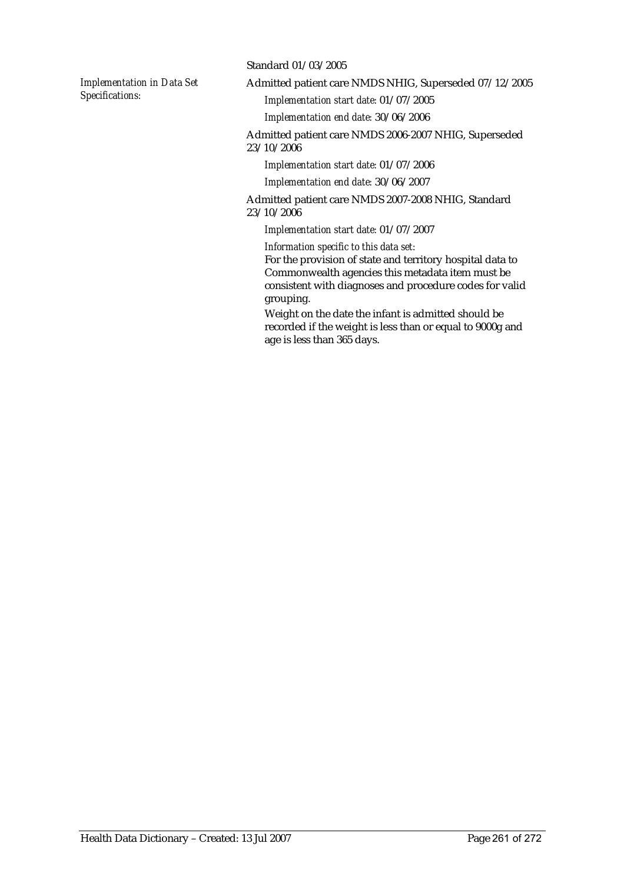Standard 01/03/2005

*Implementation in Data Set Specifications:*

Admitted patient care NMDS NHIG, Superseded 07/12/2005

*Implementation start date:* 01/07/2005

*Implementation end date:* 30/06/2006

Admitted patient care NMDS 2006-2007 NHIG, Superseded 23/10/2006

*Implementation start date:* 01/07/2006

*Implementation end date:* 30/06/2007

Admitted patient care NMDS 2007-2008 NHIG, Standard 23/10/2006

*Implementation start date:* 01/07/2007

*Information specific to this data set:*

For the provision of state and territory hospital data to Commonwealth agencies this metadata item must be consistent with diagnoses and procedure codes for valid grouping.

Weight on the date the infant is admitted should be recorded if the weight is less than or equal to 9000g and age is less than 365 days.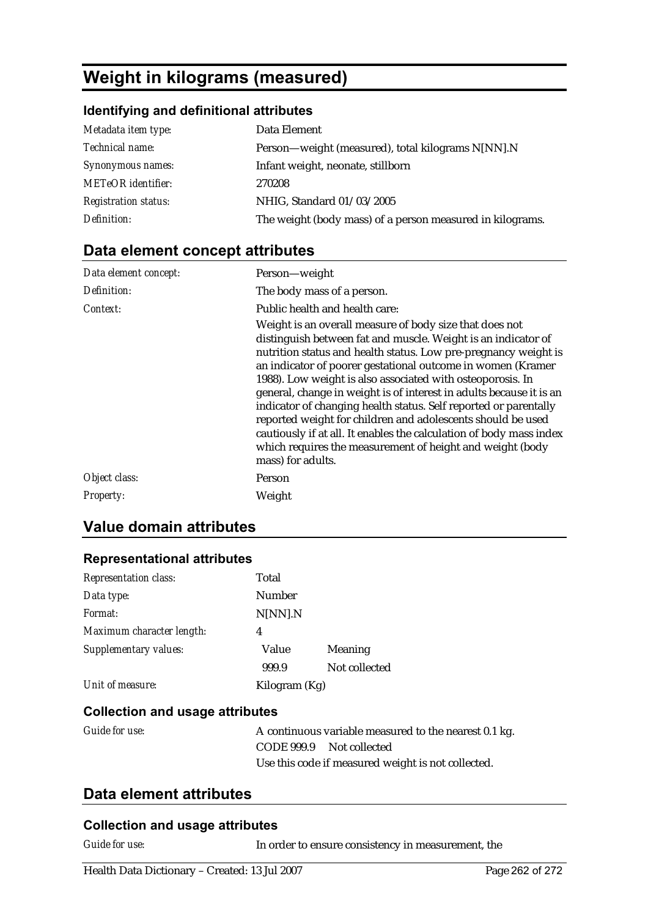# Weight in kilograms (measured)

### Identifying and definitional attributes

| | |
|---|---|
| *Metadata item type:* | Data Element |
| *Technical name:* | Person—weight (measured), total kilograms N[NN].N |
| *Synonymous names:* | Infant weight, neonate, stillborn |
| *METeOR identifier:* | 270208 |
| *Registration status:* | NHIG, Standard 01/03/2005 |
| *Definition:* | The weight (body mass) of a person measured in kilograms. |

## Data element concept attributes

| | |
|---|---|
| *Data element concept:* | Person—weight |
| *Definition:* | The body mass of a person. |
| *Context:* | Public health and health care: Weight is an overall measure of body size that does not distinguish between fat and muscle. Weight is an indicator of nutrition status and health status. Low pre-pregnancy weight is an indicator of poorer gestational outcome in women (Kramer 1988). Low weight is also associated with osteoporosis. In general, change in weight is of interest in adults because it is an indicator of changing health status. Self reported or parentally reported weight for children and adolescents should be used cautiously if at all. It enables the calculation of body mass index which requires the measurement of height and weight (body mass) for adults. |
| *Object class:* | Person |
| *Property:* | Weight |

## Value domain attributes

### Representational attributes

| | | |
|---|---|---|
| *Representation class:* | Total | |
| *Data type:* | Number | |
| *Format:* | N[NN].N | |
| *Maximum character length:* | 4 | |
| *Supplementary values:* | Value | Meaning |
| | 999.9 | Not collected |
| *Unit of measure:* | Kilogram (Kg) | |

### Collection and usage attributes

*Guide for use:* A continuous variable measured to the nearest 0.1 kg.

CODE 999.9 Not collected

Use this code if measured weight is not collected.

## Data element attributes

### Collection and usage attributes

*Guide for use:* In order to ensure consistency in measurement, the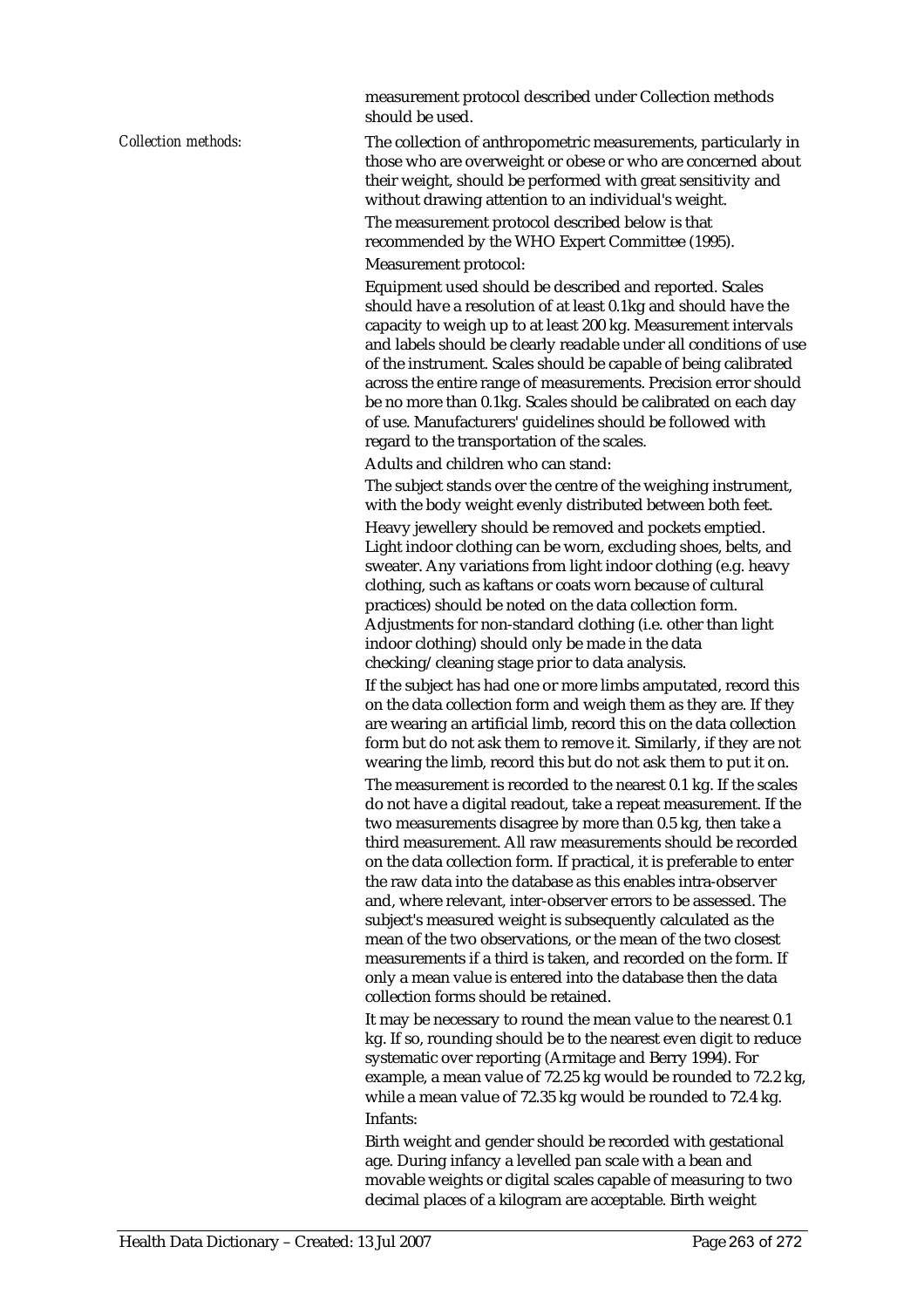measurement protocol described under Collection methods should be used.

*Collection methods:* The collection of anthropometric measurements, particularly in those who are overweight or obese or who are concerned about their weight, should be performed with great sensitivity and without drawing attention to an individual's weight.

The measurement protocol described below is that recommended by the WHO Expert Committee (1995).

Measurement protocol:

Equipment used should be described and reported. Scales should have a resolution of at least 0.1kg and should have the capacity to weigh up to at least 200 kg. Measurement intervals and labels should be clearly readable under all conditions of use of the instrument. Scales should be capable of being calibrated across the entire range of measurements. Precision error should be no more than 0.1kg. Scales should be calibrated on each day of use. Manufacturers' guidelines should be followed with regard to the transportation of the scales.

Adults and children who can stand:

The subject stands over the centre of the weighing instrument, with the body weight evenly distributed between both feet.

Heavy jewellery should be removed and pockets emptied. Light indoor clothing can be worn, excluding shoes, belts, and sweater. Any variations from light indoor clothing (e.g. heavy clothing, such as kaftans or coats worn because of cultural practices) should be noted on the data collection form. Adjustments for non-standard clothing (i.e. other than light indoor clothing) should only be made in the data checking/cleaning stage prior to data analysis.

If the subject has had one or more limbs amputated, record this on the data collection form and weigh them as they are. If they are wearing an artificial limb, record this on the data collection form but do not ask them to remove it. Similarly, if they are not wearing the limb, record this but do not ask them to put it on.

The measurement is recorded to the nearest 0.1 kg. If the scales do not have a digital readout, take a repeat measurement. If the two measurements disagree by more than 0.5 kg, then take a third measurement. All raw measurements should be recorded on the data collection form. If practical, it is preferable to enter the raw data into the database as this enables intra-observer and, where relevant, inter-observer errors to be assessed. The subject's measured weight is subsequently calculated as the mean of the two observations, or the mean of the two closest measurements if a third is taken, and recorded on the form. If only a mean value is entered into the database then the data collection forms should be retained.

It may be necessary to round the mean value to the nearest 0.1 kg. If so, rounding should be to the nearest even digit to reduce systematic over reporting (Armitage and Berry 1994). For example, a mean value of 72.25 kg would be rounded to 72.2 kg, while a mean value of 72.35 kg would be rounded to 72.4 kg.

Infants:

Birth weight and gender should be recorded with gestational age. During infancy a levelled pan scale with a bean and movable weights or digital scales capable of measuring to two decimal places of a kilogram are acceptable. Birth weight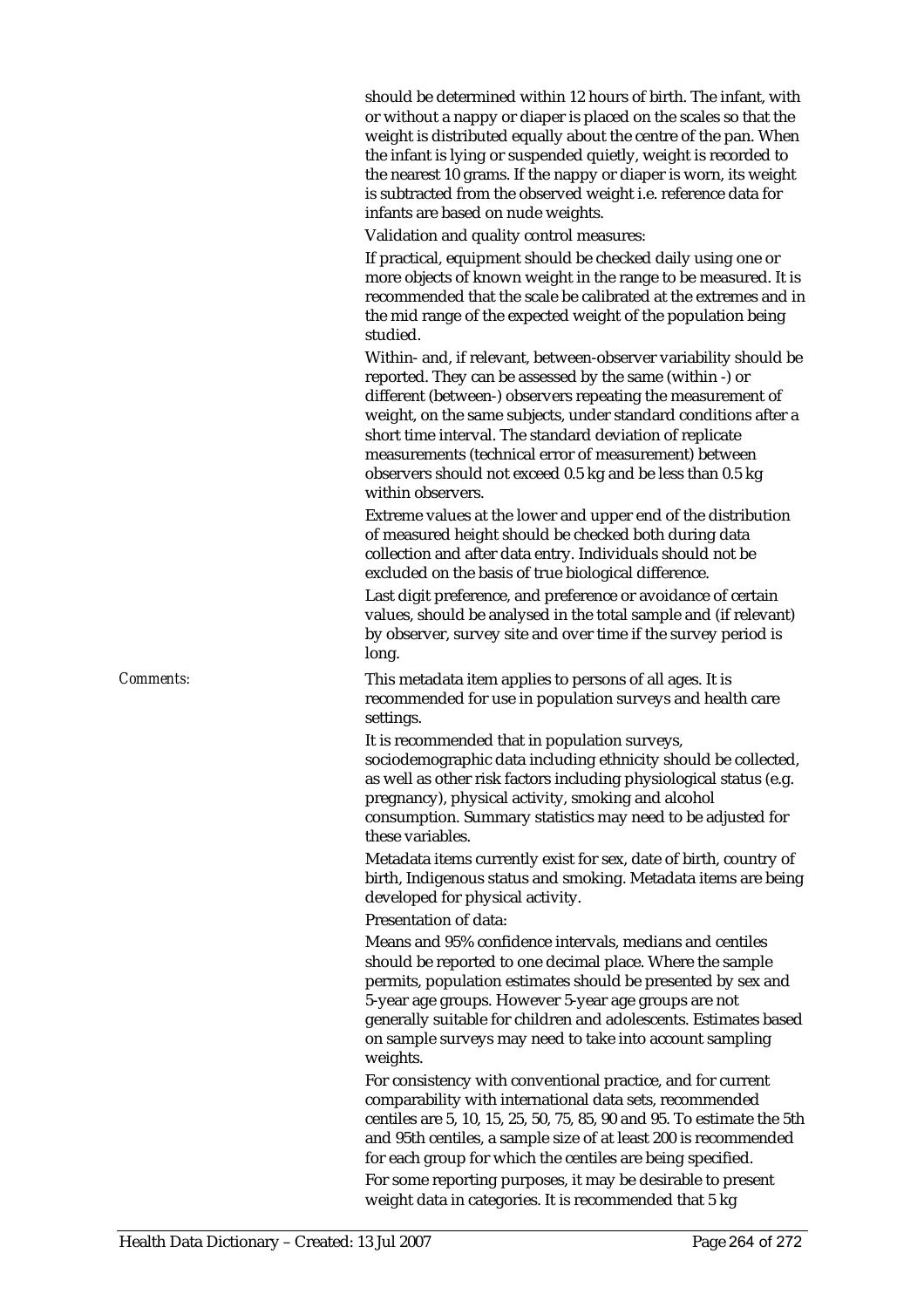should be determined within 12 hours of birth. The infant, with or without a nappy or diaper is placed on the scales so that the weight is distributed equally about the centre of the pan. When the infant is lying or suspended quietly, weight is recorded to the nearest 10 grams. If the nappy or diaper is worn, its weight is subtracted from the observed weight i.e. reference data for infants are based on nude weights.

Validation and quality control measures:

If practical, equipment should be checked daily using one or more objects of known weight in the range to be measured. It is recommended that the scale be calibrated at the extremes and in the mid range of the expected weight of the population being studied.

Within- and, if relevant, between-observer variability should be reported. They can be assessed by the same (within -) or different (between-) observers repeating the measurement of weight, on the same subjects, under standard conditions after a short time interval. The standard deviation of replicate measurements (technical error of measurement) between observers should not exceed 0.5 kg and be less than 0.5 kg within observers.

Extreme values at the lower and upper end of the distribution of measured height should be checked both during data collection and after data entry. Individuals should not be excluded on the basis of true biological difference.

Last digit preference, and preference or avoidance of certain values, should be analysed in the total sample and (if relevant) by observer, survey site and over time if the survey period is long.

*Comments:* This metadata item applies to persons of all ages. It is recommended for use in population surveys and health care settings.

It is recommended that in population surveys, sociodemographic data including ethnicity should be collected, as well as other risk factors including physiological status (e.g. pregnancy), physical activity, smoking and alcohol consumption. Summary statistics may need to be adjusted for these variables.

Metadata items currently exist for sex, date of birth, country of birth, Indigenous status and smoking. Metadata items are being developed for physical activity.

Presentation of data:

Means and 95% confidence intervals, medians and centiles should be reported to one decimal place. Where the sample permits, population estimates should be presented by sex and 5-year age groups. However 5-year age groups are not generally suitable for children and adolescents. Estimates based on sample surveys may need to take into account sampling weights.

For consistency with conventional practice, and for current comparability with international data sets, recommended centiles are 5, 10, 15, 25, 50, 75, 85, 90 and 95. To estimate the 5th and 95th centiles, a sample size of at least 200 is recommended for each group for which the centiles are being specified.

For some reporting purposes, it may be desirable to present weight data in categories. It is recommended that 5 kg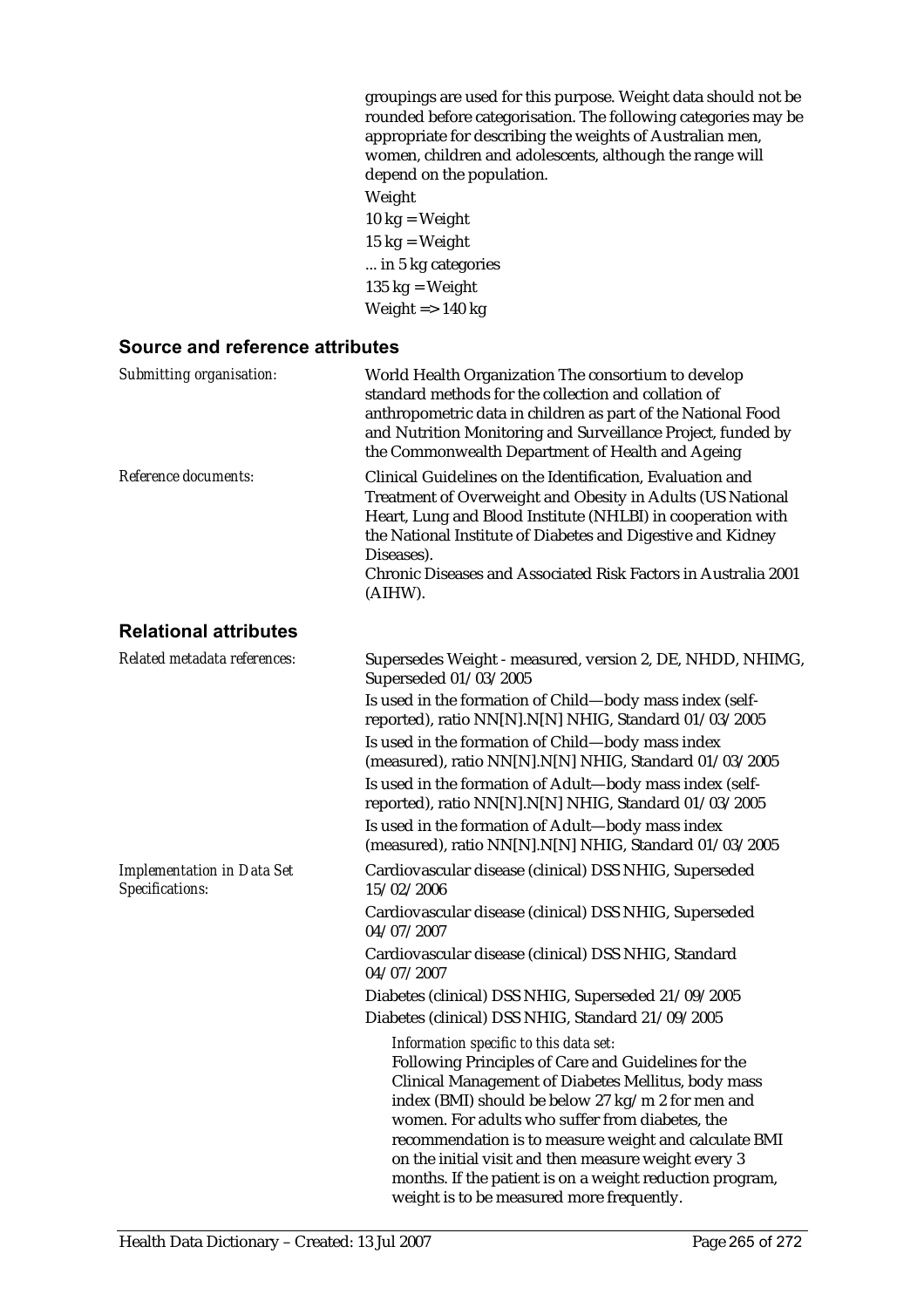groupings are used for this purpose. Weight data should not be rounded before categorisation. The following categories may be appropriate for describing the weights of Australian men, women, children and adolescents, although the range will depend on the population.

Weight

10 kg = Weight

15 kg = Weight

... in 5 kg categories

135 kg = Weight

Weight => 140 kg

## Source and reference attributes

*Submitting organisation:* World Health Organization The consortium to develop standard methods for the collection and collation of anthropometric data in children as part of the National Food and Nutrition Monitoring and Surveillance Project, funded by the Commonwealth Department of Health and Ageing

*Reference documents:* Clinical Guidelines on the Identification, Evaluation and Treatment of Overweight and Obesity in Adults (US National Heart, Lung and Blood Institute (NHLBI) in cooperation with the National Institute of Diabetes and Digestive and Kidney Diseases).
Chronic Diseases and Associated Risk Factors in Australia 2001 (AIHW).

## Relational attributes

*Related metadata references:* Supersedes Weight - measured, version 2, DE, NHDD, NHIMG, Superseded 01/03/2005

Is used in the formation of Child—body mass index (self-reported), ratio NN[N].N[N] NHIG, Standard 01/03/2005

Is used in the formation of Child—body mass index (measured), ratio NN[N].N[N] NHIG, Standard 01/03/2005

Is used in the formation of Adult—body mass index (self-reported), ratio NN[N].N[N] NHIG, Standard 01/03/2005

Is used in the formation of Adult—body mass index (measured), ratio NN[N].N[N] NHIG, Standard 01/03/2005

*Implementation in Data Set Specifications:* Cardiovascular disease (clinical) DSS NHIG, Superseded 15/02/2006

Cardiovascular disease (clinical) DSS NHIG, Superseded 04/07/2007

Cardiovascular disease (clinical) DSS NHIG, Standard 04/07/2007

Diabetes (clinical) DSS NHIG, Superseded 21/09/2005

Diabetes (clinical) DSS NHIG, Standard 21/09/2005

*Information specific to this data set:*
Following Principles of Care and Guidelines for the Clinical Management of Diabetes Mellitus, body mass index (BMI) should be below 27 kg/m 2 for men and women. For adults who suffer from diabetes, the recommendation is to measure weight and calculate BMI on the initial visit and then measure weight every 3 months. If the patient is on a weight reduction program, weight is to be measured more frequently.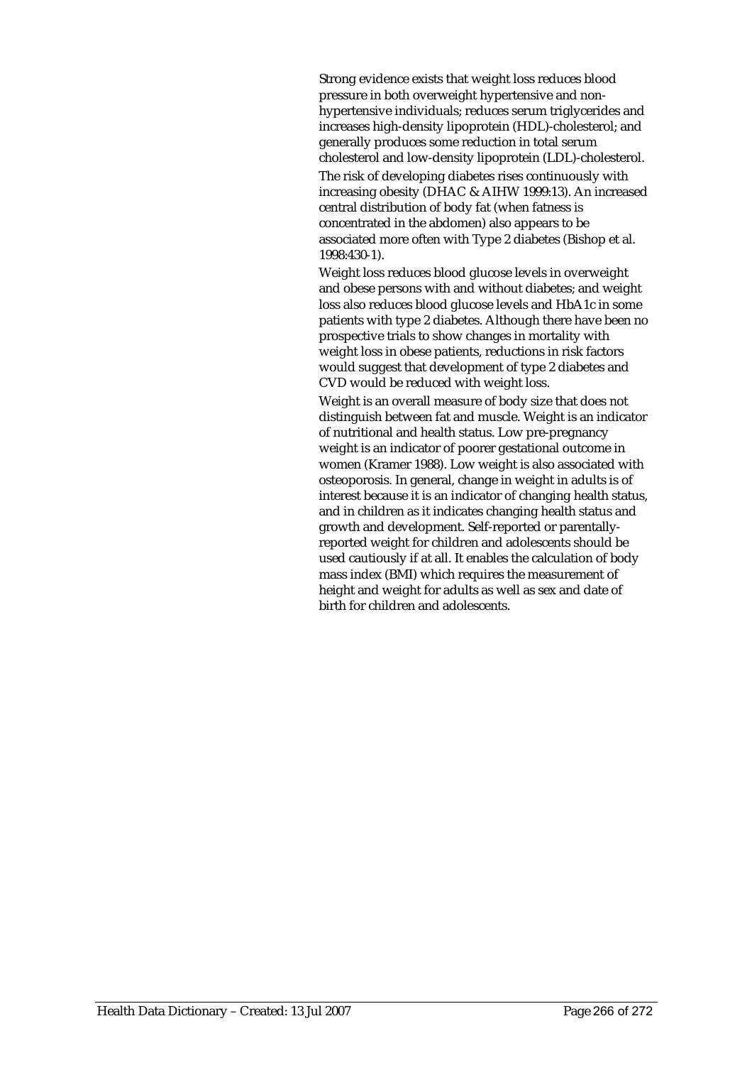Strong evidence exists that weight loss reduces blood pressure in both overweight hypertensive and non-hypertensive individuals; reduces serum triglycerides and increases high-density lipoprotein (HDL)-cholesterol; and generally produces some reduction in total serum cholesterol and low-density lipoprotein (LDL)-cholesterol.

The risk of developing diabetes rises continuously with increasing obesity (DHAC & AIHW 1999:13). An increased central distribution of body fat (when fatness is concentrated in the abdomen) also appears to be associated more often with Type 2 diabetes (Bishop et al. 1998:430-1).

Weight loss reduces blood glucose levels in overweight and obese persons with and without diabetes; and weight loss also reduces blood glucose levels and HbA1c in some patients with type 2 diabetes. Although there have been no prospective trials to show changes in mortality with weight loss in obese patients, reductions in risk factors would suggest that development of type 2 diabetes and CVD would be reduced with weight loss.

Weight is an overall measure of body size that does not distinguish between fat and muscle. Weight is an indicator of nutritional and health status. Low pre-pregnancy weight is an indicator of poorer gestational outcome in women (Kramer 1988). Low weight is also associated with osteoporosis. In general, change in weight in adults is of interest because it is an indicator of changing health status, and in children as it indicates changing health status and growth and development. Self-reported or parentally-reported weight for children and adolescents should be used cautiously if at all. It enables the calculation of body mass index (BMI) which requires the measurement of height and weight for adults as well as sex and date of birth for children and adolescents.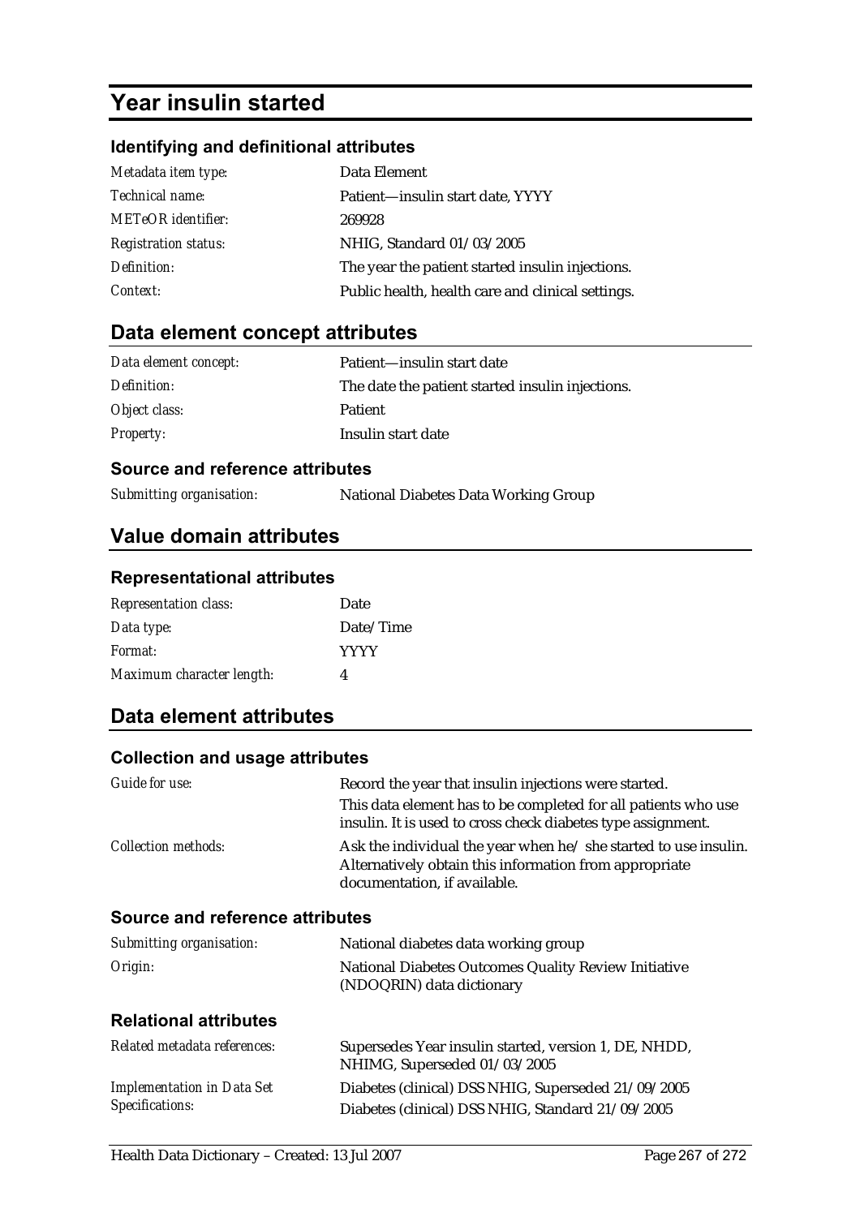# Year insulin started

### Identifying and definitional attributes

| | |
|---|---|
| *Metadata item type:* | Data Element |
| *Technical name:* | Patient—insulin start date, YYYY |
| *METeOR identifier:* | 269928 |
| *Registration status:* | NHIG, Standard 01/03/2005 |
| *Definition:* | The year the patient started insulin injections. |
| *Context:* | Public health, health care and clinical settings. |

## Data element concept attributes

| | |
|---|---|
| *Data element concept:* | Patient—insulin start date |
| *Definition:* | The date the patient started insulin injections. |
| *Object class:* | Patient |
| *Property:* | Insulin start date |

### Source and reference attributes

| | |
|---|---|
| *Submitting organisation:* | National Diabetes Data Working Group |

## Value domain attributes

### Representational attributes

| | |
|---|---|
| *Representation class:* | Date |
| *Data type:* | Date/Time |
| *Format:* | YYYY |
| *Maximum character length:* | 4 |

## Data element attributes

### Collection and usage attributes

| | |
|---|---|
| *Guide for use:* | Record the year that insulin injections were started.<br>This data element has to be completed for all patients who use insulin. It is used to cross check diabetes type assignment. |
| *Collection methods:* | Ask the individual the year when he/ she started to use insulin. Alternatively obtain this information from appropriate documentation, if available. |

### Source and reference attributes

| | |
|---|---|
| *Submitting organisation:* | National diabetes data working group |
| *Origin:* | National Diabetes Outcomes Quality Review Initiative (NDOQRIN) data dictionary |

### Relational attributes

| | |
|---|---|
| *Related metadata references:* | Supersedes Year insulin started, version 1, DE, NHDD, NHIMG, Superseded 01/03/2005 |
| *Implementation in Data Set Specifications:* | Diabetes (clinical) DSS NHIG, Superseded 21/09/2005<br>Diabetes (clinical) DSS NHIG, Standard 21/09/2005 |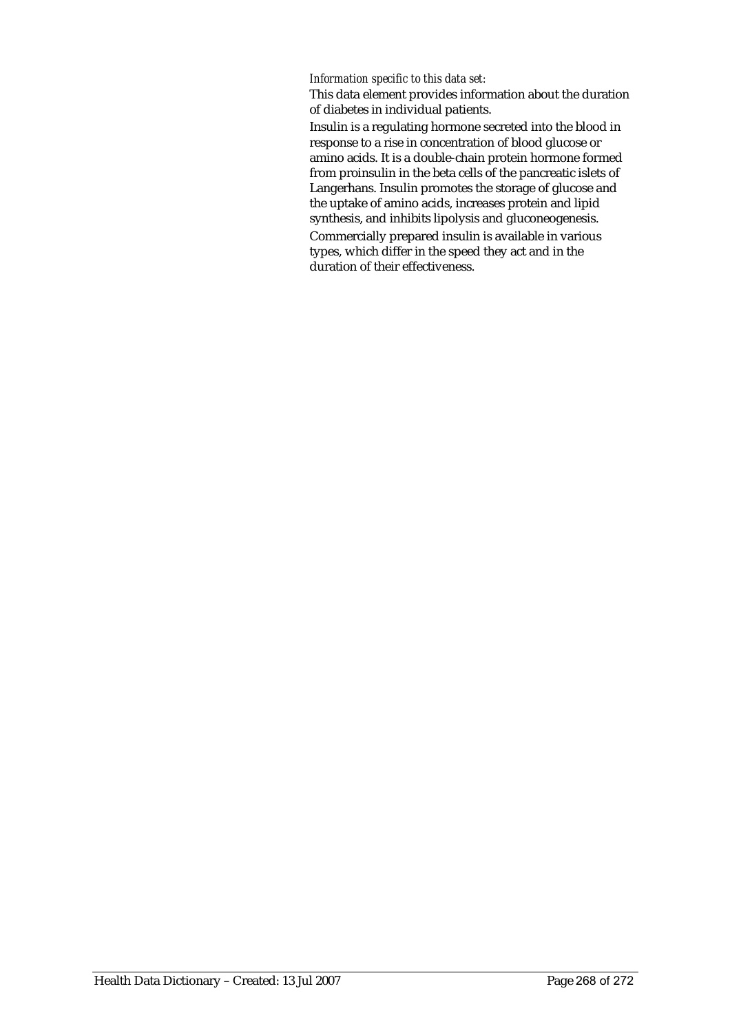*Information specific to this data set:*

This data element provides information about the duration of diabetes in individual patients.

Insulin is a regulating hormone secreted into the blood in response to a rise in concentration of blood glucose or amino acids. It is a double-chain protein hormone formed from proinsulin in the beta cells of the pancreatic islets of Langerhans. Insulin promotes the storage of glucose and the uptake of amino acids, increases protein and lipid synthesis, and inhibits lipolysis and gluconeogenesis.

Commercially prepared insulin is available in various types, which differ in the speed they act and in the duration of their effectiveness.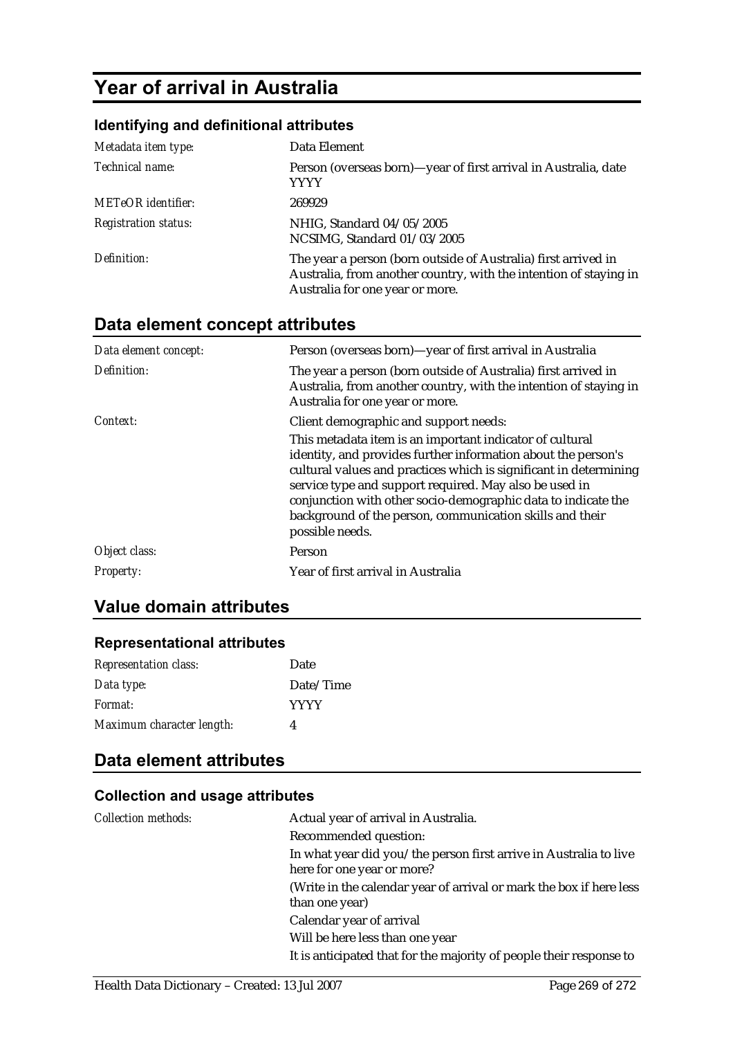# Year of arrival in Australia

### Identifying and definitional attributes

| | |
|---|---|
| *Metadata item type:* | Data Element |
| *Technical name:* | Person (overseas born)—year of first arrival in Australia, date YYYY |
| *METeOR identifier:* | 269929 |
| *Registration status:* | NHIG, Standard 04/05/2005<br>NCSIMG, Standard 01/03/2005 |
| *Definition:* | The year a person (born outside of Australia) first arrived in Australia, from another country, with the intention of staying in Australia for one year or more. |

## Data element concept attributes

| | |
|---|---|
| *Data element concept:* | Person (overseas born)—year of first arrival in Australia |
| *Definition:* | The year a person (born outside of Australia) first arrived in Australia, from another country, with the intention of staying in Australia for one year or more. |
| *Context:* | Client demographic and support needs:<br>This metadata item is an important indicator of cultural identity, and provides further information about the person's cultural values and practices which is significant in determining service type and support required. May also be used in conjunction with other socio-demographic data to indicate the background of the person, communication skills and their possible needs. |
| *Object class:* | Person |
| *Property:* | Year of first arrival in Australia |

## Value domain attributes

### Representational attributes

| | |
|---|---|
| *Representation class:* | Date |
| *Data type:* | Date/Time |
| *Format:* | YYYY |
| *Maximum character length:* | 4 |

## Data element attributes

### Collection and usage attributes

| | |
|---|---|
| *Collection methods:* | Actual year of arrival in Australia.<br>Recommended question:<br>In what year did you/the person first arrive in Australia to live here for one year or more?<br>(Write in the calendar year of arrival or mark the box if here less than one year)<br>Calendar year of arrival<br>Will be here less than one year<br>It is anticipated that for the majority of people their response to |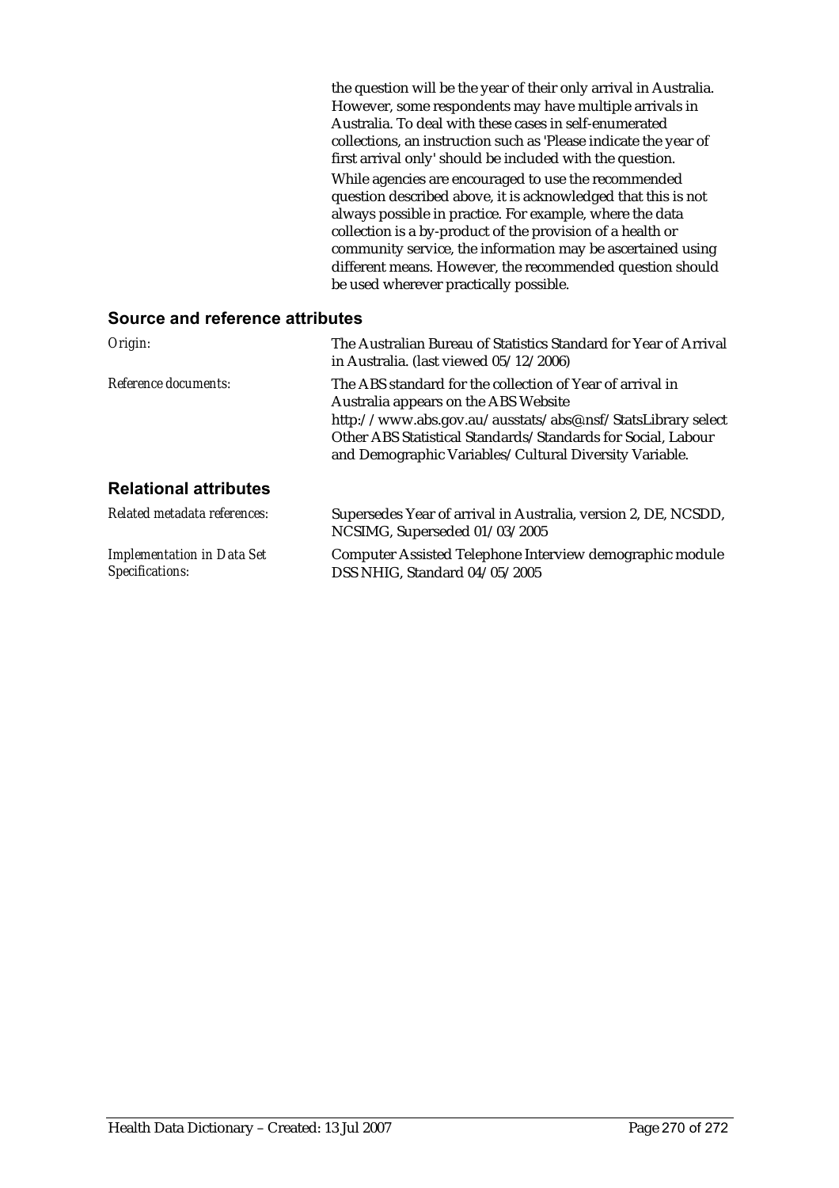the question will be the year of their only arrival in Australia. However, some respondents may have multiple arrivals in Australia. To deal with these cases in self-enumerated collections, an instruction such as 'Please indicate the year of first arrival only' should be included with the question.

While agencies are encouraged to use the recommended question described above, it is acknowledged that this is not always possible in practice. For example, where the data collection is a by-product of the provision of a health or community service, the information may be ascertained using different means. However, the recommended question should be used wherever practically possible.

## Source and reference attributes

| | |
|---|---|
| *Origin:* | The Australian Bureau of Statistics Standard for Year of Arrival in Australia. (last viewed 05/12/2006) |
| *Reference documents:* | The ABS standard for the collection of Year of arrival in Australia appears on the ABS Website http://www.abs.gov.au/ausstats/abs@.nsf/StatsLibrary select Other ABS Statistical Standards/Standards for Social, Labour and Demographic Variables/Cultural Diversity Variable. |

## Relational attributes

| | |
|---|---|
| *Related metadata references:* | Supersedes Year of arrival in Australia, version 2, DE, NCSDD, NCSIMG, Superseded 01/03/2005 |
| *Implementation in Data Set Specifications:* | Computer Assisted Telephone Interview demographic module DSS NHIG, Standard 04/05/2005 |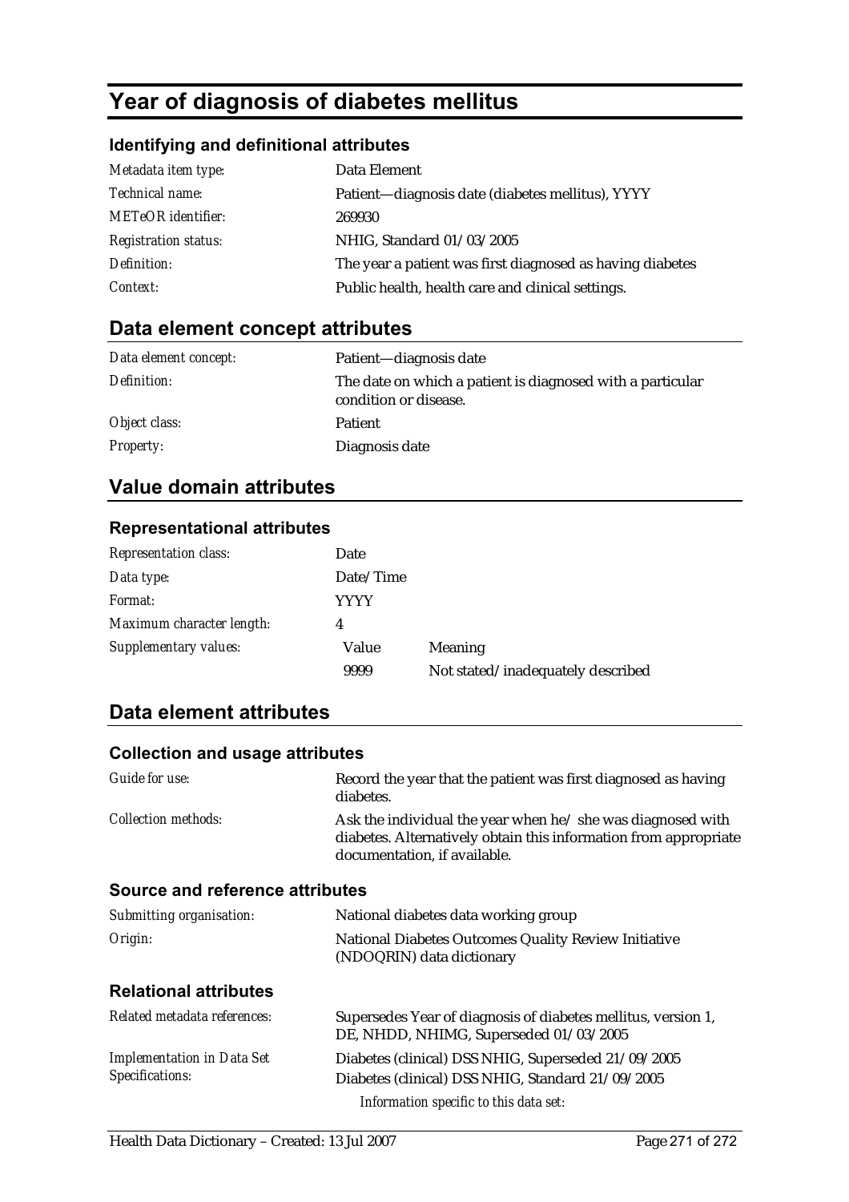# Year of diagnosis of diabetes mellitus

### Identifying and definitional attributes

| | |
|---|---|
| *Metadata item type:* | Data Element |
| *Technical name:* | Patient—diagnosis date (diabetes mellitus), YYYY |
| *METeOR identifier:* | 269930 |
| *Registration status:* | NHIG, Standard 01/03/2005 |
| *Definition:* | The year a patient was first diagnosed as having diabetes |
| *Context:* | Public health, health care and clinical settings. |

## Data element concept attributes

| | |
|---|---|
| *Data element concept:* | Patient—diagnosis date |
| *Definition:* | The date on which a patient is diagnosed with a particular condition or disease. |
| *Object class:* | Patient |
| *Property:* | Diagnosis date |

## Value domain attributes

### Representational attributes

| | | |
|---|---|---|
| *Representation class:* | Date | |
| *Data type:* | Date/Time | |
| *Format:* | YYYY | |
| *Maximum character length:* | 4 | |
| *Supplementary values:* | Value | Meaning |
| | 9999 | Not stated/inadequately described |

## Data element attributes

### Collection and usage attributes

| | |
|---|---|
| *Guide for use:* | Record the year that the patient was first diagnosed as having diabetes. |
| *Collection methods:* | Ask the individual the year when he/ she was diagnosed with diabetes. Alternatively obtain this information from appropriate documentation, if available. |

### Source and reference attributes

| | |
|---|---|
| *Submitting organisation:* | National diabetes data working group |
| *Origin:* | National Diabetes Outcomes Quality Review Initiative (NDOQRIN) data dictionary |

### Relational attributes

| | |
|---|---|
| *Related metadata references:* | Supersedes Year of diagnosis of diabetes mellitus, version 1, DE, NHDD, NHIMG, Superseded 01/03/2005 |
| *Implementation in Data Set Specifications:* | Diabetes (clinical) DSS NHIG, Superseded 21/09/2005<br>Diabetes (clinical) DSS NHIG, Standard 21/09/2005<br>*Information specific to this data set:* |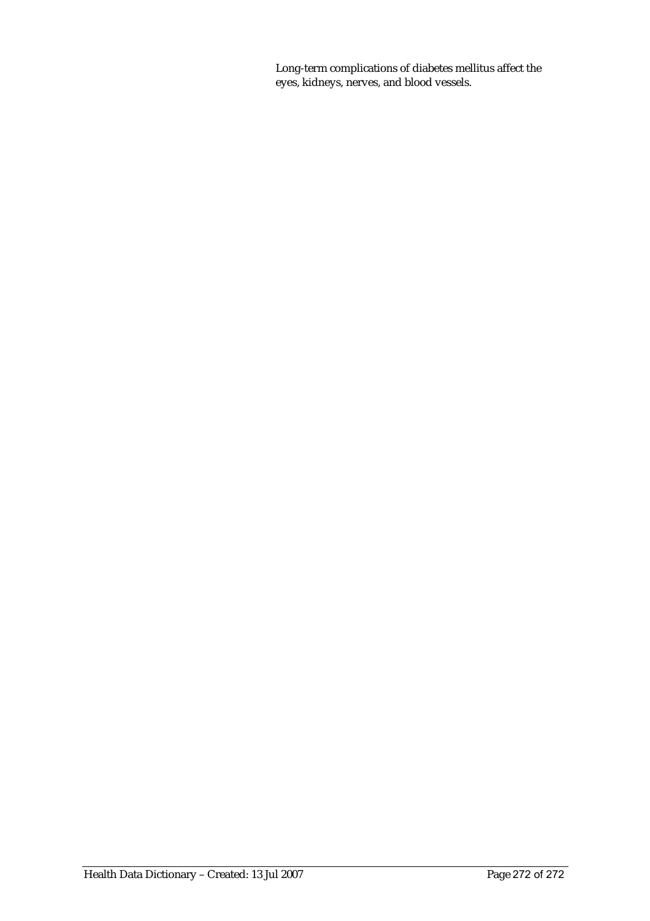Long-term complications of diabetes mellitus affect the eyes, kidneys, nerves, and blood vessels.